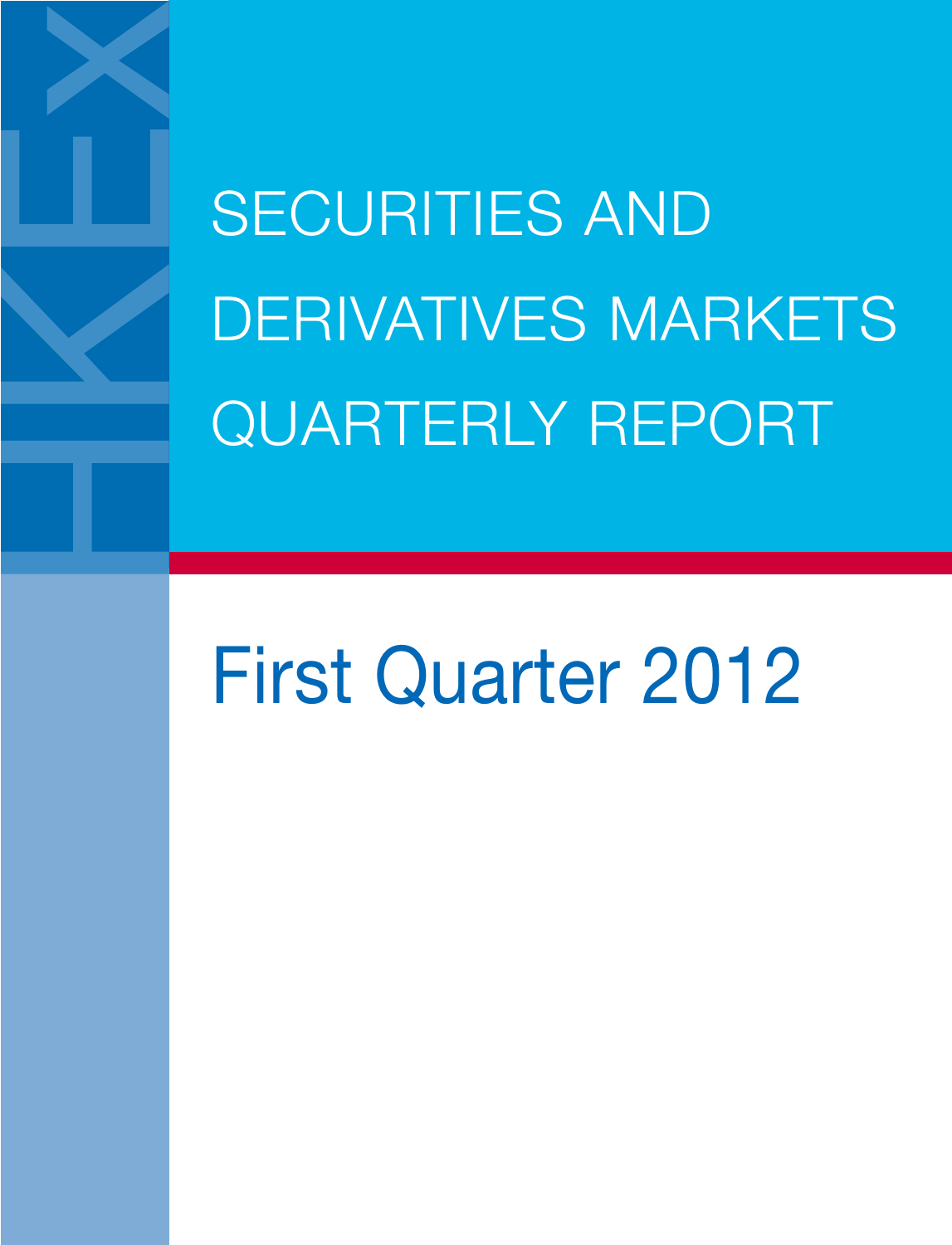# SECURITIES AND DERIVATIVES MARKETS QUARTERLY REPORT

## First Quarter 2012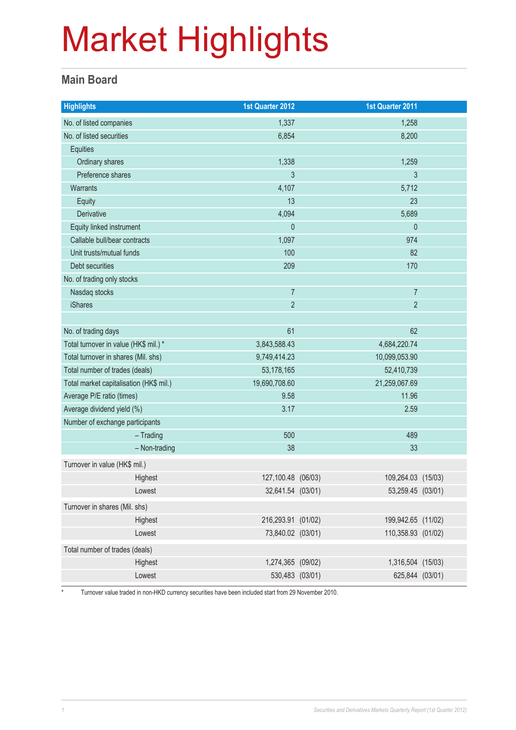# Market Highlights

## Main Board

| Highlights | 1st Quarter 2012 | 1st Quarter 2011 |
|---|---|---|
| No. of listed companies | 1,337 | 1,258 |
| No. of listed securities | 6,854 | 8,200 |
| Equities | | |
| Ordinary shares | 1,338 | 1,259 |
| Preference shares | 3 | 3 |
| Warrants | 4,107 | 5,712 |
| Equity | 13 | 23 |
| Derivative | 4,094 | 5,689 |
| Equity linked instrument | 0 | 0 |
| Callable bull/bear contracts | 1,097 | 974 |
| Unit trusts/mutual funds | 100 | 82 |
| Debt securities | 209 | 170 |
| No. of trading only stocks | | |
| Nasdaq stocks | 7 | 7 |
| iShares | 2 | 2 |
| | | |
| No. of trading days | 61 | 62 |
| Total turnover in value (HK$ mil.) * | 3,843,588.43 | 4,684,220.74 |
| Total turnover in shares (Mil. shs) | 9,749,414.23 | 10,099,053.90 |
| Total number of trades (deals) | 53,178,165 | 52,410,739 |
| Total market capitalisation (HK$ mil.) | 19,690,708.60 | 21,259,067.69 |
| Average P/E ratio (times) | 9.58 | 11.96 |
| Average dividend yield (%) | 3.17 | 2.59 |
| Number of exchange participants | | |
| – Trading | 500 | 489 |
| – Non-trading | 38 | 33 |
| Turnover in value (HK$ mil.) | | |
| Highest | 127,100.48 (06/03) | 109,264.03 (15/03) |
| Lowest | 32,641.54 (03/01) | 53,259.45 (03/01) |
| Turnover in shares (Mil. shs) | | |
| Highest | 216,293.91 (01/02) | 199,942.65 (11/02) |
| Lowest | 73,840.02 (03/01) | 110,358.93 (01/02) |
| Total number of trades (deals) | | |
| Highest | 1,274,365 (09/02) | 1,316,504 (15/03) |
| Lowest | 530,483 (03/01) | 625,844 (03/01) |

* Turnover value traded in non-HKD currency securities have been included start from 29 November 2010.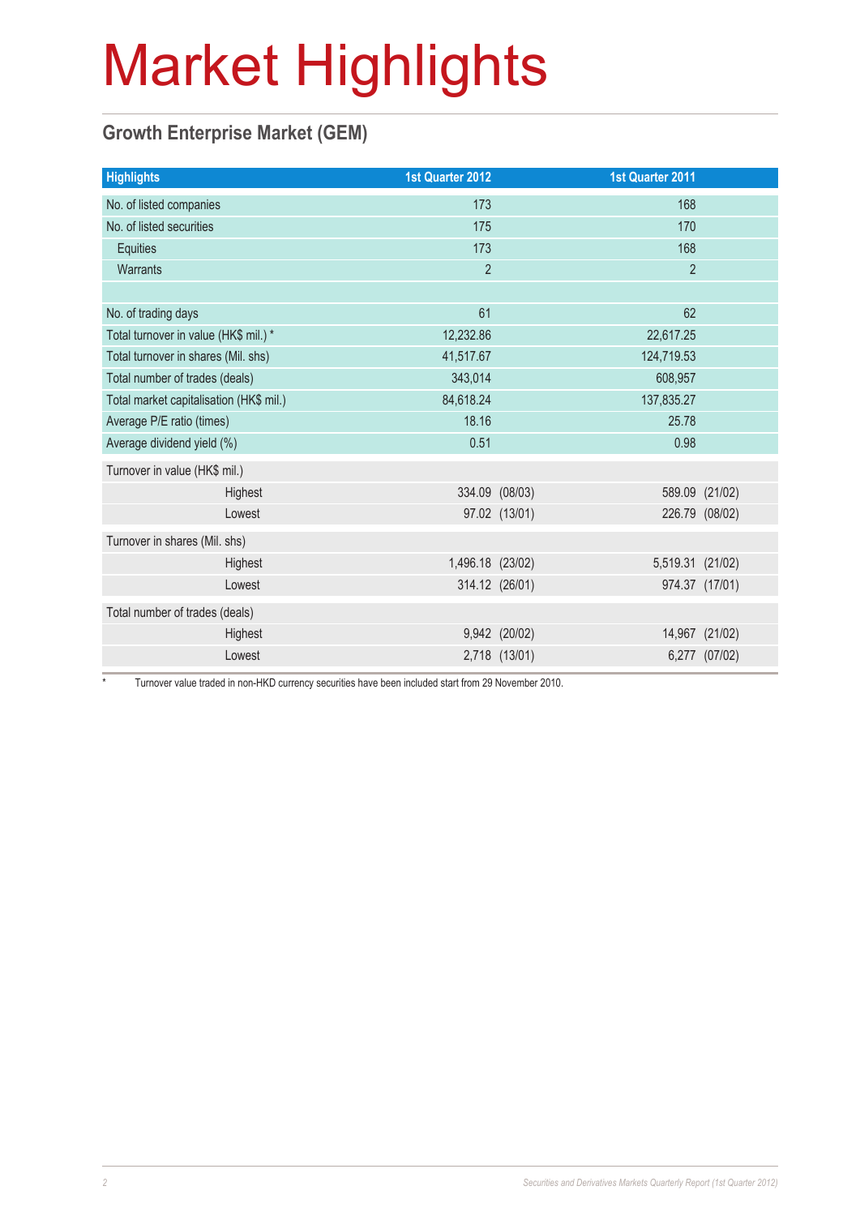# Market Highlights

## Growth Enterprise Market (GEM)

| Highlights | 1st Quarter 2012 | 1st Quarter 2011 |
|---|---|---|
| No. of listed companies | 173 | 168 |
| No. of listed securities | 175 | 170 |
| Equities | 173 | 168 |
| Warrants | 2 | 2 |
| | | |
| No. of trading days | 61 | 62 |
| Total turnover in value (HK$ mil.) * | 12,232.86 | 22,617.25 |
| Total turnover in shares (Mil. shs) | 41,517.67 | 124,719.53 |
| Total number of trades (deals) | 343,014 | 608,957 |
| Total market capitalisation (HK$ mil.) | 84,618.24 | 137,835.27 |
| Average P/E ratio (times) | 18.16 | 25.78 |
| Average dividend yield (%) | 0.51 | 0.98 |
| Turnover in value (HK$ mil.) | | |
| Highest | 334.09 (08/03) | 589.09 (21/02) |
| Lowest | 97.02 (13/01) | 226.79 (08/02) |
| Turnover in shares (Mil. shs) | | |
| Highest | 1,496.18 (23/02) | 5,519.31 (21/02) |
| Lowest | 314.12 (26/01) | 974.37 (17/01) |
| Total number of trades (deals) | | |
| Highest | 9,942 (20/02) | 14,967 (21/02) |
| Lowest | 2,718 (13/01) | 6,277 (07/02) |

* Turnover value traded in non-HKD currency securities have been included start from 29 November 2010.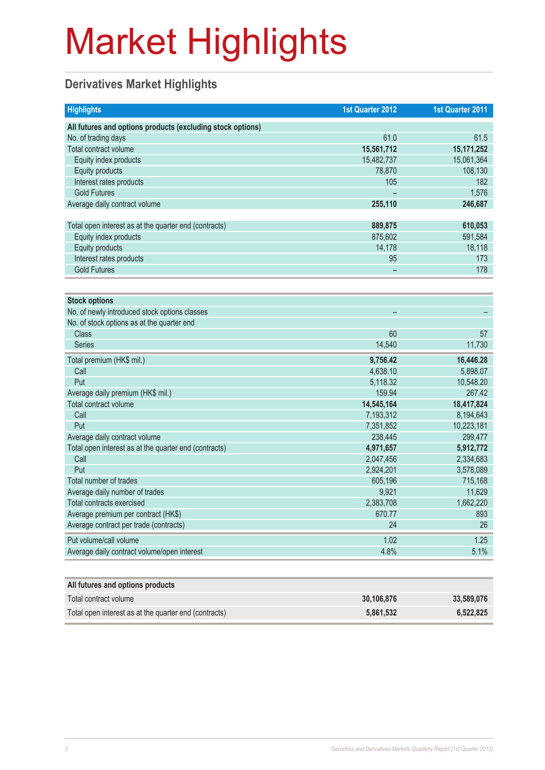# Market Highlights

## Derivatives Market Highlights

| Highlights | 1st Quarter 2012 | 1st Quarter 2011 |
|---|---|---|
| **All futures and options products (excluding stock options)** | | |
| No. of trading days | 61.0 | 61.5 |
| Total contract volume | **15,561,712** | **15,171,252** |
| Equity index products | 15,482,737 | 15,061,364 |
| Equity products | 78,870 | 108,130 |
| Interest rates products | 105 | 182 |
| Gold Futures | – | 1,576 |
| Average daily contract volume | **255,110** | **246,687** |
| Total open interest as at the quarter end (contracts) | **889,875** | **610,053** |
| Equity index products | 875,602 | 591,584 |
| Equity products | 14,178 | 18,118 |
| Interest rates products | 95 | 173 |
| Gold Futures | – | 178 |

| Stock options | 1st Quarter 2012 | 1st Quarter 2011 |
|---|---|---|
| No. of newly introduced stock options classes | – | – |
| No. of stock options as at the quarter end | | |
| Class | 60 | 57 |
| Series | 14,540 | 11,730 |
| Total premium (HK$ mil.) | **9,756.42** | **16,446.28** |
| Call | 4,638.10 | 5,898.07 |
| Put | 5,118.32 | 10,548.20 |
| Average daily premium (HK$ mil.) | 159.94 | 267.42 |
| Total contract volume | **14,545,164** | **18,417,824** |
| Call | 7,193,312 | 8,194,643 |
| Put | 7,351,852 | 10,223,181 |
| Average daily contract volume | 238,445 | 299,477 |
| Total open interest as at the quarter end (contracts) | **4,971,657** | **5,912,772** |
| Call | 2,047,456 | 2,334,683 |
| Put | 2,924,201 | 3,578,089 |
| Total number of trades | 605,196 | 715,168 |
| Average daily number of trades | 9,921 | 11,629 |
| Total contracts exercised | 2,383,708 | 1,662,220 |
| Average premium per contract (HK$) | 670.77 | 893 |
| Average contract per trade (contracts) | 24 | 26 |
| Put volume/call volume | 1.02 | 1.25 |
| Average daily contract volume/open interest | 4.8% | 5.1% |

| All futures and options products | 1st Quarter 2012 | 1st Quarter 2011 |
|---|---|---|
| Total contract volume | **30,106,876** | **33,589,076** |
| Total open interest as at the quarter end (contracts) | **5,861,532** | **6,522,825** |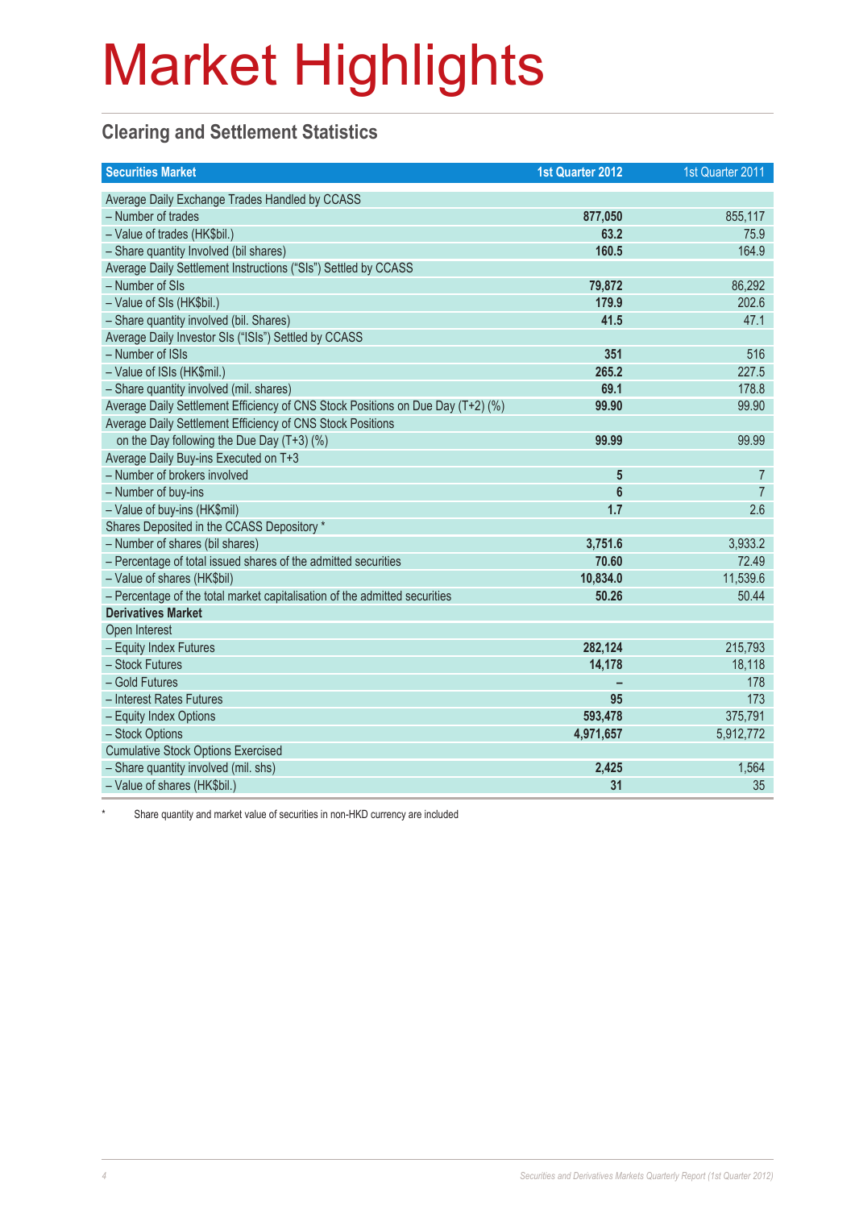# Market Highlights

## Clearing and Settlement Statistics

| Securities Market | 1st Quarter 2012 | 1st Quarter 2011 |
|---|---|---|
| Average Daily Exchange Trades Handled by CCASS | | |
| – Number of trades | **877,050** | 855,117 |
| – Value of trades (HK$bil.) | **63.2** | 75.9 |
| – Share quantity Involved (bil shares) | **160.5** | 164.9 |
| Average Daily Settlement Instructions ("SIs") Settled by CCASS | | |
| – Number of SIs | **79,872** | 86,292 |
| – Value of SIs (HK$bil.) | **179.9** | 202.6 |
| – Share quantity involved (bil. Shares) | **41.5** | 47.1 |
| Average Daily Investor SIs ("ISIs") Settled by CCASS | | |
| – Number of ISIs | **351** | 516 |
| – Value of ISIs (HK$mil.) | **265.2** | 227.5 |
| – Share quantity involved (mil. shares) | **69.1** | 178.8 |
| Average Daily Settlement Efficiency of CNS Stock Positions on Due Day (T+2) (%) | **99.90** | 99.90 |
| Average Daily Settlement Efficiency of CNS Stock Positions on the Day following the Due Day (T+3) (%) | **99.99** | 99.99 |
| Average Daily Buy-ins Executed on T+3 | | |
| – Number of brokers involved | **5** | 7 |
| – Number of buy-ins | **6** | 7 |
| – Value of buy-ins (HK$mil) | **1.7** | 2.6 |
| Shares Deposited in the CCASS Depository * | | |
| – Number of shares (bil shares) | **3,751.6** | 3,933.2 |
| – Percentage of total issued shares of the admitted securities | **70.60** | 72.49 |
| – Value of shares (HK$bil) | **10,834.0** | 11,539.6 |
| – Percentage of the total market capitalisation of the admitted securities | **50.26** | 50.44 |
| **Derivatives Market** | | |
| Open Interest | | |
| – Equity Index Futures | **282,124** | 215,793 |
| – Stock Futures | **14,178** | 18,118 |
| – Gold Futures | **–** | 178 |
| – Interest Rates Futures | **95** | 173 |
| – Equity Index Options | **593,478** | 375,791 |
| – Stock Options | **4,971,657** | 5,912,772 |
| Cumulative Stock Options Exercised | | |
| – Share quantity involved (mil. shs) | **2,425** | 1,564 |
| – Value of shares (HK$bil.) | **31** | 35 |

\* Share quantity and market value of securities in non-HKD currency are included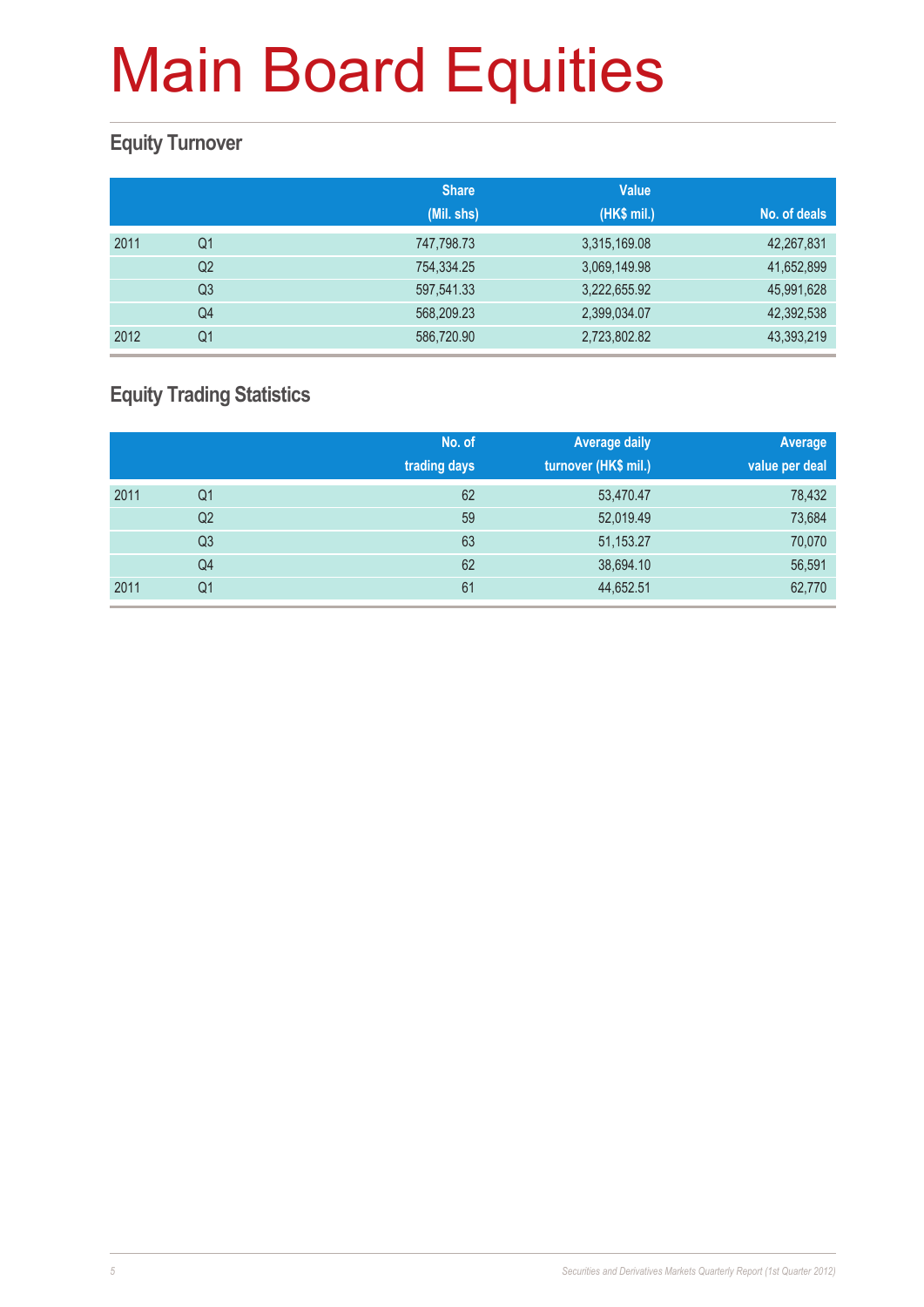# Main Board Equities

## Equity Turnover

| | | Share (Mil. shs) | Value (HK$ mil.) | No. of deals |
|---|---|---|---|---|
| 2011 | Q1 | 747,798.73 | 3,315,169.08 | 42,267,831 |
| | Q2 | 754,334.25 | 3,069,149.98 | 41,652,899 |
| | Q3 | 597,541.33 | 3,222,655.92 | 45,991,628 |
| | Q4 | 568,209.23 | 2,399,034.07 | 42,392,538 |
| 2012 | Q1 | 586,720.90 | 2,723,802.82 | 43,393,219 |

## Equity Trading Statistics

| | | No. of trading days | Average daily turnover (HK$ mil.) | Average value per deal |
|---|---|---|---|---|
| 2011 | Q1 | 62 | 53,470.47 | 78,432 |
| | Q2 | 59 | 52,019.49 | 73,684 |
| | Q3 | 63 | 51,153.27 | 70,070 |
| | Q4 | 62 | 38,694.10 | 56,591 |
| 2011 | Q1 | 61 | 44,652.51 | 62,770 |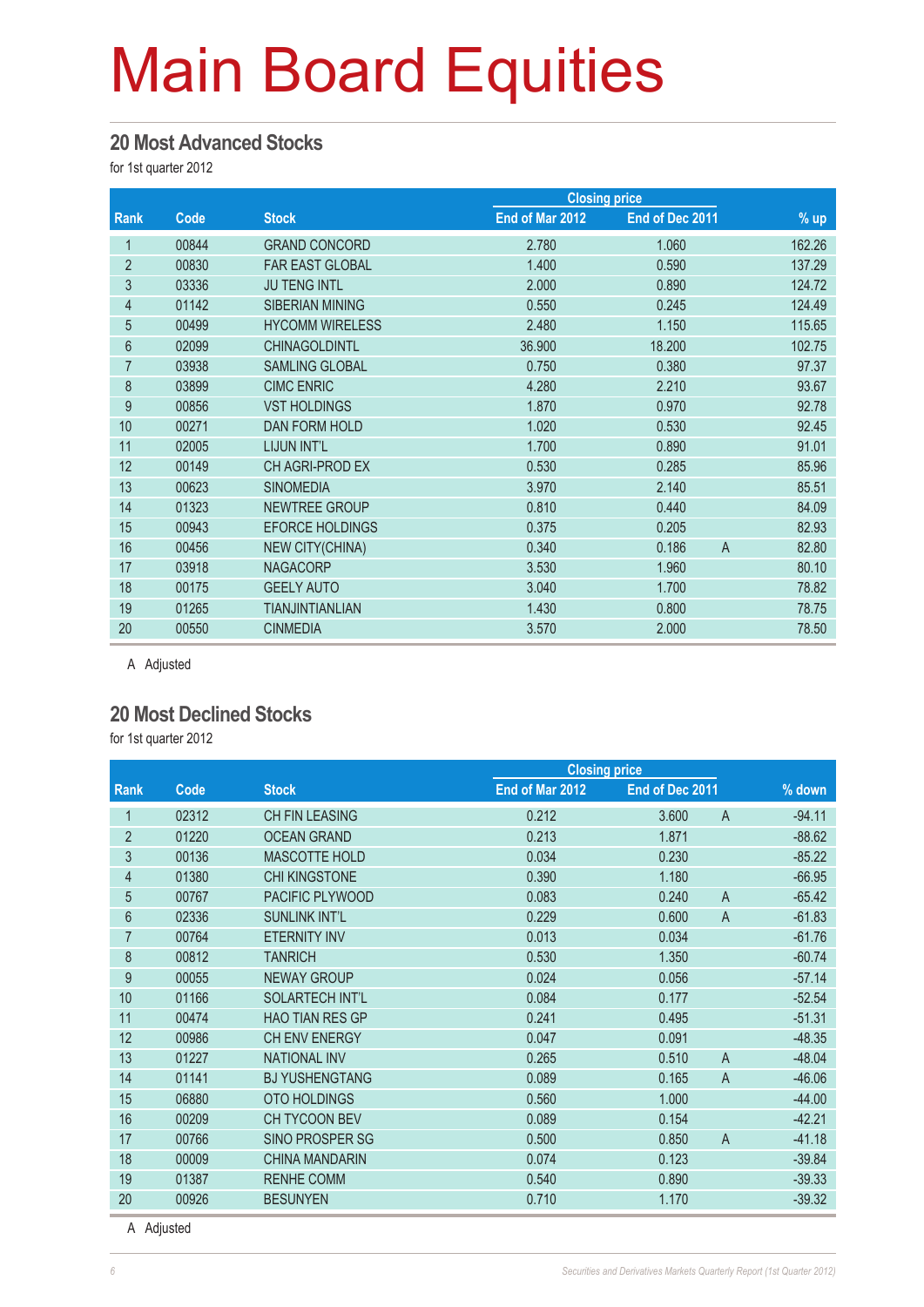# Main Board Equities

## 20 Most Advanced Stocks

for 1st quarter 2012

| Rank | Code | Stock | Closing price | | | % up |
|---|---|---|---|---|---|---|
| | | | End of Mar 2012 | End of Dec 2011 | | |
| 1 | 00844 | GRAND CONCORD | 2.780 | 1.060 | | 162.26 |
| 2 | 00830 | FAR EAST GLOBAL | 1.400 | 0.590 | | 137.29 |
| 3 | 03336 | JU TENG INTL | 2.000 | 0.890 | | 124.72 |
| 4 | 01142 | SIBERIAN MINING | 0.550 | 0.245 | | 124.49 |
| 5 | 00499 | HYCOMM WIRELESS | 2.480 | 1.150 | | 115.65 |
| 6 | 02099 | CHINAGOLDINTL | 36.900 | 18.200 | | 102.75 |
| 7 | 03938 | SAMLING GLOBAL | 0.750 | 0.380 | | 97.37 |
| 8 | 03899 | CIMC ENRIC | 4.280 | 2.210 | | 93.67 |
| 9 | 00856 | VST HOLDINGS | 1.870 | 0.970 | | 92.78 |
| 10 | 00271 | DAN FORM HOLD | 1.020 | 0.530 | | 92.45 |
| 11 | 02005 | LIJUN INT'L | 1.700 | 0.890 | | 91.01 |
| 12 | 00149 | CH AGRI-PROD EX | 0.530 | 0.285 | | 85.96 |
| 13 | 00623 | SINOMEDIA | 3.970 | 2.140 | | 85.51 |
| 14 | 01323 | NEWTREE GROUP | 0.810 | 0.440 | | 84.09 |
| 15 | 00943 | EFORCE HOLDINGS | 0.375 | 0.205 | | 82.93 |
| 16 | 00456 | NEW CITY(CHINA) | 0.340 | 0.186 | A | 82.80 |
| 17 | 03918 | NAGACORP | 3.530 | 1.960 | | 80.10 |
| 18 | 00175 | GEELY AUTO | 3.040 | 1.700 | | 78.82 |
| 19 | 01265 | TIANJINTIANLIAN | 1.430 | 0.800 | | 78.75 |
| 20 | 00550 | CINMEDIA | 3.570 | 2.000 | | 78.50 |

A Adjusted

## 20 Most Declined Stocks

for 1st quarter 2012

| Rank | Code | Stock | Closing price | | | % down |
|---|---|---|---|---|---|---|
| | | | End of Mar 2012 | End of Dec 2011 | | |
| 1 | 02312 | CH FIN LEASING | 0.212 | 3.600 | A | -94.11 |
| 2 | 01220 | OCEAN GRAND | 0.213 | 1.871 | | -88.62 |
| 3 | 00136 | MASCOTTE HOLD | 0.034 | 0.230 | | -85.22 |
| 4 | 01380 | CHI KINGSTONE | 0.390 | 1.180 | | -66.95 |
| 5 | 00767 | PACIFIC PLYWOOD | 0.083 | 0.240 | A | -65.42 |
| 6 | 02336 | SUNLINK INT'L | 0.229 | 0.600 | A | -61.83 |
| 7 | 00764 | ETERNITY INV | 0.013 | 0.034 | | -61.76 |
| 8 | 00812 | TANRICH | 0.530 | 1.350 | | -60.74 |
| 9 | 00055 | NEWAY GROUP | 0.024 | 0.056 | | -57.14 |
| 10 | 01166 | SOLARTECH INT'L | 0.084 | 0.177 | | -52.54 |
| 11 | 00474 | HAO TIAN RES GP | 0.241 | 0.495 | | -51.31 |
| 12 | 00986 | CH ENV ENERGY | 0.047 | 0.091 | | -48.35 |
| 13 | 01227 | NATIONAL INV | 0.265 | 0.510 | A | -48.04 |
| 14 | 01141 | BJ YUSHENGTANG | 0.089 | 0.165 | A | -46.06 |
| 15 | 06880 | OTO HOLDINGS | 0.560 | 1.000 | | -44.00 |
| 16 | 00209 | CH TYCOON BEV | 0.089 | 0.154 | | -42.21 |
| 17 | 00766 | SINO PROSPER SG | 0.500 | 0.850 | A | -41.18 |
| 18 | 00009 | CHINA MANDARIN | 0.074 | 0.123 | | -39.84 |
| 19 | 01387 | RENHE COMM | 0.540 | 0.890 | | -39.33 |
| 20 | 00926 | BESUNYEN | 0.710 | 1.170 | | -39.32 |

A Adjusted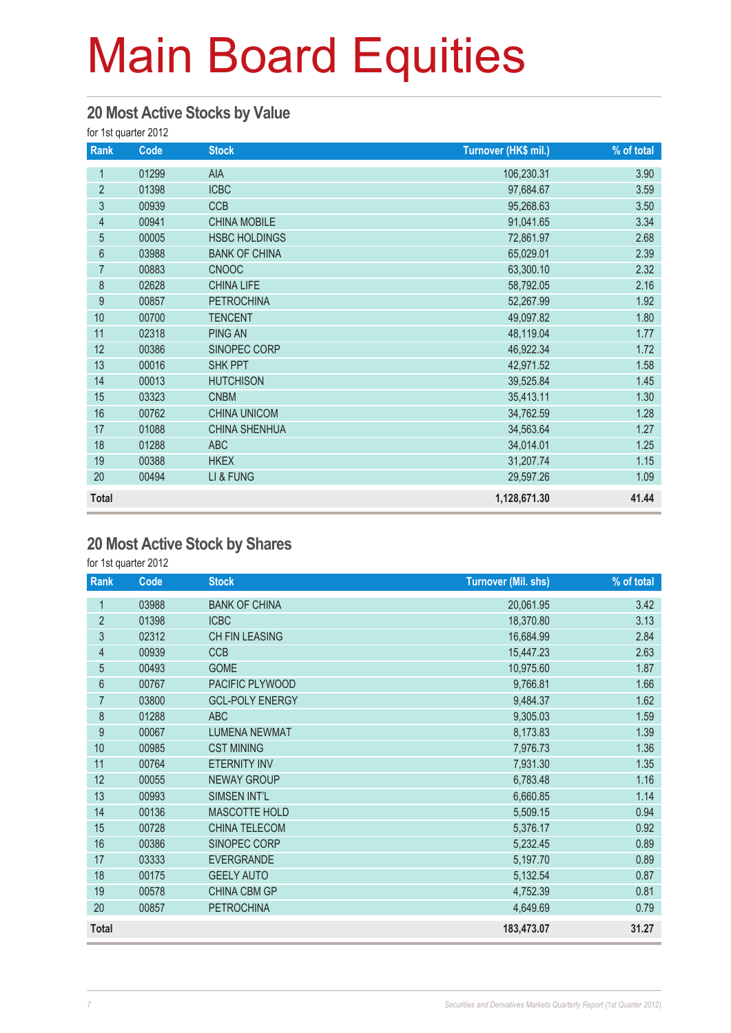# Main Board Equities

## 20 Most Active Stocks by Value

for 1st quarter 2012

| Rank | Code | Stock | Turnover (HK$ mil.) | % of total |
|---|---|---|---|---|
| 1 | 01299 | AIA | 106,230.31 | 3.90 |
| 2 | 01398 | ICBC | 97,684.67 | 3.59 |
| 3 | 00939 | CCB | 95,268.63 | 3.50 |
| 4 | 00941 | CHINA MOBILE | 91,041.65 | 3.34 |
| 5 | 00005 | HSBC HOLDINGS | 72,861.97 | 2.68 |
| 6 | 03988 | BANK OF CHINA | 65,029.01 | 2.39 |
| 7 | 00883 | CNOOC | 63,300.10 | 2.32 |
| 8 | 02628 | CHINA LIFE | 58,792.05 | 2.16 |
| 9 | 00857 | PETROCHINA | 52,267.99 | 1.92 |
| 10 | 00700 | TENCENT | 49,097.82 | 1.80 |
| 11 | 02318 | PING AN | 48,119.04 | 1.77 |
| 12 | 00386 | SINOPEC CORP | 46,922.34 | 1.72 |
| 13 | 00016 | SHK PPT | 42,971.52 | 1.58 |
| 14 | 00013 | HUTCHISON | 39,525.84 | 1.45 |
| 15 | 03323 | CNBM | 35,413.11 | 1.30 |
| 16 | 00762 | CHINA UNICOM | 34,762.59 | 1.28 |
| 17 | 01088 | CHINA SHENHUA | 34,563.64 | 1.27 |
| 18 | 01288 | ABC | 34,014.01 | 1.25 |
| 19 | 00388 | HKEX | 31,207.74 | 1.15 |
| 20 | 00494 | LI & FUNG | 29,597.26 | 1.09 |
| **Total** | | | **1,128,671.30** | **41.44** |

## 20 Most Active Stock by Shares

for 1st quarter 2012

| Rank | Code | Stock | Turnover (Mil. shs) | % of total |
|---|---|---|---|---|
| 1 | 03988 | BANK OF CHINA | 20,061.95 | 3.42 |
| 2 | 01398 | ICBC | 18,370.80 | 3.13 |
| 3 | 02312 | CH FIN LEASING | 16,684.99 | 2.84 |
| 4 | 00939 | CCB | 15,447.23 | 2.63 |
| 5 | 00493 | GOME | 10,975.60 | 1.87 |
| 6 | 00767 | PACIFIC PLYWOOD | 9,766.81 | 1.66 |
| 7 | 03800 | GCL-POLY ENERGY | 9,484.37 | 1.62 |
| 8 | 01288 | ABC | 9,305.03 | 1.59 |
| 9 | 00067 | LUMENA NEWMAT | 8,173.83 | 1.39 |
| 10 | 00985 | CST MINING | 7,976.73 | 1.36 |
| 11 | 00764 | ETERNITY INV | 7,931.30 | 1.35 |
| 12 | 00055 | NEWAY GROUP | 6,783.48 | 1.16 |
| 13 | 00993 | SIMSEN INT'L | 6,660.85 | 1.14 |
| 14 | 00136 | MASCOTTE HOLD | 5,509.15 | 0.94 |
| 15 | 00728 | CHINA TELECOM | 5,376.17 | 0.92 |
| 16 | 00386 | SINOPEC CORP | 5,232.45 | 0.89 |
| 17 | 03333 | EVERGRANDE | 5,197.70 | 0.89 |
| 18 | 00175 | GEELY AUTO | 5,132.54 | 0.87 |
| 19 | 00578 | CHINA CBM GP | 4,752.39 | 0.81 |
| 20 | 00857 | PETROCHINA | 4,649.69 | 0.79 |
| **Total** | | | **183,473.07** | **31.27** |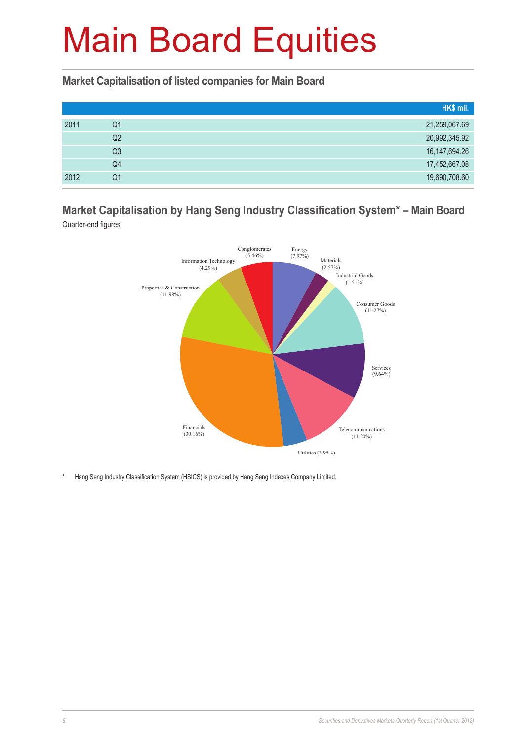# Main Board Equities

## Market Capitalisation of listed companies for Main Board

| | | HK$ mil. |
|---|---|---|
| 2011 | Q1 | 21,259,067.69 |
| | Q2 | 20,992,345.92 |
| | Q3 | 16,147,694.26 |
| | Q4 | 17,452,667.08 |
| 2012 | Q1 | 19,690,708.60 |

## Market Capitalisation by Hang Seng Industry Classification System* – Main Board

Quarter-end figures

Conglomerates (5.46%)
Energy (7.97%)
Materials (2.57%)
Industrial Goods (1.51%)
Consumer Goods (11.27%)
Services (9.64%)
Telecommunications (11.20%)
Utilities (3.95%)
Financials (30.16%)
Properties & Construction (11.98%)
Information Technology (4.29%)

\* Hang Seng Industry Classification System (HSICS) is provided by Hang Seng Indexes Company Limited.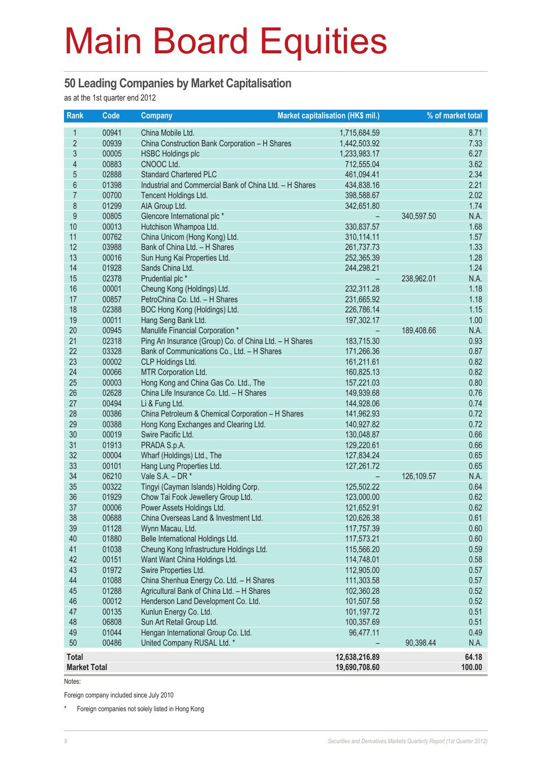# Main Board Equities

## 50 Leading Companies by Market Capitalisation

as at the 1st quarter end 2012

| Rank | Code | Company | Market capitalisation (HK$ mil.) | | % of market total |
|---|---|---|---|---|---|
| 1 | 00941 | China Mobile Ltd. | 1,715,684.59 | | 8.71 |
| 2 | 00939 | China Construction Bank Corporation – H Shares | 1,442,503.92 | | 7.33 |
| 3 | 00005 | HSBC Holdings plc | 1,233,983.17 | | 6.27 |
| 4 | 00883 | CNOOC Ltd. | 712,555.04 | | 3.62 |
| 5 | 02888 | Standard Chartered PLC | 461,094.41 | | 2.34 |
| 6 | 01398 | Industrial and Commercial Bank of China Ltd. – H Shares | 434,838.16 | | 2.21 |
| 7 | 00700 | Tencent Holdings Ltd. | 398,588.67 | | 2.02 |
| 8 | 01299 | AIA Group Ltd. | 342,651.80 | | 1.74 |
| 9 | 00805 | Glencore International plc * | – | 340,597.50 | N.A. |
| 10 | 00013 | Hutchison Whampoa Ltd. | 330,837.57 | | 1.68 |
| 11 | 00762 | China Unicom (Hong Kong) Ltd. | 310,114.11 | | 1.57 |
| 12 | 03988 | Bank of China Ltd. – H Shares | 261,737.73 | | 1.33 |
| 13 | 00016 | Sun Hung Kai Properties Ltd. | 252,365.39 | | 1.28 |
| 14 | 01928 | Sands China Ltd. | 244,298.21 | | 1.24 |
| 15 | 02378 | Prudential plc * | – | 238,962.01 | N.A. |
| 16 | 00001 | Cheung Kong (Holdings) Ltd. | 232,311.28 | | 1.18 |
| 17 | 00857 | PetroChina Co. Ltd. – H Shares | 231,665.92 | | 1.18 |
| 18 | 02388 | BOC Hong Kong (Holdings) Ltd. | 226,786.14 | | 1.15 |
| 19 | 00011 | Hang Seng Bank Ltd. | 197,302.17 | | 1.00 |
| 20 | 00945 | Manulife Financial Corporation * | – | 189,408.66 | N.A. |
| 21 | 02318 | Ping An Insurance (Group) Co. of China Ltd. – H Shares | 183,715.30 | | 0.93 |
| 22 | 03328 | Bank of Communications Co., Ltd. – H Shares | 171,266.36 | | 0.87 |
| 23 | 00002 | CLP Holdings Ltd. | 161,211.61 | | 0.82 |
| 24 | 00066 | MTR Corporation Ltd. | 160,825.13 | | 0.82 |
| 25 | 00003 | Hong Kong and China Gas Co. Ltd., The | 157,221.03 | | 0.80 |
| 26 | 02628 | China Life Insurance Co. Ltd. – H Shares | 149,939.68 | | 0.76 |
| 27 | 00494 | Li & Fung Ltd. | 144,928.06 | | 0.74 |
| 28 | 00386 | China Petroleum & Chemical Corporation – H Shares | 141,962.93 | | 0.72 |
| 29 | 00388 | Hong Kong Exchanges and Clearing Ltd. | 140,927.82 | | 0.72 |
| 30 | 00019 | Swire Pacific Ltd. | 130,048.87 | | 0.66 |
| 31 | 01913 | PRADA S.p.A. | 129,220.61 | | 0.66 |
| 32 | 00004 | Wharf (Holdings) Ltd., The | 127,834.24 | | 0.65 |
| 33 | 00101 | Hang Lung Properties Ltd. | 127,261.72 | | 0.65 |
| 34 | 06210 | Vale S.A. – DR * | – | 126,109.57 | N.A. |
| 35 | 00322 | Tingyi (Cayman Islands) Holding Corp. | 125,502.22 | | 0.64 |
| 36 | 01929 | Chow Tai Fook Jewellery Group Ltd. | 123,000.00 | | 0.62 |
| 37 | 00006 | Power Assets Holdings Ltd. | 121,652.91 | | 0.62 |
| 38 | 00688 | China Overseas Land & Investment Ltd. | 120,626.38 | | 0.61 |
| 39 | 01128 | Wynn Macau, Ltd. | 117,757.39 | | 0.60 |
| 40 | 01880 | Belle International Holdings Ltd. | 117,573.21 | | 0.60 |
| 41 | 01038 | Cheung Kong Infrastructure Holdings Ltd. | 115,566.20 | | 0.59 |
| 42 | 00151 | Want Want China Holdings Ltd. | 114,748.01 | | 0.58 |
| 43 | 01972 | Swire Properties Ltd. | 112,905.00 | | 0.57 |
| 44 | 01088 | China Shenhua Energy Co. Ltd. – H Shares | 111,303.58 | | 0.57 |
| 45 | 01288 | Agricultural Bank of China Ltd. – H Shares | 102,360.28 | | 0.52 |
| 46 | 00012 | Henderson Land Development Co. Ltd. | 101,507.58 | | 0.52 |
| 47 | 00135 | Kunlun Energy Co. Ltd. | 101,197.72 | | 0.51 |
| 48 | 06808 | Sun Art Retail Group Ltd. | 100,357.69 | | 0.51 |
| 49 | 01044 | Hengan International Group Co. Ltd. | 96,477.11 | | 0.49 |
| 50 | 00486 | United Company RUSAL Ltd. * | – | 90,398.44 | N.A. |
| **Total** | | | **12,638,216.89** | | **64.18** |
| **Market Total** | | | **19,690,708.60** | | **100.00** |

Notes:

Foreign company included since July 2010

\* Foreign companies not solely listed in Hong Kong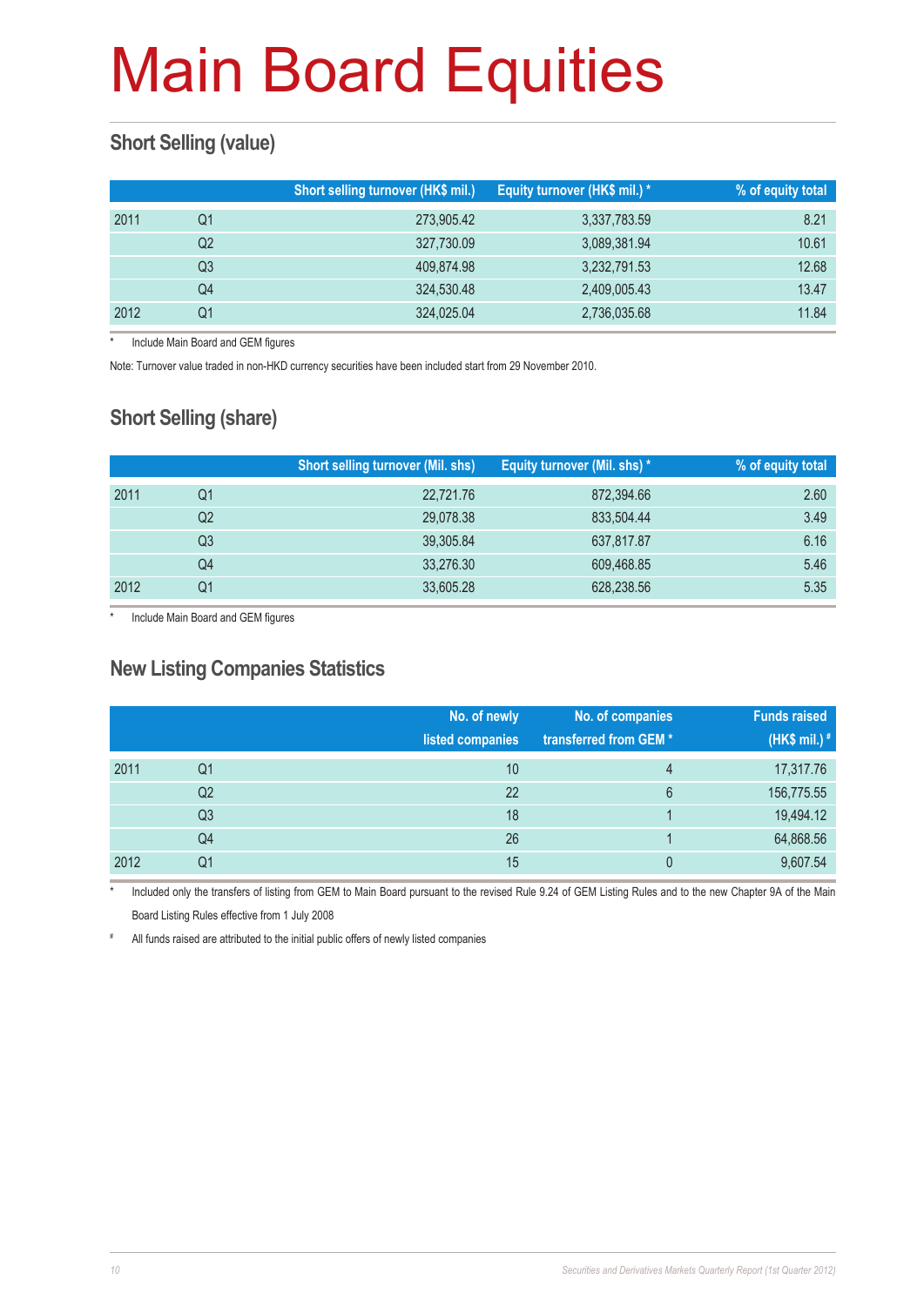# Main Board Equities

## Short Selling (value)

| | | Short selling turnover (HK$ mil.) | Equity turnover (HK$ mil.) * | % of equity total |
|---|---|---|---|---|
| 2011 | Q1 | 273,905.42 | 3,337,783.59 | 8.21 |
| | Q2 | 327,730.09 | 3,089,381.94 | 10.61 |
| | Q3 | 409,874.98 | 3,232,791.53 | 12.68 |
| | Q4 | 324,530.48 | 2,409,005.43 | 13.47 |
| 2012 | Q1 | 324,025.04 | 2,736,035.68 | 11.84 |

\* Include Main Board and GEM figures

Note: Turnover value traded in non-HKD currency securities have been included start from 29 November 2010.

## Short Selling (share)

| | | Short selling turnover (Mil. shs) | Equity turnover (Mil. shs) * | % of equity total |
|---|---|---|---|---|
| 2011 | Q1 | 22,721.76 | 872,394.66 | 2.60 |
| | Q2 | 29,078.38 | 833,504.44 | 3.49 |
| | Q3 | 39,305.84 | 637,817.87 | 6.16 |
| | Q4 | 33,276.30 | 609,468.85 | 5.46 |
| 2012 | Q1 | 33,605.28 | 628,238.56 | 5.35 |

\* Include Main Board and GEM figures

## New Listing Companies Statistics

| | | No. of newly listed companies | No. of companies transferred from GEM * | Funds raised (HK$ mil.) # |
|---|---|---|---|---|
| 2011 | Q1 | 10 | 4 | 17,317.76 |
| | Q2 | 22 | 6 | 156,775.55 |
| | Q3 | 18 | 1 | 19,494.12 |
| | Q4 | 26 | 1 | 64,868.56 |
| 2012 | Q1 | 15 | 0 | 9,607.54 |

\* Included only the transfers of listing from GEM to Main Board pursuant to the revised Rule 9.24 of GEM Listing Rules and to the new Chapter 9A of the Main Board Listing Rules effective from 1 July 2008

\# All funds raised are attributed to the initial public offers of newly listed companies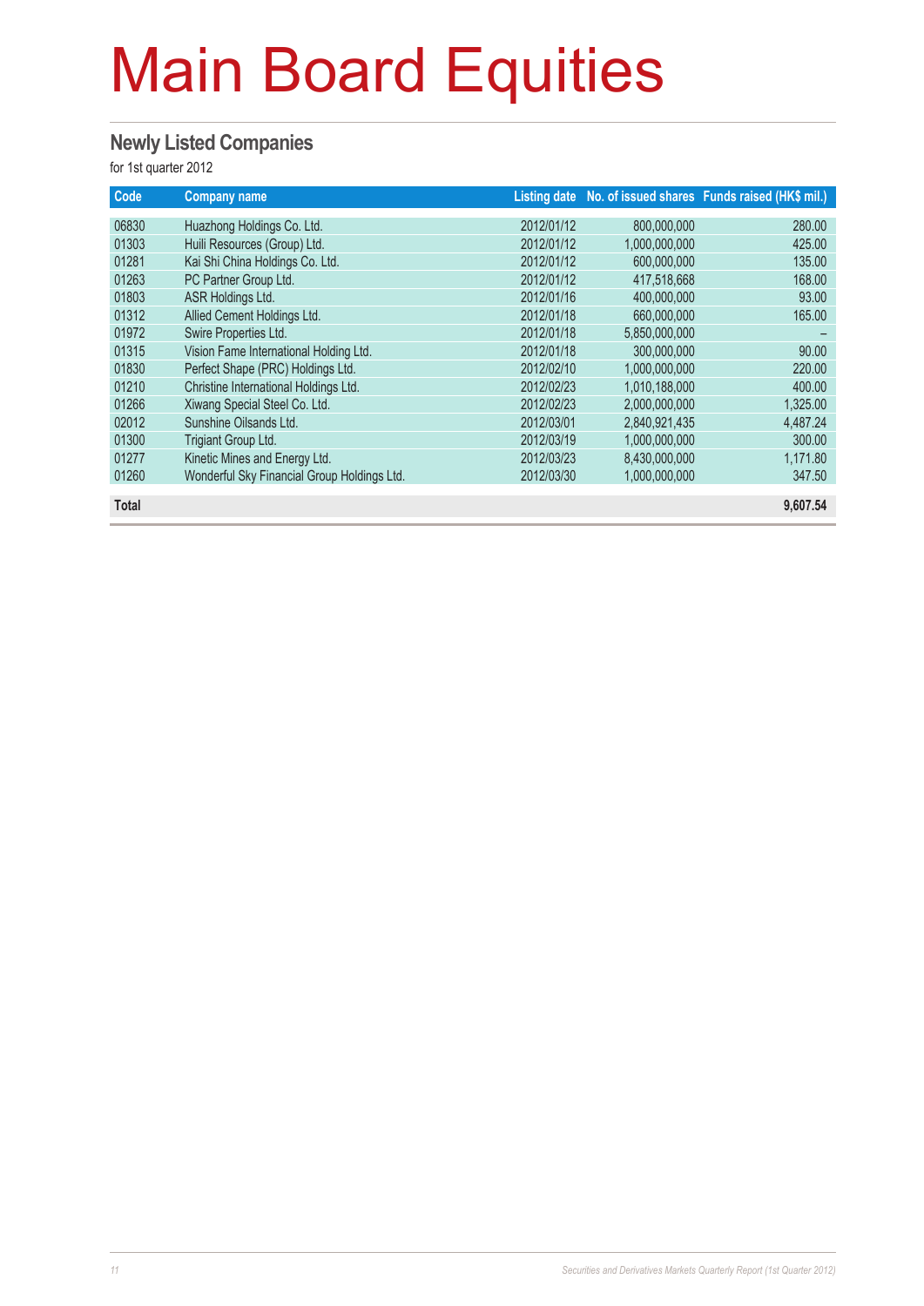# Main Board Equities

## Newly Listed Companies

for 1st quarter 2012

| Code | Company name | Listing date | No. of issued shares | Funds raised (HK$ mil.) |
|---|---|---|---|---|
| 06830 | Huazhong Holdings Co. Ltd. | 2012/01/12 | 800,000,000 | 280.00 |
| 01303 | Huili Resources (Group) Ltd. | 2012/01/12 | 1,000,000,000 | 425.00 |
| 01281 | Kai Shi China Holdings Co. Ltd. | 2012/01/12 | 600,000,000 | 135.00 |
| 01263 | PC Partner Group Ltd. | 2012/01/12 | 417,518,668 | 168.00 |
| 01803 | ASR Holdings Ltd. | 2012/01/16 | 400,000,000 | 93.00 |
| 01312 | Allied Cement Holdings Ltd. | 2012/01/18 | 660,000,000 | 165.00 |
| 01972 | Swire Properties Ltd. | 2012/01/18 | 5,850,000,000 | – |
| 01315 | Vision Fame International Holding Ltd. | 2012/01/18 | 300,000,000 | 90.00 |
| 01830 | Perfect Shape (PRC) Holdings Ltd. | 2012/02/10 | 1,000,000,000 | 220.00 |
| 01210 | Christine International Holdings Ltd. | 2012/02/23 | 1,010,188,000 | 400.00 |
| 01266 | Xiwang Special Steel Co. Ltd. | 2012/02/23 | 2,000,000,000 | 1,325.00 |
| 02012 | Sunshine Oilsands Ltd. | 2012/03/01 | 2,840,921,435 | 4,487.24 |
| 01300 | Trigiant Group Ltd. | 2012/03/19 | 1,000,000,000 | 300.00 |
| 01277 | Kinetic Mines and Energy Ltd. | 2012/03/23 | 8,430,000,000 | 1,171.80 |
| 01260 | Wonderful Sky Financial Group Holdings Ltd. | 2012/03/30 | 1,000,000,000 | 347.50 |
| **Total** | | | | **9,607.54** |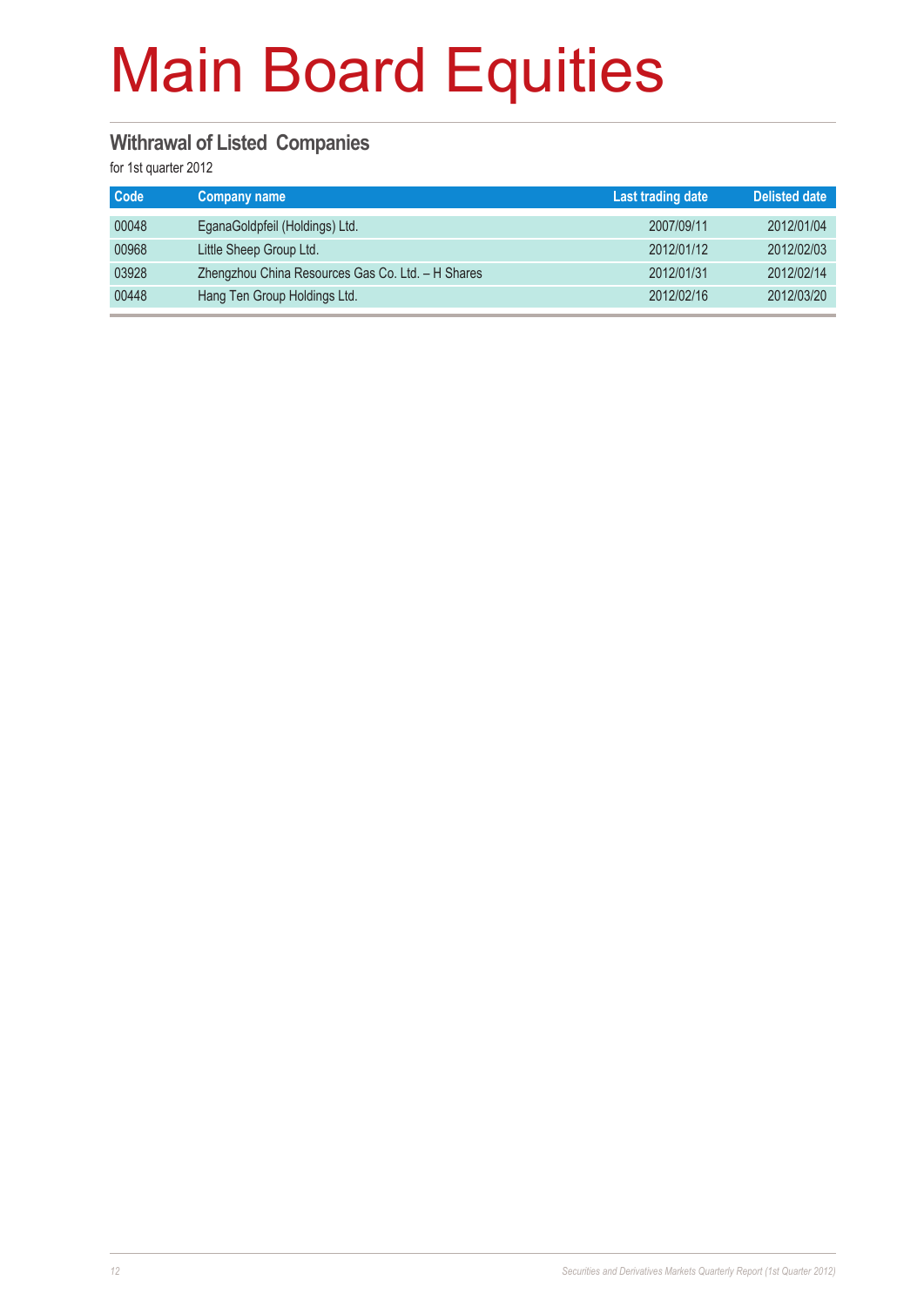# Main Board Equities

## Withdrawal of Listed Companies

for 1st quarter 2012

| Code | Company name | Last trading date | Delisted date |
|---|---|---|---|
| 00048 | EganaGoldpfeil (Holdings) Ltd. | 2007/09/11 | 2012/01/04 |
| 00968 | Little Sheep Group Ltd. | 2012/01/12 | 2012/02/03 |
| 03928 | Zhengzhou China Resources Gas Co. Ltd. – H Shares | 2012/01/31 | 2012/02/14 |
| 00448 | Hang Ten Group Holdings Ltd. | 2012/02/16 | 2012/03/20 |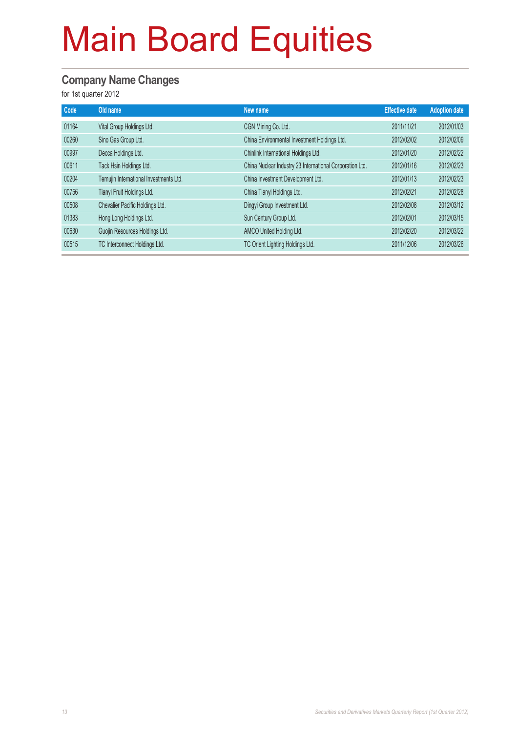# Main Board Equities

## Company Name Changes

for 1st quarter 2012

| Code | Old name | New name | Effective date | Adoption date |
|---|---|---|---|---|
| 01164 | Vital Group Holdings Ltd. | CGN Mining Co. Ltd. | 2011/11/21 | 2012/01/03 |
| 00260 | Sino Gas Group Ltd. | China Environmental Investment Holdings Ltd. | 2012/02/02 | 2012/02/09 |
| 00997 | Decca Holdings Ltd. | Chinlink International Holdings Ltd. | 2012/01/20 | 2012/02/22 |
| 00611 | Tack Hsin Holdings Ltd. | China Nuclear Industry 23 International Corporation Ltd. | 2012/01/16 | 2012/02/23 |
| 00204 | Temujin International Investments Ltd. | China Investment Development Ltd. | 2012/01/13 | 2012/02/23 |
| 00756 | Tianyi Fruit Holdings Ltd. | China Tianyi Holdings Ltd. | 2012/02/21 | 2012/02/28 |
| 00508 | Chevalier Pacific Holdings Ltd. | Dingyi Group Investment Ltd. | 2012/02/08 | 2012/03/12 |
| 01383 | Hong Long Holdings Ltd. | Sun Century Group Ltd. | 2012/02/01 | 2012/03/15 |
| 00630 | Guojin Resources Holdings Ltd. | AMCO United Holding Ltd. | 2012/02/20 | 2012/03/22 |
| 00515 | TC Interconnect Holdings Ltd. | TC Orient Lighting Holdings Ltd. | 2011/12/06 | 2012/03/26 |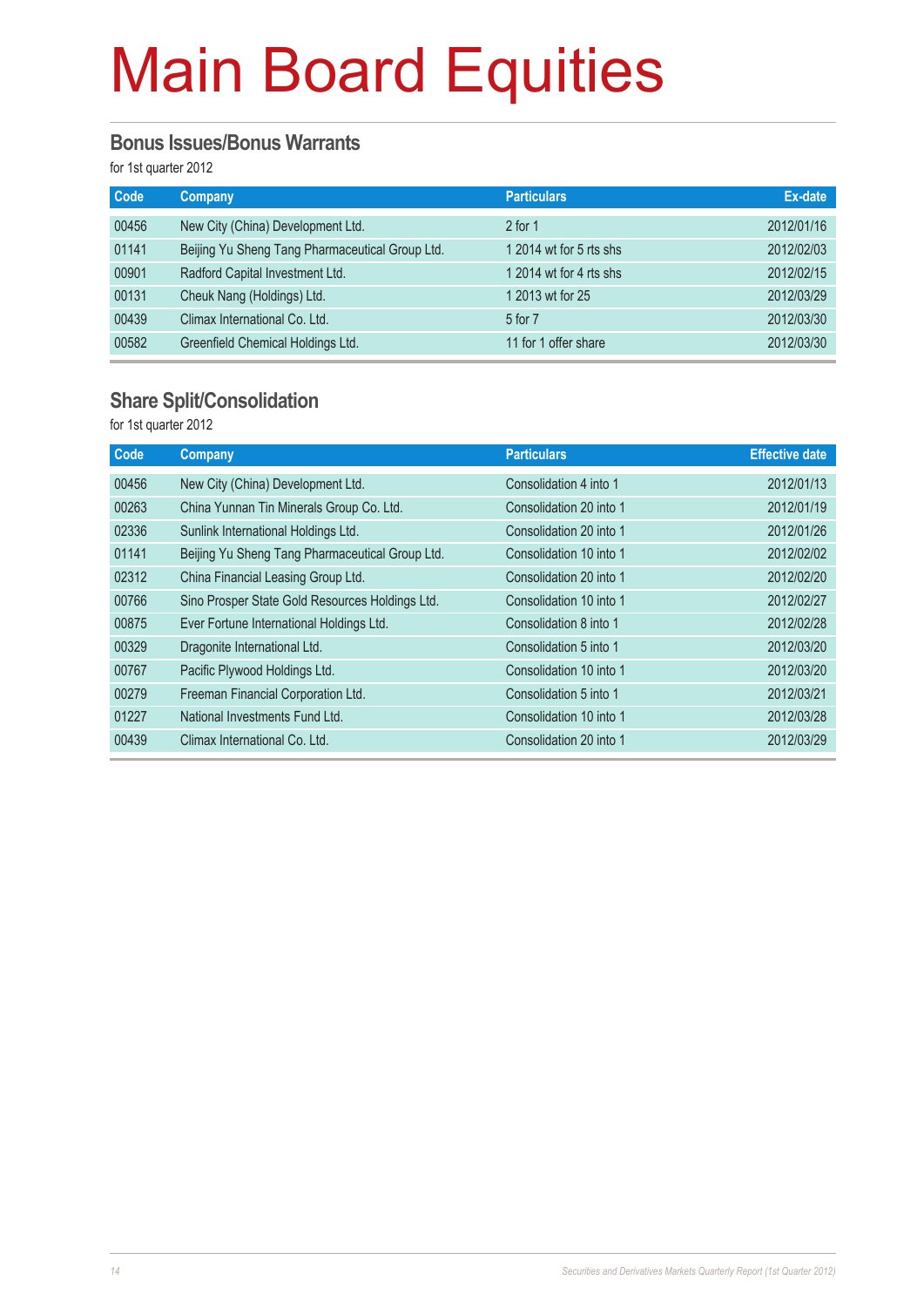# Main Board Equities

## Bonus Issues/Bonus Warrants

for 1st quarter 2012

| Code | Company | Particulars | Ex-date |
|---|---|---|---|
| 00456 | New City (China) Development Ltd. | 2 for 1 | 2012/01/16 |
| 01141 | Beijing Yu Sheng Tang Pharmaceutical Group Ltd. | 1 2014 wt for 5 rts shs | 2012/02/03 |
| 00901 | Radford Capital Investment Ltd. | 1 2014 wt for 4 rts shs | 2012/02/15 |
| 00131 | Cheuk Nang (Holdings) Ltd. | 1 2013 wt for 25 | 2012/03/29 |
| 00439 | Climax International Co. Ltd. | 5 for 7 | 2012/03/30 |
| 00582 | Greenfield Chemical Holdings Ltd. | 11 for 1 offer share | 2012/03/30 |

## Share Split/Consolidation

for 1st quarter 2012

| Code | Company | Particulars | Effective date |
|---|---|---|---|
| 00456 | New City (China) Development Ltd. | Consolidation 4 into 1 | 2012/01/13 |
| 00263 | China Yunnan Tin Minerals Group Co. Ltd. | Consolidation 20 into 1 | 2012/01/19 |
| 02336 | Sunlink International Holdings Ltd. | Consolidation 20 into 1 | 2012/01/26 |
| 01141 | Beijing Yu Sheng Tang Pharmaceutical Group Ltd. | Consolidation 10 into 1 | 2012/02/02 |
| 02312 | China Financial Leasing Group Ltd. | Consolidation 20 into 1 | 2012/02/20 |
| 00766 | Sino Prosper State Gold Resources Holdings Ltd. | Consolidation 10 into 1 | 2012/02/27 |
| 00875 | Ever Fortune International Holdings Ltd. | Consolidation 8 into 1 | 2012/02/28 |
| 00329 | Dragonite International Ltd. | Consolidation 5 into 1 | 2012/03/20 |
| 00767 | Pacific Plywood Holdings Ltd. | Consolidation 10 into 1 | 2012/03/20 |
| 00279 | Freeman Financial Corporation Ltd. | Consolidation 5 into 1 | 2012/03/21 |
| 01227 | National Investments Fund Ltd. | Consolidation 10 into 1 | 2012/03/28 |
| 00439 | Climax International Co. Ltd. | Consolidation 20 into 1 | 2012/03/29 |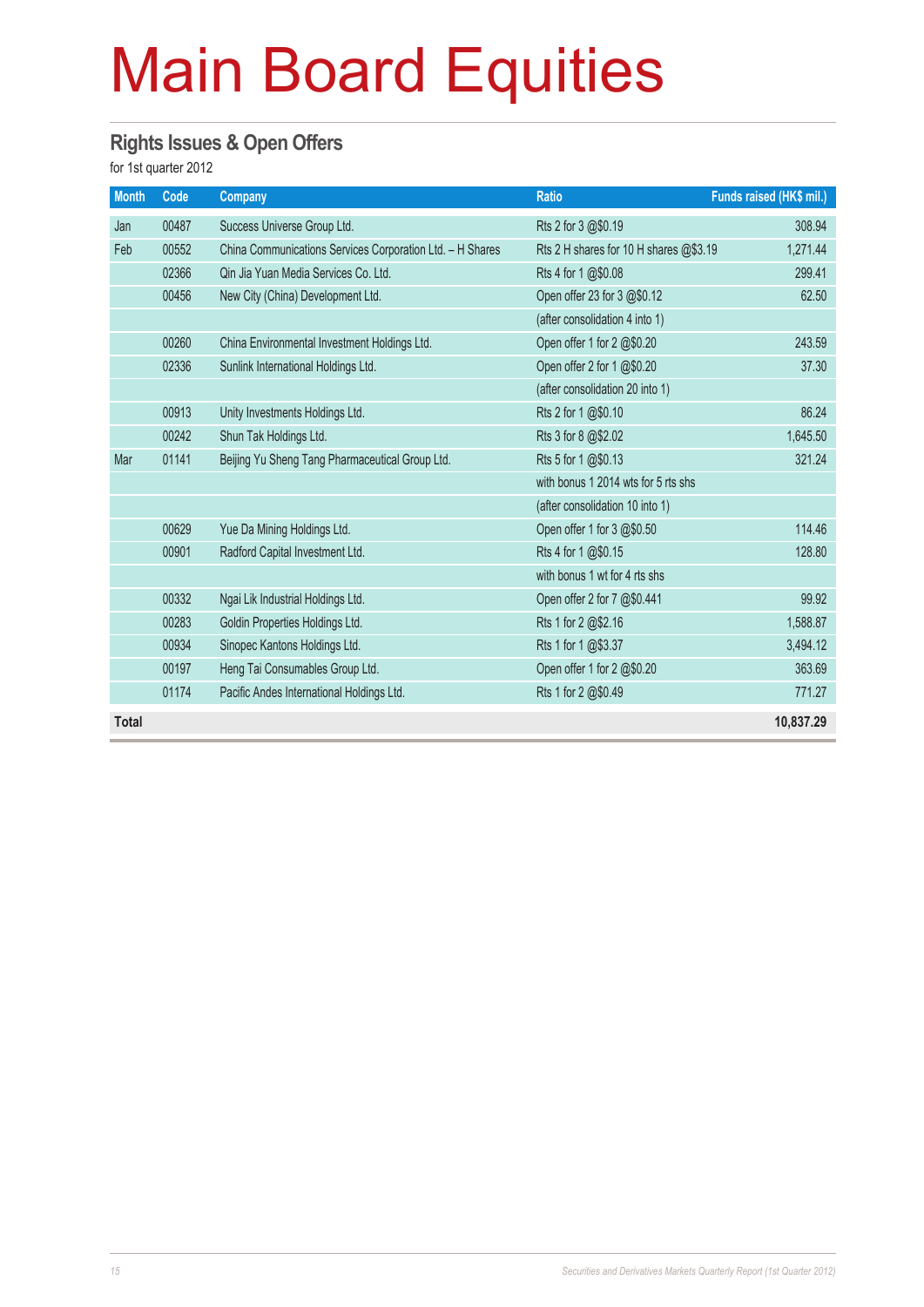# Main Board Equities

## Rights Issues & Open Offers

for 1st quarter 2012

| Month | Code | Company | Ratio | Funds raised (HK$ mil.) |
|---|---|---|---|---|
| Jan | 00487 | Success Universe Group Ltd. | Rts 2 for 3 @$0.19 | 308.94 |
| Feb | 00552 | China Communications Services Corporation Ltd. – H Shares | Rts 2 H shares for 10 H shares @$3.19 | 1,271.44 |
| | 02366 | Qin Jia Yuan Media Services Co. Ltd. | Rts 4 for 1 @$0.08 | 299.41 |
| | 00456 | New City (China) Development Ltd. | Open offer 23 for 3 @$0.12 | 62.50 |
| | | | (after consolidation 4 into 1) | |
| | 00260 | China Environmental Investment Holdings Ltd. | Open offer 1 for 2 @$0.20 | 243.59 |
| | 02336 | Sunlink International Holdings Ltd. | Open offer 2 for 1 @$0.20 | 37.30 |
| | | | (after consolidation 20 into 1) | |
| | 00913 | Unity Investments Holdings Ltd. | Rts 2 for 1 @$0.10 | 86.24 |
| | 00242 | Shun Tak Holdings Ltd. | Rts 3 for 8 @$2.02 | 1,645.50 |
| Mar | 01141 | Beijing Yu Sheng Tang Pharmaceutical Group Ltd. | Rts 5 for 1 @$0.13 | 321.24 |
| | | | with bonus 1 2014 wts for 5 rts shs | |
| | | | (after consolidation 10 into 1) | |
| | 00629 | Yue Da Mining Holdings Ltd. | Open offer 1 for 3 @$0.50 | 114.46 |
| | 00901 | Radford Capital Investment Ltd. | Rts 4 for 1 @$0.15 | 128.80 |
| | | | with bonus 1 wt for 4 rts shs | |
| | 00332 | Ngai Lik Industrial Holdings Ltd. | Open offer 2 for 7 @$0.441 | 99.92 |
| | 00283 | Goldin Properties Holdings Ltd. | Rts 1 for 2 @$2.16 | 1,588.87 |
| | 00934 | Sinopec Kantons Holdings Ltd. | Rts 1 for 1 @$3.37 | 3,494.12 |
| | 00197 | Heng Tai Consumables Group Ltd. | Open offer 1 for 2 @$0.20 | 363.69 |
| | 01174 | Pacific Andes International Holdings Ltd. | Rts 1 for 2 @$0.49 | 771.27 |
| **Total** | | | | **10,837.29** |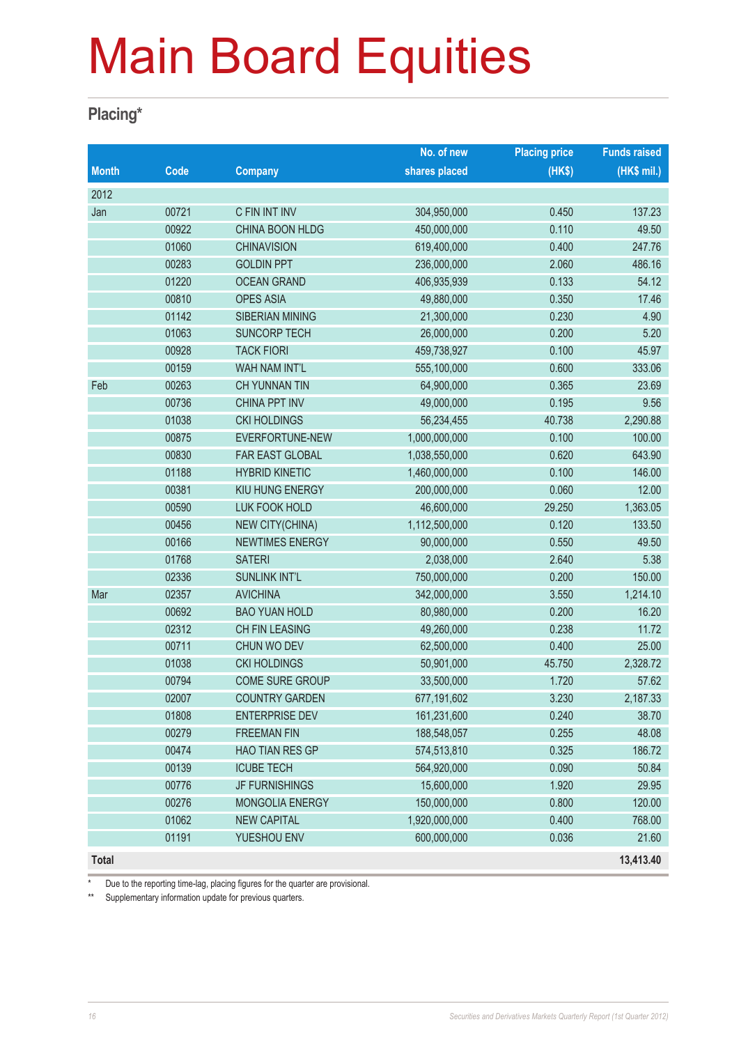# Main Board Equities

## Placing*

| Month | Code | Company | No. of new shares placed | Placing price (HK$) | Funds raised (HK$ mil.) |
|---|---|---|---|---|---|
| 2012 | | | | | |
| Jan | 00721 | C FIN INT INV | 304,950,000 | 0.450 | 137.23 |
| | 00922 | CHINA BOON HLDG | 450,000,000 | 0.110 | 49.50 |
| | 01060 | CHINAVISION | 619,400,000 | 0.400 | 247.76 |
| | 00283 | GOLDIN PPT | 236,000,000 | 2.060 | 486.16 |
| | 01220 | OCEAN GRAND | 406,935,939 | 0.133 | 54.12 |
| | 00810 | OPES ASIA | 49,880,000 | 0.350 | 17.46 |
| | 01142 | SIBERIAN MINING | 21,300,000 | 0.230 | 4.90 |
| | 01063 | SUNCORP TECH | 26,000,000 | 0.200 | 5.20 |
| | 00928 | TACK FIORI | 459,738,927 | 0.100 | 45.97 |
| | 00159 | WAH NAM INT'L | 555,100,000 | 0.600 | 333.06 |
| Feb | 00263 | CH YUNNAN TIN | 64,900,000 | 0.365 | 23.69 |
| | 00736 | CHINA PPT INV | 49,000,000 | 0.195 | 9.56 |
| | 01038 | CKI HOLDINGS | 56,234,455 | 40.738 | 2,290.88 |
| | 00875 | EVERFORTUNE-NEW | 1,000,000,000 | 0.100 | 100.00 |
| | 00830 | FAR EAST GLOBAL | 1,038,550,000 | 0.620 | 643.90 |
| | 01188 | HYBRID KINETIC | 1,460,000,000 | 0.100 | 146.00 |
| | 00381 | KIU HUNG ENERGY | 200,000,000 | 0.060 | 12.00 |
| | 00590 | LUK FOOK HOLD | 46,600,000 | 29.250 | 1,363.05 |
| | 00456 | NEW CITY(CHINA) | 1,112,500,000 | 0.120 | 133.50 |
| | 00166 | NEWTIMES ENERGY | 90,000,000 | 0.550 | 49.50 |
| | 01768 | SATERI | 2,038,000 | 2.640 | 5.38 |
| | 02336 | SUNLINK INT'L | 750,000,000 | 0.200 | 150.00 |
| Mar | 02357 | AVICHINA | 342,000,000 | 3.550 | 1,214.10 |
| | 00692 | BAO YUAN HOLD | 80,980,000 | 0.200 | 16.20 |
| | 02312 | CH FIN LEASING | 49,260,000 | 0.238 | 11.72 |
| | 00711 | CHUN WO DEV | 62,500,000 | 0.400 | 25.00 |
| | 01038 | CKI HOLDINGS | 50,901,000 | 45.750 | 2,328.72 |
| | 00794 | COME SURE GROUP | 33,500,000 | 1.720 | 57.62 |
| | 02007 | COUNTRY GARDEN | 677,191,602 | 3.230 | 2,187.33 |
| | 01808 | ENTERPRISE DEV | 161,231,600 | 0.240 | 38.70 |
| | 00279 | FREEMAN FIN | 188,548,057 | 0.255 | 48.08 |
| | 00474 | HAO TIAN RES GP | 574,513,810 | 0.325 | 186.72 |
| | 00139 | ICUBE TECH | 564,920,000 | 0.090 | 50.84 |
| | 00776 | JF FURNISHINGS | 15,600,000 | 1.920 | 29.95 |
| | 00276 | MONGOLIA ENERGY | 150,000,000 | 0.800 | 120.00 |
| | 01062 | NEW CAPITAL | 1,920,000,000 | 0.400 | 768.00 |
| | 01191 | YUESHOU ENV | 600,000,000 | 0.036 | 21.60 |
| **Total** | | | | | **13,413.40** |

\* Due to the reporting time-lag, placing figures for the quarter are provisional.

** Supplementary information update for previous quarters.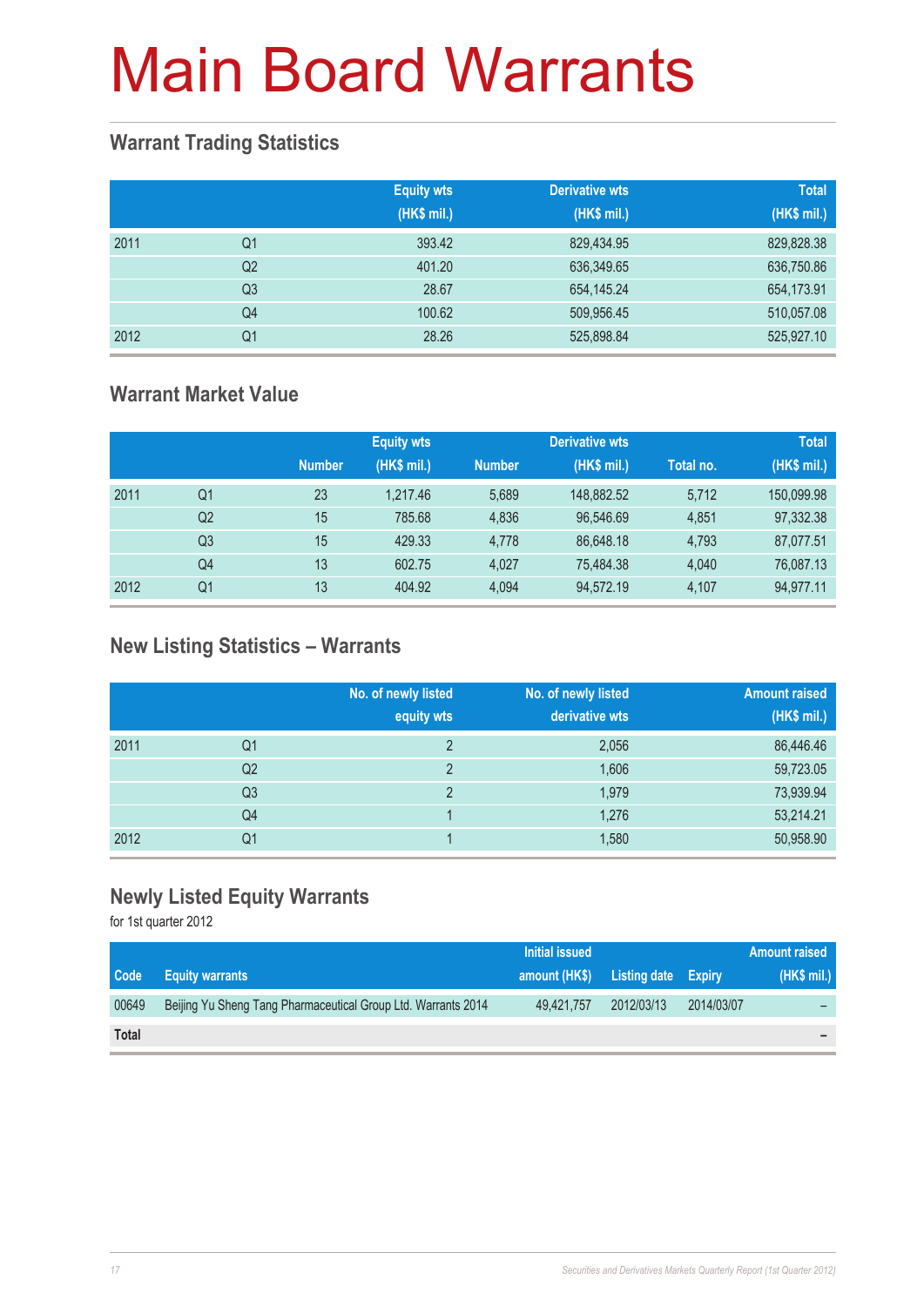# Main Board Warrants

## Warrant Trading Statistics

| | | Equity wts (HK$ mil.) | Derivative wts (HK$ mil.) | Total (HK$ mil.) |
|---|---|---|---|---|
| 2011 | Q1 | 393.42 | 829,434.95 | 829,828.38 |
| | Q2 | 401.20 | 636,349.65 | 636,750.86 |
| | Q3 | 28.67 | 654,145.24 | 654,173.91 |
| | Q4 | 100.62 | 509,956.45 | 510,057.08 |
| 2012 | Q1 | 28.26 | 525,898.84 | 525,927.10 |

## Warrant Market Value

| | | Equity wts | | Derivative wts | | Total | |
|---|---|---|---|---|---|---|---|
| | | Number | (HK$ mil.) | Number | (HK$ mil.) | Total no. | (HK$ mil.) |
| 2011 | Q1 | 23 | 1,217.46 | 5,689 | 148,882.52 | 5,712 | 150,099.98 |
| | Q2 | 15 | 785.68 | 4,836 | 96,546.69 | 4,851 | 97,332.38 |
| | Q3 | 15 | 429.33 | 4,778 | 86,648.18 | 4,793 | 87,077.51 |
| | Q4 | 13 | 602.75 | 4,027 | 75,484.38 | 4,040 | 76,087.13 |
| 2012 | Q1 | 13 | 404.92 | 4,094 | 94,572.19 | 4,107 | 94,977.11 |

## New Listing Statistics – Warrants

| | | No. of newly listed equity wts | No. of newly listed derivative wts | Amount raised (HK$ mil.) |
|---|---|---|---|---|
| 2011 | Q1 | 2 | 2,056 | 86,446.46 |
| | Q2 | 2 | 1,606 | 59,723.05 |
| | Q3 | 2 | 1,979 | 73,939.94 |
| | Q4 | 1 | 1,276 | 53,214.21 |
| 2012 | Q1 | 1 | 1,580 | 50,958.90 |

## Newly Listed Equity Warrants

for 1st quarter 2012

| Code | Equity warrants | Initial issued amount (HK$) | Listing date | Expiry | Amount raised (HK$ mil.) |
|---|---|---|---|---|---|
| 00649 | Beijing Yu Sheng Tang Pharmaceutical Group Ltd. Warrants 2014 | 49,421,757 | 2012/03/13 | 2014/03/07 | – |
| **Total** | | | | | – |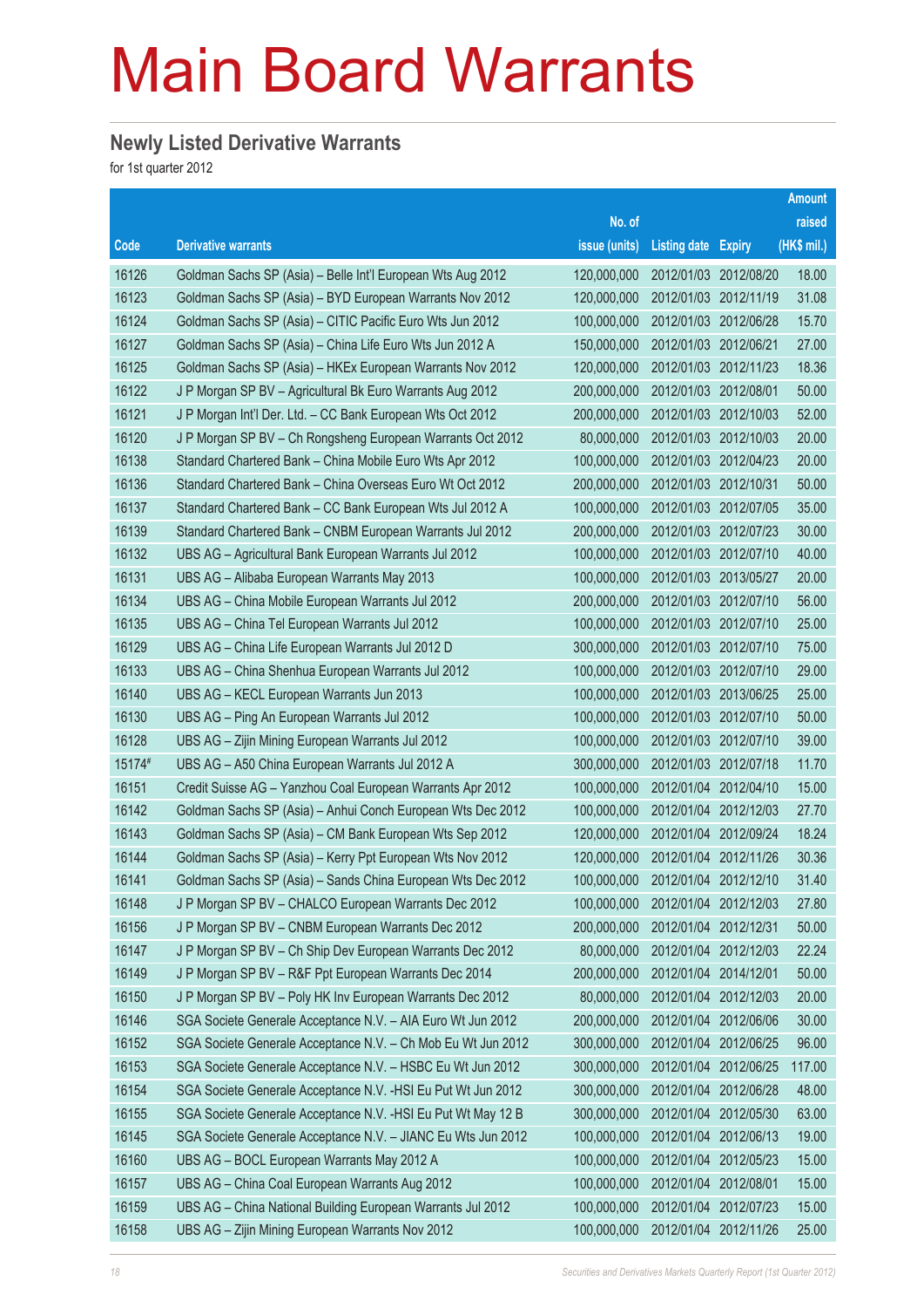# Main Board Warrants

## Newly Listed Derivative Warrants

for 1st quarter 2012

| Code | Derivative warrants | No. of issue (units) | Listing date | Expiry | Amount raised (HK$ mil.) |
|---|---|---|---|---|---|
| 16126 | Goldman Sachs SP (Asia) – Belle Int'l European Wts Aug 2012 | 120,000,000 | 2012/01/03 | 2012/08/20 | 18.00 |
| 16123 | Goldman Sachs SP (Asia) – BYD European Warrants Nov 2012 | 120,000,000 | 2012/01/03 | 2012/11/19 | 31.08 |
| 16124 | Goldman Sachs SP (Asia) – CITIC Pacific Euro Wts Jun 2012 | 100,000,000 | 2012/01/03 | 2012/06/28 | 15.70 |
| 16127 | Goldman Sachs SP (Asia) – China Life Euro Wts Jun 2012 A | 150,000,000 | 2012/01/03 | 2012/06/21 | 27.00 |
| 16125 | Goldman Sachs SP (Asia) – HKEx European Warrants Nov 2012 | 120,000,000 | 2012/01/03 | 2012/11/23 | 18.36 |
| 16122 | J P Morgan SP BV – Agricultural Bk Euro Warrants Aug 2012 | 200,000,000 | 2012/01/03 | 2012/08/01 | 50.00 |
| 16121 | J P Morgan Int'l Der. Ltd. – CC Bank European Wts Oct 2012 | 200,000,000 | 2012/01/03 | 2012/10/03 | 52.00 |
| 16120 | J P Morgan SP BV – Ch Rongsheng European Warrants Oct 2012 | 80,000,000 | 2012/01/03 | 2012/10/03 | 20.00 |
| 16138 | Standard Chartered Bank – China Mobile Euro Wts Apr 2012 | 100,000,000 | 2012/01/03 | 2012/04/23 | 20.00 |
| 16136 | Standard Chartered Bank – China Overseas Euro Wt Oct 2012 | 200,000,000 | 2012/01/03 | 2012/10/31 | 50.00 |
| 16137 | Standard Chartered Bank – CC Bank European Wts Jul 2012 A | 100,000,000 | 2012/01/03 | 2012/07/05 | 35.00 |
| 16139 | Standard Chartered Bank – CNBM European Warrants Jul 2012 | 200,000,000 | 2012/01/03 | 2012/07/23 | 30.00 |
| 16132 | UBS AG – Agricultural Bank European Warrants Jul 2012 | 100,000,000 | 2012/01/03 | 2012/07/10 | 40.00 |
| 16131 | UBS AG – Alibaba European Warrants May 2013 | 100,000,000 | 2012/01/03 | 2013/05/27 | 20.00 |
| 16134 | UBS AG – China Mobile European Warrants Jul 2012 | 200,000,000 | 2012/01/03 | 2012/07/10 | 56.00 |
| 16135 | UBS AG – China Tel European Warrants Jul 2012 | 100,000,000 | 2012/01/03 | 2012/07/10 | 25.00 |
| 16129 | UBS AG – China Life European Warrants Jul 2012 D | 300,000,000 | 2012/01/03 | 2012/07/10 | 75.00 |
| 16133 | UBS AG – China Shenhua European Warrants Jul 2012 | 100,000,000 | 2012/01/03 | 2012/07/10 | 29.00 |
| 16140 | UBS AG – KECL European Warrants Jun 2013 | 100,000,000 | 2012/01/03 | 2013/06/25 | 25.00 |
| 16130 | UBS AG – Ping An European Warrants Jul 2012 | 100,000,000 | 2012/01/03 | 2012/07/10 | 50.00 |
| 16128 | UBS AG – Zijin Mining European Warrants Jul 2012 | 100,000,000 | 2012/01/03 | 2012/07/10 | 39.00 |
| 15174# | UBS AG – A50 China European Warrants Jul 2012 A | 300,000,000 | 2012/01/03 | 2012/07/18 | 11.70 |
| 16151 | Credit Suisse AG – Yanzhou Coal European Warrants Apr 2012 | 100,000,000 | 2012/01/04 | 2012/04/10 | 15.00 |
| 16142 | Goldman Sachs SP (Asia) – Anhui Conch European Wts Dec 2012 | 100,000,000 | 2012/01/04 | 2012/12/03 | 27.70 |
| 16143 | Goldman Sachs SP (Asia) – CM Bank European Wts Sep 2012 | 120,000,000 | 2012/01/04 | 2012/09/24 | 18.24 |
| 16144 | Goldman Sachs SP (Asia) – Kerry Ppt European Wts Nov 2012 | 120,000,000 | 2012/01/04 | 2012/11/26 | 30.36 |
| 16141 | Goldman Sachs SP (Asia) – Sands China European Wts Dec 2012 | 100,000,000 | 2012/01/04 | 2012/12/10 | 31.40 |
| 16148 | J P Morgan SP BV – CHALCO European Warrants Dec 2012 | 100,000,000 | 2012/01/04 | 2012/12/03 | 27.80 |
| 16156 | J P Morgan SP BV – CNBM European Warrants Dec 2012 | 200,000,000 | 2012/01/04 | 2012/12/31 | 50.00 |
| 16147 | J P Morgan SP BV – Ch Ship Dev European Warrants Dec 2012 | 80,000,000 | 2012/01/04 | 2012/12/03 | 22.24 |
| 16149 | J P Morgan SP BV – R&F Ppt European Warrants Dec 2014 | 200,000,000 | 2012/01/04 | 2014/12/01 | 50.00 |
| 16150 | J P Morgan SP BV – Poly HK Inv European Warrants Dec 2012 | 80,000,000 | 2012/01/04 | 2012/12/03 | 20.00 |
| 16146 | SGA Societe Generale Acceptance N.V. – AIA Euro Wt Jun 2012 | 200,000,000 | 2012/01/04 | 2012/06/06 | 30.00 |
| 16152 | SGA Societe Generale Acceptance N.V. – Ch Mob Eu Wt Jun 2012 | 300,000,000 | 2012/01/04 | 2012/06/25 | 96.00 |
| 16153 | SGA Societe Generale Acceptance N.V. – HSBC Eu Wt Jun 2012 | 300,000,000 | 2012/01/04 | 2012/06/25 | 117.00 |
| 16154 | SGA Societe Generale Acceptance N.V. -HSI Eu Put Wt Jun 2012 | 300,000,000 | 2012/01/04 | 2012/06/28 | 48.00 |
| 16155 | SGA Societe Generale Acceptance N.V. -HSI Eu Put Wt May 12 B | 300,000,000 | 2012/01/04 | 2012/05/30 | 63.00 |
| 16145 | SGA Societe Generale Acceptance N.V. – JIANC Eu Wts Jun 2012 | 100,000,000 | 2012/01/04 | 2012/06/13 | 19.00 |
| 16160 | UBS AG – BOCL European Warrants May 2012 A | 100,000,000 | 2012/01/04 | 2012/05/23 | 15.00 |
| 16157 | UBS AG – China Coal European Warrants Aug 2012 | 100,000,000 | 2012/01/04 | 2012/08/01 | 15.00 |
| 16159 | UBS AG – China National Building European Warrants Jul 2012 | 100,000,000 | 2012/01/04 | 2012/07/23 | 15.00 |
| 16158 | UBS AG – Zijin Mining European Warrants Nov 2012 | 100,000,000 | 2012/01/04 | 2012/11/26 | 25.00 |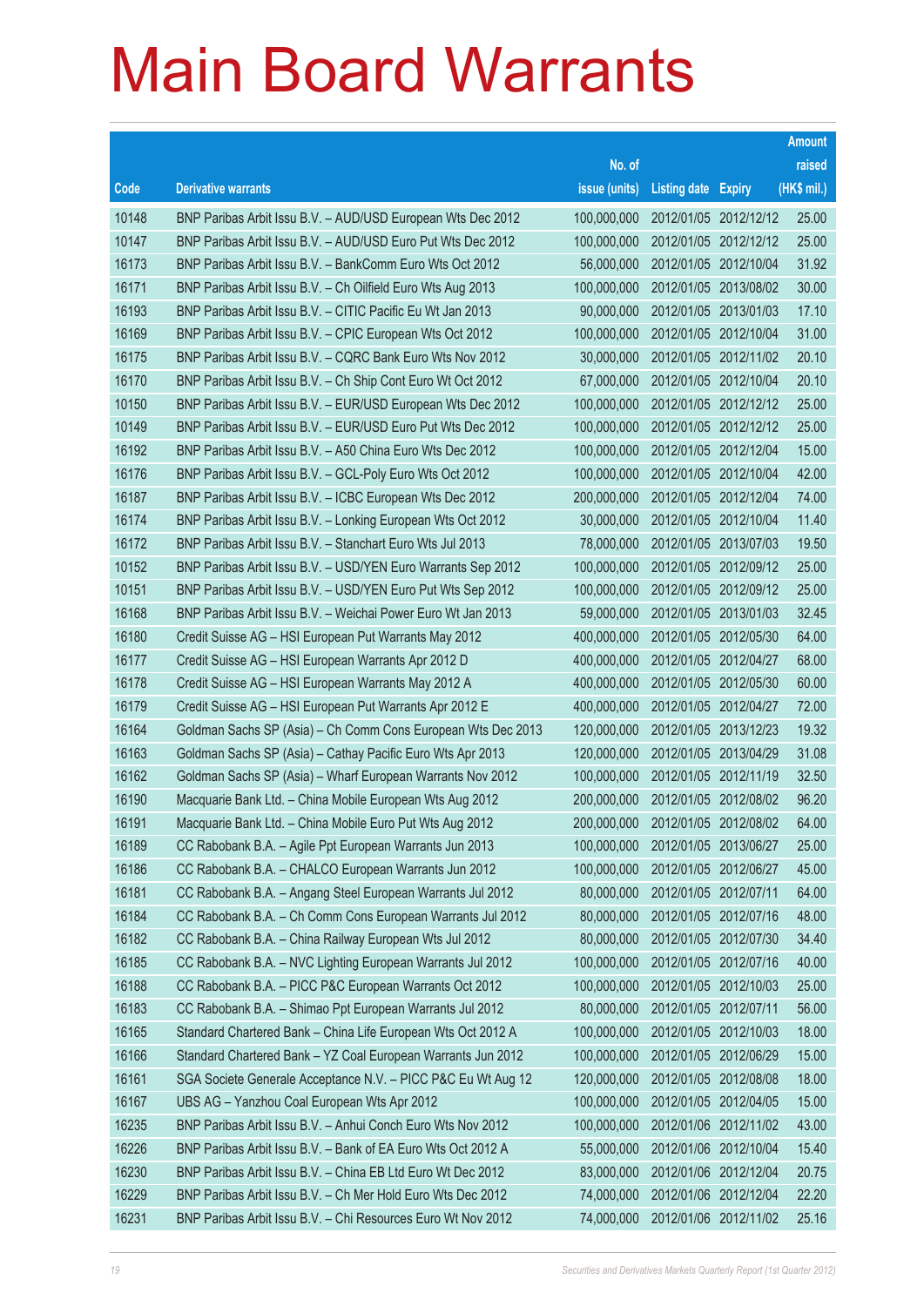# Main Board Warrants

| Code | Derivative warrants | No. of issue (units) | Listing date | Expiry | Amount raised (HK$ mil.) |
|---|---|---|---|---|---|
| 10148 | BNP Paribas Arbit Issu B.V. – AUD/USD European Wts Dec 2012 | 100,000,000 | 2012/01/05 | 2012/12/12 | 25.00 |
| 10147 | BNP Paribas Arbit Issu B.V. – AUD/USD Euro Put Wts Dec 2012 | 100,000,000 | 2012/01/05 | 2012/12/12 | 25.00 |
| 16173 | BNP Paribas Arbit Issu B.V. – BankComm Euro Wts Oct 2012 | 56,000,000 | 2012/01/05 | 2012/10/04 | 31.92 |
| 16171 | BNP Paribas Arbit Issu B.V. – Ch Oilfield Euro Wts Aug 2013 | 100,000,000 | 2012/01/05 | 2013/08/02 | 30.00 |
| 16193 | BNP Paribas Arbit Issu B.V. – CITIC Pacific Eu Wt Jan 2013 | 90,000,000 | 2012/01/05 | 2013/01/03 | 17.10 |
| 16169 | BNP Paribas Arbit Issu B.V. – CPIC European Wts Oct 2012 | 100,000,000 | 2012/01/05 | 2012/10/04 | 31.00 |
| 16175 | BNP Paribas Arbit Issu B.V. – CQRC Bank Euro Wts Nov 2012 | 30,000,000 | 2012/01/05 | 2012/11/02 | 20.10 |
| 16170 | BNP Paribas Arbit Issu B.V. – Ch Ship Cont Euro Wt Oct 2012 | 67,000,000 | 2012/01/05 | 2012/10/04 | 20.10 |
| 10150 | BNP Paribas Arbit Issu B.V. – EUR/USD European Wts Dec 2012 | 100,000,000 | 2012/01/05 | 2012/12/12 | 25.00 |
| 10149 | BNP Paribas Arbit Issu B.V. – EUR/USD Euro Put Wts Dec 2012 | 100,000,000 | 2012/01/05 | 2012/12/12 | 25.00 |
| 16192 | BNP Paribas Arbit Issu B.V. – A50 China Euro Wts Dec 2012 | 100,000,000 | 2012/01/05 | 2012/12/04 | 15.00 |
| 16176 | BNP Paribas Arbit Issu B.V. – GCL-Poly Euro Wts Oct 2012 | 100,000,000 | 2012/01/05 | 2012/10/04 | 42.00 |
| 16187 | BNP Paribas Arbit Issu B.V. – ICBC European Wts Dec 2012 | 200,000,000 | 2012/01/05 | 2012/12/04 | 74.00 |
| 16174 | BNP Paribas Arbit Issu B.V. – Lonking European Wts Oct 2012 | 30,000,000 | 2012/01/05 | 2012/10/04 | 11.40 |
| 16172 | BNP Paribas Arbit Issu B.V. – Stanchart Euro Wts Jul 2013 | 78,000,000 | 2012/01/05 | 2013/07/03 | 19.50 |
| 10152 | BNP Paribas Arbit Issu B.V. – USD/YEN Euro Warrants Sep 2012 | 100,000,000 | 2012/01/05 | 2012/09/12 | 25.00 |
| 10151 | BNP Paribas Arbit Issu B.V. – USD/YEN Euro Put Wts Sep 2012 | 100,000,000 | 2012/01/05 | 2012/09/12 | 25.00 |
| 16168 | BNP Paribas Arbit Issu B.V. – Weichai Power Euro Wt Jan 2013 | 59,000,000 | 2012/01/05 | 2013/01/03 | 32.45 |
| 16180 | Credit Suisse AG – HSI European Put Warrants May 2012 | 400,000,000 | 2012/01/05 | 2012/05/30 | 64.00 |
| 16177 | Credit Suisse AG – HSI European Warrants Apr 2012 D | 400,000,000 | 2012/01/05 | 2012/04/27 | 68.00 |
| 16178 | Credit Suisse AG – HSI European Warrants May 2012 A | 400,000,000 | 2012/01/05 | 2012/05/30 | 60.00 |
| 16179 | Credit Suisse AG – HSI European Put Warrants Apr 2012 E | 400,000,000 | 2012/01/05 | 2012/04/27 | 72.00 |
| 16164 | Goldman Sachs SP (Asia) – Ch Comm Cons European Wts Dec 2013 | 120,000,000 | 2012/01/05 | 2013/12/23 | 19.32 |
| 16163 | Goldman Sachs SP (Asia) – Cathay Pacific Euro Wts Apr 2013 | 120,000,000 | 2012/01/05 | 2013/04/29 | 31.08 |
| 16162 | Goldman Sachs SP (Asia) – Wharf European Warrants Nov 2012 | 100,000,000 | 2012/01/05 | 2012/11/19 | 32.50 |
| 16190 | Macquarie Bank Ltd. – China Mobile European Wts Aug 2012 | 200,000,000 | 2012/01/05 | 2012/08/02 | 96.20 |
| 16191 | Macquarie Bank Ltd. – China Mobile Euro Put Wts Aug 2012 | 200,000,000 | 2012/01/05 | 2012/08/02 | 64.00 |
| 16189 | CC Rabobank B.A. – Agile Ppt European Warrants Jun 2013 | 100,000,000 | 2012/01/05 | 2013/06/27 | 25.00 |
| 16186 | CC Rabobank B.A. – CHALCO European Warrants Jun 2012 | 100,000,000 | 2012/01/05 | 2012/06/27 | 45.00 |
| 16181 | CC Rabobank B.A. – Angang Steel European Warrants Jul 2012 | 80,000,000 | 2012/01/05 | 2012/07/11 | 64.00 |
| 16184 | CC Rabobank B.A. – Ch Comm Cons European Warrants Jul 2012 | 80,000,000 | 2012/01/05 | 2012/07/16 | 48.00 |
| 16182 | CC Rabobank B.A. – China Railway European Wts Jul 2012 | 80,000,000 | 2012/01/05 | 2012/07/30 | 34.40 |
| 16185 | CC Rabobank B.A. – NVC Lighting European Warrants Jul 2012 | 100,000,000 | 2012/01/05 | 2012/07/16 | 40.00 |
| 16188 | CC Rabobank B.A. – PICC P&C European Warrants Oct 2012 | 100,000,000 | 2012/01/05 | 2012/10/03 | 25.00 |
| 16183 | CC Rabobank B.A. – Shimao Ppt European Warrants Jul 2012 | 80,000,000 | 2012/01/05 | 2012/07/11 | 56.00 |
| 16165 | Standard Chartered Bank – China Life European Wts Oct 2012 A | 100,000,000 | 2012/01/05 | 2012/10/03 | 18.00 |
| 16166 | Standard Chartered Bank – YZ Coal European Warrants Jun 2012 | 100,000,000 | 2012/01/05 | 2012/06/29 | 15.00 |
| 16161 | SGA Societe Generale Acceptance N.V. – PICC P&C Eu Wt Aug 12 | 120,000,000 | 2012/01/05 | 2012/08/08 | 18.00 |
| 16167 | UBS AG – Yanzhou Coal European Wts Apr 2012 | 100,000,000 | 2012/01/05 | 2012/04/05 | 15.00 |
| 16235 | BNP Paribas Arbit Issu B.V. – Anhui Conch Euro Wts Nov 2012 | 100,000,000 | 2012/01/06 | 2012/11/02 | 43.00 |
| 16226 | BNP Paribas Arbit Issu B.V. – Bank of EA Euro Wts Oct 2012 A | 55,000,000 | 2012/01/06 | 2012/10/04 | 15.40 |
| 16230 | BNP Paribas Arbit Issu B.V. – China EB Ltd Euro Wt Dec 2012 | 83,000,000 | 2012/01/06 | 2012/12/04 | 20.75 |
| 16229 | BNP Paribas Arbit Issu B.V. – Ch Mer Hold Euro Wts Dec 2012 | 74,000,000 | 2012/01/06 | 2012/12/04 | 22.20 |
| 16231 | BNP Paribas Arbit Issu B.V. – Chi Resources Euro Wt Nov 2012 | 74,000,000 | 2012/01/06 | 2012/11/02 | 25.16 |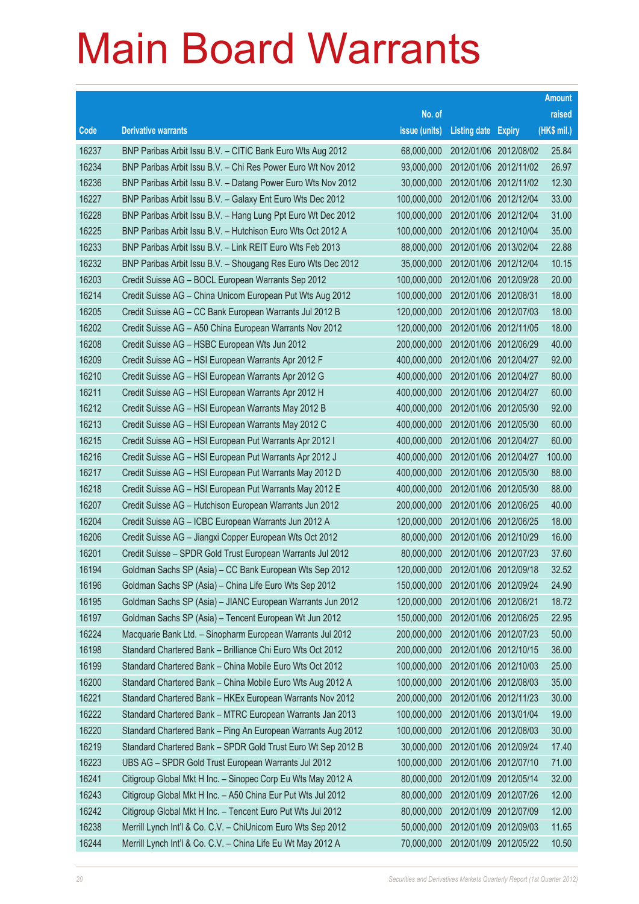# Main Board Warrants

| Code | Derivative warrants | No. of issue (units) | Listing date | Expiry | Amount raised (HK$ mil.) |
|---|---|---|---|---|---|
| 16237 | BNP Paribas Arbit Issu B.V. – CITIC Bank Euro Wts Aug 2012 | 68,000,000 | 2012/01/06 | 2012/08/02 | 25.84 |
| 16234 | BNP Paribas Arbit Issu B.V. – Chi Res Power Euro Wt Nov 2012 | 93,000,000 | 2012/01/06 | 2012/11/02 | 26.97 |
| 16236 | BNP Paribas Arbit Issu B.V. – Datang Power Euro Wts Nov 2012 | 30,000,000 | 2012/01/06 | 2012/11/02 | 12.30 |
| 16227 | BNP Paribas Arbit Issu B.V. – Galaxy Ent Euro Wts Dec 2012 | 100,000,000 | 2012/01/06 | 2012/12/04 | 33.00 |
| 16228 | BNP Paribas Arbit Issu B.V. – Hang Lung Ppt Euro Wt Dec 2012 | 100,000,000 | 2012/01/06 | 2012/12/04 | 31.00 |
| 16225 | BNP Paribas Arbit Issu B.V. – Hutchison Euro Wts Oct 2012 A | 100,000,000 | 2012/01/06 | 2012/10/04 | 35.00 |
| 16233 | BNP Paribas Arbit Issu B.V. – Link REIT Euro Wts Feb 2013 | 88,000,000 | 2012/01/06 | 2013/02/04 | 22.88 |
| 16232 | BNP Paribas Arbit Issu B.V. – Shougang Res Euro Wts Dec 2012 | 35,000,000 | 2012/01/06 | 2012/12/04 | 10.15 |
| 16203 | Credit Suisse AG – BOCL European Warrants Sep 2012 | 100,000,000 | 2012/01/06 | 2012/09/28 | 20.00 |
| 16214 | Credit Suisse AG – China Unicom European Put Wts Aug 2012 | 100,000,000 | 2012/01/06 | 2012/08/31 | 18.00 |
| 16205 | Credit Suisse AG – CC Bank European Warrants Jul 2012 B | 120,000,000 | 2012/01/06 | 2012/07/03 | 18.00 |
| 16202 | Credit Suisse AG – A50 China European Warrants Nov 2012 | 120,000,000 | 2012/01/06 | 2012/11/05 | 18.00 |
| 16208 | Credit Suisse AG – HSBC European Wts Jun 2012 | 200,000,000 | 2012/01/06 | 2012/06/29 | 40.00 |
| 16209 | Credit Suisse AG – HSI European Warrants Apr 2012 F | 400,000,000 | 2012/01/06 | 2012/04/27 | 92.00 |
| 16210 | Credit Suisse AG – HSI European Warrants Apr 2012 G | 400,000,000 | 2012/01/06 | 2012/04/27 | 80.00 |
| 16211 | Credit Suisse AG – HSI European Warrants Apr 2012 H | 400,000,000 | 2012/01/06 | 2012/04/27 | 60.00 |
| 16212 | Credit Suisse AG – HSI European Warrants May 2012 B | 400,000,000 | 2012/01/06 | 2012/05/30 | 92.00 |
| 16213 | Credit Suisse AG – HSI European Warrants May 2012 C | 400,000,000 | 2012/01/06 | 2012/05/30 | 60.00 |
| 16215 | Credit Suisse AG – HSI European Put Warrants Apr 2012 I | 400,000,000 | 2012/01/06 | 2012/04/27 | 60.00 |
| 16216 | Credit Suisse AG – HSI European Put Warrants Apr 2012 J | 400,000,000 | 2012/01/06 | 2012/04/27 | 100.00 |
| 16217 | Credit Suisse AG – HSI European Put Warrants May 2012 D | 400,000,000 | 2012/01/06 | 2012/05/30 | 88.00 |
| 16218 | Credit Suisse AG – HSI European Put Warrants May 2012 E | 400,000,000 | 2012/01/06 | 2012/05/30 | 88.00 |
| 16207 | Credit Suisse AG – Hutchison European Warrants Jun 2012 | 200,000,000 | 2012/01/06 | 2012/06/25 | 40.00 |
| 16204 | Credit Suisse AG – ICBC European Warrants Jun 2012 A | 120,000,000 | 2012/01/06 | 2012/06/25 | 18.00 |
| 16206 | Credit Suisse AG – Jiangxi Copper European Wts Oct 2012 | 80,000,000 | 2012/01/06 | 2012/10/29 | 16.00 |
| 16201 | Credit Suisse – SPDR Gold Trust European Warrants Jul 2012 | 80,000,000 | 2012/01/06 | 2012/07/23 | 37.60 |
| 16194 | Goldman Sachs SP (Asia) – CC Bank European Wts Sep 2012 | 120,000,000 | 2012/01/06 | 2012/09/18 | 32.52 |
| 16196 | Goldman Sachs SP (Asia) – China Life Euro Wts Sep 2012 | 150,000,000 | 2012/01/06 | 2012/09/24 | 24.90 |
| 16195 | Goldman Sachs SP (Asia) – JIANC European Warrants Jun 2012 | 120,000,000 | 2012/01/06 | 2012/06/21 | 18.72 |
| 16197 | Goldman Sachs SP (Asia) – Tencent European Wt Jun 2012 | 150,000,000 | 2012/01/06 | 2012/06/25 | 22.95 |
| 16224 | Macquarie Bank Ltd. – Sinopharm European Warrants Jul 2012 | 200,000,000 | 2012/01/06 | 2012/07/23 | 50.00 |
| 16198 | Standard Chartered Bank – Brilliance Chi Euro Wts Oct 2012 | 200,000,000 | 2012/01/06 | 2012/10/15 | 36.00 |
| 16199 | Standard Chartered Bank – China Mobile Euro Wts Oct 2012 | 100,000,000 | 2012/01/06 | 2012/10/03 | 25.00 |
| 16200 | Standard Chartered Bank – China Mobile Euro Wts Aug 2012 A | 100,000,000 | 2012/01/06 | 2012/08/03 | 35.00 |
| 16221 | Standard Chartered Bank – HKEx European Warrants Nov 2012 | 200,000,000 | 2012/01/06 | 2012/11/23 | 30.00 |
| 16222 | Standard Chartered Bank – MTRC European Warrants Jan 2013 | 100,000,000 | 2012/01/06 | 2013/01/04 | 19.00 |
| 16220 | Standard Chartered Bank – Ping An European Warrants Aug 2012 | 100,000,000 | 2012/01/06 | 2012/08/03 | 30.00 |
| 16219 | Standard Chartered Bank – SPDR Gold Trust Euro Wt Sep 2012 B | 30,000,000 | 2012/01/06 | 2012/09/24 | 17.40 |
| 16223 | UBS AG – SPDR Gold Trust European Warrants Jul 2012 | 100,000,000 | 2012/01/06 | 2012/07/10 | 71.00 |
| 16241 | Citigroup Global Mkt H Inc. – Sinopec Corp Eu Wts May 2012 A | 80,000,000 | 2012/01/09 | 2012/05/14 | 32.00 |
| 16243 | Citigroup Global Mkt H Inc. – A50 China Eur Put Wts Jul 2012 | 80,000,000 | 2012/01/09 | 2012/07/26 | 12.00 |
| 16242 | Citigroup Global Mkt H Inc. – Tencent Euro Put Wts Jul 2012 | 80,000,000 | 2012/01/09 | 2012/07/09 | 12.00 |
| 16238 | Merrill Lynch Int'l & Co. C.V. – ChiUnicom Euro Wts Sep 2012 | 50,000,000 | 2012/01/09 | 2012/09/03 | 11.65 |
| 16244 | Merrill Lynch Int'l & Co. C.V. – China Life Eu Wt May 2012 A | 70,000,000 | 2012/01/09 | 2012/05/22 | 10.50 |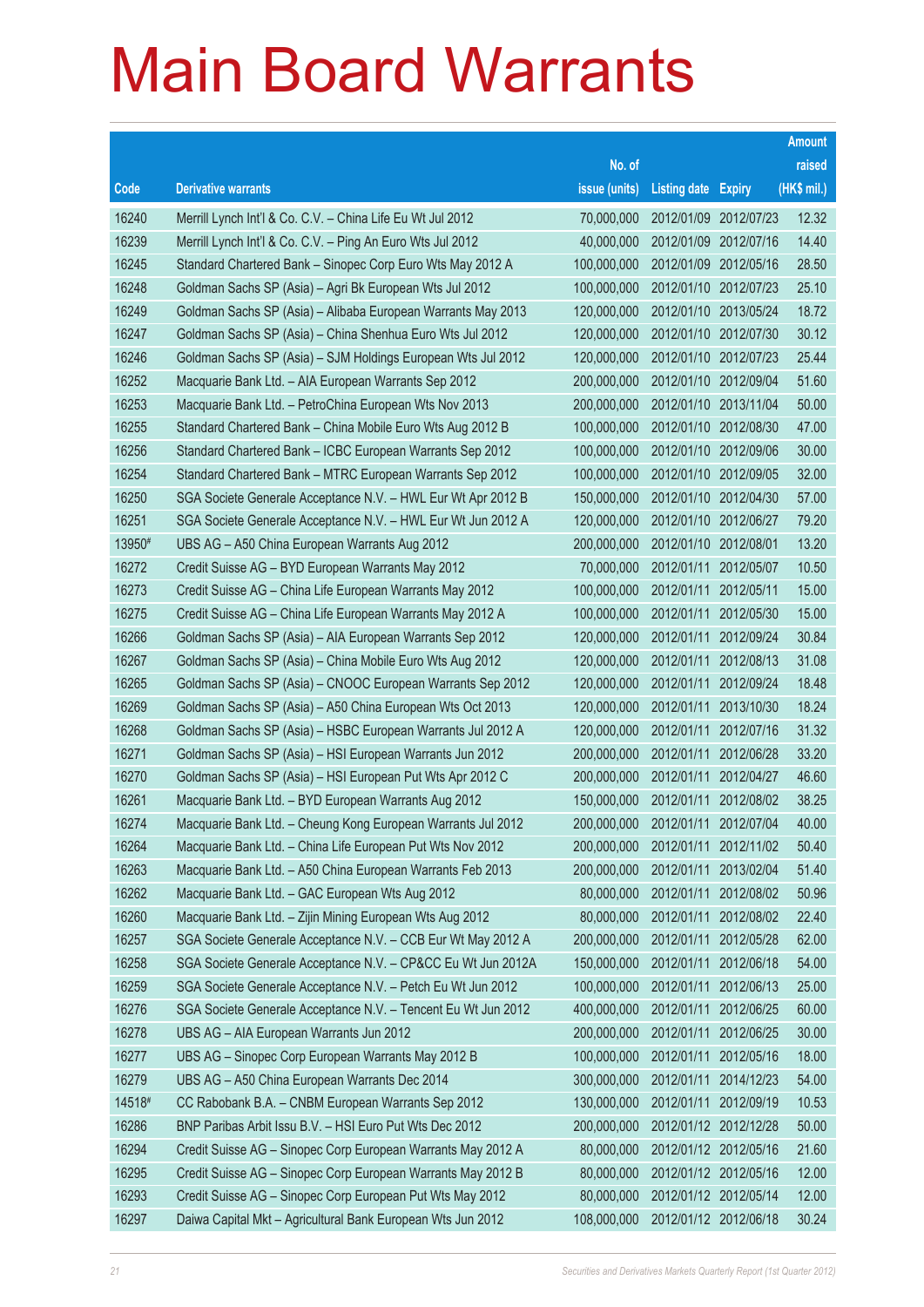# Main Board Warrants

| Code | Derivative warrants | No. of issue (units) | Listing date | Expiry | Amount raised (HK$ mil.) |
|---|---|---|---|---|---|
| 16240 | Merrill Lynch Int'l & Co. C.V. – China Life Eu Wt Jul 2012 | 70,000,000 | 2012/01/09 | 2012/07/23 | 12.32 |
| 16239 | Merrill Lynch Int'l & Co. C.V. – Ping An Euro Wts Jul 2012 | 40,000,000 | 2012/01/09 | 2012/07/16 | 14.40 |
| 16245 | Standard Chartered Bank – Sinopec Corp Euro Wts May 2012 A | 100,000,000 | 2012/01/09 | 2012/05/16 | 28.50 |
| 16248 | Goldman Sachs SP (Asia) – Agri Bk European Wts Jul 2012 | 100,000,000 | 2012/01/10 | 2012/07/23 | 25.10 |
| 16249 | Goldman Sachs SP (Asia) – Alibaba European Warrants May 2013 | 120,000,000 | 2012/01/10 | 2013/05/24 | 18.72 |
| 16247 | Goldman Sachs SP (Asia) – China Shenhua Euro Wts Jul 2012 | 120,000,000 | 2012/01/10 | 2012/07/30 | 30.12 |
| 16246 | Goldman Sachs SP (Asia) – SJM Holdings European Wts Jul 2012 | 120,000,000 | 2012/01/10 | 2012/07/23 | 25.44 |
| 16252 | Macquarie Bank Ltd. – AIA European Warrants Sep 2012 | 200,000,000 | 2012/01/10 | 2012/09/04 | 51.60 |
| 16253 | Macquarie Bank Ltd. – PetroChina European Wts Nov 2013 | 200,000,000 | 2012/01/10 | 2013/11/04 | 50.00 |
| 16255 | Standard Chartered Bank – China Mobile Euro Wts Aug 2012 B | 100,000,000 | 2012/01/10 | 2012/08/30 | 47.00 |
| 16256 | Standard Chartered Bank – ICBC European Warrants Sep 2012 | 100,000,000 | 2012/01/10 | 2012/09/06 | 30.00 |
| 16254 | Standard Chartered Bank – MTRC European Warrants Sep 2012 | 100,000,000 | 2012/01/10 | 2012/09/05 | 32.00 |
| 16250 | SGA Societe Generale Acceptance N.V. – HWL Eur Wt Apr 2012 B | 150,000,000 | 2012/01/10 | 2012/04/30 | 57.00 |
| 16251 | SGA Societe Generale Acceptance N.V. – HWL Eur Wt Jun 2012 A | 120,000,000 | 2012/01/10 | 2012/06/27 | 79.20 |
| 13950# | UBS AG – A50 China European Warrants Aug 2012 | 200,000,000 | 2012/01/10 | 2012/08/01 | 13.20 |
| 16272 | Credit Suisse AG – BYD European Warrants May 2012 | 70,000,000 | 2012/01/11 | 2012/05/07 | 10.50 |
| 16273 | Credit Suisse AG – China Life European Warrants May 2012 | 100,000,000 | 2012/01/11 | 2012/05/11 | 15.00 |
| 16275 | Credit Suisse AG – China Life European Warrants May 2012 A | 100,000,000 | 2012/01/11 | 2012/05/30 | 15.00 |
| 16266 | Goldman Sachs SP (Asia) – AIA European Warrants Sep 2012 | 120,000,000 | 2012/01/11 | 2012/09/24 | 30.84 |
| 16267 | Goldman Sachs SP (Asia) – China Mobile Euro Wts Aug 2012 | 120,000,000 | 2012/01/11 | 2012/08/13 | 31.08 |
| 16265 | Goldman Sachs SP (Asia) – CNOOC European Warrants Sep 2012 | 120,000,000 | 2012/01/11 | 2012/09/24 | 18.48 |
| 16269 | Goldman Sachs SP (Asia) – A50 China European Wts Oct 2013 | 120,000,000 | 2012/01/11 | 2013/10/30 | 18.24 |
| 16268 | Goldman Sachs SP (Asia) – HSBC European Warrants Jul 2012 A | 120,000,000 | 2012/01/11 | 2012/07/16 | 31.32 |
| 16271 | Goldman Sachs SP (Asia) – HSI European Warrants Jun 2012 | 200,000,000 | 2012/01/11 | 2012/06/28 | 33.20 |
| 16270 | Goldman Sachs SP (Asia) – HSI European Put Wts Apr 2012 C | 200,000,000 | 2012/01/11 | 2012/04/27 | 46.60 |
| 16261 | Macquarie Bank Ltd. – BYD European Warrants Aug 2012 | 150,000,000 | 2012/01/11 | 2012/08/02 | 38.25 |
| 16274 | Macquarie Bank Ltd. – Cheung Kong European Warrants Jul 2012 | 200,000,000 | 2012/01/11 | 2012/07/04 | 40.00 |
| 16264 | Macquarie Bank Ltd. – China Life European Put Wts Nov 2012 | 200,000,000 | 2012/01/11 | 2012/11/02 | 50.40 |
| 16263 | Macquarie Bank Ltd. – A50 China European Warrants Feb 2013 | 200,000,000 | 2012/01/11 | 2013/02/04 | 51.40 |
| 16262 | Macquarie Bank Ltd. – GAC European Wts Aug 2012 | 80,000,000 | 2012/01/11 | 2012/08/02 | 50.96 |
| 16260 | Macquarie Bank Ltd. – Zijin Mining European Wts Aug 2012 | 80,000,000 | 2012/01/11 | 2012/08/02 | 22.40 |
| 16257 | SGA Societe Generale Acceptance N.V. – CCB Eur Wt May 2012 A | 200,000,000 | 2012/01/11 | 2012/05/28 | 62.00 |
| 16258 | SGA Societe Generale Acceptance N.V. – CP&CC Eu Wt Jun 2012A | 150,000,000 | 2012/01/11 | 2012/06/18 | 54.00 |
| 16259 | SGA Societe Generale Acceptance N.V. – Petch Eu Wt Jun 2012 | 100,000,000 | 2012/01/11 | 2012/06/13 | 25.00 |
| 16276 | SGA Societe Generale Acceptance N.V. – Tencent Eu Wt Jun 2012 | 400,000,000 | 2012/01/11 | 2012/06/25 | 60.00 |
| 16278 | UBS AG – AIA European Warrants Jun 2012 | 200,000,000 | 2012/01/11 | 2012/06/25 | 30.00 |
| 16277 | UBS AG – Sinopec Corp European Warrants May 2012 B | 100,000,000 | 2012/01/11 | 2012/05/16 | 18.00 |
| 16279 | UBS AG – A50 China European Warrants Dec 2014 | 300,000,000 | 2012/01/11 | 2014/12/23 | 54.00 |
| 14518# | CC Rabobank B.A. – CNBM European Warrants Sep 2012 | 130,000,000 | 2012/01/11 | 2012/09/19 | 10.53 |
| 16286 | BNP Paribas Arbit Issu B.V. – HSI Euro Put Wts Dec 2012 | 200,000,000 | 2012/01/12 | 2012/12/28 | 50.00 |
| 16294 | Credit Suisse AG – Sinopec Corp European Warrants May 2012 A | 80,000,000 | 2012/01/12 | 2012/05/16 | 21.60 |
| 16295 | Credit Suisse AG – Sinopec Corp European Warrants May 2012 B | 80,000,000 | 2012/01/12 | 2012/05/16 | 12.00 |
| 16293 | Credit Suisse AG – Sinopec Corp European Put Wts May 2012 | 80,000,000 | 2012/01/12 | 2012/05/14 | 12.00 |
| 16297 | Daiwa Capital Mkt – Agricultural Bank European Wts Jun 2012 | 108,000,000 | 2012/01/12 | 2012/06/18 | 30.24 |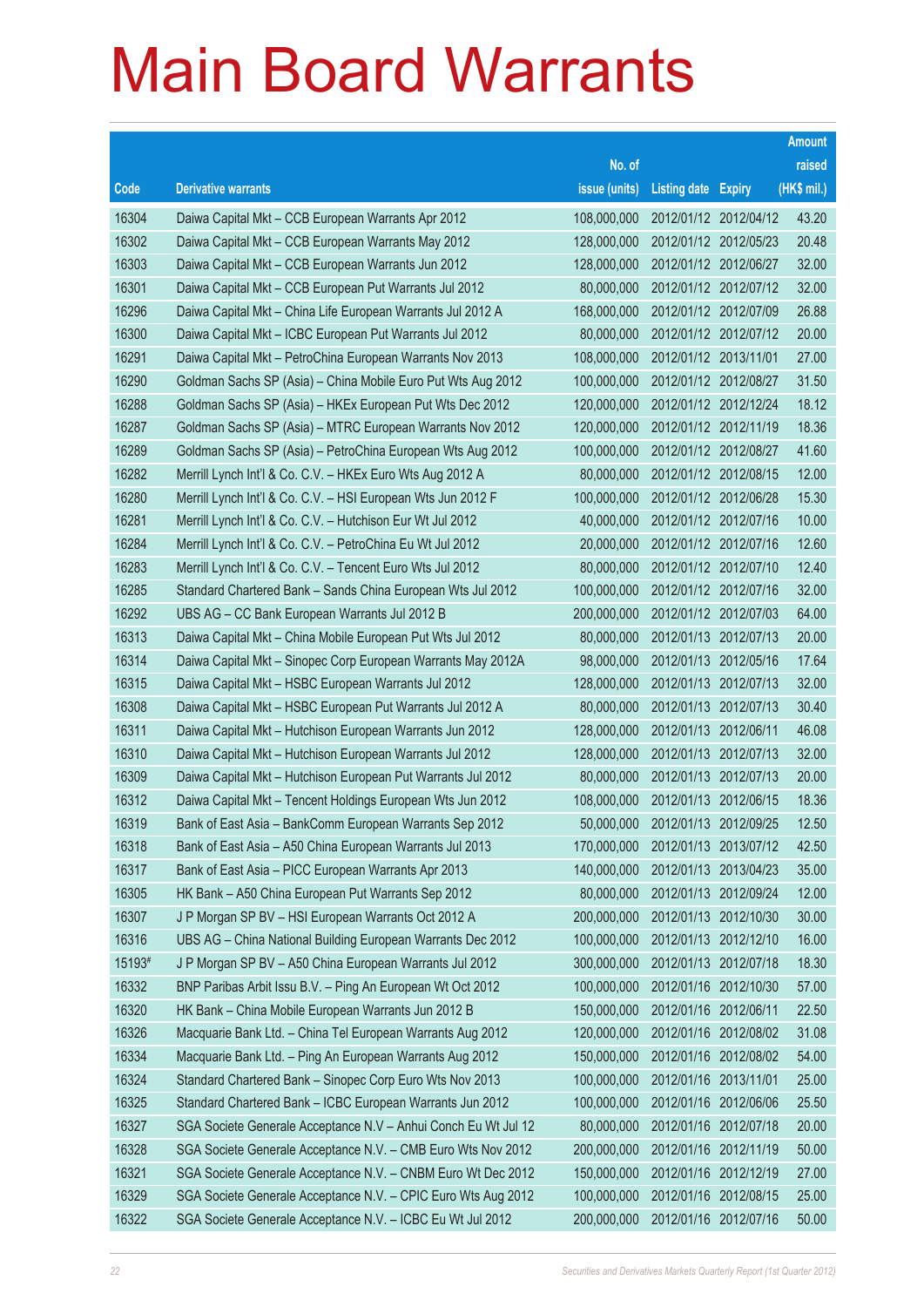# Main Board Warrants

| Code | Derivative warrants | No. of issue (units) | Listing date | Expiry | Amount raised (HK$ mil.) |
|---|---|---|---|---|---|
| 16304 | Daiwa Capital Mkt – CCB European Warrants Apr 2012 | 108,000,000 | 2012/01/12 | 2012/04/12 | 43.20 |
| 16302 | Daiwa Capital Mkt – CCB European Warrants May 2012 | 128,000,000 | 2012/01/12 | 2012/05/23 | 20.48 |
| 16303 | Daiwa Capital Mkt – CCB European Warrants Jun 2012 | 128,000,000 | 2012/01/12 | 2012/06/27 | 32.00 |
| 16301 | Daiwa Capital Mkt – CCB European Put Warrants Jul 2012 | 80,000,000 | 2012/01/12 | 2012/07/12 | 32.00 |
| 16296 | Daiwa Capital Mkt – China Life European Warrants Jul 2012 A | 168,000,000 | 2012/01/12 | 2012/07/09 | 26.88 |
| 16300 | Daiwa Capital Mkt – ICBC European Put Warrants Jul 2012 | 80,000,000 | 2012/01/12 | 2012/07/12 | 20.00 |
| 16291 | Daiwa Capital Mkt – PetroChina European Warrants Nov 2013 | 108,000,000 | 2012/01/12 | 2013/11/01 | 27.00 |
| 16290 | Goldman Sachs SP (Asia) – China Mobile Euro Put Wts Aug 2012 | 100,000,000 | 2012/01/12 | 2012/08/27 | 31.50 |
| 16288 | Goldman Sachs SP (Asia) – HKEx European Put Wts Dec 2012 | 120,000,000 | 2012/01/12 | 2012/12/24 | 18.12 |
| 16287 | Goldman Sachs SP (Asia) – MTRC European Warrants Nov 2012 | 120,000,000 | 2012/01/12 | 2012/11/19 | 18.36 |
| 16289 | Goldman Sachs SP (Asia) – PetroChina European Wts Aug 2012 | 100,000,000 | 2012/01/12 | 2012/08/27 | 41.60 |
| 16282 | Merrill Lynch Int'l & Co. C.V. – HKEx Euro Wts Aug 2012 A | 80,000,000 | 2012/01/12 | 2012/08/15 | 12.00 |
| 16280 | Merrill Lynch Int'l & Co. C.V. – HSI European Wts Jun 2012 F | 100,000,000 | 2012/01/12 | 2012/06/28 | 15.30 |
| 16281 | Merrill Lynch Int'l & Co. C.V. – Hutchison Eur Wt Jul 2012 | 40,000,000 | 2012/01/12 | 2012/07/16 | 10.00 |
| 16284 | Merrill Lynch Int'l & Co. C.V. – PetroChina Eu Wt Jul 2012 | 20,000,000 | 2012/01/12 | 2012/07/16 | 12.60 |
| 16283 | Merrill Lynch Int'l & Co. C.V. – Tencent Euro Wts Jul 2012 | 80,000,000 | 2012/01/12 | 2012/07/10 | 12.40 |
| 16285 | Standard Chartered Bank – Sands China European Wts Jul 2012 | 100,000,000 | 2012/01/12 | 2012/07/16 | 32.00 |
| 16292 | UBS AG – CC Bank European Warrants Jul 2012 B | 200,000,000 | 2012/01/12 | 2012/07/03 | 64.00 |
| 16313 | Daiwa Capital Mkt – China Mobile European Put Wts Jul 2012 | 80,000,000 | 2012/01/13 | 2012/07/13 | 20.00 |
| 16314 | Daiwa Capital Mkt – Sinopec Corp European Warrants May 2012A | 98,000,000 | 2012/01/13 | 2012/05/16 | 17.64 |
| 16315 | Daiwa Capital Mkt – HSBC European Warrants Jul 2012 | 128,000,000 | 2012/01/13 | 2012/07/13 | 32.00 |
| 16308 | Daiwa Capital Mkt – HSBC European Put Warrants Jul 2012 A | 80,000,000 | 2012/01/13 | 2012/07/13 | 30.40 |
| 16311 | Daiwa Capital Mkt – Hutchison European Warrants Jun 2012 | 128,000,000 | 2012/01/13 | 2012/06/11 | 46.08 |
| 16310 | Daiwa Capital Mkt – Hutchison European Warrants Jul 2012 | 128,000,000 | 2012/01/13 | 2012/07/13 | 32.00 |
| 16309 | Daiwa Capital Mkt – Hutchison European Put Warrants Jul 2012 | 80,000,000 | 2012/01/13 | 2012/07/13 | 20.00 |
| 16312 | Daiwa Capital Mkt – Tencent Holdings European Wts Jun 2012 | 108,000,000 | 2012/01/13 | 2012/06/15 | 18.36 |
| 16319 | Bank of East Asia – BankComm European Warrants Sep 2012 | 50,000,000 | 2012/01/13 | 2012/09/25 | 12.50 |
| 16318 | Bank of East Asia – A50 China European Warrants Jul 2013 | 170,000,000 | 2012/01/13 | 2013/07/12 | 42.50 |
| 16317 | Bank of East Asia – PICC European Warrants Apr 2013 | 140,000,000 | 2012/01/13 | 2013/04/23 | 35.00 |
| 16305 | HK Bank – A50 China European Put Warrants Sep 2012 | 80,000,000 | 2012/01/13 | 2012/09/24 | 12.00 |
| 16307 | J P Morgan SP BV – HSI European Warrants Oct 2012 A | 200,000,000 | 2012/01/13 | 2012/10/30 | 30.00 |
| 16316 | UBS AG – China National Building European Warrants Dec 2012 | 100,000,000 | 2012/01/13 | 2012/12/10 | 16.00 |
| 15193# | J P Morgan SP BV – A50 China European Warrants Jul 2012 | 300,000,000 | 2012/01/13 | 2012/07/18 | 18.30 |
| 16332 | BNP Paribas Arbit Issu B.V. – Ping An European Wt Oct 2012 | 100,000,000 | 2012/01/16 | 2012/10/30 | 57.00 |
| 16320 | HK Bank – China Mobile European Warrants Jun 2012 B | 150,000,000 | 2012/01/16 | 2012/06/11 | 22.50 |
| 16326 | Macquarie Bank Ltd. – China Tel European Warrants Aug 2012 | 120,000,000 | 2012/01/16 | 2012/08/02 | 31.08 |
| 16334 | Macquarie Bank Ltd. – Ping An European Warrants Aug 2012 | 150,000,000 | 2012/01/16 | 2012/08/02 | 54.00 |
| 16324 | Standard Chartered Bank – Sinopec Corp Euro Wts Nov 2013 | 100,000,000 | 2012/01/16 | 2013/11/01 | 25.00 |
| 16325 | Standard Chartered Bank – ICBC European Warrants Jun 2012 | 100,000,000 | 2012/01/16 | 2012/06/06 | 25.50 |
| 16327 | SGA Societe Generale Acceptance N.V – Anhui Conch Eu Wt Jul 12 | 80,000,000 | 2012/01/16 | 2012/07/18 | 20.00 |
| 16328 | SGA Societe Generale Acceptance N.V. – CMB Euro Wts Nov 2012 | 200,000,000 | 2012/01/16 | 2012/11/19 | 50.00 |
| 16321 | SGA Societe Generale Acceptance N.V. – CNBM Euro Wt Dec 2012 | 150,000,000 | 2012/01/16 | 2012/12/19 | 27.00 |
| 16329 | SGA Societe Generale Acceptance N.V. – CPIC Euro Wts Aug 2012 | 100,000,000 | 2012/01/16 | 2012/08/15 | 25.00 |
| 16322 | SGA Societe Generale Acceptance N.V. – ICBC Eu Wt Jul 2012 | 200,000,000 | 2012/01/16 | 2012/07/16 | 50.00 |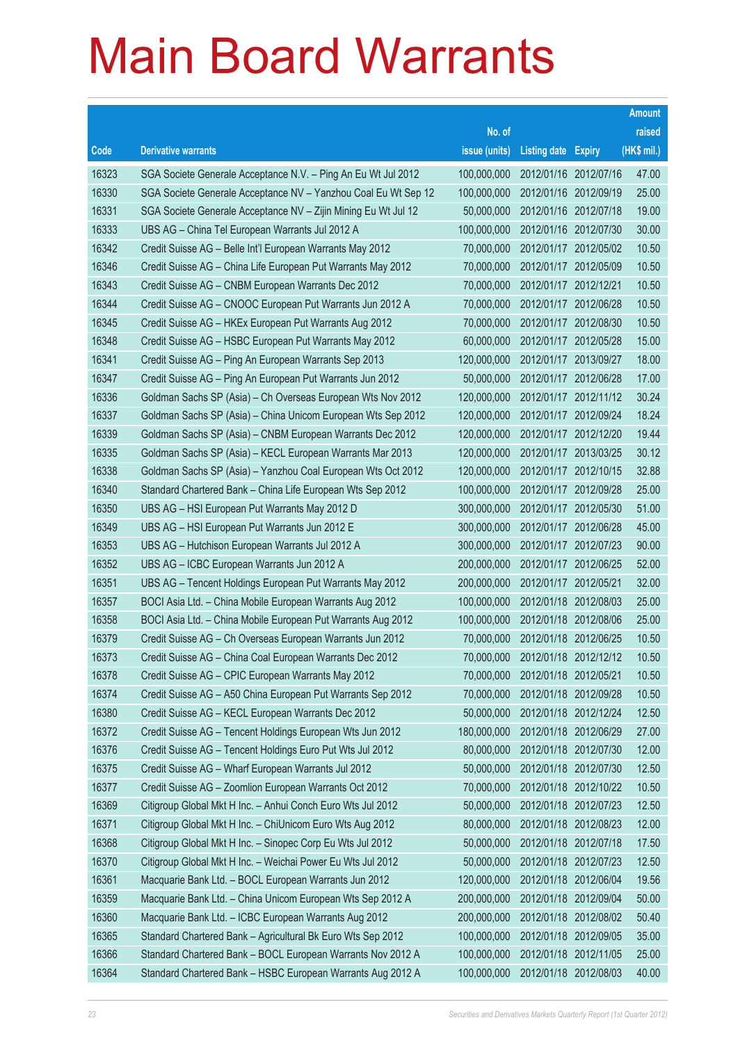# Main Board Warrants

| Code | Derivative warrants | No. of issue (units) | Listing date | Expiry | Amount raised (HK$ mil.) |
|---|---|---|---|---|---|
| 16323 | SGA Societe Generale Acceptance N.V. – Ping An Eu Wt Jul 2012 | 100,000,000 | 2012/01/16 | 2012/07/16 | 47.00 |
| 16330 | SGA Societe Generale Acceptance NV – Yanzhou Coal Eu Wt Sep 12 | 100,000,000 | 2012/01/16 | 2012/09/19 | 25.00 |
| 16331 | SGA Societe Generale Acceptance NV – Zijin Mining Eu Wt Jul 12 | 50,000,000 | 2012/01/16 | 2012/07/18 | 19.00 |
| 16333 | UBS AG – China Tel European Warrants Jul 2012 A | 100,000,000 | 2012/01/16 | 2012/07/30 | 30.00 |
| 16342 | Credit Suisse AG – Belle Int'l European Warrants May 2012 | 70,000,000 | 2012/01/17 | 2012/05/02 | 10.50 |
| 16346 | Credit Suisse AG – China Life European Put Warrants May 2012 | 70,000,000 | 2012/01/17 | 2012/05/09 | 10.50 |
| 16343 | Credit Suisse AG – CNBM European Warrants Dec 2012 | 70,000,000 | 2012/01/17 | 2012/12/21 | 10.50 |
| 16344 | Credit Suisse AG – CNOOC European Put Warrants Jun 2012 A | 70,000,000 | 2012/01/17 | 2012/06/28 | 10.50 |
| 16345 | Credit Suisse AG – HKEx European Put Warrants Aug 2012 | 70,000,000 | 2012/01/17 | 2012/08/30 | 10.50 |
| 16348 | Credit Suisse AG – HSBC European Put Warrants May 2012 | 60,000,000 | 2012/01/17 | 2012/05/28 | 15.00 |
| 16341 | Credit Suisse AG – Ping An European Warrants Sep 2013 | 120,000,000 | 2012/01/17 | 2013/09/27 | 18.00 |
| 16347 | Credit Suisse AG – Ping An European Put Warrants Jun 2012 | 50,000,000 | 2012/01/17 | 2012/06/28 | 17.00 |
| 16336 | Goldman Sachs SP (Asia) – Ch Overseas European Wts Nov 2012 | 120,000,000 | 2012/01/17 | 2012/11/12 | 30.24 |
| 16337 | Goldman Sachs SP (Asia) – China Unicom European Wts Sep 2012 | 120,000,000 | 2012/01/17 | 2012/09/24 | 18.24 |
| 16339 | Goldman Sachs SP (Asia) – CNBM European Warrants Dec 2012 | 120,000,000 | 2012/01/17 | 2012/12/20 | 19.44 |
| 16335 | Goldman Sachs SP (Asia) – KECL European Warrants Mar 2013 | 120,000,000 | 2012/01/17 | 2013/03/25 | 30.12 |
| 16338 | Goldman Sachs SP (Asia) – Yanzhou Coal European Wts Oct 2012 | 120,000,000 | 2012/01/17 | 2012/10/15 | 32.88 |
| 16340 | Standard Chartered Bank – China Life European Wts Sep 2012 | 100,000,000 | 2012/01/17 | 2012/09/28 | 25.00 |
| 16350 | UBS AG – HSI European Put Warrants May 2012 D | 300,000,000 | 2012/01/17 | 2012/05/30 | 51.00 |
| 16349 | UBS AG – HSI European Put Warrants Jun 2012 E | 300,000,000 | 2012/01/17 | 2012/06/28 | 45.00 |
| 16353 | UBS AG – Hutchison European Warrants Jul 2012 A | 300,000,000 | 2012/01/17 | 2012/07/23 | 90.00 |
| 16352 | UBS AG – ICBC European Warrants Jun 2012 A | 200,000,000 | 2012/01/17 | 2012/06/25 | 52.00 |
| 16351 | UBS AG – Tencent Holdings European Put Warrants May 2012 | 200,000,000 | 2012/01/17 | 2012/05/21 | 32.00 |
| 16357 | BOCI Asia Ltd. – China Mobile European Warrants Aug 2012 | 100,000,000 | 2012/01/18 | 2012/08/03 | 25.00 |
| 16358 | BOCI Asia Ltd. – China Mobile European Put Warrants Aug 2012 | 100,000,000 | 2012/01/18 | 2012/08/06 | 25.00 |
| 16379 | Credit Suisse AG – Ch Overseas European Warrants Jun 2012 | 70,000,000 | 2012/01/18 | 2012/06/25 | 10.50 |
| 16373 | Credit Suisse AG – China Coal European Warrants Dec 2012 | 70,000,000 | 2012/01/18 | 2012/12/12 | 10.50 |
| 16378 | Credit Suisse AG – CPIC European Warrants May 2012 | 70,000,000 | 2012/01/18 | 2012/05/21 | 10.50 |
| 16374 | Credit Suisse AG – A50 China European Put Warrants Sep 2012 | 70,000,000 | 2012/01/18 | 2012/09/28 | 10.50 |
| 16380 | Credit Suisse AG – KECL European Warrants Dec 2012 | 50,000,000 | 2012/01/18 | 2012/12/24 | 12.50 |
| 16372 | Credit Suisse AG – Tencent Holdings European Wts Jun 2012 | 180,000,000 | 2012/01/18 | 2012/06/29 | 27.00 |
| 16376 | Credit Suisse AG – Tencent Holdings Euro Put Wts Jul 2012 | 80,000,000 | 2012/01/18 | 2012/07/30 | 12.00 |
| 16375 | Credit Suisse AG – Wharf European Warrants Jul 2012 | 50,000,000 | 2012/01/18 | 2012/07/30 | 12.50 |
| 16377 | Credit Suisse AG – Zoomlion European Warrants Oct 2012 | 70,000,000 | 2012/01/18 | 2012/10/22 | 10.50 |
| 16369 | Citigroup Global Mkt H Inc. – Anhui Conch Euro Wts Jul 2012 | 50,000,000 | 2012/01/18 | 2012/07/23 | 12.50 |
| 16371 | Citigroup Global Mkt H Inc. – ChiUnicom Euro Wts Aug 2012 | 80,000,000 | 2012/01/18 | 2012/08/23 | 12.00 |
| 16368 | Citigroup Global Mkt H Inc. – Sinopec Corp Eu Wts Jul 2012 | 50,000,000 | 2012/01/18 | 2012/07/18 | 17.50 |
| 16370 | Citigroup Global Mkt H Inc. – Weichai Power Eu Wts Jul 2012 | 50,000,000 | 2012/01/18 | 2012/07/23 | 12.50 |
| 16361 | Macquarie Bank Ltd. – BOCL European Warrants Jun 2012 | 120,000,000 | 2012/01/18 | 2012/06/04 | 19.56 |
| 16359 | Macquarie Bank Ltd. – China Unicom European Wts Sep 2012 A | 200,000,000 | 2012/01/18 | 2012/09/04 | 50.00 |
| 16360 | Macquarie Bank Ltd. – ICBC European Warrants Aug 2012 | 200,000,000 | 2012/01/18 | 2012/08/02 | 50.40 |
| 16365 | Standard Chartered Bank – Agricultural Bk Euro Wts Sep 2012 | 100,000,000 | 2012/01/18 | 2012/09/05 | 35.00 |
| 16366 | Standard Chartered Bank – BOCL European Warrants Nov 2012 A | 100,000,000 | 2012/01/18 | 2012/11/05 | 25.00 |
| 16364 | Standard Chartered Bank – HSBC European Warrants Aug 2012 A | 100,000,000 | 2012/01/18 | 2012/08/03 | 40.00 |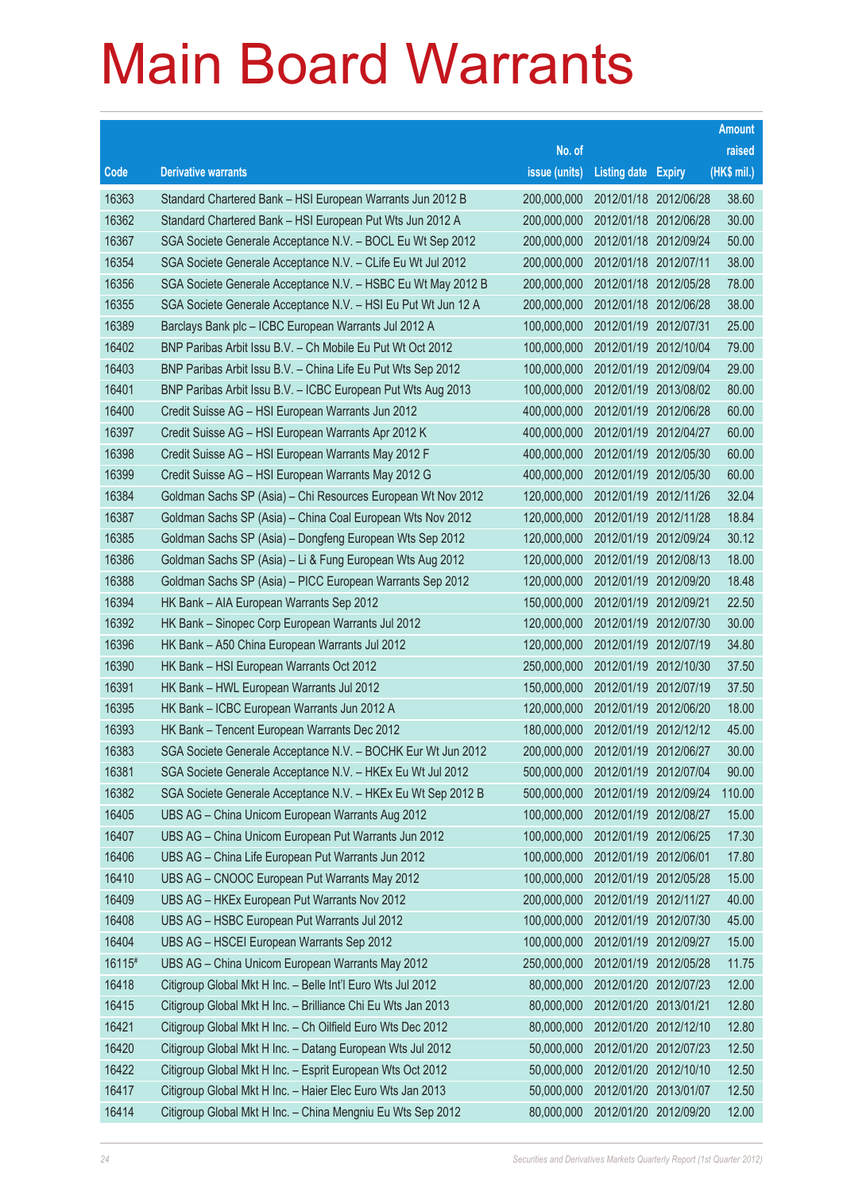# Main Board Warrants

| Code | Derivative warrants | No. of issue (units) | Listing date | Expiry | Amount raised (HK$ mil.) |
|---|---|---|---|---|---|
| 16363 | Standard Chartered Bank – HSI European Warrants Jun 2012 B | 200,000,000 | 2012/01/18 | 2012/06/28 | 38.60 |
| 16362 | Standard Chartered Bank – HSI European Put Wts Jun 2012 A | 200,000,000 | 2012/01/18 | 2012/06/28 | 30.00 |
| 16367 | SGA Societe Generale Acceptance N.V. – BOCL Eu Wt Sep 2012 | 200,000,000 | 2012/01/18 | 2012/09/24 | 50.00 |
| 16354 | SGA Societe Generale Acceptance N.V. – CLife Eu Wt Jul 2012 | 200,000,000 | 2012/01/18 | 2012/07/11 | 38.00 |
| 16356 | SGA Societe Generale Acceptance N.V. – HSBC Eu Wt May 2012 B | 200,000,000 | 2012/01/18 | 2012/05/28 | 78.00 |
| 16355 | SGA Societe Generale Acceptance N.V. – HSI Eu Put Wt Jun 12 A | 200,000,000 | 2012/01/18 | 2012/06/28 | 38.00 |
| 16389 | Barclays Bank plc – ICBC European Warrants Jul 2012 A | 100,000,000 | 2012/01/19 | 2012/07/31 | 25.00 |
| 16402 | BNP Paribas Arbit Issu B.V. – Ch Mobile Eu Put Wt Oct 2012 | 100,000,000 | 2012/01/19 | 2012/10/04 | 79.00 |
| 16403 | BNP Paribas Arbit Issu B.V. – China Life Eu Put Wts Sep 2012 | 100,000,000 | 2012/01/19 | 2012/09/04 | 29.00 |
| 16401 | BNP Paribas Arbit Issu B.V. – ICBC European Put Wts Aug 2013 | 100,000,000 | 2012/01/19 | 2013/08/02 | 80.00 |
| 16400 | Credit Suisse AG – HSI European Warrants Jun 2012 | 400,000,000 | 2012/01/19 | 2012/06/28 | 60.00 |
| 16397 | Credit Suisse AG – HSI European Warrants Apr 2012 K | 400,000,000 | 2012/01/19 | 2012/04/27 | 60.00 |
| 16398 | Credit Suisse AG – HSI European Warrants May 2012 F | 400,000,000 | 2012/01/19 | 2012/05/30 | 60.00 |
| 16399 | Credit Suisse AG – HSI European Warrants May 2012 G | 400,000,000 | 2012/01/19 | 2012/05/30 | 60.00 |
| 16384 | Goldman Sachs SP (Asia) – Chi Resources European Wt Nov 2012 | 120,000,000 | 2012/01/19 | 2012/11/26 | 32.04 |
| 16387 | Goldman Sachs SP (Asia) – China Coal European Wts Nov 2012 | 120,000,000 | 2012/01/19 | 2012/11/28 | 18.84 |
| 16385 | Goldman Sachs SP (Asia) – Dongfeng European Wts Sep 2012 | 120,000,000 | 2012/01/19 | 2012/09/24 | 30.12 |
| 16386 | Goldman Sachs SP (Asia) – Li & Fung European Wts Aug 2012 | 120,000,000 | 2012/01/19 | 2012/08/13 | 18.00 |
| 16388 | Goldman Sachs SP (Asia) – PICC European Warrants Sep 2012 | 120,000,000 | 2012/01/19 | 2012/09/20 | 18.48 |
| 16394 | HK Bank – AIA European Warrants Sep 2012 | 150,000,000 | 2012/01/19 | 2012/09/21 | 22.50 |
| 16392 | HK Bank – Sinopec Corp European Warrants Jul 2012 | 120,000,000 | 2012/01/19 | 2012/07/30 | 30.00 |
| 16396 | HK Bank – A50 China European Warrants Jul 2012 | 120,000,000 | 2012/01/19 | 2012/07/19 | 34.80 |
| 16390 | HK Bank – HSI European Warrants Oct 2012 | 250,000,000 | 2012/01/19 | 2012/10/30 | 37.50 |
| 16391 | HK Bank – HWL European Warrants Jul 2012 | 150,000,000 | 2012/01/19 | 2012/07/19 | 37.50 |
| 16395 | HK Bank – ICBC European Warrants Jun 2012 A | 120,000,000 | 2012/01/19 | 2012/06/20 | 18.00 |
| 16393 | HK Bank – Tencent European Warrants Dec 2012 | 180,000,000 | 2012/01/19 | 2012/12/12 | 45.00 |
| 16383 | SGA Societe Generale Acceptance N.V. – BOCHK Eur Wt Jun 2012 | 200,000,000 | 2012/01/19 | 2012/06/27 | 30.00 |
| 16381 | SGA Societe Generale Acceptance N.V. – HKEx Eu Wt Jul 2012 | 500,000,000 | 2012/01/19 | 2012/07/04 | 90.00 |
| 16382 | SGA Societe Generale Acceptance N.V. – HKEx Eu Wt Sep 2012 B | 500,000,000 | 2012/01/19 | 2012/09/24 | 110.00 |
| 16405 | UBS AG – China Unicom European Warrants Aug 2012 | 100,000,000 | 2012/01/19 | 2012/08/27 | 15.00 |
| 16407 | UBS AG – China Unicom European Put Warrants Jun 2012 | 100,000,000 | 2012/01/19 | 2012/06/25 | 17.30 |
| 16406 | UBS AG – China Life European Put Warrants Jun 2012 | 100,000,000 | 2012/01/19 | 2012/06/01 | 17.80 |
| 16410 | UBS AG – CNOOC European Put Warrants May 2012 | 100,000,000 | 2012/01/19 | 2012/05/28 | 15.00 |
| 16409 | UBS AG – HKEx European Put Warrants Nov 2012 | 200,000,000 | 2012/01/19 | 2012/11/27 | 40.00 |
| 16408 | UBS AG – HSBC European Put Warrants Jul 2012 | 100,000,000 | 2012/01/19 | 2012/07/30 | 45.00 |
| 16404 | UBS AG – HSCEI European Warrants Sep 2012 | 100,000,000 | 2012/01/19 | 2012/09/27 | 15.00 |
| 16115# | UBS AG – China Unicom European Warrants May 2012 | 250,000,000 | 2012/01/19 | 2012/05/28 | 11.75 |
| 16418 | Citigroup Global Mkt H Inc. – Belle Int'l Euro Wts Jul 2012 | 80,000,000 | 2012/01/20 | 2012/07/23 | 12.00 |
| 16415 | Citigroup Global Mkt H Inc. – Brilliance Chi Eu Wts Jan 2013 | 80,000,000 | 2012/01/20 | 2013/01/21 | 12.80 |
| 16421 | Citigroup Global Mkt H Inc. – Ch Oilfield Euro Wts Dec 2012 | 80,000,000 | 2012/01/20 | 2012/12/10 | 12.80 |
| 16420 | Citigroup Global Mkt H Inc. – Datang European Wts Jul 2012 | 50,000,000 | 2012/01/20 | 2012/07/23 | 12.50 |
| 16422 | Citigroup Global Mkt H Inc. – Esprit European Wts Oct 2012 | 50,000,000 | 2012/01/20 | 2012/10/10 | 12.50 |
| 16417 | Citigroup Global Mkt H Inc. – Haier Elec Euro Wts Jan 2013 | 50,000,000 | 2012/01/20 | 2013/01/07 | 12.50 |
| 16414 | Citigroup Global Mkt H Inc. – China Mengniu Eu Wts Sep 2012 | 80,000,000 | 2012/01/20 | 2012/09/20 | 12.00 |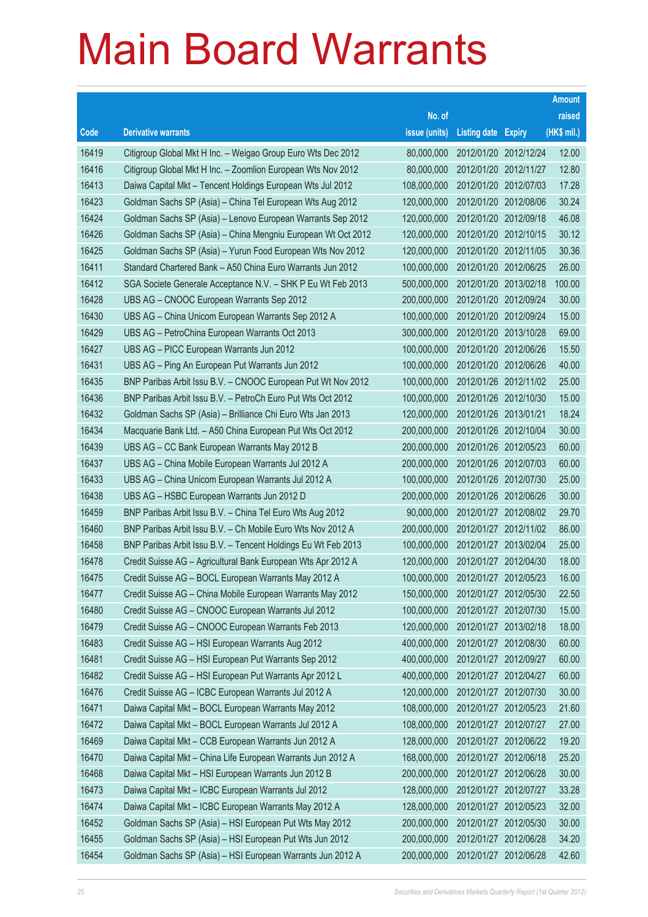# Main Board Warrants

| Code | Derivative warrants | No. of issue (units) | Listing date | Expiry | Amount raised (HK$ mil.) |
|---|---|---|---|---|---|
| 16419 | Citigroup Global Mkt H Inc. – Weigao Group Euro Wts Dec 2012 | 80,000,000 | 2012/01/20 | 2012/12/24 | 12.00 |
| 16416 | Citigroup Global Mkt H Inc. – Zoomlion European Wts Nov 2012 | 80,000,000 | 2012/01/20 | 2012/11/27 | 12.80 |
| 16413 | Daiwa Capital Mkt – Tencent Holdings European Wts Jul 2012 | 108,000,000 | 2012/01/20 | 2012/07/03 | 17.28 |
| 16423 | Goldman Sachs SP (Asia) – China Tel European Wts Aug 2012 | 120,000,000 | 2012/01/20 | 2012/08/06 | 30.24 |
| 16424 | Goldman Sachs SP (Asia) – Lenovo European Warrants Sep 2012 | 120,000,000 | 2012/01/20 | 2012/09/18 | 46.08 |
| 16426 | Goldman Sachs SP (Asia) – China Mengniu European Wt Oct 2012 | 120,000,000 | 2012/01/20 | 2012/10/15 | 30.12 |
| 16425 | Goldman Sachs SP (Asia) – Yurun Food European Wts Nov 2012 | 120,000,000 | 2012/01/20 | 2012/11/05 | 30.36 |
| 16411 | Standard Chartered Bank – A50 China Euro Warrants Jun 2012 | 100,000,000 | 2012/01/20 | 2012/06/25 | 26.00 |
| 16412 | SGA Societe Generale Acceptance N.V. – SHK P Eu Wt Feb 2013 | 500,000,000 | 2012/01/20 | 2013/02/18 | 100.00 |
| 16428 | UBS AG – CNOOC European Warrants Sep 2012 | 200,000,000 | 2012/01/20 | 2012/09/24 | 30.00 |
| 16430 | UBS AG – China Unicom European Warrants Sep 2012 A | 100,000,000 | 2012/01/20 | 2012/09/24 | 15.00 |
| 16429 | UBS AG – PetroChina European Warrants Oct 2013 | 300,000,000 | 2012/01/20 | 2013/10/28 | 69.00 |
| 16427 | UBS AG – PICC European Warrants Jun 2012 | 100,000,000 | 2012/01/20 | 2012/06/26 | 15.50 |
| 16431 | UBS AG – Ping An European Put Warrants Jun 2012 | 100,000,000 | 2012/01/20 | 2012/06/26 | 40.00 |
| 16435 | BNP Paribas Arbit Issu B.V. – CNOOC European Put Wt Nov 2012 | 100,000,000 | 2012/01/26 | 2012/11/02 | 25.00 |
| 16436 | BNP Paribas Arbit Issu B.V. – PetroCh Euro Put Wts Oct 2012 | 100,000,000 | 2012/01/26 | 2012/10/30 | 15.00 |
| 16432 | Goldman Sachs SP (Asia) – Brilliance Chi Euro Wts Jan 2013 | 120,000,000 | 2012/01/26 | 2013/01/21 | 18.24 |
| 16434 | Macquarie Bank Ltd. – A50 China European Put Wts Oct 2012 | 200,000,000 | 2012/01/26 | 2012/10/04 | 30.00 |
| 16439 | UBS AG – CC Bank European Warrants May 2012 B | 200,000,000 | 2012/01/26 | 2012/05/23 | 60.00 |
| 16437 | UBS AG – China Mobile European Warrants Jul 2012 A | 200,000,000 | 2012/01/26 | 2012/07/03 | 60.00 |
| 16433 | UBS AG – China Unicom European Warrants Jul 2012 A | 100,000,000 | 2012/01/26 | 2012/07/30 | 25.00 |
| 16438 | UBS AG – HSBC European Warrants Jun 2012 D | 200,000,000 | 2012/01/26 | 2012/06/26 | 30.00 |
| 16459 | BNP Paribas Arbit Issu B.V. – China Tel Euro Wts Aug 2012 | 90,000,000 | 2012/01/27 | 2012/08/02 | 29.70 |
| 16460 | BNP Paribas Arbit Issu B.V. – Ch Mobile Euro Wts Nov 2012 A | 200,000,000 | 2012/01/27 | 2012/11/02 | 86.00 |
| 16458 | BNP Paribas Arbit Issu B.V. – Tencent Holdings Eu Wt Feb 2013 | 100,000,000 | 2012/01/27 | 2013/02/04 | 25.00 |
| 16478 | Credit Suisse AG – Agricultural Bank European Wts Apr 2012 A | 120,000,000 | 2012/01/27 | 2012/04/30 | 18.00 |
| 16475 | Credit Suisse AG – BOCL European Warrants May 2012 A | 100,000,000 | 2012/01/27 | 2012/05/23 | 16.00 |
| 16477 | Credit Suisse AG – China Mobile European Warrants May 2012 | 150,000,000 | 2012/01/27 | 2012/05/30 | 22.50 |
| 16480 | Credit Suisse AG – CNOOC European Warrants Jul 2012 | 100,000,000 | 2012/01/27 | 2012/07/30 | 15.00 |
| 16479 | Credit Suisse AG – CNOOC European Warrants Feb 2013 | 120,000,000 | 2012/01/27 | 2013/02/18 | 18.00 |
| 16483 | Credit Suisse AG – HSI European Warrants Aug 2012 | 400,000,000 | 2012/01/27 | 2012/08/30 | 60.00 |
| 16481 | Credit Suisse AG – HSI European Put Warrants Sep 2012 | 400,000,000 | 2012/01/27 | 2012/09/27 | 60.00 |
| 16482 | Credit Suisse AG – HSI European Put Warrants Apr 2012 L | 400,000,000 | 2012/01/27 | 2012/04/27 | 60.00 |
| 16476 | Credit Suisse AG – ICBC European Warrants Jul 2012 A | 120,000,000 | 2012/01/27 | 2012/07/30 | 30.00 |
| 16471 | Daiwa Capital Mkt – BOCL European Warrants May 2012 | 108,000,000 | 2012/01/27 | 2012/05/23 | 21.60 |
| 16472 | Daiwa Capital Mkt – BOCL European Warrants Jul 2012 A | 108,000,000 | 2012/01/27 | 2012/07/27 | 27.00 |
| 16469 | Daiwa Capital Mkt – CCB European Warrants Jun 2012 A | 128,000,000 | 2012/01/27 | 2012/06/22 | 19.20 |
| 16470 | Daiwa Capital Mkt – China Life European Warrants Jun 2012 A | 168,000,000 | 2012/01/27 | 2012/06/18 | 25.20 |
| 16468 | Daiwa Capital Mkt – HSI European Warrants Jun 2012 B | 200,000,000 | 2012/01/27 | 2012/06/28 | 30.00 |
| 16473 | Daiwa Capital Mkt – ICBC European Warrants Jul 2012 | 128,000,000 | 2012/01/27 | 2012/07/27 | 33.28 |
| 16474 | Daiwa Capital Mkt – ICBC European Warrants May 2012 A | 128,000,000 | 2012/01/27 | 2012/05/23 | 32.00 |
| 16452 | Goldman Sachs SP (Asia) – HSI European Put Wts May 2012 | 200,000,000 | 2012/01/27 | 2012/05/30 | 30.00 |
| 16455 | Goldman Sachs SP (Asia) – HSI European Put Wts Jun 2012 | 200,000,000 | 2012/01/27 | 2012/06/28 | 34.20 |
| 16454 | Goldman Sachs SP (Asia) – HSI European Warrants Jun 2012 A | 200,000,000 | 2012/01/27 | 2012/06/28 | 42.60 |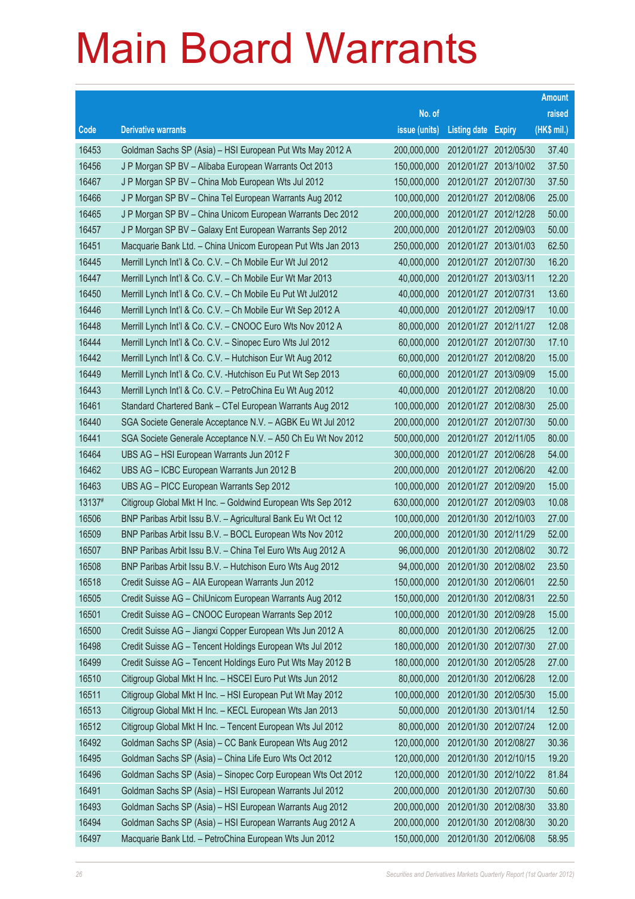# Main Board Warrants

| Code | Derivative warrants | No. of issue (units) | Listing date | Expiry | Amount raised (HK$ mil.) |
|---|---|---|---|---|---|
| 16453 | Goldman Sachs SP (Asia) – HSI European Put Wts May 2012 A | 200,000,000 | 2012/01/27 | 2012/05/30 | 37.40 |
| 16456 | J P Morgan SP BV – Alibaba European Warrants Oct 2013 | 150,000,000 | 2012/01/27 | 2013/10/02 | 37.50 |
| 16467 | J P Morgan SP BV – China Mob European Wts Jul 2012 | 150,000,000 | 2012/01/27 | 2012/07/30 | 37.50 |
| 16466 | J P Morgan SP BV – China Tel European Warrants Aug 2012 | 100,000,000 | 2012/01/27 | 2012/08/06 | 25.00 |
| 16465 | J P Morgan SP BV – China Unicom European Warrants Dec 2012 | 200,000,000 | 2012/01/27 | 2012/12/28 | 50.00 |
| 16457 | J P Morgan SP BV – Galaxy Ent European Warrants Sep 2012 | 200,000,000 | 2012/01/27 | 2012/09/03 | 50.00 |
| 16451 | Macquarie Bank Ltd. – China Unicom European Put Wts Jan 2013 | 250,000,000 | 2012/01/27 | 2013/01/03 | 62.50 |
| 16445 | Merrill Lynch Int'l & Co. C.V. – Ch Mobile Eur Wt Jul 2012 | 40,000,000 | 2012/01/27 | 2012/07/30 | 16.20 |
| 16447 | Merrill Lynch Int'l & Co. C.V. – Ch Mobile Eur Wt Mar 2013 | 40,000,000 | 2012/01/27 | 2013/03/11 | 12.20 |
| 16450 | Merrill Lynch Int'l & Co. C.V. – Ch Mobile Eu Put Wt Jul2012 | 40,000,000 | 2012/01/27 | 2012/07/31 | 13.60 |
| 16446 | Merrill Lynch Int'l & Co. C.V. – Ch Mobile Eur Wt Sep 2012 A | 40,000,000 | 2012/01/27 | 2012/09/17 | 10.00 |
| 16448 | Merrill Lynch Int'l & Co. C.V. – CNOOC Euro Wts Nov 2012 A | 80,000,000 | 2012/01/27 | 2012/11/27 | 12.08 |
| 16444 | Merrill Lynch Int'l & Co. C.V. – Sinopec Euro Wts Jul 2012 | 60,000,000 | 2012/01/27 | 2012/07/30 | 17.10 |
| 16442 | Merrill Lynch Int'l & Co. C.V. – Hutchison Eur Wt Aug 2012 | 60,000,000 | 2012/01/27 | 2012/08/20 | 15.00 |
| 16449 | Merrill Lynch Int'l & Co. C.V. -Hutchison Eu Put Wt Sep 2013 | 60,000,000 | 2012/01/27 | 2013/09/09 | 15.00 |
| 16443 | Merrill Lynch Int'l & Co. C.V. – PetroChina Eu Wt Aug 2012 | 40,000,000 | 2012/01/27 | 2012/08/20 | 10.00 |
| 16461 | Standard Chartered Bank – CTel European Warrants Aug 2012 | 100,000,000 | 2012/01/27 | 2012/08/30 | 25.00 |
| 16440 | SGA Societe Generale Acceptance N.V. – AGBK Eu Wt Jul 2012 | 200,000,000 | 2012/01/27 | 2012/07/30 | 50.00 |
| 16441 | SGA Societe Generale Acceptance N.V. – A50 Ch Eu Wt Nov 2012 | 500,000,000 | 2012/01/27 | 2012/11/05 | 80.00 |
| 16464 | UBS AG – HSI European Warrants Jun 2012 F | 300,000,000 | 2012/01/27 | 2012/06/28 | 54.00 |
| 16462 | UBS AG – ICBC European Warrants Jun 2012 B | 200,000,000 | 2012/01/27 | 2012/06/20 | 42.00 |
| 16463 | UBS AG – PICC European Warrants Sep 2012 | 100,000,000 | 2012/01/27 | 2012/09/20 | 15.00 |
| 13137# | Citigroup Global Mkt H Inc. – Goldwind European Wts Sep 2012 | 630,000,000 | 2012/01/27 | 2012/09/03 | 10.08 |
| 16506 | BNP Paribas Arbit Issu B.V. – Agricultural Bank Eu Wt Oct 12 | 100,000,000 | 2012/01/30 | 2012/10/03 | 27.00 |
| 16509 | BNP Paribas Arbit Issu B.V. – BOCL European Wts Nov 2012 | 200,000,000 | 2012/01/30 | 2012/11/29 | 52.00 |
| 16507 | BNP Paribas Arbit Issu B.V. – China Tel Euro Wts Aug 2012 A | 96,000,000 | 2012/01/30 | 2012/08/02 | 30.72 |
| 16508 | BNP Paribas Arbit Issu B.V. – Hutchison Euro Wts Aug 2012 | 94,000,000 | 2012/01/30 | 2012/08/02 | 23.50 |
| 16518 | Credit Suisse AG – AIA European Warrants Jun 2012 | 150,000,000 | 2012/01/30 | 2012/06/01 | 22.50 |
| 16505 | Credit Suisse AG – ChiUnicom European Warrants Aug 2012 | 150,000,000 | 2012/01/30 | 2012/08/31 | 22.50 |
| 16501 | Credit Suisse AG – CNOOC European Warrants Sep 2012 | 100,000,000 | 2012/01/30 | 2012/09/28 | 15.00 |
| 16500 | Credit Suisse AG – Jiangxi Copper European Wts Jun 2012 A | 80,000,000 | 2012/01/30 | 2012/06/25 | 12.00 |
| 16498 | Credit Suisse AG – Tencent Holdings European Wts Jul 2012 | 180,000,000 | 2012/01/30 | 2012/07/30 | 27.00 |
| 16499 | Credit Suisse AG – Tencent Holdings Euro Put Wts May 2012 B | 180,000,000 | 2012/01/30 | 2012/05/28 | 27.00 |
| 16510 | Citigroup Global Mkt H Inc. – HSCEI Euro Put Wts Jun 2012 | 80,000,000 | 2012/01/30 | 2012/06/28 | 12.00 |
| 16511 | Citigroup Global Mkt H Inc. – HSI European Put Wt May 2012 | 100,000,000 | 2012/01/30 | 2012/05/30 | 15.00 |
| 16513 | Citigroup Global Mkt H Inc. – KECL European Wts Jan 2013 | 50,000,000 | 2012/01/30 | 2013/01/14 | 12.50 |
| 16512 | Citigroup Global Mkt H Inc. – Tencent European Wts Jul 2012 | 80,000,000 | 2012/01/30 | 2012/07/24 | 12.00 |
| 16492 | Goldman Sachs SP (Asia) – CC Bank European Wts Aug 2012 | 120,000,000 | 2012/01/30 | 2012/08/27 | 30.36 |
| 16495 | Goldman Sachs SP (Asia) – China Life Euro Wts Oct 2012 | 120,000,000 | 2012/01/30 | 2012/10/15 | 19.20 |
| 16496 | Goldman Sachs SP (Asia) – Sinopec Corp European Wts Oct 2012 | 120,000,000 | 2012/01/30 | 2012/10/22 | 81.84 |
| 16491 | Goldman Sachs SP (Asia) – HSI European Warrants Jul 2012 | 200,000,000 | 2012/01/30 | 2012/07/30 | 50.60 |
| 16493 | Goldman Sachs SP (Asia) – HSI European Warrants Aug 2012 | 200,000,000 | 2012/01/30 | 2012/08/30 | 33.80 |
| 16494 | Goldman Sachs SP (Asia) – HSI European Warrants Aug 2012 A | 200,000,000 | 2012/01/30 | 2012/08/30 | 30.20 |
| 16497 | Macquarie Bank Ltd. – PetroChina European Wts Jun 2012 | 150,000,000 | 2012/01/30 | 2012/06/08 | 58.95 |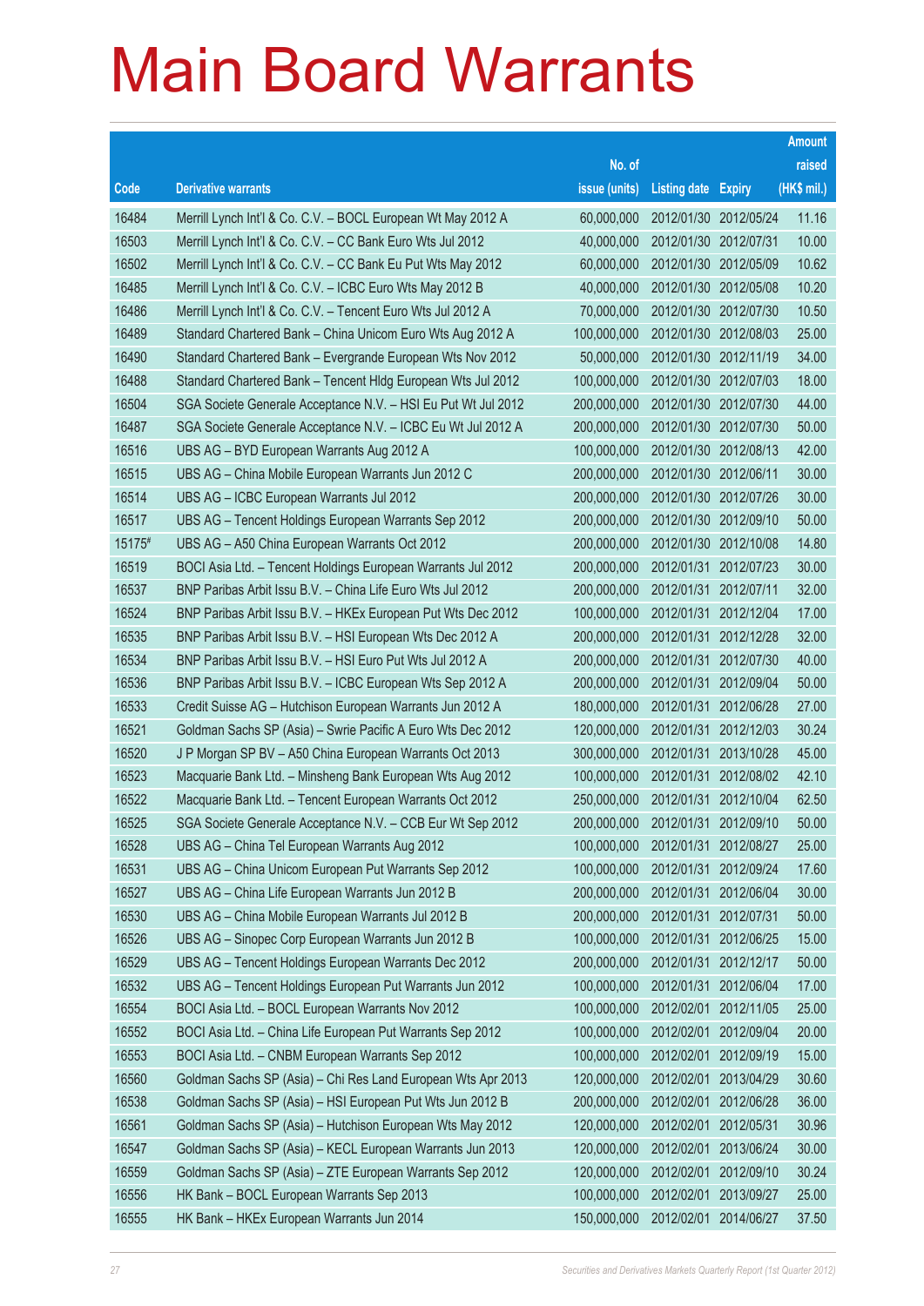# Main Board Warrants

| Code | Derivative warrants | No. of issue (units) | Listing date | Expiry | Amount raised (HK$ mil.) |
|---|---|---|---|---|---|
| 16484 | Merrill Lynch Int'l & Co. C.V. – BOCL European Wt May 2012 A | 60,000,000 | 2012/01/30 | 2012/05/24 | 11.16 |
| 16503 | Merrill Lynch Int'l & Co. C.V. – CC Bank Euro Wts Jul 2012 | 40,000,000 | 2012/01/30 | 2012/07/31 | 10.00 |
| 16502 | Merrill Lynch Int'l & Co. C.V. – CC Bank Eu Put Wts May 2012 | 60,000,000 | 2012/01/30 | 2012/05/09 | 10.62 |
| 16485 | Merrill Lynch Int'l & Co. C.V. – ICBC Euro Wts May 2012 B | 40,000,000 | 2012/01/30 | 2012/05/08 | 10.20 |
| 16486 | Merrill Lynch Int'l & Co. C.V. – Tencent Euro Wts Jul 2012 A | 70,000,000 | 2012/01/30 | 2012/07/30 | 10.50 |
| 16489 | Standard Chartered Bank – China Unicom Euro Wts Aug 2012 A | 100,000,000 | 2012/01/30 | 2012/08/03 | 25.00 |
| 16490 | Standard Chartered Bank – Evergrande European Wts Nov 2012 | 50,000,000 | 2012/01/30 | 2012/11/19 | 34.00 |
| 16488 | Standard Chartered Bank – Tencent Hldg European Wts Jul 2012 | 100,000,000 | 2012/01/30 | 2012/07/03 | 18.00 |
| 16504 | SGA Societe Generale Acceptance N.V. – HSI Eu Put Wt Jul 2012 | 200,000,000 | 2012/01/30 | 2012/07/30 | 44.00 |
| 16487 | SGA Societe Generale Acceptance N.V. – ICBC Eu Wt Jul 2012 A | 200,000,000 | 2012/01/30 | 2012/07/30 | 50.00 |
| 16516 | UBS AG – BYD European Warrants Aug 2012 A | 100,000,000 | 2012/01/30 | 2012/08/13 | 42.00 |
| 16515 | UBS AG – China Mobile European Warrants Jun 2012 C | 200,000,000 | 2012/01/30 | 2012/06/11 | 30.00 |
| 16514 | UBS AG – ICBC European Warrants Jul 2012 | 200,000,000 | 2012/01/30 | 2012/07/26 | 30.00 |
| 16517 | UBS AG – Tencent Holdings European Warrants Sep 2012 | 200,000,000 | 2012/01/30 | 2012/09/10 | 50.00 |
| 15175# | UBS AG – A50 China European Warrants Oct 2012 | 200,000,000 | 2012/01/30 | 2012/10/08 | 14.80 |
| 16519 | BOCI Asia Ltd. – Tencent Holdings European Warrants Jul 2012 | 200,000,000 | 2012/01/31 | 2012/07/23 | 30.00 |
| 16537 | BNP Paribas Arbit Issu B.V. – China Life Euro Wts Jul 2012 | 200,000,000 | 2012/01/31 | 2012/07/11 | 32.00 |
| 16524 | BNP Paribas Arbit Issu B.V. – HKEx European Put Wts Dec 2012 | 100,000,000 | 2012/01/31 | 2012/12/04 | 17.00 |
| 16535 | BNP Paribas Arbit Issu B.V. – HSI European Wts Dec 2012 A | 200,000,000 | 2012/01/31 | 2012/12/28 | 32.00 |
| 16534 | BNP Paribas Arbit Issu B.V. – HSI Euro Put Wts Jul 2012 A | 200,000,000 | 2012/01/31 | 2012/07/30 | 40.00 |
| 16536 | BNP Paribas Arbit Issu B.V. – ICBC European Wts Sep 2012 A | 200,000,000 | 2012/01/31 | 2012/09/04 | 50.00 |
| 16533 | Credit Suisse AG – Hutchison European Warrants Jun 2012 A | 180,000,000 | 2012/01/31 | 2012/06/28 | 27.00 |
| 16521 | Goldman Sachs SP (Asia) – Swire Pacific A Euro Wts Dec 2012 | 120,000,000 | 2012/01/31 | 2012/12/03 | 30.24 |
| 16520 | J P Morgan SP BV – A50 China European Warrants Oct 2013 | 300,000,000 | 2012/01/31 | 2013/10/28 | 45.00 |
| 16523 | Macquarie Bank Ltd. – Minsheng Bank European Wts Aug 2012 | 100,000,000 | 2012/01/31 | 2012/08/02 | 42.10 |
| 16522 | Macquarie Bank Ltd. – Tencent European Warrants Oct 2012 | 250,000,000 | 2012/01/31 | 2012/10/04 | 62.50 |
| 16525 | SGA Societe Generale Acceptance N.V. – CCB Eur Wt Sep 2012 | 200,000,000 | 2012/01/31 | 2012/09/10 | 50.00 |
| 16528 | UBS AG – China Tel European Warrants Aug 2012 | 100,000,000 | 2012/01/31 | 2012/08/27 | 25.00 |
| 16531 | UBS AG – China Unicom European Put Warrants Sep 2012 | 100,000,000 | 2012/01/31 | 2012/09/24 | 17.60 |
| 16527 | UBS AG – China Life European Warrants Jun 2012 B | 200,000,000 | 2012/01/31 | 2012/06/04 | 30.00 |
| 16530 | UBS AG – China Mobile European Warrants Jul 2012 B | 200,000,000 | 2012/01/31 | 2012/07/31 | 50.00 |
| 16526 | UBS AG – Sinopec Corp European Warrants Jun 2012 B | 100,000,000 | 2012/01/31 | 2012/06/25 | 15.00 |
| 16529 | UBS AG – Tencent Holdings European Warrants Dec 2012 | 200,000,000 | 2012/01/31 | 2012/12/17 | 50.00 |
| 16532 | UBS AG – Tencent Holdings European Put Warrants Jun 2012 | 100,000,000 | 2012/01/31 | 2012/06/04 | 17.00 |
| 16554 | BOCI Asia Ltd. – BOCL European Warrants Nov 2012 | 100,000,000 | 2012/02/01 | 2012/11/05 | 25.00 |
| 16552 | BOCI Asia Ltd. – China Life European Put Warrants Sep 2012 | 100,000,000 | 2012/02/01 | 2012/09/04 | 20.00 |
| 16553 | BOCI Asia Ltd. – CNBM European Warrants Sep 2012 | 100,000,000 | 2012/02/01 | 2012/09/19 | 15.00 |
| 16560 | Goldman Sachs SP (Asia) – Chi Res Land European Wts Apr 2013 | 120,000,000 | 2012/02/01 | 2013/04/29 | 30.60 |
| 16538 | Goldman Sachs SP (Asia) – HSI European Put Wts Jun 2012 B | 200,000,000 | 2012/02/01 | 2012/06/28 | 36.00 |
| 16561 | Goldman Sachs SP (Asia) – Hutchison European Wts May 2012 | 120,000,000 | 2012/02/01 | 2012/05/31 | 30.96 |
| 16547 | Goldman Sachs SP (Asia) – KECL European Warrants Jun 2013 | 120,000,000 | 2012/02/01 | 2013/06/24 | 30.00 |
| 16559 | Goldman Sachs SP (Asia) – ZTE European Warrants Sep 2012 | 120,000,000 | 2012/02/01 | 2012/09/10 | 30.24 |
| 16556 | HK Bank – BOCL European Warrants Sep 2013 | 100,000,000 | 2012/02/01 | 2013/09/27 | 25.00 |
| 16555 | HK Bank – HKEx European Warrants Jun 2014 | 150,000,000 | 2012/02/01 | 2014/06/27 | 37.50 |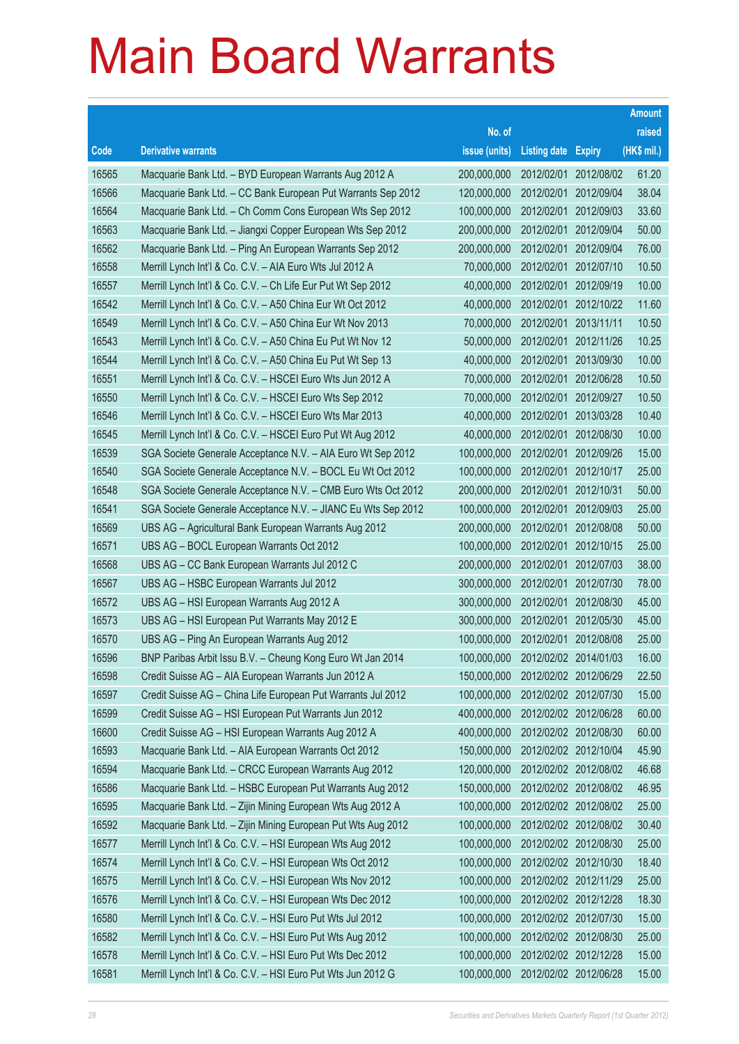# Main Board Warrants

| Code | Derivative warrants | No. of issue (units) | Listing date | Expiry | Amount raised (HK$ mil.) |
|---|---|---|---|---|---|
| 16565 | Macquarie Bank Ltd. – BYD European Warrants Aug 2012 A | 200,000,000 | 2012/02/01 | 2012/08/02 | 61.20 |
| 16566 | Macquarie Bank Ltd. – CC Bank European Put Warrants Sep 2012 | 120,000,000 | 2012/02/01 | 2012/09/04 | 38.04 |
| 16564 | Macquarie Bank Ltd. – Ch Comm Cons European Wts Sep 2012 | 100,000,000 | 2012/02/01 | 2012/09/03 | 33.60 |
| 16563 | Macquarie Bank Ltd. – Jiangxi Copper European Wts Sep 2012 | 200,000,000 | 2012/02/01 | 2012/09/04 | 50.00 |
| 16562 | Macquarie Bank Ltd. – Ping An European Warrants Sep 2012 | 200,000,000 | 2012/02/01 | 2012/09/04 | 76.00 |
| 16558 | Merrill Lynch Int'l & Co. C.V. – AIA Euro Wts Jul 2012 A | 70,000,000 | 2012/02/01 | 2012/07/10 | 10.50 |
| 16557 | Merrill Lynch Int'l & Co. C.V. – Ch Life Eur Put Wt Sep 2012 | 40,000,000 | 2012/02/01 | 2012/09/19 | 10.00 |
| 16542 | Merrill Lynch Int'l & Co. C.V. – A50 China Eur Wt Oct 2012 | 40,000,000 | 2012/02/01 | 2012/10/22 | 11.60 |
| 16549 | Merrill Lynch Int'l & Co. C.V. – A50 China Eur Wt Nov 2013 | 70,000,000 | 2012/02/01 | 2013/11/11 | 10.50 |
| 16543 | Merrill Lynch Int'l & Co. C.V. – A50 China Eu Put Wt Nov 12 | 50,000,000 | 2012/02/01 | 2012/11/26 | 10.25 |
| 16544 | Merrill Lynch Int'l & Co. C.V. – A50 China Eu Put Wt Sep 13 | 40,000,000 | 2012/02/01 | 2013/09/30 | 10.00 |
| 16551 | Merrill Lynch Int'l & Co. C.V. – HSCEI Euro Wts Jun 2012 A | 70,000,000 | 2012/02/01 | 2012/06/28 | 10.50 |
| 16550 | Merrill Lynch Int'l & Co. C.V. – HSCEI Euro Wts Sep 2012 | 70,000,000 | 2012/02/01 | 2012/09/27 | 10.50 |
| 16546 | Merrill Lynch Int'l & Co. C.V. – HSCEI Euro Wts Mar 2013 | 40,000,000 | 2012/02/01 | 2013/03/28 | 10.40 |
| 16545 | Merrill Lynch Int'l & Co. C.V. – HSCEI Euro Put Wt Aug 2012 | 40,000,000 | 2012/02/01 | 2012/08/30 | 10.00 |
| 16539 | SGA Societe Generale Acceptance N.V. – AIA Euro Wt Sep 2012 | 100,000,000 | 2012/02/01 | 2012/09/26 | 15.00 |
| 16540 | SGA Societe Generale Acceptance N.V. – BOCL Eu Wt Oct 2012 | 100,000,000 | 2012/02/01 | 2012/10/17 | 25.00 |
| 16548 | SGA Societe Generale Acceptance N.V. – CMB Euro Wts Oct 2012 | 200,000,000 | 2012/02/01 | 2012/10/31 | 50.00 |
| 16541 | SGA Societe Generale Acceptance N.V. – JIANC Eu Wts Sep 2012 | 100,000,000 | 2012/02/01 | 2012/09/03 | 25.00 |
| 16569 | UBS AG – Agricultural Bank European Warrants Aug 2012 | 200,000,000 | 2012/02/01 | 2012/08/08 | 50.00 |
| 16571 | UBS AG – BOCL European Warrants Oct 2012 | 100,000,000 | 2012/02/01 | 2012/10/15 | 25.00 |
| 16568 | UBS AG – CC Bank European Warrants Jul 2012 C | 200,000,000 | 2012/02/01 | 2012/07/03 | 38.00 |
| 16567 | UBS AG – HSBC European Warrants Jul 2012 | 300,000,000 | 2012/02/01 | 2012/07/30 | 78.00 |
| 16572 | UBS AG – HSI European Warrants Aug 2012 A | 300,000,000 | 2012/02/01 | 2012/08/30 | 45.00 |
| 16573 | UBS AG – HSI European Put Warrants May 2012 E | 300,000,000 | 2012/02/01 | 2012/05/30 | 45.00 |
| 16570 | UBS AG – Ping An European Warrants Aug 2012 | 100,000,000 | 2012/02/01 | 2012/08/08 | 25.00 |
| 16596 | BNP Paribas Arbit Issu B.V. – Cheung Kong Euro Wt Jan 2014 | 100,000,000 | 2012/02/02 | 2014/01/03 | 16.00 |
| 16598 | Credit Suisse AG – AIA European Warrants Jun 2012 A | 150,000,000 | 2012/02/02 | 2012/06/29 | 22.50 |
| 16597 | Credit Suisse AG – China Life European Put Warrants Jul 2012 | 100,000,000 | 2012/02/02 | 2012/07/30 | 15.00 |
| 16599 | Credit Suisse AG – HSI European Put Warrants Jun 2012 | 400,000,000 | 2012/02/02 | 2012/06/28 | 60.00 |
| 16600 | Credit Suisse AG – HSI European Warrants Aug 2012 A | 400,000,000 | 2012/02/02 | 2012/08/30 | 60.00 |
| 16593 | Macquarie Bank Ltd. – AIA European Warrants Oct 2012 | 150,000,000 | 2012/02/02 | 2012/10/04 | 45.90 |
| 16594 | Macquarie Bank Ltd. – CRCC European Warrants Aug 2012 | 120,000,000 | 2012/02/02 | 2012/08/02 | 46.68 |
| 16586 | Macquarie Bank Ltd. – HSBC European Put Warrants Aug 2012 | 150,000,000 | 2012/02/02 | 2012/08/02 | 46.95 |
| 16595 | Macquarie Bank Ltd. – Zijin Mining European Wts Aug 2012 A | 100,000,000 | 2012/02/02 | 2012/08/02 | 25.00 |
| 16592 | Macquarie Bank Ltd. – Zijin Mining European Put Wts Aug 2012 | 100,000,000 | 2012/02/02 | 2012/08/02 | 30.40 |
| 16577 | Merrill Lynch Int'l & Co. C.V. – HSI European Wts Aug 2012 | 100,000,000 | 2012/02/02 | 2012/08/30 | 25.00 |
| 16574 | Merrill Lynch Int'l & Co. C.V. – HSI European Wts Oct 2012 | 100,000,000 | 2012/02/02 | 2012/10/30 | 18.40 |
| 16575 | Merrill Lynch Int'l & Co. C.V. – HSI European Wts Nov 2012 | 100,000,000 | 2012/02/02 | 2012/11/29 | 25.00 |
| 16576 | Merrill Lynch Int'l & Co. C.V. – HSI European Wts Dec 2012 | 100,000,000 | 2012/02/02 | 2012/12/28 | 18.30 |
| 16580 | Merrill Lynch Int'l & Co. C.V. – HSI Euro Put Wts Jul 2012 | 100,000,000 | 2012/02/02 | 2012/07/30 | 15.00 |
| 16582 | Merrill Lynch Int'l & Co. C.V. – HSI Euro Put Wts Aug 2012 | 100,000,000 | 2012/02/02 | 2012/08/30 | 25.00 |
| 16578 | Merrill Lynch Int'l & Co. C.V. – HSI Euro Put Wts Dec 2012 | 100,000,000 | 2012/02/02 | 2012/12/28 | 15.00 |
| 16581 | Merrill Lynch Int'l & Co. C.V. – HSI Euro Put Wts Jun 2012 G | 100,000,000 | 2012/02/02 | 2012/06/28 | 15.00 |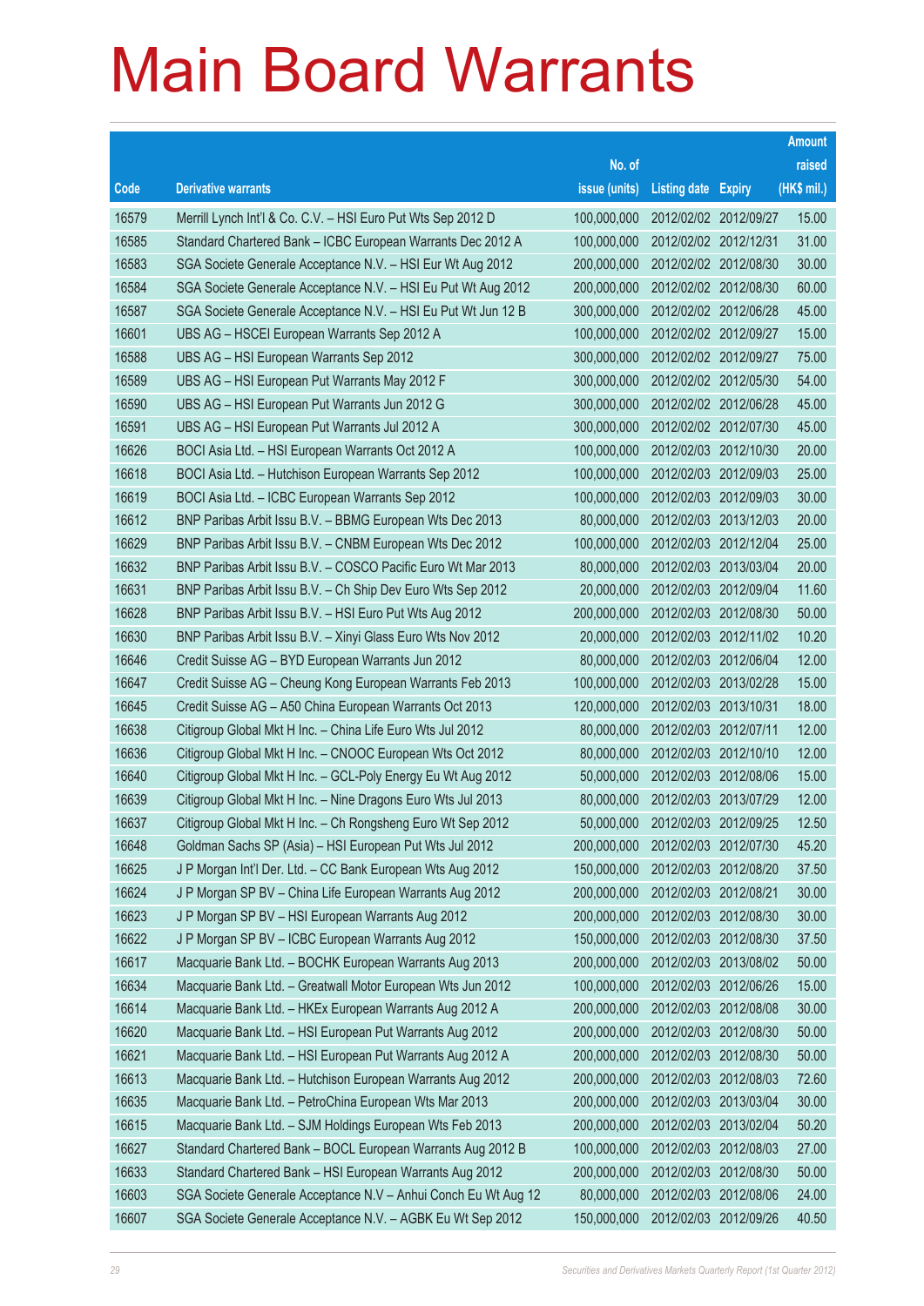# Main Board Warrants

| Code | Derivative warrants | No. of issue (units) | Listing date | Expiry | Amount raised (HK$ mil.) |
|---|---|---|---|---|---|
| 16579 | Merrill Lynch Int'l & Co. C.V. – HSI Euro Put Wts Sep 2012 D | 100,000,000 | 2012/02/02 | 2012/09/27 | 15.00 |
| 16585 | Standard Chartered Bank – ICBC European Warrants Dec 2012 A | 100,000,000 | 2012/02/02 | 2012/12/31 | 31.00 |
| 16583 | SGA Societe Generale Acceptance N.V. – HSI Eur Wt Aug 2012 | 200,000,000 | 2012/02/02 | 2012/08/30 | 30.00 |
| 16584 | SGA Societe Generale Acceptance N.V. – HSI Eu Put Wt Aug 2012 | 200,000,000 | 2012/02/02 | 2012/08/30 | 60.00 |
| 16587 | SGA Societe Generale Acceptance N.V. – HSI Eu Put Wt Jun 12 B | 300,000,000 | 2012/02/02 | 2012/06/28 | 45.00 |
| 16601 | UBS AG – HSCEI European Warrants Sep 2012 A | 100,000,000 | 2012/02/02 | 2012/09/27 | 15.00 |
| 16588 | UBS AG – HSI European Warrants Sep 2012 | 300,000,000 | 2012/02/02 | 2012/09/27 | 75.00 |
| 16589 | UBS AG – HSI European Put Warrants May 2012 F | 300,000,000 | 2012/02/02 | 2012/05/30 | 54.00 |
| 16590 | UBS AG – HSI European Put Warrants Jun 2012 G | 300,000,000 | 2012/02/02 | 2012/06/28 | 45.00 |
| 16591 | UBS AG – HSI European Put Warrants Jul 2012 A | 300,000,000 | 2012/02/02 | 2012/07/30 | 45.00 |
| 16626 | BOCI Asia Ltd. – HSI European Warrants Oct 2012 A | 100,000,000 | 2012/02/03 | 2012/10/30 | 20.00 |
| 16618 | BOCI Asia Ltd. – Hutchison European Warrants Sep 2012 | 100,000,000 | 2012/02/03 | 2012/09/03 | 25.00 |
| 16619 | BOCI Asia Ltd. – ICBC European Warrants Sep 2012 | 100,000,000 | 2012/02/03 | 2012/09/03 | 30.00 |
| 16612 | BNP Paribas Arbit Issu B.V. – BBMG European Wts Dec 2013 | 80,000,000 | 2012/02/03 | 2013/12/03 | 20.00 |
| 16629 | BNP Paribas Arbit Issu B.V. – CNBM European Wts Dec 2012 | 100,000,000 | 2012/02/03 | 2012/12/04 | 25.00 |
| 16632 | BNP Paribas Arbit Issu B.V. – COSCO Pacific Euro Wt Mar 2013 | 80,000,000 | 2012/02/03 | 2013/03/04 | 20.00 |
| 16631 | BNP Paribas Arbit Issu B.V. – Ch Ship Dev Euro Wts Sep 2012 | 20,000,000 | 2012/02/03 | 2012/09/04 | 11.60 |
| 16628 | BNP Paribas Arbit Issu B.V. – HSI Euro Put Wts Aug 2012 | 200,000,000 | 2012/02/03 | 2012/08/30 | 50.00 |
| 16630 | BNP Paribas Arbit Issu B.V. – Xinyi Glass Euro Wts Nov 2012 | 20,000,000 | 2012/02/03 | 2012/11/02 | 10.20 |
| 16646 | Credit Suisse AG – BYD European Warrants Jun 2012 | 80,000,000 | 2012/02/03 | 2012/06/04 | 12.00 |
| 16647 | Credit Suisse AG – Cheung Kong European Warrants Feb 2013 | 100,000,000 | 2012/02/03 | 2013/02/28 | 15.00 |
| 16645 | Credit Suisse AG – A50 China European Warrants Oct 2013 | 120,000,000 | 2012/02/03 | 2013/10/31 | 18.00 |
| 16638 | Citigroup Global Mkt H Inc. – China Life Euro Wts Jul 2012 | 80,000,000 | 2012/02/03 | 2012/07/11 | 12.00 |
| 16636 | Citigroup Global Mkt H Inc. – CNOOC European Wts Oct 2012 | 80,000,000 | 2012/02/03 | 2012/10/10 | 12.00 |
| 16640 | Citigroup Global Mkt H Inc. – GCL-Poly Energy Eu Wt Aug 2012 | 50,000,000 | 2012/02/03 | 2012/08/06 | 15.00 |
| 16639 | Citigroup Global Mkt H Inc. – Nine Dragons Euro Wts Jul 2013 | 80,000,000 | 2012/02/03 | 2013/07/29 | 12.00 |
| 16637 | Citigroup Global Mkt H Inc. – Ch Rongsheng Euro Wt Sep 2012 | 50,000,000 | 2012/02/03 | 2012/09/25 | 12.50 |
| 16648 | Goldman Sachs SP (Asia) – HSI European Put Wts Jul 2012 | 200,000,000 | 2012/02/03 | 2012/07/30 | 45.20 |
| 16625 | J P Morgan Int'l Der. Ltd. – CC Bank European Wts Aug 2012 | 150,000,000 | 2012/02/03 | 2012/08/20 | 37.50 |
| 16624 | J P Morgan SP BV – China Life European Warrants Aug 2012 | 200,000,000 | 2012/02/03 | 2012/08/21 | 30.00 |
| 16623 | J P Morgan SP BV – HSI European Warrants Aug 2012 | 200,000,000 | 2012/02/03 | 2012/08/30 | 30.00 |
| 16622 | J P Morgan SP BV – ICBC European Warrants Aug 2012 | 150,000,000 | 2012/02/03 | 2012/08/30 | 37.50 |
| 16617 | Macquarie Bank Ltd. – BOCHK European Warrants Aug 2013 | 200,000,000 | 2012/02/03 | 2013/08/02 | 50.00 |
| 16634 | Macquarie Bank Ltd. – Greatwall Motor European Wts Jun 2012 | 100,000,000 | 2012/02/03 | 2012/06/26 | 15.00 |
| 16614 | Macquarie Bank Ltd. – HKEx European Warrants Aug 2012 A | 200,000,000 | 2012/02/03 | 2012/08/08 | 30.00 |
| 16620 | Macquarie Bank Ltd. – HSI European Put Warrants Aug 2012 | 200,000,000 | 2012/02/03 | 2012/08/30 | 50.00 |
| 16621 | Macquarie Bank Ltd. – HSI European Put Warrants Aug 2012 A | 200,000,000 | 2012/02/03 | 2012/08/30 | 50.00 |
| 16613 | Macquarie Bank Ltd. – Hutchison European Warrants Aug 2012 | 200,000,000 | 2012/02/03 | 2012/08/03 | 72.60 |
| 16635 | Macquarie Bank Ltd. – PetroChina European Wts Mar 2013 | 200,000,000 | 2012/02/03 | 2013/03/04 | 30.00 |
| 16615 | Macquarie Bank Ltd. – SJM Holdings European Wts Feb 2013 | 200,000,000 | 2012/02/03 | 2013/02/04 | 50.20 |
| 16627 | Standard Chartered Bank – BOCL European Warrants Aug 2012 B | 100,000,000 | 2012/02/03 | 2012/08/03 | 27.00 |
| 16633 | Standard Chartered Bank – HSI European Warrants Aug 2012 | 200,000,000 | 2012/02/03 | 2012/08/30 | 50.00 |
| 16603 | SGA Societe Generale Acceptance N.V – Anhui Conch Eu Wt Aug 12 | 80,000,000 | 2012/02/03 | 2012/08/06 | 24.00 |
| 16607 | SGA Societe Generale Acceptance N.V. – AGBK Eu Wt Sep 2012 | 150,000,000 | 2012/02/03 | 2012/09/26 | 40.50 |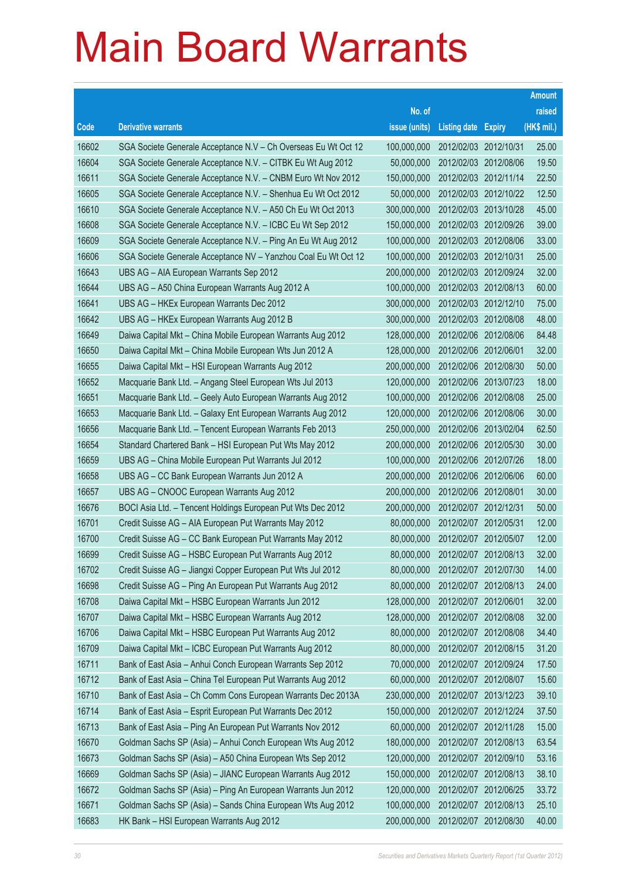# Main Board Warrants

| Code | Derivative warrants | No. of issue (units) | Listing date | Expiry | Amount raised (HK$ mil.) |
|---|---|---|---|---|---|
| 16602 | SGA Societe Generale Acceptance N.V – Ch Overseas Eu Wt Oct 12 | 100,000,000 | 2012/02/03 | 2012/10/31 | 25.00 |
| 16604 | SGA Societe Generale Acceptance N.V. – CITBK Eu Wt Aug 2012 | 50,000,000 | 2012/02/03 | 2012/08/06 | 19.50 |
| 16611 | SGA Societe Generale Acceptance N.V. – CNBM Euro Wt Nov 2012 | 150,000,000 | 2012/02/03 | 2012/11/14 | 22.50 |
| 16605 | SGA Societe Generale Acceptance N.V. – Shenhua Eu Wt Oct 2012 | 50,000,000 | 2012/02/03 | 2012/10/22 | 12.50 |
| 16610 | SGA Societe Generale Acceptance N.V. – A50 Ch Eu Wt Oct 2013 | 300,000,000 | 2012/02/03 | 2013/10/28 | 45.00 |
| 16608 | SGA Societe Generale Acceptance N.V. – ICBC Eu Wt Sep 2012 | 150,000,000 | 2012/02/03 | 2012/09/26 | 39.00 |
| 16609 | SGA Societe Generale Acceptance N.V. – Ping An Eu Wt Aug 2012 | 100,000,000 | 2012/02/03 | 2012/08/06 | 33.00 |
| 16606 | SGA Societe Generale Acceptance NV – Yanzhou Coal Eu Wt Oct 12 | 100,000,000 | 2012/02/03 | 2012/10/31 | 25.00 |
| 16643 | UBS AG – AIA European Warrants Sep 2012 | 200,000,000 | 2012/02/03 | 2012/09/24 | 32.00 |
| 16644 | UBS AG – A50 China European Warrants Aug 2012 A | 100,000,000 | 2012/02/03 | 2012/08/13 | 60.00 |
| 16641 | UBS AG – HKEx European Warrants Dec 2012 | 300,000,000 | 2012/02/03 | 2012/12/10 | 75.00 |
| 16642 | UBS AG – HKEx European Warrants Aug 2012 B | 300,000,000 | 2012/02/03 | 2012/08/08 | 48.00 |
| 16649 | Daiwa Capital Mkt – China Mobile European Warrants Aug 2012 | 128,000,000 | 2012/02/06 | 2012/08/06 | 84.48 |
| 16650 | Daiwa Capital Mkt – China Mobile European Wts Jun 2012 A | 128,000,000 | 2012/02/06 | 2012/06/01 | 32.00 |
| 16655 | Daiwa Capital Mkt – HSI European Warrants Aug 2012 | 200,000,000 | 2012/02/06 | 2012/08/30 | 50.00 |
| 16652 | Macquarie Bank Ltd. – Angang Steel European Wts Jul 2013 | 120,000,000 | 2012/02/06 | 2013/07/23 | 18.00 |
| 16651 | Macquarie Bank Ltd. – Geely Auto European Warrants Aug 2012 | 100,000,000 | 2012/02/06 | 2012/08/08 | 25.00 |
| 16653 | Macquarie Bank Ltd. – Galaxy Ent European Warrants Aug 2012 | 120,000,000 | 2012/02/06 | 2012/08/06 | 30.00 |
| 16656 | Macquarie Bank Ltd. – Tencent European Warrants Feb 2013 | 250,000,000 | 2012/02/06 | 2013/02/04 | 62.50 |
| 16654 | Standard Chartered Bank – HSI European Put Wts May 2012 | 200,000,000 | 2012/02/06 | 2012/05/30 | 30.00 |
| 16659 | UBS AG – China Mobile European Put Warrants Jul 2012 | 100,000,000 | 2012/02/06 | 2012/07/26 | 18.00 |
| 16658 | UBS AG – CC Bank European Warrants Jun 2012 A | 200,000,000 | 2012/02/06 | 2012/06/06 | 60.00 |
| 16657 | UBS AG – CNOOC European Warrants Aug 2012 | 200,000,000 | 2012/02/06 | 2012/08/01 | 30.00 |
| 16676 | BOCI Asia Ltd. – Tencent Holdings European Put Wts Dec 2012 | 200,000,000 | 2012/02/07 | 2012/12/31 | 50.00 |
| 16701 | Credit Suisse AG – AIA European Put Warrants May 2012 | 80,000,000 | 2012/02/07 | 2012/05/31 | 12.00 |
| 16700 | Credit Suisse AG – CC Bank European Put Warrants May 2012 | 80,000,000 | 2012/02/07 | 2012/05/07 | 12.00 |
| 16699 | Credit Suisse AG – HSBC European Put Warrants Aug 2012 | 80,000,000 | 2012/02/07 | 2012/08/13 | 32.00 |
| 16702 | Credit Suisse AG – Jiangxi Copper European Put Wts Jul 2012 | 80,000,000 | 2012/02/07 | 2012/07/30 | 14.00 |
| 16698 | Credit Suisse AG – Ping An European Put Warrants Aug 2012 | 80,000,000 | 2012/02/07 | 2012/08/13 | 24.00 |
| 16708 | Daiwa Capital Mkt – HSBC European Warrants Jun 2012 | 128,000,000 | 2012/02/07 | 2012/06/01 | 32.00 |
| 16707 | Daiwa Capital Mkt – HSBC European Warrants Aug 2012 | 128,000,000 | 2012/02/07 | 2012/08/08 | 32.00 |
| 16706 | Daiwa Capital Mkt – HSBC European Put Warrants Aug 2012 | 80,000,000 | 2012/02/07 | 2012/08/08 | 34.40 |
| 16709 | Daiwa Capital Mkt – ICBC European Put Warrants Aug 2012 | 80,000,000 | 2012/02/07 | 2012/08/15 | 31.20 |
| 16711 | Bank of East Asia – Anhui Conch European Warrants Sep 2012 | 70,000,000 | 2012/02/07 | 2012/09/24 | 17.50 |
| 16712 | Bank of East Asia – China Tel European Put Warrants Aug 2012 | 60,000,000 | 2012/02/07 | 2012/08/07 | 15.60 |
| 16710 | Bank of East Asia – Ch Comm Cons European Warrants Dec 2013A | 230,000,000 | 2012/02/07 | 2013/12/23 | 39.10 |
| 16714 | Bank of East Asia – Esprit European Put Warrants Dec 2012 | 150,000,000 | 2012/02/07 | 2012/12/24 | 37.50 |
| 16713 | Bank of East Asia – Ping An European Put Warrants Nov 2012 | 60,000,000 | 2012/02/07 | 2012/11/28 | 15.00 |
| 16670 | Goldman Sachs SP (Asia) – Anhui Conch European Wts Aug 2012 | 180,000,000 | 2012/02/07 | 2012/08/13 | 63.54 |
| 16673 | Goldman Sachs SP (Asia) – A50 China European Wts Sep 2012 | 120,000,000 | 2012/02/07 | 2012/09/10 | 53.16 |
| 16669 | Goldman Sachs SP (Asia) – JIANC European Warrants Aug 2012 | 150,000,000 | 2012/02/07 | 2012/08/13 | 38.10 |
| 16672 | Goldman Sachs SP (Asia) – Ping An European Warrants Jun 2012 | 120,000,000 | 2012/02/07 | 2012/06/25 | 33.72 |
| 16671 | Goldman Sachs SP (Asia) – Sands China European Wts Aug 2012 | 100,000,000 | 2012/02/07 | 2012/08/13 | 25.10 |
| 16683 | HK Bank – HSI European Warrants Aug 2012 | 200,000,000 | 2012/02/07 | 2012/08/30 | 40.00 |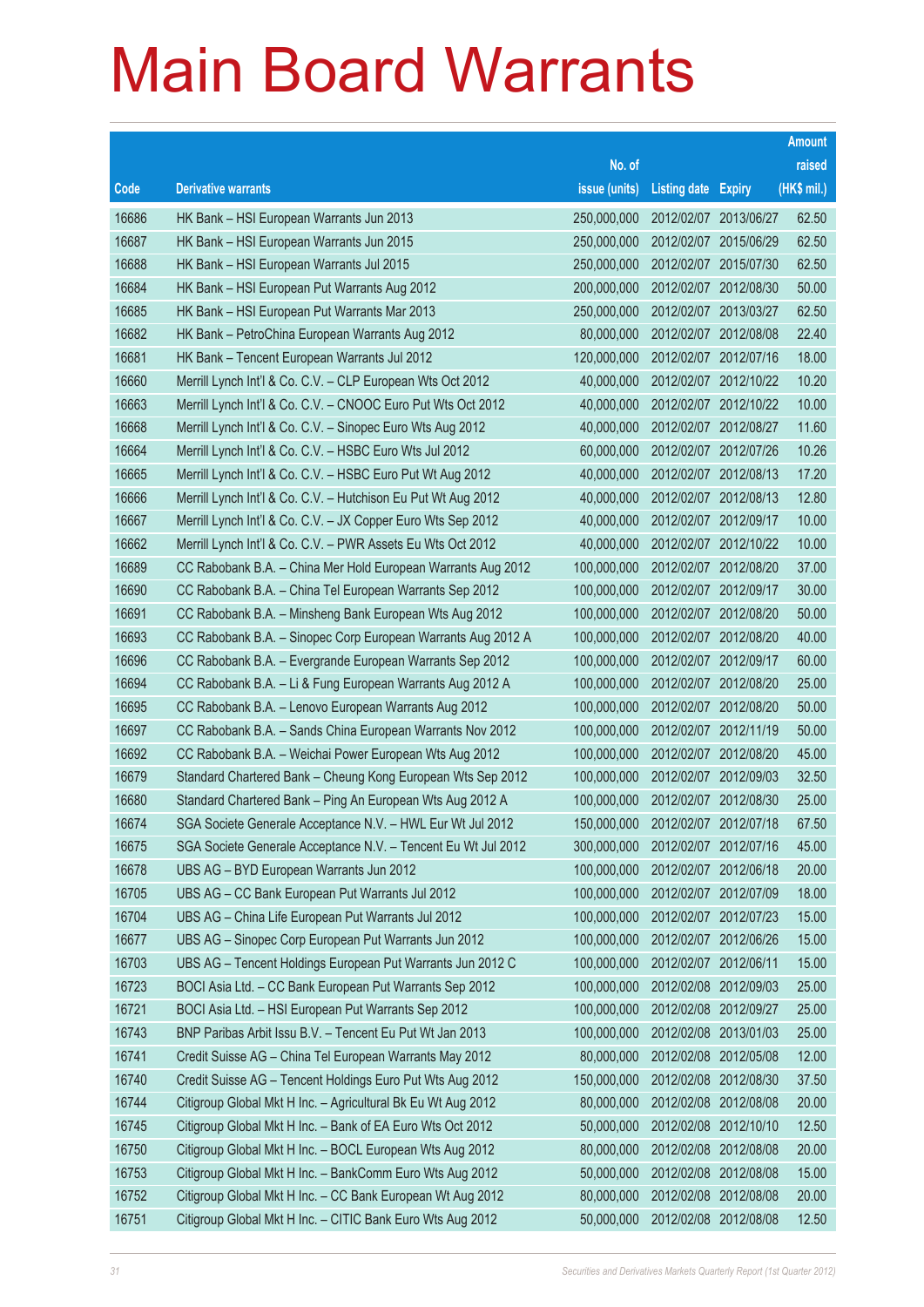# Main Board Warrants

| Code | Derivative warrants | No. of issue (units) | Listing date | Expiry | Amount raised (HK$ mil.) |
|---|---|---|---|---|---|
| 16686 | HK Bank – HSI European Warrants Jun 2013 | 250,000,000 | 2012/02/07 | 2013/06/27 | 62.50 |
| 16687 | HK Bank – HSI European Warrants Jun 2015 | 250,000,000 | 2012/02/07 | 2015/06/29 | 62.50 |
| 16688 | HK Bank – HSI European Warrants Jul 2015 | 250,000,000 | 2012/02/07 | 2015/07/30 | 62.50 |
| 16684 | HK Bank – HSI European Put Warrants Aug 2012 | 200,000,000 | 2012/02/07 | 2012/08/30 | 50.00 |
| 16685 | HK Bank – HSI European Put Warrants Mar 2013 | 250,000,000 | 2012/02/07 | 2013/03/27 | 62.50 |
| 16682 | HK Bank – PetroChina European Warrants Aug 2012 | 80,000,000 | 2012/02/07 | 2012/08/08 | 22.40 |
| 16681 | HK Bank – Tencent European Warrants Jul 2012 | 120,000,000 | 2012/02/07 | 2012/07/16 | 18.00 |
| 16660 | Merrill Lynch Int'l & Co. C.V. – CLP European Wts Oct 2012 | 40,000,000 | 2012/02/07 | 2012/10/22 | 10.20 |
| 16663 | Merrill Lynch Int'l & Co. C.V. – CNOOC Euro Put Wts Oct 2012 | 40,000,000 | 2012/02/07 | 2012/10/22 | 10.00 |
| 16668 | Merrill Lynch Int'l & Co. C.V. – Sinopec Euro Wts Aug 2012 | 40,000,000 | 2012/02/07 | 2012/08/27 | 11.60 |
| 16664 | Merrill Lynch Int'l & Co. C.V. – HSBC Euro Wts Jul 2012 | 60,000,000 | 2012/02/07 | 2012/07/26 | 10.26 |
| 16665 | Merrill Lynch Int'l & Co. C.V. – HSBC Euro Put Wt Aug 2012 | 40,000,000 | 2012/02/07 | 2012/08/13 | 17.20 |
| 16666 | Merrill Lynch Int'l & Co. C.V. – Hutchison Eu Put Wt Aug 2012 | 40,000,000 | 2012/02/07 | 2012/08/13 | 12.80 |
| 16667 | Merrill Lynch Int'l & Co. C.V. – JX Copper Euro Wts Sep 2012 | 40,000,000 | 2012/02/07 | 2012/09/17 | 10.00 |
| 16662 | Merrill Lynch Int'l & Co. C.V. – PWR Assets Eu Wts Oct 2012 | 40,000,000 | 2012/02/07 | 2012/10/22 | 10.00 |
| 16689 | CC Rabobank B.A. – China Mer Hold European Warrants Aug 2012 | 100,000,000 | 2012/02/07 | 2012/08/20 | 37.00 |
| 16690 | CC Rabobank B.A. – China Tel European Warrants Sep 2012 | 100,000,000 | 2012/02/07 | 2012/09/17 | 30.00 |
| 16691 | CC Rabobank B.A. – Minsheng Bank European Wts Aug 2012 | 100,000,000 | 2012/02/07 | 2012/08/20 | 50.00 |
| 16693 | CC Rabobank B.A. – Sinopec Corp European Warrants Aug 2012 A | 100,000,000 | 2012/02/07 | 2012/08/20 | 40.00 |
| 16696 | CC Rabobank B.A. – Evergrande European Warrants Sep 2012 | 100,000,000 | 2012/02/07 | 2012/09/17 | 60.00 |
| 16694 | CC Rabobank B.A. – Li & Fung European Warrants Aug 2012 A | 100,000,000 | 2012/02/07 | 2012/08/20 | 25.00 |
| 16695 | CC Rabobank B.A. – Lenovo European Warrants Aug 2012 | 100,000,000 | 2012/02/07 | 2012/08/20 | 50.00 |
| 16697 | CC Rabobank B.A. – Sands China European Warrants Nov 2012 | 100,000,000 | 2012/02/07 | 2012/11/19 | 50.00 |
| 16692 | CC Rabobank B.A. – Weichai Power European Wts Aug 2012 | 100,000,000 | 2012/02/07 | 2012/08/20 | 45.00 |
| 16679 | Standard Chartered Bank – Cheung Kong European Wts Sep 2012 | 100,000,000 | 2012/02/07 | 2012/09/03 | 32.50 |
| 16680 | Standard Chartered Bank – Ping An European Wts Aug 2012 A | 100,000,000 | 2012/02/07 | 2012/08/30 | 25.00 |
| 16674 | SGA Societe Generale Acceptance N.V. – HWL Eur Wt Jul 2012 | 150,000,000 | 2012/02/07 | 2012/07/18 | 67.50 |
| 16675 | SGA Societe Generale Acceptance N.V. – Tencent Eu Wt Jul 2012 | 300,000,000 | 2012/02/07 | 2012/07/16 | 45.00 |
| 16678 | UBS AG – BYD European Warrants Jun 2012 | 100,000,000 | 2012/02/07 | 2012/06/18 | 20.00 |
| 16705 | UBS AG – CC Bank European Put Warrants Jul 2012 | 100,000,000 | 2012/02/07 | 2012/07/09 | 18.00 |
| 16704 | UBS AG – China Life European Put Warrants Jul 2012 | 100,000,000 | 2012/02/07 | 2012/07/23 | 15.00 |
| 16677 | UBS AG – Sinopec Corp European Put Warrants Jun 2012 | 100,000,000 | 2012/02/07 | 2012/06/26 | 15.00 |
| 16703 | UBS AG – Tencent Holdings European Put Warrants Jun 2012 C | 100,000,000 | 2012/02/07 | 2012/06/11 | 15.00 |
| 16723 | BOCI Asia Ltd. – CC Bank European Put Warrants Sep 2012 | 100,000,000 | 2012/02/08 | 2012/09/03 | 25.00 |
| 16721 | BOCI Asia Ltd. – HSI European Put Warrants Sep 2012 | 100,000,000 | 2012/02/08 | 2012/09/27 | 25.00 |
| 16743 | BNP Paribas Arbit Issu B.V. – Tencent Eu Put Wt Jan 2013 | 100,000,000 | 2012/02/08 | 2013/01/03 | 25.00 |
| 16741 | Credit Suisse AG – China Tel European Warrants May 2012 | 80,000,000 | 2012/02/08 | 2012/05/08 | 12.00 |
| 16740 | Credit Suisse AG – Tencent Holdings Euro Put Wts Aug 2012 | 150,000,000 | 2012/02/08 | 2012/08/30 | 37.50 |
| 16744 | Citigroup Global Mkt H Inc. – Agricultural Bk Eu Wt Aug 2012 | 80,000,000 | 2012/02/08 | 2012/08/08 | 20.00 |
| 16745 | Citigroup Global Mkt H Inc. – Bank of EA Euro Wts Oct 2012 | 50,000,000 | 2012/02/08 | 2012/10/10 | 12.50 |
| 16750 | Citigroup Global Mkt H Inc. – BOCL European Wts Aug 2012 | 80,000,000 | 2012/02/08 | 2012/08/08 | 20.00 |
| 16753 | Citigroup Global Mkt H Inc. – BankComm Euro Wts Aug 2012 | 50,000,000 | 2012/02/08 | 2012/08/08 | 15.00 |
| 16752 | Citigroup Global Mkt H Inc. – CC Bank European Wt Aug 2012 | 80,000,000 | 2012/02/08 | 2012/08/08 | 20.00 |
| 16751 | Citigroup Global Mkt H Inc. – CITIC Bank Euro Wts Aug 2012 | 50,000,000 | 2012/02/08 | 2012/08/08 | 12.50 |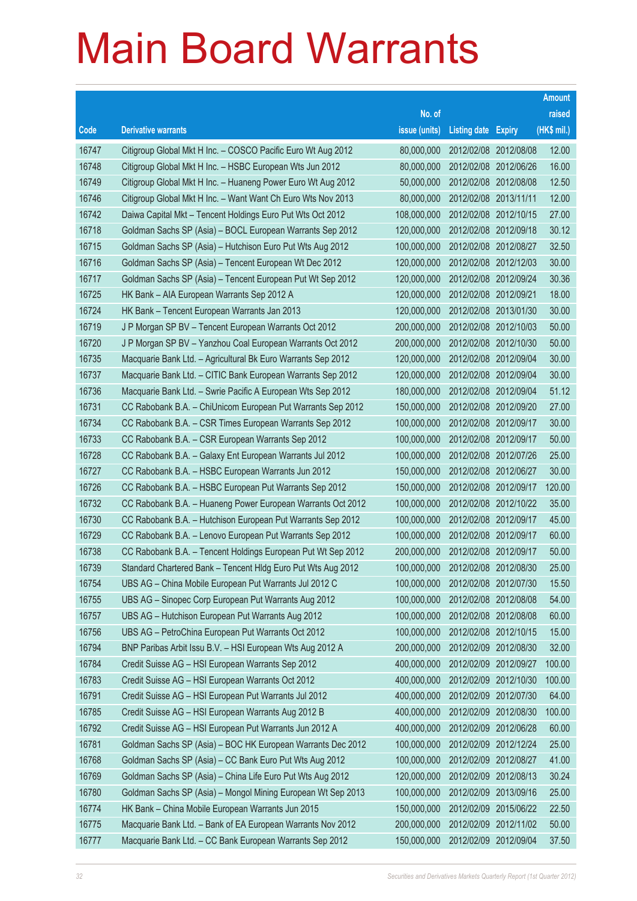# Main Board Warrants

| Code | Derivative warrants | No. of issue (units) | Listing date | Expiry | Amount raised (HK$ mil.) |
|---|---|---|---|---|---|
| 16747 | Citigroup Global Mkt H Inc. – COSCO Pacific Euro Wt Aug 2012 | 80,000,000 | 2012/02/08 | 2012/08/08 | 12.00 |
| 16748 | Citigroup Global Mkt H Inc. – HSBC European Wts Jun 2012 | 80,000,000 | 2012/02/08 | 2012/06/26 | 16.00 |
| 16749 | Citigroup Global Mkt H Inc. – Huaneng Power Euro Wt Aug 2012 | 50,000,000 | 2012/02/08 | 2012/08/08 | 12.50 |
| 16746 | Citigroup Global Mkt H Inc. – Want Want Ch Euro Wts Nov 2013 | 80,000,000 | 2012/02/08 | 2013/11/11 | 12.00 |
| 16742 | Daiwa Capital Mkt – Tencent Holdings Euro Put Wts Oct 2012 | 108,000,000 | 2012/02/08 | 2012/10/15 | 27.00 |
| 16718 | Goldman Sachs SP (Asia) – BOCL European Warrants Sep 2012 | 120,000,000 | 2012/02/08 | 2012/09/18 | 30.12 |
| 16715 | Goldman Sachs SP (Asia) – Hutchison Euro Put Wts Aug 2012 | 100,000,000 | 2012/02/08 | 2012/08/27 | 32.50 |
| 16716 | Goldman Sachs SP (Asia) – Tencent European Wt Dec 2012 | 120,000,000 | 2012/02/08 | 2012/12/03 | 30.00 |
| 16717 | Goldman Sachs SP (Asia) – Tencent European Put Wt Sep 2012 | 120,000,000 | 2012/02/08 | 2012/09/24 | 30.36 |
| 16725 | HK Bank – AIA European Warrants Sep 2012 A | 120,000,000 | 2012/02/08 | 2012/09/21 | 18.00 |
| 16724 | HK Bank – Tencent European Warrants Jan 2013 | 120,000,000 | 2012/02/08 | 2013/01/30 | 30.00 |
| 16719 | J P Morgan SP BV – Tencent European Warrants Oct 2012 | 200,000,000 | 2012/02/08 | 2012/10/03 | 50.00 |
| 16720 | J P Morgan SP BV – Yanzhou Coal European Warrants Oct 2012 | 200,000,000 | 2012/02/08 | 2012/10/30 | 50.00 |
| 16735 | Macquarie Bank Ltd. – Agricultural Bk Euro Warrants Sep 2012 | 120,000,000 | 2012/02/08 | 2012/09/04 | 30.00 |
| 16737 | Macquarie Bank Ltd. – CITIC Bank European Warrants Sep 2012 | 120,000,000 | 2012/02/08 | 2012/09/04 | 30.00 |
| 16736 | Macquarie Bank Ltd. – Swire Pacific A European Wts Sep 2012 | 180,000,000 | 2012/02/08 | 2012/09/04 | 51.12 |
| 16731 | CC Rabobank B.A. – ChiUnicom European Put Warrants Sep 2012 | 150,000,000 | 2012/02/08 | 2012/09/20 | 27.00 |
| 16734 | CC Rabobank B.A. – CSR Times European Warrants Sep 2012 | 100,000,000 | 2012/02/08 | 2012/09/17 | 30.00 |
| 16733 | CC Rabobank B.A. – CSR European Warrants Sep 2012 | 100,000,000 | 2012/02/08 | 2012/09/17 | 50.00 |
| 16728 | CC Rabobank B.A. – Galaxy Ent European Warrants Jul 2012 | 100,000,000 | 2012/02/08 | 2012/07/26 | 25.00 |
| 16727 | CC Rabobank B.A. – HSBC European Warrants Jun 2012 | 150,000,000 | 2012/02/08 | 2012/06/27 | 30.00 |
| 16726 | CC Rabobank B.A. – HSBC European Put Warrants Sep 2012 | 150,000,000 | 2012/02/08 | 2012/09/17 | 120.00 |
| 16732 | CC Rabobank B.A. – Huaneng Power European Warrants Oct 2012 | 100,000,000 | 2012/02/08 | 2012/10/22 | 35.00 |
| 16730 | CC Rabobank B.A. – Hutchison European Put Warrants Sep 2012 | 100,000,000 | 2012/02/08 | 2012/09/17 | 45.00 |
| 16729 | CC Rabobank B.A. – Lenovo European Put Warrants Sep 2012 | 100,000,000 | 2012/02/08 | 2012/09/17 | 60.00 |
| 16738 | CC Rabobank B.A. – Tencent Holdings European Put Wt Sep 2012 | 200,000,000 | 2012/02/08 | 2012/09/17 | 50.00 |
| 16739 | Standard Chartered Bank – Tencent Hldg Euro Put Wts Aug 2012 | 100,000,000 | 2012/02/08 | 2012/08/30 | 25.00 |
| 16754 | UBS AG – China Mobile European Put Warrants Jul 2012 C | 100,000,000 | 2012/02/08 | 2012/07/30 | 15.50 |
| 16755 | UBS AG – Sinopec Corp European Put Warrants Aug 2012 | 100,000,000 | 2012/02/08 | 2012/08/08 | 54.00 |
| 16757 | UBS AG – Hutchison European Put Warrants Aug 2012 | 100,000,000 | 2012/02/08 | 2012/08/08 | 60.00 |
| 16756 | UBS AG – PetroChina European Put Warrants Oct 2012 | 100,000,000 | 2012/02/08 | 2012/10/15 | 15.00 |
| 16794 | BNP Paribas Arbit Issu B.V. – HSI European Wts Aug 2012 A | 200,000,000 | 2012/02/09 | 2012/08/30 | 32.00 |
| 16784 | Credit Suisse AG – HSI European Warrants Sep 2012 | 400,000,000 | 2012/02/09 | 2012/09/27 | 100.00 |
| 16783 | Credit Suisse AG – HSI European Warrants Oct 2012 | 400,000,000 | 2012/02/09 | 2012/10/30 | 100.00 |
| 16791 | Credit Suisse AG – HSI European Put Warrants Jul 2012 | 400,000,000 | 2012/02/09 | 2012/07/30 | 64.00 |
| 16785 | Credit Suisse AG – HSI European Warrants Aug 2012 B | 400,000,000 | 2012/02/09 | 2012/08/30 | 100.00 |
| 16792 | Credit Suisse AG – HSI European Put Warrants Jun 2012 A | 400,000,000 | 2012/02/09 | 2012/06/28 | 60.00 |
| 16781 | Goldman Sachs SP (Asia) – BOC HK European Warrants Dec 2012 | 100,000,000 | 2012/02/09 | 2012/12/24 | 25.00 |
| 16768 | Goldman Sachs SP (Asia) – CC Bank Euro Put Wts Aug 2012 | 100,000,000 | 2012/02/09 | 2012/08/27 | 41.00 |
| 16769 | Goldman Sachs SP (Asia) – China Life Euro Put Wts Aug 2012 | 120,000,000 | 2012/02/09 | 2012/08/13 | 30.24 |
| 16780 | Goldman Sachs SP (Asia) – Mongol Mining European Wt Sep 2013 | 100,000,000 | 2012/02/09 | 2013/09/16 | 25.00 |
| 16774 | HK Bank – China Mobile European Warrants Jun 2015 | 150,000,000 | 2012/02/09 | 2015/06/22 | 22.50 |
| 16775 | Macquarie Bank Ltd. – Bank of EA European Warrants Nov 2012 | 200,000,000 | 2012/02/09 | 2012/11/02 | 50.00 |
| 16777 | Macquarie Bank Ltd. – CC Bank European Warrants Sep 2012 | 150,000,000 | 2012/02/09 | 2012/09/04 | 37.50 |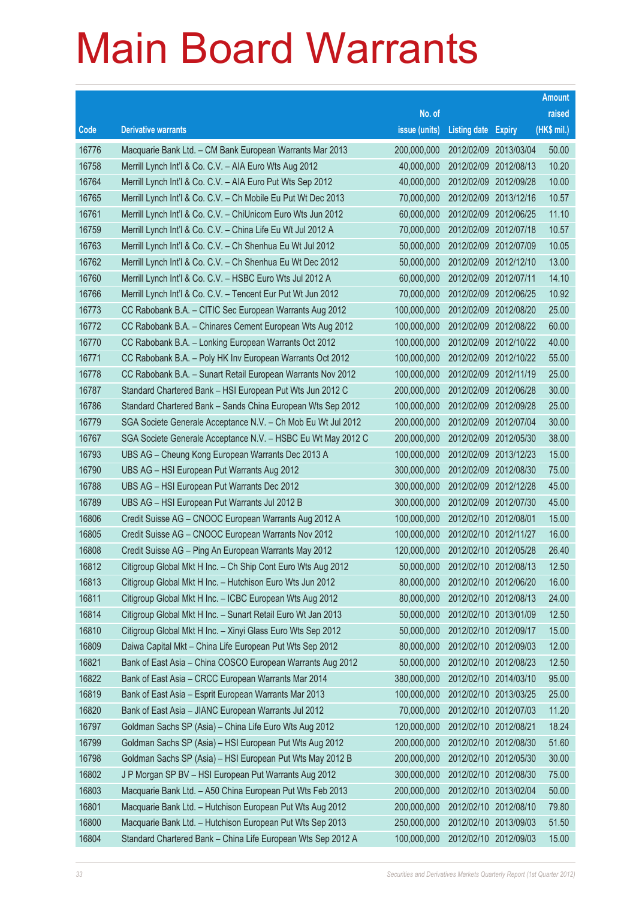# Main Board Warrants

| Code | Derivative warrants | No. of issue (units) | Listing date | Expiry | Amount raised (HK$ mil.) |
|---|---|---|---|---|---|
| 16776 | Macquarie Bank Ltd. – CM Bank European Warrants Mar 2013 | 200,000,000 | 2012/02/09 | 2013/03/04 | 50.00 |
| 16758 | Merrill Lynch Int'l & Co. C.V. – AIA Euro Wts Aug 2012 | 40,000,000 | 2012/02/09 | 2012/08/13 | 10.20 |
| 16764 | Merrill Lynch Int'l & Co. C.V. – AIA Euro Put Wts Sep 2012 | 40,000,000 | 2012/02/09 | 2012/09/28 | 10.00 |
| 16765 | Merrill Lynch Int'l & Co. C.V. – Ch Mobile Eu Put Wt Dec 2013 | 70,000,000 | 2012/02/09 | 2013/12/16 | 10.57 |
| 16761 | Merrill Lynch Int'l & Co. C.V. – ChiUnicom Euro Wts Jun 2012 | 60,000,000 | 2012/02/09 | 2012/06/25 | 11.10 |
| 16759 | Merrill Lynch Int'l & Co. C.V. – China Life Eu Wt Jul 2012 A | 70,000,000 | 2012/02/09 | 2012/07/18 | 10.57 |
| 16763 | Merrill Lynch Int'l & Co. C.V. – Ch Shenhua Eu Wt Jul 2012 | 50,000,000 | 2012/02/09 | 2012/07/09 | 10.05 |
| 16762 | Merrill Lynch Int'l & Co. C.V. – Ch Shenhua Eu Wt Dec 2012 | 50,000,000 | 2012/02/09 | 2012/12/10 | 13.00 |
| 16760 | Merrill Lynch Int'l & Co. C.V. – HSBC Euro Wts Jul 2012 A | 60,000,000 | 2012/02/09 | 2012/07/11 | 14.10 |
| 16766 | Merrill Lynch Int'l & Co. C.V. – Tencent Eur Put Wt Jun 2012 | 70,000,000 | 2012/02/09 | 2012/06/25 | 10.92 |
| 16773 | CC Rabobank B.A. – CITIC Sec European Warrants Aug 2012 | 100,000,000 | 2012/02/09 | 2012/08/20 | 25.00 |
| 16772 | CC Rabobank B.A. – Chinares Cement European Wts Aug 2012 | 100,000,000 | 2012/02/09 | 2012/08/22 | 60.00 |
| 16770 | CC Rabobank B.A. – Lonking European Warrants Oct 2012 | 100,000,000 | 2012/02/09 | 2012/10/22 | 40.00 |
| 16771 | CC Rabobank B.A. – Poly HK Inv European Warrants Oct 2012 | 100,000,000 | 2012/02/09 | 2012/10/22 | 55.00 |
| 16778 | CC Rabobank B.A. – Sunart Retail European Warrants Nov 2012 | 100,000,000 | 2012/02/09 | 2012/11/19 | 25.00 |
| 16787 | Standard Chartered Bank – HSI European Put Wts Jun 2012 C | 200,000,000 | 2012/02/09 | 2012/06/28 | 30.00 |
| 16786 | Standard Chartered Bank – Sands China European Wts Sep 2012 | 100,000,000 | 2012/02/09 | 2012/09/28 | 25.00 |
| 16779 | SGA Societe Generale Acceptance N.V. – Ch Mob Eu Wt Jul 2012 | 200,000,000 | 2012/02/09 | 2012/07/04 | 30.00 |
| 16767 | SGA Societe Generale Acceptance N.V. – HSBC Eu Wt May 2012 C | 200,000,000 | 2012/02/09 | 2012/05/30 | 38.00 |
| 16793 | UBS AG – Cheung Kong European Warrants Dec 2013 A | 100,000,000 | 2012/02/09 | 2013/12/23 | 15.00 |
| 16790 | UBS AG – HSI European Put Warrants Aug 2012 | 300,000,000 | 2012/02/09 | 2012/08/30 | 75.00 |
| 16788 | UBS AG – HSI European Put Warrants Dec 2012 | 300,000,000 | 2012/02/09 | 2012/12/28 | 45.00 |
| 16789 | UBS AG – HSI European Put Warrants Jul 2012 B | 300,000,000 | 2012/02/09 | 2012/07/30 | 45.00 |
| 16806 | Credit Suisse AG – CNOOC European Warrants Aug 2012 A | 100,000,000 | 2012/02/10 | 2012/08/01 | 15.00 |
| 16805 | Credit Suisse AG – CNOOC European Warrants Nov 2012 | 100,000,000 | 2012/02/10 | 2012/11/27 | 16.00 |
| 16808 | Credit Suisse AG – Ping An European Warrants May 2012 | 120,000,000 | 2012/02/10 | 2012/05/28 | 26.40 |
| 16812 | Citigroup Global Mkt H Inc. – Ch Ship Cont Euro Wts Aug 2012 | 50,000,000 | 2012/02/10 | 2012/08/13 | 12.50 |
| 16813 | Citigroup Global Mkt H Inc. – Hutchison Euro Wts Jun 2012 | 80,000,000 | 2012/02/10 | 2012/06/20 | 16.00 |
| 16811 | Citigroup Global Mkt H Inc. – ICBC European Wts Aug 2012 | 80,000,000 | 2012/02/10 | 2012/08/13 | 24.00 |
| 16814 | Citigroup Global Mkt H Inc. – Sunart Retail Euro Wt Jan 2013 | 50,000,000 | 2012/02/10 | 2013/01/09 | 12.50 |
| 16810 | Citigroup Global Mkt H Inc. – Xinyi Glass Euro Wts Sep 2012 | 50,000,000 | 2012/02/10 | 2012/09/17 | 15.00 |
| 16809 | Daiwa Capital Mkt – China Life European Put Wts Sep 2012 | 80,000,000 | 2012/02/10 | 2012/09/03 | 12.00 |
| 16821 | Bank of East Asia – China COSCO European Warrants Aug 2012 | 50,000,000 | 2012/02/10 | 2012/08/23 | 12.50 |
| 16822 | Bank of East Asia – CRCC European Warrants Mar 2014 | 380,000,000 | 2012/02/10 | 2014/03/10 | 95.00 |
| 16819 | Bank of East Asia – Esprit European Warrants Mar 2013 | 100,000,000 | 2012/02/10 | 2013/03/25 | 25.00 |
| 16820 | Bank of East Asia – JIANC European Warrants Jul 2012 | 70,000,000 | 2012/02/10 | 2012/07/03 | 11.20 |
| 16797 | Goldman Sachs SP (Asia) – China Life Euro Wts Aug 2012 | 120,000,000 | 2012/02/10 | 2012/08/21 | 18.24 |
| 16799 | Goldman Sachs SP (Asia) – HSI European Put Wts Aug 2012 | 200,000,000 | 2012/02/10 | 2012/08/30 | 51.60 |
| 16798 | Goldman Sachs SP (Asia) – HSI European Put Wts May 2012 B | 200,000,000 | 2012/02/10 | 2012/05/30 | 30.00 |
| 16802 | J P Morgan SP BV – HSI European Put Warrants Aug 2012 | 300,000,000 | 2012/02/10 | 2012/08/30 | 75.00 |
| 16803 | Macquarie Bank Ltd. – A50 China European Put Wts Feb 2013 | 200,000,000 | 2012/02/10 | 2013/02/04 | 50.00 |
| 16801 | Macquarie Bank Ltd. – Hutchison European Put Wts Aug 2012 | 200,000,000 | 2012/02/10 | 2012/08/10 | 79.80 |
| 16800 | Macquarie Bank Ltd. – Hutchison European Put Wts Sep 2013 | 250,000,000 | 2012/02/10 | 2013/09/03 | 51.50 |
| 16804 | Standard Chartered Bank – China Life European Wts Sep 2012 A | 100,000,000 | 2012/02/10 | 2012/09/03 | 15.00 |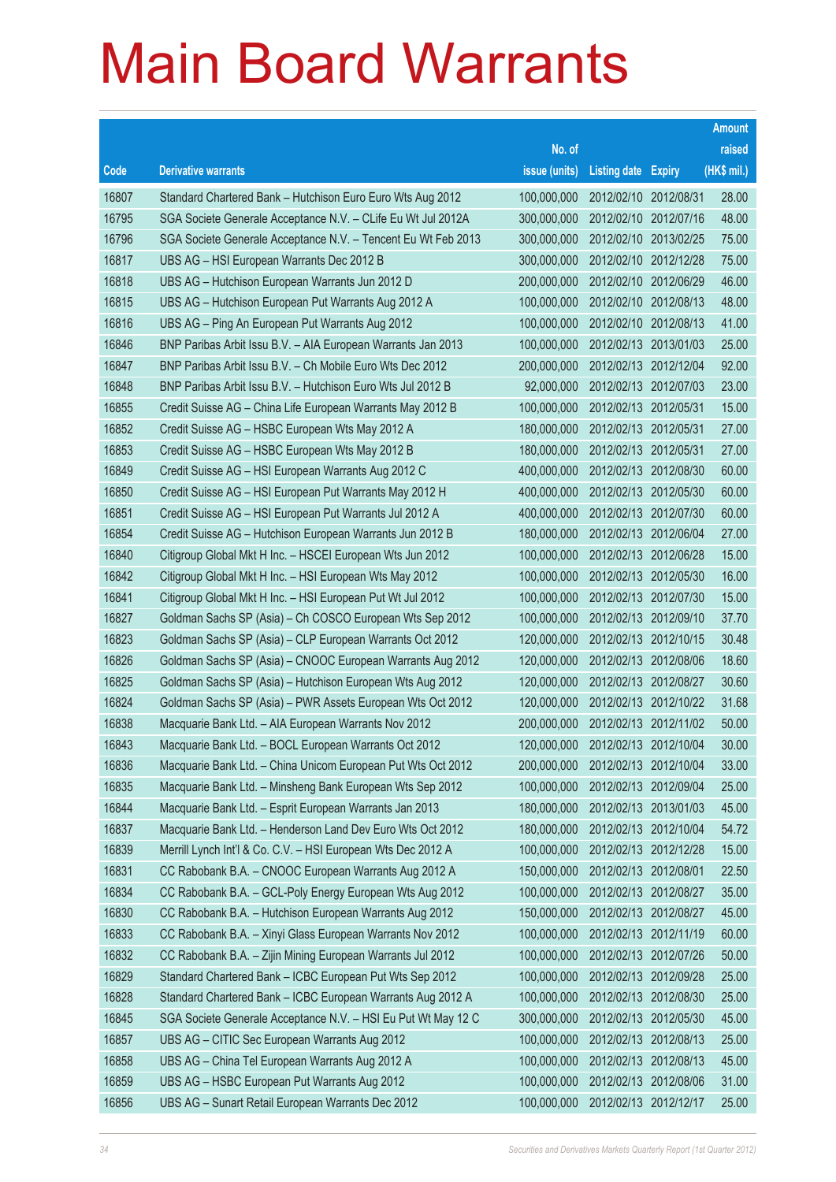# Main Board Warrants

| Code | Derivative warrants | No. of issue (units) | Listing date | Expiry | Amount raised (HK$ mil.) |
|---|---|---|---|---|---|
| 16807 | Standard Chartered Bank – Hutchison Euro Euro Wts Aug 2012 | 100,000,000 | 2012/02/10 | 2012/08/31 | 28.00 |
| 16795 | SGA Societe Generale Acceptance N.V. – CLife Eu Wt Jul 2012A | 300,000,000 | 2012/02/10 | 2012/07/16 | 48.00 |
| 16796 | SGA Societe Generale Acceptance N.V. – Tencent Eu Wt Feb 2013 | 300,000,000 | 2012/02/10 | 2013/02/25 | 75.00 |
| 16817 | UBS AG – HSI European Warrants Dec 2012 B | 300,000,000 | 2012/02/10 | 2012/12/28 | 75.00 |
| 16818 | UBS AG – Hutchison European Warrants Jun 2012 D | 200,000,000 | 2012/02/10 | 2012/06/29 | 46.00 |
| 16815 | UBS AG – Hutchison European Put Warrants Aug 2012 A | 100,000,000 | 2012/02/10 | 2012/08/13 | 48.00 |
| 16816 | UBS AG – Ping An European Put Warrants Aug 2012 | 100,000,000 | 2012/02/10 | 2012/08/13 | 41.00 |
| 16846 | BNP Paribas Arbit Issu B.V. – AIA European Warrants Jan 2013 | 100,000,000 | 2012/02/13 | 2013/01/03 | 25.00 |
| 16847 | BNP Paribas Arbit Issu B.V. – Ch Mobile Euro Wts Dec 2012 | 200,000,000 | 2012/02/13 | 2012/12/04 | 92.00 |
| 16848 | BNP Paribas Arbit Issu B.V. – Hutchison Euro Wts Jul 2012 B | 92,000,000 | 2012/02/13 | 2012/07/03 | 23.00 |
| 16855 | Credit Suisse AG – China Life European Warrants May 2012 B | 100,000,000 | 2012/02/13 | 2012/05/31 | 15.00 |
| 16852 | Credit Suisse AG – HSBC European Wts May 2012 A | 180,000,000 | 2012/02/13 | 2012/05/31 | 27.00 |
| 16853 | Credit Suisse AG – HSBC European Wts May 2012 B | 180,000,000 | 2012/02/13 | 2012/05/31 | 27.00 |
| 16849 | Credit Suisse AG – HSI European Warrants Aug 2012 C | 400,000,000 | 2012/02/13 | 2012/08/30 | 60.00 |
| 16850 | Credit Suisse AG – HSI European Put Warrants May 2012 H | 400,000,000 | 2012/02/13 | 2012/05/30 | 60.00 |
| 16851 | Credit Suisse AG – HSI European Put Warrants Jul 2012 A | 400,000,000 | 2012/02/13 | 2012/07/30 | 60.00 |
| 16854 | Credit Suisse AG – Hutchison European Warrants Jun 2012 B | 180,000,000 | 2012/02/13 | 2012/06/04 | 27.00 |
| 16840 | Citigroup Global Mkt H Inc. – HSCEI European Wts Jun 2012 | 100,000,000 | 2012/02/13 | 2012/06/28 | 15.00 |
| 16842 | Citigroup Global Mkt H Inc. – HSI European Wts May 2012 | 100,000,000 | 2012/02/13 | 2012/05/30 | 16.00 |
| 16841 | Citigroup Global Mkt H Inc. – HSI European Put Wt Jul 2012 | 100,000,000 | 2012/02/13 | 2012/07/30 | 15.00 |
| 16827 | Goldman Sachs SP (Asia) – Ch COSCO European Wts Sep 2012 | 100,000,000 | 2012/02/13 | 2012/09/10 | 37.70 |
| 16823 | Goldman Sachs SP (Asia) – CLP European Warrants Oct 2012 | 120,000,000 | 2012/02/13 | 2012/10/15 | 30.48 |
| 16826 | Goldman Sachs SP (Asia) – CNOOC European Warrants Aug 2012 | 120,000,000 | 2012/02/13 | 2012/08/06 | 18.60 |
| 16825 | Goldman Sachs SP (Asia) – Hutchison European Wts Aug 2012 | 120,000,000 | 2012/02/13 | 2012/08/27 | 30.60 |
| 16824 | Goldman Sachs SP (Asia) – PWR Assets European Wts Oct 2012 | 120,000,000 | 2012/02/13 | 2012/10/22 | 31.68 |
| 16838 | Macquarie Bank Ltd. – AIA European Warrants Nov 2012 | 200,000,000 | 2012/02/13 | 2012/11/02 | 50.00 |
| 16843 | Macquarie Bank Ltd. – BOCL European Warrants Oct 2012 | 120,000,000 | 2012/02/13 | 2012/10/04 | 30.00 |
| 16836 | Macquarie Bank Ltd. – China Unicom European Put Wts Oct 2012 | 200,000,000 | 2012/02/13 | 2012/10/04 | 33.00 |
| 16835 | Macquarie Bank Ltd. – Minsheng Bank European Wts Sep 2012 | 100,000,000 | 2012/02/13 | 2012/09/04 | 25.00 |
| 16844 | Macquarie Bank Ltd. – Esprit European Warrants Jan 2013 | 180,000,000 | 2012/02/13 | 2013/01/03 | 45.00 |
| 16837 | Macquarie Bank Ltd. – Henderson Land Dev Euro Wts Oct 2012 | 180,000,000 | 2012/02/13 | 2012/10/04 | 54.72 |
| 16839 | Merrill Lynch Int'l & Co. C.V. – HSI European Wts Dec 2012 A | 100,000,000 | 2012/02/13 | 2012/12/28 | 15.00 |
| 16831 | CC Rabobank B.A. – CNOOC European Warrants Aug 2012 A | 150,000,000 | 2012/02/13 | 2012/08/01 | 22.50 |
| 16834 | CC Rabobank B.A. – GCL-Poly Energy European Wts Aug 2012 | 100,000,000 | 2012/02/13 | 2012/08/27 | 35.00 |
| 16830 | CC Rabobank B.A. – Hutchison European Warrants Aug 2012 | 150,000,000 | 2012/02/13 | 2012/08/27 | 45.00 |
| 16833 | CC Rabobank B.A. – Xinyi Glass European Warrants Nov 2012 | 100,000,000 | 2012/02/13 | 2012/11/19 | 60.00 |
| 16832 | CC Rabobank B.A. – Zijin Mining European Warrants Jul 2012 | 100,000,000 | 2012/02/13 | 2012/07/26 | 50.00 |
| 16829 | Standard Chartered Bank – ICBC European Put Wts Sep 2012 | 100,000,000 | 2012/02/13 | 2012/09/28 | 25.00 |
| 16828 | Standard Chartered Bank – ICBC European Warrants Aug 2012 A | 100,000,000 | 2012/02/13 | 2012/08/30 | 25.00 |
| 16845 | SGA Societe Generale Acceptance N.V. – HSI Eu Put Wt May 12 C | 300,000,000 | 2012/02/13 | 2012/05/30 | 45.00 |
| 16857 | UBS AG – CITIC Sec European Warrants Aug 2012 | 100,000,000 | 2012/02/13 | 2012/08/13 | 25.00 |
| 16858 | UBS AG – China Tel European Warrants Aug 2012 A | 100,000,000 | 2012/02/13 | 2012/08/13 | 45.00 |
| 16859 | UBS AG – HSBC European Put Warrants Aug 2012 | 100,000,000 | 2012/02/13 | 2012/08/06 | 31.00 |
| 16856 | UBS AG – Sunart Retail European Warrants Dec 2012 | 100,000,000 | 2012/02/13 | 2012/12/17 | 25.00 |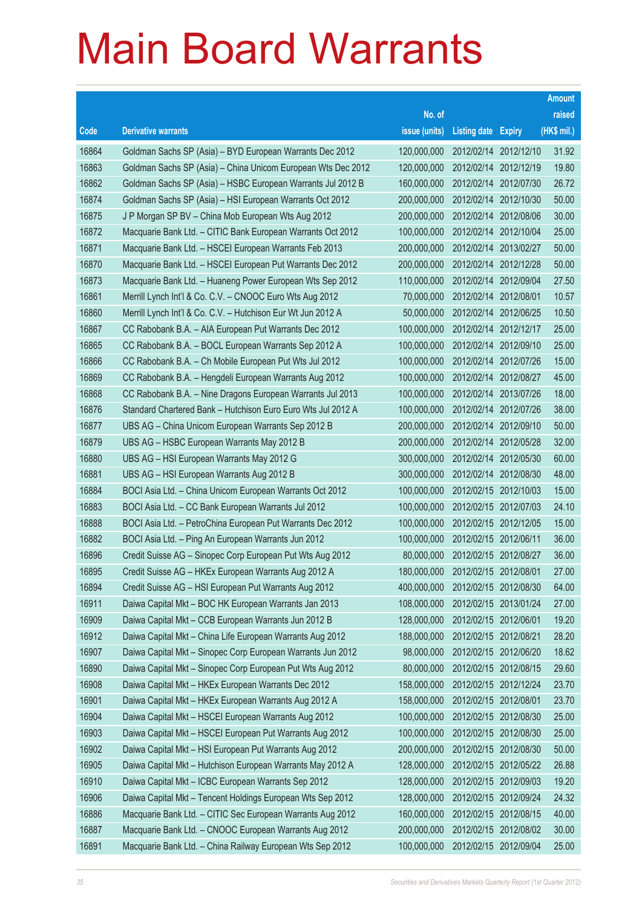# Main Board Warrants

| Code | Derivative warrants | No. of issue (units) | Listing date | Expiry | Amount raised (HK$ mil.) |
|---|---|---|---|---|---|
| 16864 | Goldman Sachs SP (Asia) – BYD European Warrants Dec 2012 | 120,000,000 | 2012/02/14 | 2012/12/10 | 31.92 |
| 16863 | Goldman Sachs SP (Asia) – China Unicom European Wts Dec 2012 | 120,000,000 | 2012/02/14 | 2012/12/19 | 19.80 |
| 16862 | Goldman Sachs SP (Asia) – HSBC European Warrants Jul 2012 B | 160,000,000 | 2012/02/14 | 2012/07/30 | 26.72 |
| 16874 | Goldman Sachs SP (Asia) – HSI European Warrants Oct 2012 | 200,000,000 | 2012/02/14 | 2012/10/30 | 50.00 |
| 16875 | J P Morgan SP BV – China Mob European Wts Aug 2012 | 200,000,000 | 2012/02/14 | 2012/08/06 | 30.00 |
| 16872 | Macquarie Bank Ltd. – CITIC Bank European Warrants Oct 2012 | 100,000,000 | 2012/02/14 | 2012/10/04 | 25.00 |
| 16871 | Macquarie Bank Ltd. – HSCEI European Warrants Feb 2013 | 200,000,000 | 2012/02/14 | 2013/02/27 | 50.00 |
| 16870 | Macquarie Bank Ltd. – HSCEI European Put Warrants Dec 2012 | 200,000,000 | 2012/02/14 | 2012/12/28 | 50.00 |
| 16873 | Macquarie Bank Ltd. – Huaneng Power European Wts Sep 2012 | 110,000,000 | 2012/02/14 | 2012/09/04 | 27.50 |
| 16861 | Merrill Lynch Int'l & Co. C.V. – CNOOC Euro Wts Aug 2012 | 70,000,000 | 2012/02/14 | 2012/08/01 | 10.57 |
| 16860 | Merrill Lynch Int'l & Co. C.V. – Hutchison Eur Wt Jun 2012 A | 50,000,000 | 2012/02/14 | 2012/06/25 | 10.50 |
| 16867 | CC Rabobank B.A. – AIA European Put Warrants Dec 2012 | 100,000,000 | 2012/02/14 | 2012/12/17 | 25.00 |
| 16865 | CC Rabobank B.A. – BOCL European Warrants Sep 2012 A | 100,000,000 | 2012/02/14 | 2012/09/10 | 25.00 |
| 16866 | CC Rabobank B.A. – Ch Mobile European Put Wts Jul 2012 | 100,000,000 | 2012/02/14 | 2012/07/26 | 15.00 |
| 16869 | CC Rabobank B.A. – Hengdeli European Warrants Aug 2012 | 100,000,000 | 2012/02/14 | 2012/08/27 | 45.00 |
| 16868 | CC Rabobank B.A. – Nine Dragons European Warrants Jul 2013 | 100,000,000 | 2012/02/14 | 2013/07/26 | 18.00 |
| 16876 | Standard Chartered Bank – Hutchison Euro Euro Wts Jul 2012 A | 100,000,000 | 2012/02/14 | 2012/07/26 | 38.00 |
| 16877 | UBS AG – China Unicom European Warrants Sep 2012 B | 200,000,000 | 2012/02/14 | 2012/09/10 | 50.00 |
| 16879 | UBS AG – HSBC European Warrants May 2012 B | 200,000,000 | 2012/02/14 | 2012/05/28 | 32.00 |
| 16880 | UBS AG – HSI European Warrants May 2012 G | 300,000,000 | 2012/02/14 | 2012/05/30 | 60.00 |
| 16881 | UBS AG – HSI European Warrants Aug 2012 B | 300,000,000 | 2012/02/14 | 2012/08/30 | 48.00 |
| 16884 | BOCI Asia Ltd. – China Unicom European Warrants Oct 2012 | 100,000,000 | 2012/02/15 | 2012/10/03 | 15.00 |
| 16883 | BOCI Asia Ltd. – CC Bank European Warrants Jul 2012 | 100,000,000 | 2012/02/15 | 2012/07/03 | 24.10 |
| 16888 | BOCI Asia Ltd. – PetroChina European Put Warrants Dec 2012 | 100,000,000 | 2012/02/15 | 2012/12/05 | 15.00 |
| 16882 | BOCI Asia Ltd. – Ping An European Warrants Jun 2012 | 100,000,000 | 2012/02/15 | 2012/06/11 | 36.00 |
| 16896 | Credit Suisse AG – Sinopec Corp European Put Wts Aug 2012 | 80,000,000 | 2012/02/15 | 2012/08/27 | 36.00 |
| 16895 | Credit Suisse AG – HKEx European Warrants Aug 2012 A | 180,000,000 | 2012/02/15 | 2012/08/01 | 27.00 |
| 16894 | Credit Suisse AG – HSI European Put Warrants Aug 2012 | 400,000,000 | 2012/02/15 | 2012/08/30 | 64.00 |
| 16911 | Daiwa Capital Mkt – BOC HK European Warrants Jan 2013 | 108,000,000 | 2012/02/15 | 2013/01/24 | 27.00 |
| 16909 | Daiwa Capital Mkt – CCB European Warrants Jun 2012 B | 128,000,000 | 2012/02/15 | 2012/06/01 | 19.20 |
| 16912 | Daiwa Capital Mkt – China Life European Warrants Aug 2012 | 188,000,000 | 2012/02/15 | 2012/08/21 | 28.20 |
| 16907 | Daiwa Capital Mkt – Sinopec Corp European Warrants Jun 2012 | 98,000,000 | 2012/02/15 | 2012/06/20 | 18.62 |
| 16890 | Daiwa Capital Mkt – Sinopec Corp European Put Wts Aug 2012 | 80,000,000 | 2012/02/15 | 2012/08/15 | 29.60 |
| 16908 | Daiwa Capital Mkt – HKEx European Warrants Dec 2012 | 158,000,000 | 2012/02/15 | 2012/12/24 | 23.70 |
| 16901 | Daiwa Capital Mkt – HKEx European Warrants Aug 2012 A | 158,000,000 | 2012/02/15 | 2012/08/01 | 23.70 |
| 16904 | Daiwa Capital Mkt – HSCEI European Warrants Aug 2012 | 100,000,000 | 2012/02/15 | 2012/08/30 | 25.00 |
| 16903 | Daiwa Capital Mkt – HSCEI European Put Warrants Aug 2012 | 100,000,000 | 2012/02/15 | 2012/08/30 | 25.00 |
| 16902 | Daiwa Capital Mkt – HSI European Put Warrants Aug 2012 | 200,000,000 | 2012/02/15 | 2012/08/30 | 50.00 |
| 16905 | Daiwa Capital Mkt – Hutchison European Warrants May 2012 A | 128,000,000 | 2012/02/15 | 2012/05/22 | 26.88 |
| 16910 | Daiwa Capital Mkt – ICBC European Warrants Sep 2012 | 128,000,000 | 2012/02/15 | 2012/09/03 | 19.20 |
| 16906 | Daiwa Capital Mkt – Tencent Holdings European Wts Sep 2012 | 128,000,000 | 2012/02/15 | 2012/09/24 | 24.32 |
| 16886 | Macquarie Bank Ltd. – CITIC Sec European Warrants Aug 2012 | 160,000,000 | 2012/02/15 | 2012/08/15 | 40.00 |
| 16887 | Macquarie Bank Ltd. – CNOOC European Warrants Aug 2012 | 200,000,000 | 2012/02/15 | 2012/08/02 | 30.00 |
| 16891 | Macquarie Bank Ltd. – China Railway European Wts Sep 2012 | 100,000,000 | 2012/02/15 | 2012/09/04 | 25.00 |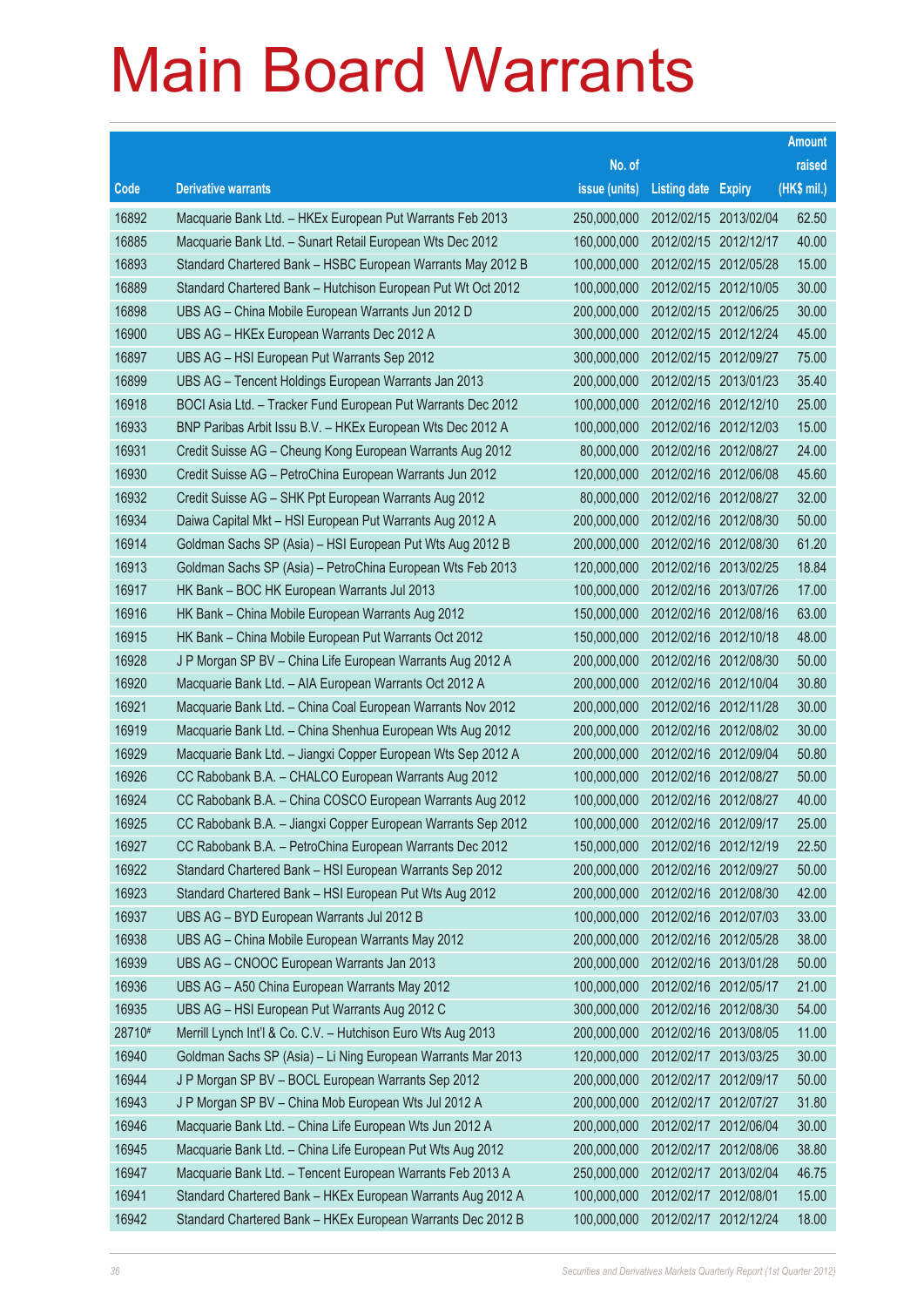# Main Board Warrants

| Code | Derivative warrants | No. of issue (units) | Listing date | Expiry | Amount raised (HK$ mil.) |
|---|---|---|---|---|---|
| 16892 | Macquarie Bank Ltd. – HKEx European Put Warrants Feb 2013 | 250,000,000 | 2012/02/15 | 2013/02/04 | 62.50 |
| 16885 | Macquarie Bank Ltd. – Sunart Retail European Wts Dec 2012 | 160,000,000 | 2012/02/15 | 2012/12/17 | 40.00 |
| 16893 | Standard Chartered Bank – HSBC European Warrants May 2012 B | 100,000,000 | 2012/02/15 | 2012/05/28 | 15.00 |
| 16889 | Standard Chartered Bank – Hutchison European Put Wt Oct 2012 | 100,000,000 | 2012/02/15 | 2012/10/05 | 30.00 |
| 16898 | UBS AG – China Mobile European Warrants Jun 2012 D | 200,000,000 | 2012/02/15 | 2012/06/25 | 30.00 |
| 16900 | UBS AG – HKEx European Warrants Dec 2012 A | 300,000,000 | 2012/02/15 | 2012/12/24 | 45.00 |
| 16897 | UBS AG – HSI European Put Warrants Sep 2012 | 300,000,000 | 2012/02/15 | 2012/09/27 | 75.00 |
| 16899 | UBS AG – Tencent Holdings European Warrants Jan 2013 | 200,000,000 | 2012/02/15 | 2013/01/23 | 35.40 |
| 16918 | BOCI Asia Ltd. – Tracker Fund European Put Warrants Dec 2012 | 100,000,000 | 2012/02/16 | 2012/12/10 | 25.00 |
| 16933 | BNP Paribas Arbit Issu B.V. – HKEx European Wts Dec 2012 A | 100,000,000 | 2012/02/16 | 2012/12/03 | 15.00 |
| 16931 | Credit Suisse AG – Cheung Kong European Warrants Aug 2012 | 80,000,000 | 2012/02/16 | 2012/08/27 | 24.00 |
| 16930 | Credit Suisse AG – PetroChina European Warrants Jun 2012 | 120,000,000 | 2012/02/16 | 2012/06/08 | 45.60 |
| 16932 | Credit Suisse AG – SHK Ppt European Warrants Aug 2012 | 80,000,000 | 2012/02/16 | 2012/08/27 | 32.00 |
| 16934 | Daiwa Capital Mkt – HSI European Put Warrants Aug 2012 A | 200,000,000 | 2012/02/16 | 2012/08/30 | 50.00 |
| 16914 | Goldman Sachs SP (Asia) – HSI European Put Wts Aug 2012 B | 200,000,000 | 2012/02/16 | 2012/08/30 | 61.20 |
| 16913 | Goldman Sachs SP (Asia) – PetroChina European Wts Feb 2013 | 120,000,000 | 2012/02/16 | 2013/02/25 | 18.84 |
| 16917 | HK Bank – BOC HK European Warrants Jul 2013 | 100,000,000 | 2012/02/16 | 2013/07/26 | 17.00 |
| 16916 | HK Bank – China Mobile European Warrants Aug 2012 | 150,000,000 | 2012/02/16 | 2012/08/16 | 63.00 |
| 16915 | HK Bank – China Mobile European Put Warrants Oct 2012 | 150,000,000 | 2012/02/16 | 2012/10/18 | 48.00 |
| 16928 | J P Morgan SP BV – China Life European Warrants Aug 2012 A | 200,000,000 | 2012/02/16 | 2012/08/30 | 50.00 |
| 16920 | Macquarie Bank Ltd. – AIA European Warrants Oct 2012 A | 200,000,000 | 2012/02/16 | 2012/10/04 | 30.80 |
| 16921 | Macquarie Bank Ltd. – China Coal European Warrants Nov 2012 | 200,000,000 | 2012/02/16 | 2012/11/28 | 30.00 |
| 16919 | Macquarie Bank Ltd. – China Shenhua European Wts Aug 2012 | 200,000,000 | 2012/02/16 | 2012/08/02 | 30.00 |
| 16929 | Macquarie Bank Ltd. – Jiangxi Copper European Wts Sep 2012 A | 200,000,000 | 2012/02/16 | 2012/09/04 | 50.80 |
| 16926 | CC Rabobank B.A. – CHALCO European Warrants Aug 2012 | 100,000,000 | 2012/02/16 | 2012/08/27 | 50.00 |
| 16924 | CC Rabobank B.A. – China COSCO European Warrants Aug 2012 | 100,000,000 | 2012/02/16 | 2012/08/27 | 40.00 |
| 16925 | CC Rabobank B.A. – Jiangxi Copper European Warrants Sep 2012 | 100,000,000 | 2012/02/16 | 2012/09/17 | 25.00 |
| 16927 | CC Rabobank B.A. – PetroChina European Warrants Dec 2012 | 150,000,000 | 2012/02/16 | 2012/12/19 | 22.50 |
| 16922 | Standard Chartered Bank – HSI European Warrants Sep 2012 | 200,000,000 | 2012/02/16 | 2012/09/27 | 50.00 |
| 16923 | Standard Chartered Bank – HSI European Put Wts Aug 2012 | 200,000,000 | 2012/02/16 | 2012/08/30 | 42.00 |
| 16937 | UBS AG – BYD European Warrants Jul 2012 B | 100,000,000 | 2012/02/16 | 2012/07/03 | 33.00 |
| 16938 | UBS AG – China Mobile European Warrants May 2012 | 200,000,000 | 2012/02/16 | 2012/05/28 | 38.00 |
| 16939 | UBS AG – CNOOC European Warrants Jan 2013 | 200,000,000 | 2012/02/16 | 2013/01/28 | 50.00 |
| 16936 | UBS AG – A50 China European Warrants May 2012 | 100,000,000 | 2012/02/16 | 2012/05/17 | 21.00 |
| 16935 | UBS AG – HSI European Put Warrants Aug 2012 C | 300,000,000 | 2012/02/16 | 2012/08/30 | 54.00 |
| 28710# | Merrill Lynch Int'l & Co. C.V. – Hutchison Euro Wts Aug 2013 | 200,000,000 | 2012/02/16 | 2013/08/05 | 11.00 |
| 16940 | Goldman Sachs SP (Asia) – Li Ning European Warrants Mar 2013 | 120,000,000 | 2012/02/17 | 2013/03/25 | 30.00 |
| 16944 | J P Morgan SP BV – BOCL European Warrants Sep 2012 | 200,000,000 | 2012/02/17 | 2012/09/17 | 50.00 |
| 16943 | J P Morgan SP BV – China Mob European Wts Jul 2012 A | 200,000,000 | 2012/02/17 | 2012/07/27 | 31.80 |
| 16946 | Macquarie Bank Ltd. – China Life European Wts Jun 2012 A | 200,000,000 | 2012/02/17 | 2012/06/04 | 30.00 |
| 16945 | Macquarie Bank Ltd. – China Life European Put Wts Aug 2012 | 200,000,000 | 2012/02/17 | 2012/08/06 | 38.80 |
| 16947 | Macquarie Bank Ltd. – Tencent European Warrants Feb 2013 A | 250,000,000 | 2012/02/17 | 2013/02/04 | 46.75 |
| 16941 | Standard Chartered Bank – HKEx European Warrants Aug 2012 A | 100,000,000 | 2012/02/17 | 2012/08/01 | 15.00 |
| 16942 | Standard Chartered Bank – HKEx European Warrants Dec 2012 B | 100,000,000 | 2012/02/17 | 2012/12/24 | 18.00 |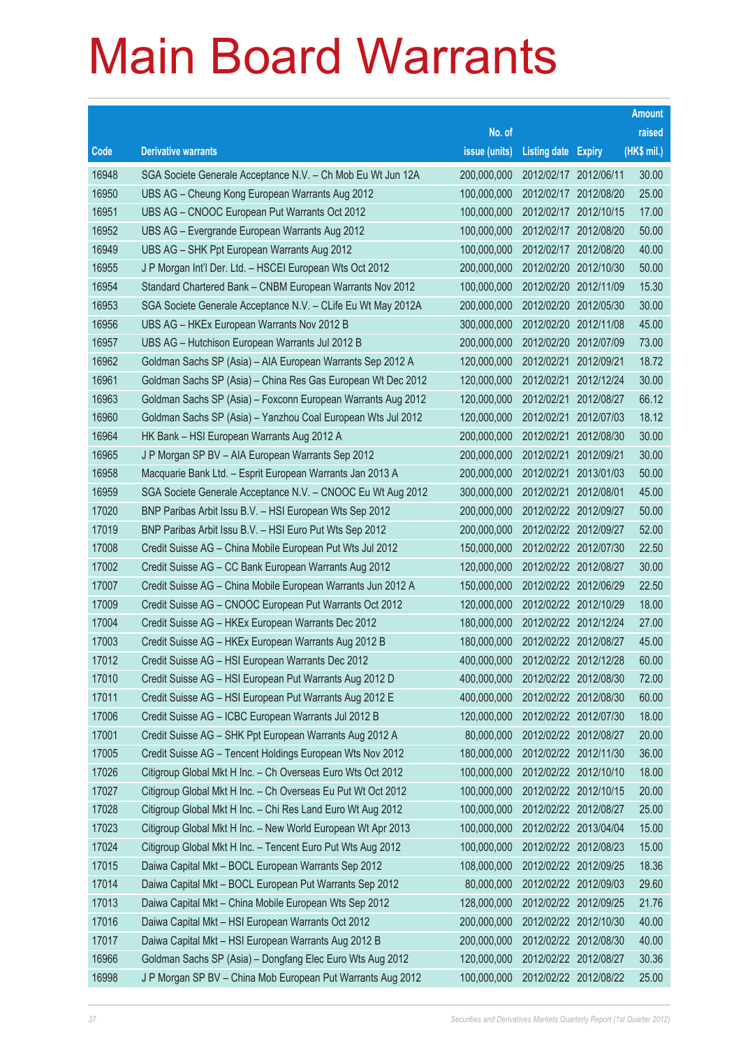# Main Board Warrants

| Code | Derivative warrants | No. of issue (units) | Listing date | Expiry | Amount raised (HK$ mil.) |
|---|---|---|---|---|---|
| 16948 | SGA Societe Generale Acceptance N.V. – Ch Mob Eu Wt Jun 12A | 200,000,000 | 2012/02/17 | 2012/06/11 | 30.00 |
| 16950 | UBS AG – Cheung Kong European Warrants Aug 2012 | 100,000,000 | 2012/02/17 | 2012/08/20 | 25.00 |
| 16951 | UBS AG – CNOOC European Put Warrants Oct 2012 | 100,000,000 | 2012/02/17 | 2012/10/15 | 17.00 |
| 16952 | UBS AG – Evergrande European Warrants Aug 2012 | 100,000,000 | 2012/02/17 | 2012/08/20 | 50.00 |
| 16949 | UBS AG – SHK Ppt European Warrants Aug 2012 | 100,000,000 | 2012/02/17 | 2012/08/20 | 40.00 |
| 16955 | J P Morgan Int'l Der. Ltd. – HSCEI European Wts Oct 2012 | 200,000,000 | 2012/02/20 | 2012/10/30 | 50.00 |
| 16954 | Standard Chartered Bank – CNBM European Warrants Nov 2012 | 100,000,000 | 2012/02/20 | 2012/11/09 | 15.30 |
| 16953 | SGA Societe Generale Acceptance N.V. – CLife Eu Wt May 2012A | 200,000,000 | 2012/02/20 | 2012/05/30 | 30.00 |
| 16956 | UBS AG – HKEx European Warrants Nov 2012 B | 300,000,000 | 2012/02/20 | 2012/11/08 | 45.00 |
| 16957 | UBS AG – Hutchison European Warrants Jul 2012 B | 200,000,000 | 2012/02/20 | 2012/07/09 | 73.00 |
| 16962 | Goldman Sachs SP (Asia) – AIA European Warrants Sep 2012 A | 120,000,000 | 2012/02/21 | 2012/09/21 | 18.72 |
| 16961 | Goldman Sachs SP (Asia) – China Res Gas European Wt Dec 2012 | 120,000,000 | 2012/02/21 | 2012/12/24 | 30.00 |
| 16963 | Goldman Sachs SP (Asia) – Foxconn European Warrants Aug 2012 | 120,000,000 | 2012/02/21 | 2012/08/27 | 66.12 |
| 16960 | Goldman Sachs SP (Asia) – Yanzhou Coal European Wts Jul 2012 | 120,000,000 | 2012/02/21 | 2012/07/03 | 18.12 |
| 16964 | HK Bank – HSI European Warrants Aug 2012 A | 200,000,000 | 2012/02/21 | 2012/08/30 | 30.00 |
| 16965 | J P Morgan SP BV – AIA European Warrants Sep 2012 | 200,000,000 | 2012/02/21 | 2012/09/21 | 30.00 |
| 16958 | Macquarie Bank Ltd. – Esprit European Warrants Jan 2013 A | 200,000,000 | 2012/02/21 | 2013/01/03 | 50.00 |
| 16959 | SGA Societe Generale Acceptance N.V. – CNOOC Eu Wt Aug 2012 | 300,000,000 | 2012/02/21 | 2012/08/01 | 45.00 |
| 17020 | BNP Paribas Arbit Issu B.V. – HSI European Wts Sep 2012 | 200,000,000 | 2012/02/22 | 2012/09/27 | 50.00 |
| 17019 | BNP Paribas Arbit Issu B.V. – HSI Euro Put Wts Sep 2012 | 200,000,000 | 2012/02/22 | 2012/09/27 | 52.00 |
| 17008 | Credit Suisse AG – China Mobile European Put Wts Jul 2012 | 150,000,000 | 2012/02/22 | 2012/07/30 | 22.50 |
| 17002 | Credit Suisse AG – CC Bank European Warrants Aug 2012 | 120,000,000 | 2012/02/22 | 2012/08/27 | 30.00 |
| 17007 | Credit Suisse AG – China Mobile European Warrants Jun 2012 A | 150,000,000 | 2012/02/22 | 2012/06/29 | 22.50 |
| 17009 | Credit Suisse AG – CNOOC European Put Warrants Oct 2012 | 120,000,000 | 2012/02/22 | 2012/10/29 | 18.00 |
| 17004 | Credit Suisse AG – HKEx European Warrants Dec 2012 | 180,000,000 | 2012/02/22 | 2012/12/24 | 27.00 |
| 17003 | Credit Suisse AG – HKEx European Warrants Aug 2012 B | 180,000,000 | 2012/02/22 | 2012/08/27 | 45.00 |
| 17012 | Credit Suisse AG – HSI European Warrants Dec 2012 | 400,000,000 | 2012/02/22 | 2012/12/28 | 60.00 |
| 17010 | Credit Suisse AG – HSI European Put Warrants Aug 2012 D | 400,000,000 | 2012/02/22 | 2012/08/30 | 72.00 |
| 17011 | Credit Suisse AG – HSI European Put Warrants Aug 2012 E | 400,000,000 | 2012/02/22 | 2012/08/30 | 60.00 |
| 17006 | Credit Suisse AG – ICBC European Warrants Jul 2012 B | 120,000,000 | 2012/02/22 | 2012/07/30 | 18.00 |
| 17001 | Credit Suisse AG – SHK Ppt European Warrants Aug 2012 A | 80,000,000 | 2012/02/22 | 2012/08/27 | 20.00 |
| 17005 | Credit Suisse AG – Tencent Holdings European Wts Nov 2012 | 180,000,000 | 2012/02/22 | 2012/11/30 | 36.00 |
| 17026 | Citigroup Global Mkt H Inc. – Ch Overseas Euro Wts Oct 2012 | 100,000,000 | 2012/02/22 | 2012/10/10 | 18.00 |
| 17027 | Citigroup Global Mkt H Inc. – Ch Overseas Eu Put Wt Oct 2012 | 100,000,000 | 2012/02/22 | 2012/10/15 | 20.00 |
| 17028 | Citigroup Global Mkt H Inc. – Chi Res Land Euro Wt Aug 2012 | 100,000,000 | 2012/02/22 | 2012/08/27 | 25.00 |
| 17023 | Citigroup Global Mkt H Inc. – New World European Wt Apr 2013 | 100,000,000 | 2012/02/22 | 2013/04/04 | 15.00 |
| 17024 | Citigroup Global Mkt H Inc. – Tencent Euro Put Wts Aug 2012 | 100,000,000 | 2012/02/22 | 2012/08/23 | 15.00 |
| 17015 | Daiwa Capital Mkt – BOCL European Warrants Sep 2012 | 108,000,000 | 2012/02/22 | 2012/09/25 | 18.36 |
| 17014 | Daiwa Capital Mkt – BOCL European Put Warrants Sep 2012 | 80,000,000 | 2012/02/22 | 2012/09/03 | 29.60 |
| 17013 | Daiwa Capital Mkt – China Mobile European Wts Sep 2012 | 128,000,000 | 2012/02/22 | 2012/09/25 | 21.76 |
| 17016 | Daiwa Capital Mkt – HSI European Warrants Oct 2012 | 200,000,000 | 2012/02/22 | 2012/10/30 | 40.00 |
| 17017 | Daiwa Capital Mkt – HSI European Warrants Aug 2012 B | 200,000,000 | 2012/02/22 | 2012/08/30 | 40.00 |
| 16966 | Goldman Sachs SP (Asia) – Dongfang Elec Euro Wts Aug 2012 | 120,000,000 | 2012/02/22 | 2012/08/27 | 30.36 |
| 16998 | J P Morgan SP BV – China Mob European Put Warrants Aug 2012 | 100,000,000 | 2012/02/22 | 2012/08/22 | 25.00 |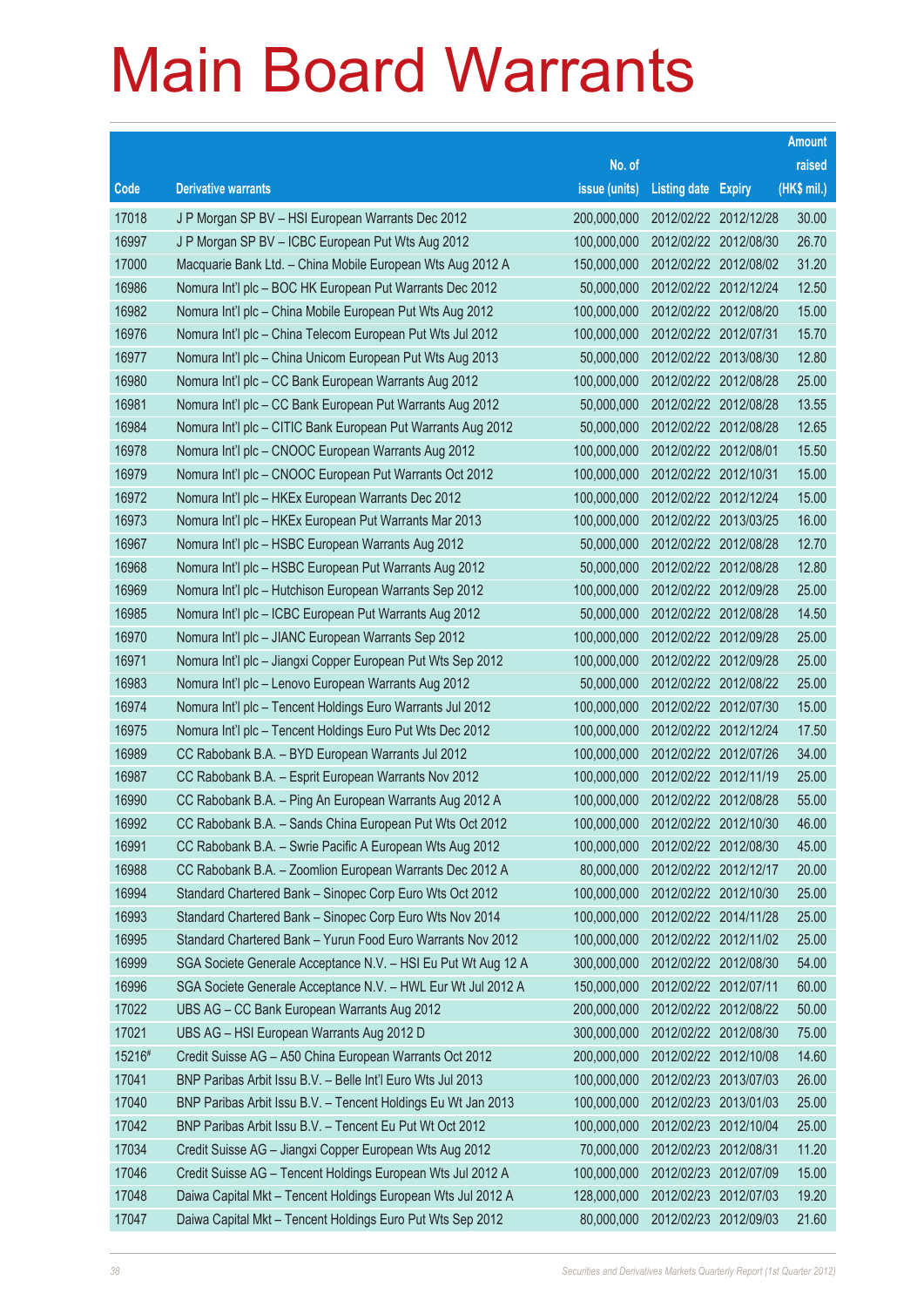# Main Board Warrants

| Code | Derivative warrants | No. of issue (units) | Listing date | Expiry | Amount raised (HK$ mil.) |
|---|---|---|---|---|---|
| 17018 | J P Morgan SP BV – HSI European Warrants Dec 2012 | 200,000,000 | 2012/02/22 | 2012/12/28 | 30.00 |
| 16997 | J P Morgan SP BV – ICBC European Put Wts Aug 2012 | 100,000,000 | 2012/02/22 | 2012/08/30 | 26.70 |
| 17000 | Macquarie Bank Ltd. – China Mobile European Wts Aug 2012 A | 150,000,000 | 2012/02/22 | 2012/08/02 | 31.20 |
| 16986 | Nomura Int'l plc – BOC HK European Put Warrants Dec 2012 | 50,000,000 | 2012/02/22 | 2012/12/24 | 12.50 |
| 16982 | Nomura Int'l plc – China Mobile European Put Wts Aug 2012 | 100,000,000 | 2012/02/22 | 2012/08/20 | 15.00 |
| 16976 | Nomura Int'l plc – China Telecom European Put Wts Jul 2012 | 100,000,000 | 2012/02/22 | 2012/07/31 | 15.70 |
| 16977 | Nomura Int'l plc – China Unicom European Put Wts Aug 2013 | 50,000,000 | 2012/02/22 | 2013/08/30 | 12.80 |
| 16980 | Nomura Int'l plc – CC Bank European Warrants Aug 2012 | 100,000,000 | 2012/02/22 | 2012/08/28 | 25.00 |
| 16981 | Nomura Int'l plc – CC Bank European Put Warrants Aug 2012 | 50,000,000 | 2012/02/22 | 2012/08/28 | 13.55 |
| 16984 | Nomura Int'l plc – CITIC Bank European Put Warrants Aug 2012 | 50,000,000 | 2012/02/22 | 2012/08/28 | 12.65 |
| 16978 | Nomura Int'l plc – CNOOC European Warrants Aug 2012 | 100,000,000 | 2012/02/22 | 2012/08/01 | 15.50 |
| 16979 | Nomura Int'l plc – CNOOC European Put Warrants Oct 2012 | 100,000,000 | 2012/02/22 | 2012/10/31 | 15.00 |
| 16972 | Nomura Int'l plc – HKEx European Warrants Dec 2012 | 100,000,000 | 2012/02/22 | 2012/12/24 | 15.00 |
| 16973 | Nomura Int'l plc – HKEx European Put Warrants Mar 2013 | 100,000,000 | 2012/02/22 | 2013/03/25 | 16.00 |
| 16967 | Nomura Int'l plc – HSBC European Warrants Aug 2012 | 50,000,000 | 2012/02/22 | 2012/08/28 | 12.70 |
| 16968 | Nomura Int'l plc – HSBC European Put Warrants Aug 2012 | 50,000,000 | 2012/02/22 | 2012/08/28 | 12.80 |
| 16969 | Nomura Int'l plc – Hutchison European Warrants Sep 2012 | 100,000,000 | 2012/02/22 | 2012/09/28 | 25.00 |
| 16985 | Nomura Int'l plc – ICBC European Put Warrants Aug 2012 | 50,000,000 | 2012/02/22 | 2012/08/28 | 14.50 |
| 16970 | Nomura Int'l plc – JIANC European Warrants Sep 2012 | 100,000,000 | 2012/02/22 | 2012/09/28 | 25.00 |
| 16971 | Nomura Int'l plc – Jiangxi Copper European Put Wts Sep 2012 | 100,000,000 | 2012/02/22 | 2012/09/28 | 25.00 |
| 16983 | Nomura Int'l plc – Lenovo European Warrants Aug 2012 | 50,000,000 | 2012/02/22 | 2012/08/22 | 25.00 |
| 16974 | Nomura Int'l plc – Tencent Holdings Euro Warrants Jul 2012 | 100,000,000 | 2012/02/22 | 2012/07/30 | 15.00 |
| 16975 | Nomura Int'l plc – Tencent Holdings Euro Put Wts Dec 2012 | 100,000,000 | 2012/02/22 | 2012/12/24 | 17.50 |
| 16989 | CC Rabobank B.A. – BYD European Warrants Jul 2012 | 100,000,000 | 2012/02/22 | 2012/07/26 | 34.00 |
| 16987 | CC Rabobank B.A. – Esprit European Warrants Nov 2012 | 100,000,000 | 2012/02/22 | 2012/11/19 | 25.00 |
| 16990 | CC Rabobank B.A. – Ping An European Warrants Aug 2012 A | 100,000,000 | 2012/02/22 | 2012/08/28 | 55.00 |
| 16992 | CC Rabobank B.A. – Sands China European Put Wts Oct 2012 | 100,000,000 | 2012/02/22 | 2012/10/30 | 46.00 |
| 16991 | CC Rabobank B.A. – Swrie Pacific A European Wts Aug 2012 | 100,000,000 | 2012/02/22 | 2012/08/30 | 45.00 |
| 16988 | CC Rabobank B.A. – Zoomlion European Warrants Dec 2012 A | 80,000,000 | 2012/02/22 | 2012/12/17 | 20.00 |
| 16994 | Standard Chartered Bank – Sinopec Corp Euro Wts Oct 2012 | 100,000,000 | 2012/02/22 | 2012/10/30 | 25.00 |
| 16993 | Standard Chartered Bank – Sinopec Corp Euro Wts Nov 2014 | 100,000,000 | 2012/02/22 | 2014/11/28 | 25.00 |
| 16995 | Standard Chartered Bank – Yurun Food Euro Warrants Nov 2012 | 100,000,000 | 2012/02/22 | 2012/11/02 | 25.00 |
| 16999 | SGA Societe Generale Acceptance N.V. – HSI Eu Put Wt Aug 12 A | 300,000,000 | 2012/02/22 | 2012/08/30 | 54.00 |
| 16996 | SGA Societe Generale Acceptance N.V. – HWL Eur Wt Jul 2012 A | 150,000,000 | 2012/02/22 | 2012/07/11 | 60.00 |
| 17022 | UBS AG – CC Bank European Warrants Aug 2012 | 200,000,000 | 2012/02/22 | 2012/08/22 | 50.00 |
| 17021 | UBS AG – HSI European Warrants Aug 2012 D | 300,000,000 | 2012/02/22 | 2012/08/30 | 75.00 |
| 15216# | Credit Suisse AG – A50 China European Warrants Oct 2012 | 200,000,000 | 2012/02/22 | 2012/10/08 | 14.60 |
| 17041 | BNP Paribas Arbit Issu B.V. – Belle Int'l Euro Wts Jul 2013 | 100,000,000 | 2012/02/23 | 2013/07/03 | 26.00 |
| 17040 | BNP Paribas Arbit Issu B.V. – Tencent Holdings Eu Wt Jan 2013 | 100,000,000 | 2012/02/23 | 2013/01/03 | 25.00 |
| 17042 | BNP Paribas Arbit Issu B.V. – Tencent Eu Put Wt Oct 2012 | 100,000,000 | 2012/02/23 | 2012/10/04 | 25.00 |
| 17034 | Credit Suisse AG – Jiangxi Copper European Wts Aug 2012 | 70,000,000 | 2012/02/23 | 2012/08/31 | 11.20 |
| 17046 | Credit Suisse AG – Tencent Holdings European Wts Jul 2012 A | 100,000,000 | 2012/02/23 | 2012/07/09 | 15.00 |
| 17048 | Daiwa Capital Mkt – Tencent Holdings European Wts Jul 2012 A | 128,000,000 | 2012/02/23 | 2012/07/03 | 19.20 |
| 17047 | Daiwa Capital Mkt – Tencent Holdings Euro Put Wts Sep 2012 | 80,000,000 | 2012/02/23 | 2012/09/03 | 21.60 |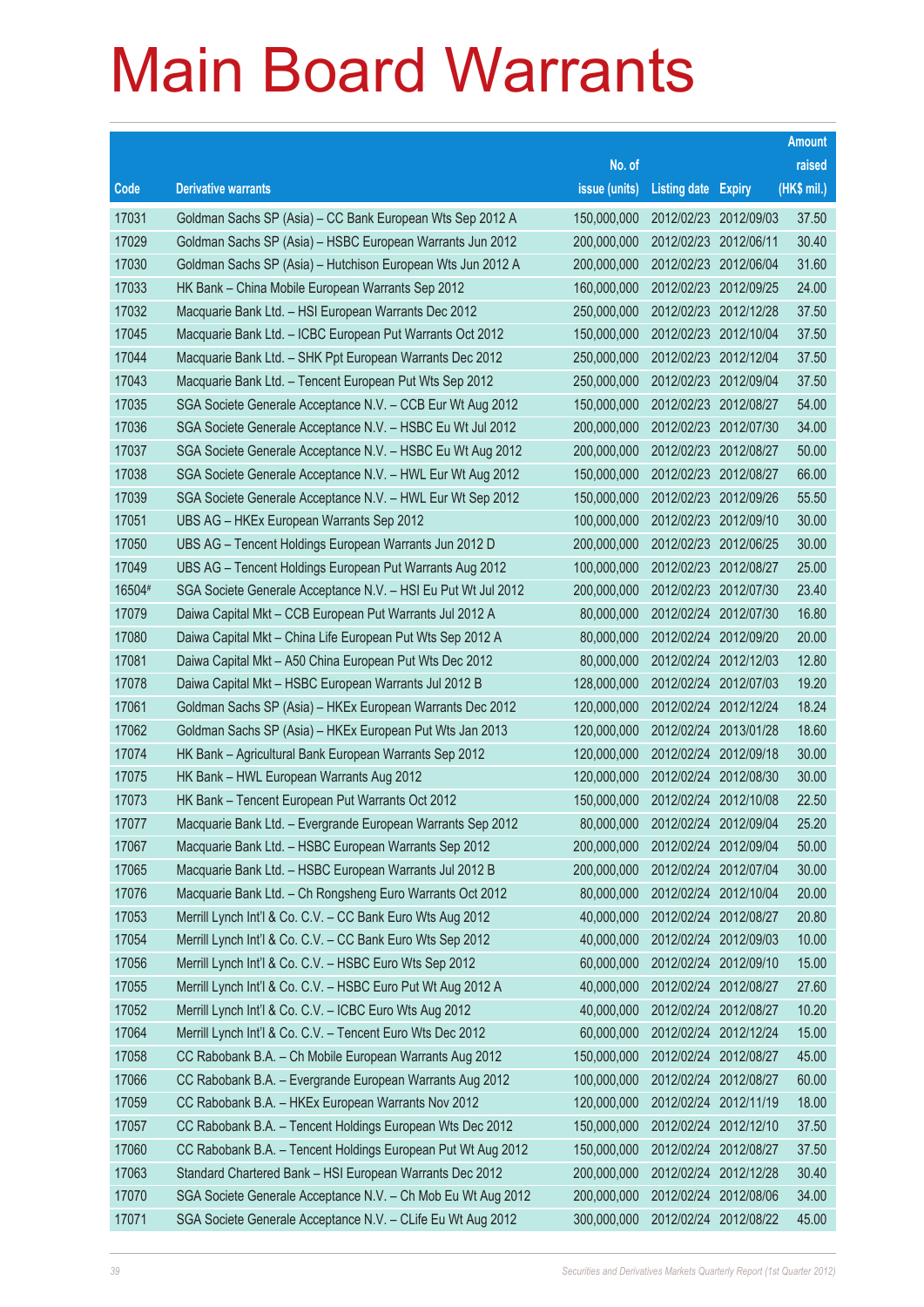# Main Board Warrants

| Code | Derivative warrants | No. of issue (units) | Listing date | Expiry | Amount raised (HK$ mil.) |
|---|---|---|---|---|---|
| 17031 | Goldman Sachs SP (Asia) – CC Bank European Wts Sep 2012 A | 150,000,000 | 2012/02/23 | 2012/09/03 | 37.50 |
| 17029 | Goldman Sachs SP (Asia) – HSBC European Warrants Jun 2012 | 200,000,000 | 2012/02/23 | 2012/06/11 | 30.40 |
| 17030 | Goldman Sachs SP (Asia) – Hutchison European Wts Jun 2012 A | 200,000,000 | 2012/02/23 | 2012/06/04 | 31.60 |
| 17033 | HK Bank – China Mobile European Warrants Sep 2012 | 160,000,000 | 2012/02/23 | 2012/09/25 | 24.00 |
| 17032 | Macquarie Bank Ltd. – HSI European Warrants Dec 2012 | 250,000,000 | 2012/02/23 | 2012/12/28 | 37.50 |
| 17045 | Macquarie Bank Ltd. – ICBC European Put Warrants Oct 2012 | 150,000,000 | 2012/02/23 | 2012/10/04 | 37.50 |
| 17044 | Macquarie Bank Ltd. – SHK Ppt European Warrants Dec 2012 | 250,000,000 | 2012/02/23 | 2012/12/04 | 37.50 |
| 17043 | Macquarie Bank Ltd. – Tencent European Put Wts Sep 2012 | 250,000,000 | 2012/02/23 | 2012/09/04 | 37.50 |
| 17035 | SGA Societe Generale Acceptance N.V. – CCB Eur Wt Aug 2012 | 150,000,000 | 2012/02/23 | 2012/08/27 | 54.00 |
| 17036 | SGA Societe Generale Acceptance N.V. – HSBC Eu Wt Jul 2012 | 200,000,000 | 2012/02/23 | 2012/07/30 | 34.00 |
| 17037 | SGA Societe Generale Acceptance N.V. – HSBC Eu Wt Aug 2012 | 200,000,000 | 2012/02/23 | 2012/08/27 | 50.00 |
| 17038 | SGA Societe Generale Acceptance N.V. – HWL Eur Wt Aug 2012 | 150,000,000 | 2012/02/23 | 2012/08/27 | 66.00 |
| 17039 | SGA Societe Generale Acceptance N.V. – HWL Eur Wt Sep 2012 | 150,000,000 | 2012/02/23 | 2012/09/26 | 55.50 |
| 17051 | UBS AG – HKEx European Warrants Sep 2012 | 100,000,000 | 2012/02/23 | 2012/09/10 | 30.00 |
| 17050 | UBS AG – Tencent Holdings European Warrants Jun 2012 D | 200,000,000 | 2012/02/23 | 2012/06/25 | 30.00 |
| 17049 | UBS AG – Tencent Holdings European Put Warrants Aug 2012 | 100,000,000 | 2012/02/23 | 2012/08/27 | 25.00 |
| 16504# | SGA Societe Generale Acceptance N.V. – HSI Eu Put Wt Jul 2012 | 200,000,000 | 2012/02/23 | 2012/07/30 | 23.40 |
| 17079 | Daiwa Capital Mkt – CCB European Put Warrants Jul 2012 A | 80,000,000 | 2012/02/24 | 2012/07/30 | 16.80 |
| 17080 | Daiwa Capital Mkt – China Life European Put Wts Sep 2012 A | 80,000,000 | 2012/02/24 | 2012/09/20 | 20.00 |
| 17081 | Daiwa Capital Mkt – A50 China European Put Wts Dec 2012 | 80,000,000 | 2012/02/24 | 2012/12/03 | 12.80 |
| 17078 | Daiwa Capital Mkt – HSBC European Warrants Jul 2012 B | 128,000,000 | 2012/02/24 | 2012/07/03 | 19.20 |
| 17061 | Goldman Sachs SP (Asia) – HKEx European Warrants Dec 2012 | 120,000,000 | 2012/02/24 | 2012/12/24 | 18.24 |
| 17062 | Goldman Sachs SP (Asia) – HKEx European Put Wts Jan 2013 | 120,000,000 | 2012/02/24 | 2013/01/28 | 18.60 |
| 17074 | HK Bank – Agricultural Bank European Warrants Sep 2012 | 120,000,000 | 2012/02/24 | 2012/09/18 | 30.00 |
| 17075 | HK Bank – HWL European Warrants Aug 2012 | 120,000,000 | 2012/02/24 | 2012/08/30 | 30.00 |
| 17073 | HK Bank – Tencent European Put Warrants Oct 2012 | 150,000,000 | 2012/02/24 | 2012/10/08 | 22.50 |
| 17077 | Macquarie Bank Ltd. – Evergrande European Warrants Sep 2012 | 80,000,000 | 2012/02/24 | 2012/09/04 | 25.20 |
| 17067 | Macquarie Bank Ltd. – HSBC European Warrants Sep 2012 | 200,000,000 | 2012/02/24 | 2012/09/04 | 50.00 |
| 17065 | Macquarie Bank Ltd. – HSBC European Warrants Jul 2012 B | 200,000,000 | 2012/02/24 | 2012/07/04 | 30.00 |
| 17076 | Macquarie Bank Ltd. – Ch Rongsheng Euro Warrants Oct 2012 | 80,000,000 | 2012/02/24 | 2012/10/04 | 20.00 |
| 17053 | Merrill Lynch Int'l & Co. C.V. – CC Bank Euro Wts Aug 2012 | 40,000,000 | 2012/02/24 | 2012/08/27 | 20.80 |
| 17054 | Merrill Lynch Int'l & Co. C.V. – CC Bank Euro Wts Sep 2012 | 40,000,000 | 2012/02/24 | 2012/09/03 | 10.00 |
| 17056 | Merrill Lynch Int'l & Co. C.V. – HSBC Euro Wts Sep 2012 | 60,000,000 | 2012/02/24 | 2012/09/10 | 15.00 |
| 17055 | Merrill Lynch Int'l & Co. C.V. – HSBC Euro Put Wt Aug 2012 A | 40,000,000 | 2012/02/24 | 2012/08/27 | 27.60 |
| 17052 | Merrill Lynch Int'l & Co. C.V. – ICBC Euro Wts Aug 2012 | 40,000,000 | 2012/02/24 | 2012/08/27 | 10.20 |
| 17064 | Merrill Lynch Int'l & Co. C.V. – Tencent Euro Wts Dec 2012 | 60,000,000 | 2012/02/24 | 2012/12/24 | 15.00 |
| 17058 | CC Rabobank B.A. – Ch Mobile European Warrants Aug 2012 | 150,000,000 | 2012/02/24 | 2012/08/27 | 45.00 |
| 17066 | CC Rabobank B.A. – Evergrande European Warrants Aug 2012 | 100,000,000 | 2012/02/24 | 2012/08/27 | 60.00 |
| 17059 | CC Rabobank B.A. – HKEx European Warrants Nov 2012 | 120,000,000 | 2012/02/24 | 2012/11/19 | 18.00 |
| 17057 | CC Rabobank B.A. – Tencent Holdings European Wts Dec 2012 | 150,000,000 | 2012/02/24 | 2012/12/10 | 37.50 |
| 17060 | CC Rabobank B.A. – Tencent Holdings European Put Wt Aug 2012 | 150,000,000 | 2012/02/24 | 2012/08/27 | 37.50 |
| 17063 | Standard Chartered Bank – HSI European Warrants Dec 2012 | 200,000,000 | 2012/02/24 | 2012/12/28 | 30.40 |
| 17070 | SGA Societe Generale Acceptance N.V. – Ch Mob Eu Wt Aug 2012 | 200,000,000 | 2012/02/24 | 2012/08/06 | 34.00 |
| 17071 | SGA Societe Generale Acceptance N.V. – CLife Eu Wt Aug 2012 | 300,000,000 | 2012/02/24 | 2012/08/22 | 45.00 |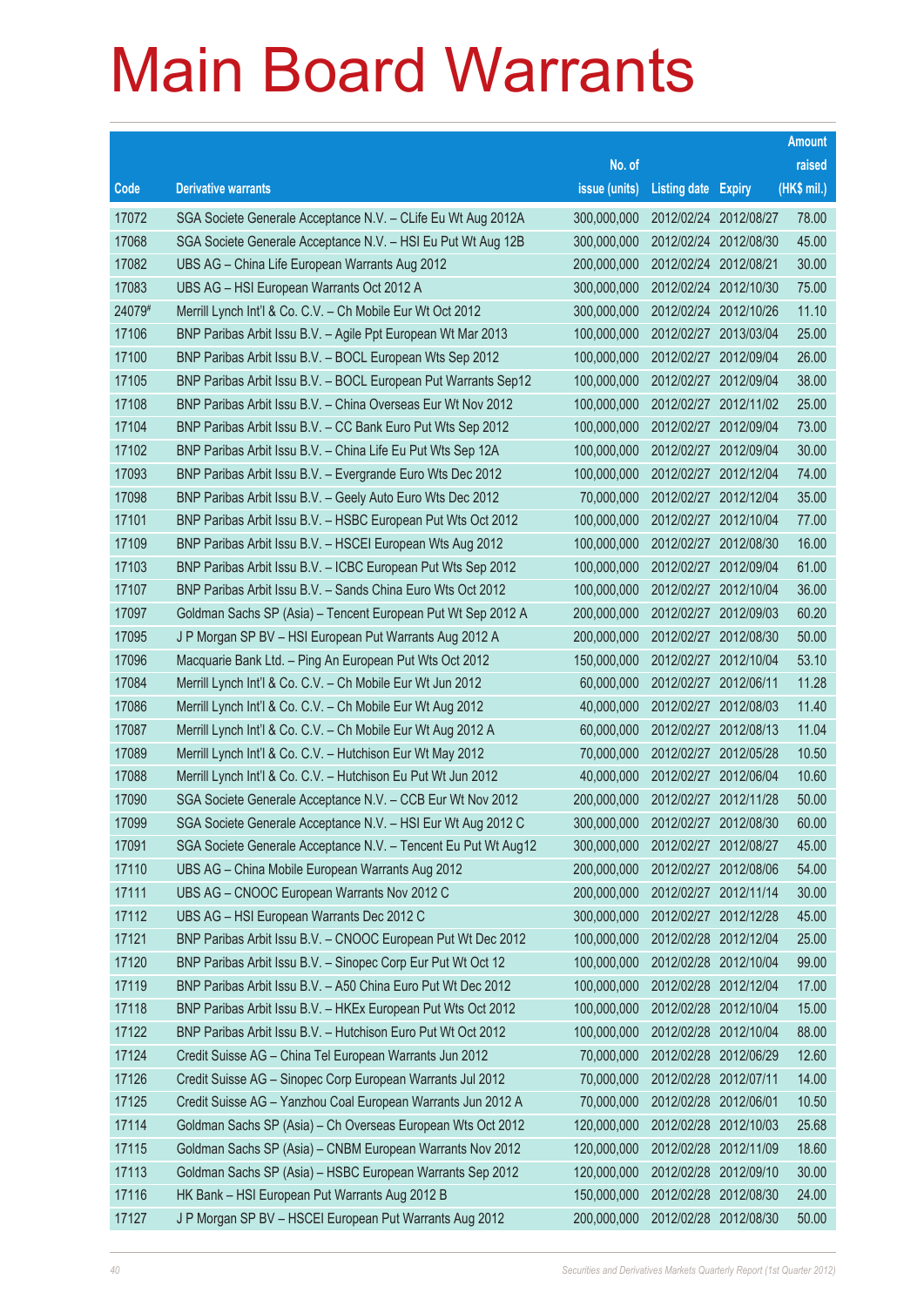# Main Board Warrants

| Code | Derivative warrants | No. of issue (units) | Listing date | Expiry | Amount raised (HK$ mil.) |
|---|---|---|---|---|---|
| 17072 | SGA Societe Generale Acceptance N.V. – CLife Eu Wt Aug 2012A | 300,000,000 | 2012/02/24 | 2012/08/27 | 78.00 |
| 17068 | SGA Societe Generale Acceptance N.V. – HSI Eu Put Wt Aug 12B | 300,000,000 | 2012/02/24 | 2012/08/30 | 45.00 |
| 17082 | UBS AG – China Life European Warrants Aug 2012 | 200,000,000 | 2012/02/24 | 2012/08/21 | 30.00 |
| 17083 | UBS AG – HSI European Warrants Oct 2012 A | 300,000,000 | 2012/02/24 | 2012/10/30 | 75.00 |
| 24079# | Merrill Lynch Int'l & Co. C.V. – Ch Mobile Eur Wt Oct 2012 | 300,000,000 | 2012/02/24 | 2012/10/26 | 11.10 |
| 17106 | BNP Paribas Arbit Issu B.V. – Agile Ppt European Wt Mar 2013 | 100,000,000 | 2012/02/27 | 2013/03/04 | 25.00 |
| 17100 | BNP Paribas Arbit Issu B.V. – BOCL European Wts Sep 2012 | 100,000,000 | 2012/02/27 | 2012/09/04 | 26.00 |
| 17105 | BNP Paribas Arbit Issu B.V. – BOCL European Put Warrants Sep12 | 100,000,000 | 2012/02/27 | 2012/09/04 | 38.00 |
| 17108 | BNP Paribas Arbit Issu B.V. – China Overseas Eur Wt Nov 2012 | 100,000,000 | 2012/02/27 | 2012/11/02 | 25.00 |
| 17104 | BNP Paribas Arbit Issu B.V. – CC Bank Euro Put Wts Sep 2012 | 100,000,000 | 2012/02/27 | 2012/09/04 | 73.00 |
| 17102 | BNP Paribas Arbit Issu B.V. – China Life Eu Put Wts Sep 12A | 100,000,000 | 2012/02/27 | 2012/09/04 | 30.00 |
| 17093 | BNP Paribas Arbit Issu B.V. – Evergrande Euro Wts Dec 2012 | 100,000,000 | 2012/02/27 | 2012/12/04 | 74.00 |
| 17098 | BNP Paribas Arbit Issu B.V. – Geely Auto Euro Wts Dec 2012 | 70,000,000 | 2012/02/27 | 2012/12/04 | 35.00 |
| 17101 | BNP Paribas Arbit Issu B.V. – HSBC European Put Wts Oct 2012 | 100,000,000 | 2012/02/27 | 2012/10/04 | 77.00 |
| 17109 | BNP Paribas Arbit Issu B.V. – HSCEI European Wts Aug 2012 | 100,000,000 | 2012/02/27 | 2012/08/30 | 16.00 |
| 17103 | BNP Paribas Arbit Issu B.V. – ICBC European Put Wts Sep 2012 | 100,000,000 | 2012/02/27 | 2012/09/04 | 61.00 |
| 17107 | BNP Paribas Arbit Issu B.V. – Sands China Euro Wts Oct 2012 | 100,000,000 | 2012/02/27 | 2012/10/04 | 36.00 |
| 17097 | Goldman Sachs SP (Asia) – Tencent European Put Wt Sep 2012 A | 200,000,000 | 2012/02/27 | 2012/09/03 | 60.20 |
| 17095 | J P Morgan SP BV – HSI European Put Warrants Aug 2012 A | 200,000,000 | 2012/02/27 | 2012/08/30 | 50.00 |
| 17096 | Macquarie Bank Ltd. – Ping An European Put Wts Oct 2012 | 150,000,000 | 2012/02/27 | 2012/10/04 | 53.10 |
| 17084 | Merrill Lynch Int'l & Co. C.V. – Ch Mobile Eur Wt Jun 2012 | 60,000,000 | 2012/02/27 | 2012/06/11 | 11.28 |
| 17086 | Merrill Lynch Int'l & Co. C.V. – Ch Mobile Eur Wt Aug 2012 | 40,000,000 | 2012/02/27 | 2012/08/03 | 11.40 |
| 17087 | Merrill Lynch Int'l & Co. C.V. – Ch Mobile Eur Wt Aug 2012 A | 60,000,000 | 2012/02/27 | 2012/08/13 | 11.04 |
| 17089 | Merrill Lynch Int'l & Co. C.V. – Hutchison Eur Wt May 2012 | 70,000,000 | 2012/02/27 | 2012/05/28 | 10.50 |
| 17088 | Merrill Lynch Int'l & Co. C.V. – Hutchison Eu Put Wt Jun 2012 | 40,000,000 | 2012/02/27 | 2012/06/04 | 10.60 |
| 17090 | SGA Societe Generale Acceptance N.V. – CCB Eur Wt Nov 2012 | 200,000,000 | 2012/02/27 | 2012/11/28 | 50.00 |
| 17099 | SGA Societe Generale Acceptance N.V. – HSI Eur Wt Aug 2012 C | 300,000,000 | 2012/02/27 | 2012/08/30 | 60.00 |
| 17091 | SGA Societe Generale Acceptance N.V. – Tencent Eu Put Wt Aug12 | 300,000,000 | 2012/02/27 | 2012/08/27 | 45.00 |
| 17110 | UBS AG – China Mobile European Warrants Aug 2012 | 200,000,000 | 2012/02/27 | 2012/08/06 | 54.00 |
| 17111 | UBS AG – CNOOC European Warrants Nov 2012 C | 200,000,000 | 2012/02/27 | 2012/11/14 | 30.00 |
| 17112 | UBS AG – HSI European Warrants Dec 2012 C | 300,000,000 | 2012/02/27 | 2012/12/28 | 45.00 |
| 17121 | BNP Paribas Arbit Issu B.V. – CNOOC European Put Wt Dec 2012 | 100,000,000 | 2012/02/28 | 2012/12/04 | 25.00 |
| 17120 | BNP Paribas Arbit Issu B.V. – Sinopec Corp Eur Put Wt Oct 12 | 100,000,000 | 2012/02/28 | 2012/10/04 | 99.00 |
| 17119 | BNP Paribas Arbit Issu B.V. – A50 China Euro Put Wt Dec 2012 | 100,000,000 | 2012/02/28 | 2012/12/04 | 17.00 |
| 17118 | BNP Paribas Arbit Issu B.V. – HKEx European Put Wts Oct 2012 | 100,000,000 | 2012/02/28 | 2012/10/04 | 15.00 |
| 17122 | BNP Paribas Arbit Issu B.V. – Hutchison Euro Put Wt Oct 2012 | 100,000,000 | 2012/02/28 | 2012/10/04 | 88.00 |
| 17124 | Credit Suisse AG – China Tel European Warrants Jun 2012 | 70,000,000 | 2012/02/28 | 2012/06/29 | 12.60 |
| 17126 | Credit Suisse AG – Sinopec Corp European Warrants Jul 2012 | 70,000,000 | 2012/02/28 | 2012/07/11 | 14.00 |
| 17125 | Credit Suisse AG – Yanzhou Coal European Warrants Jun 2012 A | 70,000,000 | 2012/02/28 | 2012/06/01 | 10.50 |
| 17114 | Goldman Sachs SP (Asia) – Ch Overseas European Wts Oct 2012 | 120,000,000 | 2012/02/28 | 2012/10/03 | 25.68 |
| 17115 | Goldman Sachs SP (Asia) – CNBM European Warrants Nov 2012 | 120,000,000 | 2012/02/28 | 2012/11/09 | 18.60 |
| 17113 | Goldman Sachs SP (Asia) – HSBC European Warrants Sep 2012 | 120,000,000 | 2012/02/28 | 2012/09/10 | 30.00 |
| 17116 | HK Bank – HSI European Put Warrants Aug 2012 B | 150,000,000 | 2012/02/28 | 2012/08/30 | 24.00 |
| 17127 | J P Morgan SP BV – HSCEI European Put Warrants Aug 2012 | 200,000,000 | 2012/02/28 | 2012/08/30 | 50.00 |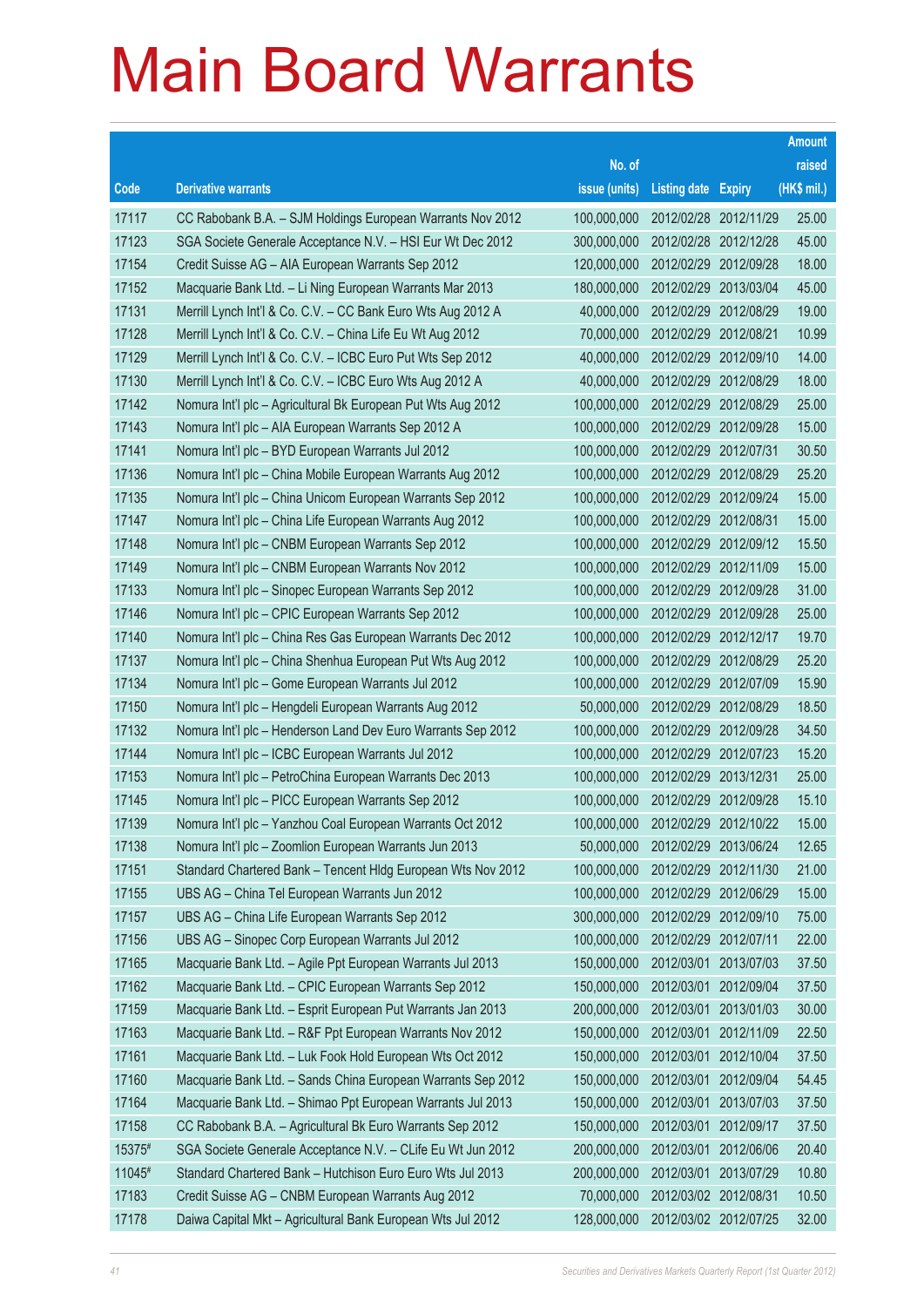# Main Board Warrants

| Code | Derivative warrants | No. of issue (units) | Listing date | Expiry | Amount raised (HK$ mil.) |
|---|---|---|---|---|---|
| 17117 | CC Rabobank B.A. – SJM Holdings European Warrants Nov 2012 | 100,000,000 | 2012/02/28 | 2012/11/29 | 25.00 |
| 17123 | SGA Societe Generale Acceptance N.V. – HSI Eur Wt Dec 2012 | 300,000,000 | 2012/02/28 | 2012/12/28 | 45.00 |
| 17154 | Credit Suisse AG – AIA European Warrants Sep 2012 | 120,000,000 | 2012/02/29 | 2012/09/28 | 18.00 |
| 17152 | Macquarie Bank Ltd. – Li Ning European Warrants Mar 2013 | 180,000,000 | 2012/02/29 | 2013/03/04 | 45.00 |
| 17131 | Merrill Lynch Int'l & Co. C.V. – CC Bank Euro Wts Aug 2012 A | 40,000,000 | 2012/02/29 | 2012/08/29 | 19.00 |
| 17128 | Merrill Lynch Int'l & Co. C.V. – China Life Eu Wt Aug 2012 | 70,000,000 | 2012/02/29 | 2012/08/21 | 10.99 |
| 17129 | Merrill Lynch Int'l & Co. C.V. – ICBC Euro Put Wts Sep 2012 | 40,000,000 | 2012/02/29 | 2012/09/10 | 14.00 |
| 17130 | Merrill Lynch Int'l & Co. C.V. – ICBC Euro Wts Aug 2012 A | 40,000,000 | 2012/02/29 | 2012/08/29 | 18.00 |
| 17142 | Nomura Int'l plc – Agricultural Bk European Put Wts Aug 2012 | 100,000,000 | 2012/02/29 | 2012/08/29 | 25.00 |
| 17143 | Nomura Int'l plc – AIA European Warrants Sep 2012 A | 100,000,000 | 2012/02/29 | 2012/09/28 | 15.00 |
| 17141 | Nomura Int'l plc – BYD European Warrants Jul 2012 | 100,000,000 | 2012/02/29 | 2012/07/31 | 30.50 |
| 17136 | Nomura Int'l plc – China Mobile European Warrants Aug 2012 | 100,000,000 | 2012/02/29 | 2012/08/29 | 25.20 |
| 17135 | Nomura Int'l plc – China Unicom European Warrants Sep 2012 | 100,000,000 | 2012/02/29 | 2012/09/24 | 15.00 |
| 17147 | Nomura Int'l plc – China Life European Warrants Aug 2012 | 100,000,000 | 2012/02/29 | 2012/08/31 | 15.00 |
| 17148 | Nomura Int'l plc – CNBM European Warrants Sep 2012 | 100,000,000 | 2012/02/29 | 2012/09/12 | 15.50 |
| 17149 | Nomura Int'l plc – CNBM European Warrants Nov 2012 | 100,000,000 | 2012/02/29 | 2012/11/09 | 15.00 |
| 17133 | Nomura Int'l plc – Sinopec European Warrants Sep 2012 | 100,000,000 | 2012/02/29 | 2012/09/28 | 31.00 |
| 17146 | Nomura Int'l plc – CPIC European Warrants Sep 2012 | 100,000,000 | 2012/02/29 | 2012/09/28 | 25.00 |
| 17140 | Nomura Int'l plc – China Res Gas European Warrants Dec 2012 | 100,000,000 | 2012/02/29 | 2012/12/17 | 19.70 |
| 17137 | Nomura Int'l plc – China Shenhua European Put Wts Aug 2012 | 100,000,000 | 2012/02/29 | 2012/08/29 | 25.20 |
| 17134 | Nomura Int'l plc – Gome European Warrants Jul 2012 | 100,000,000 | 2012/02/29 | 2012/07/09 | 15.90 |
| 17150 | Nomura Int'l plc – Hengdeli European Warrants Aug 2012 | 50,000,000 | 2012/02/29 | 2012/08/29 | 18.50 |
| 17132 | Nomura Int'l plc – Henderson Land Dev Euro Warrants Sep 2012 | 100,000,000 | 2012/02/29 | 2012/09/28 | 34.50 |
| 17144 | Nomura Int'l plc – ICBC European Warrants Jul 2012 | 100,000,000 | 2012/02/29 | 2012/07/23 | 15.20 |
| 17153 | Nomura Int'l plc – PetroChina European Warrants Dec 2013 | 100,000,000 | 2012/02/29 | 2013/12/31 | 25.00 |
| 17145 | Nomura Int'l plc – PICC European Warrants Sep 2012 | 100,000,000 | 2012/02/29 | 2012/09/28 | 15.10 |
| 17139 | Nomura Int'l plc – Yanzhou Coal European Warrants Oct 2012 | 100,000,000 | 2012/02/29 | 2012/10/22 | 15.00 |
| 17138 | Nomura Int'l plc – Zoomlion European Warrants Jun 2013 | 50,000,000 | 2012/02/29 | 2013/06/24 | 12.65 |
| 17151 | Standard Chartered Bank – Tencent Hldg European Wts Nov 2012 | 100,000,000 | 2012/02/29 | 2012/11/30 | 21.00 |
| 17155 | UBS AG – China Tel European Warrants Jun 2012 | 100,000,000 | 2012/02/29 | 2012/06/29 | 15.00 |
| 17157 | UBS AG – China Life European Warrants Sep 2012 | 300,000,000 | 2012/02/29 | 2012/09/10 | 75.00 |
| 17156 | UBS AG – Sinopec Corp European Warrants Jul 2012 | 100,000,000 | 2012/02/29 | 2012/07/11 | 22.00 |
| 17165 | Macquarie Bank Ltd. – Agile Ppt European Warrants Jul 2013 | 150,000,000 | 2012/03/01 | 2013/07/03 | 37.50 |
| 17162 | Macquarie Bank Ltd. – CPIC European Warrants Sep 2012 | 150,000,000 | 2012/03/01 | 2012/09/04 | 37.50 |
| 17159 | Macquarie Bank Ltd. – Esprit European Put Warrants Jan 2013 | 200,000,000 | 2012/03/01 | 2013/01/03 | 30.00 |
| 17163 | Macquarie Bank Ltd. – R&F Ppt European Warrants Nov 2012 | 150,000,000 | 2012/03/01 | 2012/11/09 | 22.50 |
| 17161 | Macquarie Bank Ltd. – Luk Fook Hold European Wts Oct 2012 | 150,000,000 | 2012/03/01 | 2012/10/04 | 37.50 |
| 17160 | Macquarie Bank Ltd. – Sands China European Warrants Sep 2012 | 150,000,000 | 2012/03/01 | 2012/09/04 | 54.45 |
| 17164 | Macquarie Bank Ltd. – Shimao Ppt European Warrants Jul 2013 | 150,000,000 | 2012/03/01 | 2013/07/03 | 37.50 |
| 17158 | CC Rabobank B.A. – Agricultural Bk Euro Warrants Sep 2012 | 150,000,000 | 2012/03/01 | 2012/09/17 | 37.50 |
| 15375# | SGA Societe Generale Acceptance N.V. – CLife Eu Wt Jun 2012 | 200,000,000 | 2012/03/01 | 2012/06/06 | 20.40 |
| 11045# | Standard Chartered Bank – Hutchison Euro Euro Wts Jul 2013 | 200,000,000 | 2012/03/01 | 2013/07/29 | 10.80 |
| 17183 | Credit Suisse AG – CNBM European Warrants Aug 2012 | 70,000,000 | 2012/03/02 | 2012/08/31 | 10.50 |
| 17178 | Daiwa Capital Mkt – Agricultural Bank European Wts Jul 2012 | 128,000,000 | 2012/03/02 | 2012/07/25 | 32.00 |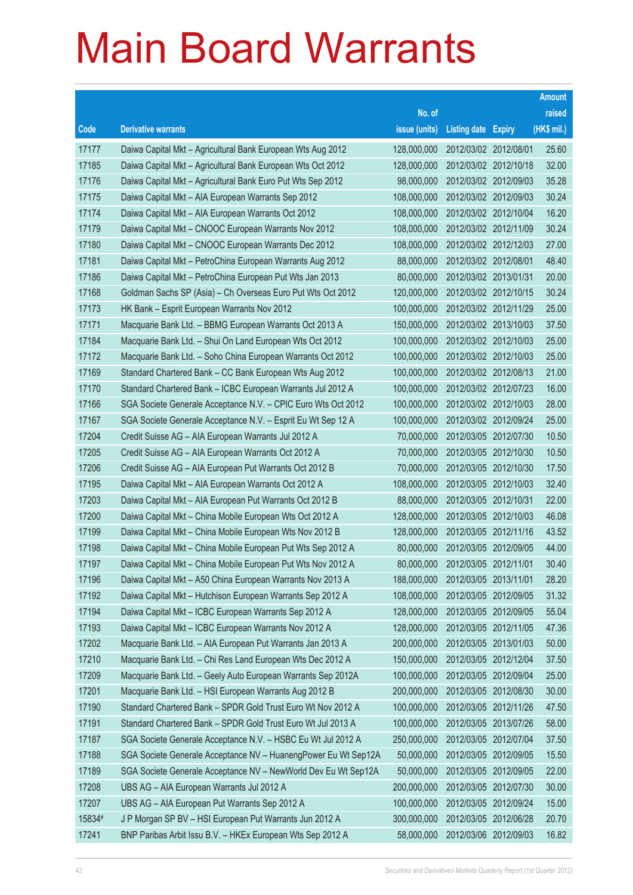# Main Board Warrants

| Code | Derivative warrants | No. of issue (units) | Listing date | Expiry | Amount raised (HK$ mil.) |
|---|---|---|---|---|---|
| 17177 | Daiwa Capital Mkt – Agricultural Bank European Wts Aug 2012 | 128,000,000 | 2012/03/02 | 2012/08/01 | 25.60 |
| 17185 | Daiwa Capital Mkt – Agricultural Bank European Wts Oct 2012 | 128,000,000 | 2012/03/02 | 2012/10/18 | 32.00 |
| 17176 | Daiwa Capital Mkt – Agricultural Bank Euro Put Wts Sep 2012 | 98,000,000 | 2012/03/02 | 2012/09/03 | 35.28 |
| 17175 | Daiwa Capital Mkt – AIA European Warrants Sep 2012 | 108,000,000 | 2012/03/02 | 2012/09/03 | 30.24 |
| 17174 | Daiwa Capital Mkt – AIA European Warrants Oct 2012 | 108,000,000 | 2012/03/02 | 2012/10/04 | 16.20 |
| 17179 | Daiwa Capital Mkt – CNOOC European Warrants Nov 2012 | 108,000,000 | 2012/03/02 | 2012/11/09 | 30.24 |
| 17180 | Daiwa Capital Mkt – CNOOC European Warrants Dec 2012 | 108,000,000 | 2012/03/02 | 2012/12/03 | 27.00 |
| 17181 | Daiwa Capital Mkt – PetroChina European Warrants Aug 2012 | 88,000,000 | 2012/03/02 | 2012/08/01 | 48.40 |
| 17186 | Daiwa Capital Mkt – PetroChina European Put Wts Jan 2013 | 80,000,000 | 2012/03/02 | 2013/01/31 | 20.00 |
| 17168 | Goldman Sachs SP (Asia) – Ch Overseas Euro Put Wts Oct 2012 | 120,000,000 | 2012/03/02 | 2012/10/15 | 30.24 |
| 17173 | HK Bank – Esprit European Warrants Nov 2012 | 100,000,000 | 2012/03/02 | 2012/11/29 | 25.00 |
| 17171 | Macquarie Bank Ltd. – BBMG European Warrants Oct 2013 A | 150,000,000 | 2012/03/02 | 2013/10/03 | 37.50 |
| 17184 | Macquarie Bank Ltd. – Shui On Land European Wts Oct 2012 | 100,000,000 | 2012/03/02 | 2012/10/03 | 25.00 |
| 17172 | Macquarie Bank Ltd. – Soho China European Warrants Oct 2012 | 100,000,000 | 2012/03/02 | 2012/10/03 | 25.00 |
| 17169 | Standard Chartered Bank – CC Bank European Wts Aug 2012 | 100,000,000 | 2012/03/02 | 2012/08/13 | 21.00 |
| 17170 | Standard Chartered Bank – ICBC European Warrants Jul 2012 A | 100,000,000 | 2012/03/02 | 2012/07/23 | 16.00 |
| 17166 | SGA Societe Generale Acceptance N.V. – CPIC Euro Wts Oct 2012 | 100,000,000 | 2012/03/02 | 2012/10/03 | 28.00 |
| 17167 | SGA Societe Generale Acceptance N.V. – Esprit Eu Wt Sep 12 A | 100,000,000 | 2012/03/02 | 2012/09/24 | 25.00 |
| 17204 | Credit Suisse AG – AIA European Warrants Jul 2012 A | 70,000,000 | 2012/03/05 | 2012/07/30 | 10.50 |
| 17205 | Credit Suisse AG – AIA European Warrants Oct 2012 A | 70,000,000 | 2012/03/05 | 2012/10/30 | 10.50 |
| 17206 | Credit Suisse AG – AIA European Put Warrants Oct 2012 B | 70,000,000 | 2012/03/05 | 2012/10/30 | 17.50 |
| 17195 | Daiwa Capital Mkt – AIA European Warrants Oct 2012 A | 108,000,000 | 2012/03/05 | 2012/10/03 | 32.40 |
| 17203 | Daiwa Capital Mkt – AIA European Put Warrants Oct 2012 B | 88,000,000 | 2012/03/05 | 2012/10/31 | 22.00 |
| 17200 | Daiwa Capital Mkt – China Mobile European Wts Oct 2012 A | 128,000,000 | 2012/03/05 | 2012/10/03 | 46.08 |
| 17199 | Daiwa Capital Mkt – China Mobile European Wts Nov 2012 B | 128,000,000 | 2012/03/05 | 2012/11/16 | 43.52 |
| 17198 | Daiwa Capital Mkt – China Mobile European Put Wts Sep 2012 A | 80,000,000 | 2012/03/05 | 2012/09/05 | 44.00 |
| 17197 | Daiwa Capital Mkt – China Mobile European Put Wts Nov 2012 A | 80,000,000 | 2012/03/05 | 2012/11/01 | 30.40 |
| 17196 | Daiwa Capital Mkt – A50 China European Warrants Nov 2013 A | 188,000,000 | 2012/03/05 | 2013/11/01 | 28.20 |
| 17192 | Daiwa Capital Mkt – Hutchison European Warrants Sep 2012 A | 108,000,000 | 2012/03/05 | 2012/09/05 | 31.32 |
| 17194 | Daiwa Capital Mkt – ICBC European Warrants Sep 2012 A | 128,000,000 | 2012/03/05 | 2012/09/05 | 55.04 |
| 17193 | Daiwa Capital Mkt – ICBC European Warrants Nov 2012 A | 128,000,000 | 2012/03/05 | 2012/11/05 | 47.36 |
| 17202 | Macquarie Bank Ltd. – AIA European Put Warrants Jan 2013 A | 200,000,000 | 2012/03/05 | 2013/01/03 | 50.00 |
| 17210 | Macquarie Bank Ltd. – Chi Res Land European Wts Dec 2012 A | 150,000,000 | 2012/03/05 | 2012/12/04 | 37.50 |
| 17209 | Macquarie Bank Ltd. – Geely Auto European Warrants Sep 2012A | 100,000,000 | 2012/03/05 | 2012/09/04 | 25.00 |
| 17201 | Macquarie Bank Ltd. – HSI European Warrants Aug 2012 B | 200,000,000 | 2012/03/05 | 2012/08/30 | 30.00 |
| 17190 | Standard Chartered Bank – SPDR Gold Trust Euro Wt Nov 2012 A | 100,000,000 | 2012/03/05 | 2012/11/26 | 47.50 |
| 17191 | Standard Chartered Bank – SPDR Gold Trust Euro Wt Jul 2013 A | 100,000,000 | 2012/03/05 | 2013/07/26 | 58.00 |
| 17187 | SGA Societe Generale Acceptance N.V. – HSBC Eu Wt Jul 2012 A | 250,000,000 | 2012/03/05 | 2012/07/04 | 37.50 |
| 17188 | SGA Societe Generale Acceptance NV – HuanengPower Eu Wt Sep12A | 50,000,000 | 2012/03/05 | 2012/09/05 | 15.50 |
| 17189 | SGA Societe Generale Acceptance NV – NewWorld Dev Eu Wt Sep12A | 50,000,000 | 2012/03/05 | 2012/09/05 | 22.00 |
| 17208 | UBS AG – AIA European Warrants Jul 2012 A | 200,000,000 | 2012/03/05 | 2012/07/30 | 30.00 |
| 17207 | UBS AG – AIA European Put Warrants Sep 2012 A | 100,000,000 | 2012/03/05 | 2012/09/24 | 15.00 |
| 15834# | J P Morgan SP BV – HSI European Put Warrants Jun 2012 A | 300,000,000 | 2012/03/05 | 2012/06/28 | 20.70 |
| 17241 | BNP Paribas Arbit Issu B.V. – HKEx European Wts Sep 2012 A | 58,000,000 | 2012/03/06 | 2012/09/03 | 16.82 |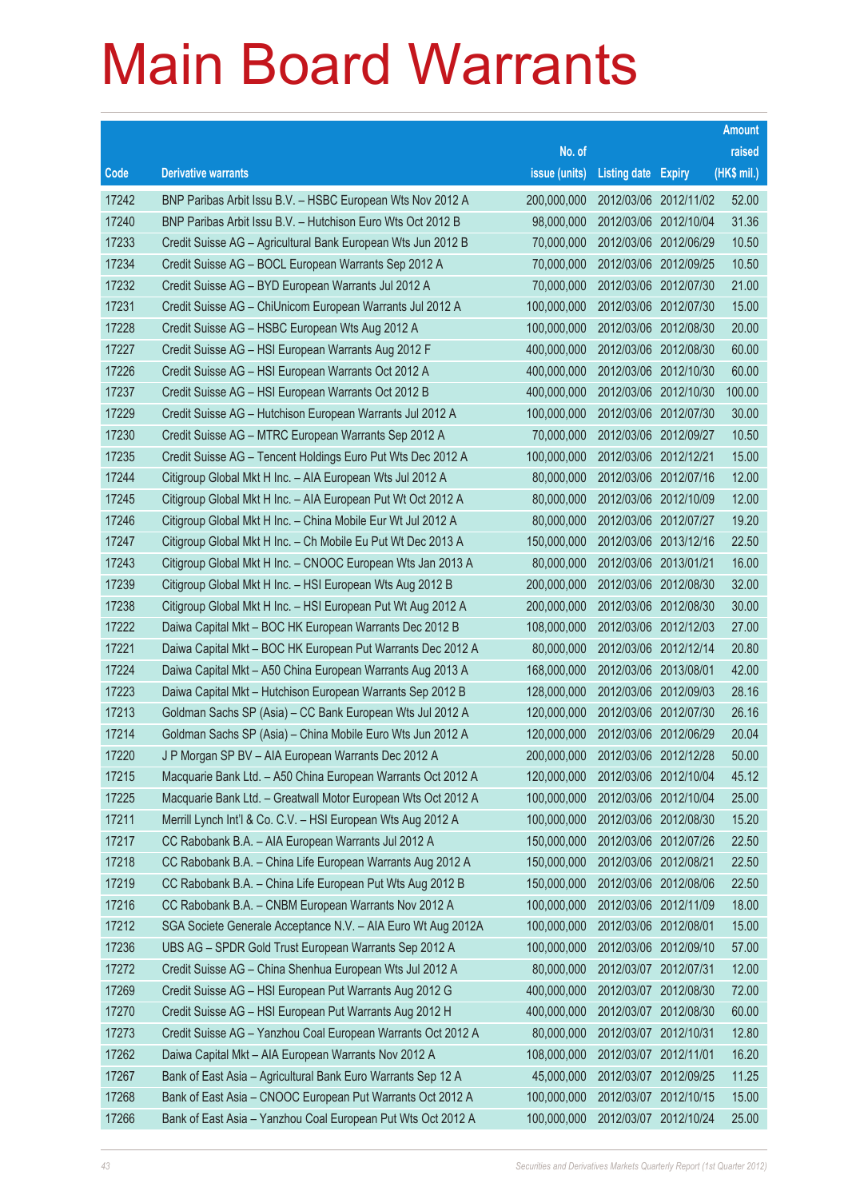# Main Board Warrants

| Code | Derivative warrants | No. of issue (units) | Listing date | Expiry | Amount raised (HK$ mil.) |
|---|---|---|---|---|---|
| 17242 | BNP Paribas Arbit Issu B.V. – HSBC European Wts Nov 2012 A | 200,000,000 | 2012/03/06 | 2012/11/02 | 52.00 |
| 17240 | BNP Paribas Arbit Issu B.V. – Hutchison Euro Wts Oct 2012 B | 98,000,000 | 2012/03/06 | 2012/10/04 | 31.36 |
| 17233 | Credit Suisse AG – Agricultural Bank European Wts Jun 2012 B | 70,000,000 | 2012/03/06 | 2012/06/29 | 10.50 |
| 17234 | Credit Suisse AG – BOCL European Warrants Sep 2012 A | 70,000,000 | 2012/03/06 | 2012/09/25 | 10.50 |
| 17232 | Credit Suisse AG – BYD European Warrants Jul 2012 A | 70,000,000 | 2012/03/06 | 2012/07/30 | 21.00 |
| 17231 | Credit Suisse AG – ChiUnicom European Warrants Jul 2012 A | 100,000,000 | 2012/03/06 | 2012/07/30 | 15.00 |
| 17228 | Credit Suisse AG – HSBC European Wts Aug 2012 A | 100,000,000 | 2012/03/06 | 2012/08/30 | 20.00 |
| 17227 | Credit Suisse AG – HSI European Warrants Aug 2012 F | 400,000,000 | 2012/03/06 | 2012/08/30 | 60.00 |
| 17226 | Credit Suisse AG – HSI European Warrants Oct 2012 A | 400,000,000 | 2012/03/06 | 2012/10/30 | 60.00 |
| 17237 | Credit Suisse AG – HSI European Warrants Oct 2012 B | 400,000,000 | 2012/03/06 | 2012/10/30 | 100.00 |
| 17229 | Credit Suisse AG – Hutchison European Warrants Jul 2012 A | 100,000,000 | 2012/03/06 | 2012/07/30 | 30.00 |
| 17230 | Credit Suisse AG – MTRC European Warrants Sep 2012 A | 70,000,000 | 2012/03/06 | 2012/09/27 | 10.50 |
| 17235 | Credit Suisse AG – Tencent Holdings Euro Put Wts Dec 2012 A | 100,000,000 | 2012/03/06 | 2012/12/21 | 15.00 |
| 17244 | Citigroup Global Mkt H Inc. – AIA European Wts Jul 2012 A | 80,000,000 | 2012/03/06 | 2012/07/16 | 12.00 |
| 17245 | Citigroup Global Mkt H Inc. – AIA European Put Wt Oct 2012 A | 80,000,000 | 2012/03/06 | 2012/10/09 | 12.00 |
| 17246 | Citigroup Global Mkt H Inc. – China Mobile Eur Wt Jul 2012 A | 80,000,000 | 2012/03/06 | 2012/07/27 | 19.20 |
| 17247 | Citigroup Global Mkt H Inc. – Ch Mobile Eu Put Wt Dec 2013 A | 150,000,000 | 2012/03/06 | 2013/12/16 | 22.50 |
| 17243 | Citigroup Global Mkt H Inc. – CNOOC European Wts Jan 2013 A | 80,000,000 | 2012/03/06 | 2013/01/21 | 16.00 |
| 17239 | Citigroup Global Mkt H Inc. – HSI European Wts Aug 2012 B | 200,000,000 | 2012/03/06 | 2012/08/30 | 32.00 |
| 17238 | Citigroup Global Mkt H Inc. – HSI European Put Wt Aug 2012 A | 200,000,000 | 2012/03/06 | 2012/08/30 | 30.00 |
| 17222 | Daiwa Capital Mkt – BOC HK European Warrants Dec 2012 B | 108,000,000 | 2012/03/06 | 2012/12/03 | 27.00 |
| 17221 | Daiwa Capital Mkt – BOC HK European Put Warrants Dec 2012 A | 80,000,000 | 2012/03/06 | 2012/12/14 | 20.80 |
| 17224 | Daiwa Capital Mkt – A50 China European Warrants Aug 2013 A | 168,000,000 | 2012/03/06 | 2013/08/01 | 42.00 |
| 17223 | Daiwa Capital Mkt – Hutchison European Warrants Sep 2012 B | 128,000,000 | 2012/03/06 | 2012/09/03 | 28.16 |
| 17213 | Goldman Sachs SP (Asia) – CC Bank European Wts Jul 2012 A | 120,000,000 | 2012/03/06 | 2012/07/30 | 26.16 |
| 17214 | Goldman Sachs SP (Asia) – China Mobile Euro Wts Jun 2012 A | 120,000,000 | 2012/03/06 | 2012/06/29 | 20.04 |
| 17220 | J P Morgan SP BV – AIA European Warrants Dec 2012 A | 200,000,000 | 2012/03/06 | 2012/12/28 | 50.00 |
| 17215 | Macquarie Bank Ltd. – A50 China European Warrants Oct 2012 A | 120,000,000 | 2012/03/06 | 2012/10/04 | 45.12 |
| 17225 | Macquarie Bank Ltd. – Greatwall Motor European Wts Oct 2012 A | 100,000,000 | 2012/03/06 | 2012/10/04 | 25.00 |
| 17211 | Merrill Lynch Int'l & Co. C.V. – HSI European Wts Aug 2012 A | 100,000,000 | 2012/03/06 | 2012/08/30 | 15.20 |
| 17217 | CC Rabobank B.A. – AIA European Warrants Jul 2012 A | 150,000,000 | 2012/03/06 | 2012/07/26 | 22.50 |
| 17218 | CC Rabobank B.A. – China Life European Warrants Aug 2012 A | 150,000,000 | 2012/03/06 | 2012/08/21 | 22.50 |
| 17219 | CC Rabobank B.A. – China Life European Put Wts Aug 2012 B | 150,000,000 | 2012/03/06 | 2012/08/06 | 22.50 |
| 17216 | CC Rabobank B.A. – CNBM European Warrants Nov 2012 A | 100,000,000 | 2012/03/06 | 2012/11/09 | 18.00 |
| 17212 | SGA Societe Generale Acceptance N.V. – AIA Euro Wt Aug 2012A | 100,000,000 | 2012/03/06 | 2012/08/01 | 15.00 |
| 17236 | UBS AG – SPDR Gold Trust European Warrants Sep 2012 A | 100,000,000 | 2012/03/06 | 2012/09/10 | 57.00 |
| 17272 | Credit Suisse AG – China Shenhua European Wts Jul 2012 A | 80,000,000 | 2012/03/07 | 2012/07/31 | 12.00 |
| 17269 | Credit Suisse AG – HSI European Put Warrants Aug 2012 G | 400,000,000 | 2012/03/07 | 2012/08/30 | 72.00 |
| 17270 | Credit Suisse AG – HSI European Put Warrants Aug 2012 H | 400,000,000 | 2012/03/07 | 2012/08/30 | 60.00 |
| 17273 | Credit Suisse AG – Yanzhou Coal European Warrants Oct 2012 A | 80,000,000 | 2012/03/07 | 2012/10/31 | 12.80 |
| 17262 | Daiwa Capital Mkt – AIA European Warrants Nov 2012 A | 108,000,000 | 2012/03/07 | 2012/11/01 | 16.20 |
| 17267 | Bank of East Asia – Agricultural Bank Euro Warrants Sep 12 A | 45,000,000 | 2012/03/07 | 2012/09/25 | 11.25 |
| 17268 | Bank of East Asia – CNOOC European Put Warrants Oct 2012 A | 100,000,000 | 2012/03/07 | 2012/10/15 | 15.00 |
| 17266 | Bank of East Asia – Yanzhou Coal European Put Wts Oct 2012 A | 100,000,000 | 2012/03/07 | 2012/10/24 | 25.00 |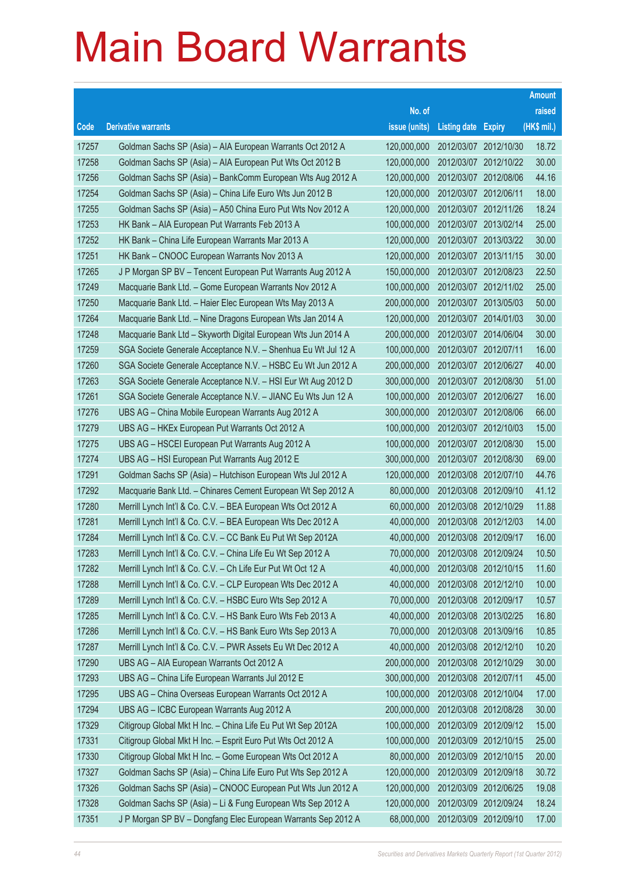# Main Board Warrants

| Code | Derivative warrants | No. of issue (units) | Listing date | Expiry | Amount raised (HK$ mil.) |
|---|---|---|---|---|---|
| 17257 | Goldman Sachs SP (Asia) – AIA European Warrants Oct 2012 A | 120,000,000 | 2012/03/07 | 2012/10/30 | 18.72 |
| 17258 | Goldman Sachs SP (Asia) – AIA European Put Wts Oct 2012 B | 120,000,000 | 2012/03/07 | 2012/10/22 | 30.00 |
| 17256 | Goldman Sachs SP (Asia) – BankComm European Wts Aug 2012 A | 120,000,000 | 2012/03/07 | 2012/08/06 | 44.16 |
| 17254 | Goldman Sachs SP (Asia) – China Life Euro Wts Jun 2012 B | 120,000,000 | 2012/03/07 | 2012/06/11 | 18.00 |
| 17255 | Goldman Sachs SP (Asia) – A50 China Euro Put Wts Nov 2012 A | 120,000,000 | 2012/03/07 | 2012/11/26 | 18.24 |
| 17253 | HK Bank – AIA European Put Warrants Feb 2013 A | 100,000,000 | 2012/03/07 | 2013/02/14 | 25.00 |
| 17252 | HK Bank – China Life European Warrants Mar 2013 A | 120,000,000 | 2012/03/07 | 2013/03/22 | 30.00 |
| 17251 | HK Bank – CNOOC European Warrants Nov 2013 A | 120,000,000 | 2012/03/07 | 2013/11/15 | 30.00 |
| 17265 | J P Morgan SP BV – Tencent European Put Warrants Aug 2012 A | 150,000,000 | 2012/03/07 | 2012/08/23 | 22.50 |
| 17249 | Macquarie Bank Ltd. – Gome European Warrants Nov 2012 A | 100,000,000 | 2012/03/07 | 2012/11/02 | 25.00 |
| 17250 | Macquarie Bank Ltd. – Haier Elec European Wts May 2013 A | 200,000,000 | 2012/03/07 | 2013/05/03 | 50.00 |
| 17264 | Macquarie Bank Ltd. – Nine Dragons European Wts Jan 2014 A | 120,000,000 | 2012/03/07 | 2014/01/03 | 30.00 |
| 17248 | Macquarie Bank Ltd – Skyworth Digital European Wts Jun 2014 A | 200,000,000 | 2012/03/07 | 2014/06/04 | 30.00 |
| 17259 | SGA Societe Generale Acceptance N.V. – Shenhua Eu Wt Jul 12 A | 100,000,000 | 2012/03/07 | 2012/07/11 | 16.00 |
| 17260 | SGA Societe Generale Acceptance N.V. – HSBC Eu Wt Jun 2012 A | 200,000,000 | 2012/03/07 | 2012/06/27 | 40.00 |
| 17263 | SGA Societe Generale Acceptance N.V. – HSI Eur Wt Aug 2012 D | 300,000,000 | 2012/03/07 | 2012/08/30 | 51.00 |
| 17261 | SGA Societe Generale Acceptance N.V. – JIANC Eu Wts Jun 12 A | 100,000,000 | 2012/03/07 | 2012/06/27 | 16.00 |
| 17276 | UBS AG – China Mobile European Warrants Aug 2012 A | 300,000,000 | 2012/03/07 | 2012/08/06 | 66.00 |
| 17279 | UBS AG – HKEx European Put Warrants Oct 2012 A | 100,000,000 | 2012/03/07 | 2012/10/03 | 15.00 |
| 17275 | UBS AG – HSCEI European Put Warrants Aug 2012 A | 100,000,000 | 2012/03/07 | 2012/08/30 | 15.00 |
| 17274 | UBS AG – HSI European Put Warrants Aug 2012 E | 300,000,000 | 2012/03/07 | 2012/08/30 | 69.00 |
| 17291 | Goldman Sachs SP (Asia) – Hutchison European Wts Jul 2012 A | 120,000,000 | 2012/03/08 | 2012/07/10 | 44.76 |
| 17292 | Macquarie Bank Ltd. – Chinares Cement European Wt Sep 2012 A | 80,000,000 | 2012/03/08 | 2012/09/10 | 41.12 |
| 17280 | Merrill Lynch Int'l & Co. C.V. – BEA European Wts Oct 2012 A | 60,000,000 | 2012/03/08 | 2012/10/29 | 11.88 |
| 17281 | Merrill Lynch Int'l & Co. C.V. – BEA European Wts Dec 2012 A | 40,000,000 | 2012/03/08 | 2012/12/03 | 14.00 |
| 17284 | Merrill Lynch Int'l & Co. C.V. – CC Bank Eu Put Wt Sep 2012A | 40,000,000 | 2012/03/08 | 2012/09/17 | 16.00 |
| 17283 | Merrill Lynch Int'l & Co. C.V. – China Life Eu Wt Sep 2012 A | 70,000,000 | 2012/03/08 | 2012/09/24 | 10.50 |
| 17282 | Merrill Lynch Int'l & Co. C.V. – Ch Life Eur Put Wt Oct 12 A | 40,000,000 | 2012/03/08 | 2012/10/15 | 11.60 |
| 17288 | Merrill Lynch Int'l & Co. C.V. – CLP European Wts Dec 2012 A | 40,000,000 | 2012/03/08 | 2012/12/10 | 10.00 |
| 17289 | Merrill Lynch Int'l & Co. C.V. – HSBC Euro Wts Sep 2012 A | 70,000,000 | 2012/03/08 | 2012/09/17 | 10.57 |
| 17285 | Merrill Lynch Int'l & Co. C.V. – HS Bank Euro Wts Feb 2013 A | 40,000,000 | 2012/03/08 | 2013/02/25 | 16.80 |
| 17286 | Merrill Lynch Int'l & Co. C.V. – HS Bank Euro Wts Sep 2013 A | 70,000,000 | 2012/03/08 | 2013/09/16 | 10.85 |
| 17287 | Merrill Lynch Int'l & Co. C.V. – PWR Assets Eu Wt Dec 2012 A | 40,000,000 | 2012/03/08 | 2012/12/10 | 10.20 |
| 17290 | UBS AG – AIA European Warrants Oct 2012 A | 200,000,000 | 2012/03/08 | 2012/10/29 | 30.00 |
| 17293 | UBS AG – China Life European Warrants Jul 2012 E | 300,000,000 | 2012/03/08 | 2012/07/11 | 45.00 |
| 17295 | UBS AG – China Overseas European Warrants Oct 2012 A | 100,000,000 | 2012/03/08 | 2012/10/04 | 17.00 |
| 17294 | UBS AG – ICBC European Warrants Aug 2012 A | 200,000,000 | 2012/03/08 | 2012/08/28 | 30.00 |
| 17329 | Citigroup Global Mkt H Inc. – China Life Eu Put Wt Sep 2012A | 100,000,000 | 2012/03/09 | 2012/09/12 | 15.00 |
| 17331 | Citigroup Global Mkt H Inc. – Esprit Euro Put Wts Oct 2012 A | 100,000,000 | 2012/03/09 | 2012/10/15 | 25.00 |
| 17330 | Citigroup Global Mkt H Inc. – Gome European Wts Oct 2012 A | 80,000,000 | 2012/03/09 | 2012/10/15 | 20.00 |
| 17327 | Goldman Sachs SP (Asia) – China Life Euro Put Wts Sep 2012 A | 120,000,000 | 2012/03/09 | 2012/09/18 | 30.72 |
| 17326 | Goldman Sachs SP (Asia) – CNOOC European Put Wts Jun 2012 A | 120,000,000 | 2012/03/09 | 2012/06/25 | 19.08 |
| 17328 | Goldman Sachs SP (Asia) – Li & Fung European Wts Sep 2012 A | 120,000,000 | 2012/03/09 | 2012/09/24 | 18.24 |
| 17351 | J P Morgan SP BV – Dongfang Elec European Warrants Sep 2012 A | 68,000,000 | 2012/03/09 | 2012/09/10 | 17.00 |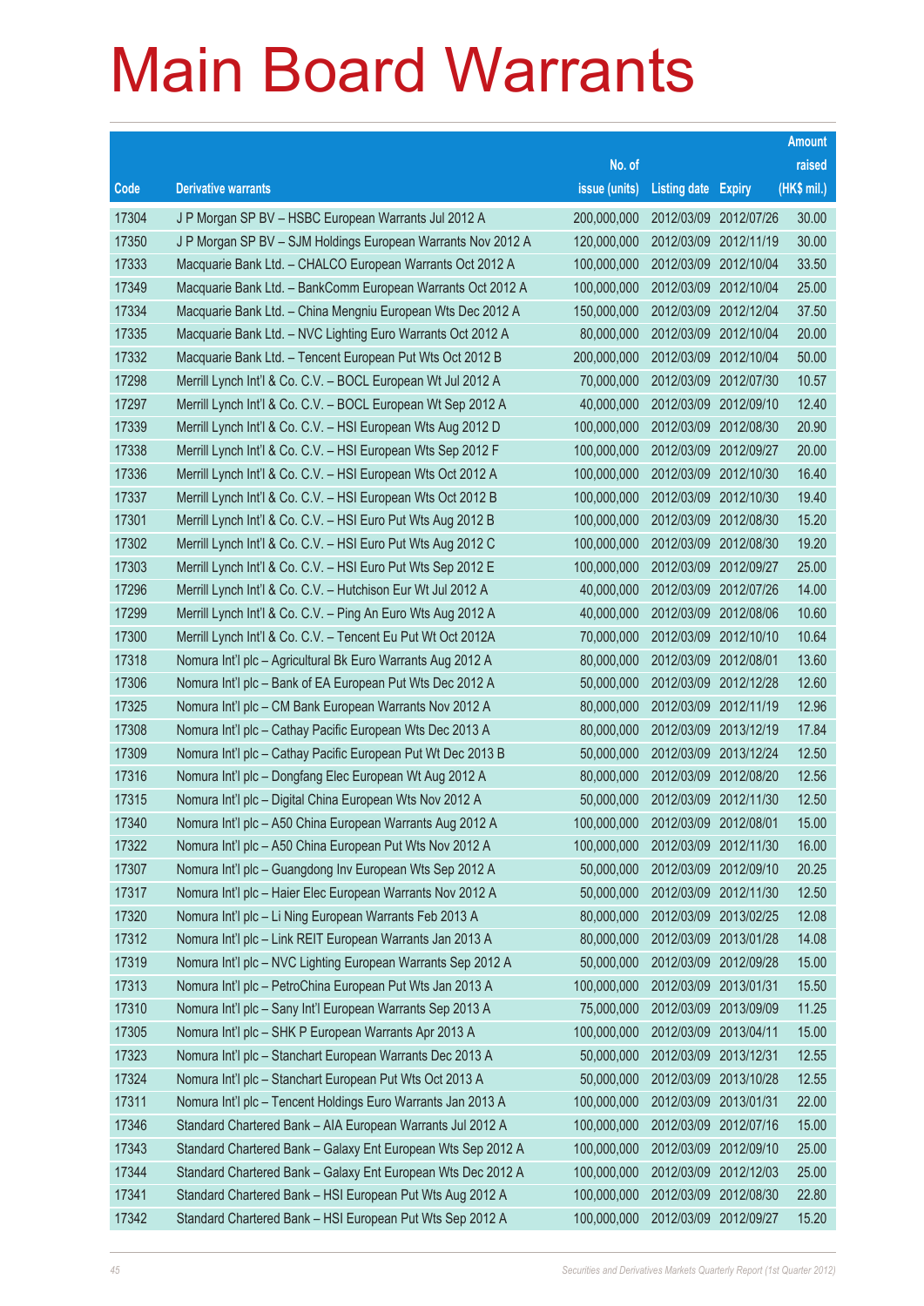# Main Board Warrants

| Code | Derivative warrants | No. of issue (units) | Listing date | Expiry | Amount raised (HK$ mil.) |
|---|---|---|---|---|---|
| 17304 | J P Morgan SP BV – HSBC European Warrants Jul 2012 A | 200,000,000 | 2012/03/09 | 2012/07/26 | 30.00 |
| 17350 | J P Morgan SP BV – SJM Holdings European Warrants Nov 2012 A | 120,000,000 | 2012/03/09 | 2012/11/19 | 30.00 |
| 17333 | Macquarie Bank Ltd. – CHALCO European Warrants Oct 2012 A | 100,000,000 | 2012/03/09 | 2012/10/04 | 33.50 |
| 17349 | Macquarie Bank Ltd. – BankComm European Warrants Oct 2012 A | 100,000,000 | 2012/03/09 | 2012/10/04 | 25.00 |
| 17334 | Macquarie Bank Ltd. – China Mengniu European Wts Dec 2012 A | 150,000,000 | 2012/03/09 | 2012/12/04 | 37.50 |
| 17335 | Macquarie Bank Ltd. – NVC Lighting Euro Warrants Oct 2012 A | 80,000,000 | 2012/03/09 | 2012/10/04 | 20.00 |
| 17332 | Macquarie Bank Ltd. – Tencent European Put Wts Oct 2012 B | 200,000,000 | 2012/03/09 | 2012/10/04 | 50.00 |
| 17298 | Merrill Lynch Int'l & Co. C.V. – BOCL European Wt Jul 2012 A | 70,000,000 | 2012/03/09 | 2012/07/30 | 10.57 |
| 17297 | Merrill Lynch Int'l & Co. C.V. – BOCL European Wt Sep 2012 A | 40,000,000 | 2012/03/09 | 2012/09/10 | 12.40 |
| 17339 | Merrill Lynch Int'l & Co. C.V. – HSI European Wts Aug 2012 D | 100,000,000 | 2012/03/09 | 2012/08/30 | 20.90 |
| 17338 | Merrill Lynch Int'l & Co. C.V. – HSI European Wts Sep 2012 F | 100,000,000 | 2012/03/09 | 2012/09/27 | 20.00 |
| 17336 | Merrill Lynch Int'l & Co. C.V. – HSI European Wts Oct 2012 A | 100,000,000 | 2012/03/09 | 2012/10/30 | 16.40 |
| 17337 | Merrill Lynch Int'l & Co. C.V. – HSI European Wts Oct 2012 B | 100,000,000 | 2012/03/09 | 2012/10/30 | 19.40 |
| 17301 | Merrill Lynch Int'l & Co. C.V. – HSI Euro Put Wts Aug 2012 B | 100,000,000 | 2012/03/09 | 2012/08/30 | 15.20 |
| 17302 | Merrill Lynch Int'l & Co. C.V. – HSI Euro Put Wts Aug 2012 C | 100,000,000 | 2012/03/09 | 2012/08/30 | 19.20 |
| 17303 | Merrill Lynch Int'l & Co. C.V. – HSI Euro Put Wts Sep 2012 E | 100,000,000 | 2012/03/09 | 2012/09/27 | 25.00 |
| 17296 | Merrill Lynch Int'l & Co. C.V. – Hutchison Eur Wt Jul 2012 A | 40,000,000 | 2012/03/09 | 2012/07/26 | 14.00 |
| 17299 | Merrill Lynch Int'l & Co. C.V. – Ping An Euro Wts Aug 2012 A | 40,000,000 | 2012/03/09 | 2012/08/06 | 10.60 |
| 17300 | Merrill Lynch Int'l & Co. C.V. – Tencent Eu Put Wt Oct 2012A | 70,000,000 | 2012/03/09 | 2012/10/10 | 10.64 |
| 17318 | Nomura Int'l plc – Agricultural Bk Euro Warrants Aug 2012 A | 80,000,000 | 2012/03/09 | 2012/08/01 | 13.60 |
| 17306 | Nomura Int'l plc – Bank of EA European Put Wts Dec 2012 A | 50,000,000 | 2012/03/09 | 2012/12/28 | 12.60 |
| 17325 | Nomura Int'l plc – CM Bank European Warrants Nov 2012 A | 80,000,000 | 2012/03/09 | 2012/11/19 | 12.96 |
| 17308 | Nomura Int'l plc – Cathay Pacific European Wts Dec 2013 A | 80,000,000 | 2012/03/09 | 2013/12/19 | 17.84 |
| 17309 | Nomura Int'l plc – Cathay Pacific European Put Wt Dec 2013 B | 50,000,000 | 2012/03/09 | 2013/12/24 | 12.50 |
| 17316 | Nomura Int'l plc – Dongfang Elec European Wt Aug 2012 A | 80,000,000 | 2012/03/09 | 2012/08/20 | 12.56 |
| 17315 | Nomura Int'l plc – Digital China European Wts Nov 2012 A | 50,000,000 | 2012/03/09 | 2012/11/30 | 12.50 |
| 17340 | Nomura Int'l plc – A50 China European Warrants Aug 2012 A | 100,000,000 | 2012/03/09 | 2012/08/01 | 15.00 |
| 17322 | Nomura Int'l plc – A50 China European Put Wts Nov 2012 A | 100,000,000 | 2012/03/09 | 2012/11/30 | 16.00 |
| 17307 | Nomura Int'l plc – Guangdong Inv European Wts Sep 2012 A | 50,000,000 | 2012/03/09 | 2012/09/10 | 20.25 |
| 17317 | Nomura Int'l plc – Haier Elec European Warrants Nov 2012 A | 50,000,000 | 2012/03/09 | 2012/11/30 | 12.50 |
| 17320 | Nomura Int'l plc – Li Ning European Warrants Feb 2013 A | 80,000,000 | 2012/03/09 | 2013/02/25 | 12.08 |
| 17312 | Nomura Int'l plc – Link REIT European Warrants Jan 2013 A | 80,000,000 | 2012/03/09 | 2013/01/28 | 14.08 |
| 17319 | Nomura Int'l plc – NVC Lighting European Warrants Sep 2012 A | 50,000,000 | 2012/03/09 | 2012/09/28 | 15.00 |
| 17313 | Nomura Int'l plc – PetroChina European Put Wts Jan 2013 A | 100,000,000 | 2012/03/09 | 2013/01/31 | 15.50 |
| 17310 | Nomura Int'l plc – Sany Int'l European Warrants Sep 2013 A | 75,000,000 | 2012/03/09 | 2013/09/09 | 11.25 |
| 17305 | Nomura Int'l plc – SHK P European Warrants Apr 2013 A | 100,000,000 | 2012/03/09 | 2013/04/11 | 15.00 |
| 17323 | Nomura Int'l plc – Stanchart European Warrants Dec 2013 A | 50,000,000 | 2012/03/09 | 2013/12/31 | 12.55 |
| 17324 | Nomura Int'l plc – Stanchart European Put Wts Oct 2013 A | 50,000,000 | 2012/03/09 | 2013/10/28 | 12.55 |
| 17311 | Nomura Int'l plc – Tencent Holdings Euro Warrants Jan 2013 A | 100,000,000 | 2012/03/09 | 2013/01/31 | 22.00 |
| 17346 | Standard Chartered Bank – AIA European Warrants Jul 2012 A | 100,000,000 | 2012/03/09 | 2012/07/16 | 15.00 |
| 17343 | Standard Chartered Bank – Galaxy Ent European Wts Sep 2012 A | 100,000,000 | 2012/03/09 | 2012/09/10 | 25.00 |
| 17344 | Standard Chartered Bank – Galaxy Ent European Wts Dec 2012 A | 100,000,000 | 2012/03/09 | 2012/12/03 | 25.00 |
| 17341 | Standard Chartered Bank – HSI European Put Wts Aug 2012 A | 100,000,000 | 2012/03/09 | 2012/08/30 | 22.80 |
| 17342 | Standard Chartered Bank – HSI European Put Wts Sep 2012 A | 100,000,000 | 2012/03/09 | 2012/09/27 | 15.20 |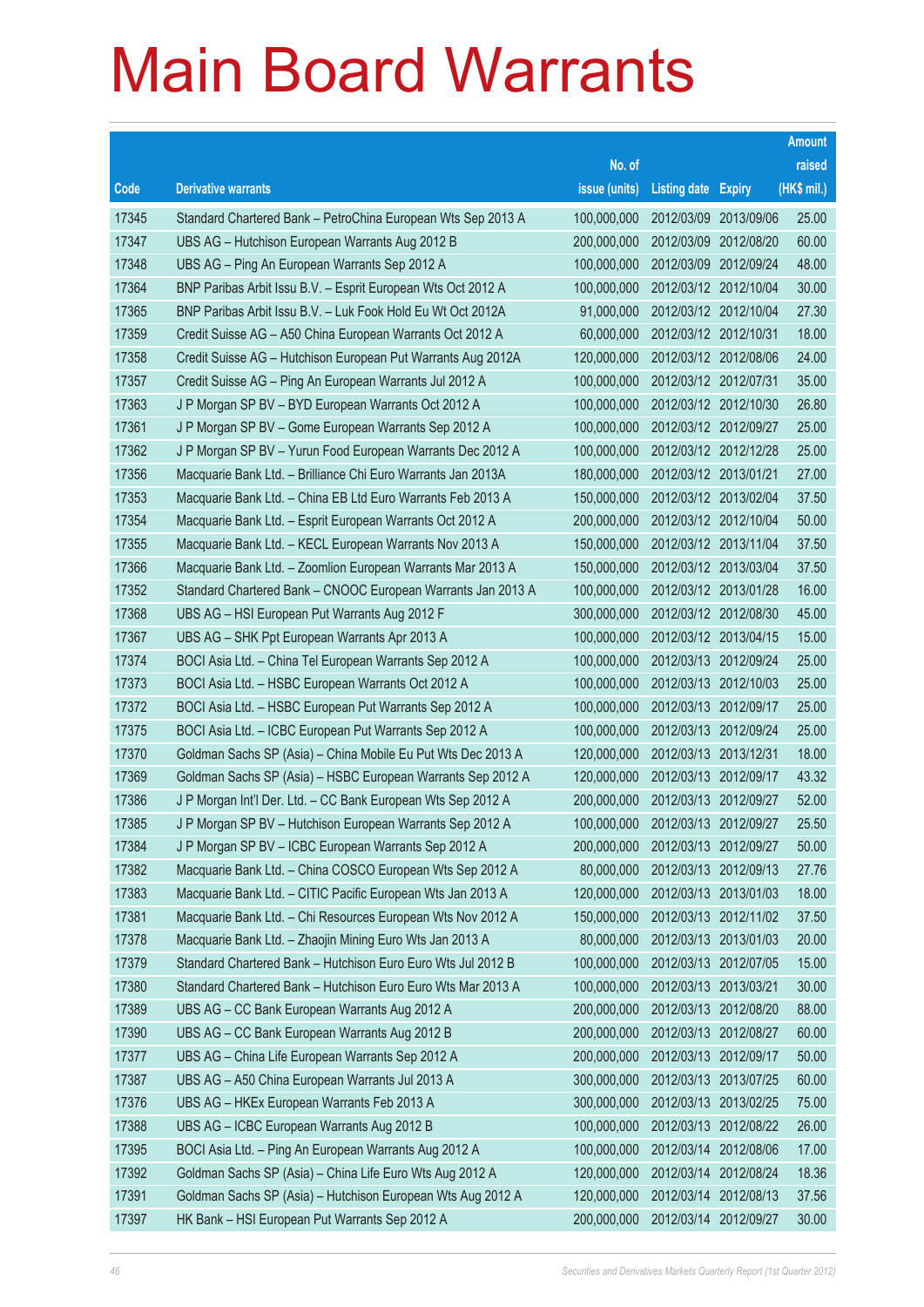# Main Board Warrants

| Code | Derivative warrants | No. of issue (units) | Listing date | Expiry | Amount raised (HK$ mil.) |
|---|---|---|---|---|---|
| 17345 | Standard Chartered Bank – PetroChina European Wts Sep 2013 A | 100,000,000 | 2012/03/09 | 2013/09/06 | 25.00 |
| 17347 | UBS AG – Hutchison European Warrants Aug 2012 B | 200,000,000 | 2012/03/09 | 2012/08/20 | 60.00 |
| 17348 | UBS AG – Ping An European Warrants Sep 2012 A | 100,000,000 | 2012/03/09 | 2012/09/24 | 48.00 |
| 17364 | BNP Paribas Arbit Issu B.V. – Esprit European Wts Oct 2012 A | 100,000,000 | 2012/03/12 | 2012/10/04 | 30.00 |
| 17365 | BNP Paribas Arbit Issu B.V. – Luk Fook Hold Eu Wt Oct 2012A | 91,000,000 | 2012/03/12 | 2012/10/04 | 27.30 |
| 17359 | Credit Suisse AG – A50 China European Warrants Oct 2012 A | 60,000,000 | 2012/03/12 | 2012/10/31 | 18.00 |
| 17358 | Credit Suisse AG – Hutchison European Put Warrants Aug 2012A | 120,000,000 | 2012/03/12 | 2012/08/06 | 24.00 |
| 17357 | Credit Suisse AG – Ping An European Warrants Jul 2012 A | 100,000,000 | 2012/03/12 | 2012/07/31 | 35.00 |
| 17363 | J P Morgan SP BV – BYD European Warrants Oct 2012 A | 100,000,000 | 2012/03/12 | 2012/10/30 | 26.80 |
| 17361 | J P Morgan SP BV – Gome European Warrants Sep 2012 A | 100,000,000 | 2012/03/12 | 2012/09/27 | 25.00 |
| 17362 | J P Morgan SP BV – Yurun Food European Warrants Dec 2012 A | 100,000,000 | 2012/03/12 | 2012/12/28 | 25.00 |
| 17356 | Macquarie Bank Ltd. – Brilliance Chi Euro Warrants Jan 2013A | 180,000,000 | 2012/03/12 | 2013/01/21 | 27.00 |
| 17353 | Macquarie Bank Ltd. – China EB Ltd Euro Warrants Feb 2013 A | 150,000,000 | 2012/03/12 | 2013/02/04 | 37.50 |
| 17354 | Macquarie Bank Ltd. – Esprit European Warrants Oct 2012 A | 200,000,000 | 2012/03/12 | 2012/10/04 | 50.00 |
| 17355 | Macquarie Bank Ltd. – KECL European Warrants Nov 2013 A | 150,000,000 | 2012/03/12 | 2013/11/04 | 37.50 |
| 17366 | Macquarie Bank Ltd. – Zoomlion European Warrants Mar 2013 A | 150,000,000 | 2012/03/12 | 2013/03/04 | 37.50 |
| 17352 | Standard Chartered Bank – CNOOC European Warrants Jan 2013 A | 100,000,000 | 2012/03/12 | 2013/01/28 | 16.00 |
| 17368 | UBS AG – HSI European Put Warrants Aug 2012 F | 300,000,000 | 2012/03/12 | 2012/08/30 | 45.00 |
| 17367 | UBS AG – SHK Ppt European Warrants Apr 2013 A | 100,000,000 | 2012/03/12 | 2013/04/15 | 15.00 |
| 17374 | BOCI Asia Ltd. – China Tel European Warrants Sep 2012 A | 100,000,000 | 2012/03/13 | 2012/09/24 | 25.00 |
| 17373 | BOCI Asia Ltd. – HSBC European Warrants Oct 2012 A | 100,000,000 | 2012/03/13 | 2012/10/03 | 25.00 |
| 17372 | BOCI Asia Ltd. – HSBC European Put Warrants Sep 2012 A | 100,000,000 | 2012/03/13 | 2012/09/17 | 25.00 |
| 17375 | BOCI Asia Ltd. – ICBC European Put Warrants Sep 2012 A | 100,000,000 | 2012/03/13 | 2012/09/24 | 25.00 |
| 17370 | Goldman Sachs SP (Asia) – China Mobile Eu Put Wts Dec 2013 A | 120,000,000 | 2012/03/13 | 2013/12/31 | 18.00 |
| 17369 | Goldman Sachs SP (Asia) – HSBC European Warrants Sep 2012 A | 120,000,000 | 2012/03/13 | 2012/09/17 | 43.32 |
| 17386 | J P Morgan Int'l Der. Ltd. – CC Bank European Wts Sep 2012 A | 200,000,000 | 2012/03/13 | 2012/09/27 | 52.00 |
| 17385 | J P Morgan SP BV – Hutchison European Warrants Sep 2012 A | 100,000,000 | 2012/03/13 | 2012/09/27 | 25.50 |
| 17384 | J P Morgan SP BV – ICBC European Warrants Sep 2012 A | 200,000,000 | 2012/03/13 | 2012/09/27 | 50.00 |
| 17382 | Macquarie Bank Ltd. – China COSCO European Wts Sep 2012 A | 80,000,000 | 2012/03/13 | 2012/09/13 | 27.76 |
| 17383 | Macquarie Bank Ltd. – CITIC Pacific European Wts Jan 2013 A | 120,000,000 | 2012/03/13 | 2013/01/03 | 18.00 |
| 17381 | Macquarie Bank Ltd. – Chi Resources European Wts Nov 2012 A | 150,000,000 | 2012/03/13 | 2012/11/02 | 37.50 |
| 17378 | Macquarie Bank Ltd. – Zhaojin Mining Euro Wts Jan 2013 A | 80,000,000 | 2012/03/13 | 2013/01/03 | 20.00 |
| 17379 | Standard Chartered Bank – Hutchison Euro Euro Wts Jul 2012 B | 100,000,000 | 2012/03/13 | 2012/07/05 | 15.00 |
| 17380 | Standard Chartered Bank – Hutchison Euro Euro Wts Mar 2013 A | 100,000,000 | 2012/03/13 | 2013/03/21 | 30.00 |
| 17389 | UBS AG – CC Bank European Warrants Aug 2012 A | 200,000,000 | 2012/03/13 | 2012/08/20 | 88.00 |
| 17390 | UBS AG – CC Bank European Warrants Aug 2012 B | 200,000,000 | 2012/03/13 | 2012/08/27 | 60.00 |
| 17377 | UBS AG – China Life European Warrants Sep 2012 A | 200,000,000 | 2012/03/13 | 2012/09/17 | 50.00 |
| 17387 | UBS AG – A50 China European Warrants Jul 2013 A | 300,000,000 | 2012/03/13 | 2013/07/25 | 60.00 |
| 17376 | UBS AG – HKEx European Warrants Feb 2013 A | 300,000,000 | 2012/03/13 | 2013/02/25 | 75.00 |
| 17388 | UBS AG – ICBC European Warrants Aug 2012 B | 100,000,000 | 2012/03/13 | 2012/08/22 | 26.00 |
| 17395 | BOCI Asia Ltd. – Ping An European Warrants Aug 2012 A | 100,000,000 | 2012/03/14 | 2012/08/06 | 17.00 |
| 17392 | Goldman Sachs SP (Asia) – China Life Euro Wts Aug 2012 A | 120,000,000 | 2012/03/14 | 2012/08/24 | 18.36 |
| 17391 | Goldman Sachs SP (Asia) – Hutchison European Wts Aug 2012 A | 120,000,000 | 2012/03/14 | 2012/08/13 | 37.56 |
| 17397 | HK Bank – HSI European Put Warrants Sep 2012 A | 200,000,000 | 2012/03/14 | 2012/09/27 | 30.00 |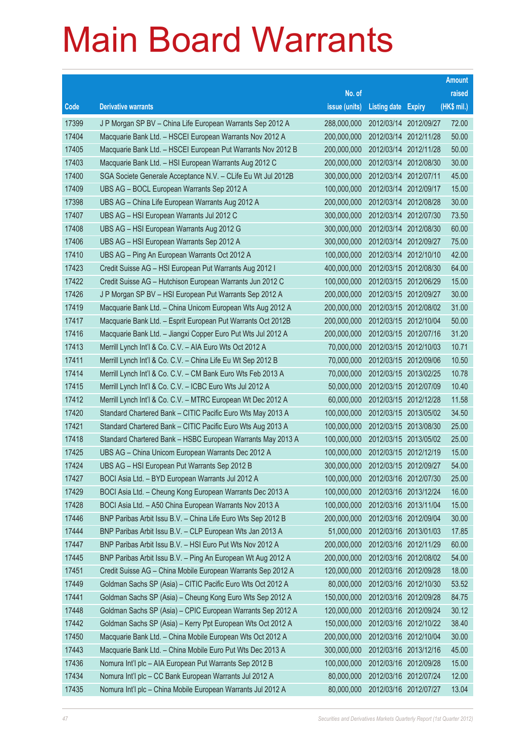# Main Board Warrants

| Code | Derivative warrants | No. of issue (units) | Listing date | Expiry | Amount raised (HK$ mil.) |
|---|---|---|---|---|---|
| 17399 | J P Morgan SP BV – China Life European Warrants Sep 2012 A | 288,000,000 | 2012/03/14 | 2012/09/27 | 72.00 |
| 17404 | Macquarie Bank Ltd. – HSCEI European Warrants Nov 2012 A | 200,000,000 | 2012/03/14 | 2012/11/28 | 50.00 |
| 17405 | Macquarie Bank Ltd. – HSCEI European Put Warrants Nov 2012 B | 200,000,000 | 2012/03/14 | 2012/11/28 | 50.00 |
| 17403 | Macquarie Bank Ltd. – HSI European Warrants Aug 2012 C | 200,000,000 | 2012/03/14 | 2012/08/30 | 30.00 |
| 17400 | SGA Societe Generale Acceptance N.V. – CLife Eu Wt Jul 2012B | 300,000,000 | 2012/03/14 | 2012/07/11 | 45.00 |
| 17409 | UBS AG – BOCL European Warrants Sep 2012 A | 100,000,000 | 2012/03/14 | 2012/09/17 | 15.00 |
| 17398 | UBS AG – China Life European Warrants Aug 2012 A | 200,000,000 | 2012/03/14 | 2012/08/28 | 30.00 |
| 17407 | UBS AG – HSI European Warrants Jul 2012 C | 300,000,000 | 2012/03/14 | 2012/07/30 | 73.50 |
| 17408 | UBS AG – HSI European Warrants Aug 2012 G | 300,000,000 | 2012/03/14 | 2012/08/30 | 60.00 |
| 17406 | UBS AG – HSI European Warrants Sep 2012 A | 300,000,000 | 2012/03/14 | 2012/09/27 | 75.00 |
| 17410 | UBS AG – Ping An European Warrants Oct 2012 A | 100,000,000 | 2012/03/14 | 2012/10/10 | 42.00 |
| 17423 | Credit Suisse AG – HSI European Put Warrants Aug 2012 I | 400,000,000 | 2012/03/15 | 2012/08/30 | 64.00 |
| 17422 | Credit Suisse AG – Hutchison European Warrants Jun 2012 C | 100,000,000 | 2012/03/15 | 2012/06/29 | 15.00 |
| 17426 | J P Morgan SP BV – HSI European Put Warrants Sep 2012 A | 200,000,000 | 2012/03/15 | 2012/09/27 | 30.00 |
| 17419 | Macquarie Bank Ltd. – China Unicom European Wts Aug 2012 A | 200,000,000 | 2012/03/15 | 2012/08/02 | 31.00 |
| 17417 | Macquarie Bank Ltd. – Esprit European Put Warrants Oct 2012B | 200,000,000 | 2012/03/15 | 2012/10/04 | 50.00 |
| 17416 | Macquarie Bank Ltd. – Jiangxi Copper Euro Put Wts Jul 2012 A | 200,000,000 | 2012/03/15 | 2012/07/16 | 31.20 |
| 17413 | Merrill Lynch Int'l & Co. C.V. – AIA Euro Wts Oct 2012 A | 70,000,000 | 2012/03/15 | 2012/10/03 | 10.71 |
| 17411 | Merrill Lynch Int'l & Co. C.V. – China Life Eu Wt Sep 2012 B | 70,000,000 | 2012/03/15 | 2012/09/06 | 10.50 |
| 17414 | Merrill Lynch Int'l & Co. C.V. – CM Bank Euro Wts Feb 2013 A | 70,000,000 | 2012/03/15 | 2013/02/25 | 10.78 |
| 17415 | Merrill Lynch Int'l & Co. C.V. – ICBC Euro Wts Jul 2012 A | 50,000,000 | 2012/03/15 | 2012/07/09 | 10.40 |
| 17412 | Merrill Lynch Int'l & Co. C.V. – MTRC European Wt Dec 2012 A | 60,000,000 | 2012/03/15 | 2012/12/28 | 11.58 |
| 17420 | Standard Chartered Bank – CITIC Pacific Euro Wts May 2013 A | 100,000,000 | 2012/03/15 | 2013/05/02 | 34.50 |
| 17421 | Standard Chartered Bank – CITIC Pacific Euro Wts Aug 2013 A | 100,000,000 | 2012/03/15 | 2013/08/30 | 25.00 |
| 17418 | Standard Chartered Bank – HSBC European Warrants May 2013 A | 100,000,000 | 2012/03/15 | 2013/05/02 | 25.00 |
| 17425 | UBS AG – China Unicom European Warrants Dec 2012 A | 100,000,000 | 2012/03/15 | 2012/12/19 | 15.00 |
| 17424 | UBS AG – HSI European Put Warrants Sep 2012 B | 300,000,000 | 2012/03/15 | 2012/09/27 | 54.00 |
| 17427 | BOCI Asia Ltd. – BYD European Warrants Jul 2012 A | 100,000,000 | 2012/03/16 | 2012/07/30 | 25.00 |
| 17429 | BOCI Asia Ltd. – Cheung Kong European Warrants Dec 2013 A | 100,000,000 | 2012/03/16 | 2013/12/24 | 16.00 |
| 17428 | BOCI Asia Ltd. – A50 China European Warrants Nov 2013 A | 100,000,000 | 2012/03/16 | 2013/11/04 | 15.00 |
| 17446 | BNP Paribas Arbit Issu B.V. – China Life Euro Wts Sep 2012 B | 200,000,000 | 2012/03/16 | 2012/09/04 | 30.00 |
| 17444 | BNP Paribas Arbit Issu B.V. – CLP European Wts Jan 2013 A | 51,000,000 | 2012/03/16 | 2013/01/03 | 17.85 |
| 17447 | BNP Paribas Arbit Issu B.V. – HSI Euro Put Wts Nov 2012 A | 200,000,000 | 2012/03/16 | 2012/11/29 | 60.00 |
| 17445 | BNP Paribas Arbit Issu B.V. – Ping An European Wt Aug 2012 A | 200,000,000 | 2012/03/16 | 2012/08/02 | 54.00 |
| 17451 | Credit Suisse AG – China Mobile European Warrants Sep 2012 A | 120,000,000 | 2012/03/16 | 2012/09/28 | 18.00 |
| 17449 | Goldman Sachs SP (Asia) – CITIC Pacific Euro Wts Oct 2012 A | 80,000,000 | 2012/03/16 | 2012/10/30 | 53.52 |
| 17441 | Goldman Sachs SP (Asia) – Cheung Kong Euro Wts Sep 2012 A | 150,000,000 | 2012/03/16 | 2012/09/28 | 84.75 |
| 17448 | Goldman Sachs SP (Asia) – CPIC European Warrants Sep 2012 A | 120,000,000 | 2012/03/16 | 2012/09/24 | 30.12 |
| 17442 | Goldman Sachs SP (Asia) – Kerry Ppt European Wts Oct 2012 A | 150,000,000 | 2012/03/16 | 2012/10/22 | 38.40 |
| 17450 | Macquarie Bank Ltd. – China Mobile European Wts Oct 2012 A | 200,000,000 | 2012/03/16 | 2012/10/04 | 30.00 |
| 17443 | Macquarie Bank Ltd. – China Mobile Euro Put Wts Dec 2013 A | 300,000,000 | 2012/03/16 | 2013/12/16 | 45.00 |
| 17436 | Nomura Int'l plc – AIA European Put Warrants Sep 2012 B | 100,000,000 | 2012/03/16 | 2012/09/28 | 15.00 |
| 17434 | Nomura Int'l plc – CC Bank European Warrants Jul 2012 A | 80,000,000 | 2012/03/16 | 2012/07/24 | 12.00 |
| 17435 | Nomura Int'l plc – China Mobile European Warrants Jul 2012 A | 80,000,000 | 2012/03/16 | 2012/07/27 | 13.04 |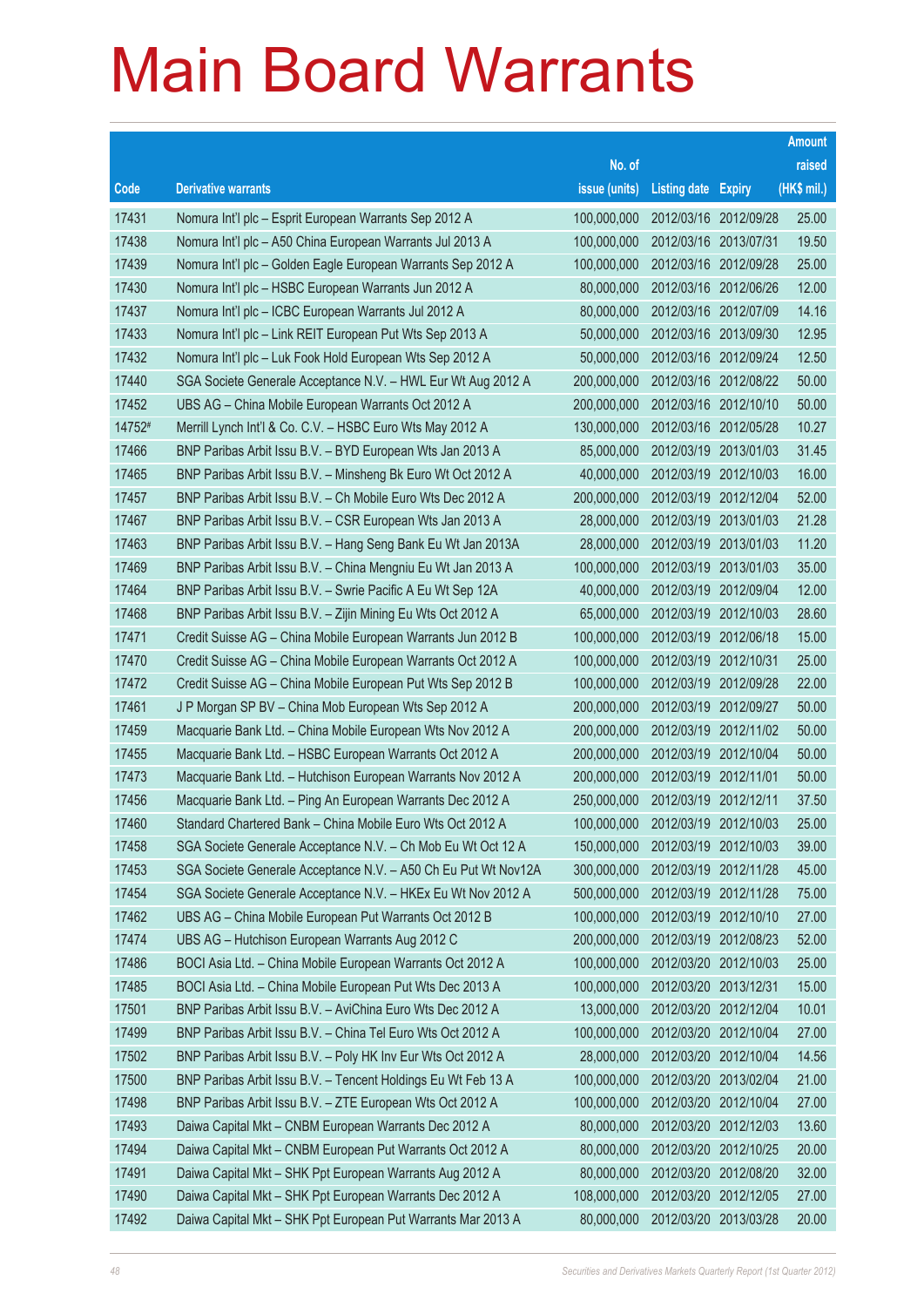# Main Board Warrants

| Code | Derivative warrants | No. of issue (units) | Listing date | Expiry | Amount raised (HK$ mil.) |
|---|---|---|---|---|---|
| 17431 | Nomura Int'l plc – Esprit European Warrants Sep 2012 A | 100,000,000 | 2012/03/16 | 2012/09/28 | 25.00 |
| 17438 | Nomura Int'l plc – A50 China European Warrants Jul 2013 A | 100,000,000 | 2012/03/16 | 2013/07/31 | 19.50 |
| 17439 | Nomura Int'l plc – Golden Eagle European Warrants Sep 2012 A | 100,000,000 | 2012/03/16 | 2012/09/28 | 25.00 |
| 17430 | Nomura Int'l plc – HSBC European Warrants Jun 2012 A | 80,000,000 | 2012/03/16 | 2012/06/26 | 12.00 |
| 17437 | Nomura Int'l plc – ICBC European Warrants Jul 2012 A | 80,000,000 | 2012/03/16 | 2012/07/09 | 14.16 |
| 17433 | Nomura Int'l plc – Link REIT European Put Wts Sep 2013 A | 50,000,000 | 2012/03/16 | 2013/09/30 | 12.95 |
| 17432 | Nomura Int'l plc – Luk Fook Hold European Wts Sep 2012 A | 50,000,000 | 2012/03/16 | 2012/09/24 | 12.50 |
| 17440 | SGA Societe Generale Acceptance N.V. – HWL Eur Wt Aug 2012 A | 200,000,000 | 2012/03/16 | 2012/08/22 | 50.00 |
| 17452 | UBS AG – China Mobile European Warrants Oct 2012 A | 200,000,000 | 2012/03/16 | 2012/10/10 | 50.00 |
| 14752# | Merrill Lynch Int'l & Co. C.V. – HSBC Euro Wts May 2012 A | 130,000,000 | 2012/03/16 | 2012/05/28 | 10.27 |
| 17466 | BNP Paribas Arbit Issu B.V. – BYD European Wts Jan 2013 A | 85,000,000 | 2012/03/19 | 2013/01/03 | 31.45 |
| 17465 | BNP Paribas Arbit Issu B.V. – Minsheng Bk Euro Wt Oct 2012 A | 40,000,000 | 2012/03/19 | 2012/10/03 | 16.00 |
| 17457 | BNP Paribas Arbit Issu B.V. – Ch Mobile Euro Wts Dec 2012 A | 200,000,000 | 2012/03/19 | 2012/12/04 | 52.00 |
| 17467 | BNP Paribas Arbit Issu B.V. – CSR European Wts Jan 2013 A | 28,000,000 | 2012/03/19 | 2013/01/03 | 21.28 |
| 17463 | BNP Paribas Arbit Issu B.V. – Hang Seng Bank Eu Wt Jan 2013A | 28,000,000 | 2012/03/19 | 2013/01/03 | 11.20 |
| 17469 | BNP Paribas Arbit Issu B.V. – China Mengniu Eu Wt Jan 2013 A | 100,000,000 | 2012/03/19 | 2013/01/03 | 35.00 |
| 17464 | BNP Paribas Arbit Issu B.V. – Swire Pacific A Eu Wt Sep 12A | 40,000,000 | 2012/03/19 | 2012/09/04 | 12.00 |
| 17468 | BNP Paribas Arbit Issu B.V. – Zijin Mining Eu Wts Oct 2012 A | 65,000,000 | 2012/03/19 | 2012/10/03 | 28.60 |
| 17471 | Credit Suisse AG – China Mobile European Warrants Jun 2012 B | 100,000,000 | 2012/03/19 | 2012/06/18 | 15.00 |
| 17470 | Credit Suisse AG – China Mobile European Warrants Oct 2012 A | 100,000,000 | 2012/03/19 | 2012/10/31 | 25.00 |
| 17472 | Credit Suisse AG – China Mobile European Put Wts Sep 2012 B | 100,000,000 | 2012/03/19 | 2012/09/28 | 22.00 |
| 17461 | J P Morgan SP BV – China Mob European Wts Sep 2012 A | 200,000,000 | 2012/03/19 | 2012/09/27 | 50.00 |
| 17459 | Macquarie Bank Ltd. – China Mobile European Wts Nov 2012 A | 200,000,000 | 2012/03/19 | 2012/11/02 | 50.00 |
| 17455 | Macquarie Bank Ltd. – HSBC European Warrants Oct 2012 A | 200,000,000 | 2012/03/19 | 2012/10/04 | 50.00 |
| 17473 | Macquarie Bank Ltd. – Hutchison European Warrants Nov 2012 A | 200,000,000 | 2012/03/19 | 2012/11/01 | 50.00 |
| 17456 | Macquarie Bank Ltd. – Ping An European Warrants Dec 2012 A | 250,000,000 | 2012/03/19 | 2012/12/11 | 37.50 |
| 17460 | Standard Chartered Bank – China Mobile Euro Wts Oct 2012 A | 100,000,000 | 2012/03/19 | 2012/10/03 | 25.00 |
| 17458 | SGA Societe Generale Acceptance N.V. – Ch Mob Eu Wt Oct 12 A | 150,000,000 | 2012/03/19 | 2012/10/03 | 39.00 |
| 17453 | SGA Societe Generale Acceptance N.V. – A50 Ch Eu Put Wt Nov12A | 300,000,000 | 2012/03/19 | 2012/11/28 | 45.00 |
| 17454 | SGA Societe Generale Acceptance N.V. – HKEx Eu Wt Nov 2012 A | 500,000,000 | 2012/03/19 | 2012/11/28 | 75.00 |
| 17462 | UBS AG – China Mobile European Put Warrants Oct 2012 B | 100,000,000 | 2012/03/19 | 2012/10/10 | 27.00 |
| 17474 | UBS AG – Hutchison European Warrants Aug 2012 C | 200,000,000 | 2012/03/19 | 2012/08/23 | 52.00 |
| 17486 | BOCI Asia Ltd. – China Mobile European Warrants Oct 2012 A | 100,000,000 | 2012/03/20 | 2012/10/03 | 25.00 |
| 17485 | BOCI Asia Ltd. – China Mobile European Put Wts Dec 2013 A | 100,000,000 | 2012/03/20 | 2013/12/31 | 15.00 |
| 17501 | BNP Paribas Arbit Issu B.V. – AviChina Euro Wts Dec 2012 A | 13,000,000 | 2012/03/20 | 2012/12/04 | 10.01 |
| 17499 | BNP Paribas Arbit Issu B.V. – China Tel Euro Wts Oct 2012 A | 100,000,000 | 2012/03/20 | 2012/10/04 | 27.00 |
| 17502 | BNP Paribas Arbit Issu B.V. – Poly HK Inv Eur Wts Oct 2012 A | 28,000,000 | 2012/03/20 | 2012/10/04 | 14.56 |
| 17500 | BNP Paribas Arbit Issu B.V. – Tencent Holdings Eu Wt Feb 13 A | 100,000,000 | 2012/03/20 | 2013/02/04 | 21.00 |
| 17498 | BNP Paribas Arbit Issu B.V. – ZTE European Wts Oct 2012 A | 100,000,000 | 2012/03/20 | 2012/10/04 | 27.00 |
| 17493 | Daiwa Capital Mkt – CNBM European Warrants Dec 2012 A | 80,000,000 | 2012/03/20 | 2012/12/03 | 13.60 |
| 17494 | Daiwa Capital Mkt – CNBM European Put Warrants Oct 2012 A | 80,000,000 | 2012/03/20 | 2012/10/25 | 20.00 |
| 17491 | Daiwa Capital Mkt – SHK Ppt European Warrants Aug 2012 A | 80,000,000 | 2012/03/20 | 2012/08/20 | 32.00 |
| 17490 | Daiwa Capital Mkt – SHK Ppt European Warrants Dec 2012 A | 108,000,000 | 2012/03/20 | 2012/12/05 | 27.00 |
| 17492 | Daiwa Capital Mkt – SHK Ppt European Put Warrants Mar 2013 A | 80,000,000 | 2012/03/20 | 2013/03/28 | 20.00 |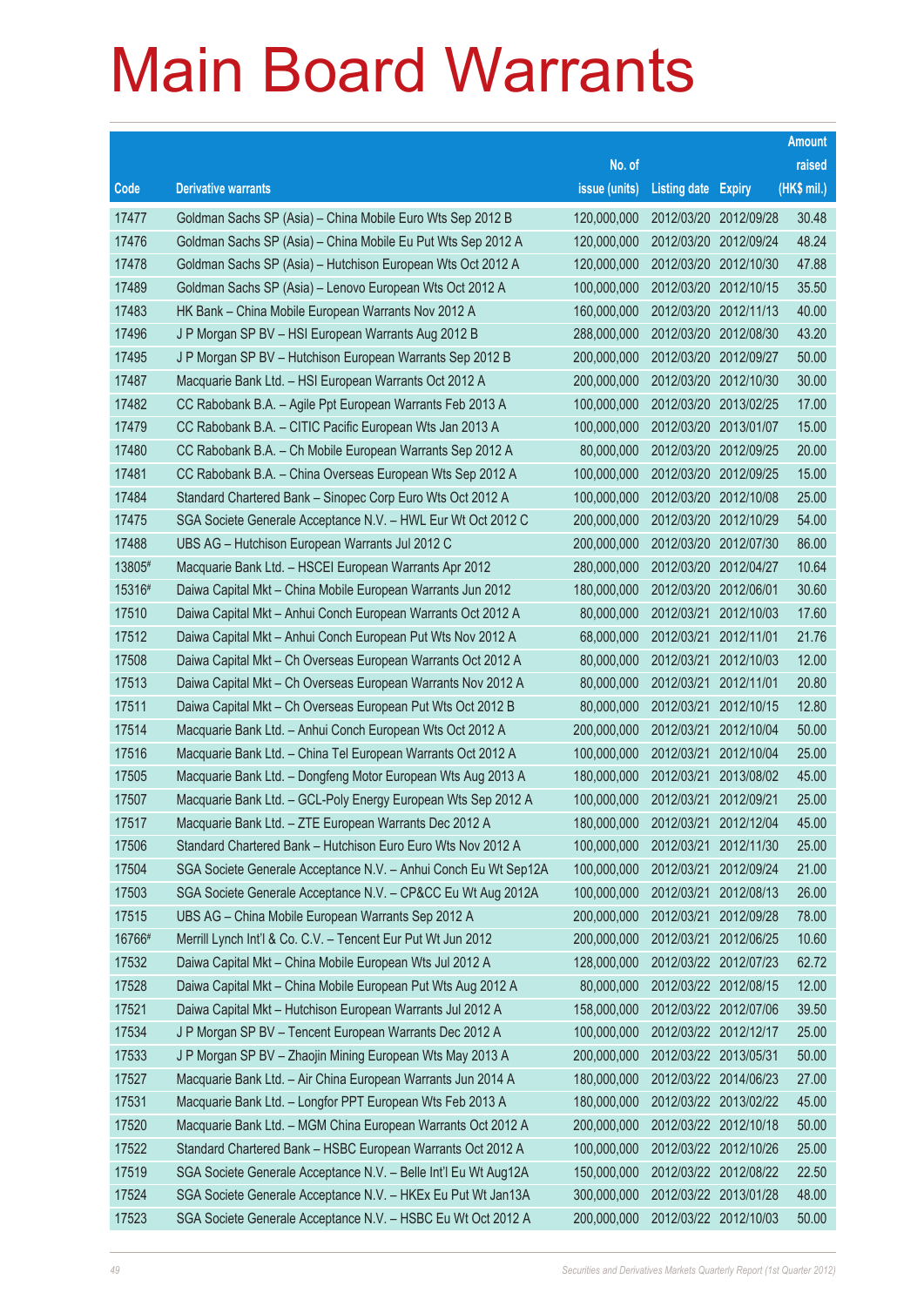# Main Board Warrants

| Code | Derivative warrants | No. of issue (units) | Listing date | Expiry | Amount raised (HK$ mil.) |
|---|---|---|---|---|---|
| 17477 | Goldman Sachs SP (Asia) – China Mobile Euro Wts Sep 2012 B | 120,000,000 | 2012/03/20 | 2012/09/28 | 30.48 |
| 17476 | Goldman Sachs SP (Asia) – China Mobile Eu Put Wts Sep 2012 A | 120,000,000 | 2012/03/20 | 2012/09/24 | 48.24 |
| 17478 | Goldman Sachs SP (Asia) – Hutchison European Wts Oct 2012 A | 120,000,000 | 2012/03/20 | 2012/10/30 | 47.88 |
| 17489 | Goldman Sachs SP (Asia) – Lenovo European Wts Oct 2012 A | 100,000,000 | 2012/03/20 | 2012/10/15 | 35.50 |
| 17483 | HK Bank – China Mobile European Warrants Nov 2012 A | 160,000,000 | 2012/03/20 | 2012/11/13 | 40.00 |
| 17496 | J P Morgan SP BV – HSI European Warrants Aug 2012 B | 288,000,000 | 2012/03/20 | 2012/08/30 | 43.20 |
| 17495 | J P Morgan SP BV – Hutchison European Warrants Sep 2012 B | 200,000,000 | 2012/03/20 | 2012/09/27 | 50.00 |
| 17487 | Macquarie Bank Ltd. – HSI European Warrants Oct 2012 A | 200,000,000 | 2012/03/20 | 2012/10/30 | 30.00 |
| 17482 | CC Rabobank B.A. – Agile Ppt European Warrants Feb 2013 A | 100,000,000 | 2012/03/20 | 2013/02/25 | 17.00 |
| 17479 | CC Rabobank B.A. – CITIC Pacific European Wts Jan 2013 A | 100,000,000 | 2012/03/20 | 2013/01/07 | 15.00 |
| 17480 | CC Rabobank B.A. – Ch Mobile European Warrants Sep 2012 A | 80,000,000 | 2012/03/20 | 2012/09/25 | 20.00 |
| 17481 | CC Rabobank B.A. – China Overseas European Wts Sep 2012 A | 100,000,000 | 2012/03/20 | 2012/09/25 | 15.00 |
| 17484 | Standard Chartered Bank – Sinopec Corp Euro Wts Oct 2012 A | 100,000,000 | 2012/03/20 | 2012/10/08 | 25.00 |
| 17475 | SGA Societe Generale Acceptance N.V. – HWL Eur Wt Oct 2012 C | 200,000,000 | 2012/03/20 | 2012/10/29 | 54.00 |
| 17488 | UBS AG – Hutchison European Warrants Jul 2012 C | 200,000,000 | 2012/03/20 | 2012/07/30 | 86.00 |
| 13805# | Macquarie Bank Ltd. – HSCEI European Warrants Apr 2012 | 280,000,000 | 2012/03/20 | 2012/04/27 | 10.64 |
| 15316# | Daiwa Capital Mkt – China Mobile European Warrants Jun 2012 | 180,000,000 | 2012/03/20 | 2012/06/01 | 30.60 |
| 17510 | Daiwa Capital Mkt – Anhui Conch European Warrants Oct 2012 A | 80,000,000 | 2012/03/21 | 2012/10/03 | 17.60 |
| 17512 | Daiwa Capital Mkt – Anhui Conch European Put Wts Nov 2012 A | 68,000,000 | 2012/03/21 | 2012/11/01 | 21.76 |
| 17508 | Daiwa Capital Mkt – Ch Overseas European Warrants Oct 2012 A | 80,000,000 | 2012/03/21 | 2012/10/03 | 12.00 |
| 17513 | Daiwa Capital Mkt – Ch Overseas European Warrants Nov 2012 A | 80,000,000 | 2012/03/21 | 2012/11/01 | 20.80 |
| 17511 | Daiwa Capital Mkt – Ch Overseas European Put Wts Oct 2012 B | 80,000,000 | 2012/03/21 | 2012/10/15 | 12.80 |
| 17514 | Macquarie Bank Ltd. – Anhui Conch European Wts Oct 2012 A | 200,000,000 | 2012/03/21 | 2012/10/04 | 50.00 |
| 17516 | Macquarie Bank Ltd. – China Tel European Warrants Oct 2012 A | 100,000,000 | 2012/03/21 | 2012/10/04 | 25.00 |
| 17505 | Macquarie Bank Ltd. – Dongfeng Motor European Wts Aug 2013 A | 180,000,000 | 2012/03/21 | 2013/08/02 | 45.00 |
| 17507 | Macquarie Bank Ltd. – GCL-Poly Energy European Wts Sep 2012 A | 100,000,000 | 2012/03/21 | 2012/09/21 | 25.00 |
| 17517 | Macquarie Bank Ltd. – ZTE European Warrants Dec 2012 A | 180,000,000 | 2012/03/21 | 2012/12/04 | 45.00 |
| 17506 | Standard Chartered Bank – Hutchison Euro Euro Wts Nov 2012 A | 100,000,000 | 2012/03/21 | 2012/11/30 | 25.00 |
| 17504 | SGA Societe Generale Acceptance N.V. – Anhui Conch Eu Wt Sep12A | 100,000,000 | 2012/03/21 | 2012/09/24 | 21.00 |
| 17503 | SGA Societe Generale Acceptance N.V. – CP&CC Eu Wt Aug 2012A | 100,000,000 | 2012/03/21 | 2012/08/13 | 26.00 |
| 17515 | UBS AG – China Mobile European Warrants Sep 2012 A | 200,000,000 | 2012/03/21 | 2012/09/28 | 78.00 |
| 16766# | Merrill Lynch Int'l & Co. C.V. – Tencent Eur Put Wt Jun 2012 | 200,000,000 | 2012/03/21 | 2012/06/25 | 10.60 |
| 17532 | Daiwa Capital Mkt – China Mobile European Wts Jul 2012 A | 128,000,000 | 2012/03/22 | 2012/07/23 | 62.72 |
| 17528 | Daiwa Capital Mkt – China Mobile European Put Wts Aug 2012 A | 80,000,000 | 2012/03/22 | 2012/08/15 | 12.00 |
| 17521 | Daiwa Capital Mkt – Hutchison European Warrants Jul 2012 A | 158,000,000 | 2012/03/22 | 2012/07/06 | 39.50 |
| 17534 | J P Morgan SP BV – Tencent European Warrants Dec 2012 A | 100,000,000 | 2012/03/22 | 2012/12/17 | 25.00 |
| 17533 | J P Morgan SP BV – Zhaojin Mining European Wts May 2013 A | 200,000,000 | 2012/03/22 | 2013/05/31 | 50.00 |
| 17527 | Macquarie Bank Ltd. – Air China European Warrants Jun 2014 A | 180,000,000 | 2012/03/22 | 2014/06/23 | 27.00 |
| 17531 | Macquarie Bank Ltd. – Longfor PPT European Wts Feb 2013 A | 180,000,000 | 2012/03/22 | 2013/02/22 | 45.00 |
| 17520 | Macquarie Bank Ltd. – MGM China European Warrants Oct 2012 A | 200,000,000 | 2012/03/22 | 2012/10/18 | 50.00 |
| 17522 | Standard Chartered Bank – HSBC European Warrants Oct 2012 A | 100,000,000 | 2012/03/22 | 2012/10/26 | 25.00 |
| 17519 | SGA Societe Generale Acceptance N.V. – Belle Int'l Eu Wt Aug12A | 150,000,000 | 2012/03/22 | 2012/08/22 | 22.50 |
| 17524 | SGA Societe Generale Acceptance N.V. – HKEx Eu Put Wt Jan13A | 300,000,000 | 2012/03/22 | 2013/01/28 | 48.00 |
| 17523 | SGA Societe Generale Acceptance N.V. – HSBC Eu Wt Oct 2012 A | 200,000,000 | 2012/03/22 | 2012/10/03 | 50.00 |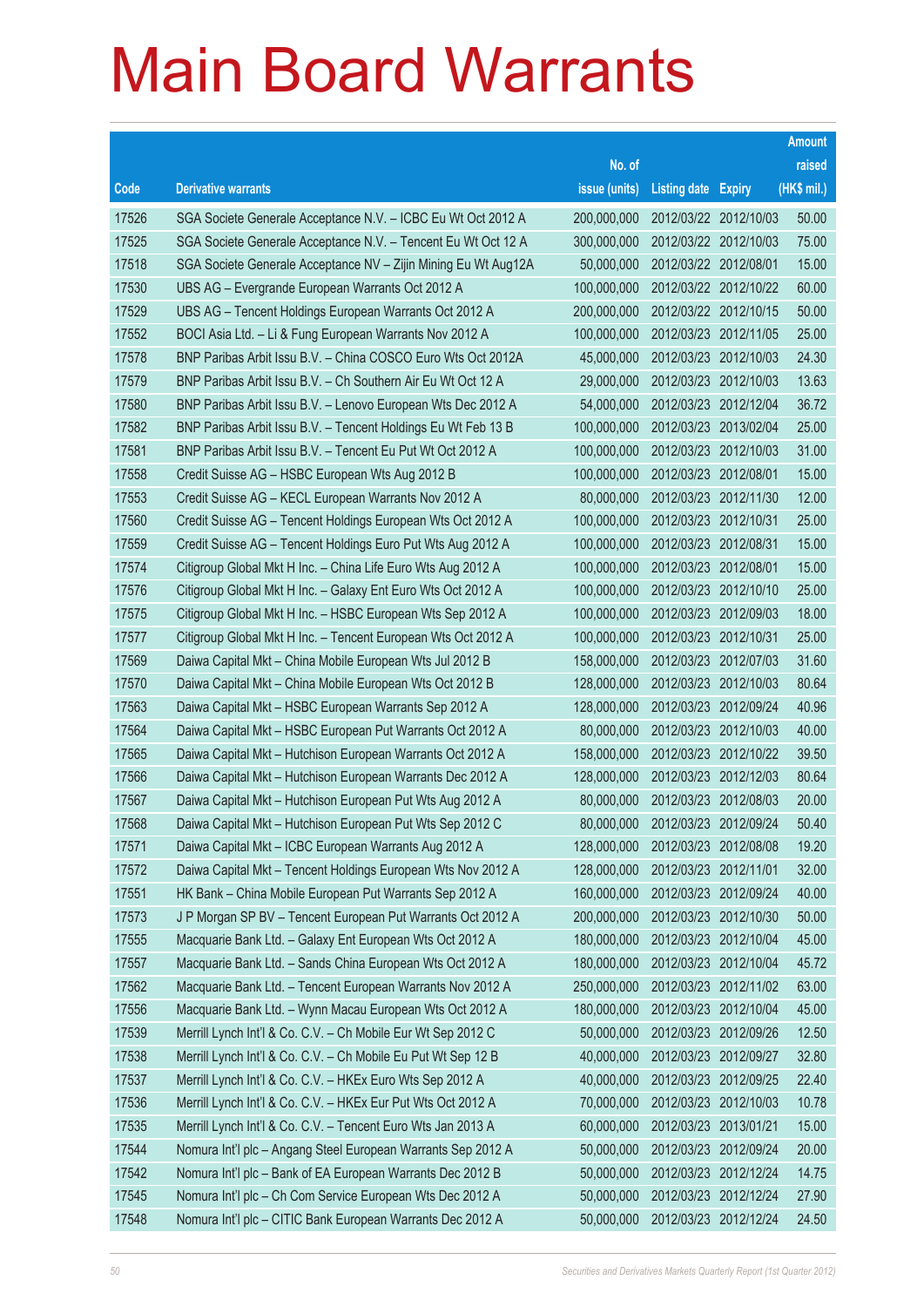# Main Board Warrants

| Code | Derivative warrants | No. of issue (units) | Listing date | Expiry | Amount raised (HK$ mil.) |
|---|---|---|---|---|---|
| 17526 | SGA Societe Generale Acceptance N.V. – ICBC Eu Wt Oct 2012 A | 200,000,000 | 2012/03/22 | 2012/10/03 | 50.00 |
| 17525 | SGA Societe Generale Acceptance N.V. – Tencent Eu Wt Oct 12 A | 300,000,000 | 2012/03/22 | 2012/10/03 | 75.00 |
| 17518 | SGA Societe Generale Acceptance NV – Zijin Mining Eu Wt Aug12A | 50,000,000 | 2012/03/22 | 2012/08/01 | 15.00 |
| 17530 | UBS AG – Evergrande European Warrants Oct 2012 A | 100,000,000 | 2012/03/22 | 2012/10/22 | 60.00 |
| 17529 | UBS AG – Tencent Holdings European Warrants Oct 2012 A | 200,000,000 | 2012/03/22 | 2012/10/15 | 50.00 |
| 17552 | BOCI Asia Ltd. – Li & Fung European Warrants Nov 2012 A | 100,000,000 | 2012/03/23 | 2012/11/05 | 25.00 |
| 17578 | BNP Paribas Arbit Issu B.V. – China COSCO Euro Wts Oct 2012A | 45,000,000 | 2012/03/23 | 2012/10/03 | 24.30 |
| 17579 | BNP Paribas Arbit Issu B.V. – Ch Southern Air Eu Wt Oct 12 A | 29,000,000 | 2012/03/23 | 2012/10/03 | 13.63 |
| 17580 | BNP Paribas Arbit Issu B.V. – Lenovo European Wts Dec 2012 A | 54,000,000 | 2012/03/23 | 2012/12/04 | 36.72 |
| 17582 | BNP Paribas Arbit Issu B.V. – Tencent Holdings Eu Wt Feb 13 B | 100,000,000 | 2012/03/23 | 2013/02/04 | 25.00 |
| 17581 | BNP Paribas Arbit Issu B.V. – Tencent Eu Put Wt Oct 2012 A | 100,000,000 | 2012/03/23 | 2012/10/03 | 31.00 |
| 17558 | Credit Suisse AG – HSBC European Wts Aug 2012 B | 100,000,000 | 2012/03/23 | 2012/08/01 | 15.00 |
| 17553 | Credit Suisse AG – KECL European Warrants Nov 2012 A | 80,000,000 | 2012/03/23 | 2012/11/30 | 12.00 |
| 17560 | Credit Suisse AG – Tencent Holdings European Wts Oct 2012 A | 100,000,000 | 2012/03/23 | 2012/10/31 | 25.00 |
| 17559 | Credit Suisse AG – Tencent Holdings Euro Put Wts Aug 2012 A | 100,000,000 | 2012/03/23 | 2012/08/31 | 15.00 |
| 17574 | Citigroup Global Mkt H Inc. – China Life Euro Wts Aug 2012 A | 100,000,000 | 2012/03/23 | 2012/08/01 | 15.00 |
| 17576 | Citigroup Global Mkt H Inc. – Galaxy Ent Euro Wts Oct 2012 A | 100,000,000 | 2012/03/23 | 2012/10/10 | 25.00 |
| 17575 | Citigroup Global Mkt H Inc. – HSBC European Wts Sep 2012 A | 100,000,000 | 2012/03/23 | 2012/09/03 | 18.00 |
| 17577 | Citigroup Global Mkt H Inc. – Tencent European Wts Oct 2012 A | 100,000,000 | 2012/03/23 | 2012/10/31 | 25.00 |
| 17569 | Daiwa Capital Mkt – China Mobile European Wts Jul 2012 B | 158,000,000 | 2012/03/23 | 2012/07/03 | 31.60 |
| 17570 | Daiwa Capital Mkt – China Mobile European Wts Oct 2012 B | 128,000,000 | 2012/03/23 | 2012/10/03 | 80.64 |
| 17563 | Daiwa Capital Mkt – HSBC European Warrants Sep 2012 A | 128,000,000 | 2012/03/23 | 2012/09/24 | 40.96 |
| 17564 | Daiwa Capital Mkt – HSBC European Put Warrants Oct 2012 A | 80,000,000 | 2012/03/23 | 2012/10/03 | 40.00 |
| 17565 | Daiwa Capital Mkt – Hutchison European Warrants Oct 2012 A | 158,000,000 | 2012/03/23 | 2012/10/22 | 39.50 |
| 17566 | Daiwa Capital Mkt – Hutchison European Warrants Dec 2012 A | 128,000,000 | 2012/03/23 | 2012/12/03 | 80.64 |
| 17567 | Daiwa Capital Mkt – Hutchison European Put Wts Aug 2012 A | 80,000,000 | 2012/03/23 | 2012/08/03 | 20.00 |
| 17568 | Daiwa Capital Mkt – Hutchison European Put Wts Sep 2012 C | 80,000,000 | 2012/03/23 | 2012/09/24 | 50.40 |
| 17571 | Daiwa Capital Mkt – ICBC European Warrants Aug 2012 A | 128,000,000 | 2012/03/23 | 2012/08/08 | 19.20 |
| 17572 | Daiwa Capital Mkt – Tencent Holdings European Wts Nov 2012 A | 128,000,000 | 2012/03/23 | 2012/11/01 | 32.00 |
| 17551 | HK Bank – China Mobile European Put Warrants Sep 2012 A | 160,000,000 | 2012/03/23 | 2012/09/24 | 40.00 |
| 17573 | J P Morgan SP BV – Tencent European Put Warrants Oct 2012 A | 200,000,000 | 2012/03/23 | 2012/10/30 | 50.00 |
| 17555 | Macquarie Bank Ltd. – Galaxy Ent European Wts Oct 2012 A | 180,000,000 | 2012/03/23 | 2012/10/04 | 45.00 |
| 17557 | Macquarie Bank Ltd. – Sands China European Wts Oct 2012 A | 180,000,000 | 2012/03/23 | 2012/10/04 | 45.72 |
| 17562 | Macquarie Bank Ltd. – Tencent European Warrants Nov 2012 A | 250,000,000 | 2012/03/23 | 2012/11/02 | 63.00 |
| 17556 | Macquarie Bank Ltd. – Wynn Macau European Wts Oct 2012 A | 180,000,000 | 2012/03/23 | 2012/10/04 | 45.00 |
| 17539 | Merrill Lynch Int'l & Co. C.V. – Ch Mobile Eur Wt Sep 2012 C | 50,000,000 | 2012/03/23 | 2012/09/26 | 12.50 |
| 17538 | Merrill Lynch Int'l & Co. C.V. – Ch Mobile Eu Put Wt Sep 12 B | 40,000,000 | 2012/03/23 | 2012/09/27 | 32.80 |
| 17537 | Merrill Lynch Int'l & Co. C.V. – HKEx Euro Wts Sep 2012 A | 40,000,000 | 2012/03/23 | 2012/09/25 | 22.40 |
| 17536 | Merrill Lynch Int'l & Co. C.V. – HKEx Eur Put Wts Oct 2012 A | 70,000,000 | 2012/03/23 | 2012/10/03 | 10.78 |
| 17535 | Merrill Lynch Int'l & Co. C.V. – Tencent Euro Wts Jan 2013 A | 60,000,000 | 2012/03/23 | 2013/01/21 | 15.00 |
| 17544 | Nomura Int'l plc – Angang Steel European Warrants Sep 2012 A | 50,000,000 | 2012/03/23 | 2012/09/24 | 20.00 |
| 17542 | Nomura Int'l plc – Bank of EA European Warrants Dec 2012 B | 50,000,000 | 2012/03/23 | 2012/12/24 | 14.75 |
| 17545 | Nomura Int'l plc – Ch Com Service European Wts Dec 2012 A | 50,000,000 | 2012/03/23 | 2012/12/24 | 27.90 |
| 17548 | Nomura Int'l plc – CITIC Bank European Warrants Dec 2012 A | 50,000,000 | 2012/03/23 | 2012/12/24 | 24.50 |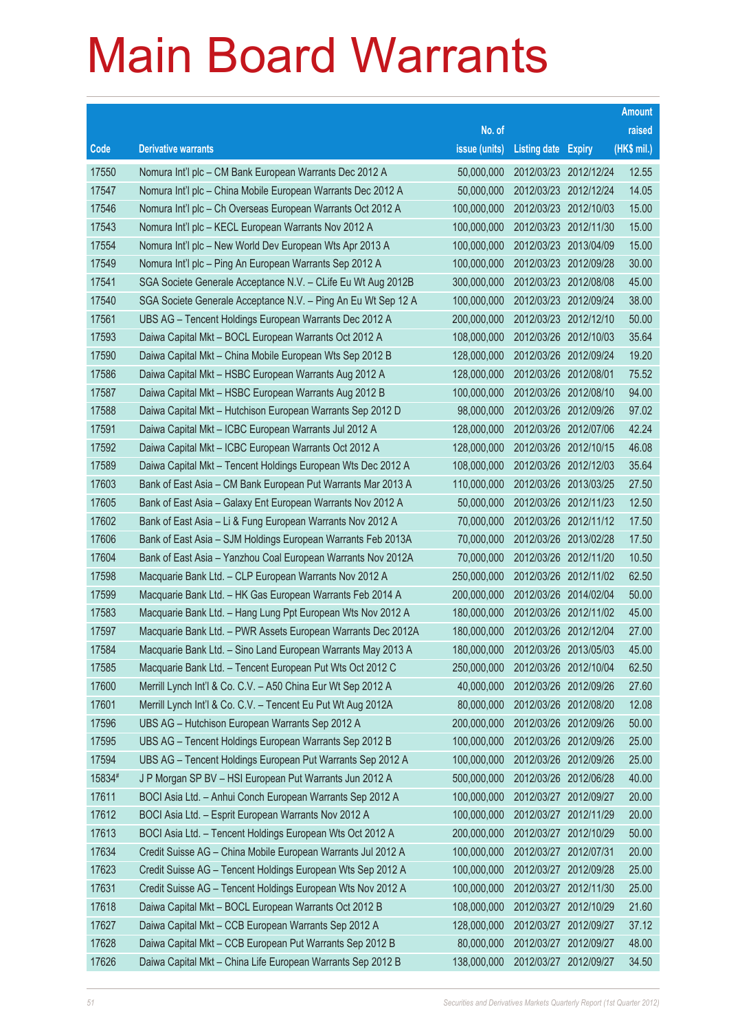# Main Board Warrants

| Code | Derivative warrants | No. of issue (units) | Listing date | Expiry | Amount raised (HK$ mil.) |
|---|---|---|---|---|---|
| 17550 | Nomura Int'l plc – CM Bank European Warrants Dec 2012 A | 50,000,000 | 2012/03/23 | 2012/12/24 | 12.55 |
| 17547 | Nomura Int'l plc – China Mobile European Warrants Dec 2012 A | 50,000,000 | 2012/03/23 | 2012/12/24 | 14.05 |
| 17546 | Nomura Int'l plc – Ch Overseas European Warrants Oct 2012 A | 100,000,000 | 2012/03/23 | 2012/10/03 | 15.00 |
| 17543 | Nomura Int'l plc – KECL European Warrants Nov 2012 A | 100,000,000 | 2012/03/23 | 2012/11/30 | 15.00 |
| 17554 | Nomura Int'l plc – New World Dev European Wts Apr 2013 A | 100,000,000 | 2012/03/23 | 2013/04/09 | 15.00 |
| 17549 | Nomura Int'l plc – Ping An European Warrants Sep 2012 A | 100,000,000 | 2012/03/23 | 2012/09/28 | 30.00 |
| 17541 | SGA Societe Generale Acceptance N.V. – CLife Eu Wt Aug 2012B | 300,000,000 | 2012/03/23 | 2012/08/08 | 45.00 |
| 17540 | SGA Societe Generale Acceptance N.V. – Ping An Eu Wt Sep 12 A | 100,000,000 | 2012/03/23 | 2012/09/24 | 38.00 |
| 17561 | UBS AG – Tencent Holdings European Warrants Dec 2012 A | 200,000,000 | 2012/03/23 | 2012/12/10 | 50.00 |
| 17593 | Daiwa Capital Mkt – BOCL European Warrants Oct 2012 A | 108,000,000 | 2012/03/26 | 2012/10/03 | 35.64 |
| 17590 | Daiwa Capital Mkt – China Mobile European Wts Sep 2012 B | 128,000,000 | 2012/03/26 | 2012/09/24 | 19.20 |
| 17586 | Daiwa Capital Mkt – HSBC European Warrants Aug 2012 A | 128,000,000 | 2012/03/26 | 2012/08/01 | 75.52 |
| 17587 | Daiwa Capital Mkt – HSBC European Warrants Aug 2012 B | 100,000,000 | 2012/03/26 | 2012/08/10 | 94.00 |
| 17588 | Daiwa Capital Mkt – Hutchison European Warrants Sep 2012 D | 98,000,000 | 2012/03/26 | 2012/09/26 | 97.02 |
| 17591 | Daiwa Capital Mkt – ICBC European Warrants Jul 2012 A | 128,000,000 | 2012/03/26 | 2012/07/06 | 42.24 |
| 17592 | Daiwa Capital Mkt – ICBC European Warrants Oct 2012 A | 128,000,000 | 2012/03/26 | 2012/10/15 | 46.08 |
| 17589 | Daiwa Capital Mkt – Tencent Holdings European Wts Dec 2012 A | 108,000,000 | 2012/03/26 | 2012/12/03 | 35.64 |
| 17603 | Bank of East Asia – CM Bank European Put Warrants Mar 2013 A | 110,000,000 | 2012/03/26 | 2013/03/25 | 27.50 |
| 17605 | Bank of East Asia – Galaxy Ent European Warrants Nov 2012 A | 50,000,000 | 2012/03/26 | 2012/11/23 | 12.50 |
| 17602 | Bank of East Asia – Li & Fung European Warrants Nov 2012 A | 70,000,000 | 2012/03/26 | 2012/11/12 | 17.50 |
| 17606 | Bank of East Asia – SJM Holdings European Warrants Feb 2013A | 70,000,000 | 2012/03/26 | 2013/02/28 | 17.50 |
| 17604 | Bank of East Asia – Yanzhou Coal European Warrants Nov 2012A | 70,000,000 | 2012/03/26 | 2012/11/20 | 10.50 |
| 17598 | Macquarie Bank Ltd. – CLP European Warrants Nov 2012 A | 250,000,000 | 2012/03/26 | 2012/11/02 | 62.50 |
| 17599 | Macquarie Bank Ltd. – HK Gas European Warrants Feb 2014 A | 200,000,000 | 2012/03/26 | 2014/02/04 | 50.00 |
| 17583 | Macquarie Bank Ltd. – Hang Lung Ppt European Wts Nov 2012 A | 180,000,000 | 2012/03/26 | 2012/11/02 | 45.00 |
| 17597 | Macquarie Bank Ltd. – PWR Assets European Warrants Dec 2012A | 180,000,000 | 2012/03/26 | 2012/12/04 | 27.00 |
| 17584 | Macquarie Bank Ltd. – Sino Land European Warrants May 2013 A | 180,000,000 | 2012/03/26 | 2013/05/03 | 45.00 |
| 17585 | Macquarie Bank Ltd. – Tencent European Put Wts Oct 2012 C | 250,000,000 | 2012/03/26 | 2012/10/04 | 62.50 |
| 17600 | Merrill Lynch Int'l & Co. C.V. – A50 China Eur Wt Sep 2012 A | 40,000,000 | 2012/03/26 | 2012/09/26 | 27.60 |
| 17601 | Merrill Lynch Int'l & Co. C.V. – Tencent Eu Put Wt Aug 2012A | 80,000,000 | 2012/03/26 | 2012/08/20 | 12.08 |
| 17596 | UBS AG – Hutchison European Warrants Sep 2012 A | 200,000,000 | 2012/03/26 | 2012/09/26 | 50.00 |
| 17595 | UBS AG – Tencent Holdings European Warrants Sep 2012 B | 100,000,000 | 2012/03/26 | 2012/09/26 | 25.00 |
| 17594 | UBS AG – Tencent Holdings European Put Warrants Sep 2012 A | 100,000,000 | 2012/03/26 | 2012/09/26 | 25.00 |
| 15834# | J P Morgan SP BV – HSI European Put Warrants Jun 2012 A | 500,000,000 | 2012/03/26 | 2012/06/28 | 40.00 |
| 17611 | BOCI Asia Ltd. – Anhui Conch European Warrants Sep 2012 A | 100,000,000 | 2012/03/27 | 2012/09/27 | 20.00 |
| 17612 | BOCI Asia Ltd. – Esprit European Warrants Nov 2012 A | 100,000,000 | 2012/03/27 | 2012/11/29 | 20.00 |
| 17613 | BOCI Asia Ltd. – Tencent Holdings European Wts Oct 2012 A | 200,000,000 | 2012/03/27 | 2012/10/29 | 50.00 |
| 17634 | Credit Suisse AG – China Mobile European Warrants Jul 2012 A | 100,000,000 | 2012/03/27 | 2012/07/31 | 20.00 |
| 17623 | Credit Suisse AG – Tencent Holdings European Wts Sep 2012 A | 100,000,000 | 2012/03/27 | 2012/09/28 | 25.00 |
| 17631 | Credit Suisse AG – Tencent Holdings European Wts Nov 2012 A | 100,000,000 | 2012/03/27 | 2012/11/30 | 25.00 |
| 17618 | Daiwa Capital Mkt – BOCL European Warrants Oct 2012 B | 108,000,000 | 2012/03/27 | 2012/10/29 | 21.60 |
| 17627 | Daiwa Capital Mkt – CCB European Warrants Sep 2012 A | 128,000,000 | 2012/03/27 | 2012/09/27 | 37.12 |
| 17628 | Daiwa Capital Mkt – CCB European Put Warrants Sep 2012 B | 80,000,000 | 2012/03/27 | 2012/09/27 | 48.00 |
| 17626 | Daiwa Capital Mkt – China Life European Warrants Sep 2012 B | 138,000,000 | 2012/03/27 | 2012/09/27 | 34.50 |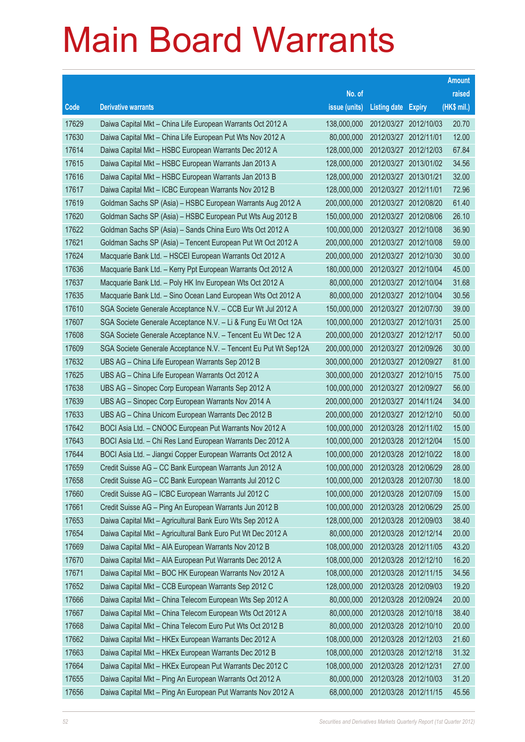# Main Board Warrants

| Code | Derivative warrants | No. of issue (units) | Listing date | Expiry | Amount raised (HK$ mil.) |
|---|---|---|---|---|---|
| 17629 | Daiwa Capital Mkt – China Life European Warrants Oct 2012 A | 138,000,000 | 2012/03/27 | 2012/10/03 | 20.70 |
| 17630 | Daiwa Capital Mkt – China Life European Put Wts Nov 2012 A | 80,000,000 | 2012/03/27 | 2012/11/01 | 12.00 |
| 17614 | Daiwa Capital Mkt – HSBC European Warrants Dec 2012 A | 128,000,000 | 2012/03/27 | 2012/12/03 | 67.84 |
| 17615 | Daiwa Capital Mkt – HSBC European Warrants Jan 2013 A | 128,000,000 | 2012/03/27 | 2013/01/02 | 34.56 |
| 17616 | Daiwa Capital Mkt – HSBC European Warrants Jan 2013 B | 128,000,000 | 2012/03/27 | 2013/01/21 | 32.00 |
| 17617 | Daiwa Capital Mkt – ICBC European Warrants Nov 2012 B | 128,000,000 | 2012/03/27 | 2012/11/01 | 72.96 |
| 17619 | Goldman Sachs SP (Asia) – HSBC European Warrants Aug 2012 A | 200,000,000 | 2012/03/27 | 2012/08/20 | 61.40 |
| 17620 | Goldman Sachs SP (Asia) – HSBC European Put Wts Aug 2012 B | 150,000,000 | 2012/03/27 | 2012/08/06 | 26.10 |
| 17622 | Goldman Sachs SP (Asia) – Sands China Euro Wts Oct 2012 A | 100,000,000 | 2012/03/27 | 2012/10/08 | 36.90 |
| 17621 | Goldman Sachs SP (Asia) – Tencent European Put Wt Oct 2012 A | 200,000,000 | 2012/03/27 | 2012/10/08 | 59.00 |
| 17624 | Macquarie Bank Ltd. – HSCEI European Warrants Oct 2012 A | 200,000,000 | 2012/03/27 | 2012/10/30 | 30.00 |
| 17636 | Macquarie Bank Ltd. – Kerry Ppt European Warrants Oct 2012 A | 180,000,000 | 2012/03/27 | 2012/10/04 | 45.00 |
| 17637 | Macquarie Bank Ltd. – Poly HK Inv European Wts Oct 2012 A | 80,000,000 | 2012/03/27 | 2012/10/04 | 31.68 |
| 17635 | Macquarie Bank Ltd. – Sino Ocean Land European Wts Oct 2012 A | 80,000,000 | 2012/03/27 | 2012/10/04 | 30.56 |
| 17610 | SGA Societe Generale Acceptance N.V. – CCB Eur Wt Jul 2012 A | 150,000,000 | 2012/03/27 | 2012/07/30 | 39.00 |
| 17607 | SGA Societe Generale Acceptance N.V. – Li & Fung Eu Wt Oct 12A | 100,000,000 | 2012/03/27 | 2012/10/31 | 25.00 |
| 17608 | SGA Societe Generale Acceptance N.V. – Tencent Eu Wt Dec 12 A | 200,000,000 | 2012/03/27 | 2012/12/17 | 50.00 |
| 17609 | SGA Societe Generale Acceptance N.V. – Tencent Eu Put Wt Sep12A | 200,000,000 | 2012/03/27 | 2012/09/26 | 30.00 |
| 17632 | UBS AG – China Life European Warrants Sep 2012 B | 300,000,000 | 2012/03/27 | 2012/09/27 | 81.00 |
| 17625 | UBS AG – China Life European Warrants Oct 2012 A | 300,000,000 | 2012/03/27 | 2012/10/15 | 75.00 |
| 17638 | UBS AG – Sinopec Corp European Warrants Sep 2012 A | 100,000,000 | 2012/03/27 | 2012/09/27 | 56.00 |
| 17639 | UBS AG – Sinopec Corp European Warrants Nov 2014 A | 200,000,000 | 2012/03/27 | 2014/11/24 | 34.00 |
| 17633 | UBS AG – China Unicom European Warrants Dec 2012 B | 200,000,000 | 2012/03/27 | 2012/12/10 | 50.00 |
| 17642 | BOCI Asia Ltd. – CNOOC European Put Warrants Nov 2012 A | 100,000,000 | 2012/03/28 | 2012/11/02 | 15.00 |
| 17643 | BOCI Asia Ltd. – Chi Res Land European Warrants Dec 2012 A | 100,000,000 | 2012/03/28 | 2012/12/04 | 15.00 |
| 17644 | BOCI Asia Ltd. – Jiangxi Copper European Warrants Oct 2012 A | 100,000,000 | 2012/03/28 | 2012/10/22 | 18.00 |
| 17659 | Credit Suisse AG – CC Bank European Warrants Jun 2012 A | 100,000,000 | 2012/03/28 | 2012/06/29 | 28.00 |
| 17658 | Credit Suisse AG – CC Bank European Warrants Jul 2012 C | 100,000,000 | 2012/03/28 | 2012/07/30 | 18.00 |
| 17660 | Credit Suisse AG – ICBC European Warrants Jul 2012 C | 100,000,000 | 2012/03/28 | 2012/07/09 | 15.00 |
| 17661 | Credit Suisse AG – Ping An European Warrants Jun 2012 B | 100,000,000 | 2012/03/28 | 2012/06/29 | 25.00 |
| 17653 | Daiwa Capital Mkt – Agricultural Bank Euro Wts Sep 2012 A | 128,000,000 | 2012/03/28 | 2012/09/03 | 38.40 |
| 17654 | Daiwa Capital Mkt – Agricultural Bank Euro Put Wt Dec 2012 A | 80,000,000 | 2012/03/28 | 2012/12/14 | 20.00 |
| 17669 | Daiwa Capital Mkt – AIA European Warrants Nov 2012 B | 108,000,000 | 2012/03/28 | 2012/11/05 | 43.20 |
| 17670 | Daiwa Capital Mkt – AIA European Put Warrants Dec 2012 A | 108,000,000 | 2012/03/28 | 2012/12/10 | 16.20 |
| 17671 | Daiwa Capital Mkt – BOC HK European Warrants Nov 2012 A | 108,000,000 | 2012/03/28 | 2012/11/15 | 34.56 |
| 17652 | Daiwa Capital Mkt – CCB European Warrants Sep 2012 C | 128,000,000 | 2012/03/28 | 2012/09/03 | 19.20 |
| 17666 | Daiwa Capital Mkt – China Telecom European Wts Sep 2012 A | 80,000,000 | 2012/03/28 | 2012/09/24 | 20.00 |
| 17667 | Daiwa Capital Mkt – China Telecom European Wts Oct 2012 A | 80,000,000 | 2012/03/28 | 2012/10/18 | 38.40 |
| 17668 | Daiwa Capital Mkt – China Telecom Euro Put Wts Oct 2012 B | 80,000,000 | 2012/03/28 | 2012/10/10 | 20.00 |
| 17662 | Daiwa Capital Mkt – HKEx European Warrants Dec 2012 A | 108,000,000 | 2012/03/28 | 2012/12/03 | 21.60 |
| 17663 | Daiwa Capital Mkt – HKEx European Warrants Dec 2012 B | 108,000,000 | 2012/03/28 | 2012/12/18 | 31.32 |
| 17664 | Daiwa Capital Mkt – HKEx European Put Warrants Dec 2012 C | 108,000,000 | 2012/03/28 | 2012/12/31 | 27.00 |
| 17655 | Daiwa Capital Mkt – Ping An European Warrants Oct 2012 A | 80,000,000 | 2012/03/28 | 2012/10/03 | 31.20 |
| 17656 | Daiwa Capital Mkt – Ping An European Put Warrants Nov 2012 A | 68,000,000 | 2012/03/28 | 2012/11/15 | 45.56 |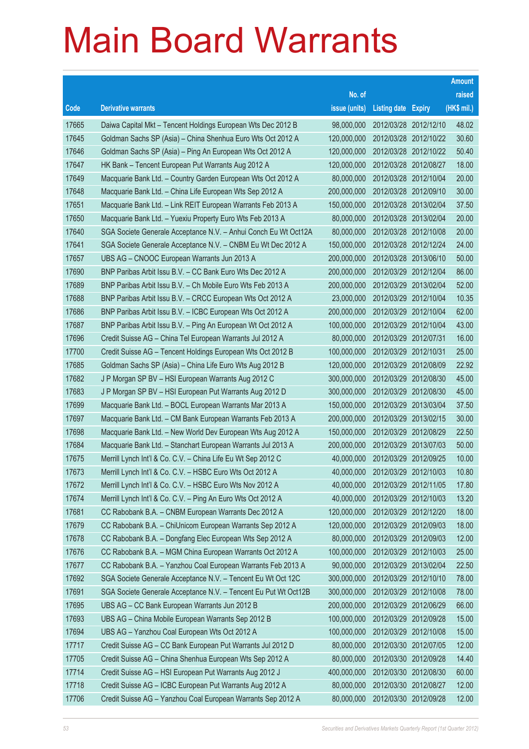# Main Board Warrants

| Code | Derivative warrants | No. of issue (units) | Listing date | Expiry | Amount raised (HK$ mil.) |
|---|---|---|---|---|---|
| 17665 | Daiwa Capital Mkt – Tencent Holdings European Wts Dec 2012 B | 98,000,000 | 2012/03/28 | 2012/12/10 | 48.02 |
| 17645 | Goldman Sachs SP (Asia) – China Shenhua Euro Wts Oct 2012 A | 120,000,000 | 2012/03/28 | 2012/10/22 | 30.60 |
| 17646 | Goldman Sachs SP (Asia) – Ping An European Wts Oct 2012 A | 120,000,000 | 2012/03/28 | 2012/10/22 | 50.40 |
| 17647 | HK Bank – Tencent European Put Warrants Aug 2012 A | 120,000,000 | 2012/03/28 | 2012/08/27 | 18.00 |
| 17649 | Macquarie Bank Ltd. – Country Garden European Wts Oct 2012 A | 80,000,000 | 2012/03/28 | 2012/10/04 | 20.00 |
| 17648 | Macquarie Bank Ltd. – China Life European Wts Sep 2012 A | 200,000,000 | 2012/03/28 | 2012/09/10 | 30.00 |
| 17651 | Macquarie Bank Ltd. – Link REIT European Warrants Feb 2013 A | 150,000,000 | 2012/03/28 | 2013/02/04 | 37.50 |
| 17650 | Macquarie Bank Ltd. – Yuexiu Property Euro Wts Feb 2013 A | 80,000,000 | 2012/03/28 | 2013/02/04 | 20.00 |
| 17640 | SGA Societe Generale Acceptance N.V. – Anhui Conch Eu Wt Oct12A | 80,000,000 | 2012/03/28 | 2012/10/08 | 20.00 |
| 17641 | SGA Societe Generale Acceptance N.V. – CNBM Eu Wt Dec 2012 A | 150,000,000 | 2012/03/28 | 2012/12/24 | 24.00 |
| 17657 | UBS AG – CNOOC European Warrants Jun 2013 A | 200,000,000 | 2012/03/28 | 2013/06/10 | 50.00 |
| 17690 | BNP Paribas Arbit Issu B.V. – CC Bank Euro Wts Dec 2012 A | 200,000,000 | 2012/03/29 | 2012/12/04 | 86.00 |
| 17689 | BNP Paribas Arbit Issu B.V. – Ch Mobile Euro Wts Feb 2013 A | 200,000,000 | 2012/03/29 | 2013/02/04 | 52.00 |
| 17688 | BNP Paribas Arbit Issu B.V. – CRCC European Wts Oct 2012 A | 23,000,000 | 2012/03/29 | 2012/10/04 | 10.35 |
| 17686 | BNP Paribas Arbit Issu B.V. – ICBC European Wts Oct 2012 A | 200,000,000 | 2012/03/29 | 2012/10/04 | 62.00 |
| 17687 | BNP Paribas Arbit Issu B.V. – Ping An European Wt Oct 2012 A | 100,000,000 | 2012/03/29 | 2012/10/04 | 43.00 |
| 17696 | Credit Suisse AG – China Tel European Warrants Jul 2012 A | 80,000,000 | 2012/03/29 | 2012/07/31 | 16.00 |
| 17700 | Credit Suisse AG – Tencent Holdings European Wts Oct 2012 B | 100,000,000 | 2012/03/29 | 2012/10/31 | 25.00 |
| 17685 | Goldman Sachs SP (Asia) – China Life Euro Wts Aug 2012 B | 120,000,000 | 2012/03/29 | 2012/08/09 | 22.92 |
| 17682 | J P Morgan SP BV – HSI European Warrants Aug 2012 C | 300,000,000 | 2012/03/29 | 2012/08/30 | 45.00 |
| 17683 | J P Morgan SP BV – HSI European Put Warrants Aug 2012 D | 300,000,000 | 2012/03/29 | 2012/08/30 | 45.00 |
| 17699 | Macquarie Bank Ltd. – BOCL European Warrants Mar 2013 A | 150,000,000 | 2012/03/29 | 2013/03/04 | 37.50 |
| 17697 | Macquarie Bank Ltd. – CM Bank European Warrants Feb 2013 A | 200,000,000 | 2012/03/29 | 2013/02/15 | 30.00 |
| 17698 | Macquarie Bank Ltd. – New World Dev European Wts Aug 2012 A | 150,000,000 | 2012/03/29 | 2012/08/29 | 22.50 |
| 17684 | Macquarie Bank Ltd. – Stanchart European Warrants Jul 2013 A | 200,000,000 | 2012/03/29 | 2013/07/03 | 50.00 |
| 17675 | Merrill Lynch Int'l & Co. C.V. – China Life Eu Wt Sep 2012 C | 40,000,000 | 2012/03/29 | 2012/09/25 | 10.00 |
| 17673 | Merrill Lynch Int'l & Co. C.V. – HSBC Euro Wts Oct 2012 A | 40,000,000 | 2012/03/29 | 2012/10/03 | 10.80 |
| 17672 | Merrill Lynch Int'l & Co. C.V. – HSBC Euro Wts Nov 2012 A | 40,000,000 | 2012/03/29 | 2012/11/05 | 17.80 |
| 17674 | Merrill Lynch Int'l & Co. C.V. – Ping An Euro Wts Oct 2012 A | 40,000,000 | 2012/03/29 | 2012/10/03 | 13.20 |
| 17681 | CC Rabobank B.A. – CNBM European Warrants Dec 2012 A | 120,000,000 | 2012/03/29 | 2012/12/20 | 18.00 |
| 17679 | CC Rabobank B.A. – ChiUnicom European Warrants Sep 2012 A | 120,000,000 | 2012/03/29 | 2012/09/03 | 18.00 |
| 17678 | CC Rabobank B.A. – Dongfang Elec European Wts Sep 2012 A | 80,000,000 | 2012/03/29 | 2012/09/03 | 12.00 |
| 17676 | CC Rabobank B.A. – MGM China European Warrants Oct 2012 A | 100,000,000 | 2012/03/29 | 2012/10/03 | 25.00 |
| 17677 | CC Rabobank B.A. – Yanzhou Coal European Warrants Feb 2013 A | 90,000,000 | 2012/03/29 | 2013/02/04 | 22.50 |
| 17692 | SGA Societe Generale Acceptance N.V. – Tencent Eu Wt Oct 12C | 300,000,000 | 2012/03/29 | 2012/10/10 | 78.00 |
| 17691 | SGA Societe Generale Acceptance N.V. – Tencent Eu Put Wt Oct12B | 300,000,000 | 2012/03/29 | 2012/10/08 | 78.00 |
| 17695 | UBS AG – CC Bank European Warrants Jun 2012 B | 200,000,000 | 2012/03/29 | 2012/06/29 | 66.00 |
| 17693 | UBS AG – China Mobile European Warrants Sep 2012 B | 100,000,000 | 2012/03/29 | 2012/09/28 | 15.00 |
| 17694 | UBS AG – Yanzhou Coal European Wts Oct 2012 A | 100,000,000 | 2012/03/29 | 2012/10/08 | 15.00 |
| 17717 | Credit Suisse AG – CC Bank European Put Warrants Jul 2012 D | 80,000,000 | 2012/03/30 | 2012/07/05 | 12.00 |
| 17705 | Credit Suisse AG – China Shenhua European Wts Sep 2012 A | 80,000,000 | 2012/03/30 | 2012/09/28 | 14.40 |
| 17714 | Credit Suisse AG – HSI European Put Warrants Aug 2012 J | 400,000,000 | 2012/03/30 | 2012/08/30 | 60.00 |
| 17718 | Credit Suisse AG – ICBC European Put Warrants Aug 2012 A | 80,000,000 | 2012/03/30 | 2012/08/27 | 12.00 |
| 17706 | Credit Suisse AG – Yanzhou Coal European Warrants Sep 2012 A | 80,000,000 | 2012/03/30 | 2012/09/28 | 12.00 |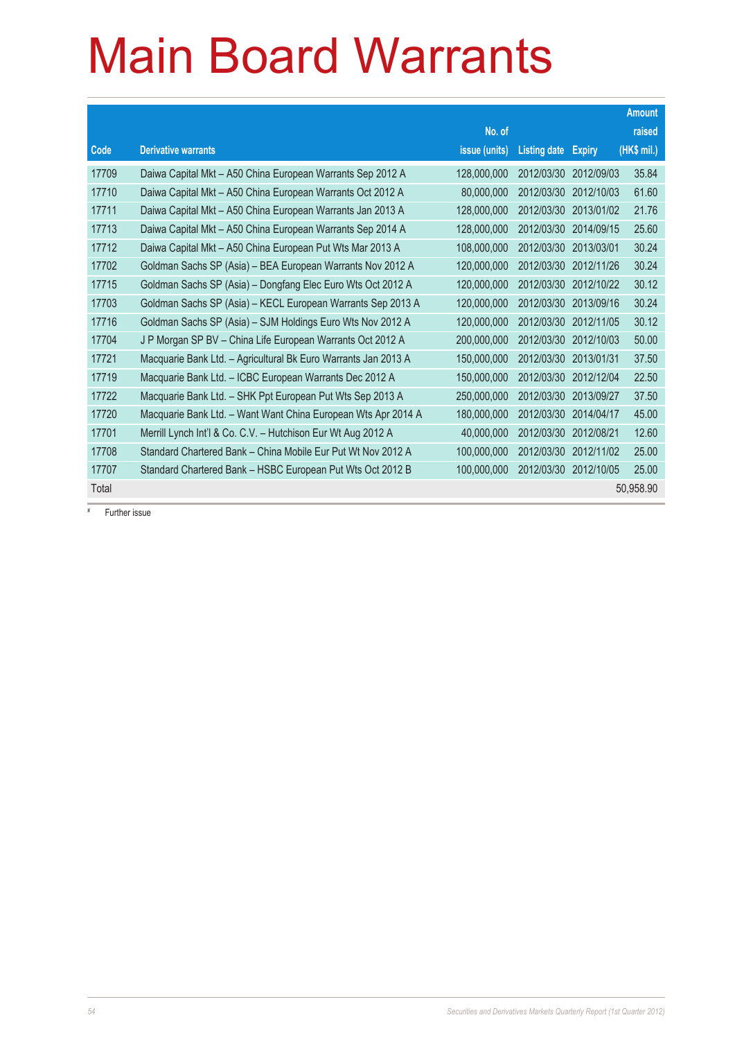# Main Board Warrants

| Code | Derivative warrants | No. of issue (units) | Listing date | Expiry | Amount raised (HK$ mil.) |
|---|---|---|---|---|---|
| 17709 | Daiwa Capital Mkt – A50 China European Warrants Sep 2012 A | 128,000,000 | 2012/03/30 | 2012/09/03 | 35.84 |
| 17710 | Daiwa Capital Mkt – A50 China European Warrants Oct 2012 A | 80,000,000 | 2012/03/30 | 2012/10/03 | 61.60 |
| 17711 | Daiwa Capital Mkt – A50 China European Warrants Jan 2013 A | 128,000,000 | 2012/03/30 | 2013/01/02 | 21.76 |
| 17713 | Daiwa Capital Mkt – A50 China European Warrants Sep 2014 A | 128,000,000 | 2012/03/30 | 2014/09/15 | 25.60 |
| 17712 | Daiwa Capital Mkt – A50 China European Put Wts Mar 2013 A | 108,000,000 | 2012/03/30 | 2013/03/01 | 30.24 |
| 17702 | Goldman Sachs SP (Asia) – BEA European Warrants Nov 2012 A | 120,000,000 | 2012/03/30 | 2012/11/26 | 30.24 |
| 17715 | Goldman Sachs SP (Asia) – Dongfang Elec Euro Wts Oct 2012 A | 120,000,000 | 2012/03/30 | 2012/10/22 | 30.12 |
| 17703 | Goldman Sachs SP (Asia) – KECL European Warrants Sep 2013 A | 120,000,000 | 2012/03/30 | 2013/09/16 | 30.24 |
| 17716 | Goldman Sachs SP (Asia) – SJM Holdings Euro Wts Nov 2012 A | 120,000,000 | 2012/03/30 | 2012/11/05 | 30.12 |
| 17704 | J P Morgan SP BV – China Life European Warrants Oct 2012 A | 200,000,000 | 2012/03/30 | 2012/10/03 | 50.00 |
| 17721 | Macquarie Bank Ltd. – Agricultural Bk Euro Warrants Jan 2013 A | 150,000,000 | 2012/03/30 | 2013/01/31 | 37.50 |
| 17719 | Macquarie Bank Ltd. – ICBC European Warrants Dec 2012 A | 150,000,000 | 2012/03/30 | 2012/12/04 | 22.50 |
| 17722 | Macquarie Bank Ltd. – SHK Ppt European Put Wts Sep 2013 A | 250,000,000 | 2012/03/30 | 2013/09/27 | 37.50 |
| 17720 | Macquarie Bank Ltd. – Want Want China European Wts Apr 2014 A | 180,000,000 | 2012/03/30 | 2014/04/17 | 45.00 |
| 17701 | Merrill Lynch Int'l & Co. C.V. – Hutchison Eur Wt Aug 2012 A | 40,000,000 | 2012/03/30 | 2012/08/21 | 12.60 |
| 17708 | Standard Chartered Bank – China Mobile Eur Put Wt Nov 2012 A | 100,000,000 | 2012/03/30 | 2012/11/02 | 25.00 |
| 17707 | Standard Chartered Bank – HSBC European Put Wts Oct 2012 B | 100,000,000 | 2012/03/30 | 2012/10/05 | 25.00 |
| Total | | | | | 50,958.90 |

# Further issue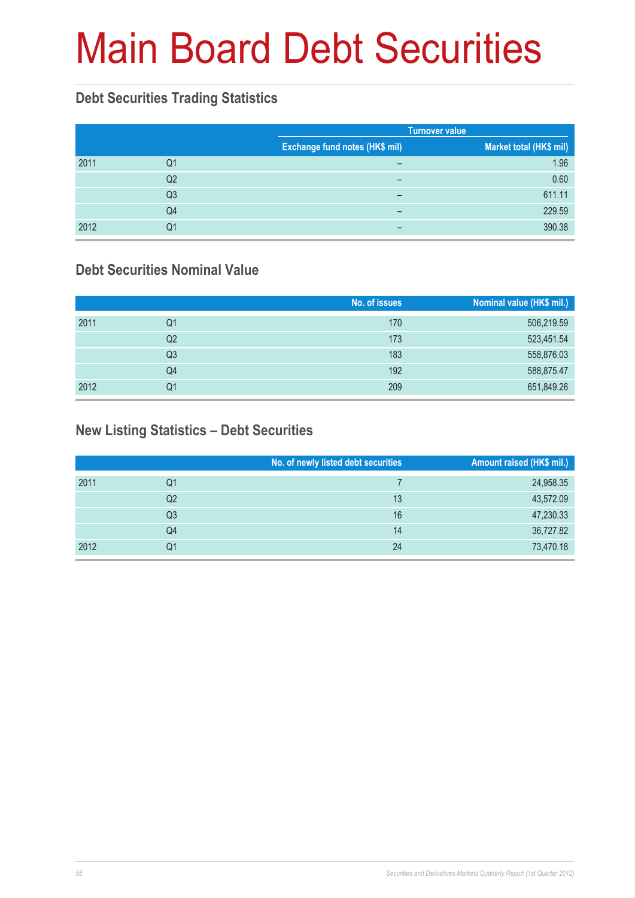# Main Board Debt Securities

## Debt Securities Trading Statistics

| | | Turnover value | |
|---|---|---|---|
| | | Exchange fund notes (HK$ mil) | Market total (HK$ mil) |
| 2011 | Q1 | – | 1.96 |
| | Q2 | – | 0.60 |
| | Q3 | – | 611.11 |
| | Q4 | – | 229.59 |
| 2012 | Q1 | – | 390.38 |

## Debt Securities Nominal Value

| | | No. of issues | Nominal value (HK$ mil.) |
|---|---|---|---|
| 2011 | Q1 | 170 | 506,219.59 |
| | Q2 | 173 | 523,451.54 |
| | Q3 | 183 | 558,876.03 |
| | Q4 | 192 | 588,875.47 |
| 2012 | Q1 | 209 | 651,849.26 |

## New Listing Statistics – Debt Securities

| | | No. of newly listed debt securities | Amount raised (HK$ mil.) |
|---|---|---|---|
| 2011 | Q1 | 7 | 24,958.35 |
| | Q2 | 13 | 43,572.09 |
| | Q3 | 16 | 47,230.33 |
| | Q4 | 14 | 36,727.82 |
| 2012 | Q1 | 24 | 73,470.18 |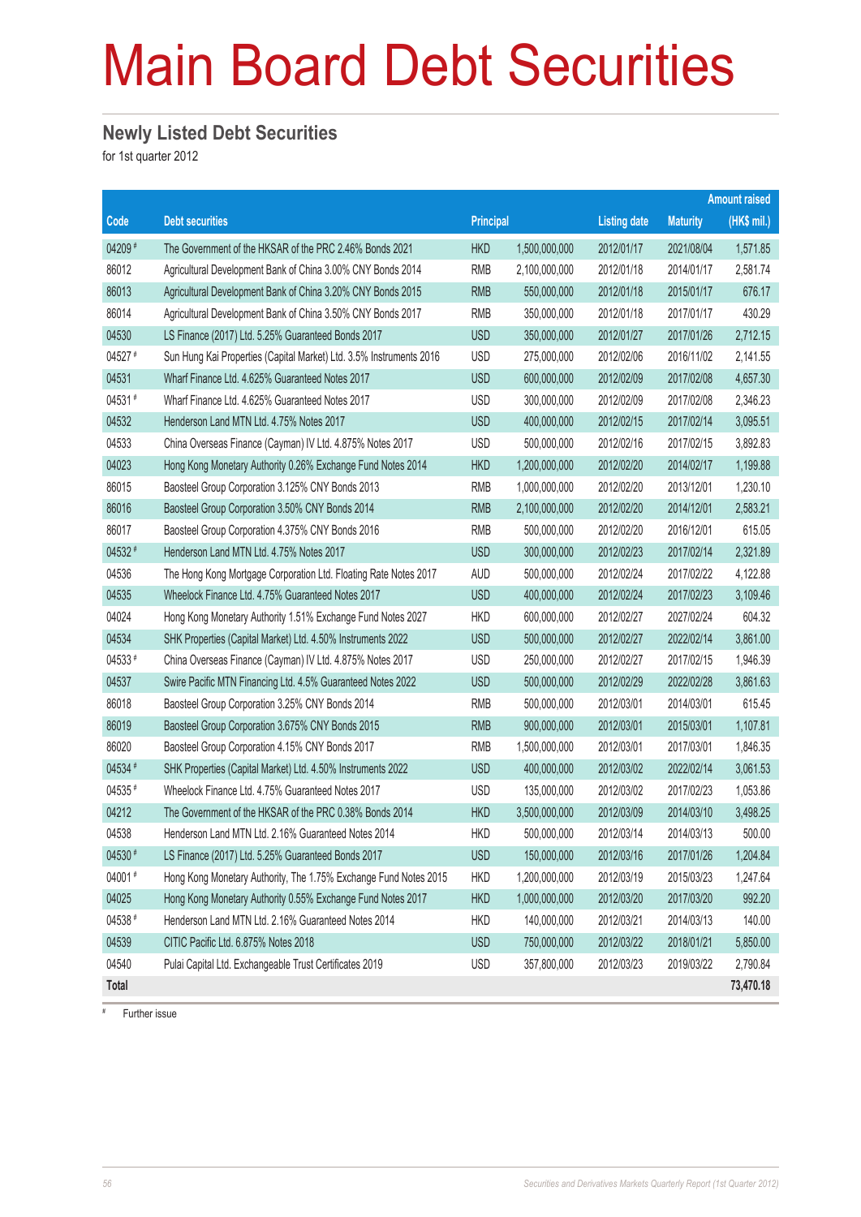# Main Board Debt Securities

## Newly Listed Debt Securities

for 1st quarter 2012

| Code | Debt securities | Principal | | Listing date | Maturity | Amount raised (HK$ mil.) |
|---|---|---|---|---|---|---|
| 04209 # | The Government of the HKSAR of the PRC 2.46% Bonds 2021 | HKD | 1,500,000,000 | 2012/01/17 | 2021/08/04 | 1,571.85 |
| 86012 | Agricultural Development Bank of China 3.00% CNY Bonds 2014 | RMB | 2,100,000,000 | 2012/01/18 | 2014/01/17 | 2,581.74 |
| 86013 | Agricultural Development Bank of China 3.20% CNY Bonds 2015 | RMB | 550,000,000 | 2012/01/18 | 2015/01/17 | 676.17 |
| 86014 | Agricultural Development Bank of China 3.50% CNY Bonds 2017 | RMB | 350,000,000 | 2012/01/18 | 2017/01/17 | 430.29 |
| 04530 | LS Finance (2017) Ltd. 5.25% Guaranteed Bonds 2017 | USD | 350,000,000 | 2012/01/27 | 2017/01/26 | 2,712.15 |
| 04527 # | Sun Hung Kai Properties (Capital Market) Ltd. 3.5% Instruments 2016 | USD | 275,000,000 | 2012/02/06 | 2016/11/02 | 2,141.55 |
| 04531 | Wharf Finance Ltd. 4.625% Guaranteed Notes 2017 | USD | 600,000,000 | 2012/02/09 | 2017/02/08 | 4,657.30 |
| 04531 # | Wharf Finance Ltd. 4.625% Guaranteed Notes 2017 | USD | 300,000,000 | 2012/02/09 | 2017/02/08 | 2,346.23 |
| 04532 | Henderson Land MTN Ltd. 4.75% Notes 2017 | USD | 400,000,000 | 2012/02/15 | 2017/02/14 | 3,095.51 |
| 04533 | China Overseas Finance (Cayman) IV Ltd. 4.875% Notes 2017 | USD | 500,000,000 | 2012/02/16 | 2017/02/15 | 3,892.83 |
| 04023 | Hong Kong Monetary Authority 0.26% Exchange Fund Notes 2014 | HKD | 1,200,000,000 | 2012/02/20 | 2014/02/17 | 1,199.88 |
| 86015 | Baosteel Group Corporation 3.125% CNY Bonds 2013 | RMB | 1,000,000,000 | 2012/02/20 | 2013/12/01 | 1,230.10 |
| 86016 | Baosteel Group Corporation 3.50% CNY Bonds 2014 | RMB | 2,100,000,000 | 2012/02/20 | 2014/12/01 | 2,583.21 |
| 86017 | Baosteel Group Corporation 4.375% CNY Bonds 2016 | RMB | 500,000,000 | 2012/02/20 | 2016/12/01 | 615.05 |
| 04532 # | Henderson Land MTN Ltd. 4.75% Notes 2017 | USD | 300,000,000 | 2012/02/23 | 2017/02/14 | 2,321.89 |
| 04536 | The Hong Kong Mortgage Corporation Ltd. Floating Rate Notes 2017 | AUD | 500,000,000 | 2012/02/24 | 2017/02/22 | 4,122.88 |
| 04535 | Wheelock Finance Ltd. 4.75% Guaranteed Notes 2017 | USD | 400,000,000 | 2012/02/24 | 2017/02/23 | 3,109.46 |
| 04024 | Hong Kong Monetary Authority 1.51% Exchange Fund Notes 2027 | HKD | 600,000,000 | 2012/02/27 | 2027/02/24 | 604.32 |
| 04534 | SHK Properties (Capital Market) Ltd. 4.50% Instruments 2022 | USD | 500,000,000 | 2012/02/27 | 2022/02/14 | 3,861.00 |
| 04533 # | China Overseas Finance (Cayman) IV Ltd. 4.875% Notes 2017 | USD | 250,000,000 | 2012/02/27 | 2017/02/15 | 1,946.39 |
| 04537 | Swire Pacific MTN Financing Ltd. 4.5% Guaranteed Notes 2022 | USD | 500,000,000 | 2012/02/29 | 2022/02/28 | 3,861.63 |
| 86018 | Baosteel Group Corporation 3.25% CNY Bonds 2014 | RMB | 500,000,000 | 2012/03/01 | 2014/03/01 | 615.45 |
| 86019 | Baosteel Group Corporation 3.675% CNY Bonds 2015 | RMB | 900,000,000 | 2012/03/01 | 2015/03/01 | 1,107.81 |
| 86020 | Baosteel Group Corporation 4.15% CNY Bonds 2017 | RMB | 1,500,000,000 | 2012/03/01 | 2017/03/01 | 1,846.35 |
| 04534 # | SHK Properties (Capital Market) Ltd. 4.50% Instruments 2022 | USD | 400,000,000 | 2012/03/02 | 2022/02/14 | 3,061.53 |
| 04535 # | Wheelock Finance Ltd. 4.75% Guaranteed Notes 2017 | USD | 135,000,000 | 2012/03/02 | 2017/02/23 | 1,053.86 |
| 04212 | The Government of the HKSAR of the PRC 0.38% Bonds 2014 | HKD | 3,500,000,000 | 2012/03/09 | 2014/03/10 | 3,498.25 |
| 04538 | Henderson Land MTN Ltd. 2.16% Guaranteed Notes 2014 | HKD | 500,000,000 | 2012/03/14 | 2014/03/13 | 500.00 |
| 04530 # | LS Finance (2017) Ltd. 5.25% Guaranteed Bonds 2017 | USD | 150,000,000 | 2012/03/16 | 2017/01/26 | 1,204.84 |
| 04001 # | Hong Kong Monetary Authority, The 1.75% Exchange Fund Notes 2015 | HKD | 1,200,000,000 | 2012/03/19 | 2015/03/23 | 1,247.64 |
| 04025 | Hong Kong Monetary Authority 0.55% Exchange Fund Notes 2017 | HKD | 1,000,000,000 | 2012/03/20 | 2017/03/20 | 992.20 |
| 04538 # | Henderson Land MTN Ltd. 2.16% Guaranteed Notes 2014 | HKD | 140,000,000 | 2012/03/21 | 2014/03/13 | 140.00 |
| 04539 | CITIC Pacific Ltd. 6.875% Notes 2018 | USD | 750,000,000 | 2012/03/22 | 2018/01/21 | 5,850.00 |
| 04540 | Pulai Capital Ltd. Exchangeable Trust Certificates 2019 | USD | 357,800,000 | 2012/03/23 | 2019/03/22 | 2,790.84 |
| **Total** | | | | | | **73,470.18** |

# Further issue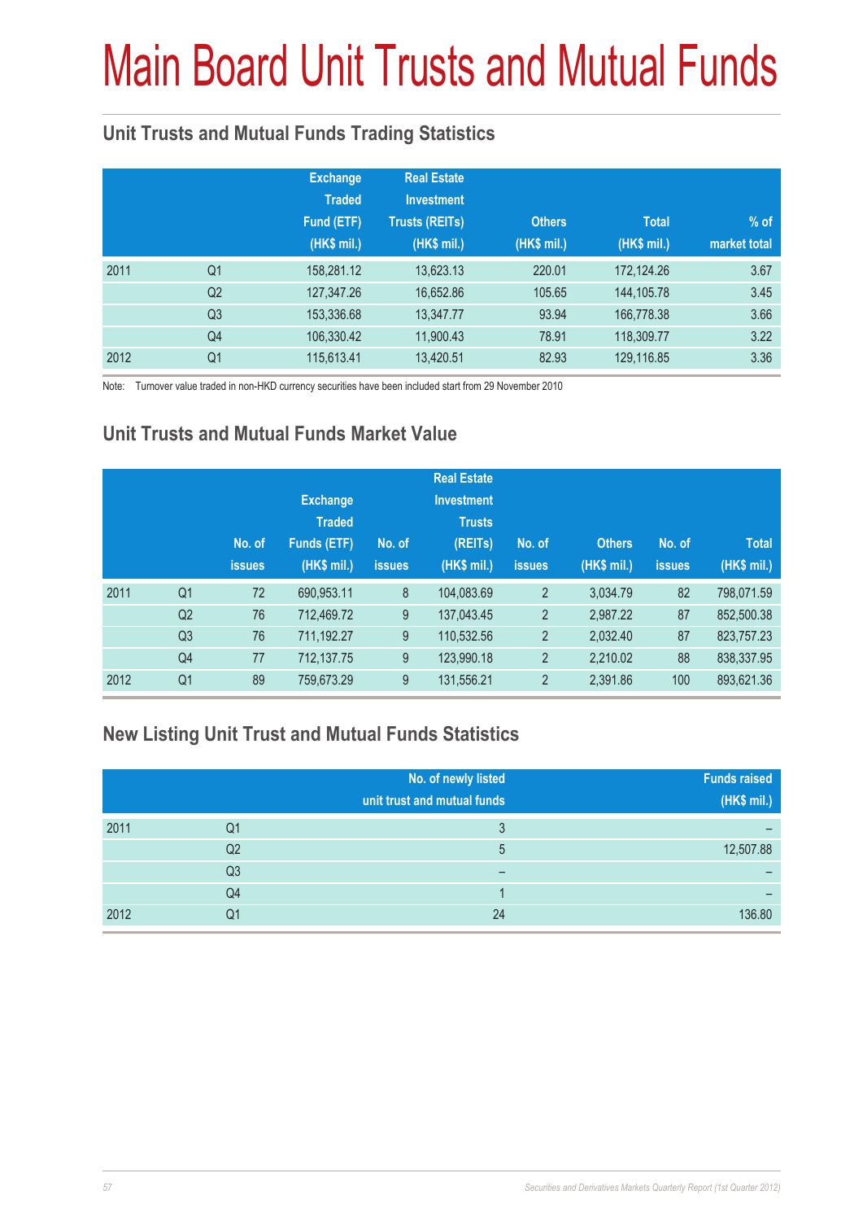# Main Board Unit Trusts and Mutual Funds

## Unit Trusts and Mutual Funds Trading Statistics

| | | Exchange Traded Fund (ETF) (HK$ mil.) | Real Estate Investment Trusts (REITs) (HK$ mil.) | Others (HK$ mil.) | Total (HK$ mil.) | % of market total |
|---|---|---|---|---|---|---|
| 2011 | Q1 | 158,281.12 | 13,623.13 | 220.01 | 172,124.26 | 3.67 |
| | Q2 | 127,347.26 | 16,652.86 | 105.65 | 144,105.78 | 3.45 |
| | Q3 | 153,336.68 | 13,347.77 | 93.94 | 166,778.38 | 3.66 |
| | Q4 | 106,330.42 | 11,900.43 | 78.91 | 118,309.77 | 3.22 |
| 2012 | Q1 | 115,613.41 | 13,420.51 | 82.93 | 129,116.85 | 3.36 |

Note: Turnover value traded in non-HKD currency securities have been included start from 29 November 2010

## Unit Trusts and Mutual Funds Market Value

| | | No. of issues | Exchange Traded Funds (ETF) (HK$ mil.) | No. of issues | Real Estate Investment Trusts (REITs) (HK$ mil.) | No. of issues | Others (HK$ mil.) | No. of issues | Total (HK$ mil.) |
|---|---|---|---|---|---|---|---|---|---|
| 2011 | Q1 | 72 | 690,953.11 | 8 | 104,083.69 | 2 | 3,034.79 | 82 | 798,071.59 |
| | Q2 | 76 | 712,469.72 | 9 | 137,043.45 | 2 | 2,987.22 | 87 | 852,500.38 |
| | Q3 | 76 | 711,192.27 | 9 | 110,532.56 | 2 | 2,032.40 | 87 | 823,757.23 |
| | Q4 | 77 | 712,137.75 | 9 | 123,990.18 | 2 | 2,210.02 | 88 | 838,337.95 |
| 2012 | Q1 | 89 | 759,673.29 | 9 | 131,556.21 | 2 | 2,391.86 | 100 | 893,621.36 |

## New Listing Unit Trust and Mutual Funds Statistics

| | | No. of newly listed unit trust and mutual funds | Funds raised (HK$ mil.) |
|---|---|---|---|
| 2011 | Q1 | 3 | – |
| | Q2 | 5 | 12,507.88 |
| | Q3 | – | – |
| | Q4 | 1 | – |
| 2012 | Q1 | 24 | 136.80 |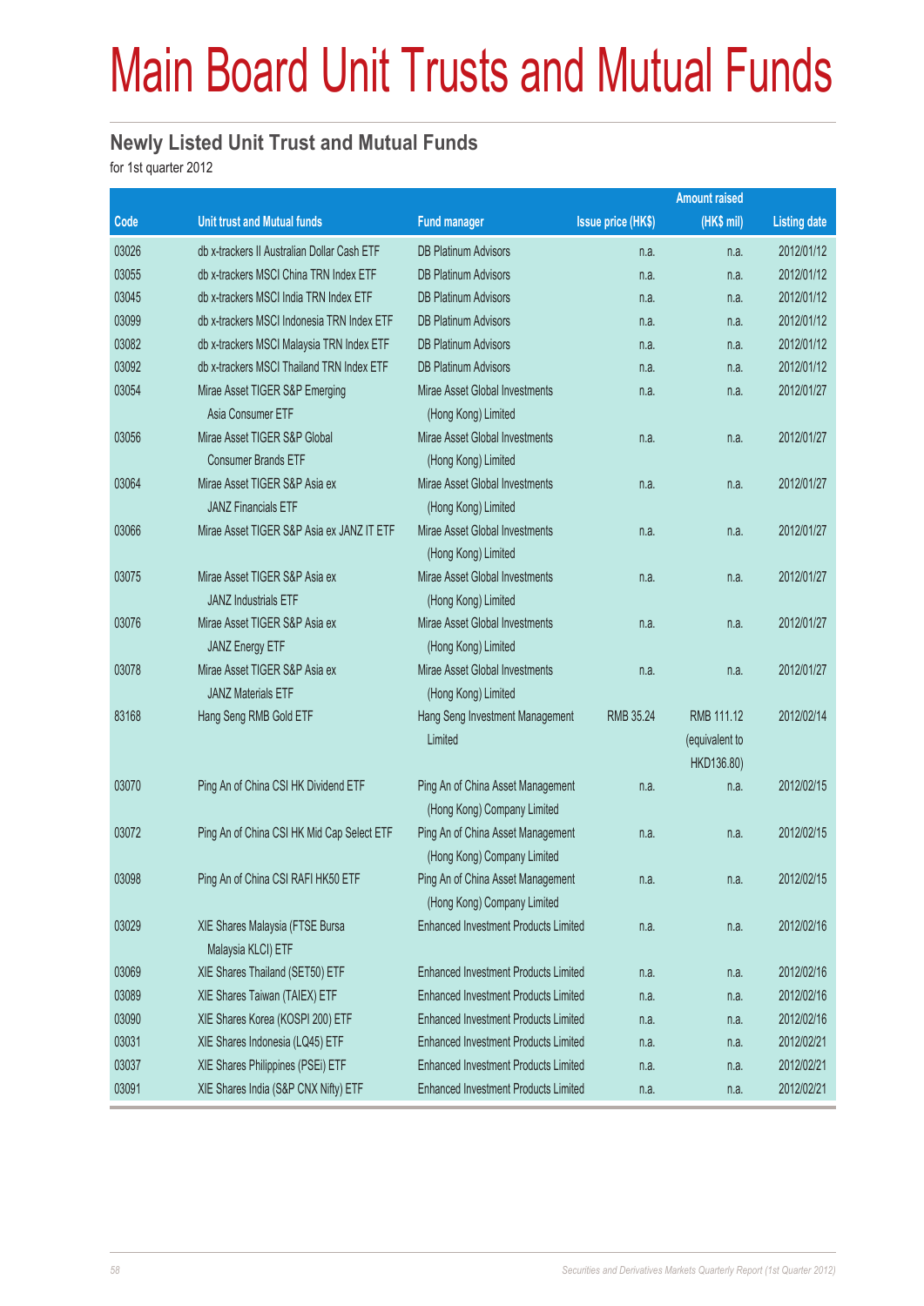# Main Board Unit Trusts and Mutual Funds

## Newly Listed Unit Trust and Mutual Funds

for 1st quarter 2012

| Code | Unit trust and Mutual funds | Fund manager | Issue price (HK$) | Amount raised (HK$ mil) | Listing date |
|---|---|---|---|---|---|
| 03026 | db x-trackers II Australian Dollar Cash ETF | DB Platinum Advisors | n.a. | n.a. | 2012/01/12 |
| 03055 | db x-trackers MSCI China TRN Index ETF | DB Platinum Advisors | n.a. | n.a. | 2012/01/12 |
| 03045 | db x-trackers MSCI India TRN Index ETF | DB Platinum Advisors | n.a. | n.a. | 2012/01/12 |
| 03099 | db x-trackers MSCI Indonesia TRN Index ETF | DB Platinum Advisors | n.a. | n.a. | 2012/01/12 |
| 03082 | db x-trackers MSCI Malaysia TRN Index ETF | DB Platinum Advisors | n.a. | n.a. | 2012/01/12 |
| 03092 | db x-trackers MSCI Thailand TRN Index ETF | DB Platinum Advisors | n.a. | n.a. | 2012/01/12 |
| 03054 | Mirae Asset TIGER S&P Emerging Asia Consumer ETF | Mirae Asset Global Investments (Hong Kong) Limited | n.a. | n.a. | 2012/01/27 |
| 03056 | Mirae Asset TIGER S&P Global Consumer Brands ETF | Mirae Asset Global Investments (Hong Kong) Limited | n.a. | n.a. | 2012/01/27 |
| 03064 | Mirae Asset TIGER S&P Asia ex JANZ Financials ETF | Mirae Asset Global Investments (Hong Kong) Limited | n.a. | n.a. | 2012/01/27 |
| 03066 | Mirae Asset TIGER S&P Asia ex JANZ IT ETF | Mirae Asset Global Investments (Hong Kong) Limited | n.a. | n.a. | 2012/01/27 |
| 03075 | Mirae Asset TIGER S&P Asia ex JANZ Industrials ETF | Mirae Asset Global Investments (Hong Kong) Limited | n.a. | n.a. | 2012/01/27 |
| 03076 | Mirae Asset TIGER S&P Asia ex JANZ Energy ETF | Mirae Asset Global Investments (Hong Kong) Limited | n.a. | n.a. | 2012/01/27 |
| 03078 | Mirae Asset TIGER S&P Asia ex JANZ Materials ETF | Mirae Asset Global Investments (Hong Kong) Limited | n.a. | n.a. | 2012/01/27 |
| 83168 | Hang Seng RMB Gold ETF | Hang Seng Investment Management Limited | RMB 35.24 | RMB 111.12 (equivalent to HKD136.80) | 2012/02/14 |
| 03070 | Ping An of China CSI HK Dividend ETF | Ping An of China Asset Management (Hong Kong) Company Limited | n.a. | n.a. | 2012/02/15 |
| 03072 | Ping An of China CSI HK Mid Cap Select ETF | Ping An of China Asset Management (Hong Kong) Company Limited | n.a. | n.a. | 2012/02/15 |
| 03098 | Ping An of China CSI RAFI HK50 ETF | Ping An of China Asset Management (Hong Kong) Company Limited | n.a. | n.a. | 2012/02/15 |
| 03029 | XIE Shares Malaysia (FTSE Bursa Malaysia KLCI) ETF | Enhanced Investment Products Limited | n.a. | n.a. | 2012/02/16 |
| 03069 | XIE Shares Thailand (SET50) ETF | Enhanced Investment Products Limited | n.a. | n.a. | 2012/02/16 |
| 03089 | XIE Shares Taiwan (TAIEX) ETF | Enhanced Investment Products Limited | n.a. | n.a. | 2012/02/16 |
| 03090 | XIE Shares Korea (KOSPI 200) ETF | Enhanced Investment Products Limited | n.a. | n.a. | 2012/02/16 |
| 03031 | XIE Shares Indonesia (LQ45) ETF | Enhanced Investment Products Limited | n.a. | n.a. | 2012/02/21 |
| 03037 | XIE Shares Philippines (PSEi) ETF | Enhanced Investment Products Limited | n.a. | n.a. | 2012/02/21 |
| 03091 | XIE Shares India (S&P CNX Nifty) ETF | Enhanced Investment Products Limited | n.a. | n.a. | 2012/02/21 |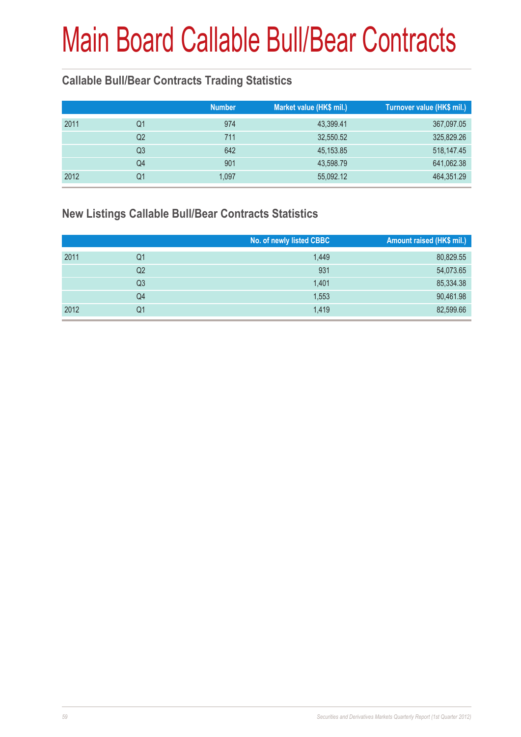# Main Board Callable Bull/Bear Contracts

## Callable Bull/Bear Contracts Trading Statistics

| | | Number | Market value (HK$ mil.) | Turnover value (HK$ mil.) |
|---|---|---|---|---|
| 2011 | Q1 | 974 | 43,399.41 | 367,097.05 |
| | Q2 | 711 | 32,550.52 | 325,829.26 |
| | Q3 | 642 | 45,153.85 | 518,147.45 |
| | Q4 | 901 | 43,598.79 | 641,062.38 |
| 2012 | Q1 | 1,097 | 55,092.12 | 464,351.29 |

## New Listings Callable Bull/Bear Contracts Statistics

| | | No. of newly listed CBBC | Amount raised (HK$ mil.) |
|---|---|---|---|
| 2011 | Q1 | 1,449 | 80,829.55 |
| | Q2 | 931 | 54,073.65 |
| | Q3 | 1,401 | 85,334.38 |
| | Q4 | 1,553 | 90,461.98 |
| 2012 | Q1 | 1,419 | 82,599.66 |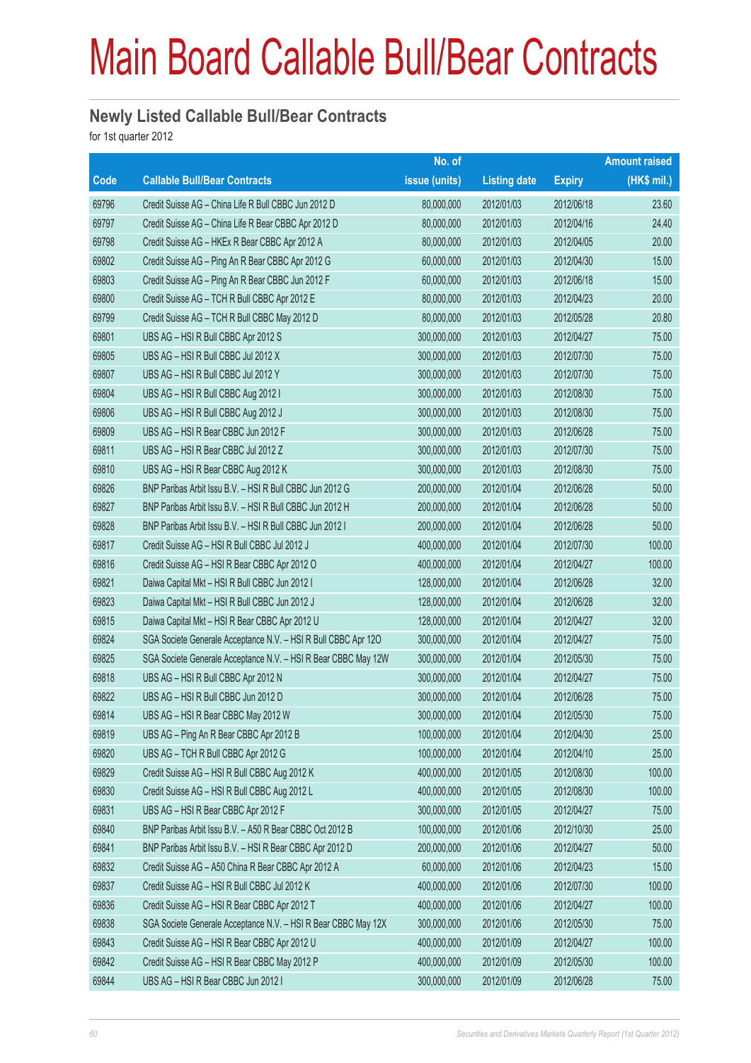# Main Board Callable Bull/Bear Contracts

## Newly Listed Callable Bull/Bear Contracts

for 1st quarter 2012

| Code | Callable Bull/Bear Contracts | No. of issue (units) | Listing date | Expiry | Amount raised (HK$ mil.) |
|---|---|---|---|---|---|
| 69796 | Credit Suisse AG – China Life R Bull CBBC Jun 2012 D | 80,000,000 | 2012/01/03 | 2012/06/18 | 23.60 |
| 69797 | Credit Suisse AG – China Life R Bear CBBC Apr 2012 D | 80,000,000 | 2012/01/03 | 2012/04/16 | 24.40 |
| 69798 | Credit Suisse AG – HKEx R Bear CBBC Apr 2012 A | 80,000,000 | 2012/01/03 | 2012/04/05 | 20.00 |
| 69802 | Credit Suisse AG – Ping An R Bear CBBC Apr 2012 G | 60,000,000 | 2012/01/03 | 2012/04/30 | 15.00 |
| 69803 | Credit Suisse AG – Ping An R Bear CBBC Jun 2012 F | 60,000,000 | 2012/01/03 | 2012/06/18 | 15.00 |
| 69800 | Credit Suisse AG – TCH R Bull CBBC Apr 2012 E | 80,000,000 | 2012/01/03 | 2012/04/23 | 20.00 |
| 69799 | Credit Suisse AG – TCH R Bull CBBC May 2012 D | 80,000,000 | 2012/01/03 | 2012/05/28 | 20.80 |
| 69801 | UBS AG – HSI R Bull CBBC Apr 2012 S | 300,000,000 | 2012/01/03 | 2012/04/27 | 75.00 |
| 69805 | UBS AG – HSI R Bull CBBC Jul 2012 X | 300,000,000 | 2012/01/03 | 2012/07/30 | 75.00 |
| 69807 | UBS AG – HSI R Bull CBBC Jul 2012 Y | 300,000,000 | 2012/01/03 | 2012/07/30 | 75.00 |
| 69804 | UBS AG – HSI R Bull CBBC Aug 2012 I | 300,000,000 | 2012/01/03 | 2012/08/30 | 75.00 |
| 69806 | UBS AG – HSI R Bull CBBC Aug 2012 J | 300,000,000 | 2012/01/03 | 2012/08/30 | 75.00 |
| 69809 | UBS AG – HSI R Bear CBBC Jun 2012 F | 300,000,000 | 2012/01/03 | 2012/06/28 | 75.00 |
| 69811 | UBS AG – HSI R Bear CBBC Jul 2012 Z | 300,000,000 | 2012/01/03 | 2012/07/30 | 75.00 |
| 69810 | UBS AG – HSI R Bear CBBC Aug 2012 K | 300,000,000 | 2012/01/03 | 2012/08/30 | 75.00 |
| 69826 | BNP Paribas Arbit Issu B.V. – HSI R Bull CBBC Jun 2012 G | 200,000,000 | 2012/01/04 | 2012/06/28 | 50.00 |
| 69827 | BNP Paribas Arbit Issu B.V. – HSI R Bull CBBC Jun 2012 H | 200,000,000 | 2012/01/04 | 2012/06/28 | 50.00 |
| 69828 | BNP Paribas Arbit Issu B.V. – HSI R Bull CBBC Jun 2012 I | 200,000,000 | 2012/01/04 | 2012/06/28 | 50.00 |
| 69817 | Credit Suisse AG – HSI R Bull CBBC Jul 2012 J | 400,000,000 | 2012/01/04 | 2012/07/30 | 100.00 |
| 69816 | Credit Suisse AG – HSI R Bear CBBC Apr 2012 O | 400,000,000 | 2012/01/04 | 2012/04/27 | 100.00 |
| 69821 | Daiwa Capital Mkt – HSI R Bull CBBC Jun 2012 I | 128,000,000 | 2012/01/04 | 2012/06/28 | 32.00 |
| 69823 | Daiwa Capital Mkt – HSI R Bull CBBC Jun 2012 J | 128,000,000 | 2012/01/04 | 2012/06/28 | 32.00 |
| 69815 | Daiwa Capital Mkt – HSI R Bear CBBC Apr 2012 U | 128,000,000 | 2012/01/04 | 2012/04/27 | 32.00 |
| 69824 | SGA Societe Generale Acceptance N.V. – HSI R Bull CBBC Apr 12O | 300,000,000 | 2012/01/04 | 2012/04/27 | 75.00 |
| 69825 | SGA Societe Generale Acceptance N.V. – HSI R Bear CBBC May 12W | 300,000,000 | 2012/01/04 | 2012/05/30 | 75.00 |
| 69818 | UBS AG – HSI R Bull CBBC Apr 2012 N | 300,000,000 | 2012/01/04 | 2012/04/27 | 75.00 |
| 69822 | UBS AG – HSI R Bull CBBC Jun 2012 D | 300,000,000 | 2012/01/04 | 2012/06/28 | 75.00 |
| 69814 | UBS AG – HSI R Bear CBBC May 2012 W | 300,000,000 | 2012/01/04 | 2012/05/30 | 75.00 |
| 69819 | UBS AG – Ping An R Bear CBBC Apr 2012 B | 100,000,000 | 2012/01/04 | 2012/04/30 | 25.00 |
| 69820 | UBS AG – TCH R Bull CBBC Apr 2012 G | 100,000,000 | 2012/01/04 | 2012/04/10 | 25.00 |
| 69829 | Credit Suisse AG – HSI R Bull CBBC Aug 2012 K | 400,000,000 | 2012/01/05 | 2012/08/30 | 100.00 |
| 69830 | Credit Suisse AG – HSI R Bull CBBC Aug 2012 L | 400,000,000 | 2012/01/05 | 2012/08/30 | 100.00 |
| 69831 | UBS AG – HSI R Bear CBBC Apr 2012 F | 300,000,000 | 2012/01/05 | 2012/04/27 | 75.00 |
| 69840 | BNP Paribas Arbit Issu B.V. – A50 R Bear CBBC Oct 2012 B | 100,000,000 | 2012/01/06 | 2012/10/30 | 25.00 |
| 69841 | BNP Paribas Arbit Issu B.V. – HSI R Bear CBBC Apr 2012 D | 200,000,000 | 2012/01/06 | 2012/04/27 | 50.00 |
| 69832 | Credit Suisse AG – A50 China R Bear CBBC Apr 2012 A | 60,000,000 | 2012/01/06 | 2012/04/23 | 15.00 |
| 69837 | Credit Suisse AG – HSI R Bull CBBC Jul 2012 K | 400,000,000 | 2012/01/06 | 2012/07/30 | 100.00 |
| 69836 | Credit Suisse AG – HSI R Bear CBBC Apr 2012 T | 400,000,000 | 2012/01/06 | 2012/04/27 | 100.00 |
| 69838 | SGA Societe Generale Acceptance N.V. – HSI R Bear CBBC May 12X | 300,000,000 | 2012/01/06 | 2012/05/30 | 75.00 |
| 69843 | Credit Suisse AG – HSI R Bear CBBC Apr 2012 U | 400,000,000 | 2012/01/09 | 2012/04/27 | 100.00 |
| 69842 | Credit Suisse AG – HSI R Bear CBBC May 2012 P | 400,000,000 | 2012/01/09 | 2012/05/30 | 100.00 |
| 69844 | UBS AG – HSI R Bear CBBC Jun 2012 I | 300,000,000 | 2012/01/09 | 2012/06/28 | 75.00 |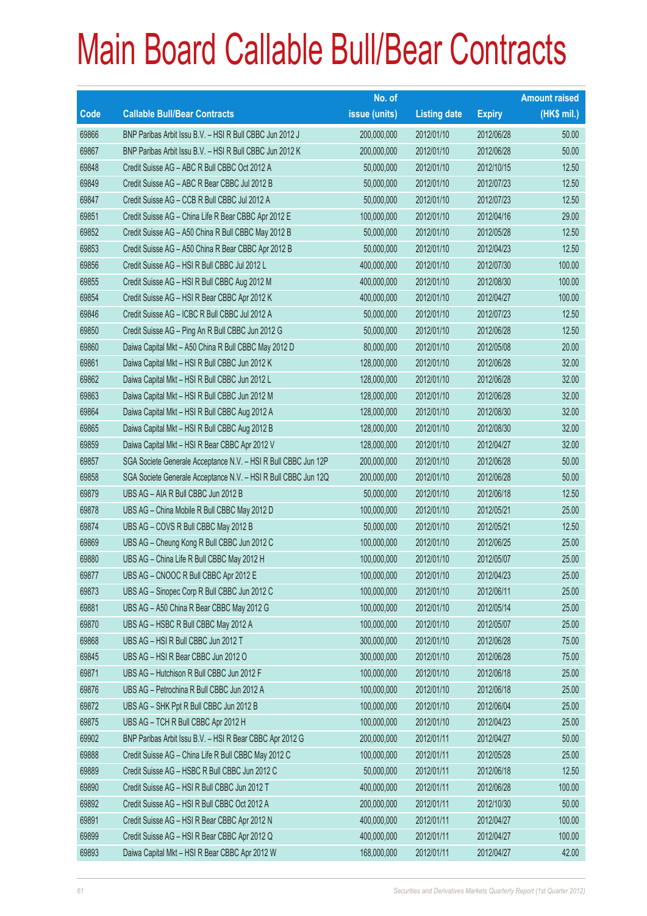# Main Board Callable Bull/Bear Contracts

| Code | Callable Bull/Bear Contracts | No. of issue (units) | Listing date | Expiry | Amount raised (HK$ mil.) |
|---|---|---|---|---|---|
| 69866 | BNP Paribas Arbit Issu B.V. – HSI R Bull CBBC Jun 2012 J | 200,000,000 | 2012/01/10 | 2012/06/28 | 50.00 |
| 69867 | BNP Paribas Arbit Issu B.V. – HSI R Bull CBBC Jun 2012 K | 200,000,000 | 2012/01/10 | 2012/06/28 | 50.00 |
| 69848 | Credit Suisse AG – ABC R Bull CBBC Oct 2012 A | 50,000,000 | 2012/01/10 | 2012/10/15 | 12.50 |
| 69849 | Credit Suisse AG – ABC R Bear CBBC Jul 2012 B | 50,000,000 | 2012/01/10 | 2012/07/23 | 12.50 |
| 69847 | Credit Suisse AG – CCB R Bull CBBC Jul 2012 A | 50,000,000 | 2012/01/10 | 2012/07/23 | 12.50 |
| 69851 | Credit Suisse AG – China Life R Bear CBBC Apr 2012 E | 100,000,000 | 2012/01/10 | 2012/04/16 | 29.00 |
| 69852 | Credit Suisse AG – A50 China R Bull CBBC May 2012 B | 50,000,000 | 2012/01/10 | 2012/05/28 | 12.50 |
| 69853 | Credit Suisse AG – A50 China R Bear CBBC Apr 2012 B | 50,000,000 | 2012/01/10 | 2012/04/23 | 12.50 |
| 69856 | Credit Suisse AG – HSI R Bull CBBC Jul 2012 L | 400,000,000 | 2012/01/10 | 2012/07/30 | 100.00 |
| 69855 | Credit Suisse AG – HSI R Bull CBBC Aug 2012 M | 400,000,000 | 2012/01/10 | 2012/08/30 | 100.00 |
| 69854 | Credit Suisse AG – HSI R Bear CBBC Apr 2012 K | 400,000,000 | 2012/01/10 | 2012/04/27 | 100.00 |
| 69846 | Credit Suisse AG – ICBC R Bull CBBC Jul 2012 A | 50,000,000 | 2012/01/10 | 2012/07/23 | 12.50 |
| 69850 | Credit Suisse AG – Ping An R Bull CBBC Jun 2012 G | 50,000,000 | 2012/01/10 | 2012/06/28 | 12.50 |
| 69860 | Daiwa Capital Mkt – A50 China R Bull CBBC May 2012 D | 80,000,000 | 2012/01/10 | 2012/05/08 | 20.00 |
| 69861 | Daiwa Capital Mkt – HSI R Bull CBBC Jun 2012 K | 128,000,000 | 2012/01/10 | 2012/06/28 | 32.00 |
| 69862 | Daiwa Capital Mkt – HSI R Bull CBBC Jun 2012 L | 128,000,000 | 2012/01/10 | 2012/06/28 | 32.00 |
| 69863 | Daiwa Capital Mkt – HSI R Bull CBBC Jun 2012 M | 128,000,000 | 2012/01/10 | 2012/06/28 | 32.00 |
| 69864 | Daiwa Capital Mkt – HSI R Bull CBBC Aug 2012 A | 128,000,000 | 2012/01/10 | 2012/08/30 | 32.00 |
| 69865 | Daiwa Capital Mkt – HSI R Bull CBBC Aug 2012 B | 128,000,000 | 2012/01/10 | 2012/08/30 | 32.00 |
| 69859 | Daiwa Capital Mkt – HSI R Bear CBBC Apr 2012 V | 128,000,000 | 2012/01/10 | 2012/04/27 | 32.00 |
| 69857 | SGA Societe Generale Acceptance N.V. – HSI R Bull CBBC Jun 12P | 200,000,000 | 2012/01/10 | 2012/06/28 | 50.00 |
| 69858 | SGA Societe Generale Acceptance N.V. – HSI R Bull CBBC Jun 12Q | 200,000,000 | 2012/01/10 | 2012/06/28 | 50.00 |
| 69879 | UBS AG – AIA R Bull CBBC Jun 2012 B | 50,000,000 | 2012/01/10 | 2012/06/18 | 12.50 |
| 69878 | UBS AG – China Mobile R Bull CBBC May 2012 D | 100,000,000 | 2012/01/10 | 2012/05/21 | 25.00 |
| 69874 | UBS AG – COVS R Bull CBBC May 2012 B | 50,000,000 | 2012/01/10 | 2012/05/21 | 12.50 |
| 69869 | UBS AG – Cheung Kong R Bull CBBC Jun 2012 C | 100,000,000 | 2012/01/10 | 2012/06/25 | 25.00 |
| 69880 | UBS AG – China Life R Bull CBBC May 2012 H | 100,000,000 | 2012/01/10 | 2012/05/07 | 25.00 |
| 69877 | UBS AG – CNOOC R Bull CBBC Apr 2012 E | 100,000,000 | 2012/01/10 | 2012/04/23 | 25.00 |
| 69873 | UBS AG – Sinopec Corp R Bull CBBC Jun 2012 C | 100,000,000 | 2012/01/10 | 2012/06/11 | 25.00 |
| 69881 | UBS AG – A50 China R Bear CBBC May 2012 G | 100,000,000 | 2012/01/10 | 2012/05/14 | 25.00 |
| 69870 | UBS AG – HSBC R Bull CBBC May 2012 A | 100,000,000 | 2012/01/10 | 2012/05/07 | 25.00 |
| 69868 | UBS AG – HSI R Bull CBBC Jun 2012 T | 300,000,000 | 2012/01/10 | 2012/06/28 | 75.00 |
| 69845 | UBS AG – HSI R Bear CBBC Jun 2012 O | 300,000,000 | 2012/01/10 | 2012/06/28 | 75.00 |
| 69871 | UBS AG – Hutchison R Bull CBBC Jun 2012 F | 100,000,000 | 2012/01/10 | 2012/06/18 | 25.00 |
| 69876 | UBS AG – Petrochina R Bull CBBC Jun 2012 A | 100,000,000 | 2012/01/10 | 2012/06/18 | 25.00 |
| 69872 | UBS AG – SHK Ppt R Bull CBBC Jun 2012 B | 100,000,000 | 2012/01/10 | 2012/06/04 | 25.00 |
| 69875 | UBS AG – TCH R Bull CBBC Apr 2012 H | 100,000,000 | 2012/01/10 | 2012/04/23 | 25.00 |
| 69902 | BNP Paribas Arbit Issu B.V. – HSI R Bear CBBC Apr 2012 G | 200,000,000 | 2012/01/11 | 2012/04/27 | 50.00 |
| 69888 | Credit Suisse AG – China Life R Bull CBBC May 2012 C | 100,000,000 | 2012/01/11 | 2012/05/28 | 25.00 |
| 69889 | Credit Suisse AG – HSBC R Bull CBBC Jun 2012 C | 50,000,000 | 2012/01/11 | 2012/06/18 | 12.50 |
| 69890 | Credit Suisse AG – HSI R Bull CBBC Jun 2012 T | 400,000,000 | 2012/01/11 | 2012/06/28 | 100.00 |
| 69892 | Credit Suisse AG – HSI R Bull CBBC Oct 2012 A | 200,000,000 | 2012/01/11 | 2012/10/30 | 50.00 |
| 69891 | Credit Suisse AG – HSI R Bear CBBC Apr 2012 N | 400,000,000 | 2012/01/11 | 2012/04/27 | 100.00 |
| 69899 | Credit Suisse AG – HSI R Bear CBBC Apr 2012 Q | 400,000,000 | 2012/01/11 | 2012/04/27 | 100.00 |
| 69893 | Daiwa Capital Mkt – HSI R Bear CBBC Apr 2012 W | 168,000,000 | 2012/01/11 | 2012/04/27 | 42.00 |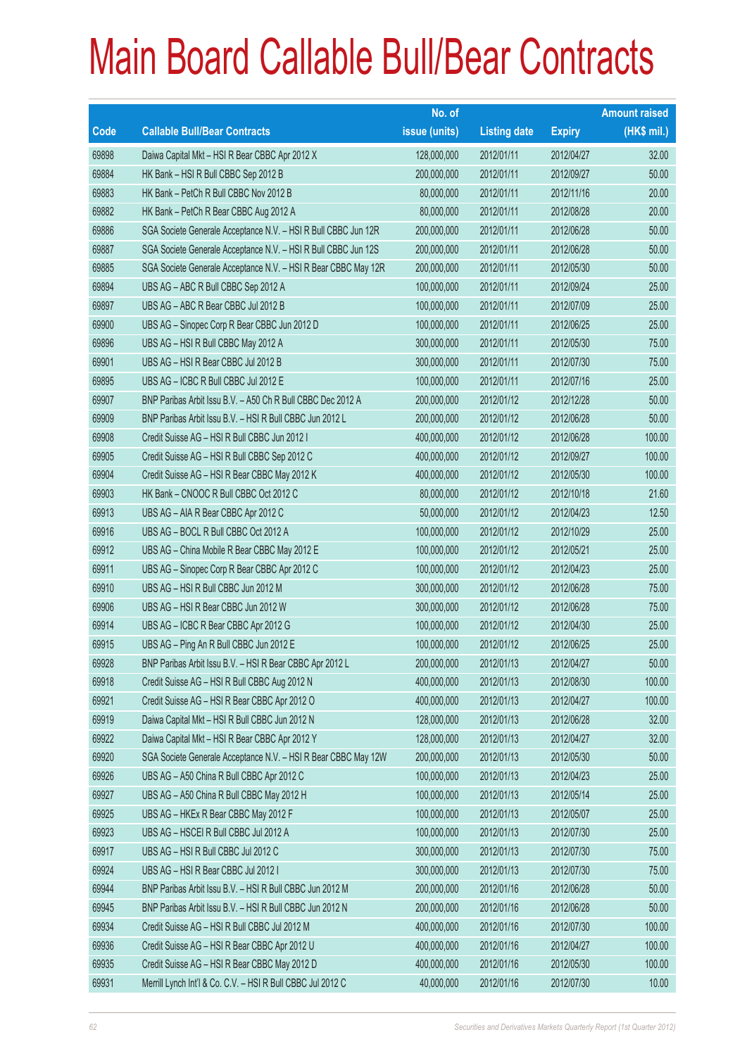# Main Board Callable Bull/Bear Contracts

| Code | Callable Bull/Bear Contracts | No. of issue (units) | Listing date | Expiry | Amount raised (HK$ mil.) |
|---|---|---|---|---|---|
| 69898 | Daiwa Capital Mkt – HSI R Bear CBBC Apr 2012 X | 128,000,000 | 2012/01/11 | 2012/04/27 | 32.00 |
| 69884 | HK Bank – HSI R Bull CBBC Sep 2012 B | 200,000,000 | 2012/01/11 | 2012/09/27 | 50.00 |
| 69883 | HK Bank – PetCh R Bull CBBC Nov 2012 B | 80,000,000 | 2012/01/11 | 2012/11/16 | 20.00 |
| 69882 | HK Bank – PetCh R Bear CBBC Aug 2012 A | 80,000,000 | 2012/01/11 | 2012/08/28 | 20.00 |
| 69886 | SGA Societe Generale Acceptance N.V. – HSI R Bull CBBC Jun 12R | 200,000,000 | 2012/01/11 | 2012/06/28 | 50.00 |
| 69887 | SGA Societe Generale Acceptance N.V. – HSI R Bull CBBC Jun 12S | 200,000,000 | 2012/01/11 | 2012/06/28 | 50.00 |
| 69885 | SGA Societe Generale Acceptance N.V. – HSI R Bear CBBC May 12R | 200,000,000 | 2012/01/11 | 2012/05/30 | 50.00 |
| 69894 | UBS AG – ABC R Bull CBBC Sep 2012 A | 100,000,000 | 2012/01/11 | 2012/09/24 | 25.00 |
| 69897 | UBS AG – ABC R Bear CBBC Jul 2012 B | 100,000,000 | 2012/01/11 | 2012/07/09 | 25.00 |
| 69900 | UBS AG – Sinopec Corp R Bear CBBC Jun 2012 D | 100,000,000 | 2012/01/11 | 2012/06/25 | 25.00 |
| 69896 | UBS AG – HSI R Bull CBBC May 2012 A | 300,000,000 | 2012/01/11 | 2012/05/30 | 75.00 |
| 69901 | UBS AG – HSI R Bear CBBC Jul 2012 B | 300,000,000 | 2012/01/11 | 2012/07/30 | 75.00 |
| 69895 | UBS AG – ICBC R Bull CBBC Jul 2012 E | 100,000,000 | 2012/01/11 | 2012/07/16 | 25.00 |
| 69907 | BNP Paribas Arbit Issu B.V. – A50 Ch R Bull CBBC Dec 2012 A | 200,000,000 | 2012/01/12 | 2012/12/28 | 50.00 |
| 69909 | BNP Paribas Arbit Issu B.V. – HSI R Bull CBBC Jun 2012 L | 200,000,000 | 2012/01/12 | 2012/06/28 | 50.00 |
| 69908 | Credit Suisse AG – HSI R Bull CBBC Jun 2012 I | 400,000,000 | 2012/01/12 | 2012/06/28 | 100.00 |
| 69905 | Credit Suisse AG – HSI R Bull CBBC Sep 2012 C | 400,000,000 | 2012/01/12 | 2012/09/27 | 100.00 |
| 69904 | Credit Suisse AG – HSI R Bear CBBC May 2012 K | 400,000,000 | 2012/01/12 | 2012/05/30 | 100.00 |
| 69903 | HK Bank – CNOOC R Bull CBBC Oct 2012 C | 80,000,000 | 2012/01/12 | 2012/10/18 | 21.60 |
| 69913 | UBS AG – AIA R Bear CBBC Apr 2012 C | 50,000,000 | 2012/01/12 | 2012/04/23 | 12.50 |
| 69916 | UBS AG – BOCL R Bull CBBC Oct 2012 A | 100,000,000 | 2012/01/12 | 2012/10/29 | 25.00 |
| 69912 | UBS AG – China Mobile R Bear CBBC May 2012 E | 100,000,000 | 2012/01/12 | 2012/05/21 | 25.00 |
| 69911 | UBS AG – Sinopec Corp R Bear CBBC Apr 2012 C | 100,000,000 | 2012/01/12 | 2012/04/23 | 25.00 |
| 69910 | UBS AG – HSI R Bull CBBC Jun 2012 M | 300,000,000 | 2012/01/12 | 2012/06/28 | 75.00 |
| 69906 | UBS AG – HSI R Bear CBBC Jun 2012 W | 300,000,000 | 2012/01/12 | 2012/06/28 | 75.00 |
| 69914 | UBS AG – ICBC R Bear CBBC Apr 2012 G | 100,000,000 | 2012/01/12 | 2012/04/30 | 25.00 |
| 69915 | UBS AG – Ping An R Bull CBBC Jun 2012 E | 100,000,000 | 2012/01/12 | 2012/06/25 | 25.00 |
| 69928 | BNP Paribas Arbit Issu B.V. – HSI R Bear CBBC Apr 2012 L | 200,000,000 | 2012/01/13 | 2012/04/27 | 50.00 |
| 69918 | Credit Suisse AG – HSI R Bull CBBC Aug 2012 N | 400,000,000 | 2012/01/13 | 2012/08/30 | 100.00 |
| 69921 | Credit Suisse AG – HSI R Bear CBBC Apr 2012 O | 400,000,000 | 2012/01/13 | 2012/04/27 | 100.00 |
| 69919 | Daiwa Capital Mkt – HSI R Bull CBBC Jun 2012 N | 128,000,000 | 2012/01/13 | 2012/06/28 | 32.00 |
| 69922 | Daiwa Capital Mkt – HSI R Bear CBBC Apr 2012 Y | 128,000,000 | 2012/01/13 | 2012/04/27 | 32.00 |
| 69920 | SGA Societe Generale Acceptance N.V. – HSI R Bear CBBC May 12W | 200,000,000 | 2012/01/13 | 2012/05/30 | 50.00 |
| 69926 | UBS AG – A50 China R Bull CBBC Apr 2012 C | 100,000,000 | 2012/01/13 | 2012/04/23 | 25.00 |
| 69927 | UBS AG – A50 China R Bull CBBC May 2012 H | 100,000,000 | 2012/01/13 | 2012/05/14 | 25.00 |
| 69925 | UBS AG – HKEx R Bear CBBC May 2012 F | 100,000,000 | 2012/01/13 | 2012/05/07 | 25.00 |
| 69923 | UBS AG – HSCEI R Bull CBBC Jul 2012 A | 100,000,000 | 2012/01/13 | 2012/07/30 | 25.00 |
| 69917 | UBS AG – HSI R Bull CBBC Jul 2012 C | 300,000,000 | 2012/01/13 | 2012/07/30 | 75.00 |
| 69924 | UBS AG – HSI R Bear CBBC Jul 2012 I | 300,000,000 | 2012/01/13 | 2012/07/30 | 75.00 |
| 69944 | BNP Paribas Arbit Issu B.V. – HSI R Bull CBBC Jun 2012 M | 200,000,000 | 2012/01/16 | 2012/06/28 | 50.00 |
| 69945 | BNP Paribas Arbit Issu B.V. – HSI R Bull CBBC Jun 2012 N | 200,000,000 | 2012/01/16 | 2012/06/28 | 50.00 |
| 69934 | Credit Suisse AG – HSI R Bull CBBC Jul 2012 M | 400,000,000 | 2012/01/16 | 2012/07/30 | 100.00 |
| 69936 | Credit Suisse AG – HSI R Bear CBBC Apr 2012 U | 400,000,000 | 2012/01/16 | 2012/04/27 | 100.00 |
| 69935 | Credit Suisse AG – HSI R Bear CBBC May 2012 D | 400,000,000 | 2012/01/16 | 2012/05/30 | 100.00 |
| 69931 | Merrill Lynch Int'l & Co. C.V. – HSI R Bull CBBC Jul 2012 C | 40,000,000 | 2012/01/16 | 2012/07/30 | 10.00 |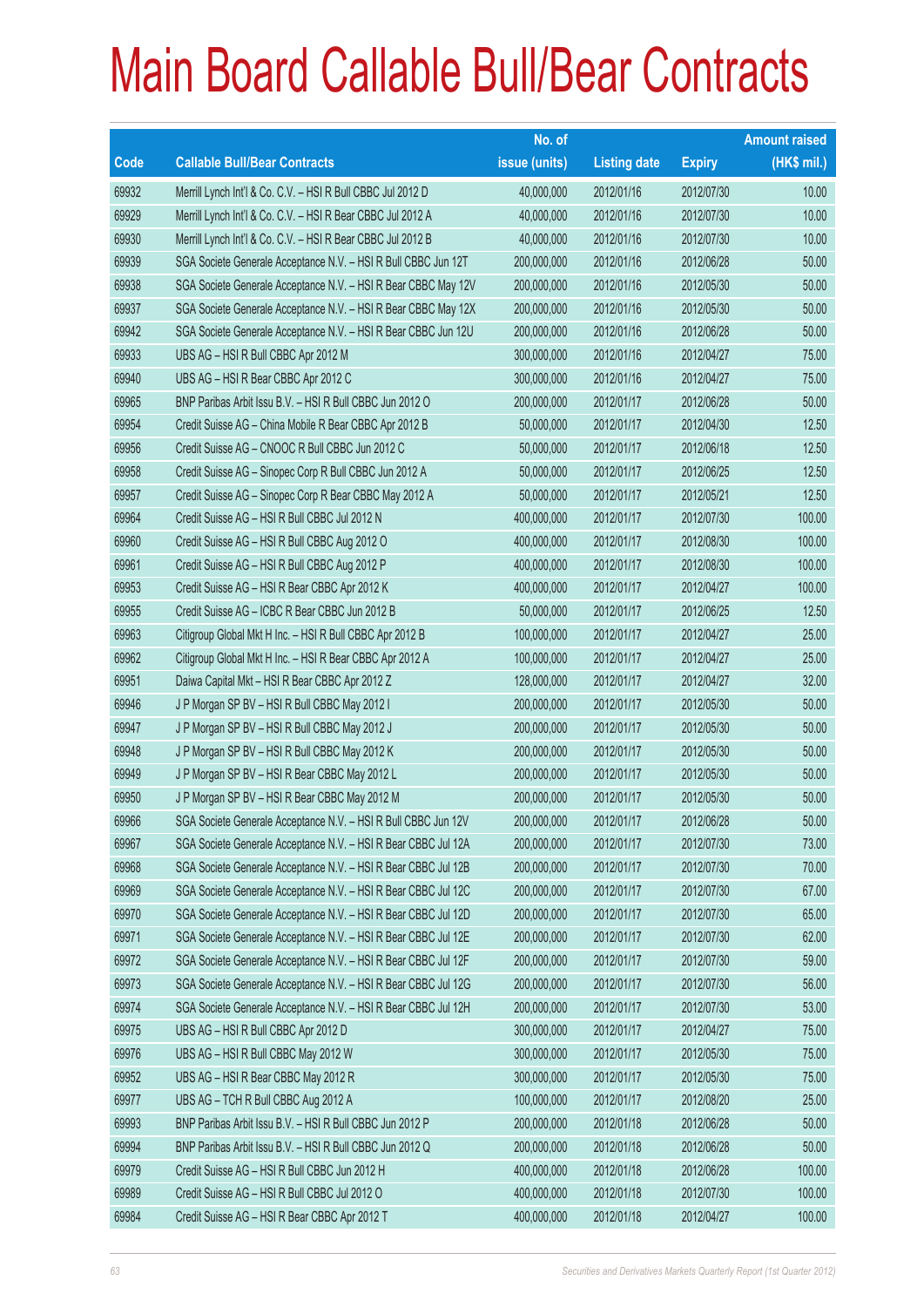# Main Board Callable Bull/Bear Contracts

| Code | Callable Bull/Bear Contracts | No. of issue (units) | Listing date | Expiry | Amount raised (HK$ mil.) |
|---|---|---|---|---|---|
| 69932 | Merrill Lynch Int'l & Co. C.V. – HSI R Bull CBBC Jul 2012 D | 40,000,000 | 2012/01/16 | 2012/07/30 | 10.00 |
| 69929 | Merrill Lynch Int'l & Co. C.V. – HSI R Bear CBBC Jul 2012 A | 40,000,000 | 2012/01/16 | 2012/07/30 | 10.00 |
| 69930 | Merrill Lynch Int'l & Co. C.V. – HSI R Bear CBBC Jul 2012 B | 40,000,000 | 2012/01/16 | 2012/07/30 | 10.00 |
| 69939 | SGA Societe Generale Acceptance N.V. – HSI R Bull CBBC Jun 12T | 200,000,000 | 2012/01/16 | 2012/06/28 | 50.00 |
| 69938 | SGA Societe Generale Acceptance N.V. – HSI R Bear CBBC May 12V | 200,000,000 | 2012/01/16 | 2012/05/30 | 50.00 |
| 69937 | SGA Societe Generale Acceptance N.V. – HSI R Bear CBBC May 12X | 200,000,000 | 2012/01/16 | 2012/05/30 | 50.00 |
| 69942 | SGA Societe Generale Acceptance N.V. – HSI R Bear CBBC Jun 12U | 200,000,000 | 2012/01/16 | 2012/06/28 | 50.00 |
| 69933 | UBS AG – HSI R Bull CBBC Apr 2012 M | 300,000,000 | 2012/01/16 | 2012/04/27 | 75.00 |
| 69940 | UBS AG – HSI R Bear CBBC Apr 2012 C | 300,000,000 | 2012/01/16 | 2012/04/27 | 75.00 |
| 69965 | BNP Paribas Arbit Issu B.V. – HSI R Bull CBBC Jun 2012 O | 200,000,000 | 2012/01/17 | 2012/06/28 | 50.00 |
| 69954 | Credit Suisse AG – China Mobile R Bear CBBC Apr 2012 B | 50,000,000 | 2012/01/17 | 2012/04/30 | 12.50 |
| 69956 | Credit Suisse AG – CNOOC R Bull CBBC Jun 2012 C | 50,000,000 | 2012/01/17 | 2012/06/18 | 12.50 |
| 69958 | Credit Suisse AG – Sinopec Corp R Bull CBBC Jun 2012 A | 50,000,000 | 2012/01/17 | 2012/06/25 | 12.50 |
| 69957 | Credit Suisse AG – Sinopec Corp R Bear CBBC May 2012 A | 50,000,000 | 2012/01/17 | 2012/05/21 | 12.50 |
| 69964 | Credit Suisse AG – HSI R Bull CBBC Jul 2012 N | 400,000,000 | 2012/01/17 | 2012/07/30 | 100.00 |
| 69960 | Credit Suisse AG – HSI R Bull CBBC Aug 2012 O | 400,000,000 | 2012/01/17 | 2012/08/30 | 100.00 |
| 69961 | Credit Suisse AG – HSI R Bull CBBC Aug 2012 P | 400,000,000 | 2012/01/17 | 2012/08/30 | 100.00 |
| 69953 | Credit Suisse AG – HSI R Bear CBBC Apr 2012 K | 400,000,000 | 2012/01/17 | 2012/04/27 | 100.00 |
| 69955 | Credit Suisse AG – ICBC R Bear CBBC Jun 2012 B | 50,000,000 | 2012/01/17 | 2012/06/25 | 12.50 |
| 69963 | Citigroup Global Mkt H Inc. – HSI R Bull CBBC Apr 2012 B | 100,000,000 | 2012/01/17 | 2012/04/27 | 25.00 |
| 69962 | Citigroup Global Mkt H Inc. – HSI R Bear CBBC Apr 2012 A | 100,000,000 | 2012/01/17 | 2012/04/27 | 25.00 |
| 69951 | Daiwa Capital Mkt – HSI R Bear CBBC Apr 2012 Z | 128,000,000 | 2012/01/17 | 2012/04/27 | 32.00 |
| 69946 | J P Morgan SP BV – HSI R Bull CBBC May 2012 I | 200,000,000 | 2012/01/17 | 2012/05/30 | 50.00 |
| 69947 | J P Morgan SP BV – HSI R Bull CBBC May 2012 J | 200,000,000 | 2012/01/17 | 2012/05/30 | 50.00 |
| 69948 | J P Morgan SP BV – HSI R Bull CBBC May 2012 K | 200,000,000 | 2012/01/17 | 2012/05/30 | 50.00 |
| 69949 | J P Morgan SP BV – HSI R Bear CBBC May 2012 L | 200,000,000 | 2012/01/17 | 2012/05/30 | 50.00 |
| 69950 | J P Morgan SP BV – HSI R Bear CBBC May 2012 M | 200,000,000 | 2012/01/17 | 2012/05/30 | 50.00 |
| 69966 | SGA Societe Generale Acceptance N.V. – HSI R Bull CBBC Jun 12V | 200,000,000 | 2012/01/17 | 2012/06/28 | 50.00 |
| 69967 | SGA Societe Generale Acceptance N.V. – HSI R Bear CBBC Jul 12A | 200,000,000 | 2012/01/17 | 2012/07/30 | 73.00 |
| 69968 | SGA Societe Generale Acceptance N.V. – HSI R Bear CBBC Jul 12B | 200,000,000 | 2012/01/17 | 2012/07/30 | 70.00 |
| 69969 | SGA Societe Generale Acceptance N.V. – HSI R Bear CBBC Jul 12C | 200,000,000 | 2012/01/17 | 2012/07/30 | 67.00 |
| 69970 | SGA Societe Generale Acceptance N.V. – HSI R Bear CBBC Jul 12D | 200,000,000 | 2012/01/17 | 2012/07/30 | 65.00 |
| 69971 | SGA Societe Generale Acceptance N.V. – HSI R Bear CBBC Jul 12E | 200,000,000 | 2012/01/17 | 2012/07/30 | 62.00 |
| 69972 | SGA Societe Generale Acceptance N.V. – HSI R Bear CBBC Jul 12F | 200,000,000 | 2012/01/17 | 2012/07/30 | 59.00 |
| 69973 | SGA Societe Generale Acceptance N.V. – HSI R Bear CBBC Jul 12G | 200,000,000 | 2012/01/17 | 2012/07/30 | 56.00 |
| 69974 | SGA Societe Generale Acceptance N.V. – HSI R Bear CBBC Jul 12H | 200,000,000 | 2012/01/17 | 2012/07/30 | 53.00 |
| 69975 | UBS AG – HSI R Bull CBBC Apr 2012 D | 300,000,000 | 2012/01/17 | 2012/04/27 | 75.00 |
| 69976 | UBS AG – HSI R Bull CBBC May 2012 W | 300,000,000 | 2012/01/17 | 2012/05/30 | 75.00 |
| 69952 | UBS AG – HSI R Bear CBBC May 2012 R | 300,000,000 | 2012/01/17 | 2012/05/30 | 75.00 |
| 69977 | UBS AG – TCH R Bull CBBC Aug 2012 A | 100,000,000 | 2012/01/17 | 2012/08/20 | 25.00 |
| 69993 | BNP Paribas Arbit Issu B.V. – HSI R Bull CBBC Jun 2012 P | 200,000,000 | 2012/01/18 | 2012/06/28 | 50.00 |
| 69994 | BNP Paribas Arbit Issu B.V. – HSI R Bull CBBC Jun 2012 Q | 200,000,000 | 2012/01/18 | 2012/06/28 | 50.00 |
| 69979 | Credit Suisse AG – HSI R Bull CBBC Jun 2012 H | 400,000,000 | 2012/01/18 | 2012/06/28 | 100.00 |
| 69989 | Credit Suisse AG – HSI R Bull CBBC Jul 2012 O | 400,000,000 | 2012/01/18 | 2012/07/30 | 100.00 |
| 69984 | Credit Suisse AG – HSI R Bear CBBC Apr 2012 T | 400,000,000 | 2012/01/18 | 2012/04/27 | 100.00 |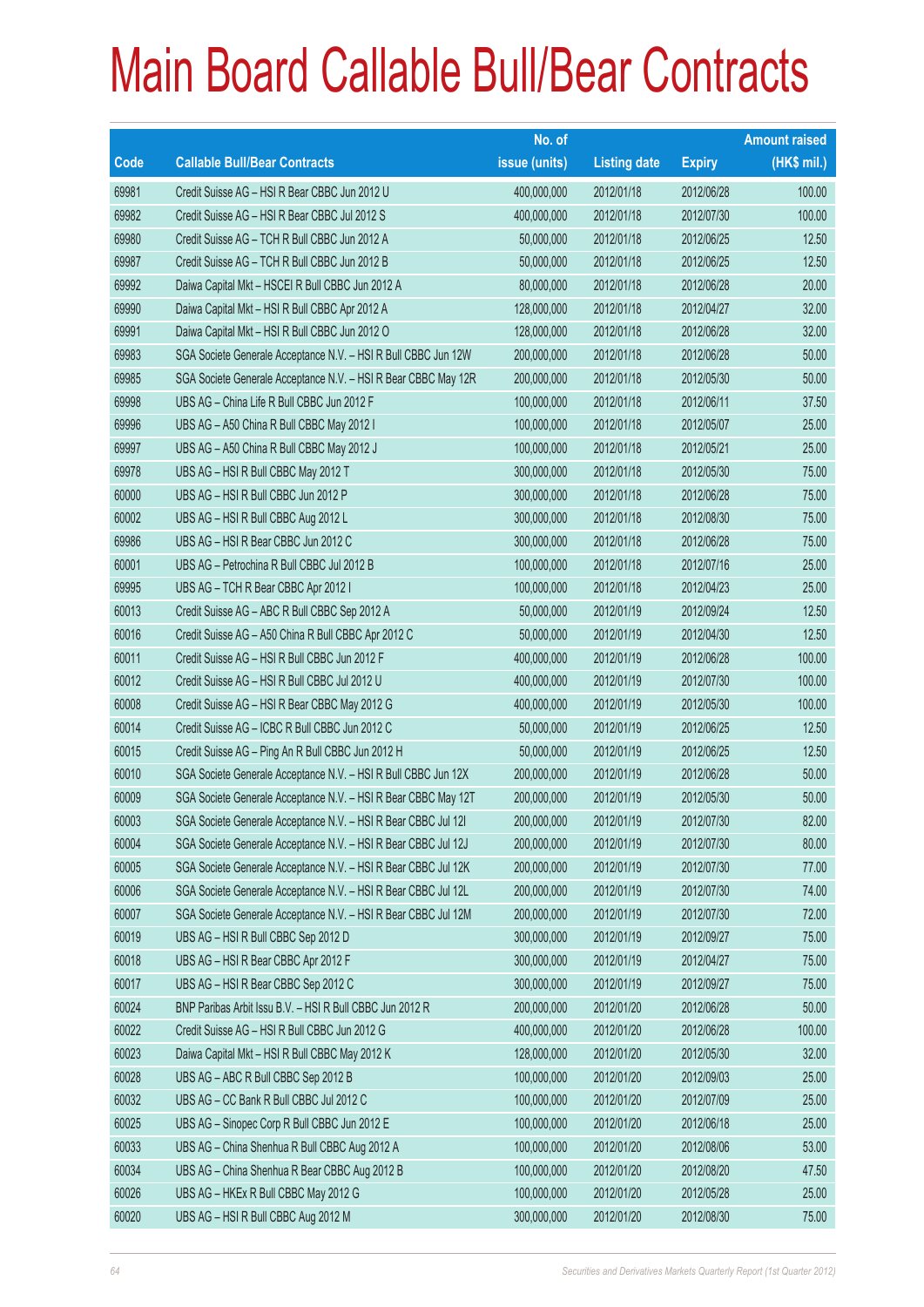# Main Board Callable Bull/Bear Contracts

| Code | Callable Bull/Bear Contracts | No. of issue (units) | Listing date | Expiry | Amount raised (HK$ mil.) |
|---|---|---|---|---|---|
| 69981 | Credit Suisse AG – HSI R Bear CBBC Jun 2012 U | 400,000,000 | 2012/01/18 | 2012/06/28 | 100.00 |
| 69982 | Credit Suisse AG – HSI R Bear CBBC Jul 2012 S | 400,000,000 | 2012/01/18 | 2012/07/30 | 100.00 |
| 69980 | Credit Suisse AG – TCH R Bull CBBC Jun 2012 A | 50,000,000 | 2012/01/18 | 2012/06/25 | 12.50 |
| 69987 | Credit Suisse AG – TCH R Bull CBBC Jun 2012 B | 50,000,000 | 2012/01/18 | 2012/06/25 | 12.50 |
| 69992 | Daiwa Capital Mkt – HSCEI R Bull CBBC Jun 2012 A | 80,000,000 | 2012/01/18 | 2012/06/28 | 20.00 |
| 69990 | Daiwa Capital Mkt – HSI R Bull CBBC Apr 2012 A | 128,000,000 | 2012/01/18 | 2012/04/27 | 32.00 |
| 69991 | Daiwa Capital Mkt – HSI R Bull CBBC Jun 2012 O | 128,000,000 | 2012/01/18 | 2012/06/28 | 32.00 |
| 69983 | SGA Societe Generale Acceptance N.V. – HSI R Bull CBBC Jun 12W | 200,000,000 | 2012/01/18 | 2012/06/28 | 50.00 |
| 69985 | SGA Societe Generale Acceptance N.V. – HSI R Bear CBBC May 12R | 200,000,000 | 2012/01/18 | 2012/05/30 | 50.00 |
| 69998 | UBS AG – China Life R Bull CBBC Jun 2012 F | 100,000,000 | 2012/01/18 | 2012/06/11 | 37.50 |
| 69996 | UBS AG – A50 China R Bull CBBC May 2012 I | 100,000,000 | 2012/01/18 | 2012/05/07 | 25.00 |
| 69997 | UBS AG – A50 China R Bull CBBC May 2012 J | 100,000,000 | 2012/01/18 | 2012/05/21 | 25.00 |
| 69978 | UBS AG – HSI R Bull CBBC May 2012 T | 300,000,000 | 2012/01/18 | 2012/05/30 | 75.00 |
| 60000 | UBS AG – HSI R Bull CBBC Jun 2012 P | 300,000,000 | 2012/01/18 | 2012/06/28 | 75.00 |
| 60002 | UBS AG – HSI R Bull CBBC Aug 2012 L | 300,000,000 | 2012/01/18 | 2012/08/30 | 75.00 |
| 69986 | UBS AG – HSI R Bear CBBC Jun 2012 C | 300,000,000 | 2012/01/18 | 2012/06/28 | 75.00 |
| 60001 | UBS AG – Petrochina R Bull CBBC Jul 2012 B | 100,000,000 | 2012/01/18 | 2012/07/16 | 25.00 |
| 69995 | UBS AG – TCH R Bear CBBC Apr 2012 I | 100,000,000 | 2012/01/18 | 2012/04/23 | 25.00 |
| 60013 | Credit Suisse AG – ABC R Bull CBBC Sep 2012 A | 50,000,000 | 2012/01/19 | 2012/09/24 | 12.50 |
| 60016 | Credit Suisse AG – A50 China R Bull CBBC Apr 2012 C | 50,000,000 | 2012/01/19 | 2012/04/30 | 12.50 |
| 60011 | Credit Suisse AG – HSI R Bull CBBC Jun 2012 F | 400,000,000 | 2012/01/19 | 2012/06/28 | 100.00 |
| 60012 | Credit Suisse AG – HSI R Bull CBBC Jul 2012 U | 400,000,000 | 2012/01/19 | 2012/07/30 | 100.00 |
| 60008 | Credit Suisse AG – HSI R Bear CBBC May 2012 G | 400,000,000 | 2012/01/19 | 2012/05/30 | 100.00 |
| 60014 | Credit Suisse AG – ICBC R Bull CBBC Jun 2012 C | 50,000,000 | 2012/01/19 | 2012/06/25 | 12.50 |
| 60015 | Credit Suisse AG – Ping An R Bull CBBC Jun 2012 H | 50,000,000 | 2012/01/19 | 2012/06/25 | 12.50 |
| 60010 | SGA Societe Generale Acceptance N.V. – HSI R Bull CBBC Jun 12X | 200,000,000 | 2012/01/19 | 2012/06/28 | 50.00 |
| 60009 | SGA Societe Generale Acceptance N.V. – HSI R Bear CBBC May 12T | 200,000,000 | 2012/01/19 | 2012/05/30 | 50.00 |
| 60003 | SGA Societe Generale Acceptance N.V. – HSI R Bear CBBC Jul 12I | 200,000,000 | 2012/01/19 | 2012/07/30 | 82.00 |
| 60004 | SGA Societe Generale Acceptance N.V. – HSI R Bear CBBC Jul 12J | 200,000,000 | 2012/01/19 | 2012/07/30 | 80.00 |
| 60005 | SGA Societe Generale Acceptance N.V. – HSI R Bear CBBC Jul 12K | 200,000,000 | 2012/01/19 | 2012/07/30 | 77.00 |
| 60006 | SGA Societe Generale Acceptance N.V. – HSI R Bear CBBC Jul 12L | 200,000,000 | 2012/01/19 | 2012/07/30 | 74.00 |
| 60007 | SGA Societe Generale Acceptance N.V. – HSI R Bear CBBC Jul 12M | 200,000,000 | 2012/01/19 | 2012/07/30 | 72.00 |
| 60019 | UBS AG – HSI R Bull CBBC Sep 2012 D | 300,000,000 | 2012/01/19 | 2012/09/27 | 75.00 |
| 60018 | UBS AG – HSI R Bear CBBC Apr 2012 F | 300,000,000 | 2012/01/19 | 2012/04/27 | 75.00 |
| 60017 | UBS AG – HSI R Bear CBBC Sep 2012 C | 300,000,000 | 2012/01/19 | 2012/09/27 | 75.00 |
| 60024 | BNP Paribas Arbit Issu B.V. – HSI R Bull CBBC Jun 2012 R | 200,000,000 | 2012/01/20 | 2012/06/28 | 50.00 |
| 60022 | Credit Suisse AG – HSI R Bull CBBC Jun 2012 G | 400,000,000 | 2012/01/20 | 2012/06/28 | 100.00 |
| 60023 | Daiwa Capital Mkt – HSI R Bull CBBC May 2012 K | 128,000,000 | 2012/01/20 | 2012/05/30 | 32.00 |
| 60028 | UBS AG – ABC R Bull CBBC Sep 2012 B | 100,000,000 | 2012/01/20 | 2012/09/03 | 25.00 |
| 60032 | UBS AG – CC Bank R Bull CBBC Jul 2012 C | 100,000,000 | 2012/01/20 | 2012/07/09 | 25.00 |
| 60025 | UBS AG – Sinopec Corp R Bull CBBC Jun 2012 E | 100,000,000 | 2012/01/20 | 2012/06/18 | 25.00 |
| 60033 | UBS AG – China Shenhua R Bull CBBC Aug 2012 A | 100,000,000 | 2012/01/20 | 2012/08/06 | 53.00 |
| 60034 | UBS AG – China Shenhua R Bear CBBC Aug 2012 B | 100,000,000 | 2012/01/20 | 2012/08/20 | 47.50 |
| 60026 | UBS AG – HKEx R Bull CBBC May 2012 G | 100,000,000 | 2012/01/20 | 2012/05/28 | 25.00 |
| 60020 | UBS AG – HSI R Bull CBBC Aug 2012 M | 300,000,000 | 2012/01/20 | 2012/08/30 | 75.00 |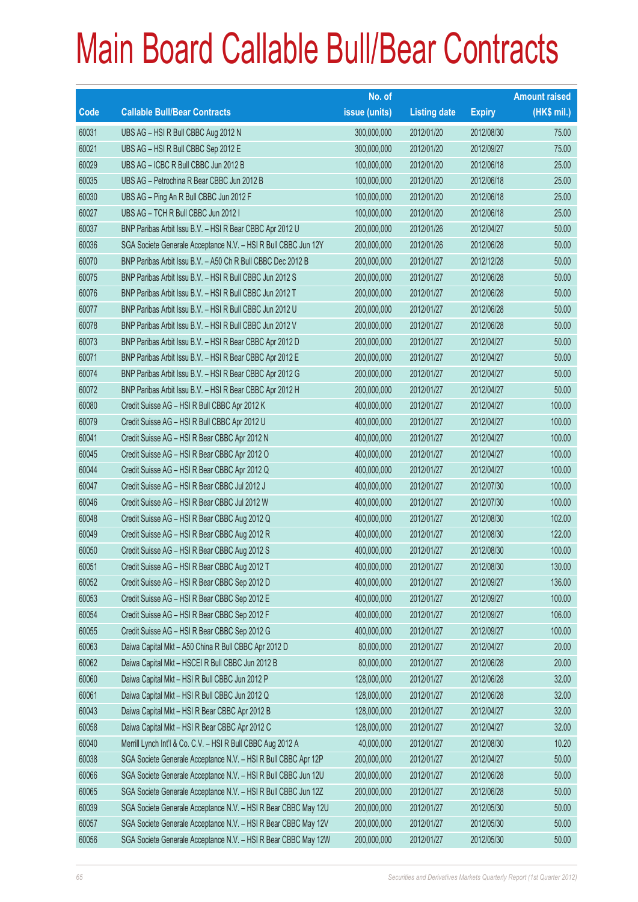# Main Board Callable Bull/Bear Contracts

| Code | Callable Bull/Bear Contracts | No. of issue (units) | Listing date | Expiry | Amount raised (HK$ mil.) |
|---|---|---|---|---|---|
| 60031 | UBS AG – HSI R Bull CBBC Aug 2012 N | 300,000,000 | 2012/01/20 | 2012/08/30 | 75.00 |
| 60021 | UBS AG – HSI R Bull CBBC Sep 2012 E | 300,000,000 | 2012/01/20 | 2012/09/27 | 75.00 |
| 60029 | UBS AG – ICBC R Bull CBBC Jun 2012 B | 100,000,000 | 2012/01/20 | 2012/06/18 | 25.00 |
| 60035 | UBS AG – Petrochina R Bear CBBC Jun 2012 B | 100,000,000 | 2012/01/20 | 2012/06/18 | 25.00 |
| 60030 | UBS AG – Ping An R Bull CBBC Jun 2012 F | 100,000,000 | 2012/01/20 | 2012/06/18 | 25.00 |
| 60027 | UBS AG – TCH R Bull CBBC Jun 2012 I | 100,000,000 | 2012/01/20 | 2012/06/18 | 25.00 |
| 60037 | BNP Paribas Arbit Issu B.V. – HSI R Bear CBBC Apr 2012 U | 200,000,000 | 2012/01/26 | 2012/04/27 | 50.00 |
| 60036 | SGA Societe Generale Acceptance N.V. – HSI R Bull CBBC Jun 12Y | 200,000,000 | 2012/01/26 | 2012/06/28 | 50.00 |
| 60070 | BNP Paribas Arbit Issu B.V. – A50 Ch R Bull CBBC Dec 2012 B | 200,000,000 | 2012/01/27 | 2012/12/28 | 50.00 |
| 60075 | BNP Paribas Arbit Issu B.V. – HSI R Bull CBBC Jun 2012 S | 200,000,000 | 2012/01/27 | 2012/06/28 | 50.00 |
| 60076 | BNP Paribas Arbit Issu B.V. – HSI R Bull CBBC Jun 2012 T | 200,000,000 | 2012/01/27 | 2012/06/28 | 50.00 |
| 60077 | BNP Paribas Arbit Issu B.V. – HSI R Bull CBBC Jun 2012 U | 200,000,000 | 2012/01/27 | 2012/06/28 | 50.00 |
| 60078 | BNP Paribas Arbit Issu B.V. – HSI R Bull CBBC Jun 2012 V | 200,000,000 | 2012/01/27 | 2012/06/28 | 50.00 |
| 60073 | BNP Paribas Arbit Issu B.V. – HSI R Bear CBBC Apr 2012 D | 200,000,000 | 2012/01/27 | 2012/04/27 | 50.00 |
| 60071 | BNP Paribas Arbit Issu B.V. – HSI R Bear CBBC Apr 2012 E | 200,000,000 | 2012/01/27 | 2012/04/27 | 50.00 |
| 60074 | BNP Paribas Arbit Issu B.V. – HSI R Bear CBBC Apr 2012 G | 200,000,000 | 2012/01/27 | 2012/04/27 | 50.00 |
| 60072 | BNP Paribas Arbit Issu B.V. – HSI R Bear CBBC Apr 2012 H | 200,000,000 | 2012/01/27 | 2012/04/27 | 50.00 |
| 60080 | Credit Suisse AG – HSI R Bull CBBC Apr 2012 K | 400,000,000 | 2012/01/27 | 2012/04/27 | 100.00 |
| 60079 | Credit Suisse AG – HSI R Bull CBBC Apr 2012 U | 400,000,000 | 2012/01/27 | 2012/04/27 | 100.00 |
| 60041 | Credit Suisse AG – HSI R Bear CBBC Apr 2012 N | 400,000,000 | 2012/01/27 | 2012/04/27 | 100.00 |
| 60045 | Credit Suisse AG – HSI R Bear CBBC Apr 2012 O | 400,000,000 | 2012/01/27 | 2012/04/27 | 100.00 |
| 60044 | Credit Suisse AG – HSI R Bear CBBC Apr 2012 Q | 400,000,000 | 2012/01/27 | 2012/04/27 | 100.00 |
| 60047 | Credit Suisse AG – HSI R Bear CBBC Jul 2012 J | 400,000,000 | 2012/01/27 | 2012/07/30 | 100.00 |
| 60046 | Credit Suisse AG – HSI R Bear CBBC Jul 2012 W | 400,000,000 | 2012/01/27 | 2012/07/30 | 100.00 |
| 60048 | Credit Suisse AG – HSI R Bear CBBC Aug 2012 Q | 400,000,000 | 2012/01/27 | 2012/08/30 | 102.00 |
| 60049 | Credit Suisse AG – HSI R Bear CBBC Aug 2012 R | 400,000,000 | 2012/01/27 | 2012/08/30 | 122.00 |
| 60050 | Credit Suisse AG – HSI R Bear CBBC Aug 2012 S | 400,000,000 | 2012/01/27 | 2012/08/30 | 100.00 |
| 60051 | Credit Suisse AG – HSI R Bear CBBC Aug 2012 T | 400,000,000 | 2012/01/27 | 2012/08/30 | 130.00 |
| 60052 | Credit Suisse AG – HSI R Bear CBBC Sep 2012 D | 400,000,000 | 2012/01/27 | 2012/09/27 | 136.00 |
| 60053 | Credit Suisse AG – HSI R Bear CBBC Sep 2012 E | 400,000,000 | 2012/01/27 | 2012/09/27 | 100.00 |
| 60054 | Credit Suisse AG – HSI R Bear CBBC Sep 2012 F | 400,000,000 | 2012/01/27 | 2012/09/27 | 106.00 |
| 60055 | Credit Suisse AG – HSI R Bear CBBC Sep 2012 G | 400,000,000 | 2012/01/27 | 2012/09/27 | 100.00 |
| 60063 | Daiwa Capital Mkt – A50 China R Bull CBBC Apr 2012 D | 80,000,000 | 2012/01/27 | 2012/04/27 | 20.00 |
| 60062 | Daiwa Capital Mkt – HSCEI R Bull CBBC Jun 2012 B | 80,000,000 | 2012/01/27 | 2012/06/28 | 20.00 |
| 60060 | Daiwa Capital Mkt – HSI R Bull CBBC Jun 2012 P | 128,000,000 | 2012/01/27 | 2012/06/28 | 32.00 |
| 60061 | Daiwa Capital Mkt – HSI R Bull CBBC Jun 2012 Q | 128,000,000 | 2012/01/27 | 2012/06/28 | 32.00 |
| 60043 | Daiwa Capital Mkt – HSI R Bear CBBC Apr 2012 B | 128,000,000 | 2012/01/27 | 2012/04/27 | 32.00 |
| 60058 | Daiwa Capital Mkt – HSI R Bear CBBC Apr 2012 C | 128,000,000 | 2012/01/27 | 2012/04/27 | 32.00 |
| 60040 | Merrill Lynch Int'l & Co. C.V. – HSI R Bull CBBC Aug 2012 A | 40,000,000 | 2012/01/27 | 2012/08/30 | 10.20 |
| 60038 | SGA Societe Generale Acceptance N.V. – HSI R Bull CBBC Apr 12P | 200,000,000 | 2012/01/27 | 2012/04/27 | 50.00 |
| 60066 | SGA Societe Generale Acceptance N.V. – HSI R Bull CBBC Jun 12U | 200,000,000 | 2012/01/27 | 2012/06/28 | 50.00 |
| 60065 | SGA Societe Generale Acceptance N.V. – HSI R Bull CBBC Jun 12Z | 200,000,000 | 2012/01/27 | 2012/06/28 | 50.00 |
| 60039 | SGA Societe Generale Acceptance N.V. – HSI R Bear CBBC May 12U | 200,000,000 | 2012/01/27 | 2012/05/30 | 50.00 |
| 60057 | SGA Societe Generale Acceptance N.V. – HSI R Bear CBBC May 12V | 200,000,000 | 2012/01/27 | 2012/05/30 | 50.00 |
| 60056 | SGA Societe Generale Acceptance N.V. – HSI R Bear CBBC May 12W | 200,000,000 | 2012/01/27 | 2012/05/30 | 50.00 |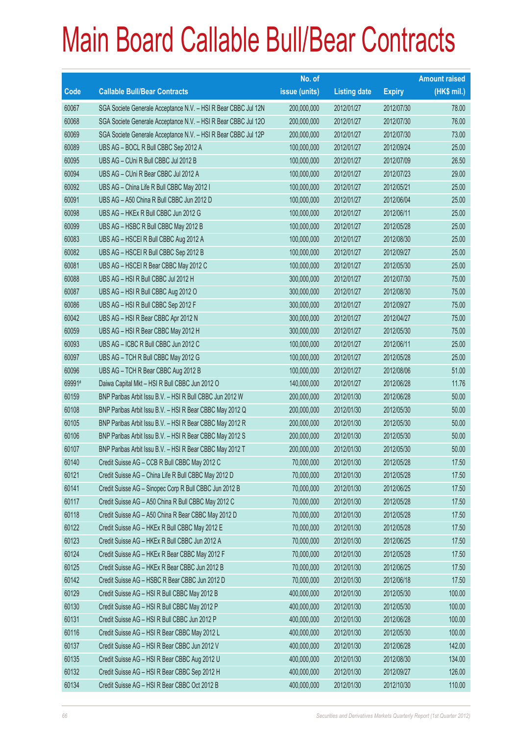# Main Board Callable Bull/Bear Contracts

| Code | Callable Bull/Bear Contracts | No. of issue (units) | Listing date | Expiry | Amount raised (HK$ mil.) |
|---|---|---|---|---|---|
| 60067 | SGA Societe Generale Acceptance N.V. – HSI R Bear CBBC Jul 12N | 200,000,000 | 2012/01/27 | 2012/07/30 | 78.00 |
| 60068 | SGA Societe Generale Acceptance N.V. – HSI R Bear CBBC Jul 12O | 200,000,000 | 2012/01/27 | 2012/07/30 | 76.00 |
| 60069 | SGA Societe Generale Acceptance N.V. – HSI R Bear CBBC Jul 12P | 200,000,000 | 2012/01/27 | 2012/07/30 | 73.00 |
| 60089 | UBS AG – BOCL R Bull CBBC Sep 2012 A | 100,000,000 | 2012/01/27 | 2012/09/24 | 25.00 |
| 60095 | UBS AG – CUni R Bull CBBC Jul 2012 B | 100,000,000 | 2012/01/27 | 2012/07/09 | 26.50 |
| 60094 | UBS AG – CUni R Bear CBBC Jul 2012 A | 100,000,000 | 2012/01/27 | 2012/07/23 | 29.00 |
| 60092 | UBS AG – China Life R Bull CBBC May 2012 I | 100,000,000 | 2012/01/27 | 2012/05/21 | 25.00 |
| 60091 | UBS AG – A50 China R Bull CBBC Jun 2012 D | 100,000,000 | 2012/01/27 | 2012/06/04 | 25.00 |
| 60098 | UBS AG – HKEx R Bull CBBC Jun 2012 G | 100,000,000 | 2012/01/27 | 2012/06/11 | 25.00 |
| 60099 | UBS AG – HSBC R Bull CBBC May 2012 B | 100,000,000 | 2012/01/27 | 2012/05/28 | 25.00 |
| 60083 | UBS AG – HSCEI R Bull CBBC Aug 2012 A | 100,000,000 | 2012/01/27 | 2012/08/30 | 25.00 |
| 60082 | UBS AG – HSCEI R Bull CBBC Sep 2012 B | 100,000,000 | 2012/01/27 | 2012/09/27 | 25.00 |
| 60081 | UBS AG – HSCEI R Bear CBBC May 2012 C | 100,000,000 | 2012/01/27 | 2012/05/30 | 25.00 |
| 60088 | UBS AG – HSI R Bull CBBC Jul 2012 H | 300,000,000 | 2012/01/27 | 2012/07/30 | 75.00 |
| 60087 | UBS AG – HSI R Bull CBBC Aug 2012 O | 300,000,000 | 2012/01/27 | 2012/08/30 | 75.00 |
| 60086 | UBS AG – HSI R Bull CBBC Sep 2012 F | 300,000,000 | 2012/01/27 | 2012/09/27 | 75.00 |
| 60042 | UBS AG – HSI R Bear CBBC Apr 2012 N | 300,000,000 | 2012/01/27 | 2012/04/27 | 75.00 |
| 60059 | UBS AG – HSI R Bear CBBC May 2012 H | 300,000,000 | 2012/01/27 | 2012/05/30 | 75.00 |
| 60093 | UBS AG – ICBC R Bull CBBC Jun 2012 C | 100,000,000 | 2012/01/27 | 2012/06/11 | 25.00 |
| 60097 | UBS AG – TCH R Bull CBBC May 2012 G | 100,000,000 | 2012/01/27 | 2012/05/28 | 25.00 |
| 60096 | UBS AG – TCH R Bear CBBC Aug 2012 B | 100,000,000 | 2012/01/27 | 2012/08/06 | 51.00 |
| 69991# | Daiwa Capital Mkt – HSI R Bull CBBC Jun 2012 O | 140,000,000 | 2012/01/27 | 2012/06/28 | 11.76 |
| 60159 | BNP Paribas Arbit Issu B.V. – HSI R Bull CBBC Jun 2012 W | 200,000,000 | 2012/01/30 | 2012/06/28 | 50.00 |
| 60108 | BNP Paribas Arbit Issu B.V. – HSI R Bear CBBC May 2012 Q | 200,000,000 | 2012/01/30 | 2012/05/30 | 50.00 |
| 60105 | BNP Paribas Arbit Issu B.V. – HSI R Bear CBBC May 2012 R | 200,000,000 | 2012/01/30 | 2012/05/30 | 50.00 |
| 60106 | BNP Paribas Arbit Issu B.V. – HSI R Bear CBBC May 2012 S | 200,000,000 | 2012/01/30 | 2012/05/30 | 50.00 |
| 60107 | BNP Paribas Arbit Issu B.V. – HSI R Bear CBBC May 2012 T | 200,000,000 | 2012/01/30 | 2012/05/30 | 50.00 |
| 60140 | Credit Suisse AG – CCB R Bull CBBC May 2012 C | 70,000,000 | 2012/01/30 | 2012/05/28 | 17.50 |
| 60121 | Credit Suisse AG – China Life R Bull CBBC May 2012 D | 70,000,000 | 2012/01/30 | 2012/05/28 | 17.50 |
| 60141 | Credit Suisse AG – Sinopec Corp R Bull CBBC Jun 2012 B | 70,000,000 | 2012/01/30 | 2012/06/25 | 17.50 |
| 60117 | Credit Suisse AG – A50 China R Bull CBBC May 2012 C | 70,000,000 | 2012/01/30 | 2012/05/28 | 17.50 |
| 60118 | Credit Suisse AG – A50 China R Bear CBBC May 2012 D | 70,000,000 | 2012/01/30 | 2012/05/28 | 17.50 |
| 60122 | Credit Suisse AG – HKEx R Bull CBBC May 2012 E | 70,000,000 | 2012/01/30 | 2012/05/28 | 17.50 |
| 60123 | Credit Suisse AG – HKEx R Bull CBBC Jun 2012 A | 70,000,000 | 2012/01/30 | 2012/06/25 | 17.50 |
| 60124 | Credit Suisse AG – HKEx R Bear CBBC May 2012 F | 70,000,000 | 2012/01/30 | 2012/05/28 | 17.50 |
| 60125 | Credit Suisse AG – HKEx R Bear CBBC Jun 2012 B | 70,000,000 | 2012/01/30 | 2012/06/25 | 17.50 |
| 60142 | Credit Suisse AG – HSBC R Bear CBBC Jun 2012 D | 70,000,000 | 2012/01/30 | 2012/06/18 | 17.50 |
| 60129 | Credit Suisse AG – HSI R Bull CBBC May 2012 B | 400,000,000 | 2012/01/30 | 2012/05/30 | 100.00 |
| 60130 | Credit Suisse AG – HSI R Bull CBBC May 2012 P | 400,000,000 | 2012/01/30 | 2012/05/30 | 100.00 |
| 60131 | Credit Suisse AG – HSI R Bull CBBC Jun 2012 P | 400,000,000 | 2012/01/30 | 2012/06/28 | 100.00 |
| 60116 | Credit Suisse AG – HSI R Bear CBBC May 2012 L | 400,000,000 | 2012/01/30 | 2012/05/30 | 100.00 |
| 60137 | Credit Suisse AG – HSI R Bear CBBC Jun 2012 V | 400,000,000 | 2012/01/30 | 2012/06/28 | 142.00 |
| 60135 | Credit Suisse AG – HSI R Bear CBBC Aug 2012 U | 400,000,000 | 2012/01/30 | 2012/08/30 | 134.00 |
| 60132 | Credit Suisse AG – HSI R Bear CBBC Sep 2012 H | 400,000,000 | 2012/01/30 | 2012/09/27 | 126.00 |
| 60134 | Credit Suisse AG – HSI R Bear CBBC Oct 2012 B | 400,000,000 | 2012/01/30 | 2012/10/30 | 110.00 |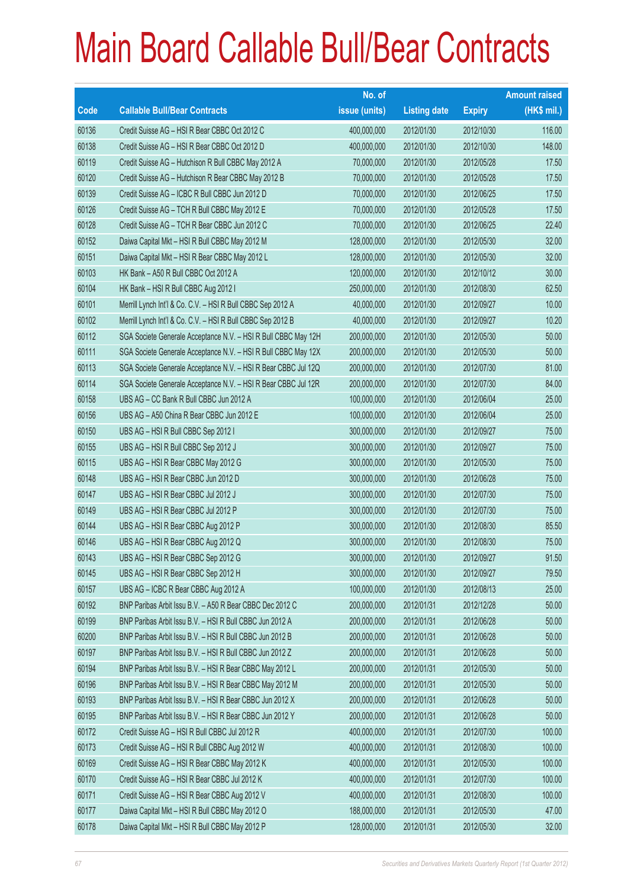# Main Board Callable Bull/Bear Contracts

| Code | Callable Bull/Bear Contracts | No. of issue (units) | Listing date | Expiry | Amount raised (HK$ mil.) |
|---|---|---|---|---|---|
| 60136 | Credit Suisse AG – HSI R Bear CBBC Oct 2012 C | 400,000,000 | 2012/01/30 | 2012/10/30 | 116.00 |
| 60138 | Credit Suisse AG – HSI R Bear CBBC Oct 2012 D | 400,000,000 | 2012/01/30 | 2012/10/30 | 148.00 |
| 60119 | Credit Suisse AG – Hutchison R Bull CBBC May 2012 A | 70,000,000 | 2012/01/30 | 2012/05/28 | 17.50 |
| 60120 | Credit Suisse AG – Hutchison R Bear CBBC May 2012 B | 70,000,000 | 2012/01/30 | 2012/05/28 | 17.50 |
| 60139 | Credit Suisse AG – ICBC R Bull CBBC Jun 2012 D | 70,000,000 | 2012/01/30 | 2012/06/25 | 17.50 |
| 60126 | Credit Suisse AG – TCH R Bull CBBC May 2012 E | 70,000,000 | 2012/01/30 | 2012/05/28 | 17.50 |
| 60128 | Credit Suisse AG – TCH R Bear CBBC Jun 2012 C | 70,000,000 | 2012/01/30 | 2012/06/25 | 22.40 |
| 60152 | Daiwa Capital Mkt – HSI R Bull CBBC May 2012 M | 128,000,000 | 2012/01/30 | 2012/05/30 | 32.00 |
| 60151 | Daiwa Capital Mkt – HSI R Bear CBBC May 2012 L | 128,000,000 | 2012/01/30 | 2012/05/30 | 32.00 |
| 60103 | HK Bank – A50 R Bull CBBC Oct 2012 A | 120,000,000 | 2012/01/30 | 2012/10/12 | 30.00 |
| 60104 | HK Bank – HSI R Bull CBBC Aug 2012 I | 250,000,000 | 2012/01/30 | 2012/08/30 | 62.50 |
| 60101 | Merrill Lynch Int'l & Co. C.V. – HSI R Bull CBBC Sep 2012 A | 40,000,000 | 2012/01/30 | 2012/09/27 | 10.00 |
| 60102 | Merrill Lynch Int'l & Co. C.V. – HSI R Bull CBBC Sep 2012 B | 40,000,000 | 2012/01/30 | 2012/09/27 | 10.20 |
| 60112 | SGA Societe Generale Acceptance N.V. – HSI R Bull CBBC May 12H | 200,000,000 | 2012/01/30 | 2012/05/30 | 50.00 |
| 60111 | SGA Societe Generale Acceptance N.V. – HSI R Bull CBBC May 12X | 200,000,000 | 2012/01/30 | 2012/05/30 | 50.00 |
| 60113 | SGA Societe Generale Acceptance N.V. – HSI R Bear CBBC Jul 12Q | 200,000,000 | 2012/01/30 | 2012/07/30 | 81.00 |
| 60114 | SGA Societe Generale Acceptance N.V. – HSI R Bear CBBC Jul 12R | 200,000,000 | 2012/01/30 | 2012/07/30 | 84.00 |
| 60158 | UBS AG – CC Bank R Bull CBBC Jun 2012 A | 100,000,000 | 2012/01/30 | 2012/06/04 | 25.00 |
| 60156 | UBS AG – A50 China R Bear CBBC Jun 2012 E | 100,000,000 | 2012/01/30 | 2012/06/04 | 25.00 |
| 60150 | UBS AG – HSI R Bull CBBC Sep 2012 I | 300,000,000 | 2012/01/30 | 2012/09/27 | 75.00 |
| 60155 | UBS AG – HSI R Bull CBBC Sep 2012 J | 300,000,000 | 2012/01/30 | 2012/09/27 | 75.00 |
| 60115 | UBS AG – HSI R Bear CBBC May 2012 G | 300,000,000 | 2012/01/30 | 2012/05/30 | 75.00 |
| 60148 | UBS AG – HSI R Bear CBBC Jun 2012 D | 300,000,000 | 2012/01/30 | 2012/06/28 | 75.00 |
| 60147 | UBS AG – HSI R Bear CBBC Jul 2012 J | 300,000,000 | 2012/01/30 | 2012/07/30 | 75.00 |
| 60149 | UBS AG – HSI R Bear CBBC Jul 2012 P | 300,000,000 | 2012/01/30 | 2012/07/30 | 75.00 |
| 60144 | UBS AG – HSI R Bear CBBC Aug 2012 P | 300,000,000 | 2012/01/30 | 2012/08/30 | 85.50 |
| 60146 | UBS AG – HSI R Bear CBBC Aug 2012 Q | 300,000,000 | 2012/01/30 | 2012/08/30 | 75.00 |
| 60143 | UBS AG – HSI R Bear CBBC Sep 2012 G | 300,000,000 | 2012/01/30 | 2012/09/27 | 91.50 |
| 60145 | UBS AG – HSI R Bear CBBC Sep 2012 H | 300,000,000 | 2012/01/30 | 2012/09/27 | 79.50 |
| 60157 | UBS AG – ICBC R Bear CBBC Aug 2012 A | 100,000,000 | 2012/01/30 | 2012/08/13 | 25.00 |
| 60192 | BNP Paribas Arbit Issu B.V. – A50 R Bear CBBC Dec 2012 C | 200,000,000 | 2012/01/31 | 2012/12/28 | 50.00 |
| 60199 | BNP Paribas Arbit Issu B.V. – HSI R Bull CBBC Jun 2012 A | 200,000,000 | 2012/01/31 | 2012/06/28 | 50.00 |
| 60200 | BNP Paribas Arbit Issu B.V. – HSI R Bull CBBC Jun 2012 B | 200,000,000 | 2012/01/31 | 2012/06/28 | 50.00 |
| 60197 | BNP Paribas Arbit Issu B.V. – HSI R Bull CBBC Jun 2012 Z | 200,000,000 | 2012/01/31 | 2012/06/28 | 50.00 |
| 60194 | BNP Paribas Arbit Issu B.V. – HSI R Bear CBBC May 2012 L | 200,000,000 | 2012/01/31 | 2012/05/30 | 50.00 |
| 60196 | BNP Paribas Arbit Issu B.V. – HSI R Bear CBBC May 2012 M | 200,000,000 | 2012/01/31 | 2012/05/30 | 50.00 |
| 60193 | BNP Paribas Arbit Issu B.V. – HSI R Bear CBBC Jun 2012 X | 200,000,000 | 2012/01/31 | 2012/06/28 | 50.00 |
| 60195 | BNP Paribas Arbit Issu B.V. – HSI R Bear CBBC Jun 2012 Y | 200,000,000 | 2012/01/31 | 2012/06/28 | 50.00 |
| 60172 | Credit Suisse AG – HSI R Bull CBBC Jul 2012 R | 400,000,000 | 2012/01/31 | 2012/07/30 | 100.00 |
| 60173 | Credit Suisse AG – HSI R Bull CBBC Aug 2012 W | 400,000,000 | 2012/01/31 | 2012/08/30 | 100.00 |
| 60169 | Credit Suisse AG – HSI R Bear CBBC May 2012 K | 400,000,000 | 2012/01/31 | 2012/05/30 | 100.00 |
| 60170 | Credit Suisse AG – HSI R Bear CBBC Jul 2012 K | 400,000,000 | 2012/01/31 | 2012/07/30 | 100.00 |
| 60171 | Credit Suisse AG – HSI R Bear CBBC Aug 2012 V | 400,000,000 | 2012/01/31 | 2012/08/30 | 100.00 |
| 60177 | Daiwa Capital Mkt – HSI R Bull CBBC May 2012 O | 188,000,000 | 2012/01/31 | 2012/05/30 | 47.00 |
| 60178 | Daiwa Capital Mkt – HSI R Bull CBBC May 2012 P | 128,000,000 | 2012/01/31 | 2012/05/30 | 32.00 |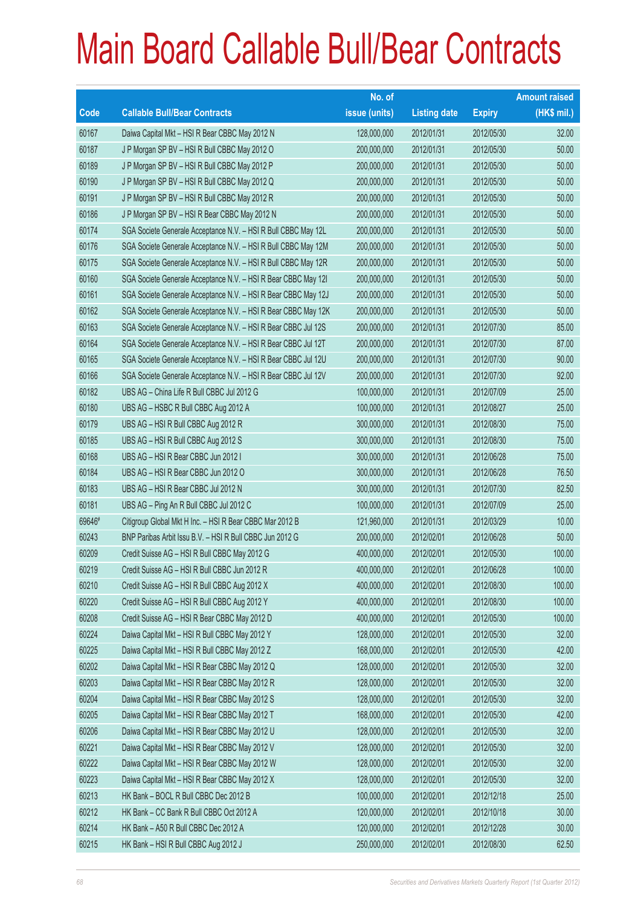# Main Board Callable Bull/Bear Contracts

| Code | Callable Bull/Bear Contracts | No. of issue (units) | Listing date | Expiry | Amount raised (HK$ mil.) |
|---|---|---|---|---|---|
| 60167 | Daiwa Capital Mkt – HSI R Bear CBBC May 2012 N | 128,000,000 | 2012/01/31 | 2012/05/30 | 32.00 |
| 60187 | J P Morgan SP BV – HSI R Bull CBBC May 2012 O | 200,000,000 | 2012/01/31 | 2012/05/30 | 50.00 |
| 60189 | J P Morgan SP BV – HSI R Bull CBBC May 2012 P | 200,000,000 | 2012/01/31 | 2012/05/30 | 50.00 |
| 60190 | J P Morgan SP BV – HSI R Bull CBBC May 2012 Q | 200,000,000 | 2012/01/31 | 2012/05/30 | 50.00 |
| 60191 | J P Morgan SP BV – HSI R Bull CBBC May 2012 R | 200,000,000 | 2012/01/31 | 2012/05/30 | 50.00 |
| 60186 | J P Morgan SP BV – HSI R Bear CBBC May 2012 N | 200,000,000 | 2012/01/31 | 2012/05/30 | 50.00 |
| 60174 | SGA Societe Generale Acceptance N.V. – HSI R Bull CBBC May 12L | 200,000,000 | 2012/01/31 | 2012/05/30 | 50.00 |
| 60176 | SGA Societe Generale Acceptance N.V. – HSI R Bull CBBC May 12M | 200,000,000 | 2012/01/31 | 2012/05/30 | 50.00 |
| 60175 | SGA Societe Generale Acceptance N.V. – HSI R Bull CBBC May 12R | 200,000,000 | 2012/01/31 | 2012/05/30 | 50.00 |
| 60160 | SGA Societe Generale Acceptance N.V. – HSI R Bear CBBC May 12I | 200,000,000 | 2012/01/31 | 2012/05/30 | 50.00 |
| 60161 | SGA Societe Generale Acceptance N.V. – HSI R Bear CBBC May 12J | 200,000,000 | 2012/01/31 | 2012/05/30 | 50.00 |
| 60162 | SGA Societe Generale Acceptance N.V. – HSI R Bear CBBC May 12K | 200,000,000 | 2012/01/31 | 2012/05/30 | 50.00 |
| 60163 | SGA Societe Generale Acceptance N.V. – HSI R Bear CBBC Jul 12S | 200,000,000 | 2012/01/31 | 2012/07/30 | 85.00 |
| 60164 | SGA Societe Generale Acceptance N.V. – HSI R Bear CBBC Jul 12T | 200,000,000 | 2012/01/31 | 2012/07/30 | 87.00 |
| 60165 | SGA Societe Generale Acceptance N.V. – HSI R Bear CBBC Jul 12U | 200,000,000 | 2012/01/31 | 2012/07/30 | 90.00 |
| 60166 | SGA Societe Generale Acceptance N.V. – HSI R Bear CBBC Jul 12V | 200,000,000 | 2012/01/31 | 2012/07/30 | 92.00 |
| 60182 | UBS AG – China Life R Bull CBBC Jul 2012 G | 100,000,000 | 2012/01/31 | 2012/07/09 | 25.00 |
| 60180 | UBS AG – HSBC R Bull CBBC Aug 2012 A | 100,000,000 | 2012/01/31 | 2012/08/27 | 25.00 |
| 60179 | UBS AG – HSI R Bull CBBC Aug 2012 R | 300,000,000 | 2012/01/31 | 2012/08/30 | 75.00 |
| 60185 | UBS AG – HSI R Bull CBBC Aug 2012 S | 300,000,000 | 2012/01/31 | 2012/08/30 | 75.00 |
| 60168 | UBS AG – HSI R Bear CBBC Jun 2012 I | 300,000,000 | 2012/01/31 | 2012/06/28 | 75.00 |
| 60184 | UBS AG – HSI R Bear CBBC Jun 2012 O | 300,000,000 | 2012/01/31 | 2012/06/28 | 76.50 |
| 60183 | UBS AG – HSI R Bear CBBC Jul 2012 N | 300,000,000 | 2012/01/31 | 2012/07/30 | 82.50 |
| 60181 | UBS AG – Ping An R Bull CBBC Jul 2012 C | 100,000,000 | 2012/01/31 | 2012/07/09 | 25.00 |
| 69646# | Citigroup Global Mkt H Inc. – HSI R Bear CBBC Mar 2012 B | 121,960,000 | 2012/01/31 | 2012/03/29 | 10.00 |
| 60243 | BNP Paribas Arbit Issu B.V. – HSI R Bull CBBC Jun 2012 G | 200,000,000 | 2012/02/01 | 2012/06/28 | 50.00 |
| 60209 | Credit Suisse AG – HSI R Bull CBBC May 2012 G | 400,000,000 | 2012/02/01 | 2012/05/30 | 100.00 |
| 60219 | Credit Suisse AG – HSI R Bull CBBC Jun 2012 R | 400,000,000 | 2012/02/01 | 2012/06/28 | 100.00 |
| 60210 | Credit Suisse AG – HSI R Bull CBBC Aug 2012 X | 400,000,000 | 2012/02/01 | 2012/08/30 | 100.00 |
| 60220 | Credit Suisse AG – HSI R Bull CBBC Aug 2012 Y | 400,000,000 | 2012/02/01 | 2012/08/30 | 100.00 |
| 60208 | Credit Suisse AG – HSI R Bear CBBC May 2012 D | 400,000,000 | 2012/02/01 | 2012/05/30 | 100.00 |
| 60224 | Daiwa Capital Mkt – HSI R Bull CBBC May 2012 Y | 128,000,000 | 2012/02/01 | 2012/05/30 | 32.00 |
| 60225 | Daiwa Capital Mkt – HSI R Bull CBBC May 2012 Z | 168,000,000 | 2012/02/01 | 2012/05/30 | 42.00 |
| 60202 | Daiwa Capital Mkt – HSI R Bear CBBC May 2012 Q | 128,000,000 | 2012/02/01 | 2012/05/30 | 32.00 |
| 60203 | Daiwa Capital Mkt – HSI R Bear CBBC May 2012 R | 128,000,000 | 2012/02/01 | 2012/05/30 | 32.00 |
| 60204 | Daiwa Capital Mkt – HSI R Bear CBBC May 2012 S | 128,000,000 | 2012/02/01 | 2012/05/30 | 32.00 |
| 60205 | Daiwa Capital Mkt – HSI R Bear CBBC May 2012 T | 168,000,000 | 2012/02/01 | 2012/05/30 | 42.00 |
| 60206 | Daiwa Capital Mkt – HSI R Bear CBBC May 2012 U | 128,000,000 | 2012/02/01 | 2012/05/30 | 32.00 |
| 60221 | Daiwa Capital Mkt – HSI R Bear CBBC May 2012 V | 128,000,000 | 2012/02/01 | 2012/05/30 | 32.00 |
| 60222 | Daiwa Capital Mkt – HSI R Bear CBBC May 2012 W | 128,000,000 | 2012/02/01 | 2012/05/30 | 32.00 |
| 60223 | Daiwa Capital Mkt – HSI R Bear CBBC May 2012 X | 128,000,000 | 2012/02/01 | 2012/05/30 | 32.00 |
| 60213 | HK Bank – BOCL R Bull CBBC Dec 2012 B | 100,000,000 | 2012/02/01 | 2012/12/18 | 25.00 |
| 60212 | HK Bank – CC Bank R Bull CBBC Oct 2012 A | 120,000,000 | 2012/02/01 | 2012/10/18 | 30.00 |
| 60214 | HK Bank – A50 R Bull CBBC Dec 2012 A | 120,000,000 | 2012/02/01 | 2012/12/28 | 30.00 |
| 60215 | HK Bank – HSI R Bull CBBC Aug 2012 J | 250,000,000 | 2012/02/01 | 2012/08/30 | 62.50 |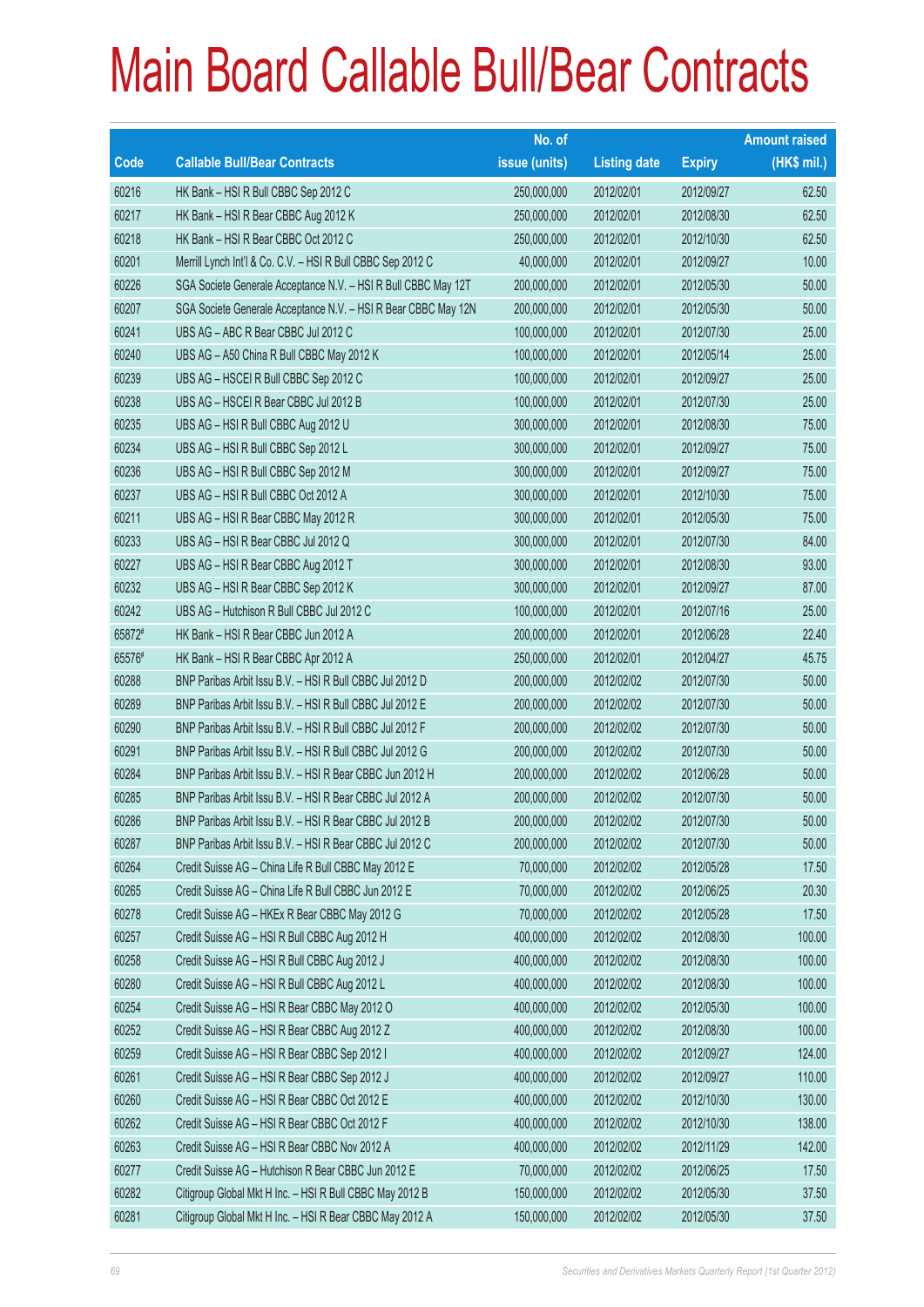# Main Board Callable Bull/Bear Contracts

| Code | Callable Bull/Bear Contracts | No. of issue (units) | Listing date | Expiry | Amount raised (HK$ mil.) |
|---|---|---|---|---|---|
| 60216 | HK Bank – HSI R Bull CBBC Sep 2012 C | 250,000,000 | 2012/02/01 | 2012/09/27 | 62.50 |
| 60217 | HK Bank – HSI R Bear CBBC Aug 2012 K | 250,000,000 | 2012/02/01 | 2012/08/30 | 62.50 |
| 60218 | HK Bank – HSI R Bear CBBC Oct 2012 C | 250,000,000 | 2012/02/01 | 2012/10/30 | 62.50 |
| 60201 | Merrill Lynch Int'l & Co. C.V. – HSI R Bull CBBC Sep 2012 C | 40,000,000 | 2012/02/01 | 2012/09/27 | 10.00 |
| 60226 | SGA Societe Generale Acceptance N.V. – HSI R Bull CBBC May 12T | 200,000,000 | 2012/02/01 | 2012/05/30 | 50.00 |
| 60207 | SGA Societe Generale Acceptance N.V. – HSI R Bear CBBC May 12N | 200,000,000 | 2012/02/01 | 2012/05/30 | 50.00 |
| 60241 | UBS AG – ABC R Bear CBBC Jul 2012 C | 100,000,000 | 2012/02/01 | 2012/07/30 | 25.00 |
| 60240 | UBS AG – A50 China R Bull CBBC May 2012 K | 100,000,000 | 2012/02/01 | 2012/05/14 | 25.00 |
| 60239 | UBS AG – HSCEI R Bull CBBC Sep 2012 C | 100,000,000 | 2012/02/01 | 2012/09/27 | 25.00 |
| 60238 | UBS AG – HSCEI R Bear CBBC Jul 2012 B | 100,000,000 | 2012/02/01 | 2012/07/30 | 25.00 |
| 60235 | UBS AG – HSI R Bull CBBC Aug 2012 U | 300,000,000 | 2012/02/01 | 2012/08/30 | 75.00 |
| 60234 | UBS AG – HSI R Bull CBBC Sep 2012 L | 300,000,000 | 2012/02/01 | 2012/09/27 | 75.00 |
| 60236 | UBS AG – HSI R Bull CBBC Sep 2012 M | 300,000,000 | 2012/02/01 | 2012/09/27 | 75.00 |
| 60237 | UBS AG – HSI R Bull CBBC Oct 2012 A | 300,000,000 | 2012/02/01 | 2012/10/30 | 75.00 |
| 60211 | UBS AG – HSI R Bear CBBC May 2012 R | 300,000,000 | 2012/02/01 | 2012/05/30 | 75.00 |
| 60233 | UBS AG – HSI R Bear CBBC Jul 2012 Q | 300,000,000 | 2012/02/01 | 2012/07/30 | 84.00 |
| 60227 | UBS AG – HSI R Bear CBBC Aug 2012 T | 300,000,000 | 2012/02/01 | 2012/08/30 | 93.00 |
| 60232 | UBS AG – HSI R Bear CBBC Sep 2012 K | 300,000,000 | 2012/02/01 | 2012/09/27 | 87.00 |
| 60242 | UBS AG – Hutchison R Bull CBBC Jul 2012 C | 100,000,000 | 2012/02/01 | 2012/07/16 | 25.00 |
| 65872# | HK Bank – HSI R Bear CBBC Jun 2012 A | 200,000,000 | 2012/02/01 | 2012/06/28 | 22.40 |
| 65576# | HK Bank – HSI R Bear CBBC Apr 2012 A | 250,000,000 | 2012/02/01 | 2012/04/27 | 45.75 |
| 60288 | BNP Paribas Arbit Issu B.V. – HSI R Bull CBBC Jul 2012 D | 200,000,000 | 2012/02/02 | 2012/07/30 | 50.00 |
| 60289 | BNP Paribas Arbit Issu B.V. – HSI R Bull CBBC Jul 2012 E | 200,000,000 | 2012/02/02 | 2012/07/30 | 50.00 |
| 60290 | BNP Paribas Arbit Issu B.V. – HSI R Bull CBBC Jul 2012 F | 200,000,000 | 2012/02/02 | 2012/07/30 | 50.00 |
| 60291 | BNP Paribas Arbit Issu B.V. – HSI R Bull CBBC Jul 2012 G | 200,000,000 | 2012/02/02 | 2012/07/30 | 50.00 |
| 60284 | BNP Paribas Arbit Issu B.V. – HSI R Bear CBBC Jun 2012 H | 200,000,000 | 2012/02/02 | 2012/06/28 | 50.00 |
| 60285 | BNP Paribas Arbit Issu B.V. – HSI R Bear CBBC Jul 2012 A | 200,000,000 | 2012/02/02 | 2012/07/30 | 50.00 |
| 60286 | BNP Paribas Arbit Issu B.V. – HSI R Bear CBBC Jul 2012 B | 200,000,000 | 2012/02/02 | 2012/07/30 | 50.00 |
| 60287 | BNP Paribas Arbit Issu B.V. – HSI R Bear CBBC Jul 2012 C | 200,000,000 | 2012/02/02 | 2012/07/30 | 50.00 |
| 60264 | Credit Suisse AG – China Life R Bull CBBC May 2012 E | 70,000,000 | 2012/02/02 | 2012/05/28 | 17.50 |
| 60265 | Credit Suisse AG – China Life R Bull CBBC Jun 2012 E | 70,000,000 | 2012/02/02 | 2012/06/25 | 20.30 |
| 60278 | Credit Suisse AG – HKEx R Bear CBBC May 2012 G | 70,000,000 | 2012/02/02 | 2012/05/28 | 17.50 |
| 60257 | Credit Suisse AG – HSI R Bull CBBC Aug 2012 H | 400,000,000 | 2012/02/02 | 2012/08/30 | 100.00 |
| 60258 | Credit Suisse AG – HSI R Bull CBBC Aug 2012 J | 400,000,000 | 2012/02/02 | 2012/08/30 | 100.00 |
| 60280 | Credit Suisse AG – HSI R Bull CBBC Aug 2012 L | 400,000,000 | 2012/02/02 | 2012/08/30 | 100.00 |
| 60254 | Credit Suisse AG – HSI R Bear CBBC May 2012 O | 400,000,000 | 2012/02/02 | 2012/05/30 | 100.00 |
| 60252 | Credit Suisse AG – HSI R Bear CBBC Aug 2012 Z | 400,000,000 | 2012/02/02 | 2012/08/30 | 100.00 |
| 60259 | Credit Suisse AG – HSI R Bear CBBC Sep 2012 I | 400,000,000 | 2012/02/02 | 2012/09/27 | 124.00 |
| 60261 | Credit Suisse AG – HSI R Bear CBBC Sep 2012 J | 400,000,000 | 2012/02/02 | 2012/09/27 | 110.00 |
| 60260 | Credit Suisse AG – HSI R Bear CBBC Oct 2012 E | 400,000,000 | 2012/02/02 | 2012/10/30 | 130.00 |
| 60262 | Credit Suisse AG – HSI R Bear CBBC Oct 2012 F | 400,000,000 | 2012/02/02 | 2012/10/30 | 138.00 |
| 60263 | Credit Suisse AG – HSI R Bear CBBC Nov 2012 A | 400,000,000 | 2012/02/02 | 2012/11/29 | 142.00 |
| 60277 | Credit Suisse AG – Hutchison R Bear CBBC Jun 2012 E | 70,000,000 | 2012/02/02 | 2012/06/25 | 17.50 |
| 60282 | Citigroup Global Mkt H Inc. – HSI R Bull CBBC May 2012 B | 150,000,000 | 2012/02/02 | 2012/05/30 | 37.50 |
| 60281 | Citigroup Global Mkt H Inc. – HSI R Bear CBBC May 2012 A | 150,000,000 | 2012/02/02 | 2012/05/30 | 37.50 |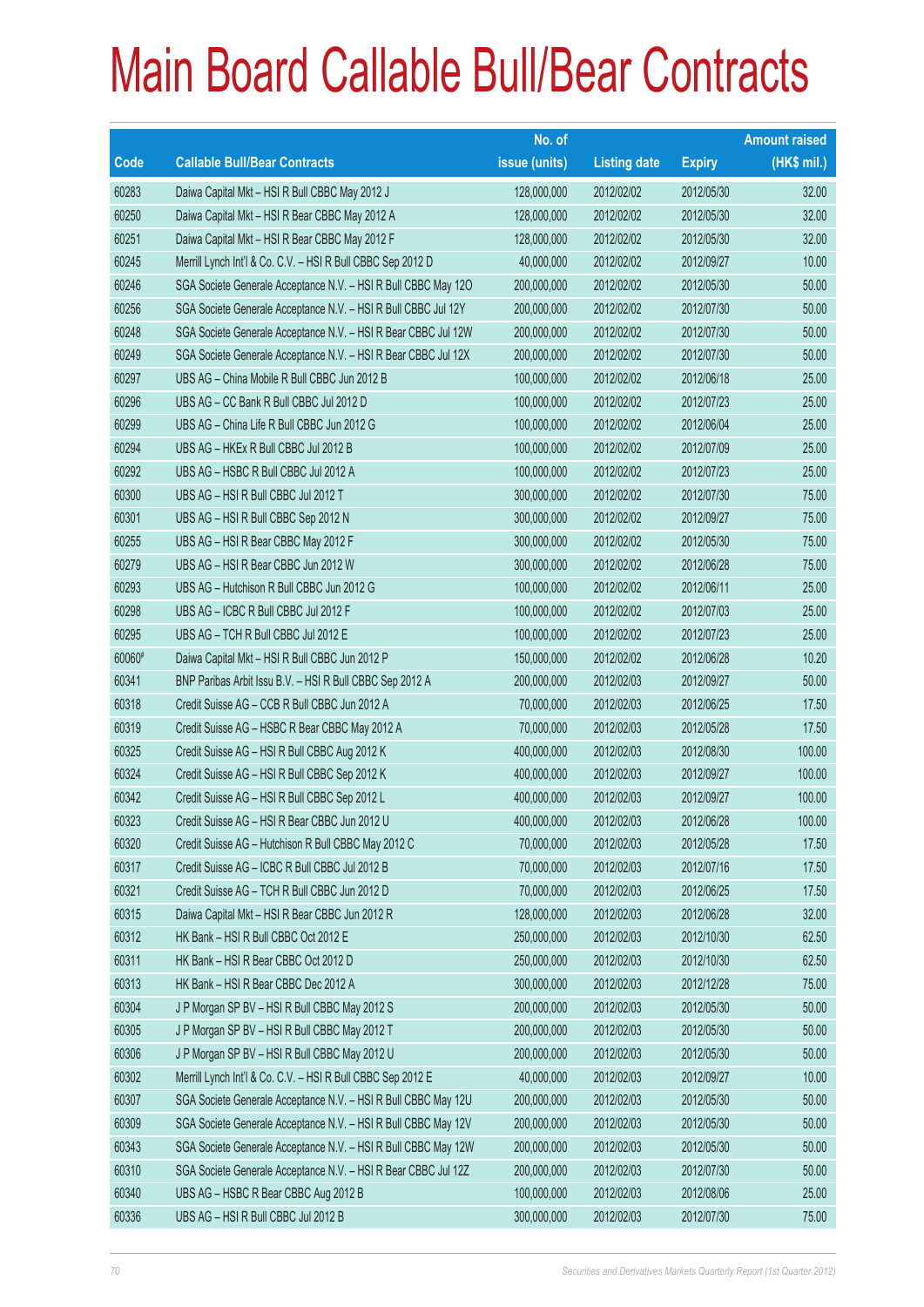# Main Board Callable Bull/Bear Contracts

| Code | Callable Bull/Bear Contracts | No. of issue (units) | Listing date | Expiry | Amount raised (HK$ mil.) |
|---|---|---|---|---|---|
| 60283 | Daiwa Capital Mkt – HSI R Bull CBBC May 2012 J | 128,000,000 | 2012/02/02 | 2012/05/30 | 32.00 |
| 60250 | Daiwa Capital Mkt – HSI R Bear CBBC May 2012 A | 128,000,000 | 2012/02/02 | 2012/05/30 | 32.00 |
| 60251 | Daiwa Capital Mkt – HSI R Bear CBBC May 2012 F | 128,000,000 | 2012/02/02 | 2012/05/30 | 32.00 |
| 60245 | Merrill Lynch Int'l & Co. C.V. – HSI R Bull CBBC Sep 2012 D | 40,000,000 | 2012/02/02 | 2012/09/27 | 10.00 |
| 60246 | SGA Societe Generale Acceptance N.V. – HSI R Bull CBBC May 12O | 200,000,000 | 2012/02/02 | 2012/05/30 | 50.00 |
| 60256 | SGA Societe Generale Acceptance N.V. – HSI R Bull CBBC Jul 12Y | 200,000,000 | 2012/02/02 | 2012/07/30 | 50.00 |
| 60248 | SGA Societe Generale Acceptance N.V. – HSI R Bear CBBC Jul 12W | 200,000,000 | 2012/02/02 | 2012/07/30 | 50.00 |
| 60249 | SGA Societe Generale Acceptance N.V. – HSI R Bear CBBC Jul 12X | 200,000,000 | 2012/02/02 | 2012/07/30 | 50.00 |
| 60297 | UBS AG – China Mobile R Bull CBBC Jun 2012 B | 100,000,000 | 2012/02/02 | 2012/06/18 | 25.00 |
| 60296 | UBS AG – CC Bank R Bull CBBC Jul 2012 D | 100,000,000 | 2012/02/02 | 2012/07/23 | 25.00 |
| 60299 | UBS AG – China Life R Bull CBBC Jun 2012 G | 100,000,000 | 2012/02/02 | 2012/06/04 | 25.00 |
| 60294 | UBS AG – HKEx R Bull CBBC Jul 2012 B | 100,000,000 | 2012/02/02 | 2012/07/09 | 25.00 |
| 60292 | UBS AG – HSBC R Bull CBBC Jul 2012 A | 100,000,000 | 2012/02/02 | 2012/07/23 | 25.00 |
| 60300 | UBS AG – HSI R Bull CBBC Jul 2012 T | 300,000,000 | 2012/02/02 | 2012/07/30 | 75.00 |
| 60301 | UBS AG – HSI R Bull CBBC Sep 2012 N | 300,000,000 | 2012/02/02 | 2012/09/27 | 75.00 |
| 60255 | UBS AG – HSI R Bear CBBC May 2012 F | 300,000,000 | 2012/02/02 | 2012/05/30 | 75.00 |
| 60279 | UBS AG – HSI R Bear CBBC Jun 2012 W | 300,000,000 | 2012/02/02 | 2012/06/28 | 75.00 |
| 60293 | UBS AG – Hutchison R Bull CBBC Jun 2012 G | 100,000,000 | 2012/02/02 | 2012/06/11 | 25.00 |
| 60298 | UBS AG – ICBC R Bull CBBC Jul 2012 F | 100,000,000 | 2012/02/02 | 2012/07/03 | 25.00 |
| 60295 | UBS AG – TCH R Bull CBBC Jul 2012 E | 100,000,000 | 2012/02/02 | 2012/07/23 | 25.00 |
| 60060# | Daiwa Capital Mkt – HSI R Bull CBBC Jun 2012 P | 150,000,000 | 2012/02/02 | 2012/06/28 | 10.20 |
| 60341 | BNP Paribas Arbit Issu B.V. – HSI R Bull CBBC Sep 2012 A | 200,000,000 | 2012/02/03 | 2012/09/27 | 50.00 |
| 60318 | Credit Suisse AG – CCB R Bull CBBC Jun 2012 A | 70,000,000 | 2012/02/03 | 2012/06/25 | 17.50 |
| 60319 | Credit Suisse AG – HSBC R Bear CBBC May 2012 A | 70,000,000 | 2012/02/03 | 2012/05/28 | 17.50 |
| 60325 | Credit Suisse AG – HSI R Bull CBBC Aug 2012 K | 400,000,000 | 2012/02/03 | 2012/08/30 | 100.00 |
| 60324 | Credit Suisse AG – HSI R Bull CBBC Sep 2012 K | 400,000,000 | 2012/02/03 | 2012/09/27 | 100.00 |
| 60342 | Credit Suisse AG – HSI R Bull CBBC Sep 2012 L | 400,000,000 | 2012/02/03 | 2012/09/27 | 100.00 |
| 60323 | Credit Suisse AG – HSI R Bear CBBC Jun 2012 U | 400,000,000 | 2012/02/03 | 2012/06/28 | 100.00 |
| 60320 | Credit Suisse AG – Hutchison R Bull CBBC May 2012 C | 70,000,000 | 2012/02/03 | 2012/05/28 | 17.50 |
| 60317 | Credit Suisse AG – ICBC R Bull CBBC Jul 2012 B | 70,000,000 | 2012/02/03 | 2012/07/16 | 17.50 |
| 60321 | Credit Suisse AG – TCH R Bull CBBC Jun 2012 D | 70,000,000 | 2012/02/03 | 2012/06/25 | 17.50 |
| 60315 | Daiwa Capital Mkt – HSI R Bear CBBC Jun 2012 R | 128,000,000 | 2012/02/03 | 2012/06/28 | 32.00 |
| 60312 | HK Bank – HSI R Bull CBBC Oct 2012 E | 250,000,000 | 2012/02/03 | 2012/10/30 | 62.50 |
| 60311 | HK Bank – HSI R Bear CBBC Oct 2012 D | 250,000,000 | 2012/02/03 | 2012/10/30 | 62.50 |
| 60313 | HK Bank – HSI R Bear CBBC Dec 2012 A | 300,000,000 | 2012/02/03 | 2012/12/28 | 75.00 |
| 60304 | J P Morgan SP BV – HSI R Bull CBBC May 2012 S | 200,000,000 | 2012/02/03 | 2012/05/30 | 50.00 |
| 60305 | J P Morgan SP BV – HSI R Bull CBBC May 2012 T | 200,000,000 | 2012/02/03 | 2012/05/30 | 50.00 |
| 60306 | J P Morgan SP BV – HSI R Bull CBBC May 2012 U | 200,000,000 | 2012/02/03 | 2012/05/30 | 50.00 |
| 60302 | Merrill Lynch Int'l & Co. C.V. – HSI R Bull CBBC Sep 2012 E | 40,000,000 | 2012/02/03 | 2012/09/27 | 10.00 |
| 60307 | SGA Societe Generale Acceptance N.V. – HSI R Bull CBBC May 12U | 200,000,000 | 2012/02/03 | 2012/05/30 | 50.00 |
| 60309 | SGA Societe Generale Acceptance N.V. – HSI R Bull CBBC May 12V | 200,000,000 | 2012/02/03 | 2012/05/30 | 50.00 |
| 60343 | SGA Societe Generale Acceptance N.V. – HSI R Bull CBBC May 12W | 200,000,000 | 2012/02/03 | 2012/05/30 | 50.00 |
| 60310 | SGA Societe Generale Acceptance N.V. – HSI R Bear CBBC Jul 12Z | 200,000,000 | 2012/02/03 | 2012/07/30 | 50.00 |
| 60340 | UBS AG – HSBC R Bear CBBC Aug 2012 B | 100,000,000 | 2012/02/03 | 2012/08/06 | 25.00 |
| 60336 | UBS AG – HSI R Bull CBBC Jul 2012 B | 300,000,000 | 2012/02/03 | 2012/07/30 | 75.00 |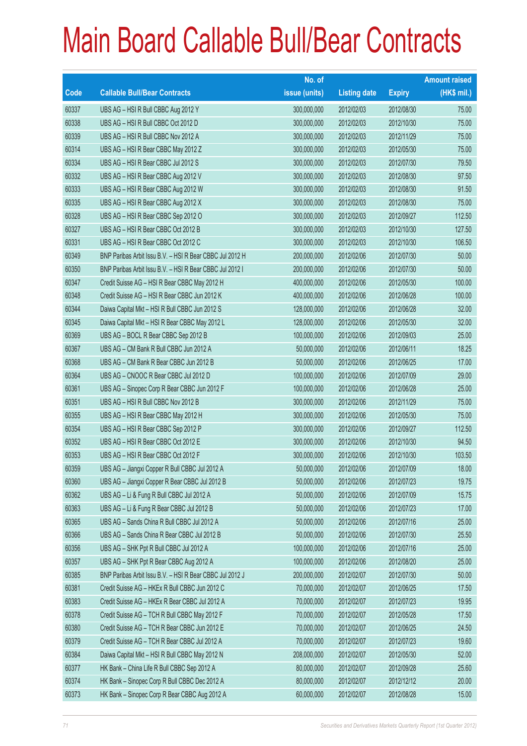# Main Board Callable Bull/Bear Contracts

| Code | Callable Bull/Bear Contracts | No. of issue (units) | Listing date | Expiry | Amount raised (HK$ mil.) |
|---|---|---|---|---|---|
| 60337 | UBS AG – HSI R Bull CBBC Aug 2012 Y | 300,000,000 | 2012/02/03 | 2012/08/30 | 75.00 |
| 60338 | UBS AG – HSI R Bull CBBC Oct 2012 D | 300,000,000 | 2012/02/03 | 2012/10/30 | 75.00 |
| 60339 | UBS AG – HSI R Bull CBBC Nov 2012 A | 300,000,000 | 2012/02/03 | 2012/11/29 | 75.00 |
| 60314 | UBS AG – HSI R Bear CBBC May 2012 Z | 300,000,000 | 2012/02/03 | 2012/05/30 | 75.00 |
| 60334 | UBS AG – HSI R Bear CBBC Jul 2012 S | 300,000,000 | 2012/02/03 | 2012/07/30 | 79.50 |
| 60332 | UBS AG – HSI R Bear CBBC Aug 2012 V | 300,000,000 | 2012/02/03 | 2012/08/30 | 97.50 |
| 60333 | UBS AG – HSI R Bear CBBC Aug 2012 W | 300,000,000 | 2012/02/03 | 2012/08/30 | 91.50 |
| 60335 | UBS AG – HSI R Bear CBBC Aug 2012 X | 300,000,000 | 2012/02/03 | 2012/08/30 | 75.00 |
| 60328 | UBS AG – HSI R Bear CBBC Sep 2012 O | 300,000,000 | 2012/02/03 | 2012/09/27 | 112.50 |
| 60327 | UBS AG – HSI R Bear CBBC Oct 2012 B | 300,000,000 | 2012/02/03 | 2012/10/30 | 127.50 |
| 60331 | UBS AG – HSI R Bear CBBC Oct 2012 C | 300,000,000 | 2012/02/03 | 2012/10/30 | 106.50 |
| 60349 | BNP Paribas Arbit Issu B.V. – HSI R Bear CBBC Jul 2012 H | 200,000,000 | 2012/02/06 | 2012/07/30 | 50.00 |
| 60350 | BNP Paribas Arbit Issu B.V. – HSI R Bear CBBC Jul 2012 I | 200,000,000 | 2012/02/06 | 2012/07/30 | 50.00 |
| 60347 | Credit Suisse AG – HSI R Bear CBBC May 2012 H | 400,000,000 | 2012/02/06 | 2012/05/30 | 100.00 |
| 60348 | Credit Suisse AG – HSI R Bear CBBC Jun 2012 K | 400,000,000 | 2012/02/06 | 2012/06/28 | 100.00 |
| 60344 | Daiwa Capital Mkt – HSI R Bull CBBC Jun 2012 S | 128,000,000 | 2012/02/06 | 2012/06/28 | 32.00 |
| 60345 | Daiwa Capital Mkt – HSI R Bear CBBC May 2012 L | 128,000,000 | 2012/02/06 | 2012/05/30 | 32.00 |
| 60369 | UBS AG – BOCL R Bear CBBC Sep 2012 B | 100,000,000 | 2012/02/06 | 2012/09/03 | 25.00 |
| 60367 | UBS AG – CM Bank R Bull CBBC Jun 2012 A | 50,000,000 | 2012/02/06 | 2012/06/11 | 18.25 |
| 60368 | UBS AG – CM Bank R Bear CBBC Jun 2012 B | 50,000,000 | 2012/02/06 | 2012/06/25 | 17.00 |
| 60364 | UBS AG – CNOOC R Bear CBBC Jul 2012 D | 100,000,000 | 2012/02/06 | 2012/07/09 | 29.00 |
| 60361 | UBS AG – Sinopec Corp R Bear CBBC Jun 2012 F | 100,000,000 | 2012/02/06 | 2012/06/28 | 25.00 |
| 60351 | UBS AG – HSI R Bull CBBC Nov 2012 B | 300,000,000 | 2012/02/06 | 2012/11/29 | 75.00 |
| 60355 | UBS AG – HSI R Bear CBBC May 2012 H | 300,000,000 | 2012/02/06 | 2012/05/30 | 75.00 |
| 60354 | UBS AG – HSI R Bear CBBC Sep 2012 P | 300,000,000 | 2012/02/06 | 2012/09/27 | 112.50 |
| 60352 | UBS AG – HSI R Bear CBBC Oct 2012 E | 300,000,000 | 2012/02/06 | 2012/10/30 | 94.50 |
| 60353 | UBS AG – HSI R Bear CBBC Oct 2012 F | 300,000,000 | 2012/02/06 | 2012/10/30 | 103.50 |
| 60359 | UBS AG – Jiangxi Copper R Bull CBBC Jul 2012 A | 50,000,000 | 2012/02/06 | 2012/07/09 | 18.00 |
| 60360 | UBS AG – Jiangxi Copper R Bear CBBC Jul 2012 B | 50,000,000 | 2012/02/06 | 2012/07/23 | 19.75 |
| 60362 | UBS AG – Li & Fung R Bull CBBC Jul 2012 A | 50,000,000 | 2012/02/06 | 2012/07/09 | 15.75 |
| 60363 | UBS AG – Li & Fung R Bear CBBC Jul 2012 B | 50,000,000 | 2012/02/06 | 2012/07/23 | 17.00 |
| 60365 | UBS AG – Sands China R Bull CBBC Jul 2012 A | 50,000,000 | 2012/02/06 | 2012/07/16 | 25.00 |
| 60366 | UBS AG – Sands China R Bear CBBC Jul 2012 B | 50,000,000 | 2012/02/06 | 2012/07/30 | 25.50 |
| 60356 | UBS AG – SHK Ppt R Bull CBBC Jul 2012 A | 100,000,000 | 2012/02/06 | 2012/07/16 | 25.00 |
| 60357 | UBS AG – SHK Ppt R Bear CBBC Aug 2012 A | 100,000,000 | 2012/02/06 | 2012/08/20 | 25.00 |
| 60385 | BNP Paribas Arbit Issu B.V. – HSI R Bear CBBC Jul 2012 J | 200,000,000 | 2012/02/07 | 2012/07/30 | 50.00 |
| 60381 | Credit Suisse AG – HKEx R Bull CBBC Jun 2012 C | 70,000,000 | 2012/02/07 | 2012/06/25 | 17.50 |
| 60383 | Credit Suisse AG – HKEx R Bear CBBC Jul 2012 A | 70,000,000 | 2012/02/07 | 2012/07/23 | 19.95 |
| 60378 | Credit Suisse AG – TCH R Bull CBBC May 2012 F | 70,000,000 | 2012/02/07 | 2012/05/28 | 17.50 |
| 60380 | Credit Suisse AG – TCH R Bear CBBC Jun 2012 E | 70,000,000 | 2012/02/07 | 2012/06/25 | 24.50 |
| 60379 | Credit Suisse AG – TCH R Bear CBBC Jul 2012 A | 70,000,000 | 2012/02/07 | 2012/07/23 | 19.60 |
| 60384 | Daiwa Capital Mkt – HSI R Bull CBBC May 2012 N | 208,000,000 | 2012/02/07 | 2012/05/30 | 52.00 |
| 60377 | HK Bank – China Life R Bull CBBC Sep 2012 A | 80,000,000 | 2012/02/07 | 2012/09/28 | 25.60 |
| 60374 | HK Bank – Sinopec Corp R Bull CBBC Dec 2012 A | 80,000,000 | 2012/02/07 | 2012/12/12 | 20.00 |
| 60373 | HK Bank – Sinopec Corp R Bear CBBC Aug 2012 A | 60,000,000 | 2012/02/07 | 2012/08/28 | 15.00 |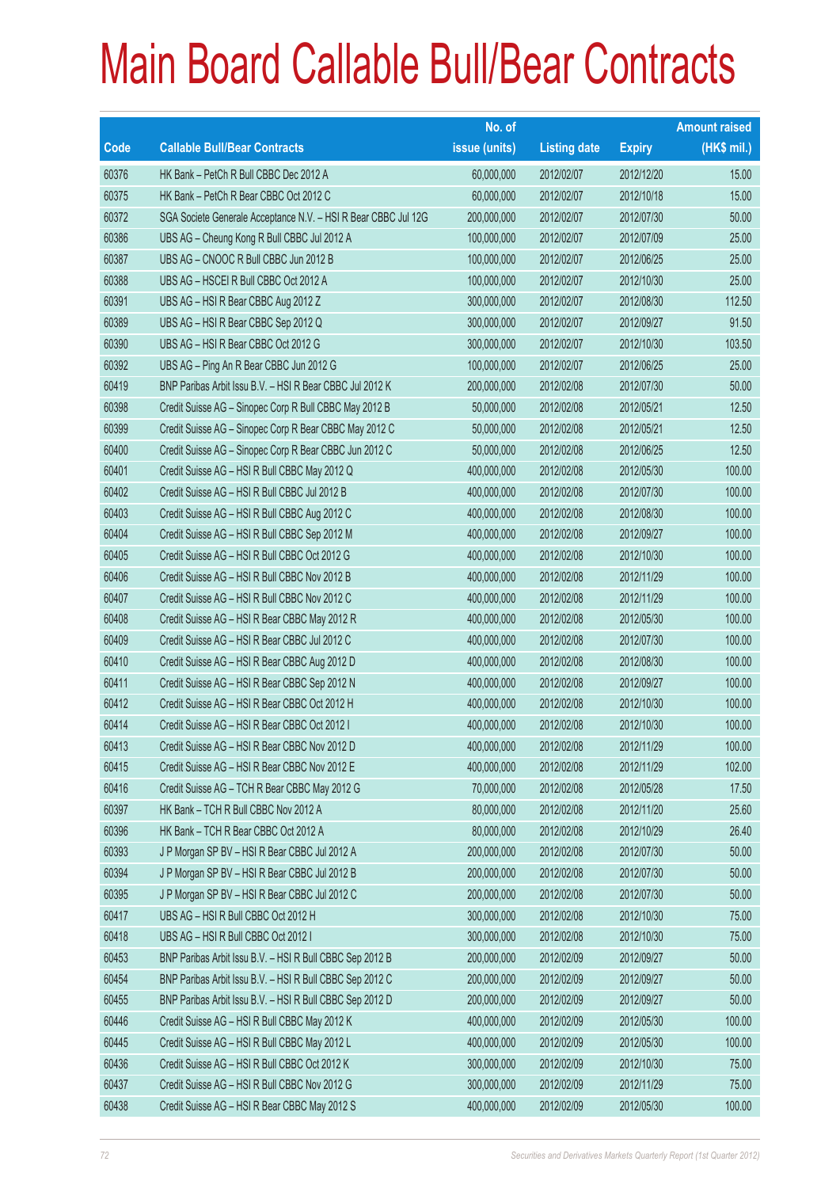# Main Board Callable Bull/Bear Contracts

| Code | Callable Bull/Bear Contracts | No. of issue (units) | Listing date | Expiry | Amount raised (HK$ mil.) |
|---|---|---|---|---|---|
| 60376 | HK Bank – PetCh R Bull CBBC Dec 2012 A | 60,000,000 | 2012/02/07 | 2012/12/20 | 15.00 |
| 60375 | HK Bank – PetCh R Bear CBBC Oct 2012 C | 60,000,000 | 2012/02/07 | 2012/10/18 | 15.00 |
| 60372 | SGA Societe Generale Acceptance N.V. – HSI R Bear CBBC Jul 12G | 200,000,000 | 2012/02/07 | 2012/07/30 | 50.00 |
| 60386 | UBS AG – Cheung Kong R Bull CBBC Jul 2012 A | 100,000,000 | 2012/02/07 | 2012/07/09 | 25.00 |
| 60387 | UBS AG – CNOOC R Bull CBBC Jun 2012 B | 100,000,000 | 2012/02/07 | 2012/06/25 | 25.00 |
| 60388 | UBS AG – HSCEI R Bull CBBC Oct 2012 A | 100,000,000 | 2012/02/07 | 2012/10/30 | 25.00 |
| 60391 | UBS AG – HSI R Bear CBBC Aug 2012 Z | 300,000,000 | 2012/02/07 | 2012/08/30 | 112.50 |
| 60389 | UBS AG – HSI R Bear CBBC Sep 2012 Q | 300,000,000 | 2012/02/07 | 2012/09/27 | 91.50 |
| 60390 | UBS AG – HSI R Bear CBBC Oct 2012 G | 300,000,000 | 2012/02/07 | 2012/10/30 | 103.50 |
| 60392 | UBS AG – Ping An R Bear CBBC Jun 2012 G | 100,000,000 | 2012/02/07 | 2012/06/25 | 25.00 |
| 60419 | BNP Paribas Arbit Issu B.V. – HSI R Bear CBBC Jul 2012 K | 200,000,000 | 2012/02/08 | 2012/07/30 | 50.00 |
| 60398 | Credit Suisse AG – Sinopec Corp R Bull CBBC May 2012 B | 50,000,000 | 2012/02/08 | 2012/05/21 | 12.50 |
| 60399 | Credit Suisse AG – Sinopec Corp R Bear CBBC May 2012 C | 50,000,000 | 2012/02/08 | 2012/05/21 | 12.50 |
| 60400 | Credit Suisse AG – Sinopec Corp R Bear CBBC Jun 2012 C | 50,000,000 | 2012/02/08 | 2012/06/25 | 12.50 |
| 60401 | Credit Suisse AG – HSI R Bull CBBC May 2012 Q | 400,000,000 | 2012/02/08 | 2012/05/30 | 100.00 |
| 60402 | Credit Suisse AG – HSI R Bull CBBC Jul 2012 B | 400,000,000 | 2012/02/08 | 2012/07/30 | 100.00 |
| 60403 | Credit Suisse AG – HSI R Bull CBBC Aug 2012 C | 400,000,000 | 2012/02/08 | 2012/08/30 | 100.00 |
| 60404 | Credit Suisse AG – HSI R Bull CBBC Sep 2012 M | 400,000,000 | 2012/02/08 | 2012/09/27 | 100.00 |
| 60405 | Credit Suisse AG – HSI R Bull CBBC Oct 2012 G | 400,000,000 | 2012/02/08 | 2012/10/30 | 100.00 |
| 60406 | Credit Suisse AG – HSI R Bull CBBC Nov 2012 B | 400,000,000 | 2012/02/08 | 2012/11/29 | 100.00 |
| 60407 | Credit Suisse AG – HSI R Bull CBBC Nov 2012 C | 400,000,000 | 2012/02/08 | 2012/11/29 | 100.00 |
| 60408 | Credit Suisse AG – HSI R Bear CBBC May 2012 R | 400,000,000 | 2012/02/08 | 2012/05/30 | 100.00 |
| 60409 | Credit Suisse AG – HSI R Bear CBBC Jul 2012 C | 400,000,000 | 2012/02/08 | 2012/07/30 | 100.00 |
| 60410 | Credit Suisse AG – HSI R Bear CBBC Aug 2012 D | 400,000,000 | 2012/02/08 | 2012/08/30 | 100.00 |
| 60411 | Credit Suisse AG – HSI R Bear CBBC Sep 2012 N | 400,000,000 | 2012/02/08 | 2012/09/27 | 100.00 |
| 60412 | Credit Suisse AG – HSI R Bear CBBC Oct 2012 H | 400,000,000 | 2012/02/08 | 2012/10/30 | 100.00 |
| 60414 | Credit Suisse AG – HSI R Bear CBBC Oct 2012 I | 400,000,000 | 2012/02/08 | 2012/10/30 | 100.00 |
| 60413 | Credit Suisse AG – HSI R Bear CBBC Nov 2012 D | 400,000,000 | 2012/02/08 | 2012/11/29 | 100.00 |
| 60415 | Credit Suisse AG – HSI R Bear CBBC Nov 2012 E | 400,000,000 | 2012/02/08 | 2012/11/29 | 102.00 |
| 60416 | Credit Suisse AG – TCH R Bear CBBC May 2012 G | 70,000,000 | 2012/02/08 | 2012/05/28 | 17.50 |
| 60397 | HK Bank – TCH R Bull CBBC Nov 2012 A | 80,000,000 | 2012/02/08 | 2012/11/20 | 25.60 |
| 60396 | HK Bank – TCH R Bear CBBC Oct 2012 A | 80,000,000 | 2012/02/08 | 2012/10/29 | 26.40 |
| 60393 | J P Morgan SP BV – HSI R Bear CBBC Jul 2012 A | 200,000,000 | 2012/02/08 | 2012/07/30 | 50.00 |
| 60394 | J P Morgan SP BV – HSI R Bear CBBC Jul 2012 B | 200,000,000 | 2012/02/08 | 2012/07/30 | 50.00 |
| 60395 | J P Morgan SP BV – HSI R Bear CBBC Jul 2012 C | 200,000,000 | 2012/02/08 | 2012/07/30 | 50.00 |
| 60417 | UBS AG – HSI R Bull CBBC Oct 2012 H | 300,000,000 | 2012/02/08 | 2012/10/30 | 75.00 |
| 60418 | UBS AG – HSI R Bull CBBC Oct 2012 I | 300,000,000 | 2012/02/08 | 2012/10/30 | 75.00 |
| 60453 | BNP Paribas Arbit Issu B.V. – HSI R Bull CBBC Sep 2012 B | 200,000,000 | 2012/02/09 | 2012/09/27 | 50.00 |
| 60454 | BNP Paribas Arbit Issu B.V. – HSI R Bull CBBC Sep 2012 C | 200,000,000 | 2012/02/09 | 2012/09/27 | 50.00 |
| 60455 | BNP Paribas Arbit Issu B.V. – HSI R Bull CBBC Sep 2012 D | 200,000,000 | 2012/02/09 | 2012/09/27 | 50.00 |
| 60446 | Credit Suisse AG – HSI R Bull CBBC May 2012 K | 400,000,000 | 2012/02/09 | 2012/05/30 | 100.00 |
| 60445 | Credit Suisse AG – HSI R Bull CBBC May 2012 L | 400,000,000 | 2012/02/09 | 2012/05/30 | 100.00 |
| 60436 | Credit Suisse AG – HSI R Bull CBBC Oct 2012 K | 300,000,000 | 2012/02/09 | 2012/10/30 | 75.00 |
| 60437 | Credit Suisse AG – HSI R Bull CBBC Nov 2012 G | 300,000,000 | 2012/02/09 | 2012/11/29 | 75.00 |
| 60438 | Credit Suisse AG – HSI R Bear CBBC May 2012 S | 400,000,000 | 2012/02/09 | 2012/05/30 | 100.00 |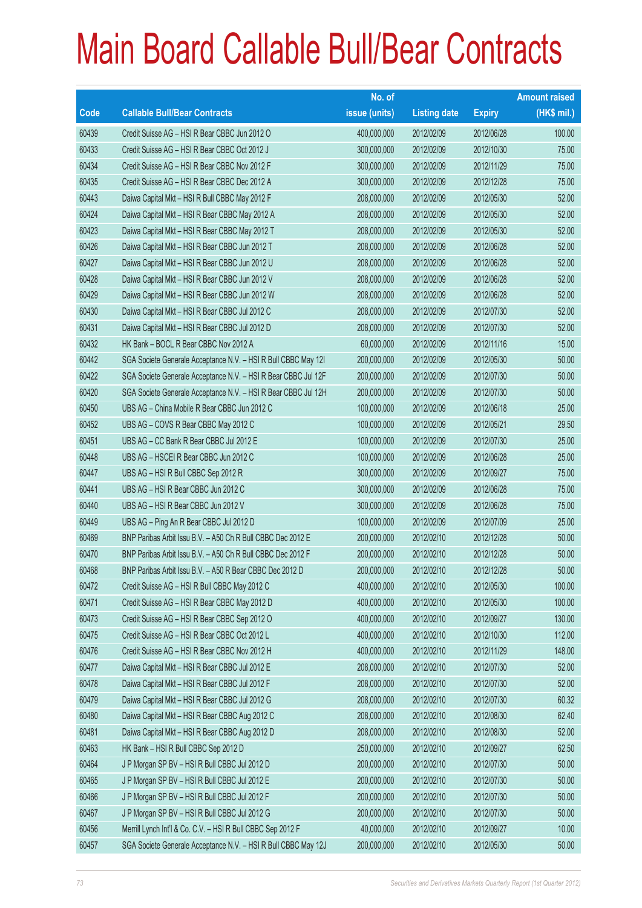# Main Board Callable Bull/Bear Contracts

| Code | Callable Bull/Bear Contracts | No. of issue (units) | Listing date | Expiry | Amount raised (HK$ mil.) |
|---|---|---|---|---|---|
| 60439 | Credit Suisse AG – HSI R Bear CBBC Jun 2012 O | 400,000,000 | 2012/02/09 | 2012/06/28 | 100.00 |
| 60433 | Credit Suisse AG – HSI R Bear CBBC Oct 2012 J | 300,000,000 | 2012/02/09 | 2012/10/30 | 75.00 |
| 60434 | Credit Suisse AG – HSI R Bear CBBC Nov 2012 F | 300,000,000 | 2012/02/09 | 2012/11/29 | 75.00 |
| 60435 | Credit Suisse AG – HSI R Bear CBBC Dec 2012 A | 300,000,000 | 2012/02/09 | 2012/12/28 | 75.00 |
| 60443 | Daiwa Capital Mkt – HSI R Bull CBBC May 2012 F | 208,000,000 | 2012/02/09 | 2012/05/30 | 52.00 |
| 60424 | Daiwa Capital Mkt – HSI R Bear CBBC May 2012 A | 208,000,000 | 2012/02/09 | 2012/05/30 | 52.00 |
| 60423 | Daiwa Capital Mkt – HSI R Bear CBBC May 2012 T | 208,000,000 | 2012/02/09 | 2012/05/30 | 52.00 |
| 60426 | Daiwa Capital Mkt – HSI R Bear CBBC Jun 2012 T | 208,000,000 | 2012/02/09 | 2012/06/28 | 52.00 |
| 60427 | Daiwa Capital Mkt – HSI R Bear CBBC Jun 2012 U | 208,000,000 | 2012/02/09 | 2012/06/28 | 52.00 |
| 60428 | Daiwa Capital Mkt – HSI R Bear CBBC Jun 2012 V | 208,000,000 | 2012/02/09 | 2012/06/28 | 52.00 |
| 60429 | Daiwa Capital Mkt – HSI R Bear CBBC Jun 2012 W | 208,000,000 | 2012/02/09 | 2012/06/28 | 52.00 |
| 60430 | Daiwa Capital Mkt – HSI R Bear CBBC Jul 2012 C | 208,000,000 | 2012/02/09 | 2012/07/30 | 52.00 |
| 60431 | Daiwa Capital Mkt – HSI R Bear CBBC Jul 2012 D | 208,000,000 | 2012/02/09 | 2012/07/30 | 52.00 |
| 60432 | HK Bank – BOCL R Bear CBBC Nov 2012 A | 60,000,000 | 2012/02/09 | 2012/11/16 | 15.00 |
| 60442 | SGA Societe Generale Acceptance N.V. – HSI R Bull CBBC May 12I | 200,000,000 | 2012/02/09 | 2012/05/30 | 50.00 |
| 60422 | SGA Societe Generale Acceptance N.V. – HSI R Bear CBBC Jul 12F | 200,000,000 | 2012/02/09 | 2012/07/30 | 50.00 |
| 60420 | SGA Societe Generale Acceptance N.V. – HSI R Bear CBBC Jul 12H | 200,000,000 | 2012/02/09 | 2012/07/30 | 50.00 |
| 60450 | UBS AG – China Mobile R Bear CBBC Jun 2012 C | 100,000,000 | 2012/02/09 | 2012/06/18 | 25.00 |
| 60452 | UBS AG – COVS R Bear CBBC May 2012 C | 100,000,000 | 2012/02/09 | 2012/05/21 | 29.50 |
| 60451 | UBS AG – CC Bank R Bear CBBC Jul 2012 E | 100,000,000 | 2012/02/09 | 2012/07/30 | 25.00 |
| 60448 | UBS AG – HSCEI R Bear CBBC Jun 2012 C | 100,000,000 | 2012/02/09 | 2012/06/28 | 25.00 |
| 60447 | UBS AG – HSI R Bull CBBC Sep 2012 R | 300,000,000 | 2012/02/09 | 2012/09/27 | 75.00 |
| 60441 | UBS AG – HSI R Bear CBBC Jun 2012 C | 300,000,000 | 2012/02/09 | 2012/06/28 | 75.00 |
| 60440 | UBS AG – HSI R Bear CBBC Jun 2012 V | 300,000,000 | 2012/02/09 | 2012/06/28 | 75.00 |
| 60449 | UBS AG – Ping An R Bear CBBC Jul 2012 D | 100,000,000 | 2012/02/09 | 2012/07/09 | 25.00 |
| 60469 | BNP Paribas Arbit Issu B.V. – A50 Ch R Bull CBBC Dec 2012 E | 200,000,000 | 2012/02/10 | 2012/12/28 | 50.00 |
| 60470 | BNP Paribas Arbit Issu B.V. – A50 Ch R Bull CBBC Dec 2012 F | 200,000,000 | 2012/02/10 | 2012/12/28 | 50.00 |
| 60468 | BNP Paribas Arbit Issu B.V. – A50 R Bear CBBC Dec 2012 D | 200,000,000 | 2012/02/10 | 2012/12/28 | 50.00 |
| 60472 | Credit Suisse AG – HSI R Bull CBBC May 2012 C | 400,000,000 | 2012/02/10 | 2012/05/30 | 100.00 |
| 60471 | Credit Suisse AG – HSI R Bear CBBC May 2012 D | 400,000,000 | 2012/02/10 | 2012/05/30 | 100.00 |
| 60473 | Credit Suisse AG – HSI R Bear CBBC Sep 2012 O | 400,000,000 | 2012/02/10 | 2012/09/27 | 130.00 |
| 60475 | Credit Suisse AG – HSI R Bear CBBC Oct 2012 L | 400,000,000 | 2012/02/10 | 2012/10/30 | 112.00 |
| 60476 | Credit Suisse AG – HSI R Bear CBBC Nov 2012 H | 400,000,000 | 2012/02/10 | 2012/11/29 | 148.00 |
| 60477 | Daiwa Capital Mkt – HSI R Bear CBBC Jul 2012 E | 208,000,000 | 2012/02/10 | 2012/07/30 | 52.00 |
| 60478 | Daiwa Capital Mkt – HSI R Bear CBBC Jul 2012 F | 208,000,000 | 2012/02/10 | 2012/07/30 | 52.00 |
| 60479 | Daiwa Capital Mkt – HSI R Bear CBBC Jul 2012 G | 208,000,000 | 2012/02/10 | 2012/07/30 | 60.32 |
| 60480 | Daiwa Capital Mkt – HSI R Bear CBBC Aug 2012 C | 208,000,000 | 2012/02/10 | 2012/08/30 | 62.40 |
| 60481 | Daiwa Capital Mkt – HSI R Bear CBBC Aug 2012 D | 208,000,000 | 2012/02/10 | 2012/08/30 | 52.00 |
| 60463 | HK Bank – HSI R Bull CBBC Sep 2012 D | 250,000,000 | 2012/02/10 | 2012/09/27 | 62.50 |
| 60464 | J P Morgan SP BV – HSI R Bull CBBC Jul 2012 D | 200,000,000 | 2012/02/10 | 2012/07/30 | 50.00 |
| 60465 | J P Morgan SP BV – HSI R Bull CBBC Jul 2012 E | 200,000,000 | 2012/02/10 | 2012/07/30 | 50.00 |
| 60466 | J P Morgan SP BV – HSI R Bull CBBC Jul 2012 F | 200,000,000 | 2012/02/10 | 2012/07/30 | 50.00 |
| 60467 | J P Morgan SP BV – HSI R Bull CBBC Jul 2012 G | 200,000,000 | 2012/02/10 | 2012/07/30 | 50.00 |
| 60456 | Merrill Lynch Int'l & Co. C.V. – HSI R Bull CBBC Sep 2012 F | 40,000,000 | 2012/02/10 | 2012/09/27 | 10.00 |
| 60457 | SGA Societe Generale Acceptance N.V. – HSI R Bull CBBC May 12J | 200,000,000 | 2012/02/10 | 2012/05/30 | 50.00 |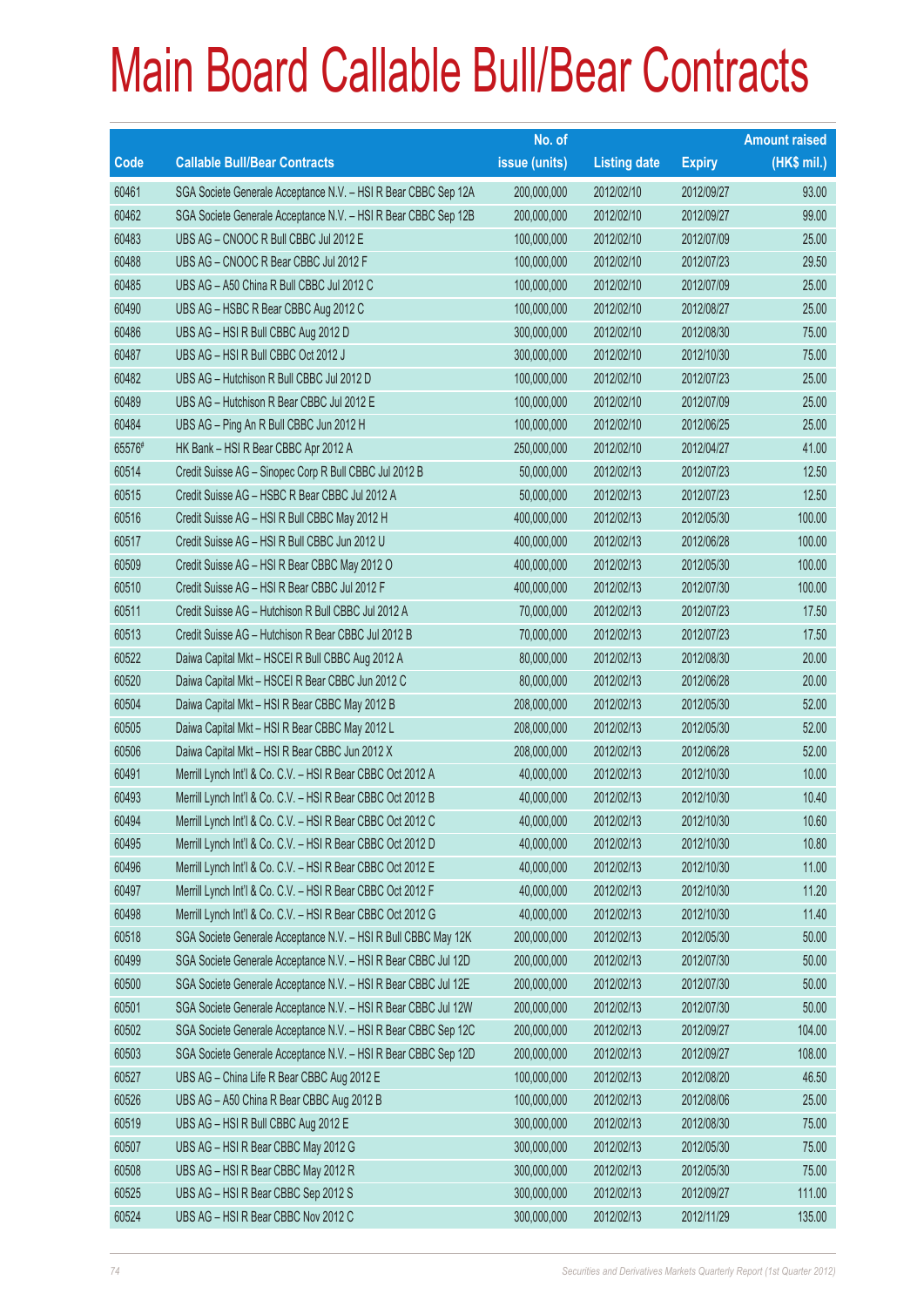# Main Board Callable Bull/Bear Contracts

| Code | Callable Bull/Bear Contracts | No. of issue (units) | Listing date | Expiry | Amount raised (HK$ mil.) |
|---|---|---|---|---|---|
| 60461 | SGA Societe Generale Acceptance N.V. – HSI R Bear CBBC Sep 12A | 200,000,000 | 2012/02/10 | 2012/09/27 | 93.00 |
| 60462 | SGA Societe Generale Acceptance N.V. – HSI R Bear CBBC Sep 12B | 200,000,000 | 2012/02/10 | 2012/09/27 | 99.00 |
| 60483 | UBS AG – CNOOC R Bull CBBC Jul 2012 E | 100,000,000 | 2012/02/10 | 2012/07/09 | 25.00 |
| 60488 | UBS AG – CNOOC R Bear CBBC Jul 2012 F | 100,000,000 | 2012/02/10 | 2012/07/23 | 29.50 |
| 60485 | UBS AG – A50 China R Bull CBBC Jul 2012 C | 100,000,000 | 2012/02/10 | 2012/07/09 | 25.00 |
| 60490 | UBS AG – HSBC R Bear CBBC Aug 2012 C | 100,000,000 | 2012/02/10 | 2012/08/27 | 25.00 |
| 60486 | UBS AG – HSI R Bull CBBC Aug 2012 D | 300,000,000 | 2012/02/10 | 2012/08/30 | 75.00 |
| 60487 | UBS AG – HSI R Bull CBBC Oct 2012 J | 300,000,000 | 2012/02/10 | 2012/10/30 | 75.00 |
| 60482 | UBS AG – Hutchison R Bull CBBC Jul 2012 D | 100,000,000 | 2012/02/10 | 2012/07/23 | 25.00 |
| 60489 | UBS AG – Hutchison R Bear CBBC Jul 2012 E | 100,000,000 | 2012/02/10 | 2012/07/09 | 25.00 |
| 60484 | UBS AG – Ping An R Bull CBBC Jun 2012 H | 100,000,000 | 2012/02/10 | 2012/06/25 | 25.00 |
| 65576# | HK Bank – HSI R Bear CBBC Apr 2012 A | 250,000,000 | 2012/02/10 | 2012/04/27 | 41.00 |
| 60514 | Credit Suisse AG – Sinopec Corp R Bull CBBC Jul 2012 B | 50,000,000 | 2012/02/13 | 2012/07/23 | 12.50 |
| 60515 | Credit Suisse AG – HSBC R Bear CBBC Jul 2012 A | 50,000,000 | 2012/02/13 | 2012/07/23 | 12.50 |
| 60516 | Credit Suisse AG – HSI R Bull CBBC May 2012 H | 400,000,000 | 2012/02/13 | 2012/05/30 | 100.00 |
| 60517 | Credit Suisse AG – HSI R Bull CBBC Jun 2012 U | 400,000,000 | 2012/02/13 | 2012/06/28 | 100.00 |
| 60509 | Credit Suisse AG – HSI R Bear CBBC May 2012 O | 400,000,000 | 2012/02/13 | 2012/05/30 | 100.00 |
| 60510 | Credit Suisse AG – HSI R Bear CBBC Jul 2012 F | 400,000,000 | 2012/02/13 | 2012/07/30 | 100.00 |
| 60511 | Credit Suisse AG – Hutchison R Bull CBBC Jul 2012 A | 70,000,000 | 2012/02/13 | 2012/07/23 | 17.50 |
| 60513 | Credit Suisse AG – Hutchison R Bear CBBC Jul 2012 B | 70,000,000 | 2012/02/13 | 2012/07/23 | 17.50 |
| 60522 | Daiwa Capital Mkt – HSCEI R Bull CBBC Aug 2012 A | 80,000,000 | 2012/02/13 | 2012/08/30 | 20.00 |
| 60520 | Daiwa Capital Mkt – HSCEI R Bear CBBC Jun 2012 C | 80,000,000 | 2012/02/13 | 2012/06/28 | 20.00 |
| 60504 | Daiwa Capital Mkt – HSI R Bear CBBC May 2012 B | 208,000,000 | 2012/02/13 | 2012/05/30 | 52.00 |
| 60505 | Daiwa Capital Mkt – HSI R Bear CBBC May 2012 L | 208,000,000 | 2012/02/13 | 2012/05/30 | 52.00 |
| 60506 | Daiwa Capital Mkt – HSI R Bear CBBC Jun 2012 X | 208,000,000 | 2012/02/13 | 2012/06/28 | 52.00 |
| 60491 | Merrill Lynch Int'l & Co. C.V. – HSI R Bear CBBC Oct 2012 A | 40,000,000 | 2012/02/13 | 2012/10/30 | 10.00 |
| 60493 | Merrill Lynch Int'l & Co. C.V. – HSI R Bear CBBC Oct 2012 B | 40,000,000 | 2012/02/13 | 2012/10/30 | 10.40 |
| 60494 | Merrill Lynch Int'l & Co. C.V. – HSI R Bear CBBC Oct 2012 C | 40,000,000 | 2012/02/13 | 2012/10/30 | 10.60 |
| 60495 | Merrill Lynch Int'l & Co. C.V. – HSI R Bear CBBC Oct 2012 D | 40,000,000 | 2012/02/13 | 2012/10/30 | 10.80 |
| 60496 | Merrill Lynch Int'l & Co. C.V. – HSI R Bear CBBC Oct 2012 E | 40,000,000 | 2012/02/13 | 2012/10/30 | 11.00 |
| 60497 | Merrill Lynch Int'l & Co. C.V. – HSI R Bear CBBC Oct 2012 F | 40,000,000 | 2012/02/13 | 2012/10/30 | 11.20 |
| 60498 | Merrill Lynch Int'l & Co. C.V. – HSI R Bear CBBC Oct 2012 G | 40,000,000 | 2012/02/13 | 2012/10/30 | 11.40 |
| 60518 | SGA Societe Generale Acceptance N.V. – HSI R Bull CBBC May 12K | 200,000,000 | 2012/02/13 | 2012/05/30 | 50.00 |
| 60499 | SGA Societe Generale Acceptance N.V. – HSI R Bear CBBC Jul 12D | 200,000,000 | 2012/02/13 | 2012/07/30 | 50.00 |
| 60500 | SGA Societe Generale Acceptance N.V. – HSI R Bear CBBC Jul 12E | 200,000,000 | 2012/02/13 | 2012/07/30 | 50.00 |
| 60501 | SGA Societe Generale Acceptance N.V. – HSI R Bear CBBC Jul 12W | 200,000,000 | 2012/02/13 | 2012/07/30 | 50.00 |
| 60502 | SGA Societe Generale Acceptance N.V. – HSI R Bear CBBC Sep 12C | 200,000,000 | 2012/02/13 | 2012/09/27 | 104.00 |
| 60503 | SGA Societe Generale Acceptance N.V. – HSI R Bear CBBC Sep 12D | 200,000,000 | 2012/02/13 | 2012/09/27 | 108.00 |
| 60527 | UBS AG – China Life R Bear CBBC Aug 2012 E | 100,000,000 | 2012/02/13 | 2012/08/20 | 46.50 |
| 60526 | UBS AG – A50 China R Bear CBBC Aug 2012 B | 100,000,000 | 2012/02/13 | 2012/08/06 | 25.00 |
| 60519 | UBS AG – HSI R Bull CBBC Aug 2012 E | 300,000,000 | 2012/02/13 | 2012/08/30 | 75.00 |
| 60507 | UBS AG – HSI R Bear CBBC May 2012 G | 300,000,000 | 2012/02/13 | 2012/05/30 | 75.00 |
| 60508 | UBS AG – HSI R Bear CBBC May 2012 R | 300,000,000 | 2012/02/13 | 2012/05/30 | 75.00 |
| 60525 | UBS AG – HSI R Bear CBBC Sep 2012 S | 300,000,000 | 2012/02/13 | 2012/09/27 | 111.00 |
| 60524 | UBS AG – HSI R Bear CBBC Nov 2012 C | 300,000,000 | 2012/02/13 | 2012/11/29 | 135.00 |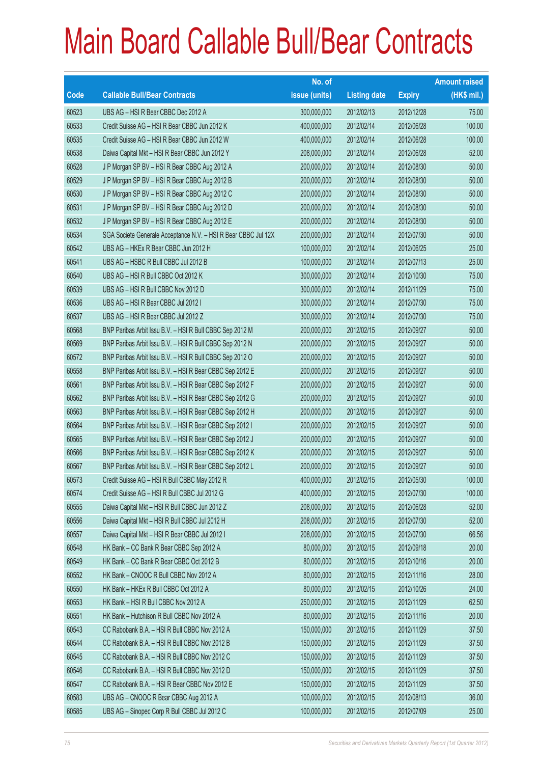# Main Board Callable Bull/Bear Contracts

| Code | Callable Bull/Bear Contracts | No. of issue (units) | Listing date | Expiry | Amount raised (HK$ mil.) |
|---|---|---|---|---|---|
| 60523 | UBS AG – HSI R Bear CBBC Dec 2012 A | 300,000,000 | 2012/02/13 | 2012/12/28 | 75.00 |
| 60533 | Credit Suisse AG – HSI R Bear CBBC Jun 2012 K | 400,000,000 | 2012/02/14 | 2012/06/28 | 100.00 |
| 60535 | Credit Suisse AG – HSI R Bear CBBC Jun 2012 W | 400,000,000 | 2012/02/14 | 2012/06/28 | 100.00 |
| 60538 | Daiwa Capital Mkt – HSI R Bear CBBC Jun 2012 Y | 208,000,000 | 2012/02/14 | 2012/06/28 | 52.00 |
| 60528 | J P Morgan SP BV – HSI R Bear CBBC Aug 2012 A | 200,000,000 | 2012/02/14 | 2012/08/30 | 50.00 |
| 60529 | J P Morgan SP BV – HSI R Bear CBBC Aug 2012 B | 200,000,000 | 2012/02/14 | 2012/08/30 | 50.00 |
| 60530 | J P Morgan SP BV – HSI R Bear CBBC Aug 2012 C | 200,000,000 | 2012/02/14 | 2012/08/30 | 50.00 |
| 60531 | J P Morgan SP BV – HSI R Bear CBBC Aug 2012 D | 200,000,000 | 2012/02/14 | 2012/08/30 | 50.00 |
| 60532 | J P Morgan SP BV – HSI R Bear CBBC Aug 2012 E | 200,000,000 | 2012/02/14 | 2012/08/30 | 50.00 |
| 60534 | SGA Societe Generale Acceptance N.V. – HSI R Bear CBBC Jul 12X | 200,000,000 | 2012/02/14 | 2012/07/30 | 50.00 |
| 60542 | UBS AG – HKEx R Bear CBBC Jun 2012 H | 100,000,000 | 2012/02/14 | 2012/06/25 | 25.00 |
| 60541 | UBS AG – HSBC R Bull CBBC Jul 2012 B | 100,000,000 | 2012/02/14 | 2012/07/13 | 25.00 |
| 60540 | UBS AG – HSI R Bull CBBC Oct 2012 K | 300,000,000 | 2012/02/14 | 2012/10/30 | 75.00 |
| 60539 | UBS AG – HSI R Bull CBBC Nov 2012 D | 300,000,000 | 2012/02/14 | 2012/11/29 | 75.00 |
| 60536 | UBS AG – HSI R Bear CBBC Jul 2012 I | 300,000,000 | 2012/02/14 | 2012/07/30 | 75.00 |
| 60537 | UBS AG – HSI R Bear CBBC Jul 2012 Z | 300,000,000 | 2012/02/14 | 2012/07/30 | 75.00 |
| 60568 | BNP Paribas Arbit Issu B.V. – HSI R Bull CBBC Sep 2012 M | 200,000,000 | 2012/02/15 | 2012/09/27 | 50.00 |
| 60569 | BNP Paribas Arbit Issu B.V. – HSI R Bull CBBC Sep 2012 N | 200,000,000 | 2012/02/15 | 2012/09/27 | 50.00 |
| 60572 | BNP Paribas Arbit Issu B.V. – HSI R Bull CBBC Sep 2012 O | 200,000,000 | 2012/02/15 | 2012/09/27 | 50.00 |
| 60558 | BNP Paribas Arbit Issu B.V. – HSI R Bear CBBC Sep 2012 E | 200,000,000 | 2012/02/15 | 2012/09/27 | 50.00 |
| 60561 | BNP Paribas Arbit Issu B.V. – HSI R Bear CBBC Sep 2012 F | 200,000,000 | 2012/02/15 | 2012/09/27 | 50.00 |
| 60562 | BNP Paribas Arbit Issu B.V. – HSI R Bear CBBC Sep 2012 G | 200,000,000 | 2012/02/15 | 2012/09/27 | 50.00 |
| 60563 | BNP Paribas Arbit Issu B.V. – HSI R Bear CBBC Sep 2012 H | 200,000,000 | 2012/02/15 | 2012/09/27 | 50.00 |
| 60564 | BNP Paribas Arbit Issu B.V. – HSI R Bear CBBC Sep 2012 I | 200,000,000 | 2012/02/15 | 2012/09/27 | 50.00 |
| 60565 | BNP Paribas Arbit Issu B.V. – HSI R Bear CBBC Sep 2012 J | 200,000,000 | 2012/02/15 | 2012/09/27 | 50.00 |
| 60566 | BNP Paribas Arbit Issu B.V. – HSI R Bear CBBC Sep 2012 K | 200,000,000 | 2012/02/15 | 2012/09/27 | 50.00 |
| 60567 | BNP Paribas Arbit Issu B.V. – HSI R Bear CBBC Sep 2012 L | 200,000,000 | 2012/02/15 | 2012/09/27 | 50.00 |
| 60573 | Credit Suisse AG – HSI R Bull CBBC May 2012 R | 400,000,000 | 2012/02/15 | 2012/05/30 | 100.00 |
| 60574 | Credit Suisse AG – HSI R Bull CBBC Jul 2012 G | 400,000,000 | 2012/02/15 | 2012/07/30 | 100.00 |
| 60555 | Daiwa Capital Mkt – HSI R Bull CBBC Jun 2012 Z | 208,000,000 | 2012/02/15 | 2012/06/28 | 52.00 |
| 60556 | Daiwa Capital Mkt – HSI R Bull CBBC Jul 2012 H | 208,000,000 | 2012/02/15 | 2012/07/30 | 52.00 |
| 60557 | Daiwa Capital Mkt – HSI R Bear CBBC Jul 2012 I | 208,000,000 | 2012/02/15 | 2012/07/30 | 66.56 |
| 60548 | HK Bank – CC Bank R Bear CBBC Sep 2012 A | 80,000,000 | 2012/02/15 | 2012/09/18 | 20.00 |
| 60549 | HK Bank – CC Bank R Bear CBBC Oct 2012 B | 80,000,000 | 2012/02/15 | 2012/10/16 | 20.00 |
| 60552 | HK Bank – CNOOC R Bull CBBC Nov 2012 A | 80,000,000 | 2012/02/15 | 2012/11/16 | 28.00 |
| 60550 | HK Bank – HKEx R Bull CBBC Oct 2012 A | 80,000,000 | 2012/02/15 | 2012/10/26 | 24.00 |
| 60553 | HK Bank – HSI R Bull CBBC Nov 2012 A | 250,000,000 | 2012/02/15 | 2012/11/29 | 62.50 |
| 60551 | HK Bank – Hutchison R Bull CBBC Nov 2012 A | 80,000,000 | 2012/02/15 | 2012/11/16 | 20.00 |
| 60543 | CC Rabobank B.A. – HSI R Bull CBBC Nov 2012 A | 150,000,000 | 2012/02/15 | 2012/11/29 | 37.50 |
| 60544 | CC Rabobank B.A. – HSI R Bull CBBC Nov 2012 B | 150,000,000 | 2012/02/15 | 2012/11/29 | 37.50 |
| 60545 | CC Rabobank B.A. – HSI R Bull CBBC Nov 2012 C | 150,000,000 | 2012/02/15 | 2012/11/29 | 37.50 |
| 60546 | CC Rabobank B.A. – HSI R Bull CBBC Nov 2012 D | 150,000,000 | 2012/02/15 | 2012/11/29 | 37.50 |
| 60547 | CC Rabobank B.A. – HSI R Bear CBBC Nov 2012 E | 150,000,000 | 2012/02/15 | 2012/11/29 | 37.50 |
| 60583 | UBS AG – CNOOC R Bear CBBC Aug 2012 A | 100,000,000 | 2012/02/15 | 2012/08/13 | 36.00 |
| 60585 | UBS AG – Sinopec Corp R Bull CBBC Jul 2012 C | 100,000,000 | 2012/02/15 | 2012/07/09 | 25.00 |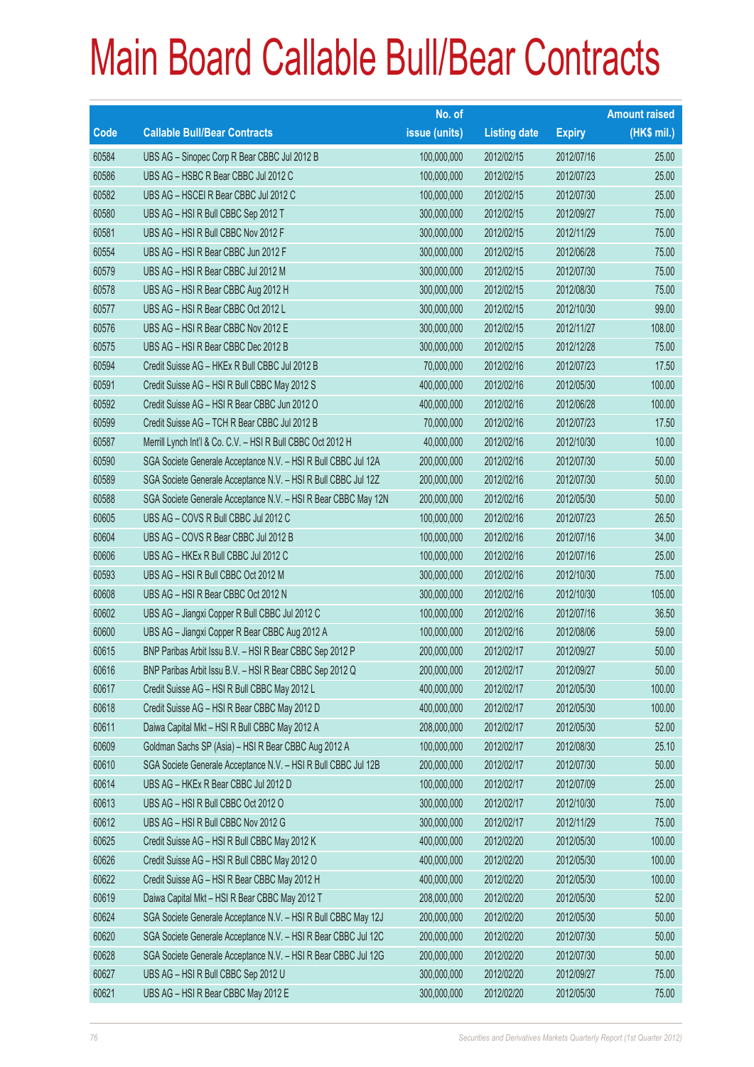# Main Board Callable Bull/Bear Contracts

| Code | Callable Bull/Bear Contracts | No. of issue (units) | Listing date | Expiry | Amount raised (HK$ mil.) |
|---|---|---|---|---|---|
| 60584 | UBS AG – Sinopec Corp R Bear CBBC Jul 2012 B | 100,000,000 | 2012/02/15 | 2012/07/16 | 25.00 |
| 60586 | UBS AG – HSBC R Bear CBBC Jul 2012 C | 100,000,000 | 2012/02/15 | 2012/07/23 | 25.00 |
| 60582 | UBS AG – HSCEI R Bear CBBC Jul 2012 C | 100,000,000 | 2012/02/15 | 2012/07/30 | 25.00 |
| 60580 | UBS AG – HSI R Bull CBBC Sep 2012 T | 300,000,000 | 2012/02/15 | 2012/09/27 | 75.00 |
| 60581 | UBS AG – HSI R Bull CBBC Nov 2012 F | 300,000,000 | 2012/02/15 | 2012/11/29 | 75.00 |
| 60554 | UBS AG – HSI R Bear CBBC Jun 2012 F | 300,000,000 | 2012/02/15 | 2012/06/28 | 75.00 |
| 60579 | UBS AG – HSI R Bear CBBC Jul 2012 M | 300,000,000 | 2012/02/15 | 2012/07/30 | 75.00 |
| 60578 | UBS AG – HSI R Bear CBBC Aug 2012 H | 300,000,000 | 2012/02/15 | 2012/08/30 | 75.00 |
| 60577 | UBS AG – HSI R Bear CBBC Oct 2012 L | 300,000,000 | 2012/02/15 | 2012/10/30 | 99.00 |
| 60576 | UBS AG – HSI R Bear CBBC Nov 2012 E | 300,000,000 | 2012/02/15 | 2012/11/27 | 108.00 |
| 60575 | UBS AG – HSI R Bear CBBC Dec 2012 B | 300,000,000 | 2012/02/15 | 2012/12/28 | 75.00 |
| 60594 | Credit Suisse AG – HKEx R Bull CBBC Jul 2012 B | 70,000,000 | 2012/02/16 | 2012/07/23 | 17.50 |
| 60591 | Credit Suisse AG – HSI R Bull CBBC May 2012 S | 400,000,000 | 2012/02/16 | 2012/05/30 | 100.00 |
| 60592 | Credit Suisse AG – HSI R Bear CBBC Jun 2012 O | 400,000,000 | 2012/02/16 | 2012/06/28 | 100.00 |
| 60599 | Credit Suisse AG – TCH R Bear CBBC Jul 2012 B | 70,000,000 | 2012/02/16 | 2012/07/23 | 17.50 |
| 60587 | Merrill Lynch Int'l & Co. C.V. – HSI R Bull CBBC Oct 2012 H | 40,000,000 | 2012/02/16 | 2012/10/30 | 10.00 |
| 60590 | SGA Societe Generale Acceptance N.V. – HSI R Bull CBBC Jul 12A | 200,000,000 | 2012/02/16 | 2012/07/30 | 50.00 |
| 60589 | SGA Societe Generale Acceptance N.V. – HSI R Bull CBBC Jul 12Z | 200,000,000 | 2012/02/16 | 2012/07/30 | 50.00 |
| 60588 | SGA Societe Generale Acceptance N.V. – HSI R Bear CBBC May 12N | 200,000,000 | 2012/02/16 | 2012/05/30 | 50.00 |
| 60605 | UBS AG – COVS R Bull CBBC Jul 2012 C | 100,000,000 | 2012/02/16 | 2012/07/23 | 26.50 |
| 60604 | UBS AG – COVS R Bear CBBC Jul 2012 B | 100,000,000 | 2012/02/16 | 2012/07/16 | 34.00 |
| 60606 | UBS AG – HKEx R Bull CBBC Jul 2012 C | 100,000,000 | 2012/02/16 | 2012/07/16 | 25.00 |
| 60593 | UBS AG – HSI R Bull CBBC Oct 2012 M | 300,000,000 | 2012/02/16 | 2012/10/30 | 75.00 |
| 60608 | UBS AG – HSI R Bear CBBC Oct 2012 N | 300,000,000 | 2012/02/16 | 2012/10/30 | 105.00 |
| 60602 | UBS AG – Jiangxi Copper R Bull CBBC Jul 2012 C | 100,000,000 | 2012/02/16 | 2012/07/16 | 36.50 |
| 60600 | UBS AG – Jiangxi Copper R Bear CBBC Aug 2012 A | 100,000,000 | 2012/02/16 | 2012/08/06 | 59.00 |
| 60615 | BNP Paribas Arbit Issu B.V. – HSI R Bear CBBC Sep 2012 P | 200,000,000 | 2012/02/17 | 2012/09/27 | 50.00 |
| 60616 | BNP Paribas Arbit Issu B.V. – HSI R Bear CBBC Sep 2012 Q | 200,000,000 | 2012/02/17 | 2012/09/27 | 50.00 |
| 60617 | Credit Suisse AG – HSI R Bull CBBC May 2012 L | 400,000,000 | 2012/02/17 | 2012/05/30 | 100.00 |
| 60618 | Credit Suisse AG – HSI R Bear CBBC May 2012 D | 400,000,000 | 2012/02/17 | 2012/05/30 | 100.00 |
| 60611 | Daiwa Capital Mkt – HSI R Bull CBBC May 2012 A | 208,000,000 | 2012/02/17 | 2012/05/30 | 52.00 |
| 60609 | Goldman Sachs SP (Asia) – HSI R Bear CBBC Aug 2012 A | 100,000,000 | 2012/02/17 | 2012/08/30 | 25.10 |
| 60610 | SGA Societe Generale Acceptance N.V. – HSI R Bull CBBC Jul 12B | 200,000,000 | 2012/02/17 | 2012/07/30 | 50.00 |
| 60614 | UBS AG – HKEx R Bear CBBC Jul 2012 D | 100,000,000 | 2012/02/17 | 2012/07/09 | 25.00 |
| 60613 | UBS AG – HSI R Bull CBBC Oct 2012 O | 300,000,000 | 2012/02/17 | 2012/10/30 | 75.00 |
| 60612 | UBS AG – HSI R Bull CBBC Nov 2012 G | 300,000,000 | 2012/02/17 | 2012/11/29 | 75.00 |
| 60625 | Credit Suisse AG – HSI R Bull CBBC May 2012 K | 400,000,000 | 2012/02/20 | 2012/05/30 | 100.00 |
| 60626 | Credit Suisse AG – HSI R Bull CBBC May 2012 O | 400,000,000 | 2012/02/20 | 2012/05/30 | 100.00 |
| 60622 | Credit Suisse AG – HSI R Bear CBBC May 2012 H | 400,000,000 | 2012/02/20 | 2012/05/30 | 100.00 |
| 60619 | Daiwa Capital Mkt – HSI R Bear CBBC May 2012 T | 208,000,000 | 2012/02/20 | 2012/05/30 | 52.00 |
| 60624 | SGA Societe Generale Acceptance N.V. – HSI R Bull CBBC May 12J | 200,000,000 | 2012/02/20 | 2012/05/30 | 50.00 |
| 60620 | SGA Societe Generale Acceptance N.V. – HSI R Bear CBBC Jul 12C | 200,000,000 | 2012/02/20 | 2012/07/30 | 50.00 |
| 60628 | SGA Societe Generale Acceptance N.V. – HSI R Bear CBBC Jul 12G | 200,000,000 | 2012/02/20 | 2012/07/30 | 50.00 |
| 60627 | UBS AG – HSI R Bull CBBC Sep 2012 U | 300,000,000 | 2012/02/20 | 2012/09/27 | 75.00 |
| 60621 | UBS AG – HSI R Bear CBBC May 2012 E | 300,000,000 | 2012/02/20 | 2012/05/30 | 75.00 |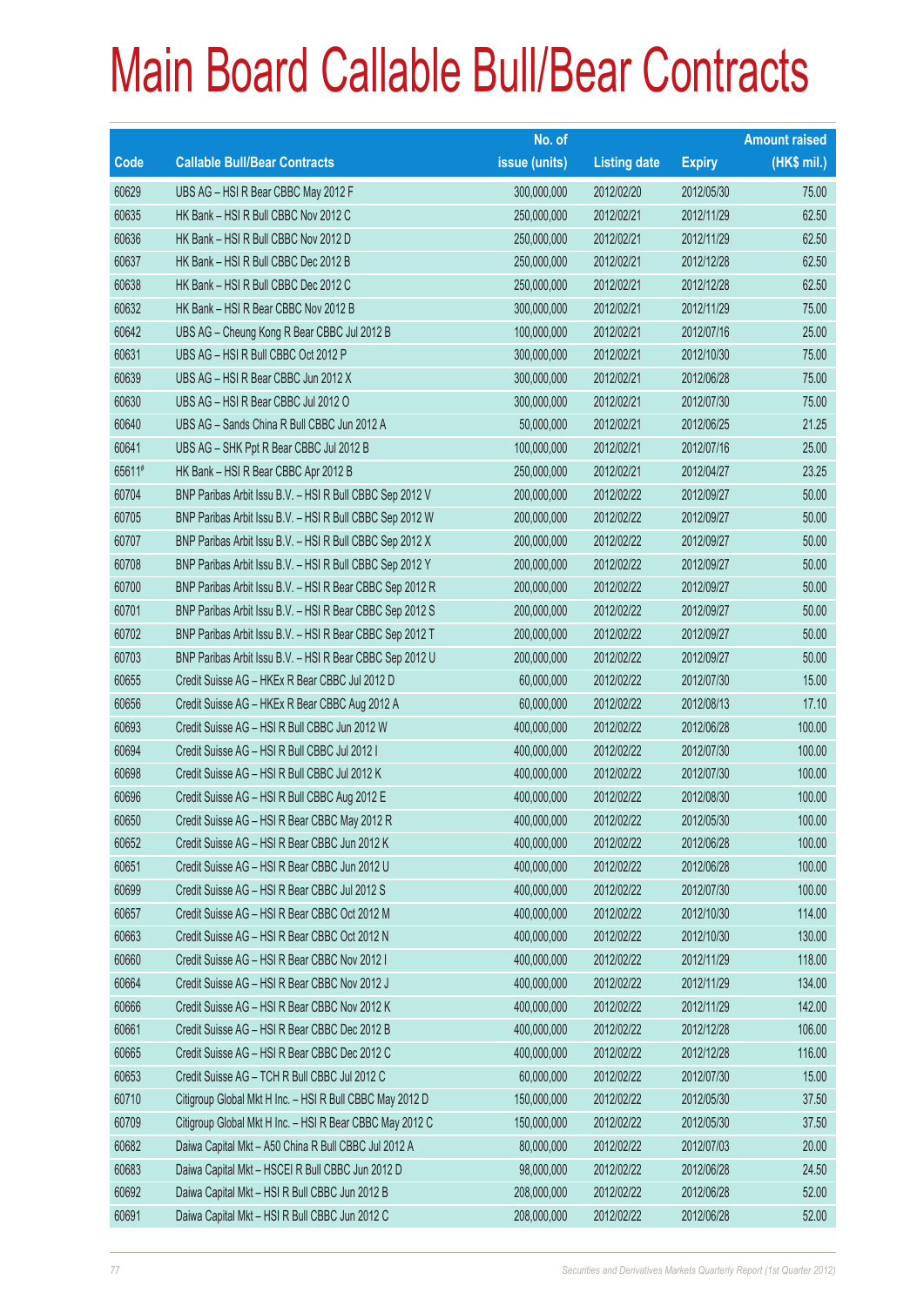# Main Board Callable Bull/Bear Contracts

| Code | Callable Bull/Bear Contracts | No. of issue (units) | Listing date | Expiry | Amount raised (HK$ mil.) |
|---|---|---|---|---|---|
| 60629 | UBS AG – HSI R Bear CBBC May 2012 F | 300,000,000 | 2012/02/20 | 2012/05/30 | 75.00 |
| 60635 | HK Bank – HSI R Bull CBBC Nov 2012 C | 250,000,000 | 2012/02/21 | 2012/11/29 | 62.50 |
| 60636 | HK Bank – HSI R Bull CBBC Nov 2012 D | 250,000,000 | 2012/02/21 | 2012/11/29 | 62.50 |
| 60637 | HK Bank – HSI R Bull CBBC Dec 2012 B | 250,000,000 | 2012/02/21 | 2012/12/28 | 62.50 |
| 60638 | HK Bank – HSI R Bull CBBC Dec 2012 C | 250,000,000 | 2012/02/21 | 2012/12/28 | 62.50 |
| 60632 | HK Bank – HSI R Bear CBBC Nov 2012 B | 300,000,000 | 2012/02/21 | 2012/11/29 | 75.00 |
| 60642 | UBS AG – Cheung Kong R Bear CBBC Jul 2012 B | 100,000,000 | 2012/02/21 | 2012/07/16 | 25.00 |
| 60631 | UBS AG – HSI R Bull CBBC Oct 2012 P | 300,000,000 | 2012/02/21 | 2012/10/30 | 75.00 |
| 60639 | UBS AG – HSI R Bear CBBC Jun 2012 X | 300,000,000 | 2012/02/21 | 2012/06/28 | 75.00 |
| 60630 | UBS AG – HSI R Bear CBBC Jul 2012 O | 300,000,000 | 2012/02/21 | 2012/07/30 | 75.00 |
| 60640 | UBS AG – Sands China R Bull CBBC Jun 2012 A | 50,000,000 | 2012/02/21 | 2012/06/25 | 21.25 |
| 60641 | UBS AG – SHK Ppt R Bear CBBC Jul 2012 B | 100,000,000 | 2012/02/21 | 2012/07/16 | 25.00 |
| 65611# | HK Bank – HSI R Bear CBBC Apr 2012 B | 250,000,000 | 2012/02/21 | 2012/04/27 | 23.25 |
| 60704 | BNP Paribas Arbit Issu B.V. – HSI R Bull CBBC Sep 2012 V | 200,000,000 | 2012/02/22 | 2012/09/27 | 50.00 |
| 60705 | BNP Paribas Arbit Issu B.V. – HSI R Bull CBBC Sep 2012 W | 200,000,000 | 2012/02/22 | 2012/09/27 | 50.00 |
| 60707 | BNP Paribas Arbit Issu B.V. – HSI R Bull CBBC Sep 2012 X | 200,000,000 | 2012/02/22 | 2012/09/27 | 50.00 |
| 60708 | BNP Paribas Arbit Issu B.V. – HSI R Bull CBBC Sep 2012 Y | 200,000,000 | 2012/02/22 | 2012/09/27 | 50.00 |
| 60700 | BNP Paribas Arbit Issu B.V. – HSI R Bear CBBC Sep 2012 R | 200,000,000 | 2012/02/22 | 2012/09/27 | 50.00 |
| 60701 | BNP Paribas Arbit Issu B.V. – HSI R Bear CBBC Sep 2012 S | 200,000,000 | 2012/02/22 | 2012/09/27 | 50.00 |
| 60702 | BNP Paribas Arbit Issu B.V. – HSI R Bear CBBC Sep 2012 T | 200,000,000 | 2012/02/22 | 2012/09/27 | 50.00 |
| 60703 | BNP Paribas Arbit Issu B.V. – HSI R Bear CBBC Sep 2012 U | 200,000,000 | 2012/02/22 | 2012/09/27 | 50.00 |
| 60655 | Credit Suisse AG – HKEx R Bear CBBC Jul 2012 D | 60,000,000 | 2012/02/22 | 2012/07/30 | 15.00 |
| 60656 | Credit Suisse AG – HKEx R Bear CBBC Aug 2012 A | 60,000,000 | 2012/02/22 | 2012/08/13 | 17.10 |
| 60693 | Credit Suisse AG – HSI R Bull CBBC Jun 2012 W | 400,000,000 | 2012/02/22 | 2012/06/28 | 100.00 |
| 60694 | Credit Suisse AG – HSI R Bull CBBC Jul 2012 I | 400,000,000 | 2012/02/22 | 2012/07/30 | 100.00 |
| 60698 | Credit Suisse AG – HSI R Bull CBBC Jul 2012 K | 400,000,000 | 2012/02/22 | 2012/07/30 | 100.00 |
| 60696 | Credit Suisse AG – HSI R Bull CBBC Aug 2012 E | 400,000,000 | 2012/02/22 | 2012/08/30 | 100.00 |
| 60650 | Credit Suisse AG – HSI R Bear CBBC May 2012 R | 400,000,000 | 2012/02/22 | 2012/05/30 | 100.00 |
| 60652 | Credit Suisse AG – HSI R Bear CBBC Jun 2012 K | 400,000,000 | 2012/02/22 | 2012/06/28 | 100.00 |
| 60651 | Credit Suisse AG – HSI R Bear CBBC Jun 2012 U | 400,000,000 | 2012/02/22 | 2012/06/28 | 100.00 |
| 60699 | Credit Suisse AG – HSI R Bear CBBC Jul 2012 S | 400,000,000 | 2012/02/22 | 2012/07/30 | 100.00 |
| 60657 | Credit Suisse AG – HSI R Bear CBBC Oct 2012 M | 400,000,000 | 2012/02/22 | 2012/10/30 | 114.00 |
| 60663 | Credit Suisse AG – HSI R Bear CBBC Oct 2012 N | 400,000,000 | 2012/02/22 | 2012/10/30 | 130.00 |
| 60660 | Credit Suisse AG – HSI R Bear CBBC Nov 2012 I | 400,000,000 | 2012/02/22 | 2012/11/29 | 118.00 |
| 60664 | Credit Suisse AG – HSI R Bear CBBC Nov 2012 J | 400,000,000 | 2012/02/22 | 2012/11/29 | 134.00 |
| 60666 | Credit Suisse AG – HSI R Bear CBBC Nov 2012 K | 400,000,000 | 2012/02/22 | 2012/11/29 | 142.00 |
| 60661 | Credit Suisse AG – HSI R Bear CBBC Dec 2012 B | 400,000,000 | 2012/02/22 | 2012/12/28 | 106.00 |
| 60665 | Credit Suisse AG – HSI R Bear CBBC Dec 2012 C | 400,000,000 | 2012/02/22 | 2012/12/28 | 116.00 |
| 60653 | Credit Suisse AG – TCH R Bull CBBC Jul 2012 C | 60,000,000 | 2012/02/22 | 2012/07/30 | 15.00 |
| 60710 | Citigroup Global Mkt H Inc. – HSI R Bull CBBC May 2012 D | 150,000,000 | 2012/02/22 | 2012/05/30 | 37.50 |
| 60709 | Citigroup Global Mkt H Inc. – HSI R Bear CBBC May 2012 C | 150,000,000 | 2012/02/22 | 2012/05/30 | 37.50 |
| 60682 | Daiwa Capital Mkt – A50 China R Bull CBBC Jul 2012 A | 80,000,000 | 2012/02/22 | 2012/07/03 | 20.00 |
| 60683 | Daiwa Capital Mkt – HSCEI R Bull CBBC Jun 2012 D | 98,000,000 | 2012/02/22 | 2012/06/28 | 24.50 |
| 60692 | Daiwa Capital Mkt – HSI R Bull CBBC Jun 2012 B | 208,000,000 | 2012/02/22 | 2012/06/28 | 52.00 |
| 60691 | Daiwa Capital Mkt – HSI R Bull CBBC Jun 2012 C | 208,000,000 | 2012/02/22 | 2012/06/28 | 52.00 |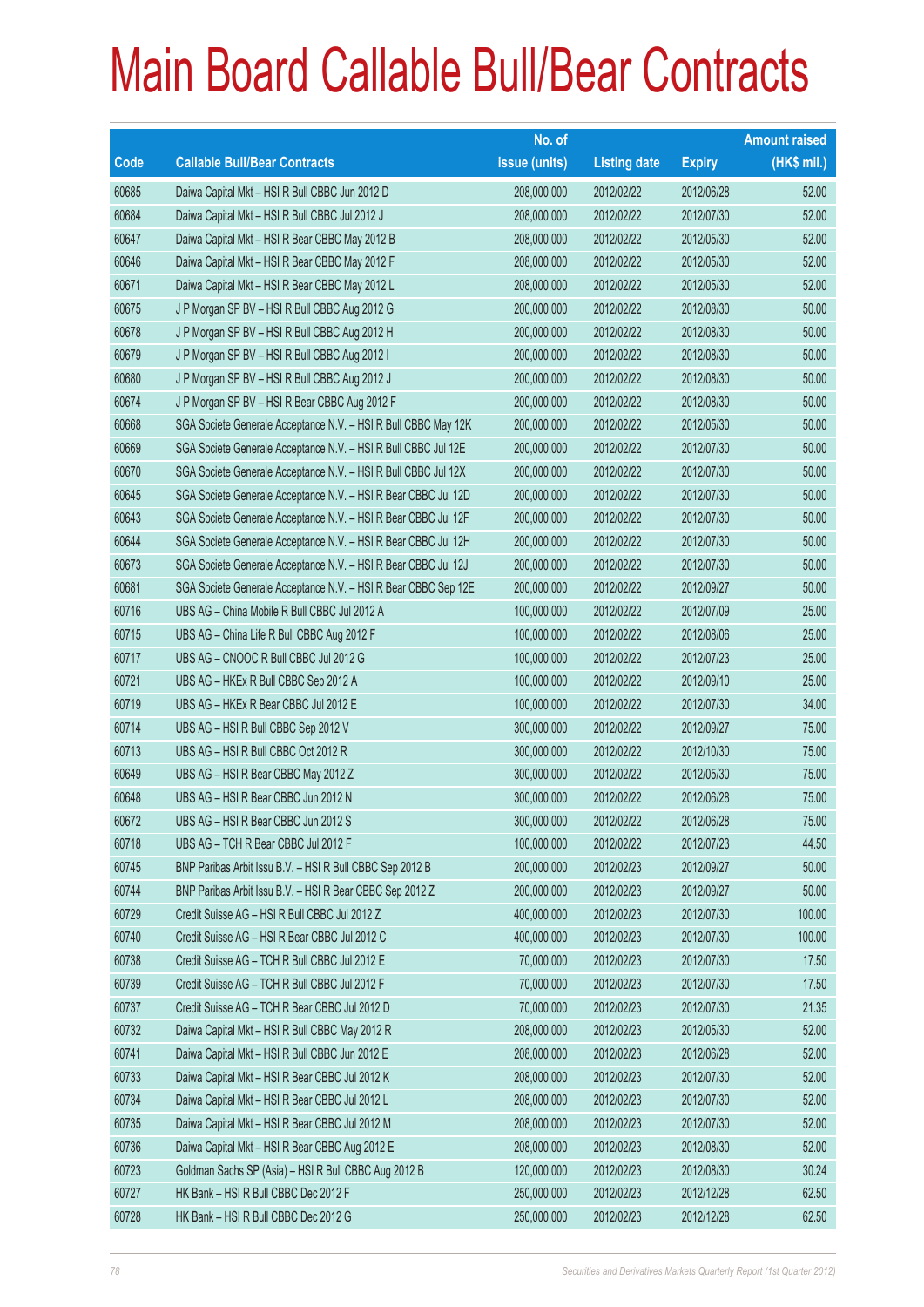# Main Board Callable Bull/Bear Contracts

| Code | Callable Bull/Bear Contracts | No. of issue (units) | Listing date | Expiry | Amount raised (HK$ mil.) |
|---|---|---|---|---|---|
| 60685 | Daiwa Capital Mkt – HSI R Bull CBBC Jun 2012 D | 208,000,000 | 2012/02/22 | 2012/06/28 | 52.00 |
| 60684 | Daiwa Capital Mkt – HSI R Bull CBBC Jul 2012 J | 208,000,000 | 2012/02/22 | 2012/07/30 | 52.00 |
| 60647 | Daiwa Capital Mkt – HSI R Bear CBBC May 2012 B | 208,000,000 | 2012/02/22 | 2012/05/30 | 52.00 |
| 60646 | Daiwa Capital Mkt – HSI R Bear CBBC May 2012 F | 208,000,000 | 2012/02/22 | 2012/05/30 | 52.00 |
| 60671 | Daiwa Capital Mkt – HSI R Bear CBBC May 2012 L | 208,000,000 | 2012/02/22 | 2012/05/30 | 52.00 |
| 60675 | J P Morgan SP BV – HSI R Bull CBBC Aug 2012 G | 200,000,000 | 2012/02/22 | 2012/08/30 | 50.00 |
| 60678 | J P Morgan SP BV – HSI R Bull CBBC Aug 2012 H | 200,000,000 | 2012/02/22 | 2012/08/30 | 50.00 |
| 60679 | J P Morgan SP BV – HSI R Bull CBBC Aug 2012 I | 200,000,000 | 2012/02/22 | 2012/08/30 | 50.00 |
| 60680 | J P Morgan SP BV – HSI R Bull CBBC Aug 2012 J | 200,000,000 | 2012/02/22 | 2012/08/30 | 50.00 |
| 60674 | J P Morgan SP BV – HSI R Bear CBBC Aug 2012 F | 200,000,000 | 2012/02/22 | 2012/08/30 | 50.00 |
| 60668 | SGA Societe Generale Acceptance N.V. – HSI R Bull CBBC May 12K | 200,000,000 | 2012/02/22 | 2012/05/30 | 50.00 |
| 60669 | SGA Societe Generale Acceptance N.V. – HSI R Bull CBBC Jul 12E | 200,000,000 | 2012/02/22 | 2012/07/30 | 50.00 |
| 60670 | SGA Societe Generale Acceptance N.V. – HSI R Bull CBBC Jul 12X | 200,000,000 | 2012/02/22 | 2012/07/30 | 50.00 |
| 60645 | SGA Societe Generale Acceptance N.V. – HSI R Bear CBBC Jul 12D | 200,000,000 | 2012/02/22 | 2012/07/30 | 50.00 |
| 60643 | SGA Societe Generale Acceptance N.V. – HSI R Bear CBBC Jul 12F | 200,000,000 | 2012/02/22 | 2012/07/30 | 50.00 |
| 60644 | SGA Societe Generale Acceptance N.V. – HSI R Bear CBBC Jul 12H | 200,000,000 | 2012/02/22 | 2012/07/30 | 50.00 |
| 60673 | SGA Societe Generale Acceptance N.V. – HSI R Bear CBBC Jul 12J | 200,000,000 | 2012/02/22 | 2012/07/30 | 50.00 |
| 60681 | SGA Societe Generale Acceptance N.V. – HSI R Bear CBBC Sep 12E | 200,000,000 | 2012/02/22 | 2012/09/27 | 50.00 |
| 60716 | UBS AG – China Mobile R Bull CBBC Jul 2012 A | 100,000,000 | 2012/02/22 | 2012/07/09 | 25.00 |
| 60715 | UBS AG – China Life R Bull CBBC Aug 2012 F | 100,000,000 | 2012/02/22 | 2012/08/06 | 25.00 |
| 60717 | UBS AG – CNOOC R Bull CBBC Jul 2012 G | 100,000,000 | 2012/02/22 | 2012/07/23 | 25.00 |
| 60721 | UBS AG – HKEx R Bull CBBC Sep 2012 A | 100,000,000 | 2012/02/22 | 2012/09/10 | 25.00 |
| 60719 | UBS AG – HKEx R Bear CBBC Jul 2012 E | 100,000,000 | 2012/02/22 | 2012/07/30 | 34.00 |
| 60714 | UBS AG – HSI R Bull CBBC Sep 2012 V | 300,000,000 | 2012/02/22 | 2012/09/27 | 75.00 |
| 60713 | UBS AG – HSI R Bull CBBC Oct 2012 R | 300,000,000 | 2012/02/22 | 2012/10/30 | 75.00 |
| 60649 | UBS AG – HSI R Bear CBBC May 2012 Z | 300,000,000 | 2012/02/22 | 2012/05/30 | 75.00 |
| 60648 | UBS AG – HSI R Bear CBBC Jun 2012 N | 300,000,000 | 2012/02/22 | 2012/06/28 | 75.00 |
| 60672 | UBS AG – HSI R Bear CBBC Jun 2012 S | 300,000,000 | 2012/02/22 | 2012/06/28 | 75.00 |
| 60718 | UBS AG – TCH R Bear CBBC Jul 2012 F | 100,000,000 | 2012/02/22 | 2012/07/23 | 44.50 |
| 60745 | BNP Paribas Arbit Issu B.V. – HSI R Bull CBBC Sep 2012 B | 200,000,000 | 2012/02/23 | 2012/09/27 | 50.00 |
| 60744 | BNP Paribas Arbit Issu B.V. – HSI R Bear CBBC Sep 2012 Z | 200,000,000 | 2012/02/23 | 2012/09/27 | 50.00 |
| 60729 | Credit Suisse AG – HSI R Bull CBBC Jul 2012 Z | 400,000,000 | 2012/02/23 | 2012/07/30 | 100.00 |
| 60740 | Credit Suisse AG – HSI R Bear CBBC Jul 2012 C | 400,000,000 | 2012/02/23 | 2012/07/30 | 100.00 |
| 60738 | Credit Suisse AG – TCH R Bull CBBC Jul 2012 E | 70,000,000 | 2012/02/23 | 2012/07/30 | 17.50 |
| 60739 | Credit Suisse AG – TCH R Bull CBBC Jul 2012 F | 70,000,000 | 2012/02/23 | 2012/07/30 | 17.50 |
| 60737 | Credit Suisse AG – TCH R Bear CBBC Jul 2012 D | 70,000,000 | 2012/02/23 | 2012/07/30 | 21.35 |
| 60732 | Daiwa Capital Mkt – HSI R Bull CBBC May 2012 R | 208,000,000 | 2012/02/23 | 2012/05/30 | 52.00 |
| 60741 | Daiwa Capital Mkt – HSI R Bull CBBC Jun 2012 E | 208,000,000 | 2012/02/23 | 2012/06/28 | 52.00 |
| 60733 | Daiwa Capital Mkt – HSI R Bear CBBC Jul 2012 K | 208,000,000 | 2012/02/23 | 2012/07/30 | 52.00 |
| 60734 | Daiwa Capital Mkt – HSI R Bear CBBC Jul 2012 L | 208,000,000 | 2012/02/23 | 2012/07/30 | 52.00 |
| 60735 | Daiwa Capital Mkt – HSI R Bear CBBC Jul 2012 M | 208,000,000 | 2012/02/23 | 2012/07/30 | 52.00 |
| 60736 | Daiwa Capital Mkt – HSI R Bear CBBC Aug 2012 E | 208,000,000 | 2012/02/23 | 2012/08/30 | 52.00 |
| 60723 | Goldman Sachs SP (Asia) – HSI R Bull CBBC Aug 2012 B | 120,000,000 | 2012/02/23 | 2012/08/30 | 30.24 |
| 60727 | HK Bank – HSI R Bull CBBC Dec 2012 F | 250,000,000 | 2012/02/23 | 2012/12/28 | 62.50 |
| 60728 | HK Bank – HSI R Bull CBBC Dec 2012 G | 250,000,000 | 2012/02/23 | 2012/12/28 | 62.50 |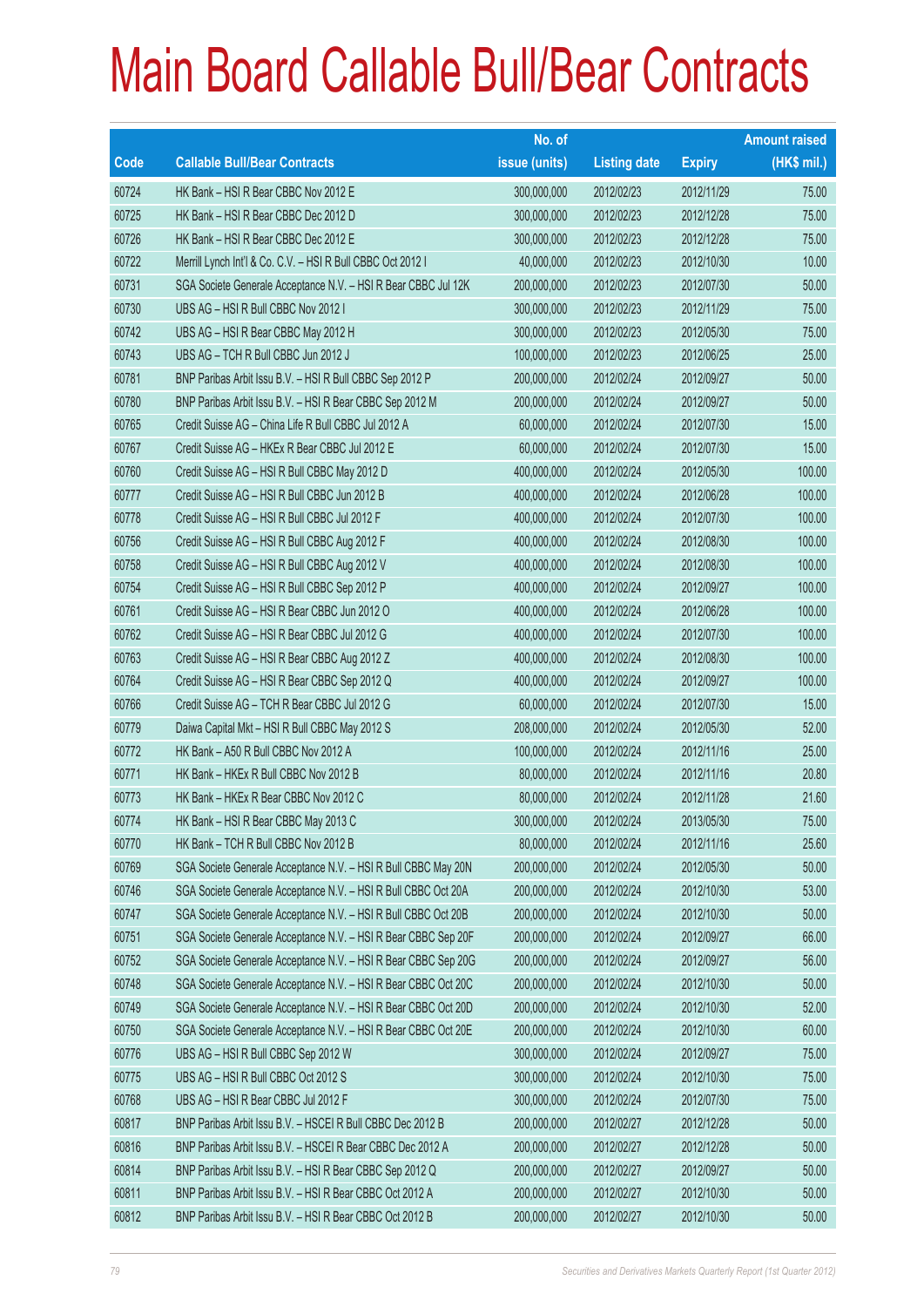# Main Board Callable Bull/Bear Contracts

| Code | Callable Bull/Bear Contracts | No. of issue (units) | Listing date | Expiry | Amount raised (HK$ mil.) |
|---|---|---|---|---|---|
| 60724 | HK Bank – HSI R Bear CBBC Nov 2012 E | 300,000,000 | 2012/02/23 | 2012/11/29 | 75.00 |
| 60725 | HK Bank – HSI R Bear CBBC Dec 2012 D | 300,000,000 | 2012/02/23 | 2012/12/28 | 75.00 |
| 60726 | HK Bank – HSI R Bear CBBC Dec 2012 E | 300,000,000 | 2012/02/23 | 2012/12/28 | 75.00 |
| 60722 | Merrill Lynch Int'l & Co. C.V. – HSI R Bull CBBC Oct 2012 I | 40,000,000 | 2012/02/23 | 2012/10/30 | 10.00 |
| 60731 | SGA Societe Generale Acceptance N.V. – HSI R Bear CBBC Jul 12K | 200,000,000 | 2012/02/23 | 2012/07/30 | 50.00 |
| 60730 | UBS AG – HSI R Bull CBBC Nov 2012 I | 300,000,000 | 2012/02/23 | 2012/11/29 | 75.00 |
| 60742 | UBS AG – HSI R Bear CBBC May 2012 H | 300,000,000 | 2012/02/23 | 2012/05/30 | 75.00 |
| 60743 | UBS AG – TCH R Bull CBBC Jun 2012 J | 100,000,000 | 2012/02/23 | 2012/06/25 | 25.00 |
| 60781 | BNP Paribas Arbit Issu B.V. – HSI R Bull CBBC Sep 2012 P | 200,000,000 | 2012/02/24 | 2012/09/27 | 50.00 |
| 60780 | BNP Paribas Arbit Issu B.V. – HSI R Bear CBBC Sep 2012 M | 200,000,000 | 2012/02/24 | 2012/09/27 | 50.00 |
| 60765 | Credit Suisse AG – China Life R Bull CBBC Jul 2012 A | 60,000,000 | 2012/02/24 | 2012/07/30 | 15.00 |
| 60767 | Credit Suisse AG – HKEx R Bear CBBC Jul 2012 E | 60,000,000 | 2012/02/24 | 2012/07/30 | 15.00 |
| 60760 | Credit Suisse AG – HSI R Bull CBBC May 2012 D | 400,000,000 | 2012/02/24 | 2012/05/30 | 100.00 |
| 60777 | Credit Suisse AG – HSI R Bull CBBC Jun 2012 B | 400,000,000 | 2012/02/24 | 2012/06/28 | 100.00 |
| 60778 | Credit Suisse AG – HSI R Bull CBBC Jul 2012 F | 400,000,000 | 2012/02/24 | 2012/07/30 | 100.00 |
| 60756 | Credit Suisse AG – HSI R Bull CBBC Aug 2012 F | 400,000,000 | 2012/02/24 | 2012/08/30 | 100.00 |
| 60758 | Credit Suisse AG – HSI R Bull CBBC Aug 2012 V | 400,000,000 | 2012/02/24 | 2012/08/30 | 100.00 |
| 60754 | Credit Suisse AG – HSI R Bull CBBC Sep 2012 P | 400,000,000 | 2012/02/24 | 2012/09/27 | 100.00 |
| 60761 | Credit Suisse AG – HSI R Bear CBBC Jun 2012 O | 400,000,000 | 2012/02/24 | 2012/06/28 | 100.00 |
| 60762 | Credit Suisse AG – HSI R Bear CBBC Jul 2012 G | 400,000,000 | 2012/02/24 | 2012/07/30 | 100.00 |
| 60763 | Credit Suisse AG – HSI R Bear CBBC Aug 2012 Z | 400,000,000 | 2012/02/24 | 2012/08/30 | 100.00 |
| 60764 | Credit Suisse AG – HSI R Bear CBBC Sep 2012 Q | 400,000,000 | 2012/02/24 | 2012/09/27 | 100.00 |
| 60766 | Credit Suisse AG – TCH R Bear CBBC Jul 2012 G | 60,000,000 | 2012/02/24 | 2012/07/30 | 15.00 |
| 60779 | Daiwa Capital Mkt – HSI R Bull CBBC May 2012 S | 208,000,000 | 2012/02/24 | 2012/05/30 | 52.00 |
| 60772 | HK Bank – A50 R Bull CBBC Nov 2012 A | 100,000,000 | 2012/02/24 | 2012/11/16 | 25.00 |
| 60771 | HK Bank – HKEx R Bull CBBC Nov 2012 B | 80,000,000 | 2012/02/24 | 2012/11/16 | 20.80 |
| 60773 | HK Bank – HKEx R Bear CBBC Nov 2012 C | 80,000,000 | 2012/02/24 | 2012/11/28 | 21.60 |
| 60774 | HK Bank – HSI R Bear CBBC May 2013 C | 300,000,000 | 2012/02/24 | 2013/05/30 | 75.00 |
| 60770 | HK Bank – TCH R Bull CBBC Nov 2012 B | 80,000,000 | 2012/02/24 | 2012/11/16 | 25.60 |
| 60769 | SGA Societe Generale Acceptance N.V. – HSI R Bull CBBC May 20N | 200,000,000 | 2012/02/24 | 2012/05/30 | 50.00 |
| 60746 | SGA Societe Generale Acceptance N.V. – HSI R Bull CBBC Oct 20A | 200,000,000 | 2012/02/24 | 2012/10/30 | 53.00 |
| 60747 | SGA Societe Generale Acceptance N.V. – HSI R Bull CBBC Oct 20B | 200,000,000 | 2012/02/24 | 2012/10/30 | 50.00 |
| 60751 | SGA Societe Generale Acceptance N.V. – HSI R Bear CBBC Sep 20F | 200,000,000 | 2012/02/24 | 2012/09/27 | 66.00 |
| 60752 | SGA Societe Generale Acceptance N.V. – HSI R Bear CBBC Sep 20G | 200,000,000 | 2012/02/24 | 2012/09/27 | 56.00 |
| 60748 | SGA Societe Generale Acceptance N.V. – HSI R Bear CBBC Oct 20C | 200,000,000 | 2012/02/24 | 2012/10/30 | 50.00 |
| 60749 | SGA Societe Generale Acceptance N.V. – HSI R Bear CBBC Oct 20D | 200,000,000 | 2012/02/24 | 2012/10/30 | 52.00 |
| 60750 | SGA Societe Generale Acceptance N.V. – HSI R Bear CBBC Oct 20E | 200,000,000 | 2012/02/24 | 2012/10/30 | 60.00 |
| 60776 | UBS AG – HSI R Bull CBBC Sep 2012 W | 300,000,000 | 2012/02/24 | 2012/09/27 | 75.00 |
| 60775 | UBS AG – HSI R Bull CBBC Oct 2012 S | 300,000,000 | 2012/02/24 | 2012/10/30 | 75.00 |
| 60768 | UBS AG – HSI R Bear CBBC Jul 2012 F | 300,000,000 | 2012/02/24 | 2012/07/30 | 75.00 |
| 60817 | BNP Paribas Arbit Issu B.V. – HSCEI R Bull CBBC Dec 2012 B | 200,000,000 | 2012/02/27 | 2012/12/28 | 50.00 |
| 60816 | BNP Paribas Arbit Issu B.V. – HSCEI R Bear CBBC Dec 2012 A | 200,000,000 | 2012/02/27 | 2012/12/28 | 50.00 |
| 60814 | BNP Paribas Arbit Issu B.V. – HSI R Bear CBBC Sep 2012 Q | 200,000,000 | 2012/02/27 | 2012/09/27 | 50.00 |
| 60811 | BNP Paribas Arbit Issu B.V. – HSI R Bear CBBC Oct 2012 A | 200,000,000 | 2012/02/27 | 2012/10/30 | 50.00 |
| 60812 | BNP Paribas Arbit Issu B.V. – HSI R Bear CBBC Oct 2012 B | 200,000,000 | 2012/02/27 | 2012/10/30 | 50.00 |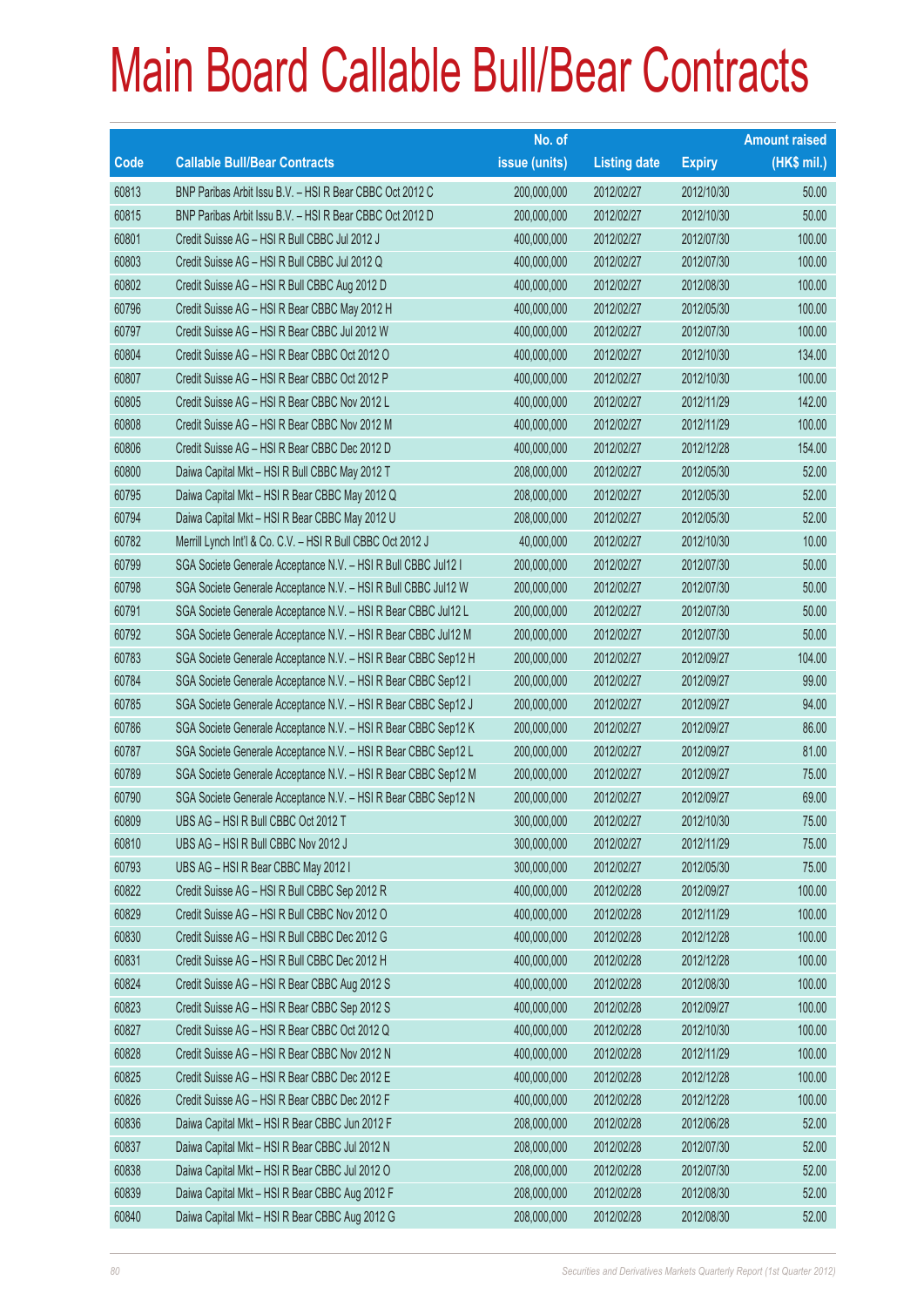# Main Board Callable Bull/Bear Contracts

| Code | Callable Bull/Bear Contracts | No. of issue (units) | Listing date | Expiry | Amount raised (HK$ mil.) |
|---|---|---|---|---|---|
| 60813 | BNP Paribas Arbit Issu B.V. – HSI R Bear CBBC Oct 2012 C | 200,000,000 | 2012/02/27 | 2012/10/30 | 50.00 |
| 60815 | BNP Paribas Arbit Issu B.V. – HSI R Bear CBBC Oct 2012 D | 200,000,000 | 2012/02/27 | 2012/10/30 | 50.00 |
| 60801 | Credit Suisse AG – HSI R Bull CBBC Jul 2012 J | 400,000,000 | 2012/02/27 | 2012/07/30 | 100.00 |
| 60803 | Credit Suisse AG – HSI R Bull CBBC Jul 2012 Q | 400,000,000 | 2012/02/27 | 2012/07/30 | 100.00 |
| 60802 | Credit Suisse AG – HSI R Bull CBBC Aug 2012 D | 400,000,000 | 2012/02/27 | 2012/08/30 | 100.00 |
| 60796 | Credit Suisse AG – HSI R Bear CBBC May 2012 H | 400,000,000 | 2012/02/27 | 2012/05/30 | 100.00 |
| 60797 | Credit Suisse AG – HSI R Bear CBBC Jul 2012 W | 400,000,000 | 2012/02/27 | 2012/07/30 | 100.00 |
| 60804 | Credit Suisse AG – HSI R Bear CBBC Oct 2012 O | 400,000,000 | 2012/02/27 | 2012/10/30 | 134.00 |
| 60807 | Credit Suisse AG – HSI R Bear CBBC Oct 2012 P | 400,000,000 | 2012/02/27 | 2012/10/30 | 100.00 |
| 60805 | Credit Suisse AG – HSI R Bear CBBC Nov 2012 L | 400,000,000 | 2012/02/27 | 2012/11/29 | 142.00 |
| 60808 | Credit Suisse AG – HSI R Bear CBBC Nov 2012 M | 400,000,000 | 2012/02/27 | 2012/11/29 | 100.00 |
| 60806 | Credit Suisse AG – HSI R Bear CBBC Dec 2012 D | 400,000,000 | 2012/02/27 | 2012/12/28 | 154.00 |
| 60800 | Daiwa Capital Mkt – HSI R Bull CBBC May 2012 T | 208,000,000 | 2012/02/27 | 2012/05/30 | 52.00 |
| 60795 | Daiwa Capital Mkt – HSI R Bear CBBC May 2012 Q | 208,000,000 | 2012/02/27 | 2012/05/30 | 52.00 |
| 60794 | Daiwa Capital Mkt – HSI R Bear CBBC May 2012 U | 208,000,000 | 2012/02/27 | 2012/05/30 | 52.00 |
| 60782 | Merrill Lynch Int'l & Co. C.V. – HSI R Bull CBBC Oct 2012 J | 40,000,000 | 2012/02/27 | 2012/10/30 | 10.00 |
| 60799 | SGA Societe Generale Acceptance N.V. – HSI R Bull CBBC Jul12 I | 200,000,000 | 2012/02/27 | 2012/07/30 | 50.00 |
| 60798 | SGA Societe Generale Acceptance N.V. – HSI R Bull CBBC Jul12 W | 200,000,000 | 2012/02/27 | 2012/07/30 | 50.00 |
| 60791 | SGA Societe Generale Acceptance N.V. – HSI R Bear CBBC Jul12 L | 200,000,000 | 2012/02/27 | 2012/07/30 | 50.00 |
| 60792 | SGA Societe Generale Acceptance N.V. – HSI R Bear CBBC Jul12 M | 200,000,000 | 2012/02/27 | 2012/07/30 | 50.00 |
| 60783 | SGA Societe Generale Acceptance N.V. – HSI R Bear CBBC Sep12 H | 200,000,000 | 2012/02/27 | 2012/09/27 | 104.00 |
| 60784 | SGA Societe Generale Acceptance N.V. – HSI R Bear CBBC Sep12 I | 200,000,000 | 2012/02/27 | 2012/09/27 | 99.00 |
| 60785 | SGA Societe Generale Acceptance N.V. – HSI R Bear CBBC Sep12 J | 200,000,000 | 2012/02/27 | 2012/09/27 | 94.00 |
| 60786 | SGA Societe Generale Acceptance N.V. – HSI R Bear CBBC Sep12 K | 200,000,000 | 2012/02/27 | 2012/09/27 | 86.00 |
| 60787 | SGA Societe Generale Acceptance N.V. – HSI R Bear CBBC Sep12 L | 200,000,000 | 2012/02/27 | 2012/09/27 | 81.00 |
| 60789 | SGA Societe Generale Acceptance N.V. – HSI R Bear CBBC Sep12 M | 200,000,000 | 2012/02/27 | 2012/09/27 | 75.00 |
| 60790 | SGA Societe Generale Acceptance N.V. – HSI R Bear CBBC Sep12 N | 200,000,000 | 2012/02/27 | 2012/09/27 | 69.00 |
| 60809 | UBS AG – HSI R Bull CBBC Oct 2012 T | 300,000,000 | 2012/02/27 | 2012/10/30 | 75.00 |
| 60810 | UBS AG – HSI R Bull CBBC Nov 2012 J | 300,000,000 | 2012/02/27 | 2012/11/29 | 75.00 |
| 60793 | UBS AG – HSI R Bear CBBC May 2012 I | 300,000,000 | 2012/02/27 | 2012/05/30 | 75.00 |
| 60822 | Credit Suisse AG – HSI R Bull CBBC Sep 2012 R | 400,000,000 | 2012/02/28 | 2012/09/27 | 100.00 |
| 60829 | Credit Suisse AG – HSI R Bull CBBC Nov 2012 O | 400,000,000 | 2012/02/28 | 2012/11/29 | 100.00 |
| 60830 | Credit Suisse AG – HSI R Bull CBBC Dec 2012 G | 400,000,000 | 2012/02/28 | 2012/12/28 | 100.00 |
| 60831 | Credit Suisse AG – HSI R Bull CBBC Dec 2012 H | 400,000,000 | 2012/02/28 | 2012/12/28 | 100.00 |
| 60824 | Credit Suisse AG – HSI R Bear CBBC Aug 2012 S | 400,000,000 | 2012/02/28 | 2012/08/30 | 100.00 |
| 60823 | Credit Suisse AG – HSI R Bear CBBC Sep 2012 S | 400,000,000 | 2012/02/28 | 2012/09/27 | 100.00 |
| 60827 | Credit Suisse AG – HSI R Bear CBBC Oct 2012 Q | 400,000,000 | 2012/02/28 | 2012/10/30 | 100.00 |
| 60828 | Credit Suisse AG – HSI R Bear CBBC Nov 2012 N | 400,000,000 | 2012/02/28 | 2012/11/29 | 100.00 |
| 60825 | Credit Suisse AG – HSI R Bear CBBC Dec 2012 E | 400,000,000 | 2012/02/28 | 2012/12/28 | 100.00 |
| 60826 | Credit Suisse AG – HSI R Bear CBBC Dec 2012 F | 400,000,000 | 2012/02/28 | 2012/12/28 | 100.00 |
| 60836 | Daiwa Capital Mkt – HSI R Bear CBBC Jun 2012 F | 208,000,000 | 2012/02/28 | 2012/06/28 | 52.00 |
| 60837 | Daiwa Capital Mkt – HSI R Bear CBBC Jul 2012 N | 208,000,000 | 2012/02/28 | 2012/07/30 | 52.00 |
| 60838 | Daiwa Capital Mkt – HSI R Bear CBBC Jul 2012 O | 208,000,000 | 2012/02/28 | 2012/07/30 | 52.00 |
| 60839 | Daiwa Capital Mkt – HSI R Bear CBBC Aug 2012 F | 208,000,000 | 2012/02/28 | 2012/08/30 | 52.00 |
| 60840 | Daiwa Capital Mkt – HSI R Bear CBBC Aug 2012 G | 208,000,000 | 2012/02/28 | 2012/08/30 | 52.00 |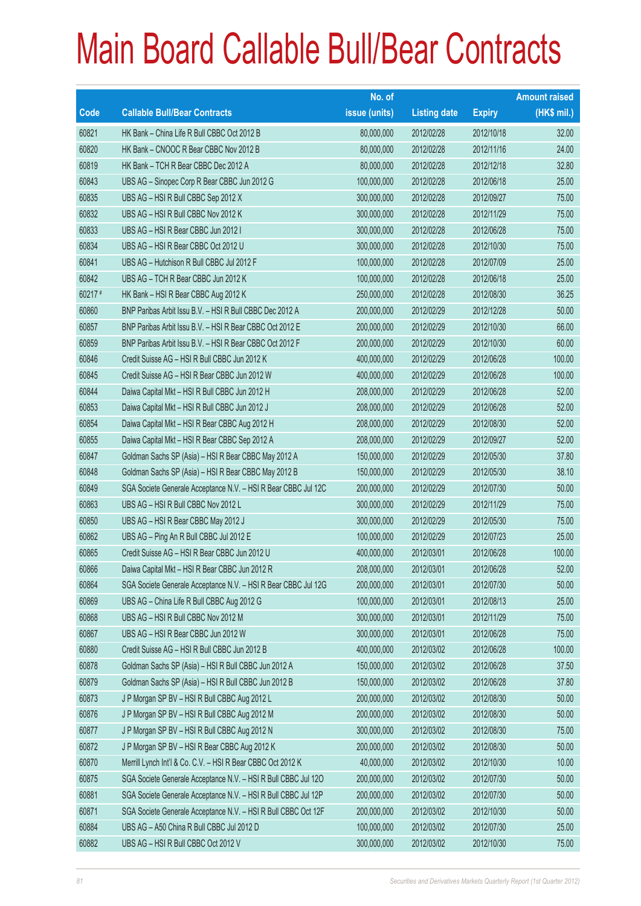# Main Board Callable Bull/Bear Contracts

| Code | Callable Bull/Bear Contracts | No. of issue (units) | Listing date | Expiry | Amount raised (HK$ mil.) |
|---|---|---|---|---|---|
| 60821 | HK Bank – China Life R Bull CBBC Oct 2012 B | 80,000,000 | 2012/02/28 | 2012/10/18 | 32.00 |
| 60820 | HK Bank – CNOOC R Bear CBBC Nov 2012 B | 80,000,000 | 2012/02/28 | 2012/11/16 | 24.00 |
| 60819 | HK Bank – TCH R Bear CBBC Dec 2012 A | 80,000,000 | 2012/02/28 | 2012/12/18 | 32.80 |
| 60843 | UBS AG – Sinopec Corp R Bear CBBC Jun 2012 G | 100,000,000 | 2012/02/28 | 2012/06/18 | 25.00 |
| 60835 | UBS AG – HSI R Bull CBBC Sep 2012 X | 300,000,000 | 2012/02/28 | 2012/09/27 | 75.00 |
| 60832 | UBS AG – HSI R Bull CBBC Nov 2012 K | 300,000,000 | 2012/02/28 | 2012/11/29 | 75.00 |
| 60833 | UBS AG – HSI R Bear CBBC Jun 2012 I | 300,000,000 | 2012/02/28 | 2012/06/28 | 75.00 |
| 60834 | UBS AG – HSI R Bear CBBC Oct 2012 U | 300,000,000 | 2012/02/28 | 2012/10/30 | 75.00 |
| 60841 | UBS AG – Hutchison R Bull CBBC Jul 2012 F | 100,000,000 | 2012/02/28 | 2012/07/09 | 25.00 |
| 60842 | UBS AG – TCH R Bear CBBC Jun 2012 K | 100,000,000 | 2012/02/28 | 2012/06/18 | 25.00 |
| 60217 # | HK Bank – HSI R Bear CBBC Aug 2012 K | 250,000,000 | 2012/02/28 | 2012/08/30 | 36.25 |
| 60860 | BNP Paribas Arbit Issu B.V. – HSI R Bull CBBC Dec 2012 A | 200,000,000 | 2012/02/29 | 2012/12/28 | 50.00 |
| 60857 | BNP Paribas Arbit Issu B.V. – HSI R Bear CBBC Oct 2012 E | 200,000,000 | 2012/02/29 | 2012/10/30 | 66.00 |
| 60859 | BNP Paribas Arbit Issu B.V. – HSI R Bear CBBC Oct 2012 F | 200,000,000 | 2012/02/29 | 2012/10/30 | 60.00 |
| 60846 | Credit Suisse AG – HSI R Bull CBBC Jun 2012 K | 400,000,000 | 2012/02/29 | 2012/06/28 | 100.00 |
| 60845 | Credit Suisse AG – HSI R Bear CBBC Jun 2012 W | 400,000,000 | 2012/02/29 | 2012/06/28 | 100.00 |
| 60844 | Daiwa Capital Mkt – HSI R Bull CBBC Jun 2012 H | 208,000,000 | 2012/02/29 | 2012/06/28 | 52.00 |
| 60853 | Daiwa Capital Mkt – HSI R Bull CBBC Jun 2012 J | 208,000,000 | 2012/02/29 | 2012/06/28 | 52.00 |
| 60854 | Daiwa Capital Mkt – HSI R Bear CBBC Aug 2012 H | 208,000,000 | 2012/02/29 | 2012/08/30 | 52.00 |
| 60855 | Daiwa Capital Mkt – HSI R Bear CBBC Sep 2012 A | 208,000,000 | 2012/02/29 | 2012/09/27 | 52.00 |
| 60847 | Goldman Sachs SP (Asia) – HSI R Bear CBBC May 2012 A | 150,000,000 | 2012/02/29 | 2012/05/30 | 37.80 |
| 60848 | Goldman Sachs SP (Asia) – HSI R Bear CBBC May 2012 B | 150,000,000 | 2012/02/29 | 2012/05/30 | 38.10 |
| 60849 | SGA Societe Generale Acceptance N.V. – HSI R Bear CBBC Jul 12C | 200,000,000 | 2012/02/29 | 2012/07/30 | 50.00 |
| 60863 | UBS AG – HSI R Bull CBBC Nov 2012 L | 300,000,000 | 2012/02/29 | 2012/11/29 | 75.00 |
| 60850 | UBS AG – HSI R Bear CBBC May 2012 J | 300,000,000 | 2012/02/29 | 2012/05/30 | 75.00 |
| 60862 | UBS AG – Ping An R Bull CBBC Jul 2012 E | 100,000,000 | 2012/02/29 | 2012/07/23 | 25.00 |
| 60865 | Credit Suisse AG – HSI R Bear CBBC Jun 2012 U | 400,000,000 | 2012/03/01 | 2012/06/28 | 100.00 |
| 60866 | Daiwa Capital Mkt – HSI R Bear CBBC Jun 2012 R | 208,000,000 | 2012/03/01 | 2012/06/28 | 52.00 |
| 60864 | SGA Societe Generale Acceptance N.V. – HSI R Bear CBBC Jul 12G | 200,000,000 | 2012/03/01 | 2012/07/30 | 50.00 |
| 60869 | UBS AG – China Life R Bull CBBC Aug 2012 G | 100,000,000 | 2012/03/01 | 2012/08/13 | 25.00 |
| 60868 | UBS AG – HSI R Bull CBBC Nov 2012 M | 300,000,000 | 2012/03/01 | 2012/11/29 | 75.00 |
| 60867 | UBS AG – HSI R Bear CBBC Jun 2012 W | 300,000,000 | 2012/03/01 | 2012/06/28 | 75.00 |
| 60880 | Credit Suisse AG – HSI R Bull CBBC Jun 2012 B | 400,000,000 | 2012/03/02 | 2012/06/28 | 100.00 |
| 60878 | Goldman Sachs SP (Asia) – HSI R Bull CBBC Jun 2012 A | 150,000,000 | 2012/03/02 | 2012/06/28 | 37.50 |
| 60879 | Goldman Sachs SP (Asia) – HSI R Bull CBBC Jun 2012 B | 150,000,000 | 2012/03/02 | 2012/06/28 | 37.80 |
| 60873 | J P Morgan SP BV – HSI R Bull CBBC Aug 2012 L | 200,000,000 | 2012/03/02 | 2012/08/30 | 50.00 |
| 60876 | J P Morgan SP BV – HSI R Bull CBBC Aug 2012 M | 200,000,000 | 2012/03/02 | 2012/08/30 | 50.00 |
| 60877 | J P Morgan SP BV – HSI R Bull CBBC Aug 2012 N | 300,000,000 | 2012/03/02 | 2012/08/30 | 75.00 |
| 60872 | J P Morgan SP BV – HSI R Bear CBBC Aug 2012 K | 200,000,000 | 2012/03/02 | 2012/08/30 | 50.00 |
| 60870 | Merrill Lynch Int'l & Co. C.V. – HSI R Bear CBBC Oct 2012 K | 40,000,000 | 2012/03/02 | 2012/10/30 | 10.00 |
| 60875 | SGA Societe Generale Acceptance N.V. – HSI R Bull CBBC Jul 12O | 200,000,000 | 2012/03/02 | 2012/07/30 | 50.00 |
| 60881 | SGA Societe Generale Acceptance N.V. – HSI R Bull CBBC Jul 12P | 200,000,000 | 2012/03/02 | 2012/07/30 | 50.00 |
| 60871 | SGA Societe Generale Acceptance N.V. – HSI R Bull CBBC Oct 12F | 200,000,000 | 2012/03/02 | 2012/10/30 | 50.00 |
| 60884 | UBS AG – A50 China R Bull CBBC Jul 2012 D | 100,000,000 | 2012/03/02 | 2012/07/30 | 25.00 |
| 60882 | UBS AG – HSI R Bull CBBC Oct 2012 V | 300,000,000 | 2012/03/02 | 2012/10/30 | 75.00 |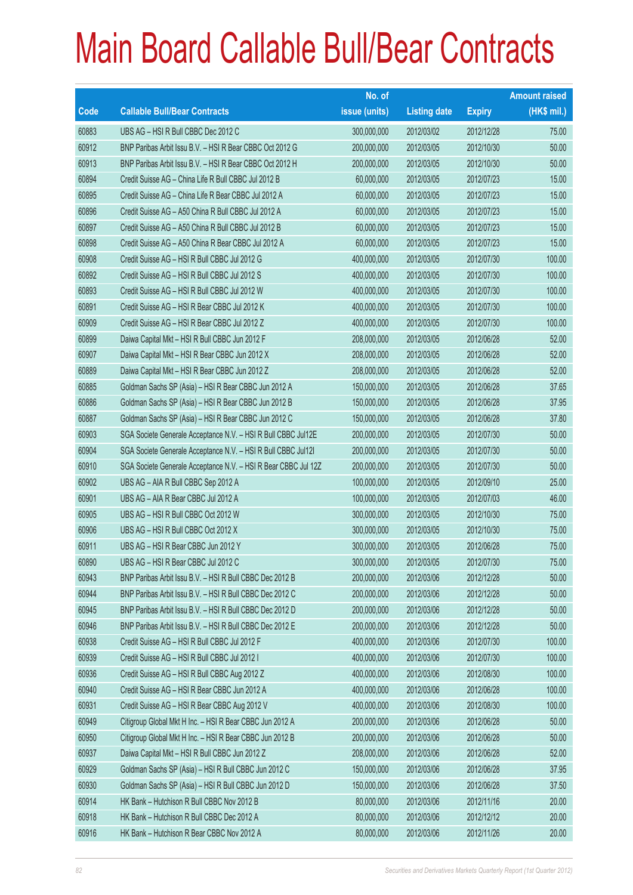# Main Board Callable Bull/Bear Contracts

| Code | Callable Bull/Bear Contracts | No. of issue (units) | Listing date | Expiry | Amount raised (HK$ mil.) |
|---|---|---|---|---|---|
| 60883 | UBS AG – HSI R Bull CBBC Dec 2012 C | 300,000,000 | 2012/03/02 | 2012/12/28 | 75.00 |
| 60912 | BNP Paribas Arbit Issu B.V. – HSI R Bear CBBC Oct 2012 G | 200,000,000 | 2012/03/05 | 2012/10/30 | 50.00 |
| 60913 | BNP Paribas Arbit Issu B.V. – HSI R Bear CBBC Oct 2012 H | 200,000,000 | 2012/03/05 | 2012/10/30 | 50.00 |
| 60894 | Credit Suisse AG – China Life R Bull CBBC Jul 2012 B | 60,000,000 | 2012/03/05 | 2012/07/23 | 15.00 |
| 60895 | Credit Suisse AG – China Life R Bear CBBC Jul 2012 A | 60,000,000 | 2012/03/05 | 2012/07/23 | 15.00 |
| 60896 | Credit Suisse AG – A50 China R Bull CBBC Jul 2012 A | 60,000,000 | 2012/03/05 | 2012/07/23 | 15.00 |
| 60897 | Credit Suisse AG – A50 China R Bull CBBC Jul 2012 B | 60,000,000 | 2012/03/05 | 2012/07/23 | 15.00 |
| 60898 | Credit Suisse AG – A50 China R Bear CBBC Jul 2012 A | 60,000,000 | 2012/03/05 | 2012/07/23 | 15.00 |
| 60908 | Credit Suisse AG – HSI R Bull CBBC Jul 2012 G | 400,000,000 | 2012/03/05 | 2012/07/30 | 100.00 |
| 60892 | Credit Suisse AG – HSI R Bull CBBC Jul 2012 S | 400,000,000 | 2012/03/05 | 2012/07/30 | 100.00 |
| 60893 | Credit Suisse AG – HSI R Bull CBBC Jul 2012 W | 400,000,000 | 2012/03/05 | 2012/07/30 | 100.00 |
| 60891 | Credit Suisse AG – HSI R Bear CBBC Jul 2012 K | 400,000,000 | 2012/03/05 | 2012/07/30 | 100.00 |
| 60909 | Credit Suisse AG – HSI R Bear CBBC Jul 2012 Z | 400,000,000 | 2012/03/05 | 2012/07/30 | 100.00 |
| 60899 | Daiwa Capital Mkt – HSI R Bull CBBC Jun 2012 F | 208,000,000 | 2012/03/05 | 2012/06/28 | 52.00 |
| 60907 | Daiwa Capital Mkt – HSI R Bear CBBC Jun 2012 X | 208,000,000 | 2012/03/05 | 2012/06/28 | 52.00 |
| 60889 | Daiwa Capital Mkt – HSI R Bear CBBC Jun 2012 Z | 208,000,000 | 2012/03/05 | 2012/06/28 | 52.00 |
| 60885 | Goldman Sachs SP (Asia) – HSI R Bear CBBC Jun 2012 A | 150,000,000 | 2012/03/05 | 2012/06/28 | 37.65 |
| 60886 | Goldman Sachs SP (Asia) – HSI R Bear CBBC Jun 2012 B | 150,000,000 | 2012/03/05 | 2012/06/28 | 37.95 |
| 60887 | Goldman Sachs SP (Asia) – HSI R Bear CBBC Jun 2012 C | 150,000,000 | 2012/03/05 | 2012/06/28 | 37.80 |
| 60903 | SGA Societe Generale Acceptance N.V. – HSI R Bull CBBC Jul12E | 200,000,000 | 2012/03/05 | 2012/07/30 | 50.00 |
| 60904 | SGA Societe Generale Acceptance N.V. – HSI R Bull CBBC Jul12I | 200,000,000 | 2012/03/05 | 2012/07/30 | 50.00 |
| 60910 | SGA Societe Generale Acceptance N.V. – HSI R Bear CBBC Jul 12Z | 200,000,000 | 2012/03/05 | 2012/07/30 | 50.00 |
| 60902 | UBS AG – AIA R Bull CBBC Sep 2012 A | 100,000,000 | 2012/03/05 | 2012/09/10 | 25.00 |
| 60901 | UBS AG – AIA R Bear CBBC Jul 2012 A | 100,000,000 | 2012/03/05 | 2012/07/03 | 46.00 |
| 60905 | UBS AG – HSI R Bull CBBC Oct 2012 W | 300,000,000 | 2012/03/05 | 2012/10/30 | 75.00 |
| 60906 | UBS AG – HSI R Bull CBBC Oct 2012 X | 300,000,000 | 2012/03/05 | 2012/10/30 | 75.00 |
| 60911 | UBS AG – HSI R Bear CBBC Jun 2012 Y | 300,000,000 | 2012/03/05 | 2012/06/28 | 75.00 |
| 60890 | UBS AG – HSI R Bear CBBC Jul 2012 C | 300,000,000 | 2012/03/05 | 2012/07/30 | 75.00 |
| 60943 | BNP Paribas Arbit Issu B.V. – HSI R Bull CBBC Dec 2012 B | 200,000,000 | 2012/03/06 | 2012/12/28 | 50.00 |
| 60944 | BNP Paribas Arbit Issu B.V. – HSI R Bull CBBC Dec 2012 C | 200,000,000 | 2012/03/06 | 2012/12/28 | 50.00 |
| 60945 | BNP Paribas Arbit Issu B.V. – HSI R Bull CBBC Dec 2012 D | 200,000,000 | 2012/03/06 | 2012/12/28 | 50.00 |
| 60946 | BNP Paribas Arbit Issu B.V. – HSI R Bull CBBC Dec 2012 E | 200,000,000 | 2012/03/06 | 2012/12/28 | 50.00 |
| 60938 | Credit Suisse AG – HSI R Bull CBBC Jul 2012 F | 400,000,000 | 2012/03/06 | 2012/07/30 | 100.00 |
| 60939 | Credit Suisse AG – HSI R Bull CBBC Jul 2012 I | 400,000,000 | 2012/03/06 | 2012/07/30 | 100.00 |
| 60936 | Credit Suisse AG – HSI R Bull CBBC Aug 2012 Z | 400,000,000 | 2012/03/06 | 2012/08/30 | 100.00 |
| 60940 | Credit Suisse AG – HSI R Bear CBBC Jun 2012 A | 400,000,000 | 2012/03/06 | 2012/06/28 | 100.00 |
| 60931 | Credit Suisse AG – HSI R Bear CBBC Aug 2012 V | 400,000,000 | 2012/03/06 | 2012/08/30 | 100.00 |
| 60949 | Citigroup Global Mkt H Inc. – HSI R Bear CBBC Jun 2012 A | 200,000,000 | 2012/03/06 | 2012/06/28 | 50.00 |
| 60950 | Citigroup Global Mkt H Inc. – HSI R Bear CBBC Jun 2012 B | 200,000,000 | 2012/03/06 | 2012/06/28 | 50.00 |
| 60937 | Daiwa Capital Mkt – HSI R Bull CBBC Jun 2012 Z | 208,000,000 | 2012/03/06 | 2012/06/28 | 52.00 |
| 60929 | Goldman Sachs SP (Asia) – HSI R Bull CBBC Jun 2012 C | 150,000,000 | 2012/03/06 | 2012/06/28 | 37.95 |
| 60930 | Goldman Sachs SP (Asia) – HSI R Bull CBBC Jun 2012 D | 150,000,000 | 2012/03/06 | 2012/06/28 | 37.50 |
| 60914 | HK Bank – Hutchison R Bull CBBC Nov 2012 B | 80,000,000 | 2012/03/06 | 2012/11/16 | 20.00 |
| 60918 | HK Bank – Hutchison R Bull CBBC Dec 2012 A | 80,000,000 | 2012/03/06 | 2012/12/12 | 20.00 |
| 60916 | HK Bank – Hutchison R Bear CBBC Nov 2012 A | 80,000,000 | 2012/03/06 | 2012/11/26 | 20.00 |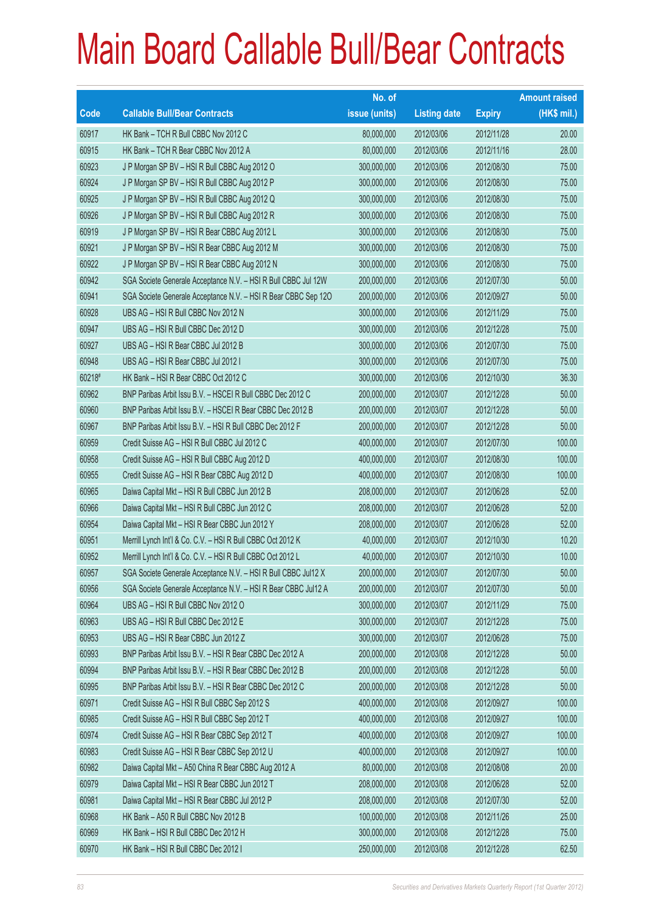# Main Board Callable Bull/Bear Contracts

| Code | Callable Bull/Bear Contracts | No. of issue (units) | Listing date | Expiry | Amount raised (HK$ mil.) |
|---|---|---|---|---|---|
| 60917 | HK Bank – TCH R Bull CBBC Nov 2012 C | 80,000,000 | 2012/03/06 | 2012/11/28 | 20.00 |
| 60915 | HK Bank – TCH R Bear CBBC Nov 2012 A | 80,000,000 | 2012/03/06 | 2012/11/16 | 28.00 |
| 60923 | J P Morgan SP BV – HSI R Bull CBBC Aug 2012 O | 300,000,000 | 2012/03/06 | 2012/08/30 | 75.00 |
| 60924 | J P Morgan SP BV – HSI R Bull CBBC Aug 2012 P | 300,000,000 | 2012/03/06 | 2012/08/30 | 75.00 |
| 60925 | J P Morgan SP BV – HSI R Bull CBBC Aug 2012 Q | 300,000,000 | 2012/03/06 | 2012/08/30 | 75.00 |
| 60926 | J P Morgan SP BV – HSI R Bull CBBC Aug 2012 R | 300,000,000 | 2012/03/06 | 2012/08/30 | 75.00 |
| 60919 | J P Morgan SP BV – HSI R Bear CBBC Aug 2012 L | 300,000,000 | 2012/03/06 | 2012/08/30 | 75.00 |
| 60921 | J P Morgan SP BV – HSI R Bear CBBC Aug 2012 M | 300,000,000 | 2012/03/06 | 2012/08/30 | 75.00 |
| 60922 | J P Morgan SP BV – HSI R Bear CBBC Aug 2012 N | 300,000,000 | 2012/03/06 | 2012/08/30 | 75.00 |
| 60942 | SGA Societe Generale Acceptance N.V. – HSI R Bull CBBC Jul 12W | 200,000,000 | 2012/03/06 | 2012/07/30 | 50.00 |
| 60941 | SGA Societe Generale Acceptance N.V. – HSI R Bear CBBC Sep 12O | 200,000,000 | 2012/03/06 | 2012/09/27 | 50.00 |
| 60928 | UBS AG – HSI R Bull CBBC Nov 2012 N | 300,000,000 | 2012/03/06 | 2012/11/29 | 75.00 |
| 60947 | UBS AG – HSI R Bull CBBC Dec 2012 D | 300,000,000 | 2012/03/06 | 2012/12/28 | 75.00 |
| 60927 | UBS AG – HSI R Bear CBBC Jul 2012 B | 300,000,000 | 2012/03/06 | 2012/07/30 | 75.00 |
| 60948 | UBS AG – HSI R Bear CBBC Jul 2012 I | 300,000,000 | 2012/03/06 | 2012/07/30 | 75.00 |
| 60218# | HK Bank – HSI R Bear CBBC Oct 2012 C | 300,000,000 | 2012/03/06 | 2012/10/30 | 36.30 |
| 60962 | BNP Paribas Arbit Issu B.V. – HSCEI R Bull CBBC Dec 2012 C | 200,000,000 | 2012/03/07 | 2012/12/28 | 50.00 |
| 60960 | BNP Paribas Arbit Issu B.V. – HSCEI R Bear CBBC Dec 2012 B | 200,000,000 | 2012/03/07 | 2012/12/28 | 50.00 |
| 60967 | BNP Paribas Arbit Issu B.V. – HSI R Bull CBBC Dec 2012 F | 200,000,000 | 2012/03/07 | 2012/12/28 | 50.00 |
| 60959 | Credit Suisse AG – HSI R Bull CBBC Jul 2012 C | 400,000,000 | 2012/03/07 | 2012/07/30 | 100.00 |
| 60958 | Credit Suisse AG – HSI R Bull CBBC Aug 2012 D | 400,000,000 | 2012/03/07 | 2012/08/30 | 100.00 |
| 60955 | Credit Suisse AG – HSI R Bear CBBC Aug 2012 D | 400,000,000 | 2012/03/07 | 2012/08/30 | 100.00 |
| 60965 | Daiwa Capital Mkt – HSI R Bull CBBC Jun 2012 B | 208,000,000 | 2012/03/07 | 2012/06/28 | 52.00 |
| 60966 | Daiwa Capital Mkt – HSI R Bull CBBC Jun 2012 C | 208,000,000 | 2012/03/07 | 2012/06/28 | 52.00 |
| 60954 | Daiwa Capital Mkt – HSI R Bear CBBC Jun 2012 Y | 208,000,000 | 2012/03/07 | 2012/06/28 | 52.00 |
| 60951 | Merrill Lynch Int'l & Co. C.V. – HSI R Bull CBBC Oct 2012 K | 40,000,000 | 2012/03/07 | 2012/10/30 | 10.20 |
| 60952 | Merrill Lynch Int'l & Co. C.V. – HSI R Bull CBBC Oct 2012 L | 40,000,000 | 2012/03/07 | 2012/10/30 | 10.00 |
| 60957 | SGA Societe Generale Acceptance N.V. – HSI R Bull CBBC Jul12 X | 200,000,000 | 2012/03/07 | 2012/07/30 | 50.00 |
| 60956 | SGA Societe Generale Acceptance N.V. – HSI R Bear CBBC Jul12 A | 200,000,000 | 2012/03/07 | 2012/07/30 | 50.00 |
| 60964 | UBS AG – HSI R Bull CBBC Nov 2012 O | 300,000,000 | 2012/03/07 | 2012/11/29 | 75.00 |
| 60963 | UBS AG – HSI R Bull CBBC Dec 2012 E | 300,000,000 | 2012/03/07 | 2012/12/28 | 75.00 |
| 60953 | UBS AG – HSI R Bear CBBC Jun 2012 Z | 300,000,000 | 2012/03/07 | 2012/06/28 | 75.00 |
| 60993 | BNP Paribas Arbit Issu B.V. – HSI R Bear CBBC Dec 2012 A | 200,000,000 | 2012/03/08 | 2012/12/28 | 50.00 |
| 60994 | BNP Paribas Arbit Issu B.V. – HSI R Bear CBBC Dec 2012 B | 200,000,000 | 2012/03/08 | 2012/12/28 | 50.00 |
| 60995 | BNP Paribas Arbit Issu B.V. – HSI R Bear CBBC Dec 2012 C | 200,000,000 | 2012/03/08 | 2012/12/28 | 50.00 |
| 60971 | Credit Suisse AG – HSI R Bull CBBC Sep 2012 S | 400,000,000 | 2012/03/08 | 2012/09/27 | 100.00 |
| 60985 | Credit Suisse AG – HSI R Bull CBBC Sep 2012 T | 400,000,000 | 2012/03/08 | 2012/09/27 | 100.00 |
| 60974 | Credit Suisse AG – HSI R Bear CBBC Sep 2012 T | 400,000,000 | 2012/03/08 | 2012/09/27 | 100.00 |
| 60983 | Credit Suisse AG – HSI R Bear CBBC Sep 2012 U | 400,000,000 | 2012/03/08 | 2012/09/27 | 100.00 |
| 60982 | Daiwa Capital Mkt – A50 China R Bear CBBC Aug 2012 A | 80,000,000 | 2012/03/08 | 2012/08/08 | 20.00 |
| 60979 | Daiwa Capital Mkt – HSI R Bear CBBC Jun 2012 T | 208,000,000 | 2012/03/08 | 2012/06/28 | 52.00 |
| 60981 | Daiwa Capital Mkt – HSI R Bear CBBC Jul 2012 P | 208,000,000 | 2012/03/08 | 2012/07/30 | 52.00 |
| 60968 | HK Bank – A50 R Bull CBBC Nov 2012 B | 100,000,000 | 2012/03/08 | 2012/11/26 | 25.00 |
| 60969 | HK Bank – HSI R Bull CBBC Dec 2012 H | 300,000,000 | 2012/03/08 | 2012/12/28 | 75.00 |
| 60970 | HK Bank – HSI R Bull CBBC Dec 2012 I | 250,000,000 | 2012/03/08 | 2012/12/28 | 62.50 |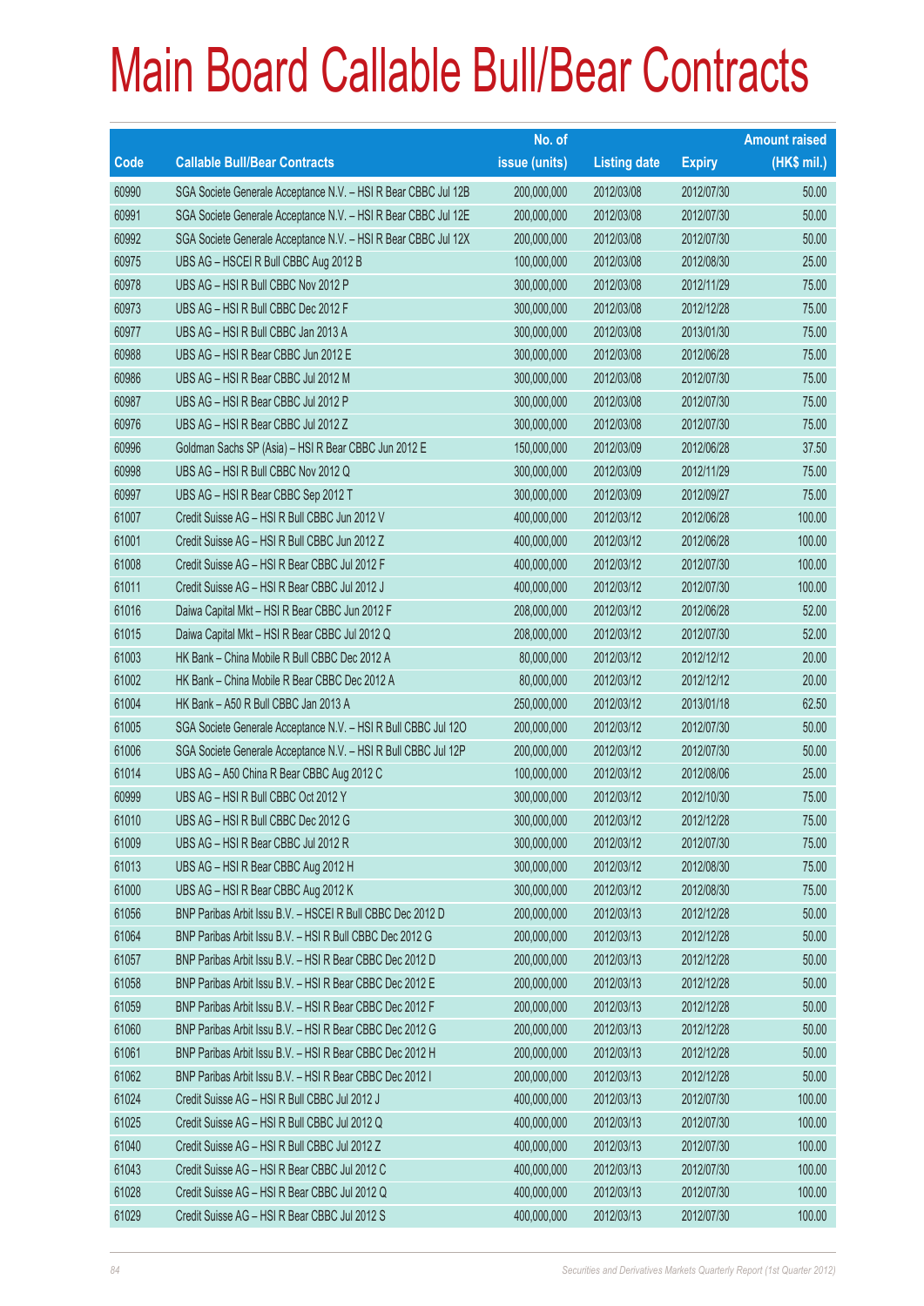# Main Board Callable Bull/Bear Contracts

| Code | Callable Bull/Bear Contracts | No. of issue (units) | Listing date | Expiry | Amount raised (HK$ mil.) |
|---|---|---|---|---|---|
| 60990 | SGA Societe Generale Acceptance N.V. – HSI R Bear CBBC Jul 12B | 200,000,000 | 2012/03/08 | 2012/07/30 | 50.00 |
| 60991 | SGA Societe Generale Acceptance N.V. – HSI R Bear CBBC Jul 12E | 200,000,000 | 2012/03/08 | 2012/07/30 | 50.00 |
| 60992 | SGA Societe Generale Acceptance N.V. – HSI R Bear CBBC Jul 12X | 200,000,000 | 2012/03/08 | 2012/07/30 | 50.00 |
| 60975 | UBS AG – HSCEI R Bull CBBC Aug 2012 B | 100,000,000 | 2012/03/08 | 2012/08/30 | 25.00 |
| 60978 | UBS AG – HSI R Bull CBBC Nov 2012 P | 300,000,000 | 2012/03/08 | 2012/11/29 | 75.00 |
| 60973 | UBS AG – HSI R Bull CBBC Dec 2012 F | 300,000,000 | 2012/03/08 | 2012/12/28 | 75.00 |
| 60977 | UBS AG – HSI R Bull CBBC Jan 2013 A | 300,000,000 | 2012/03/08 | 2013/01/30 | 75.00 |
| 60988 | UBS AG – HSI R Bear CBBC Jun 2012 E | 300,000,000 | 2012/03/08 | 2012/06/28 | 75.00 |
| 60986 | UBS AG – HSI R Bear CBBC Jul 2012 M | 300,000,000 | 2012/03/08 | 2012/07/30 | 75.00 |
| 60987 | UBS AG – HSI R Bear CBBC Jul 2012 P | 300,000,000 | 2012/03/08 | 2012/07/30 | 75.00 |
| 60976 | UBS AG – HSI R Bear CBBC Jul 2012 Z | 300,000,000 | 2012/03/08 | 2012/07/30 | 75.00 |
| 60996 | Goldman Sachs SP (Asia) – HSI R Bear CBBC Jun 2012 E | 150,000,000 | 2012/03/09 | 2012/06/28 | 37.50 |
| 60998 | UBS AG – HSI R Bull CBBC Nov 2012 Q | 300,000,000 | 2012/03/09 | 2012/11/29 | 75.00 |
| 60997 | UBS AG – HSI R Bear CBBC Sep 2012 T | 300,000,000 | 2012/03/09 | 2012/09/27 | 75.00 |
| 61007 | Credit Suisse AG – HSI R Bull CBBC Jun 2012 V | 400,000,000 | 2012/03/12 | 2012/06/28 | 100.00 |
| 61001 | Credit Suisse AG – HSI R Bull CBBC Jun 2012 Z | 400,000,000 | 2012/03/12 | 2012/06/28 | 100.00 |
| 61008 | Credit Suisse AG – HSI R Bear CBBC Jul 2012 F | 400,000,000 | 2012/03/12 | 2012/07/30 | 100.00 |
| 61011 | Credit Suisse AG – HSI R Bear CBBC Jul 2012 J | 400,000,000 | 2012/03/12 | 2012/07/30 | 100.00 |
| 61016 | Daiwa Capital Mkt – HSI R Bear CBBC Jun 2012 F | 208,000,000 | 2012/03/12 | 2012/06/28 | 52.00 |
| 61015 | Daiwa Capital Mkt – HSI R Bear CBBC Jul 2012 Q | 208,000,000 | 2012/03/12 | 2012/07/30 | 52.00 |
| 61003 | HK Bank – China Mobile R Bull CBBC Dec 2012 A | 80,000,000 | 2012/03/12 | 2012/12/12 | 20.00 |
| 61002 | HK Bank – China Mobile R Bear CBBC Dec 2012 A | 80,000,000 | 2012/03/12 | 2012/12/12 | 20.00 |
| 61004 | HK Bank – A50 R Bull CBBC Jan 2013 A | 250,000,000 | 2012/03/12 | 2013/01/18 | 62.50 |
| 61005 | SGA Societe Generale Acceptance N.V. – HSI R Bull CBBC Jul 12O | 200,000,000 | 2012/03/12 | 2012/07/30 | 50.00 |
| 61006 | SGA Societe Generale Acceptance N.V. – HSI R Bull CBBC Jul 12P | 200,000,000 | 2012/03/12 | 2012/07/30 | 50.00 |
| 61014 | UBS AG – A50 China R Bear CBBC Aug 2012 C | 100,000,000 | 2012/03/12 | 2012/08/06 | 25.00 |
| 60999 | UBS AG – HSI R Bull CBBC Oct 2012 Y | 300,000,000 | 2012/03/12 | 2012/10/30 | 75.00 |
| 61010 | UBS AG – HSI R Bull CBBC Dec 2012 G | 300,000,000 | 2012/03/12 | 2012/12/28 | 75.00 |
| 61009 | UBS AG – HSI R Bear CBBC Jul 2012 R | 300,000,000 | 2012/03/12 | 2012/07/30 | 75.00 |
| 61013 | UBS AG – HSI R Bear CBBC Aug 2012 H | 300,000,000 | 2012/03/12 | 2012/08/30 | 75.00 |
| 61000 | UBS AG – HSI R Bear CBBC Aug 2012 K | 300,000,000 | 2012/03/12 | 2012/08/30 | 75.00 |
| 61056 | BNP Paribas Arbit Issu B.V. – HSCEI R Bull CBBC Dec 2012 D | 200,000,000 | 2012/03/13 | 2012/12/28 | 50.00 |
| 61064 | BNP Paribas Arbit Issu B.V. – HSI R Bull CBBC Dec 2012 G | 200,000,000 | 2012/03/13 | 2012/12/28 | 50.00 |
| 61057 | BNP Paribas Arbit Issu B.V. – HSI R Bear CBBC Dec 2012 D | 200,000,000 | 2012/03/13 | 2012/12/28 | 50.00 |
| 61058 | BNP Paribas Arbit Issu B.V. – HSI R Bear CBBC Dec 2012 E | 200,000,000 | 2012/03/13 | 2012/12/28 | 50.00 |
| 61059 | BNP Paribas Arbit Issu B.V. – HSI R Bear CBBC Dec 2012 F | 200,000,000 | 2012/03/13 | 2012/12/28 | 50.00 |
| 61060 | BNP Paribas Arbit Issu B.V. – HSI R Bear CBBC Dec 2012 G | 200,000,000 | 2012/03/13 | 2012/12/28 | 50.00 |
| 61061 | BNP Paribas Arbit Issu B.V. – HSI R Bear CBBC Dec 2012 H | 200,000,000 | 2012/03/13 | 2012/12/28 | 50.00 |
| 61062 | BNP Paribas Arbit Issu B.V. – HSI R Bear CBBC Dec 2012 I | 200,000,000 | 2012/03/13 | 2012/12/28 | 50.00 |
| 61024 | Credit Suisse AG – HSI R Bull CBBC Jul 2012 J | 400,000,000 | 2012/03/13 | 2012/07/30 | 100.00 |
| 61025 | Credit Suisse AG – HSI R Bull CBBC Jul 2012 Q | 400,000,000 | 2012/03/13 | 2012/07/30 | 100.00 |
| 61040 | Credit Suisse AG – HSI R Bull CBBC Jul 2012 Z | 400,000,000 | 2012/03/13 | 2012/07/30 | 100.00 |
| 61043 | Credit Suisse AG – HSI R Bear CBBC Jul 2012 C | 400,000,000 | 2012/03/13 | 2012/07/30 | 100.00 |
| 61028 | Credit Suisse AG – HSI R Bear CBBC Jul 2012 Q | 400,000,000 | 2012/03/13 | 2012/07/30 | 100.00 |
| 61029 | Credit Suisse AG – HSI R Bear CBBC Jul 2012 S | 400,000,000 | 2012/03/13 | 2012/07/30 | 100.00 |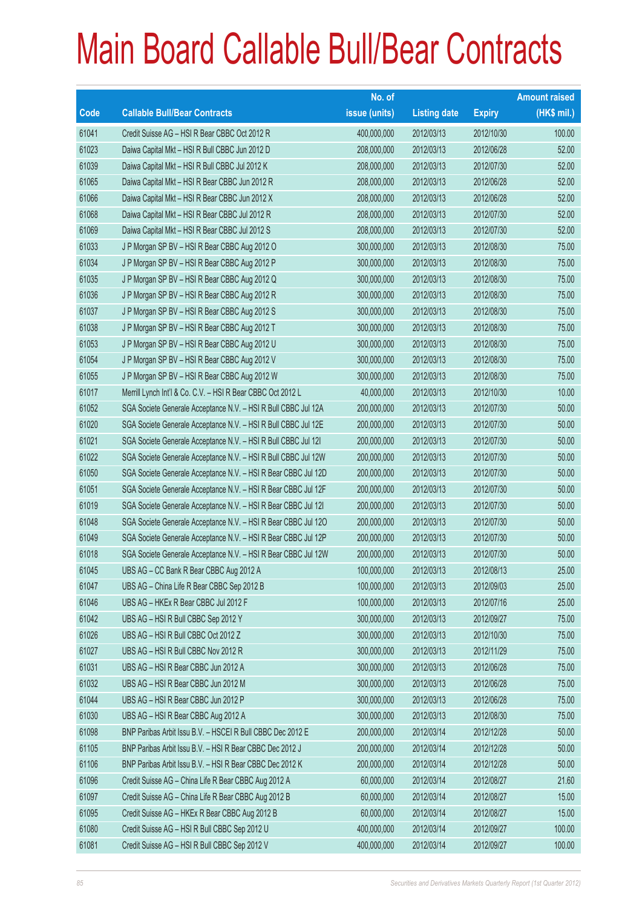# Main Board Callable Bull/Bear Contracts

| Code | Callable Bull/Bear Contracts | No. of issue (units) | Listing date | Expiry | Amount raised (HK$ mil.) |
|---|---|---|---|---|---|
| 61041 | Credit Suisse AG – HSI R Bear CBBC Oct 2012 R | 400,000,000 | 2012/03/13 | 2012/10/30 | 100.00 |
| 61023 | Daiwa Capital Mkt – HSI R Bull CBBC Jun 2012 D | 208,000,000 | 2012/03/13 | 2012/06/28 | 52.00 |
| 61039 | Daiwa Capital Mkt – HSI R Bull CBBC Jul 2012 K | 208,000,000 | 2012/03/13 | 2012/07/30 | 52.00 |
| 61065 | Daiwa Capital Mkt – HSI R Bear CBBC Jun 2012 R | 208,000,000 | 2012/03/13 | 2012/06/28 | 52.00 |
| 61066 | Daiwa Capital Mkt – HSI R Bear CBBC Jun 2012 X | 208,000,000 | 2012/03/13 | 2012/06/28 | 52.00 |
| 61068 | Daiwa Capital Mkt – HSI R Bear CBBC Jul 2012 R | 208,000,000 | 2012/03/13 | 2012/07/30 | 52.00 |
| 61069 | Daiwa Capital Mkt – HSI R Bear CBBC Jul 2012 S | 208,000,000 | 2012/03/13 | 2012/07/30 | 52.00 |
| 61033 | J P Morgan SP BV – HSI R Bear CBBC Aug 2012 O | 300,000,000 | 2012/03/13 | 2012/08/30 | 75.00 |
| 61034 | J P Morgan SP BV – HSI R Bear CBBC Aug 2012 P | 300,000,000 | 2012/03/13 | 2012/08/30 | 75.00 |
| 61035 | J P Morgan SP BV – HSI R Bear CBBC Aug 2012 Q | 300,000,000 | 2012/03/13 | 2012/08/30 | 75.00 |
| 61036 | J P Morgan SP BV – HSI R Bear CBBC Aug 2012 R | 300,000,000 | 2012/03/13 | 2012/08/30 | 75.00 |
| 61037 | J P Morgan SP BV – HSI R Bear CBBC Aug 2012 S | 300,000,000 | 2012/03/13 | 2012/08/30 | 75.00 |
| 61038 | J P Morgan SP BV – HSI R Bear CBBC Aug 2012 T | 300,000,000 | 2012/03/13 | 2012/08/30 | 75.00 |
| 61053 | J P Morgan SP BV – HSI R Bear CBBC Aug 2012 U | 300,000,000 | 2012/03/13 | 2012/08/30 | 75.00 |
| 61054 | J P Morgan SP BV – HSI R Bear CBBC Aug 2012 V | 300,000,000 | 2012/03/13 | 2012/08/30 | 75.00 |
| 61055 | J P Morgan SP BV – HSI R Bear CBBC Aug 2012 W | 300,000,000 | 2012/03/13 | 2012/08/30 | 75.00 |
| 61017 | Merrill Lynch Int'l & Co. C.V. – HSI R Bear CBBC Oct 2012 L | 40,000,000 | 2012/03/13 | 2012/10/30 | 10.00 |
| 61052 | SGA Societe Generale Acceptance N.V. – HSI R Bull CBBC Jul 12A | 200,000,000 | 2012/03/13 | 2012/07/30 | 50.00 |
| 61020 | SGA Societe Generale Acceptance N.V. – HSI R Bull CBBC Jul 12E | 200,000,000 | 2012/03/13 | 2012/07/30 | 50.00 |
| 61021 | SGA Societe Generale Acceptance N.V. – HSI R Bull CBBC Jul 12I | 200,000,000 | 2012/03/13 | 2012/07/30 | 50.00 |
| 61022 | SGA Societe Generale Acceptance N.V. – HSI R Bull CBBC Jul 12W | 200,000,000 | 2012/03/13 | 2012/07/30 | 50.00 |
| 61050 | SGA Societe Generale Acceptance N.V. – HSI R Bear CBBC Jul 12D | 200,000,000 | 2012/03/13 | 2012/07/30 | 50.00 |
| 61051 | SGA Societe Generale Acceptance N.V. – HSI R Bear CBBC Jul 12F | 200,000,000 | 2012/03/13 | 2012/07/30 | 50.00 |
| 61019 | SGA Societe Generale Acceptance N.V. – HSI R Bear CBBC Jul 12I | 200,000,000 | 2012/03/13 | 2012/07/30 | 50.00 |
| 61048 | SGA Societe Generale Acceptance N.V. – HSI R Bear CBBC Jul 12O | 200,000,000 | 2012/03/13 | 2012/07/30 | 50.00 |
| 61049 | SGA Societe Generale Acceptance N.V. – HSI R Bear CBBC Jul 12P | 200,000,000 | 2012/03/13 | 2012/07/30 | 50.00 |
| 61018 | SGA Societe Generale Acceptance N.V. – HSI R Bear CBBC Jul 12W | 200,000,000 | 2012/03/13 | 2012/07/30 | 50.00 |
| 61045 | UBS AG – CC Bank R Bear CBBC Aug 2012 A | 100,000,000 | 2012/03/13 | 2012/08/13 | 25.00 |
| 61047 | UBS AG – China Life R Bear CBBC Sep 2012 B | 100,000,000 | 2012/03/13 | 2012/09/03 | 25.00 |
| 61046 | UBS AG – HKEx R Bear CBBC Jul 2012 F | 100,000,000 | 2012/03/13 | 2012/07/16 | 25.00 |
| 61042 | UBS AG – HSI R Bull CBBC Sep 2012 Y | 300,000,000 | 2012/03/13 | 2012/09/27 | 75.00 |
| 61026 | UBS AG – HSI R Bull CBBC Oct 2012 Z | 300,000,000 | 2012/03/13 | 2012/10/30 | 75.00 |
| 61027 | UBS AG – HSI R Bull CBBC Nov 2012 R | 300,000,000 | 2012/03/13 | 2012/11/29 | 75.00 |
| 61031 | UBS AG – HSI R Bear CBBC Jun 2012 A | 300,000,000 | 2012/03/13 | 2012/06/28 | 75.00 |
| 61032 | UBS AG – HSI R Bear CBBC Jun 2012 M | 300,000,000 | 2012/03/13 | 2012/06/28 | 75.00 |
| 61044 | UBS AG – HSI R Bear CBBC Jun 2012 P | 300,000,000 | 2012/03/13 | 2012/06/28 | 75.00 |
| 61030 | UBS AG – HSI R Bear CBBC Aug 2012 A | 300,000,000 | 2012/03/13 | 2012/08/30 | 75.00 |
| 61098 | BNP Paribas Arbit Issu B.V. – HSCEI R Bull CBBC Dec 2012 E | 200,000,000 | 2012/03/14 | 2012/12/28 | 50.00 |
| 61105 | BNP Paribas Arbit Issu B.V. – HSI R Bear CBBC Dec 2012 J | 200,000,000 | 2012/03/14 | 2012/12/28 | 50.00 |
| 61106 | BNP Paribas Arbit Issu B.V. – HSI R Bear CBBC Dec 2012 K | 200,000,000 | 2012/03/14 | 2012/12/28 | 50.00 |
| 61096 | Credit Suisse AG – China Life R Bear CBBC Aug 2012 A | 60,000,000 | 2012/03/14 | 2012/08/27 | 21.60 |
| 61097 | Credit Suisse AG – China Life R Bear CBBC Aug 2012 B | 60,000,000 | 2012/03/14 | 2012/08/27 | 15.00 |
| 61095 | Credit Suisse AG – HKEx R Bear CBBC Aug 2012 B | 60,000,000 | 2012/03/14 | 2012/08/27 | 15.00 |
| 61080 | Credit Suisse AG – HSI R Bull CBBC Sep 2012 U | 400,000,000 | 2012/03/14 | 2012/09/27 | 100.00 |
| 61081 | Credit Suisse AG – HSI R Bull CBBC Sep 2012 V | 400,000,000 | 2012/03/14 | 2012/09/27 | 100.00 |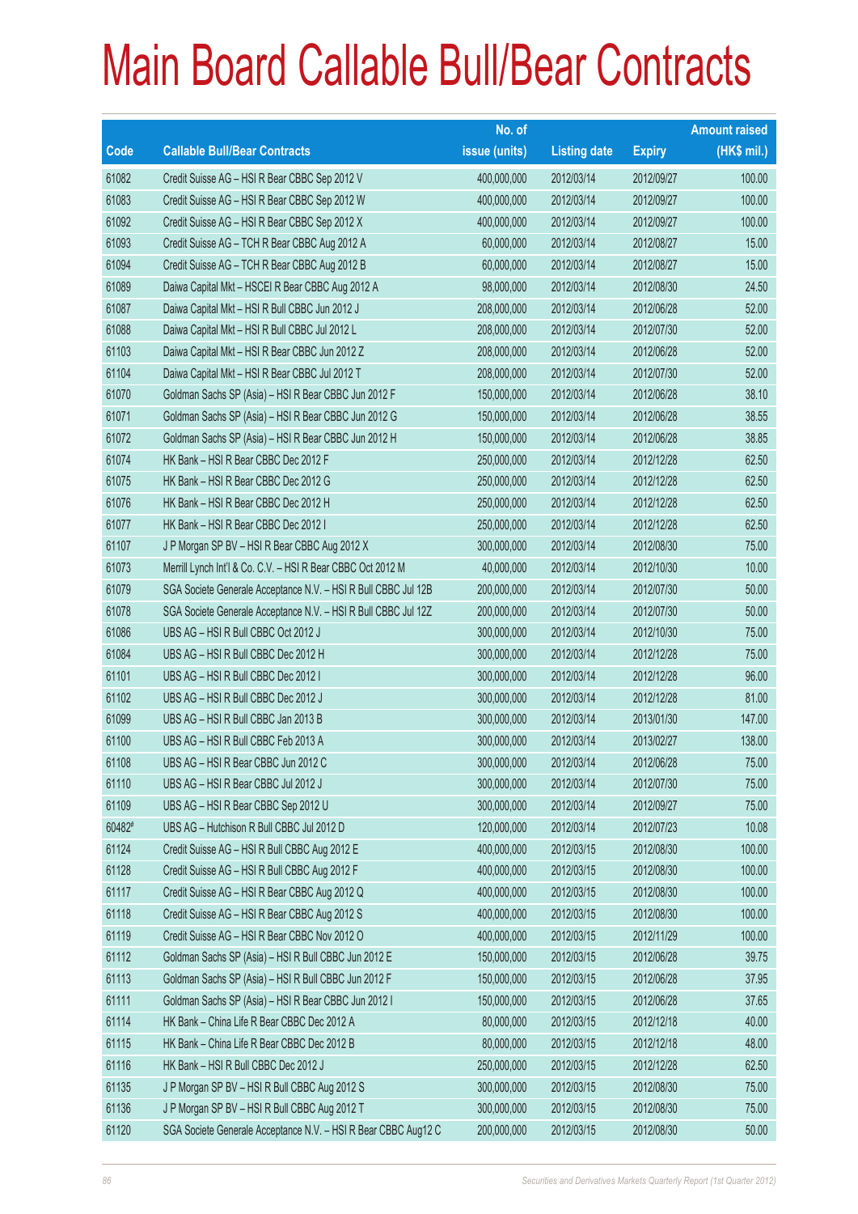# Main Board Callable Bull/Bear Contracts

| Code | Callable Bull/Bear Contracts | No. of issue (units) | Listing date | Expiry | Amount raised (HK$ mil.) |
|---|---|---|---|---|---|
| 61082 | Credit Suisse AG – HSI R Bear CBBC Sep 2012 V | 400,000,000 | 2012/03/14 | 2012/09/27 | 100.00 |
| 61083 | Credit Suisse AG – HSI R Bear CBBC Sep 2012 W | 400,000,000 | 2012/03/14 | 2012/09/27 | 100.00 |
| 61092 | Credit Suisse AG – HSI R Bear CBBC Sep 2012 X | 400,000,000 | 2012/03/14 | 2012/09/27 | 100.00 |
| 61093 | Credit Suisse AG – TCH R Bear CBBC Aug 2012 A | 60,000,000 | 2012/03/14 | 2012/08/27 | 15.00 |
| 61094 | Credit Suisse AG – TCH R Bear CBBC Aug 2012 B | 60,000,000 | 2012/03/14 | 2012/08/27 | 15.00 |
| 61089 | Daiwa Capital Mkt – HSCEI R Bear CBBC Aug 2012 A | 98,000,000 | 2012/03/14 | 2012/08/30 | 24.50 |
| 61087 | Daiwa Capital Mkt – HSI R Bull CBBC Jun 2012 J | 208,000,000 | 2012/03/14 | 2012/06/28 | 52.00 |
| 61088 | Daiwa Capital Mkt – HSI R Bull CBBC Jul 2012 L | 208,000,000 | 2012/03/14 | 2012/07/30 | 52.00 |
| 61103 | Daiwa Capital Mkt – HSI R Bear CBBC Jun 2012 Z | 208,000,000 | 2012/03/14 | 2012/06/28 | 52.00 |
| 61104 | Daiwa Capital Mkt – HSI R Bear CBBC Jul 2012 T | 208,000,000 | 2012/03/14 | 2012/07/30 | 52.00 |
| 61070 | Goldman Sachs SP (Asia) – HSI R Bear CBBC Jun 2012 F | 150,000,000 | 2012/03/14 | 2012/06/28 | 38.10 |
| 61071 | Goldman Sachs SP (Asia) – HSI R Bear CBBC Jun 2012 G | 150,000,000 | 2012/03/14 | 2012/06/28 | 38.55 |
| 61072 | Goldman Sachs SP (Asia) – HSI R Bear CBBC Jun 2012 H | 150,000,000 | 2012/03/14 | 2012/06/28 | 38.85 |
| 61074 | HK Bank – HSI R Bear CBBC Dec 2012 F | 250,000,000 | 2012/03/14 | 2012/12/28 | 62.50 |
| 61075 | HK Bank – HSI R Bear CBBC Dec 2012 G | 250,000,000 | 2012/03/14 | 2012/12/28 | 62.50 |
| 61076 | HK Bank – HSI R Bear CBBC Dec 2012 H | 250,000,000 | 2012/03/14 | 2012/12/28 | 62.50 |
| 61077 | HK Bank – HSI R Bear CBBC Dec 2012 I | 250,000,000 | 2012/03/14 | 2012/12/28 | 62.50 |
| 61107 | J P Morgan SP BV – HSI R Bear CBBC Aug 2012 X | 300,000,000 | 2012/03/14 | 2012/08/30 | 75.00 |
| 61073 | Merrill Lynch Int'l & Co. C.V. – HSI R Bear CBBC Oct 2012 M | 40,000,000 | 2012/03/14 | 2012/10/30 | 10.00 |
| 61079 | SGA Societe Generale Acceptance N.V. – HSI R Bull CBBC Jul 12B | 200,000,000 | 2012/03/14 | 2012/07/30 | 50.00 |
| 61078 | SGA Societe Generale Acceptance N.V. – HSI R Bull CBBC Jul 12Z | 200,000,000 | 2012/03/14 | 2012/07/30 | 50.00 |
| 61086 | UBS AG – HSI R Bull CBBC Oct 2012 J | 300,000,000 | 2012/03/14 | 2012/10/30 | 75.00 |
| 61084 | UBS AG – HSI R Bull CBBC Dec 2012 H | 300,000,000 | 2012/03/14 | 2012/12/28 | 75.00 |
| 61101 | UBS AG – HSI R Bull CBBC Dec 2012 I | 300,000,000 | 2012/03/14 | 2012/12/28 | 96.00 |
| 61102 | UBS AG – HSI R Bull CBBC Dec 2012 J | 300,000,000 | 2012/03/14 | 2012/12/28 | 81.00 |
| 61099 | UBS AG – HSI R Bull CBBC Jan 2013 B | 300,000,000 | 2012/03/14 | 2013/01/30 | 147.00 |
| 61100 | UBS AG – HSI R Bull CBBC Feb 2013 A | 300,000,000 | 2012/03/14 | 2013/02/27 | 138.00 |
| 61108 | UBS AG – HSI R Bear CBBC Jun 2012 C | 300,000,000 | 2012/03/14 | 2012/06/28 | 75.00 |
| 61110 | UBS AG – HSI R Bear CBBC Jul 2012 J | 300,000,000 | 2012/03/14 | 2012/07/30 | 75.00 |
| 61109 | UBS AG – HSI R Bear CBBC Sep 2012 U | 300,000,000 | 2012/03/14 | 2012/09/27 | 75.00 |
| 60482# | UBS AG – Hutchison R Bull CBBC Jul 2012 D | 120,000,000 | 2012/03/14 | 2012/07/23 | 10.08 |
| 61124 | Credit Suisse AG – HSI R Bull CBBC Aug 2012 E | 400,000,000 | 2012/03/15 | 2012/08/30 | 100.00 |
| 61128 | Credit Suisse AG – HSI R Bull CBBC Aug 2012 F | 400,000,000 | 2012/03/15 | 2012/08/30 | 100.00 |
| 61117 | Credit Suisse AG – HSI R Bear CBBC Aug 2012 Q | 400,000,000 | 2012/03/15 | 2012/08/30 | 100.00 |
| 61118 | Credit Suisse AG – HSI R Bear CBBC Aug 2012 S | 400,000,000 | 2012/03/15 | 2012/08/30 | 100.00 |
| 61119 | Credit Suisse AG – HSI R Bear CBBC Nov 2012 O | 400,000,000 | 2012/03/15 | 2012/11/29 | 100.00 |
| 61112 | Goldman Sachs SP (Asia) – HSI R Bull CBBC Jun 2012 E | 150,000,000 | 2012/03/15 | 2012/06/28 | 39.75 |
| 61113 | Goldman Sachs SP (Asia) – HSI R Bull CBBC Jun 2012 F | 150,000,000 | 2012/03/15 | 2012/06/28 | 37.95 |
| 61111 | Goldman Sachs SP (Asia) – HSI R Bear CBBC Jun 2012 I | 150,000,000 | 2012/03/15 | 2012/06/28 | 37.65 |
| 61114 | HK Bank – China Life R Bear CBBC Dec 2012 A | 80,000,000 | 2012/03/15 | 2012/12/18 | 40.00 |
| 61115 | HK Bank – China Life R Bear CBBC Dec 2012 B | 80,000,000 | 2012/03/15 | 2012/12/18 | 48.00 |
| 61116 | HK Bank – HSI R Bull CBBC Dec 2012 J | 250,000,000 | 2012/03/15 | 2012/12/28 | 62.50 |
| 61135 | J P Morgan SP BV – HSI R Bull CBBC Aug 2012 S | 300,000,000 | 2012/03/15 | 2012/08/30 | 75.00 |
| 61136 | J P Morgan SP BV – HSI R Bull CBBC Aug 2012 T | 300,000,000 | 2012/03/15 | 2012/08/30 | 75.00 |
| 61120 | SGA Societe Generale Acceptance N.V. – HSI R Bear CBBC Aug12 C | 200,000,000 | 2012/03/15 | 2012/08/30 | 50.00 |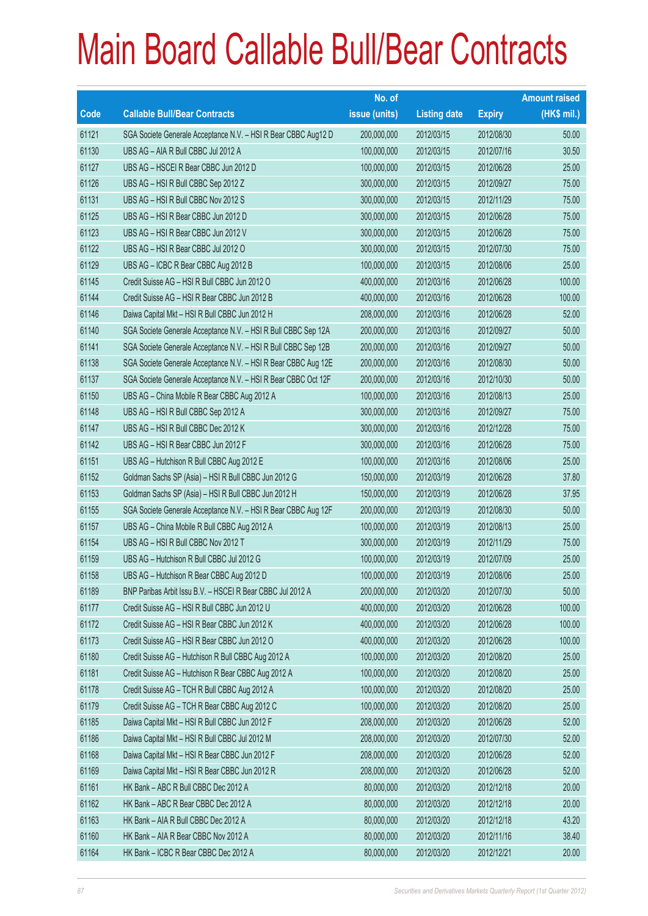# Main Board Callable Bull/Bear Contracts

| Code | Callable Bull/Bear Contracts | No. of issue (units) | Listing date | Expiry | Amount raised (HK$ mil.) |
|---|---|---|---|---|---|
| 61121 | SGA Societe Generale Acceptance N.V. – HSI R Bear CBBC Aug12 D | 200,000,000 | 2012/03/15 | 2012/08/30 | 50.00 |
| 61130 | UBS AG – AIA R Bull CBBC Jul 2012 A | 100,000,000 | 2012/03/15 | 2012/07/16 | 30.50 |
| 61127 | UBS AG – HSCEI R Bear CBBC Jun 2012 D | 100,000,000 | 2012/03/15 | 2012/06/28 | 25.00 |
| 61126 | UBS AG – HSI R Bull CBBC Sep 2012 Z | 300,000,000 | 2012/03/15 | 2012/09/27 | 75.00 |
| 61131 | UBS AG – HSI R Bull CBBC Nov 2012 S | 300,000,000 | 2012/03/15 | 2012/11/29 | 75.00 |
| 61125 | UBS AG – HSI R Bear CBBC Jun 2012 D | 300,000,000 | 2012/03/15 | 2012/06/28 | 75.00 |
| 61123 | UBS AG – HSI R Bear CBBC Jun 2012 V | 300,000,000 | 2012/03/15 | 2012/06/28 | 75.00 |
| 61122 | UBS AG – HSI R Bear CBBC Jul 2012 O | 300,000,000 | 2012/03/15 | 2012/07/30 | 75.00 |
| 61129 | UBS AG – ICBC R Bear CBBC Aug 2012 B | 100,000,000 | 2012/03/15 | 2012/08/06 | 25.00 |
| 61145 | Credit Suisse AG – HSI R Bull CBBC Jun 2012 O | 400,000,000 | 2012/03/16 | 2012/06/28 | 100.00 |
| 61144 | Credit Suisse AG – HSI R Bear CBBC Jun 2012 B | 400,000,000 | 2012/03/16 | 2012/06/28 | 100.00 |
| 61146 | Daiwa Capital Mkt – HSI R Bull CBBC Jun 2012 H | 208,000,000 | 2012/03/16 | 2012/06/28 | 52.00 |
| 61140 | SGA Societe Generale Acceptance N.V. – HSI R Bull CBBC Sep 12A | 200,000,000 | 2012/03/16 | 2012/09/27 | 50.00 |
| 61141 | SGA Societe Generale Acceptance N.V. – HSI R Bull CBBC Sep 12B | 200,000,000 | 2012/03/16 | 2012/09/27 | 50.00 |
| 61138 | SGA Societe Generale Acceptance N.V. – HSI R Bear CBBC Aug 12E | 200,000,000 | 2012/03/16 | 2012/08/30 | 50.00 |
| 61137 | SGA Societe Generale Acceptance N.V. – HSI R Bear CBBC Oct 12F | 200,000,000 | 2012/03/16 | 2012/10/30 | 50.00 |
| 61150 | UBS AG – China Mobile R Bear CBBC Aug 2012 A | 100,000,000 | 2012/03/16 | 2012/08/13 | 25.00 |
| 61148 | UBS AG – HSI R Bull CBBC Sep 2012 A | 300,000,000 | 2012/03/16 | 2012/09/27 | 75.00 |
| 61147 | UBS AG – HSI R Bull CBBC Dec 2012 K | 300,000,000 | 2012/03/16 | 2012/12/28 | 75.00 |
| 61142 | UBS AG – HSI R Bear CBBC Jun 2012 F | 300,000,000 | 2012/03/16 | 2012/06/28 | 75.00 |
| 61151 | UBS AG – Hutchison R Bull CBBC Aug 2012 E | 100,000,000 | 2012/03/16 | 2012/08/06 | 25.00 |
| 61152 | Goldman Sachs SP (Asia) – HSI R Bull CBBC Jun 2012 G | 150,000,000 | 2012/03/19 | 2012/06/28 | 37.80 |
| 61153 | Goldman Sachs SP (Asia) – HSI R Bull CBBC Jun 2012 H | 150,000,000 | 2012/03/19 | 2012/06/28 | 37.95 |
| 61155 | SGA Societe Generale Acceptance N.V. – HSI R Bear CBBC Aug 12F | 200,000,000 | 2012/03/19 | 2012/08/30 | 50.00 |
| 61157 | UBS AG – China Mobile R Bull CBBC Aug 2012 A | 100,000,000 | 2012/03/19 | 2012/08/13 | 25.00 |
| 61154 | UBS AG – HSI R Bull CBBC Nov 2012 T | 300,000,000 | 2012/03/19 | 2012/11/29 | 75.00 |
| 61159 | UBS AG – Hutchison R Bull CBBC Jul 2012 G | 100,000,000 | 2012/03/19 | 2012/07/09 | 25.00 |
| 61158 | UBS AG – Hutchison R Bear CBBC Aug 2012 D | 100,000,000 | 2012/03/19 | 2012/08/06 | 25.00 |
| 61189 | BNP Paribas Arbit Issu B.V. – HSCEI R Bear CBBC Jul 2012 A | 200,000,000 | 2012/03/20 | 2012/07/30 | 50.00 |
| 61177 | Credit Suisse AG – HSI R Bull CBBC Jun 2012 U | 400,000,000 | 2012/03/20 | 2012/06/28 | 100.00 |
| 61172 | Credit Suisse AG – HSI R Bear CBBC Jun 2012 K | 400,000,000 | 2012/03/20 | 2012/06/28 | 100.00 |
| 61173 | Credit Suisse AG – HSI R Bear CBBC Jun 2012 O | 400,000,000 | 2012/03/20 | 2012/06/28 | 100.00 |
| 61180 | Credit Suisse AG – Hutchison R Bull CBBC Aug 2012 A | 100,000,000 | 2012/03/20 | 2012/08/20 | 25.00 |
| 61181 | Credit Suisse AG – Hutchison R Bear CBBC Aug 2012 A | 100,000,000 | 2012/03/20 | 2012/08/20 | 25.00 |
| 61178 | Credit Suisse AG – TCH R Bull CBBC Aug 2012 A | 100,000,000 | 2012/03/20 | 2012/08/20 | 25.00 |
| 61179 | Credit Suisse AG – TCH R Bear CBBC Aug 2012 C | 100,000,000 | 2012/03/20 | 2012/08/20 | 25.00 |
| 61185 | Daiwa Capital Mkt – HSI R Bull CBBC Jun 2012 F | 208,000,000 | 2012/03/20 | 2012/06/28 | 52.00 |
| 61186 | Daiwa Capital Mkt – HSI R Bull CBBC Jul 2012 M | 208,000,000 | 2012/03/20 | 2012/07/30 | 52.00 |
| 61168 | Daiwa Capital Mkt – HSI R Bear CBBC Jun 2012 F | 208,000,000 | 2012/03/20 | 2012/06/28 | 52.00 |
| 61169 | Daiwa Capital Mkt – HSI R Bear CBBC Jun 2012 R | 208,000,000 | 2012/03/20 | 2012/06/28 | 52.00 |
| 61161 | HK Bank – ABC R Bull CBBC Dec 2012 A | 80,000,000 | 2012/03/20 | 2012/12/18 | 20.00 |
| 61162 | HK Bank – ABC R Bear CBBC Dec 2012 A | 80,000,000 | 2012/03/20 | 2012/12/18 | 20.00 |
| 61163 | HK Bank – AIA R Bull CBBC Dec 2012 A | 80,000,000 | 2012/03/20 | 2012/12/18 | 43.20 |
| 61160 | HK Bank – AIA R Bear CBBC Nov 2012 A | 80,000,000 | 2012/03/20 | 2012/11/16 | 38.40 |
| 61164 | HK Bank – ICBC R Bear CBBC Dec 2012 A | 80,000,000 | 2012/03/20 | 2012/12/21 | 20.00 |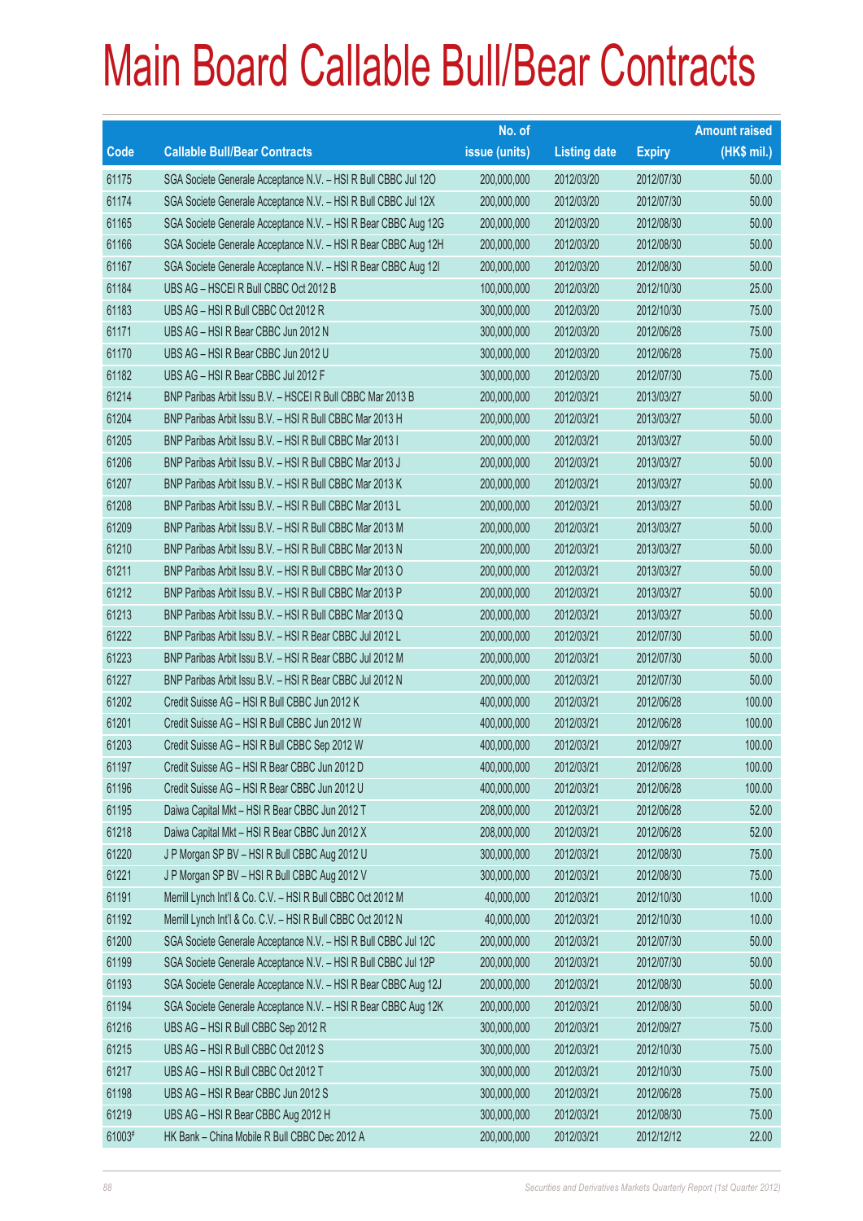# Main Board Callable Bull/Bear Contracts

| Code | Callable Bull/Bear Contracts | No. of issue (units) | Listing date | Expiry | Amount raised (HK$ mil.) |
|---|---|---|---|---|---|
| 61175 | SGA Societe Generale Acceptance N.V. – HSI R Bull CBBC Jul 12O | 200,000,000 | 2012/03/20 | 2012/07/30 | 50.00 |
| 61174 | SGA Societe Generale Acceptance N.V. – HSI R Bull CBBC Jul 12X | 200,000,000 | 2012/03/20 | 2012/07/30 | 50.00 |
| 61165 | SGA Societe Generale Acceptance N.V. – HSI R Bear CBBC Aug 12G | 200,000,000 | 2012/03/20 | 2012/08/30 | 50.00 |
| 61166 | SGA Societe Generale Acceptance N.V. – HSI R Bear CBBC Aug 12H | 200,000,000 | 2012/03/20 | 2012/08/30 | 50.00 |
| 61167 | SGA Societe Generale Acceptance N.V. – HSI R Bear CBBC Aug 12I | 200,000,000 | 2012/03/20 | 2012/08/30 | 50.00 |
| 61184 | UBS AG – HSCEI R Bull CBBC Oct 2012 B | 100,000,000 | 2012/03/20 | 2012/10/30 | 25.00 |
| 61183 | UBS AG – HSI R Bull CBBC Oct 2012 R | 300,000,000 | 2012/03/20 | 2012/10/30 | 75.00 |
| 61171 | UBS AG – HSI R Bear CBBC Jun 2012 N | 300,000,000 | 2012/03/20 | 2012/06/28 | 75.00 |
| 61170 | UBS AG – HSI R Bear CBBC Jun 2012 U | 300,000,000 | 2012/03/20 | 2012/06/28 | 75.00 |
| 61182 | UBS AG – HSI R Bear CBBC Jul 2012 F | 300,000,000 | 2012/03/20 | 2012/07/30 | 75.00 |
| 61214 | BNP Paribas Arbit Issu B.V. – HSCEI R Bull CBBC Mar 2013 B | 200,000,000 | 2012/03/21 | 2013/03/27 | 50.00 |
| 61204 | BNP Paribas Arbit Issu B.V. – HSI R Bull CBBC Mar 2013 H | 200,000,000 | 2012/03/21 | 2013/03/27 | 50.00 |
| 61205 | BNP Paribas Arbit Issu B.V. – HSI R Bull CBBC Mar 2013 I | 200,000,000 | 2012/03/21 | 2013/03/27 | 50.00 |
| 61206 | BNP Paribas Arbit Issu B.V. – HSI R Bull CBBC Mar 2013 J | 200,000,000 | 2012/03/21 | 2013/03/27 | 50.00 |
| 61207 | BNP Paribas Arbit Issu B.V. – HSI R Bull CBBC Mar 2013 K | 200,000,000 | 2012/03/21 | 2013/03/27 | 50.00 |
| 61208 | BNP Paribas Arbit Issu B.V. – HSI R Bull CBBC Mar 2013 L | 200,000,000 | 2012/03/21 | 2013/03/27 | 50.00 |
| 61209 | BNP Paribas Arbit Issu B.V. – HSI R Bull CBBC Mar 2013 M | 200,000,000 | 2012/03/21 | 2013/03/27 | 50.00 |
| 61210 | BNP Paribas Arbit Issu B.V. – HSI R Bull CBBC Mar 2013 N | 200,000,000 | 2012/03/21 | 2013/03/27 | 50.00 |
| 61211 | BNP Paribas Arbit Issu B.V. – HSI R Bull CBBC Mar 2013 O | 200,000,000 | 2012/03/21 | 2013/03/27 | 50.00 |
| 61212 | BNP Paribas Arbit Issu B.V. – HSI R Bull CBBC Mar 2013 P | 200,000,000 | 2012/03/21 | 2013/03/27 | 50.00 |
| 61213 | BNP Paribas Arbit Issu B.V. – HSI R Bull CBBC Mar 2013 Q | 200,000,000 | 2012/03/21 | 2013/03/27 | 50.00 |
| 61222 | BNP Paribas Arbit Issu B.V. – HSI R Bear CBBC Jul 2012 L | 200,000,000 | 2012/03/21 | 2012/07/30 | 50.00 |
| 61223 | BNP Paribas Arbit Issu B.V. – HSI R Bear CBBC Jul 2012 M | 200,000,000 | 2012/03/21 | 2012/07/30 | 50.00 |
| 61227 | BNP Paribas Arbit Issu B.V. – HSI R Bear CBBC Jul 2012 N | 200,000,000 | 2012/03/21 | 2012/07/30 | 50.00 |
| 61202 | Credit Suisse AG – HSI R Bull CBBC Jun 2012 K | 400,000,000 | 2012/03/21 | 2012/06/28 | 100.00 |
| 61201 | Credit Suisse AG – HSI R Bull CBBC Jun 2012 W | 400,000,000 | 2012/03/21 | 2012/06/28 | 100.00 |
| 61203 | Credit Suisse AG – HSI R Bull CBBC Sep 2012 W | 400,000,000 | 2012/03/21 | 2012/09/27 | 100.00 |
| 61197 | Credit Suisse AG – HSI R Bear CBBC Jun 2012 D | 400,000,000 | 2012/03/21 | 2012/06/28 | 100.00 |
| 61196 | Credit Suisse AG – HSI R Bear CBBC Jun 2012 U | 400,000,000 | 2012/03/21 | 2012/06/28 | 100.00 |
| 61195 | Daiwa Capital Mkt – HSI R Bear CBBC Jun 2012 T | 208,000,000 | 2012/03/21 | 2012/06/28 | 52.00 |
| 61218 | Daiwa Capital Mkt – HSI R Bear CBBC Jun 2012 X | 208,000,000 | 2012/03/21 | 2012/06/28 | 52.00 |
| 61220 | J P Morgan SP BV – HSI R Bull CBBC Aug 2012 U | 300,000,000 | 2012/03/21 | 2012/08/30 | 75.00 |
| 61221 | J P Morgan SP BV – HSI R Bull CBBC Aug 2012 V | 300,000,000 | 2012/03/21 | 2012/08/30 | 75.00 |
| 61191 | Merrill Lynch Int'l & Co. C.V. – HSI R Bull CBBC Oct 2012 M | 40,000,000 | 2012/03/21 | 2012/10/30 | 10.00 |
| 61192 | Merrill Lynch Int'l & Co. C.V. – HSI R Bull CBBC Oct 2012 N | 40,000,000 | 2012/03/21 | 2012/10/30 | 10.00 |
| 61200 | SGA Societe Generale Acceptance N.V. – HSI R Bull CBBC Jul 12C | 200,000,000 | 2012/03/21 | 2012/07/30 | 50.00 |
| 61199 | SGA Societe Generale Acceptance N.V. – HSI R Bull CBBC Jul 12P | 200,000,000 | 2012/03/21 | 2012/07/30 | 50.00 |
| 61193 | SGA Societe Generale Acceptance N.V. – HSI R Bear CBBC Aug 12J | 200,000,000 | 2012/03/21 | 2012/08/30 | 50.00 |
| 61194 | SGA Societe Generale Acceptance N.V. – HSI R Bear CBBC Aug 12K | 200,000,000 | 2012/03/21 | 2012/08/30 | 50.00 |
| 61216 | UBS AG – HSI R Bull CBBC Sep 2012 R | 300,000,000 | 2012/03/21 | 2012/09/27 | 75.00 |
| 61215 | UBS AG – HSI R Bull CBBC Oct 2012 S | 300,000,000 | 2012/03/21 | 2012/10/30 | 75.00 |
| 61217 | UBS AG – HSI R Bull CBBC Oct 2012 T | 300,000,000 | 2012/03/21 | 2012/10/30 | 75.00 |
| 61198 | UBS AG – HSI R Bear CBBC Jun 2012 S | 300,000,000 | 2012/03/21 | 2012/06/28 | 75.00 |
| 61219 | UBS AG – HSI R Bear CBBC Aug 2012 H | 300,000,000 | 2012/03/21 | 2012/08/30 | 75.00 |
| 61003# | HK Bank – China Mobile R Bull CBBC Dec 2012 A | 200,000,000 | 2012/03/21 | 2012/12/12 | 22.00 |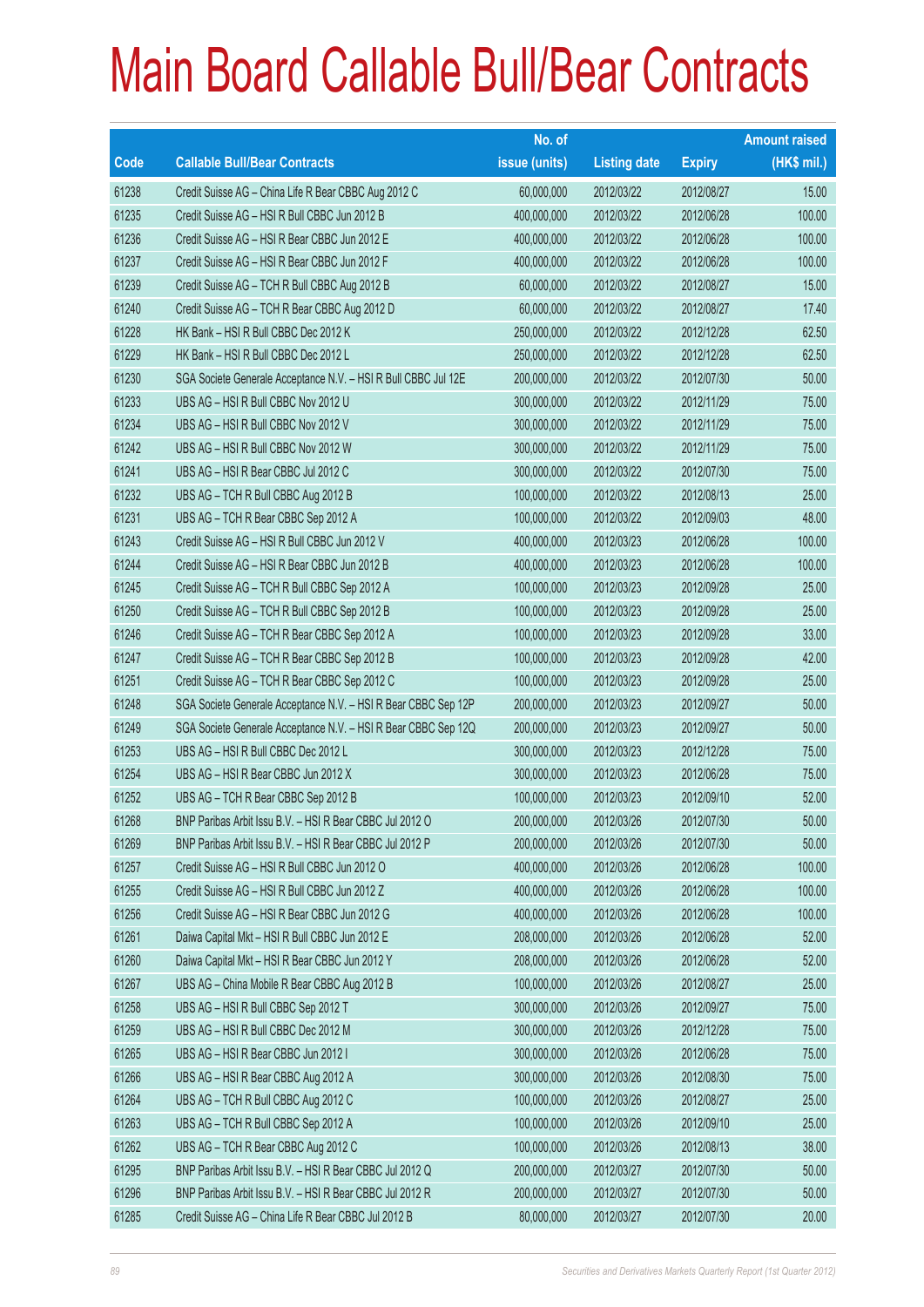# Main Board Callable Bull/Bear Contracts

| Code | Callable Bull/Bear Contracts | No. of issue (units) | Listing date | Expiry | Amount raised (HK$ mil.) |
|---|---|---|---|---|---|
| 61238 | Credit Suisse AG – China Life R Bear CBBC Aug 2012 C | 60,000,000 | 2012/03/22 | 2012/08/27 | 15.00 |
| 61235 | Credit Suisse AG – HSI R Bull CBBC Jun 2012 B | 400,000,000 | 2012/03/22 | 2012/06/28 | 100.00 |
| 61236 | Credit Suisse AG – HSI R Bear CBBC Jun 2012 E | 400,000,000 | 2012/03/22 | 2012/06/28 | 100.00 |
| 61237 | Credit Suisse AG – HSI R Bear CBBC Jun 2012 F | 400,000,000 | 2012/03/22 | 2012/06/28 | 100.00 |
| 61239 | Credit Suisse AG – TCH R Bull CBBC Aug 2012 B | 60,000,000 | 2012/03/22 | 2012/08/27 | 15.00 |
| 61240 | Credit Suisse AG – TCH R Bear CBBC Aug 2012 D | 60,000,000 | 2012/03/22 | 2012/08/27 | 17.40 |
| 61228 | HK Bank – HSI R Bull CBBC Dec 2012 K | 250,000,000 | 2012/03/22 | 2012/12/28 | 62.50 |
| 61229 | HK Bank – HSI R Bull CBBC Dec 2012 L | 250,000,000 | 2012/03/22 | 2012/12/28 | 62.50 |
| 61230 | SGA Societe Generale Acceptance N.V. – HSI R Bull CBBC Jul 12E | 200,000,000 | 2012/03/22 | 2012/07/30 | 50.00 |
| 61233 | UBS AG – HSI R Bull CBBC Nov 2012 U | 300,000,000 | 2012/03/22 | 2012/11/29 | 75.00 |
| 61234 | UBS AG – HSI R Bull CBBC Nov 2012 V | 300,000,000 | 2012/03/22 | 2012/11/29 | 75.00 |
| 61242 | UBS AG – HSI R Bull CBBC Nov 2012 W | 300,000,000 | 2012/03/22 | 2012/11/29 | 75.00 |
| 61241 | UBS AG – HSI R Bear CBBC Jul 2012 C | 300,000,000 | 2012/03/22 | 2012/07/30 | 75.00 |
| 61232 | UBS AG – TCH R Bull CBBC Aug 2012 B | 100,000,000 | 2012/03/22 | 2012/08/13 | 25.00 |
| 61231 | UBS AG – TCH R Bear CBBC Sep 2012 A | 100,000,000 | 2012/03/22 | 2012/09/03 | 48.00 |
| 61243 | Credit Suisse AG – HSI R Bull CBBC Jun 2012 V | 400,000,000 | 2012/03/23 | 2012/06/28 | 100.00 |
| 61244 | Credit Suisse AG – HSI R Bear CBBC Jun 2012 B | 400,000,000 | 2012/03/23 | 2012/06/28 | 100.00 |
| 61245 | Credit Suisse AG – TCH R Bull CBBC Sep 2012 A | 100,000,000 | 2012/03/23 | 2012/09/28 | 25.00 |
| 61250 | Credit Suisse AG – TCH R Bull CBBC Sep 2012 B | 100,000,000 | 2012/03/23 | 2012/09/28 | 25.00 |
| 61246 | Credit Suisse AG – TCH R Bear CBBC Sep 2012 A | 100,000,000 | 2012/03/23 | 2012/09/28 | 33.00 |
| 61247 | Credit Suisse AG – TCH R Bear CBBC Sep 2012 B | 100,000,000 | 2012/03/23 | 2012/09/28 | 42.00 |
| 61251 | Credit Suisse AG – TCH R Bear CBBC Sep 2012 C | 100,000,000 | 2012/03/23 | 2012/09/28 | 25.00 |
| 61248 | SGA Societe Generale Acceptance N.V. – HSI R Bear CBBC Sep 12P | 200,000,000 | 2012/03/23 | 2012/09/27 | 50.00 |
| 61249 | SGA Societe Generale Acceptance N.V. – HSI R Bear CBBC Sep 12Q | 200,000,000 | 2012/03/23 | 2012/09/27 | 50.00 |
| 61253 | UBS AG – HSI R Bull CBBC Dec 2012 L | 300,000,000 | 2012/03/23 | 2012/12/28 | 75.00 |
| 61254 | UBS AG – HSI R Bear CBBC Jun 2012 X | 300,000,000 | 2012/03/23 | 2012/06/28 | 75.00 |
| 61252 | UBS AG – TCH R Bear CBBC Sep 2012 B | 100,000,000 | 2012/03/23 | 2012/09/10 | 52.00 |
| 61268 | BNP Paribas Arbit Issu B.V. – HSI R Bear CBBC Jul 2012 O | 200,000,000 | 2012/03/26 | 2012/07/30 | 50.00 |
| 61269 | BNP Paribas Arbit Issu B.V. – HSI R Bear CBBC Jul 2012 P | 200,000,000 | 2012/03/26 | 2012/07/30 | 50.00 |
| 61257 | Credit Suisse AG – HSI R Bull CBBC Jun 2012 O | 400,000,000 | 2012/03/26 | 2012/06/28 | 100.00 |
| 61255 | Credit Suisse AG – HSI R Bull CBBC Jun 2012 Z | 400,000,000 | 2012/03/26 | 2012/06/28 | 100.00 |
| 61256 | Credit Suisse AG – HSI R Bear CBBC Jun 2012 G | 400,000,000 | 2012/03/26 | 2012/06/28 | 100.00 |
| 61261 | Daiwa Capital Mkt – HSI R Bull CBBC Jun 2012 E | 208,000,000 | 2012/03/26 | 2012/06/28 | 52.00 |
| 61260 | Daiwa Capital Mkt – HSI R Bear CBBC Jun 2012 Y | 208,000,000 | 2012/03/26 | 2012/06/28 | 52.00 |
| 61267 | UBS AG – China Mobile R Bear CBBC Aug 2012 B | 100,000,000 | 2012/03/26 | 2012/08/27 | 25.00 |
| 61258 | UBS AG – HSI R Bull CBBC Sep 2012 T | 300,000,000 | 2012/03/26 | 2012/09/27 | 75.00 |
| 61259 | UBS AG – HSI R Bull CBBC Dec 2012 M | 300,000,000 | 2012/03/26 | 2012/12/28 | 75.00 |
| 61265 | UBS AG – HSI R Bear CBBC Jun 2012 I | 300,000,000 | 2012/03/26 | 2012/06/28 | 75.00 |
| 61266 | UBS AG – HSI R Bear CBBC Aug 2012 A | 300,000,000 | 2012/03/26 | 2012/08/30 | 75.00 |
| 61264 | UBS AG – TCH R Bull CBBC Aug 2012 C | 100,000,000 | 2012/03/26 | 2012/08/27 | 25.00 |
| 61263 | UBS AG – TCH R Bull CBBC Sep 2012 A | 100,000,000 | 2012/03/26 | 2012/09/10 | 25.00 |
| 61262 | UBS AG – TCH R Bear CBBC Aug 2012 C | 100,000,000 | 2012/03/26 | 2012/08/13 | 38.00 |
| 61295 | BNP Paribas Arbit Issu B.V. – HSI R Bear CBBC Jul 2012 Q | 200,000,000 | 2012/03/27 | 2012/07/30 | 50.00 |
| 61296 | BNP Paribas Arbit Issu B.V. – HSI R Bear CBBC Jul 2012 R | 200,000,000 | 2012/03/27 | 2012/07/30 | 50.00 |
| 61285 | Credit Suisse AG – China Life R Bear CBBC Jul 2012 B | 80,000,000 | 2012/03/27 | 2012/07/30 | 20.00 |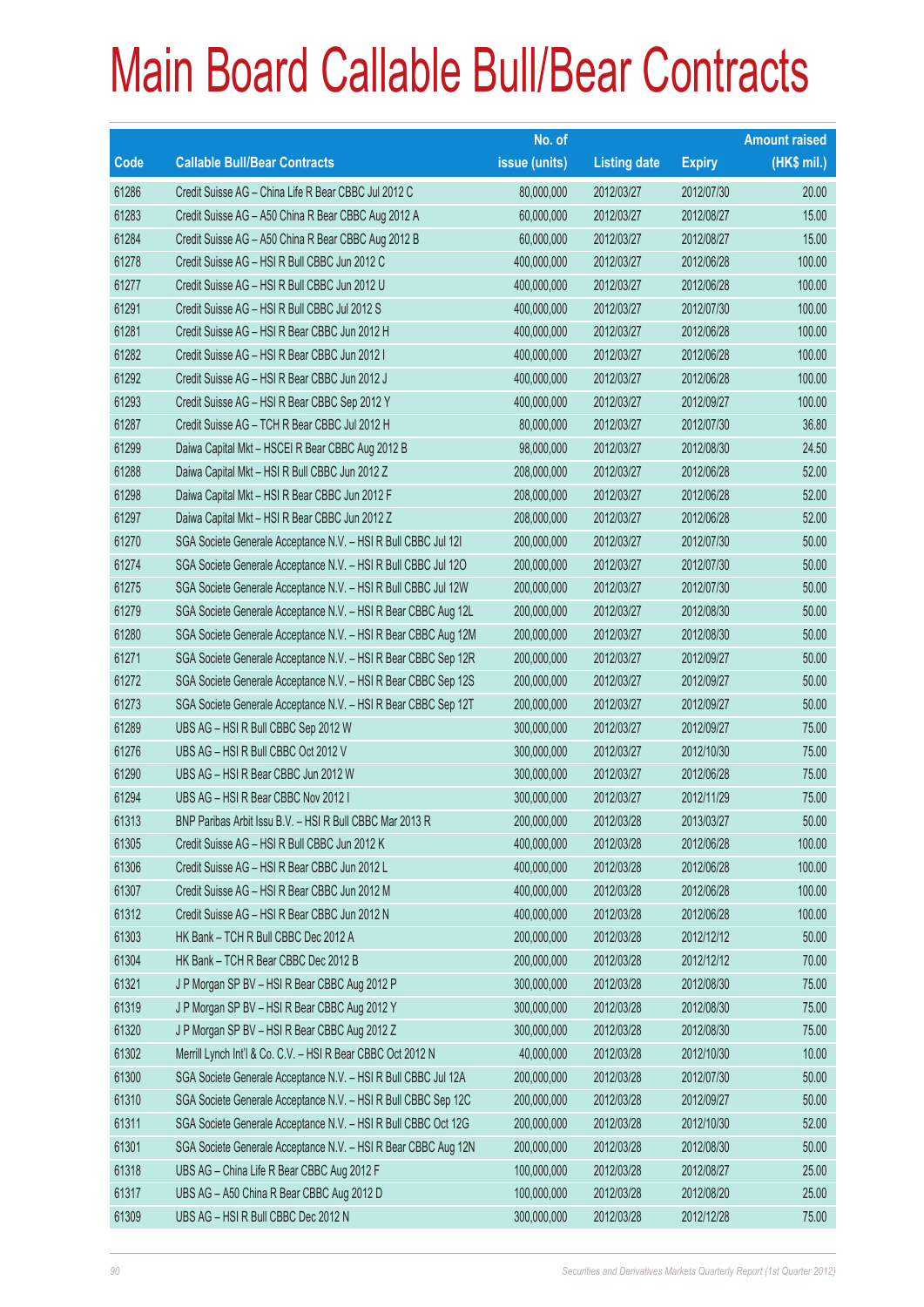# Main Board Callable Bull/Bear Contracts

| Code | Callable Bull/Bear Contracts | No. of issue (units) | Listing date | Expiry | Amount raised (HK$ mil.) |
|---|---|---|---|---|---|
| 61286 | Credit Suisse AG – China Life R Bear CBBC Jul 2012 C | 80,000,000 | 2012/03/27 | 2012/07/30 | 20.00 |
| 61283 | Credit Suisse AG – A50 China R Bear CBBC Aug 2012 A | 60,000,000 | 2012/03/27 | 2012/08/27 | 15.00 |
| 61284 | Credit Suisse AG – A50 China R Bear CBBC Aug 2012 B | 60,000,000 | 2012/03/27 | 2012/08/27 | 15.00 |
| 61278 | Credit Suisse AG – HSI R Bull CBBC Jun 2012 C | 400,000,000 | 2012/03/27 | 2012/06/28 | 100.00 |
| 61277 | Credit Suisse AG – HSI R Bull CBBC Jun 2012 U | 400,000,000 | 2012/03/27 | 2012/06/28 | 100.00 |
| 61291 | Credit Suisse AG – HSI R Bull CBBC Jul 2012 S | 400,000,000 | 2012/03/27 | 2012/07/30 | 100.00 |
| 61281 | Credit Suisse AG – HSI R Bear CBBC Jun 2012 H | 400,000,000 | 2012/03/27 | 2012/06/28 | 100.00 |
| 61282 | Credit Suisse AG – HSI R Bear CBBC Jun 2012 I | 400,000,000 | 2012/03/27 | 2012/06/28 | 100.00 |
| 61292 | Credit Suisse AG – HSI R Bear CBBC Jun 2012 J | 400,000,000 | 2012/03/27 | 2012/06/28 | 100.00 |
| 61293 | Credit Suisse AG – HSI R Bear CBBC Sep 2012 Y | 400,000,000 | 2012/03/27 | 2012/09/27 | 100.00 |
| 61287 | Credit Suisse AG – TCH R Bear CBBC Jul 2012 H | 80,000,000 | 2012/03/27 | 2012/07/30 | 36.80 |
| 61299 | Daiwa Capital Mkt – HSCEI R Bear CBBC Aug 2012 B | 98,000,000 | 2012/03/27 | 2012/08/30 | 24.50 |
| 61288 | Daiwa Capital Mkt – HSI R Bull CBBC Jun 2012 Z | 208,000,000 | 2012/03/27 | 2012/06/28 | 52.00 |
| 61298 | Daiwa Capital Mkt – HSI R Bear CBBC Jun 2012 F | 208,000,000 | 2012/03/27 | 2012/06/28 | 52.00 |
| 61297 | Daiwa Capital Mkt – HSI R Bear CBBC Jun 2012 Z | 208,000,000 | 2012/03/27 | 2012/06/28 | 52.00 |
| 61270 | SGA Societe Generale Acceptance N.V. – HSI R Bull CBBC Jul 12I | 200,000,000 | 2012/03/27 | 2012/07/30 | 50.00 |
| 61274 | SGA Societe Generale Acceptance N.V. – HSI R Bull CBBC Jul 12O | 200,000,000 | 2012/03/27 | 2012/07/30 | 50.00 |
| 61275 | SGA Societe Generale Acceptance N.V. – HSI R Bull CBBC Jul 12W | 200,000,000 | 2012/03/27 | 2012/07/30 | 50.00 |
| 61279 | SGA Societe Generale Acceptance N.V. – HSI R Bear CBBC Aug 12L | 200,000,000 | 2012/03/27 | 2012/08/30 | 50.00 |
| 61280 | SGA Societe Generale Acceptance N.V. – HSI R Bear CBBC Aug 12M | 200,000,000 | 2012/03/27 | 2012/08/30 | 50.00 |
| 61271 | SGA Societe Generale Acceptance N.V. – HSI R Bear CBBC Sep 12R | 200,000,000 | 2012/03/27 | 2012/09/27 | 50.00 |
| 61272 | SGA Societe Generale Acceptance N.V. – HSI R Bear CBBC Sep 12S | 200,000,000 | 2012/03/27 | 2012/09/27 | 50.00 |
| 61273 | SGA Societe Generale Acceptance N.V. – HSI R Bear CBBC Sep 12T | 200,000,000 | 2012/03/27 | 2012/09/27 | 50.00 |
| 61289 | UBS AG – HSI R Bull CBBC Sep 2012 W | 300,000,000 | 2012/03/27 | 2012/09/27 | 75.00 |
| 61276 | UBS AG – HSI R Bull CBBC Oct 2012 V | 300,000,000 | 2012/03/27 | 2012/10/30 | 75.00 |
| 61290 | UBS AG – HSI R Bear CBBC Jun 2012 W | 300,000,000 | 2012/03/27 | 2012/06/28 | 75.00 |
| 61294 | UBS AG – HSI R Bear CBBC Nov 2012 I | 300,000,000 | 2012/03/27 | 2012/11/29 | 75.00 |
| 61313 | BNP Paribas Arbit Issu B.V. – HSI R Bull CBBC Mar 2013 R | 200,000,000 | 2012/03/28 | 2013/03/27 | 50.00 |
| 61305 | Credit Suisse AG – HSI R Bull CBBC Jun 2012 K | 400,000,000 | 2012/03/28 | 2012/06/28 | 100.00 |
| 61306 | Credit Suisse AG – HSI R Bear CBBC Jun 2012 L | 400,000,000 | 2012/03/28 | 2012/06/28 | 100.00 |
| 61307 | Credit Suisse AG – HSI R Bear CBBC Jun 2012 M | 400,000,000 | 2012/03/28 | 2012/06/28 | 100.00 |
| 61312 | Credit Suisse AG – HSI R Bear CBBC Jun 2012 N | 400,000,000 | 2012/03/28 | 2012/06/28 | 100.00 |
| 61303 | HK Bank – TCH R Bull CBBC Dec 2012 A | 200,000,000 | 2012/03/28 | 2012/12/12 | 50.00 |
| 61304 | HK Bank – TCH R Bear CBBC Dec 2012 B | 200,000,000 | 2012/03/28 | 2012/12/12 | 70.00 |
| 61321 | J P Morgan SP BV – HSI R Bear CBBC Aug 2012 P | 300,000,000 | 2012/03/28 | 2012/08/30 | 75.00 |
| 61319 | J P Morgan SP BV – HSI R Bear CBBC Aug 2012 Y | 300,000,000 | 2012/03/28 | 2012/08/30 | 75.00 |
| 61320 | J P Morgan SP BV – HSI R Bear CBBC Aug 2012 Z | 300,000,000 | 2012/03/28 | 2012/08/30 | 75.00 |
| 61302 | Merrill Lynch Int'l & Co. C.V. – HSI R Bear CBBC Oct 2012 N | 40,000,000 | 2012/03/28 | 2012/10/30 | 10.00 |
| 61300 | SGA Societe Generale Acceptance N.V. – HSI R Bull CBBC Jul 12A | 200,000,000 | 2012/03/28 | 2012/07/30 | 50.00 |
| 61310 | SGA Societe Generale Acceptance N.V. – HSI R Bull CBBC Sep 12C | 200,000,000 | 2012/03/28 | 2012/09/27 | 50.00 |
| 61311 | SGA Societe Generale Acceptance N.V. – HSI R Bull CBBC Oct 12G | 200,000,000 | 2012/03/28 | 2012/10/30 | 52.00 |
| 61301 | SGA Societe Generale Acceptance N.V. – HSI R Bear CBBC Aug 12N | 200,000,000 | 2012/03/28 | 2012/08/30 | 50.00 |
| 61318 | UBS AG – China Life R Bear CBBC Aug 2012 F | 100,000,000 | 2012/03/28 | 2012/08/27 | 25.00 |
| 61317 | UBS AG – A50 China R Bear CBBC Aug 2012 D | 100,000,000 | 2012/03/28 | 2012/08/20 | 25.00 |
| 61309 | UBS AG – HSI R Bull CBBC Dec 2012 N | 300,000,000 | 2012/03/28 | 2012/12/28 | 75.00 |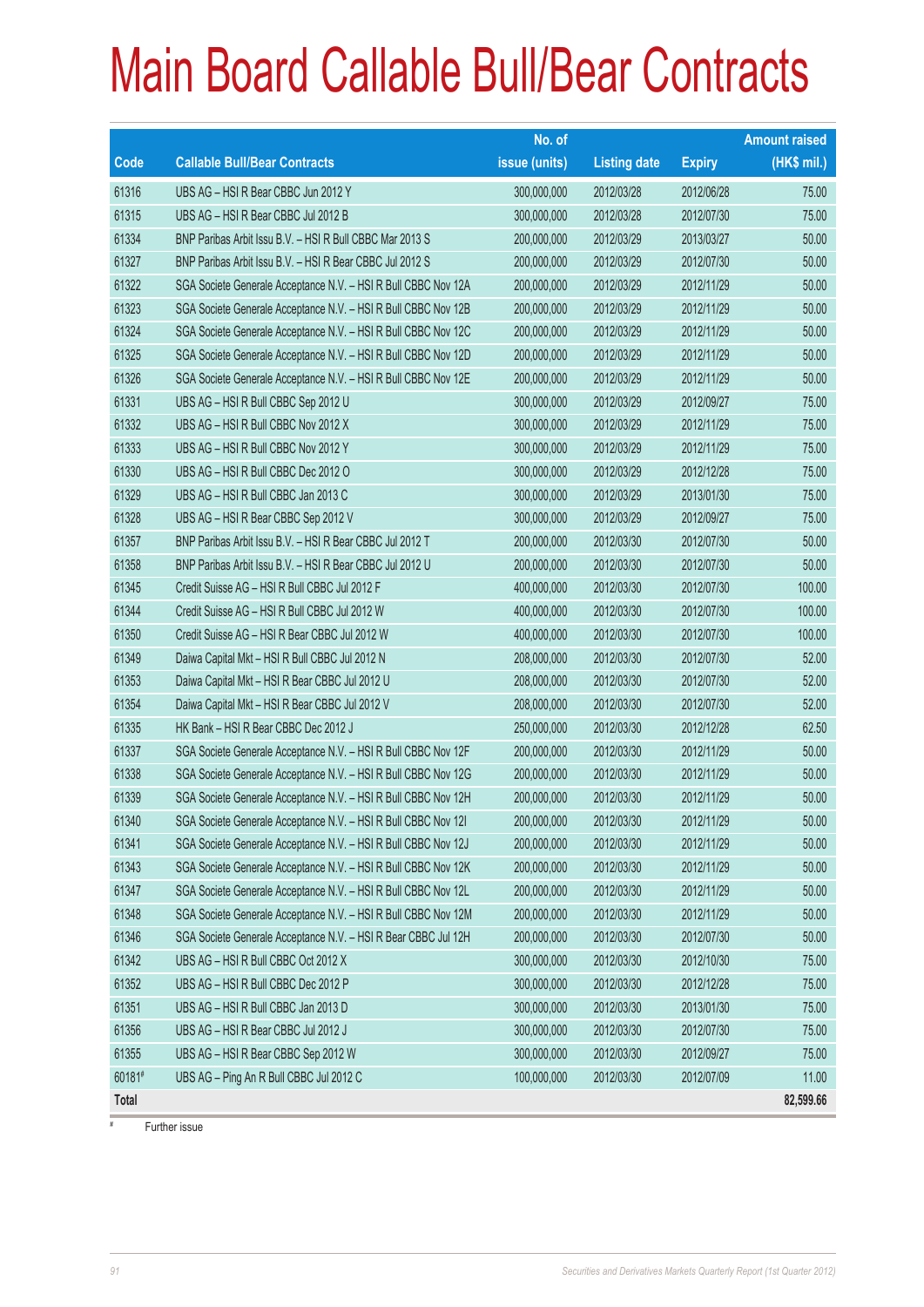# Main Board Callable Bull/Bear Contracts

| Code | Callable Bull/Bear Contracts | No. of issue (units) | Listing date | Expiry | Amount raised (HK$ mil.) |
|---|---|---|---|---|---|
| 61316 | UBS AG – HSI R Bear CBBC Jun 2012 Y | 300,000,000 | 2012/03/28 | 2012/06/28 | 75.00 |
| 61315 | UBS AG – HSI R Bear CBBC Jul 2012 B | 300,000,000 | 2012/03/28 | 2012/07/30 | 75.00 |
| 61334 | BNP Paribas Arbit Issu B.V. – HSI R Bull CBBC Mar 2013 S | 200,000,000 | 2012/03/29 | 2013/03/27 | 50.00 |
| 61327 | BNP Paribas Arbit Issu B.V. – HSI R Bear CBBC Jul 2012 S | 200,000,000 | 2012/03/29 | 2012/07/30 | 50.00 |
| 61322 | SGA Societe Generale Acceptance N.V. – HSI R Bull CBBC Nov 12A | 200,000,000 | 2012/03/29 | 2012/11/29 | 50.00 |
| 61323 | SGA Societe Generale Acceptance N.V. – HSI R Bull CBBC Nov 12B | 200,000,000 | 2012/03/29 | 2012/11/29 | 50.00 |
| 61324 | SGA Societe Generale Acceptance N.V. – HSI R Bull CBBC Nov 12C | 200,000,000 | 2012/03/29 | 2012/11/29 | 50.00 |
| 61325 | SGA Societe Generale Acceptance N.V. – HSI R Bull CBBC Nov 12D | 200,000,000 | 2012/03/29 | 2012/11/29 | 50.00 |
| 61326 | SGA Societe Generale Acceptance N.V. – HSI R Bull CBBC Nov 12E | 200,000,000 | 2012/03/29 | 2012/11/29 | 50.00 |
| 61331 | UBS AG – HSI R Bull CBBC Sep 2012 U | 300,000,000 | 2012/03/29 | 2012/09/27 | 75.00 |
| 61332 | UBS AG – HSI R Bull CBBC Nov 2012 X | 300,000,000 | 2012/03/29 | 2012/11/29 | 75.00 |
| 61333 | UBS AG – HSI R Bull CBBC Nov 2012 Y | 300,000,000 | 2012/03/29 | 2012/11/29 | 75.00 |
| 61330 | UBS AG – HSI R Bull CBBC Dec 2012 O | 300,000,000 | 2012/03/29 | 2012/12/28 | 75.00 |
| 61329 | UBS AG – HSI R Bull CBBC Jan 2013 C | 300,000,000 | 2012/03/29 | 2013/01/30 | 75.00 |
| 61328 | UBS AG – HSI R Bear CBBC Sep 2012 V | 300,000,000 | 2012/03/29 | 2012/09/27 | 75.00 |
| 61357 | BNP Paribas Arbit Issu B.V. – HSI R Bear CBBC Jul 2012 T | 200,000,000 | 2012/03/30 | 2012/07/30 | 50.00 |
| 61358 | BNP Paribas Arbit Issu B.V. – HSI R Bear CBBC Jul 2012 U | 200,000,000 | 2012/03/30 | 2012/07/30 | 50.00 |
| 61345 | Credit Suisse AG – HSI R Bull CBBC Jul 2012 F | 400,000,000 | 2012/03/30 | 2012/07/30 | 100.00 |
| 61344 | Credit Suisse AG – HSI R Bull CBBC Jul 2012 W | 400,000,000 | 2012/03/30 | 2012/07/30 | 100.00 |
| 61350 | Credit Suisse AG – HSI R Bear CBBC Jul 2012 W | 400,000,000 | 2012/03/30 | 2012/07/30 | 100.00 |
| 61349 | Daiwa Capital Mkt – HSI R Bull CBBC Jul 2012 N | 208,000,000 | 2012/03/30 | 2012/07/30 | 52.00 |
| 61353 | Daiwa Capital Mkt – HSI R Bear CBBC Jul 2012 U | 208,000,000 | 2012/03/30 | 2012/07/30 | 52.00 |
| 61354 | Daiwa Capital Mkt – HSI R Bear CBBC Jul 2012 V | 208,000,000 | 2012/03/30 | 2012/07/30 | 52.00 |
| 61335 | HK Bank – HSI R Bear CBBC Dec 2012 J | 250,000,000 | 2012/03/30 | 2012/12/28 | 62.50 |
| 61337 | SGA Societe Generale Acceptance N.V. – HSI R Bull CBBC Nov 12F | 200,000,000 | 2012/03/30 | 2012/11/29 | 50.00 |
| 61338 | SGA Societe Generale Acceptance N.V. – HSI R Bull CBBC Nov 12G | 200,000,000 | 2012/03/30 | 2012/11/29 | 50.00 |
| 61339 | SGA Societe Generale Acceptance N.V. – HSI R Bull CBBC Nov 12H | 200,000,000 | 2012/03/30 | 2012/11/29 | 50.00 |
| 61340 | SGA Societe Generale Acceptance N.V. – HSI R Bull CBBC Nov 12I | 200,000,000 | 2012/03/30 | 2012/11/29 | 50.00 |
| 61341 | SGA Societe Generale Acceptance N.V. – HSI R Bull CBBC Nov 12J | 200,000,000 | 2012/03/30 | 2012/11/29 | 50.00 |
| 61343 | SGA Societe Generale Acceptance N.V. – HSI R Bull CBBC Nov 12K | 200,000,000 | 2012/03/30 | 2012/11/29 | 50.00 |
| 61347 | SGA Societe Generale Acceptance N.V. – HSI R Bull CBBC Nov 12L | 200,000,000 | 2012/03/30 | 2012/11/29 | 50.00 |
| 61348 | SGA Societe Generale Acceptance N.V. – HSI R Bull CBBC Nov 12M | 200,000,000 | 2012/03/30 | 2012/11/29 | 50.00 |
| 61346 | SGA Societe Generale Acceptance N.V. – HSI R Bear CBBC Jul 12H | 200,000,000 | 2012/03/30 | 2012/07/30 | 50.00 |
| 61342 | UBS AG – HSI R Bull CBBC Oct 2012 X | 300,000,000 | 2012/03/30 | 2012/10/30 | 75.00 |
| 61352 | UBS AG – HSI R Bull CBBC Dec 2012 P | 300,000,000 | 2012/03/30 | 2012/12/28 | 75.00 |
| 61351 | UBS AG – HSI R Bull CBBC Jan 2013 D | 300,000,000 | 2012/03/30 | 2013/01/30 | 75.00 |
| 61356 | UBS AG – HSI R Bear CBBC Jul 2012 J | 300,000,000 | 2012/03/30 | 2012/07/30 | 75.00 |
| 61355 | UBS AG – HSI R Bear CBBC Sep 2012 W | 300,000,000 | 2012/03/30 | 2012/09/27 | 75.00 |
| 60181# | UBS AG – Ping An R Bull CBBC Jul 2012 C | 100,000,000 | 2012/03/30 | 2012/07/09 | 11.00 |
| **Total** | | | | | **82,599.66** |

# Further issue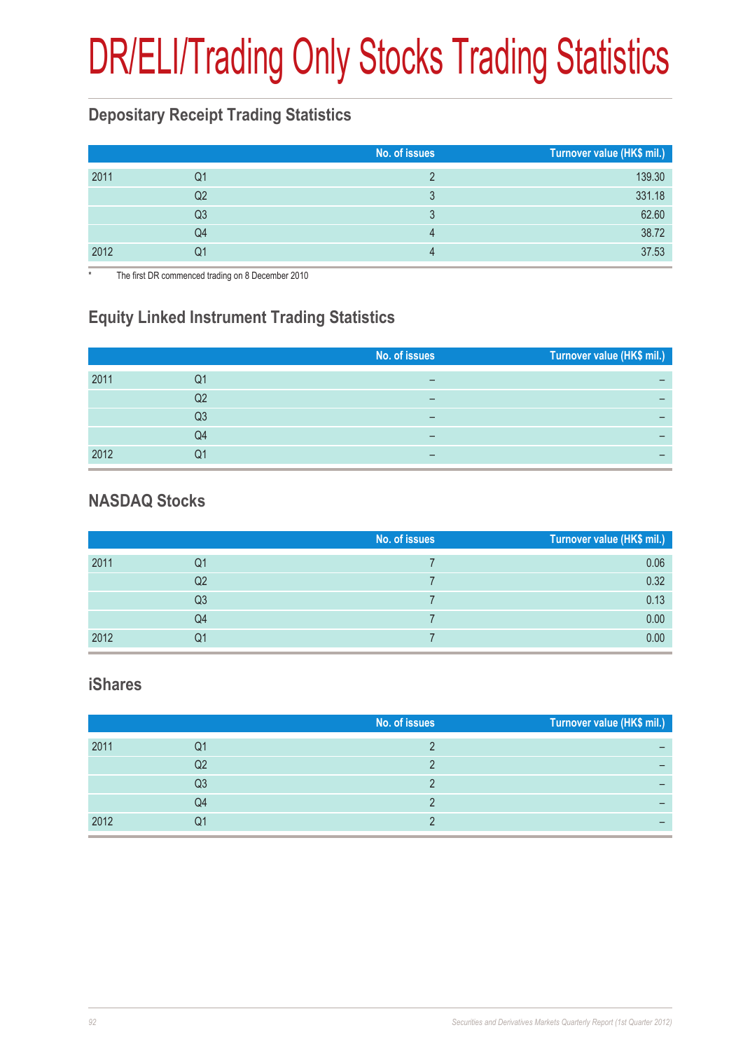# DR/ELI/Trading Only Stocks Trading Statistics

## Depositary Receipt Trading Statistics

| | | No. of issues | Turnover value (HK$ mil.) |
|---|---|---|---|
| 2011 | Q1 | 2 | 139.30 |
| | Q2 | 3 | 331.18 |
| | Q3 | 3 | 62.60 |
| | Q4 | 4 | 38.72 |
| 2012 | Q1 | 4 | 37.53 |

* The first DR commenced trading on 8 December 2010

## Equity Linked Instrument Trading Statistics

| | | No. of issues | Turnover value (HK$ mil.) |
|---|---|---|---|
| 2011 | Q1 | – | – |
| | Q2 | – | – |
| | Q3 | – | – |
| | Q4 | – | – |
| 2012 | Q1 | – | – |

## NASDAQ Stocks

| | | No. of issues | Turnover value (HK$ mil.) |
|---|---|---|---|
| 2011 | Q1 | 7 | 0.06 |
| | Q2 | 7 | 0.32 |
| | Q3 | 7 | 0.13 |
| | Q4 | 7 | 0.00 |
| 2012 | Q1 | 7 | 0.00 |

## iShares

| | | No. of issues | Turnover value (HK$ mil.) |
|---|---|---|---|
| 2011 | Q1 | 2 | – |
| | Q2 | 2 | – |
| | Q3 | 2 | – |
| | Q4 | 2 | – |
| 2012 | Q1 | 2 | – |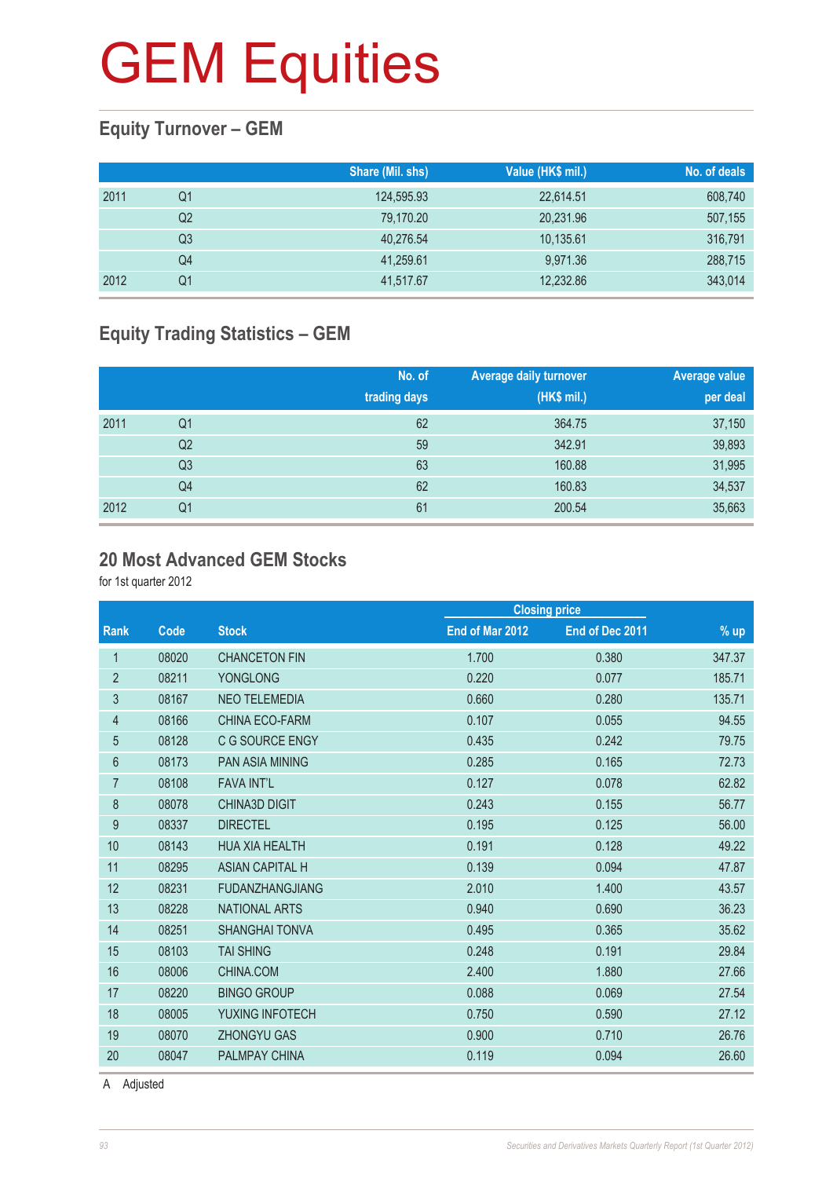# GEM Equities

## Equity Turnover – GEM

| | | Share (Mil. shs) | Value (HK$ mil.) | No. of deals |
|---|---|---|---|---|
| 2011 | Q1 | 124,595.93 | 22,614.51 | 608,740 |
| | Q2 | 79,170.20 | 20,231.96 | 507,155 |
| | Q3 | 40,276.54 | 10,135.61 | 316,791 |
| | Q4 | 41,259.61 | 9,971.36 | 288,715 |
| 2012 | Q1 | 41,517.67 | 12,232.86 | 343,014 |

## Equity Trading Statistics – GEM

| | | No. of trading days | Average daily turnover (HK$ mil.) | Average value per deal |
|---|---|---|---|---|
| 2011 | Q1 | 62 | 364.75 | 37,150 |
| | Q2 | 59 | 342.91 | 39,893 |
| | Q3 | 63 | 160.88 | 31,995 |
| | Q4 | 62 | 160.83 | 34,537 |
| 2012 | Q1 | 61 | 200.54 | 35,663 |

## 20 Most Advanced GEM Stocks

for 1st quarter 2012

| | | | Closing price | | |
|---|---|---|---|---|---|
| Rank | Code | Stock | End of Mar 2012 | End of Dec 2011 | % up |
| 1 | 08020 | CHANCETON FIN | 1.700 | 0.380 | 347.37 |
| 2 | 08211 | YONGLONG | 0.220 | 0.077 | 185.71 |
| 3 | 08167 | NEO TELEMEDIA | 0.660 | 0.280 | 135.71 |
| 4 | 08166 | CHINA ECO-FARM | 0.107 | 0.055 | 94.55 |
| 5 | 08128 | C G SOURCE ENGY | 0.435 | 0.242 | 79.75 |
| 6 | 08173 | PAN ASIA MINING | 0.285 | 0.165 | 72.73 |
| 7 | 08108 | FAVA INT'L | 0.127 | 0.078 | 62.82 |
| 8 | 08078 | CHINA3D DIGIT | 0.243 | 0.155 | 56.77 |
| 9 | 08337 | DIRECTEL | 0.195 | 0.125 | 56.00 |
| 10 | 08143 | HUA XIA HEALTH | 0.191 | 0.128 | 49.22 |
| 11 | 08295 | ASIAN CAPITAL H | 0.139 | 0.094 | 47.87 |
| 12 | 08231 | FUDANZHANGJIANG | 2.010 | 1.400 | 43.57 |
| 13 | 08228 | NATIONAL ARTS | 0.940 | 0.690 | 36.23 |
| 14 | 08251 | SHANGHAI TONVA | 0.495 | 0.365 | 35.62 |
| 15 | 08103 | TAI SHING | 0.248 | 0.191 | 29.84 |
| 16 | 08006 | CHINA.COM | 2.400 | 1.880 | 27.66 |
| 17 | 08220 | BINGO GROUP | 0.088 | 0.069 | 27.54 |
| 18 | 08005 | YUXING INFOTECH | 0.750 | 0.590 | 27.12 |
| 19 | 08070 | ZHONGYU GAS | 0.900 | 0.710 | 26.76 |
| 20 | 08047 | PALMPAY CHINA | 0.119 | 0.094 | 26.60 |

A Adjusted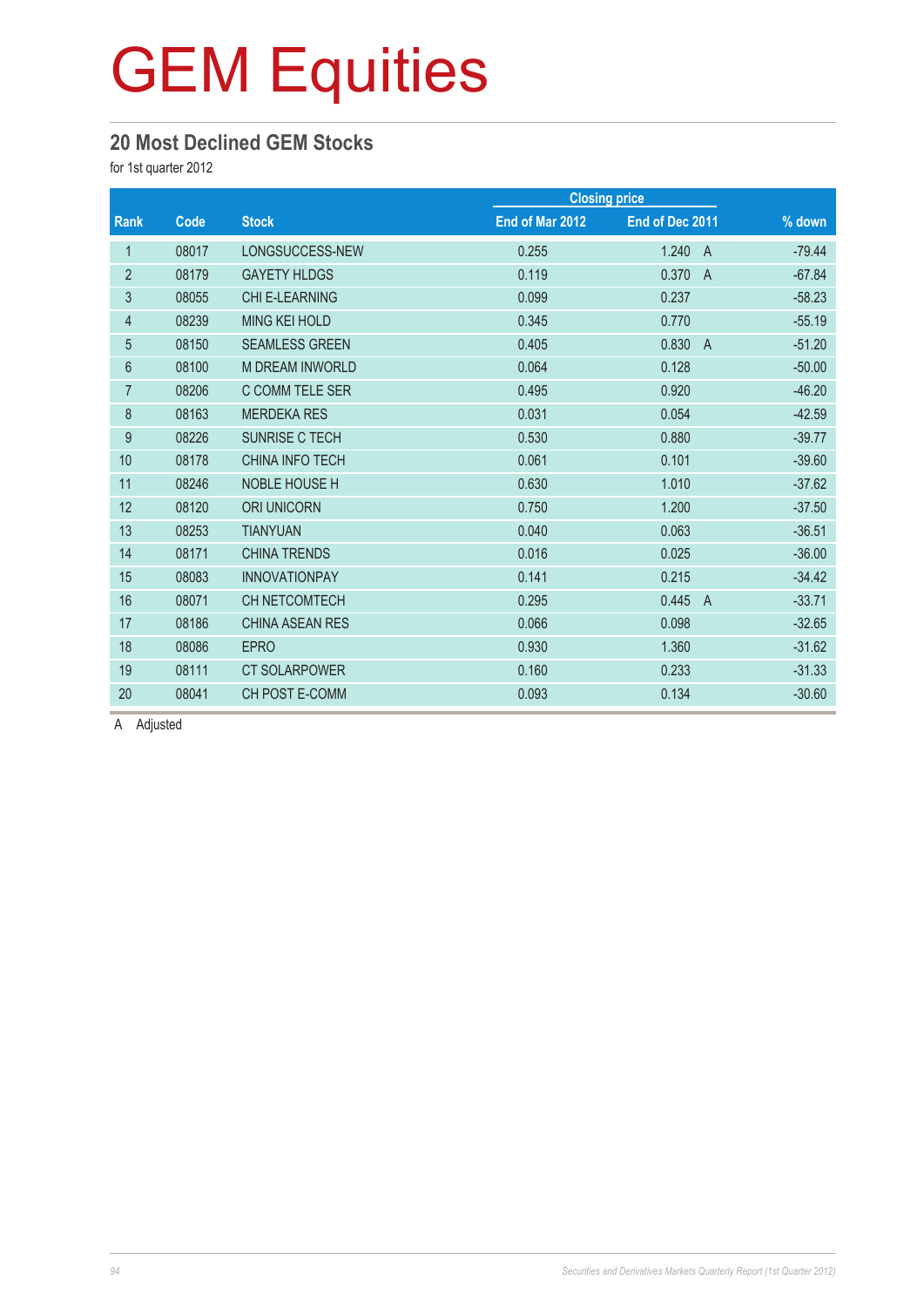# GEM Equities

## 20 Most Declined GEM Stocks

for 1st quarter 2012

| Rank | Code | Stock | Closing price | | % down |
|---|---|---|---|---|---|
| | | | End of Mar 2012 | End of Dec 2011 | |
| 1 | 08017 | LONGSUCCESS-NEW | 0.255 | 1.240 A | -79.44 |
| 2 | 08179 | GAYETY HLDGS | 0.119 | 0.370 A | -67.84 |
| 3 | 08055 | CHI E-LEARNING | 0.099 | 0.237 | -58.23 |
| 4 | 08239 | MING KEI HOLD | 0.345 | 0.770 | -55.19 |
| 5 | 08150 | SEAMLESS GREEN | 0.405 | 0.830 A | -51.20 |
| 6 | 08100 | M DREAM INWORLD | 0.064 | 0.128 | -50.00 |
| 7 | 08206 | C COMM TELE SER | 0.495 | 0.920 | -46.20 |
| 8 | 08163 | MERDEKA RES | 0.031 | 0.054 | -42.59 |
| 9 | 08226 | SUNRISE C TECH | 0.530 | 0.880 | -39.77 |
| 10 | 08178 | CHINA INFO TECH | 0.061 | 0.101 | -39.60 |
| 11 | 08246 | NOBLE HOUSE H | 0.630 | 1.010 | -37.62 |
| 12 | 08120 | ORI UNICORN | 0.750 | 1.200 | -37.50 |
| 13 | 08253 | TIANYUAN | 0.040 | 0.063 | -36.51 |
| 14 | 08171 | CHINA TRENDS | 0.016 | 0.025 | -36.00 |
| 15 | 08083 | INNOVATIONPAY | 0.141 | 0.215 | -34.42 |
| 16 | 08071 | CH NETCOMTECH | 0.295 | 0.445 A | -33.71 |
| 17 | 08186 | CHINA ASEAN RES | 0.066 | 0.098 | -32.65 |
| 18 | 08086 | EPRO | 0.930 | 1.360 | -31.62 |
| 19 | 08111 | CT SOLARPOWER | 0.160 | 0.233 | -31.33 |
| 20 | 08041 | CH POST E-COMM | 0.093 | 0.134 | -30.60 |

A Adjusted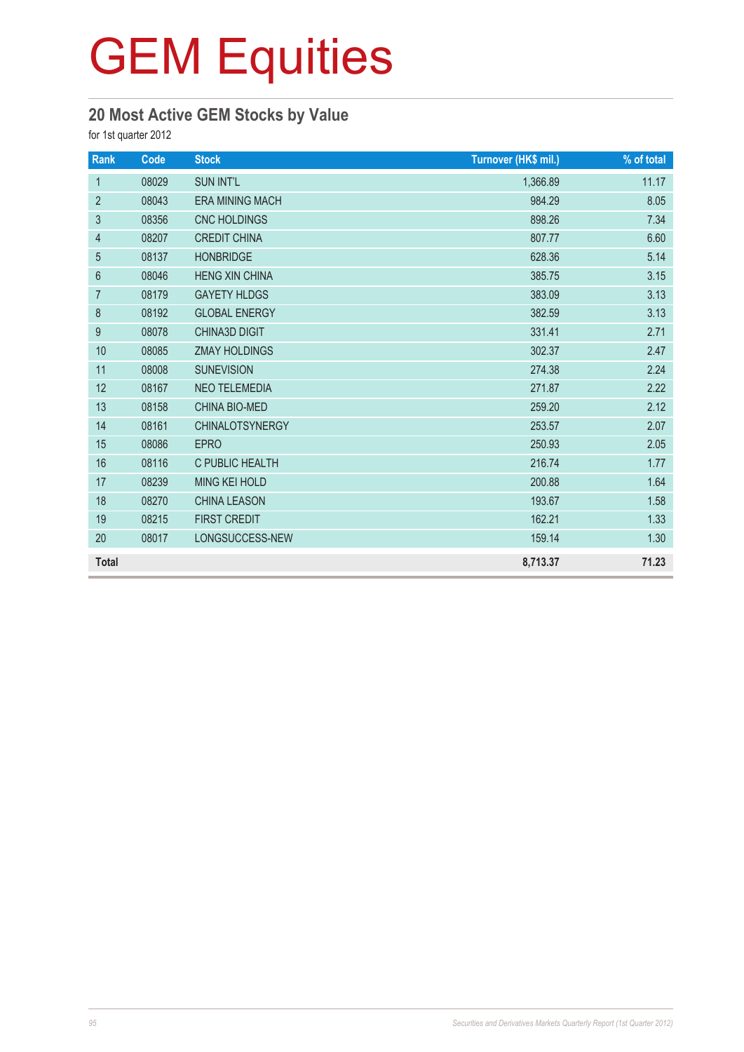# GEM Equities

## 20 Most Active GEM Stocks by Value

for 1st quarter 2012

| Rank | Code | Stock | Turnover (HK$ mil.) | % of total |
|---|---|---|---|---|
| 1 | 08029 | SUN INT'L | 1,366.89 | 11.17 |
| 2 | 08043 | ERA MINING MACH | 984.29 | 8.05 |
| 3 | 08356 | CNC HOLDINGS | 898.26 | 7.34 |
| 4 | 08207 | CREDIT CHINA | 807.77 | 6.60 |
| 5 | 08137 | HONBRIDGE | 628.36 | 5.14 |
| 6 | 08046 | HENG XIN CHINA | 385.75 | 3.15 |
| 7 | 08179 | GAYETY HLDGS | 383.09 | 3.13 |
| 8 | 08192 | GLOBAL ENERGY | 382.59 | 3.13 |
| 9 | 08078 | CHINA3D DIGIT | 331.41 | 2.71 |
| 10 | 08085 | ZMAY HOLDINGS | 302.37 | 2.47 |
| 11 | 08008 | SUNEVISION | 274.38 | 2.24 |
| 12 | 08167 | NEO TELEMEDIA | 271.87 | 2.22 |
| 13 | 08158 | CHINA BIO-MED | 259.20 | 2.12 |
| 14 | 08161 | CHINALOTSYNERGY | 253.57 | 2.07 |
| 15 | 08086 | EPRO | 250.93 | 2.05 |
| 16 | 08116 | C PUBLIC HEALTH | 216.74 | 1.77 |
| 17 | 08239 | MING KEI HOLD | 200.88 | 1.64 |
| 18 | 08270 | CHINA LEASON | 193.67 | 1.58 |
| 19 | 08215 | FIRST CREDIT | 162.21 | 1.33 |
| 20 | 08017 | LONGSUCCESS-NEW | 159.14 | 1.30 |
| **Total** | | | **8,713.37** | **71.23** |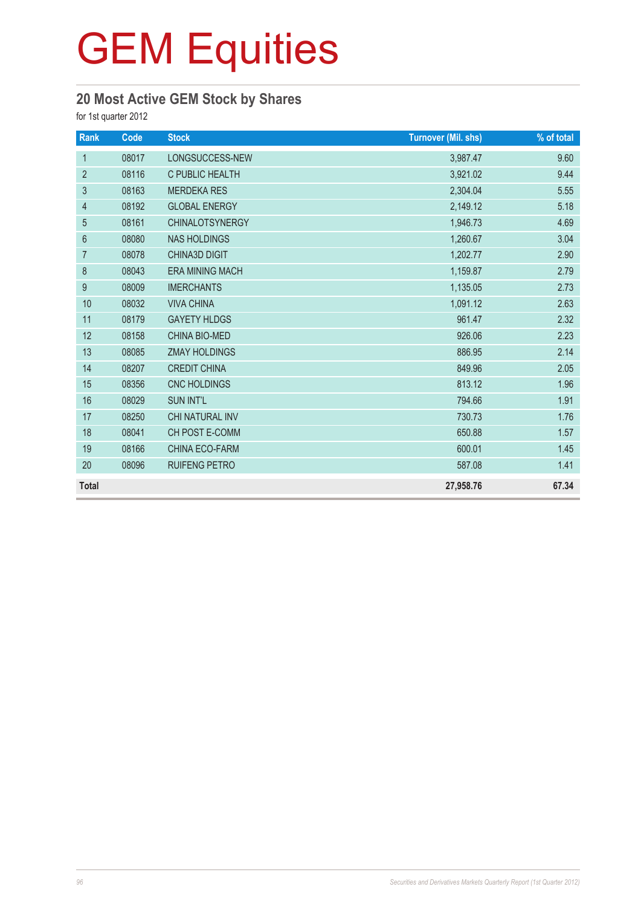# GEM Equities

## 20 Most Active GEM Stock by Shares

for 1st quarter 2012

| Rank | Code | Stock | Turnover (Mil. shs) | % of total |
|---|---|---|---|---|
| 1 | 08017 | LONGSUCCESS-NEW | 3,987.47 | 9.60 |
| 2 | 08116 | C PUBLIC HEALTH | 3,921.02 | 9.44 |
| 3 | 08163 | MERDEKA RES | 2,304.04 | 5.55 |
| 4 | 08192 | GLOBAL ENERGY | 2,149.12 | 5.18 |
| 5 | 08161 | CHINALOTSYNERGY | 1,946.73 | 4.69 |
| 6 | 08080 | NAS HOLDINGS | 1,260.67 | 3.04 |
| 7 | 08078 | CHINA3D DIGIT | 1,202.77 | 2.90 |
| 8 | 08043 | ERA MINING MACH | 1,159.87 | 2.79 |
| 9 | 08009 | IMERCHANTS | 1,135.05 | 2.73 |
| 10 | 08032 | VIVA CHINA | 1,091.12 | 2.63 |
| 11 | 08179 | GAYETY HLDGS | 961.47 | 2.32 |
| 12 | 08158 | CHINA BIO-MED | 926.06 | 2.23 |
| 13 | 08085 | ZMAY HOLDINGS | 886.95 | 2.14 |
| 14 | 08207 | CREDIT CHINA | 849.96 | 2.05 |
| 15 | 08356 | CNC HOLDINGS | 813.12 | 1.96 |
| 16 | 08029 | SUN INT'L | 794.66 | 1.91 |
| 17 | 08250 | CHI NATURAL INV | 730.73 | 1.76 |
| 18 | 08041 | CH POST E-COMM | 650.88 | 1.57 |
| 19 | 08166 | CHINA ECO-FARM | 600.01 | 1.45 |
| 20 | 08096 | RUIFENG PETRO | 587.08 | 1.41 |
| **Total** | | | **27,958.76** | **67.34** |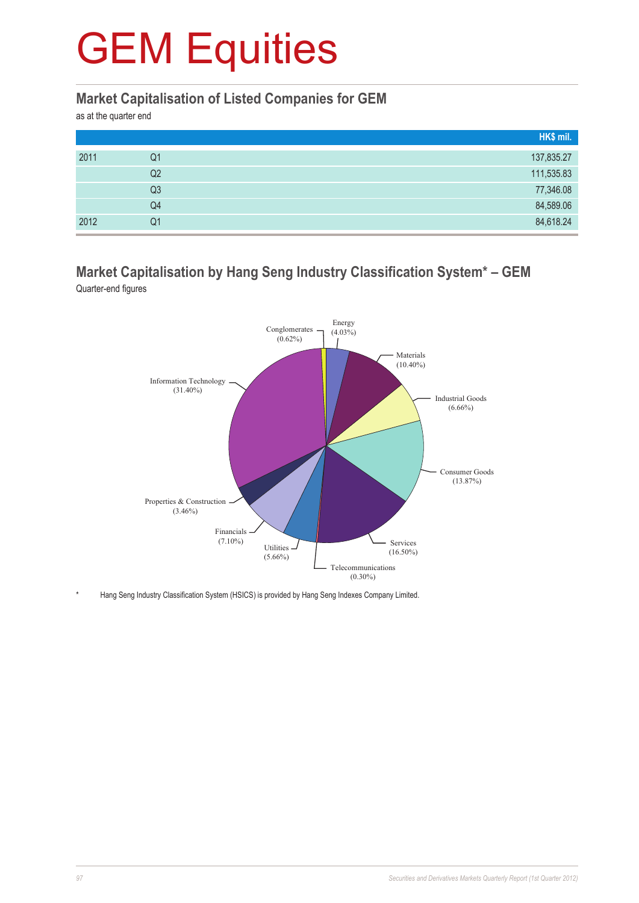# GEM Equities

## Market Capitalisation of Listed Companies for GEM

as at the quarter end

| | | HK$ mil. |
|---|---|---|
| 2011 | Q1 | 137,835.27 |
| | Q2 | 111,535.83 |
| | Q3 | 77,346.08 |
| | Q4 | 84,589.06 |
| 2012 | Q1 | 84,618.24 |

## Market Capitalisation by Hang Seng Industry Classification System* – GEM

Quarter-end figures

| Industry | Share |
|---|---|
| Energy | 4.03% |
| Materials | 10.40% |
| Industrial Goods | 6.66% |
| Consumer Goods | 13.87% |
| Services | 16.50% |
| Telecommunications | 0.30% |
| Utilities | 5.66% |
| Financials | 7.10% |
| Properties & Construction | 3.46% |
| Information Technology | 31.40% |
| Conglomerates | 0.62% |

\* Hang Seng Industry Classification System (HSICS) is provided by Hang Seng Indexes Company Limited.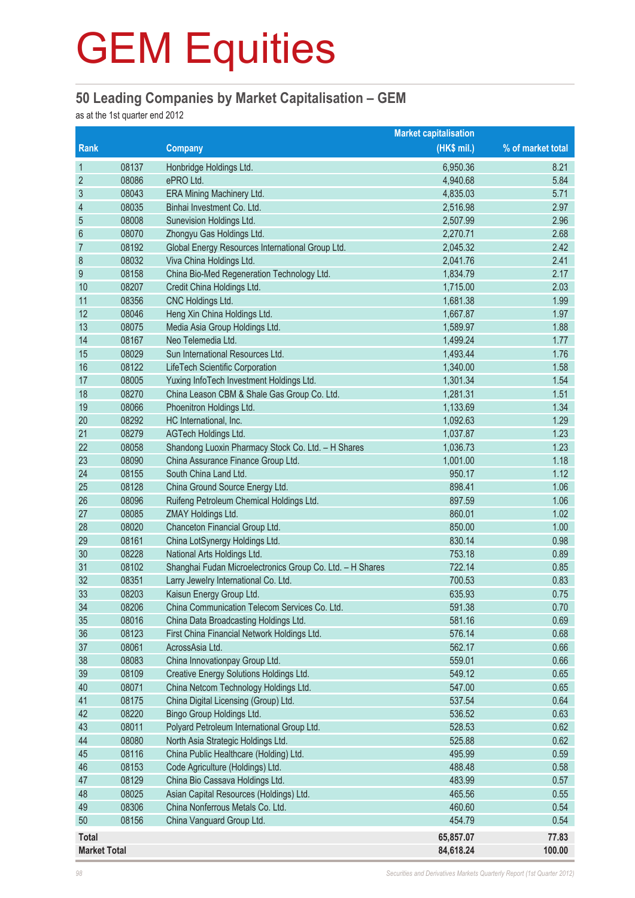# GEM Equities

## 50 Leading Companies by Market Capitalisation – GEM

as at the 1st quarter end 2012

| Rank | | Company | Market capitalisation (HK$ mil.) | % of market total |
|---|---|---|---|---|
| 1 | 08137 | Honbridge Holdings Ltd. | 6,950.36 | 8.21 |
| 2 | 08086 | ePRO Ltd. | 4,940.68 | 5.84 |
| 3 | 08043 | ERA Mining Machinery Ltd. | 4,835.03 | 5.71 |
| 4 | 08035 | Binhai Investment Co. Ltd. | 2,516.98 | 2.97 |
| 5 | 08008 | Sunevision Holdings Ltd. | 2,507.99 | 2.96 |
| 6 | 08070 | Zhongyu Gas Holdings Ltd. | 2,270.71 | 2.68 |
| 7 | 08192 | Global Energy Resources International Group Ltd. | 2,045.32 | 2.42 |
| 8 | 08032 | Viva China Holdings Ltd. | 2,041.76 | 2.41 |
| 9 | 08158 | China Bio-Med Regeneration Technology Ltd. | 1,834.79 | 2.17 |
| 10 | 08207 | Credit China Holdings Ltd. | 1,715.00 | 2.03 |
| 11 | 08356 | CNC Holdings Ltd. | 1,681.38 | 1.99 |
| 12 | 08046 | Heng Xin China Holdings Ltd. | 1,667.87 | 1.97 |
| 13 | 08075 | Media Asia Group Holdings Ltd. | 1,589.97 | 1.88 |
| 14 | 08167 | Neo Telemedia Ltd. | 1,499.24 | 1.77 |
| 15 | 08029 | Sun International Resources Ltd. | 1,493.44 | 1.76 |
| 16 | 08122 | LifeTech Scientific Corporation | 1,340.00 | 1.58 |
| 17 | 08005 | Yuxing InfoTech Investment Holdings Ltd. | 1,301.34 | 1.54 |
| 18 | 08270 | China Leason CBM & Shale Gas Group Co. Ltd. | 1,281.31 | 1.51 |
| 19 | 08066 | Phoenitron Holdings Ltd. | 1,133.69 | 1.34 |
| 20 | 08292 | HC International, Inc. | 1,092.63 | 1.29 |
| 21 | 08279 | AGTech Holdings Ltd. | 1,037.87 | 1.23 |
| 22 | 08058 | Shandong Luoxin Pharmacy Stock Co. Ltd. – H Shares | 1,036.73 | 1.23 |
| 23 | 08090 | China Assurance Finance Group Ltd. | 1,001.00 | 1.18 |
| 24 | 08155 | South China Land Ltd. | 950.17 | 1.12 |
| 25 | 08128 | China Ground Source Energy Ltd. | 898.41 | 1.06 |
| 26 | 08096 | Ruifeng Petroleum Chemical Holdings Ltd. | 897.59 | 1.06 |
| 27 | 08085 | ZMAY Holdings Ltd. | 860.01 | 1.02 |
| 28 | 08020 | Chanceton Financial Group Ltd. | 850.00 | 1.00 |
| 29 | 08161 | China LotSynergy Holdings Ltd. | 830.14 | 0.98 |
| 30 | 08228 | National Arts Holdings Ltd. | 753.18 | 0.89 |
| 31 | 08102 | Shanghai Fudan Microelectronics Group Co. Ltd. – H Shares | 722.14 | 0.85 |
| 32 | 08351 | Larry Jewelry International Co. Ltd. | 700.53 | 0.83 |
| 33 | 08203 | Kaisun Energy Group Ltd. | 635.93 | 0.75 |
| 34 | 08206 | China Communication Telecom Services Co. Ltd. | 591.38 | 0.70 |
| 35 | 08016 | China Data Broadcasting Holdings Ltd. | 581.16 | 0.69 |
| 36 | 08123 | First China Financial Network Holdings Ltd. | 576.14 | 0.68 |
| 37 | 08061 | AcrossAsia Ltd. | 562.17 | 0.66 |
| 38 | 08083 | China Innovationpay Group Ltd. | 559.01 | 0.66 |
| 39 | 08109 | Creative Energy Solutions Holdings Ltd. | 549.12 | 0.65 |
| 40 | 08071 | China Netcom Technology Holdings Ltd. | 547.00 | 0.65 |
| 41 | 08175 | China Digital Licensing (Group) Ltd. | 537.54 | 0.64 |
| 42 | 08220 | Bingo Group Holdings Ltd. | 536.52 | 0.63 |
| 43 | 08011 | Polyard Petroleum International Group Ltd. | 528.53 | 0.62 |
| 44 | 08080 | North Asia Strategic Holdings Ltd. | 525.88 | 0.62 |
| 45 | 08116 | China Public Healthcare (Holding) Ltd. | 495.99 | 0.59 |
| 46 | 08153 | Code Agriculture (Holdings) Ltd. | 488.48 | 0.58 |
| 47 | 08129 | China Bio Cassava Holdings Ltd. | 483.99 | 0.57 |
| 48 | 08025 | Asian Capital Resources (Holdings) Ltd. | 465.56 | 0.55 |
| 49 | 08306 | China Nonferrous Metals Co. Ltd. | 460.60 | 0.54 |
| 50 | 08156 | China Vanguard Group Ltd. | 454.79 | 0.54 |
| **Total** | | | **65,857.07** | **77.83** |
| **Market Total** | | | **84,618.24** | **100.00** |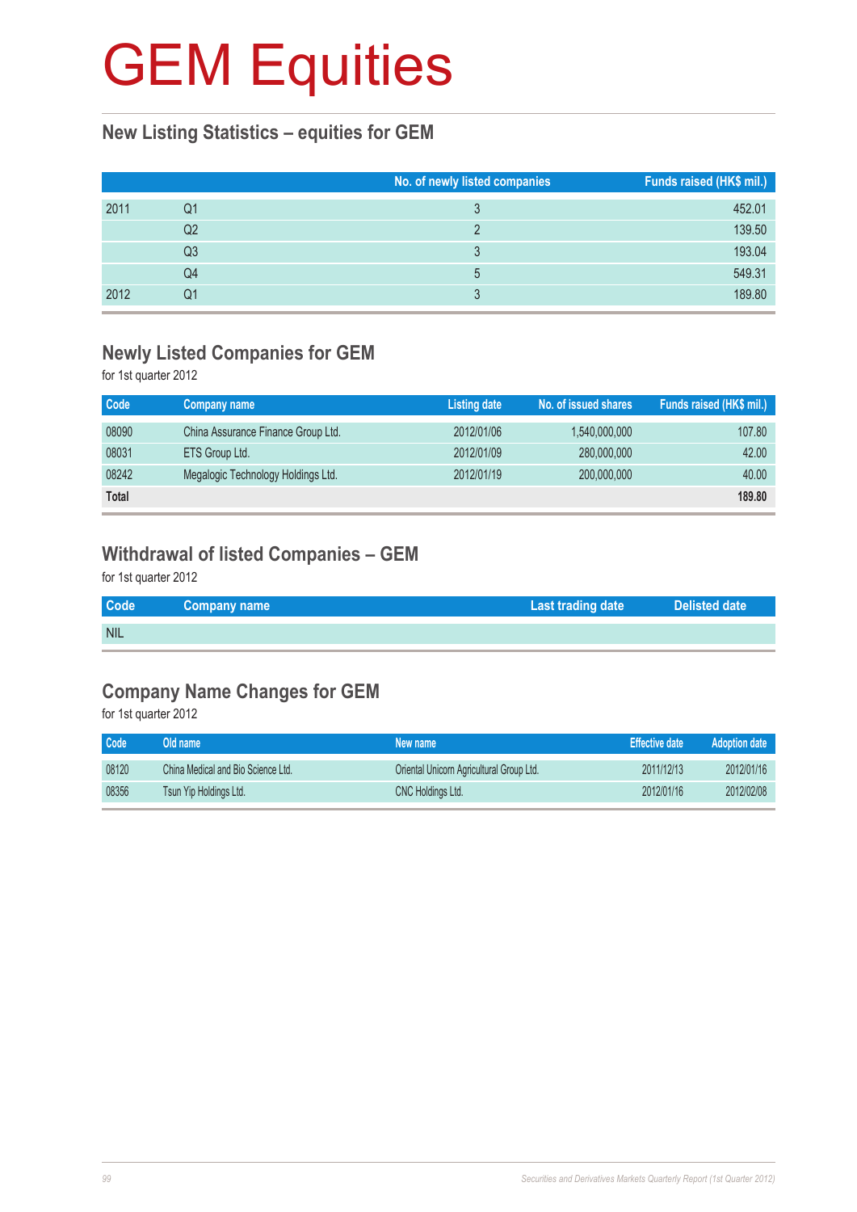# GEM Equities

## New Listing Statistics – equities for GEM

| | | No. of newly listed companies | Funds raised (HK$ mil.) |
|---|---|---|---|
| 2011 | Q1 | 3 | 452.01 |
| | Q2 | 2 | 139.50 |
| | Q3 | 3 | 193.04 |
| | Q4 | 5 | 549.31 |
| 2012 | Q1 | 3 | 189.80 |

## Newly Listed Companies for GEM

for 1st quarter 2012

| Code | Company name | Listing date | No. of issued shares | Funds raised (HK$ mil.) |
|---|---|---|---|---|
| 08090 | China Assurance Finance Group Ltd. | 2012/01/06 | 1,540,000,000 | 107.80 |
| 08031 | ETS Group Ltd. | 2012/01/09 | 280,000,000 | 42.00 |
| 08242 | Megalogic Technology Holdings Ltd. | 2012/01/19 | 200,000,000 | 40.00 |
| **Total** | | | | **189.80** |

## Withdrawal of listed Companies – GEM

for 1st quarter 2012

| Code | Company name | Last trading date | Delisted date |
|---|---|---|---|
| NIL | | | |

## Company Name Changes for GEM

for 1st quarter 2012

| Code | Old name | New name | Effective date | Adoption date |
|---|---|---|---|---|
| 08120 | China Medical and Bio Science Ltd. | Oriental Unicorn Agricultural Group Ltd. | 2011/12/13 | 2012/01/16 |
| 08356 | Tsun Yip Holdings Ltd. | CNC Holdings Ltd. | 2012/01/16 | 2012/02/08 |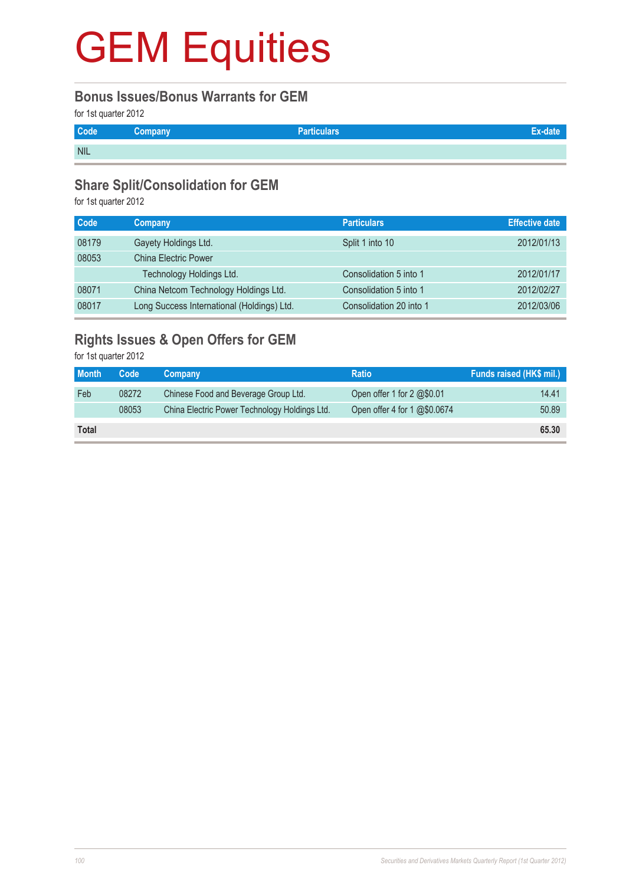# GEM Equities

## Bonus Issues/Bonus Warrants for GEM

for 1st quarter 2012

| Code | Company | Particulars | Ex-date |
|---|---|---|---|
| NIL | | | |

## Share Split/Consolidation for GEM

for 1st quarter 2012

| Code | Company | Particulars | Effective date |
|---|---|---|---|
| 08179 | Gayety Holdings Ltd. | Split 1 into 10 | 2012/01/13 |
| 08053 | China Electric Power Technology Holdings Ltd. | Consolidation 5 into 1 | 2012/01/17 |
| 08071 | China Netcom Technology Holdings Ltd. | Consolidation 5 into 1 | 2012/02/27 |
| 08017 | Long Success International (Holdings) Ltd. | Consolidation 20 into 1 | 2012/03/06 |

## Rights Issues & Open Offers for GEM

for 1st quarter 2012

| Month | Code | Company | Ratio | Funds raised (HK$ mil.) |
|---|---|---|---|---|
| Feb | 08272 | Chinese Food and Beverage Group Ltd. | Open offer 1 for 2 @$0.01 | 14.41 |
| | 08053 | China Electric Power Technology Holdings Ltd. | Open offer 4 for 1 @$0.0674 | 50.89 |
| **Total** | | | | **65.30** |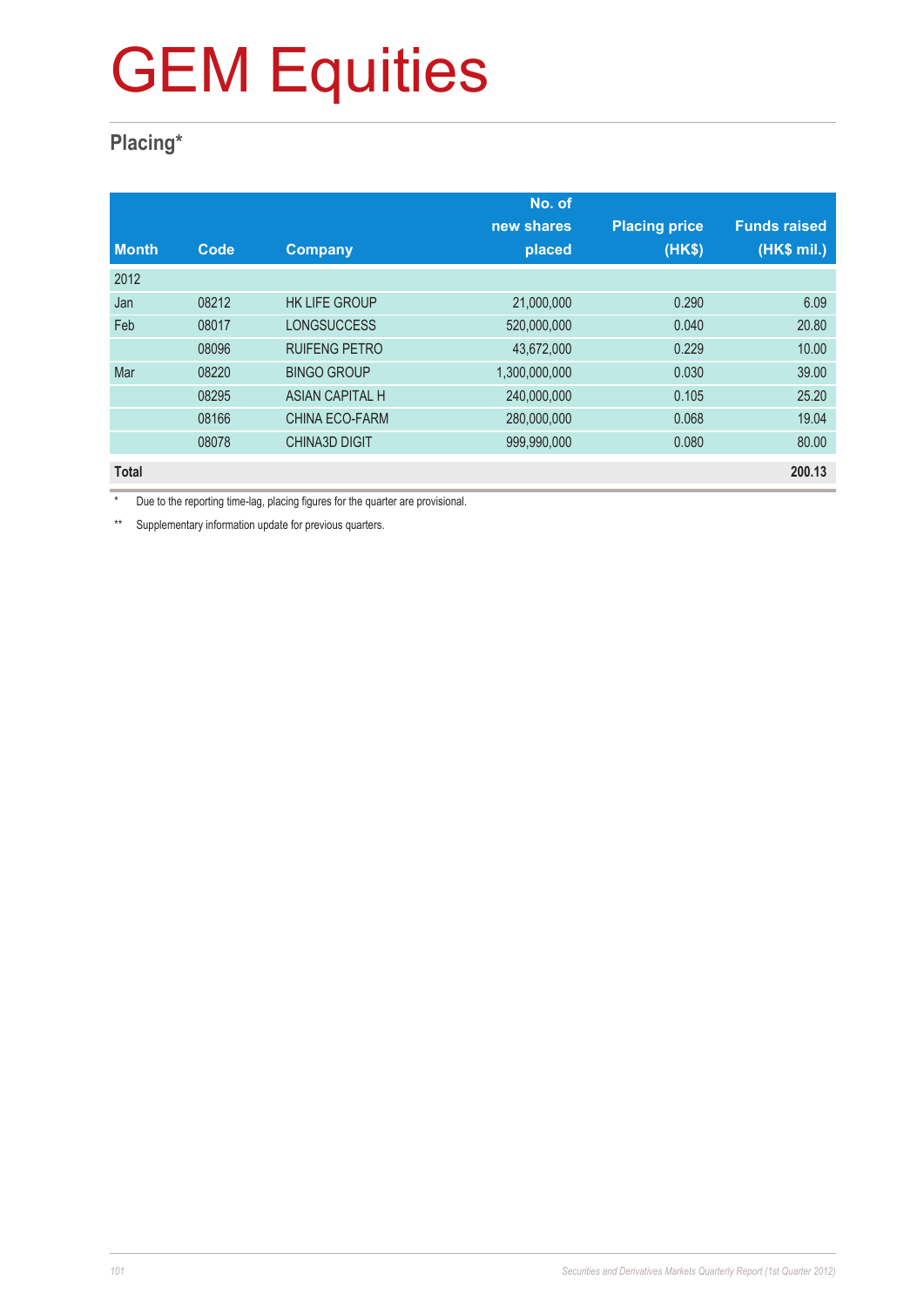# GEM Equities

## Placing*

| Month | Code | Company | No. of new shares placed | Placing price (HK$) | Funds raised (HK$ mil.) |
|---|---|---|---|---|---|
| 2012 | | | | | |
| Jan | 08212 | HK LIFE GROUP | 21,000,000 | 0.290 | 6.09 |
| Feb | 08017 | LONGSUCCESS | 520,000,000 | 0.040 | 20.80 |
| | 08096 | RUIFENG PETRO | 43,672,000 | 0.229 | 10.00 |
| Mar | 08220 | BINGO GROUP | 1,300,000,000 | 0.030 | 39.00 |
| | 08295 | ASIAN CAPITAL H | 240,000,000 | 0.105 | 25.20 |
| | 08166 | CHINA ECO-FARM | 280,000,000 | 0.068 | 19.04 |
| | 08078 | CHINA3D DIGIT | 999,990,000 | 0.080 | 80.00 |
| **Total** | | | | | **200.13** |

* Due to the reporting time-lag, placing figures for the quarter are provisional.

** Supplementary information update for previous quarters.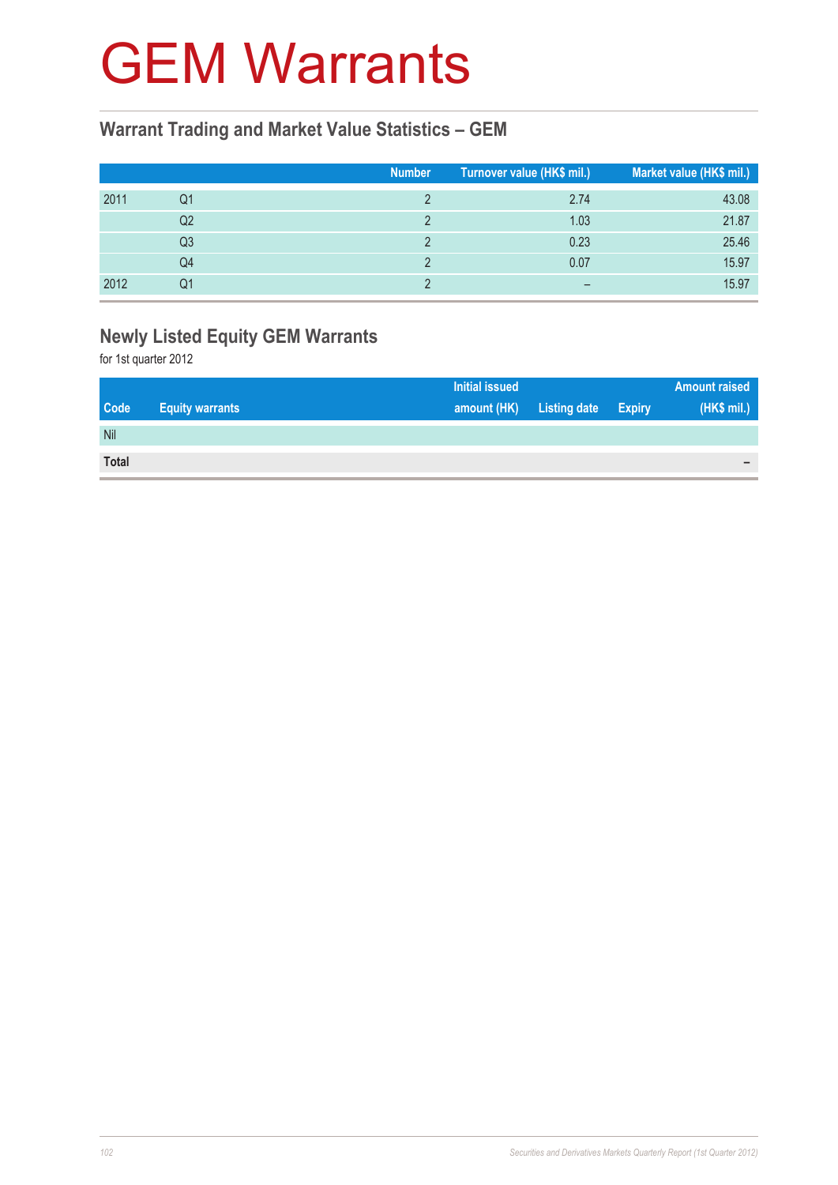# GEM Warrants

## Warrant Trading and Market Value Statistics – GEM

| | | Number | Turnover value (HK$ mil.) | Market value (HK$ mil.) |
|---|---|---|---|---|
| 2011 | Q1 | 2 | 2.74 | 43.08 |
| | Q2 | 2 | 1.03 | 21.87 |
| | Q3 | 2 | 0.23 | 25.46 |
| | Q4 | 2 | 0.07 | 15.97 |
| 2012 | Q1 | 2 | – | 15.97 |

## Newly Listed Equity GEM Warrants

for 1st quarter 2012

| Code | Equity warrants | Initial issued amount (HK) | Listing date | Expiry | Amount raised (HK$ mil.) |
|---|---|---|---|---|---|
| Nil | | | | | |
| **Total** | | | | | – |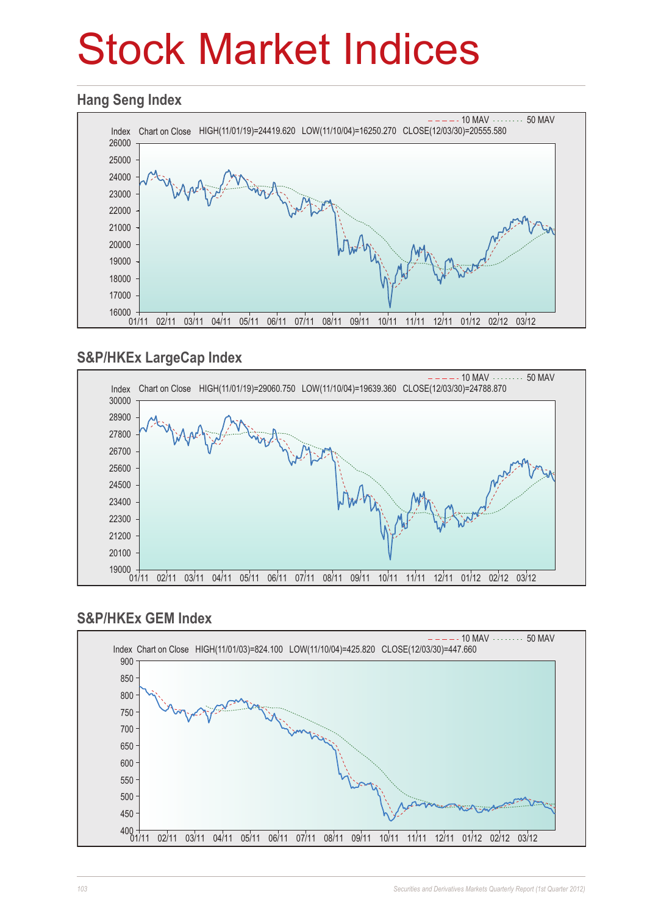# Stock Market Indices

## Hang Seng Index

Index Chart on Close HIGH(11/01/19)=24419.620 LOW(11/10/04)=16250.270 CLOSE(12/03/30)=20555.580

10 MAV 50 MAV

## S&P/HKEx LargeCap Index

Index Chart on Close HIGH(11/01/19)=29060.750 LOW(11/10/04)=19639.360 CLOSE(12/03/30)=24788.870

10 MAV 50 MAV

## S&P/HKEx GEM Index

Index Chart on Close HIGH(11/01/03)=824.100 LOW(11/10/04)=425.820 CLOSE(12/03/30)=447.660

10 MAV 50 MAV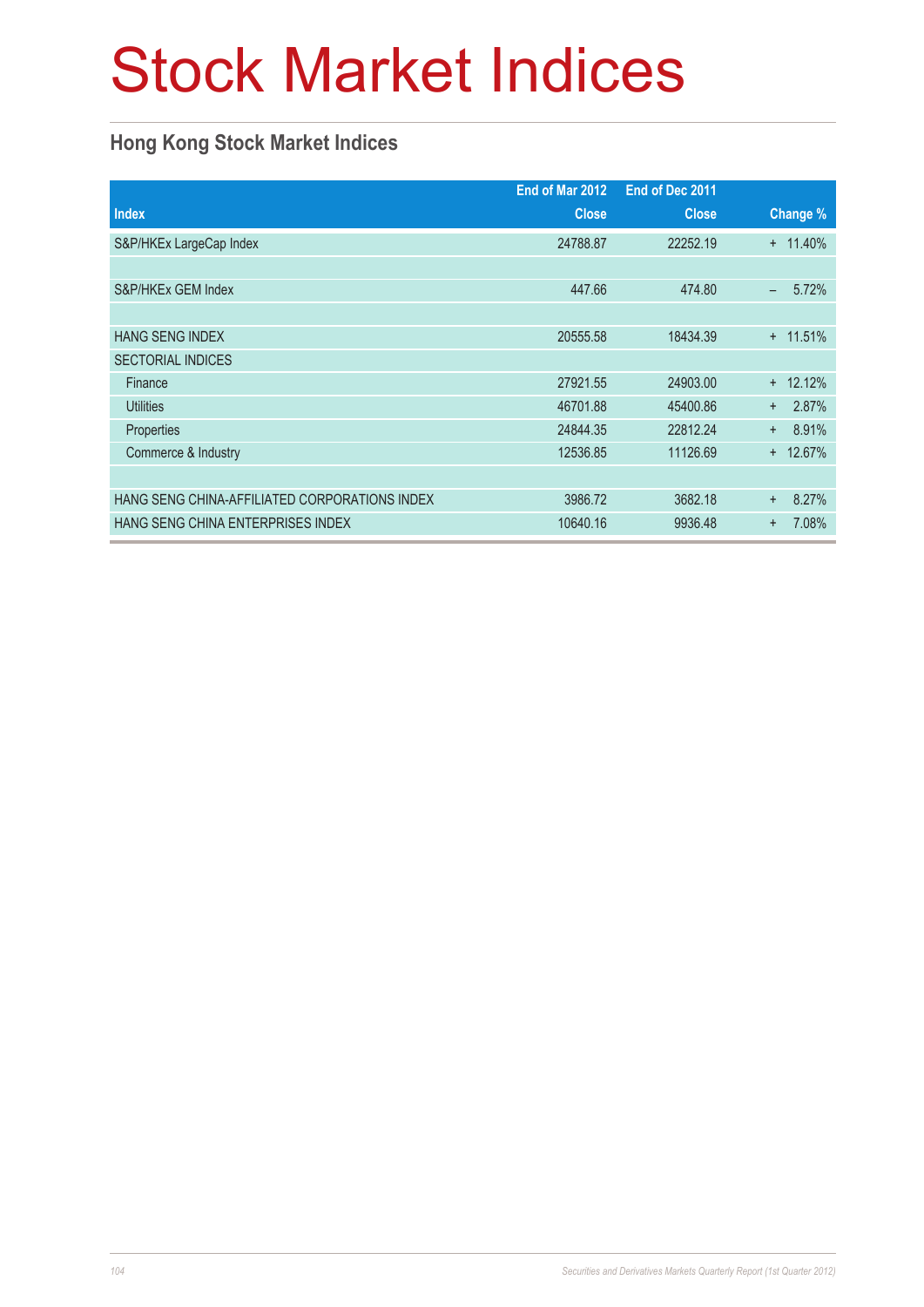# Stock Market Indices

## Hong Kong Stock Market Indices

| Index | End of Mar 2012 Close | End of Dec 2011 Close | Change % |
|---|---|---|---|
| S&P/HKEx LargeCap Index | 24788.87 | 22252.19 | + 11.40% |
| | | | |
| S&P/HKEx GEM Index | 447.66 | 474.80 | – 5.72% |
| | | | |
| HANG SENG INDEX | 20555.58 | 18434.39 | + 11.51% |
| SECTORIAL INDICES | | | |
| Finance | 27921.55 | 24903.00 | + 12.12% |
| Utilities | 46701.88 | 45400.86 | + 2.87% |
| Properties | 24844.35 | 22812.24 | + 8.91% |
| Commerce & Industry | 12536.85 | 11126.69 | + 12.67% |
| | | | |
| HANG SENG CHINA-AFFILIATED CORPORATIONS INDEX | 3986.72 | 3682.18 | + 8.27% |
| HANG SENG CHINA ENTERPRISES INDEX | 10640.16 | 9936.48 | + 7.08% |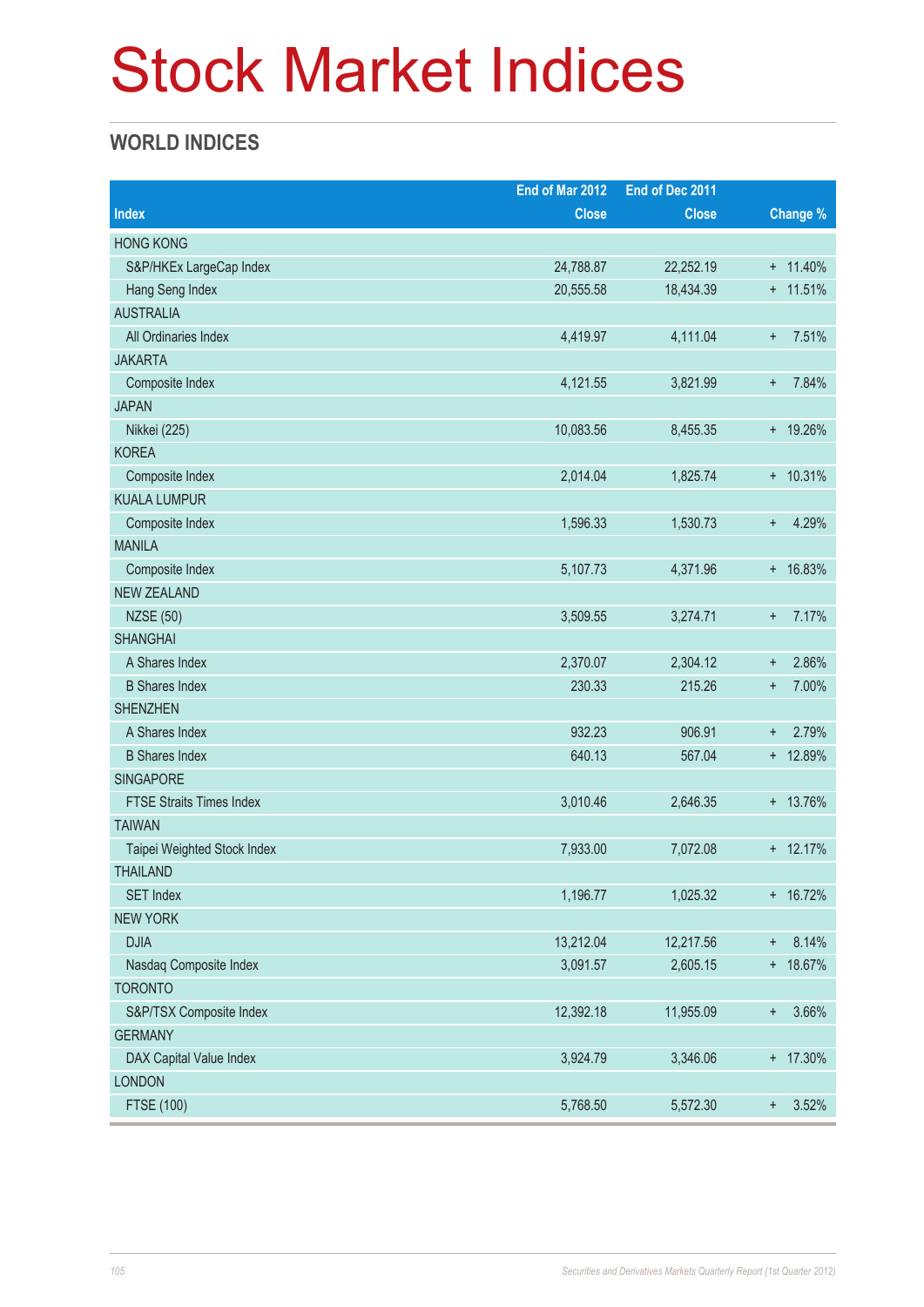# Stock Market Indices

## WORLD INDICES

| Index | End of Mar 2012 Close | End of Dec 2011 Close | Change % |
|---|---|---|---|
| HONG KONG | | | |
| S&P/HKEx LargeCap Index | 24,788.87 | 22,252.19 | + 11.40% |
| Hang Seng Index | 20,555.58 | 18,434.39 | + 11.51% |
| AUSTRALIA | | | |
| All Ordinaries Index | 4,419.97 | 4,111.04 | + 7.51% |
| JAKARTA | | | |
| Composite Index | 4,121.55 | 3,821.99 | + 7.84% |
| JAPAN | | | |
| Nikkei (225) | 10,083.56 | 8,455.35 | + 19.26% |
| KOREA | | | |
| Composite Index | 2,014.04 | 1,825.74 | + 10.31% |
| KUALA LUMPUR | | | |
| Composite Index | 1,596.33 | 1,530.73 | + 4.29% |
| MANILA | | | |
| Composite Index | 5,107.73 | 4,371.96 | + 16.83% |
| NEW ZEALAND | | | |
| NZSE (50) | 3,509.55 | 3,274.71 | + 7.17% |
| SHANGHAI | | | |
| A Shares Index | 2,370.07 | 2,304.12 | + 2.86% |
| B Shares Index | 230.33 | 215.26 | + 7.00% |
| SHENZHEN | | | |
| A Shares Index | 932.23 | 906.91 | + 2.79% |
| B Shares Index | 640.13 | 567.04 | + 12.89% |
| SINGAPORE | | | |
| FTSE Straits Times Index | 3,010.46 | 2,646.35 | + 13.76% |
| TAIWAN | | | |
| Taipei Weighted Stock Index | 7,933.00 | 7,072.08 | + 12.17% |
| THAILAND | | | |
| SET Index | 1,196.77 | 1,025.32 | + 16.72% |
| NEW YORK | | | |
| DJIA | 13,212.04 | 12,217.56 | + 8.14% |
| Nasdaq Composite Index | 3,091.57 | 2,605.15 | + 18.67% |
| TORONTO | | | |
| S&P/TSX Composite Index | 12,392.18 | 11,955.09 | + 3.66% |
| GERMANY | | | |
| DAX Capital Value Index | 3,924.79 | 3,346.06 | + 17.30% |
| LONDON | | | |
| FTSE (100) | 5,768.50 | 5,572.30 | + 3.52% |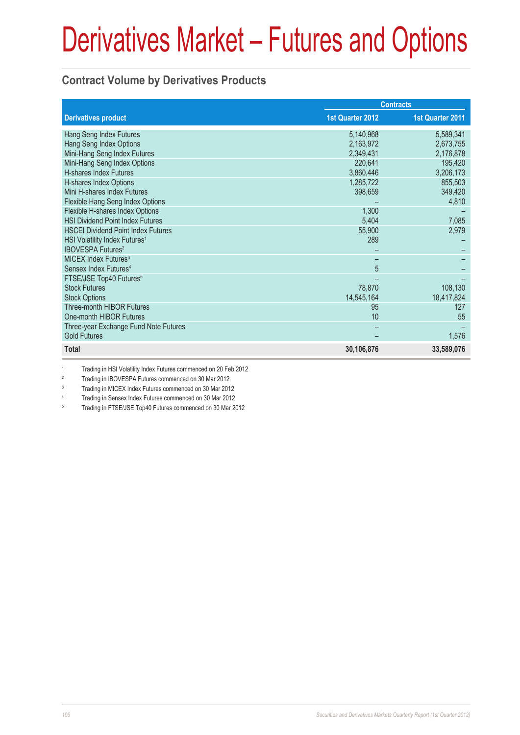# Derivatives Market – Futures and Options

## Contract Volume by Derivatives Products

| Derivatives product | Contracts | |
|---|---|---|
| | 1st Quarter 2012 | 1st Quarter 2011 |
| Hang Seng Index Futures | 5,140,968 | 5,589,341 |
| Hang Seng Index Options | 2,163,972 | 2,673,755 |
| Mini-Hang Seng Index Futures | 2,349,431 | 2,176,878 |
| Mini-Hang Seng Index Options | 220,641 | 195,420 |
| H-shares Index Futures | 3,860,446 | 3,206,173 |
| H-shares Index Options | 1,285,722 | 855,503 |
| Mini H-shares Index Futures | 398,659 | 349,420 |
| Flexible Hang Seng Index Options | – | 4,810 |
| Flexible H-shares Index Options | 1,300 | – |
| HSI Dividend Point Index Futures | 5,404 | 7,085 |
| HSCEI Dividend Point Index Futures | 55,900 | 2,979 |
| HSI Volatility Index Futures[1] | 289 | – |
| IBOVESPA Futures[2] | – | – |
| MICEX Index Futures[3] | – | – |
| Sensex Index Futures[4] | 5 | – |
| FTSE/JSE Top40 Futures[5] | – | – |
| Stock Futures | 78,870 | 108,130 |
| Stock Options | 14,545,164 | 18,417,824 |
| Three-month HIBOR Futures | 95 | 127 |
| One-month HIBOR Futures | 10 | 55 |
| Three-year Exchange Fund Note Futures | – | – |
| Gold Futures | – | 1,576 |
| **Total** | **30,106,876** | **33,589,076** |

1 Trading in HSI Volatility Index Futures commenced on 20 Feb 2012

2 Trading in IBOVESPA Futures commenced on 30 Mar 2012

3 Trading in MICEX Index Futures commenced on 30 Mar 2012

4 Trading in Sensex Index Futures commenced on 30 Mar 2012

5 Trading in FTSE/JSE Top40 Futures commenced on 30 Mar 2012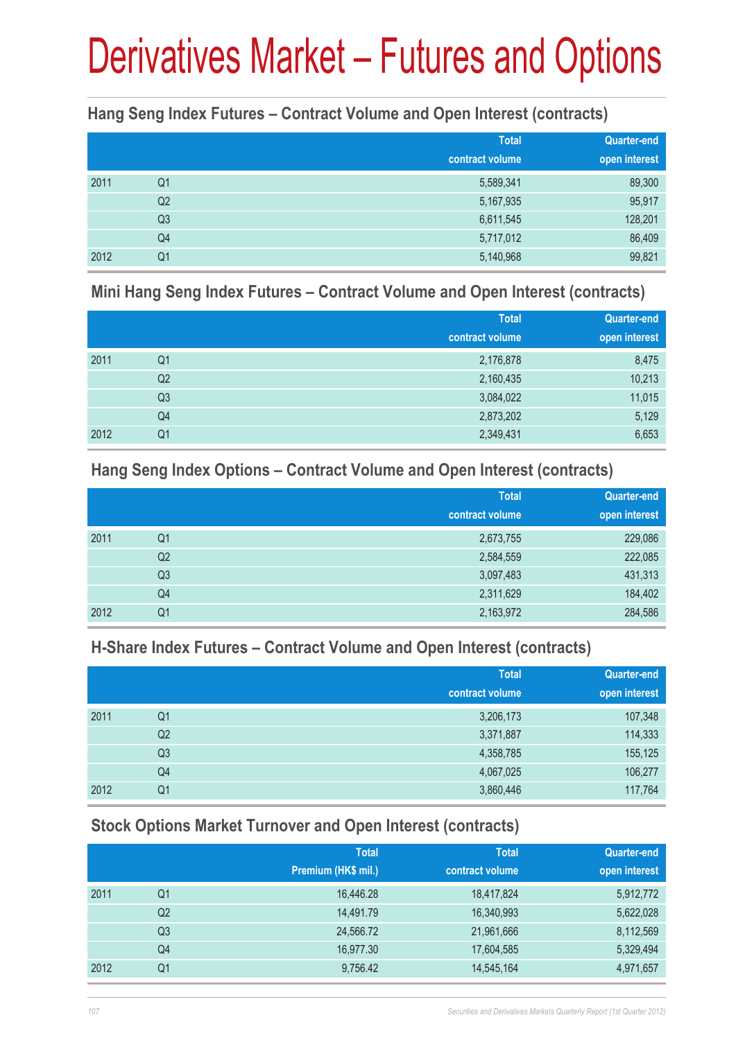# Derivatives Market – Futures and Options

### Hang Seng Index Futures – Contract Volume and Open Interest (contracts)

| | | Total contract volume | Quarter-end open interest |
|---|---|---|---|
| 2011 | Q1 | 5,589,341 | 89,300 |
| | Q2 | 5,167,935 | 95,917 |
| | Q3 | 6,611,545 | 128,201 |
| | Q4 | 5,717,012 | 86,409 |
| 2012 | Q1 | 5,140,968 | 99,821 |

### Mini Hang Seng Index Futures – Contract Volume and Open Interest (contracts)

| | | Total contract volume | Quarter-end open interest |
|---|---|---|---|
| 2011 | Q1 | 2,176,878 | 8,475 |
| | Q2 | 2,160,435 | 10,213 |
| | Q3 | 3,084,022 | 11,015 |
| | Q4 | 2,873,202 | 5,129 |
| 2012 | Q1 | 2,349,431 | 6,653 |

### Hang Seng Index Options – Contract Volume and Open Interest (contracts)

| | | Total contract volume | Quarter-end open interest |
|---|---|---|---|
| 2011 | Q1 | 2,673,755 | 229,086 |
| | Q2 | 2,584,559 | 222,085 |
| | Q3 | 3,097,483 | 431,313 |
| | Q4 | 2,311,629 | 184,402 |
| 2012 | Q1 | 2,163,972 | 284,586 |

### H-Share Index Futures – Contract Volume and Open Interest (contracts)

| | | Total contract volume | Quarter-end open interest |
|---|---|---|---|
| 2011 | Q1 | 3,206,173 | 107,348 |
| | Q2 | 3,371,887 | 114,333 |
| | Q3 | 4,358,785 | 155,125 |
| | Q4 | 4,067,025 | 106,277 |
| 2012 | Q1 | 3,860,446 | 117,764 |

### Stock Options Market Turnover and Open Interest (contracts)

| | | Total Premium (HK$ mil.) | Total contract volume | Quarter-end open interest |
|---|---|---|---|---|
| 2011 | Q1 | 16,446.28 | 18,417,824 | 5,912,772 |
| | Q2 | 14,491.79 | 16,340,993 | 5,622,028 |
| | Q3 | 24,566.72 | 21,961,666 | 8,112,569 |
| | Q4 | 16,977.30 | 17,604,585 | 5,329,494 |
| 2012 | Q1 | 9,756.42 | 14,545,164 | 4,971,657 |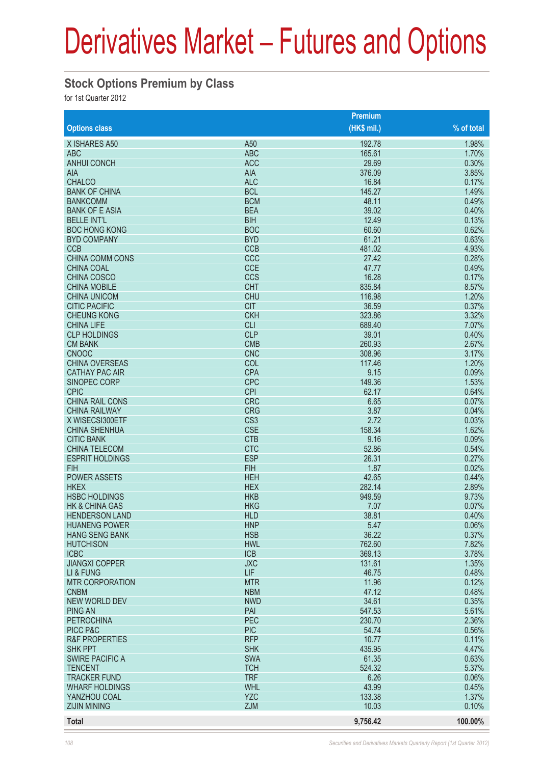# Derivatives Market – Futures and Options

## Stock Options Premium by Class

for 1st Quarter 2012

| Options class | | Premium (HK$ mil.) | % of total |
|---|---|---|---|
| X ISHARES A50 | A50 | 192.78 | 1.98% |
| ABC | ABC | 165.61 | 1.70% |
| ANHUI CONCH | ACC | 29.69 | 0.30% |
| AIA | AIA | 376.09 | 3.85% |
| CHALCO | ALC | 16.84 | 0.17% |
| BANK OF CHINA | BCL | 145.27 | 1.49% |
| BANKCOMM | BCM | 48.11 | 0.49% |
| BANK OF E ASIA | BEA | 39.02 | 0.40% |
| BELLE INT'L | BIH | 12.49 | 0.13% |
| BOC HONG KONG | BOC | 60.60 | 0.62% |
| BYD COMPANY | BYD | 61.21 | 0.63% |
| CCB | CCB | 481.02 | 4.93% |
| CHINA COMM CONS | CCC | 27.42 | 0.28% |
| CHINA COAL | CCE | 47.77 | 0.49% |
| CHINA COSCO | CCS | 16.28 | 0.17% |
| CHINA MOBILE | CHT | 835.84 | 8.57% |
| CHINA UNICOM | CHU | 116.98 | 1.20% |
| CITIC PACIFIC | CIT | 36.59 | 0.37% |
| CHEUNG KONG | CKH | 323.86 | 3.32% |
| CHINA LIFE | CLI | 689.40 | 7.07% |
| CLP HOLDINGS | CLP | 39.01 | 0.40% |
| CM BANK | CMB | 260.93 | 2.67% |
| CNOOC | CNC | 308.96 | 3.17% |
| CHINA OVERSEAS | COL | 117.46 | 1.20% |
| CATHAY PAC AIR | CPA | 9.15 | 0.09% |
| SINOPEC CORP | CPC | 149.36 | 1.53% |
| CPIC | CPI | 62.17 | 0.64% |
| CHINA RAIL CONS | CRC | 6.65 | 0.07% |
| CHINA RAILWAY | CRG | 3.87 | 0.04% |
| X WISECSI300ETF | CS3 | 2.72 | 0.03% |
| CHINA SHENHUA | CSE | 158.34 | 1.62% |
| CITIC BANK | CTB | 9.16 | 0.09% |
| CHINA TELECOM | CTC | 52.86 | 0.54% |
| ESPRIT HOLDINGS | ESP | 26.31 | 0.27% |
| FIH | FIH | 1.87 | 0.02% |
| POWER ASSETS | HEH | 42.65 | 0.44% |
| HKEX | HEX | 282.14 | 2.89% |
| HSBC HOLDINGS | HKB | 949.59 | 9.73% |
| HK & CHINA GAS | HKG | 7.07 | 0.07% |
| HENDERSON LAND | HLD | 38.81 | 0.40% |
| HUANENG POWER | HNP | 5.47 | 0.06% |
| HANG SENG BANK | HSB | 36.22 | 0.37% |
| HUTCHISON | HWL | 762.60 | 7.82% |
| ICBC | ICB | 369.13 | 3.78% |
| JIANGXI COPPER | JXC | 131.61 | 1.35% |
| LI & FUNG | LIF | 46.75 | 0.48% |
| MTR CORPORATION | MTR | 11.96 | 0.12% |
| CNBM | NBM | 47.12 | 0.48% |
| NEW WORLD DEV | NWD | 34.61 | 0.35% |
| PING AN | PAI | 547.53 | 5.61% |
| PETROCHINA | PEC | 230.70 | 2.36% |
| PICC P&C | PIC | 54.74 | 0.56% |
| R&F PROPERTIES | RFP | 10.77 | 0.11% |
| SHK PPT | SHK | 435.95 | 4.47% |
| SWIRE PACIFIC A | SWA | 61.35 | 0.63% |
| TENCENT | TCH | 524.32 | 5.37% |
| TRACKER FUND | TRF | 6.26 | 0.06% |
| WHARF HOLDINGS | WHL | 43.99 | 0.45% |
| YANZHOU COAL | YZC | 133.38 | 1.37% |
| ZIJIN MINING | ZJM | 10.03 | 0.10% |
| **Total** | | **9,756.42** | **100.00%** |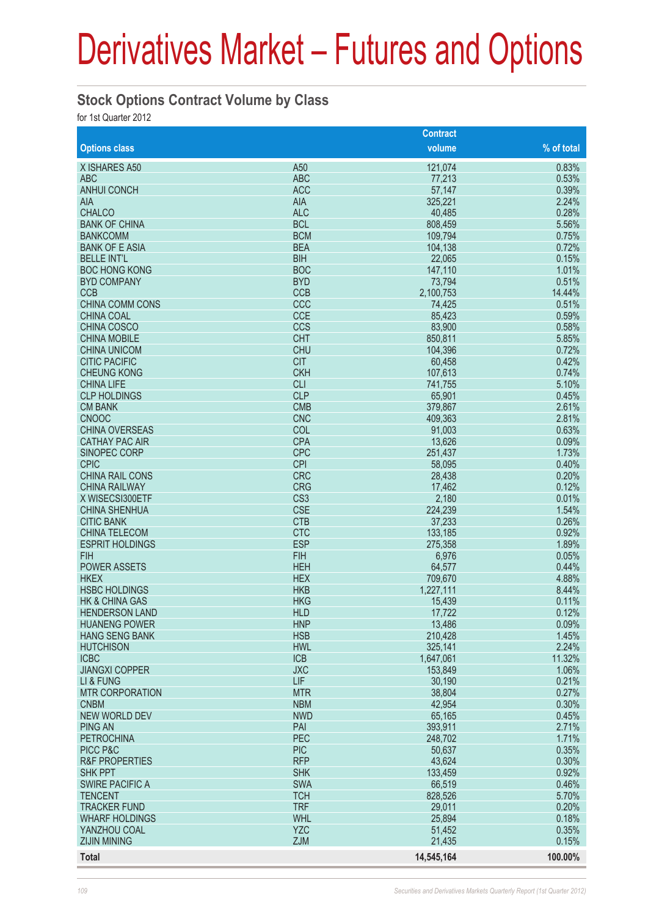# Derivatives Market – Futures and Options

## Stock Options Contract Volume by Class

for 1st Quarter 2012

| Options class | | Contract volume | % of total |
|---|---|---|---|
| X ISHARES A50 | A50 | 121,074 | 0.83% |
| ABC | ABC | 77,213 | 0.53% |
| ANHUI CONCH | ACC | 57,147 | 0.39% |
| AIA | AIA | 325,221 | 2.24% |
| CHALCO | ALC | 40,485 | 0.28% |
| BANK OF CHINA | BCL | 808,459 | 5.56% |
| BANKCOMM | BCM | 109,794 | 0.75% |
| BANK OF E ASIA | BEA | 104,138 | 0.72% |
| BELLE INT'L | BIH | 22,065 | 0.15% |
| BOC HONG KONG | BOC | 147,110 | 1.01% |
| BYD COMPANY | BYD | 73,794 | 0.51% |
| CCB | CCB | 2,100,753 | 14.44% |
| CHINA COMM CONS | CCC | 74,425 | 0.51% |
| CHINA COAL | CCE | 85,423 | 0.59% |
| CHINA COSCO | CCS | 83,900 | 0.58% |
| CHINA MOBILE | CHT | 850,811 | 5.85% |
| CHINA UNICOM | CHU | 104,396 | 0.72% |
| CITIC PACIFIC | CIT | 60,458 | 0.42% |
| CHEUNG KONG | CKH | 107,613 | 0.74% |
| CHINA LIFE | CLI | 741,755 | 5.10% |
| CLP HOLDINGS | CLP | 65,901 | 0.45% |
| CM BANK | CMB | 379,867 | 2.61% |
| CNOOC | CNC | 409,363 | 2.81% |
| CHINA OVERSEAS | COL | 91,003 | 0.63% |
| CATHAY PAC AIR | CPA | 13,626 | 0.09% |
| SINOPEC CORP | CPC | 251,437 | 1.73% |
| CPIC | CPI | 58,095 | 0.40% |
| CHINA RAIL CONS | CRC | 28,438 | 0.20% |
| CHINA RAILWAY | CRG | 17,462 | 0.12% |
| X WISECSI300ETF | CS3 | 2,180 | 0.01% |
| CHINA SHENHUA | CSE | 224,239 | 1.54% |
| CITIC BANK | CTB | 37,233 | 0.26% |
| CHINA TELECOM | CTC | 133,185 | 0.92% |
| ESPRIT HOLDINGS | ESP | 275,358 | 1.89% |
| FIH | FIH | 6,976 | 0.05% |
| POWER ASSETS | HEH | 64,577 | 0.44% |
| HKEX | HEX | 709,670 | 4.88% |
| HSBC HOLDINGS | HKB | 1,227,111 | 8.44% |
| HK & CHINA GAS | HKG | 15,439 | 0.11% |
| HENDERSON LAND | HLD | 17,722 | 0.12% |
| HUANENG POWER | HNP | 13,486 | 0.09% |
| HANG SENG BANK | HSB | 210,428 | 1.45% |
| HUTCHISON | HWL | 325,141 | 2.24% |
| ICBC | ICB | 1,647,061 | 11.32% |
| JIANGXI COPPER | JXC | 153,849 | 1.06% |
| LI & FUNG | LIF | 30,190 | 0.21% |
| MTR CORPORATION | MTR | 38,804 | 0.27% |
| CNBM | NBM | 42,954 | 0.30% |
| NEW WORLD DEV | NWD | 65,165 | 0.45% |
| PING AN | PAI | 393,911 | 2.71% |
| PETROCHINA | PEC | 248,702 | 1.71% |
| PICC P&C | PIC | 50,637 | 0.35% |
| R&F PROPERTIES | RFP | 43,624 | 0.30% |
| SHK PPT | SHK | 133,459 | 0.92% |
| SWIRE PACIFIC A | SWA | 66,519 | 0.46% |
| TENCENT | TCH | 828,526 | 5.70% |
| TRACKER FUND | TRF | 29,011 | 0.20% |
| WHARF HOLDINGS | WHL | 25,894 | 0.18% |
| YANZHOU COAL | YZC | 51,452 | 0.35% |
| ZIJIN MINING | ZJM | 21,435 | 0.15% |
| **Total** | | **14,545,164** | **100.00%** |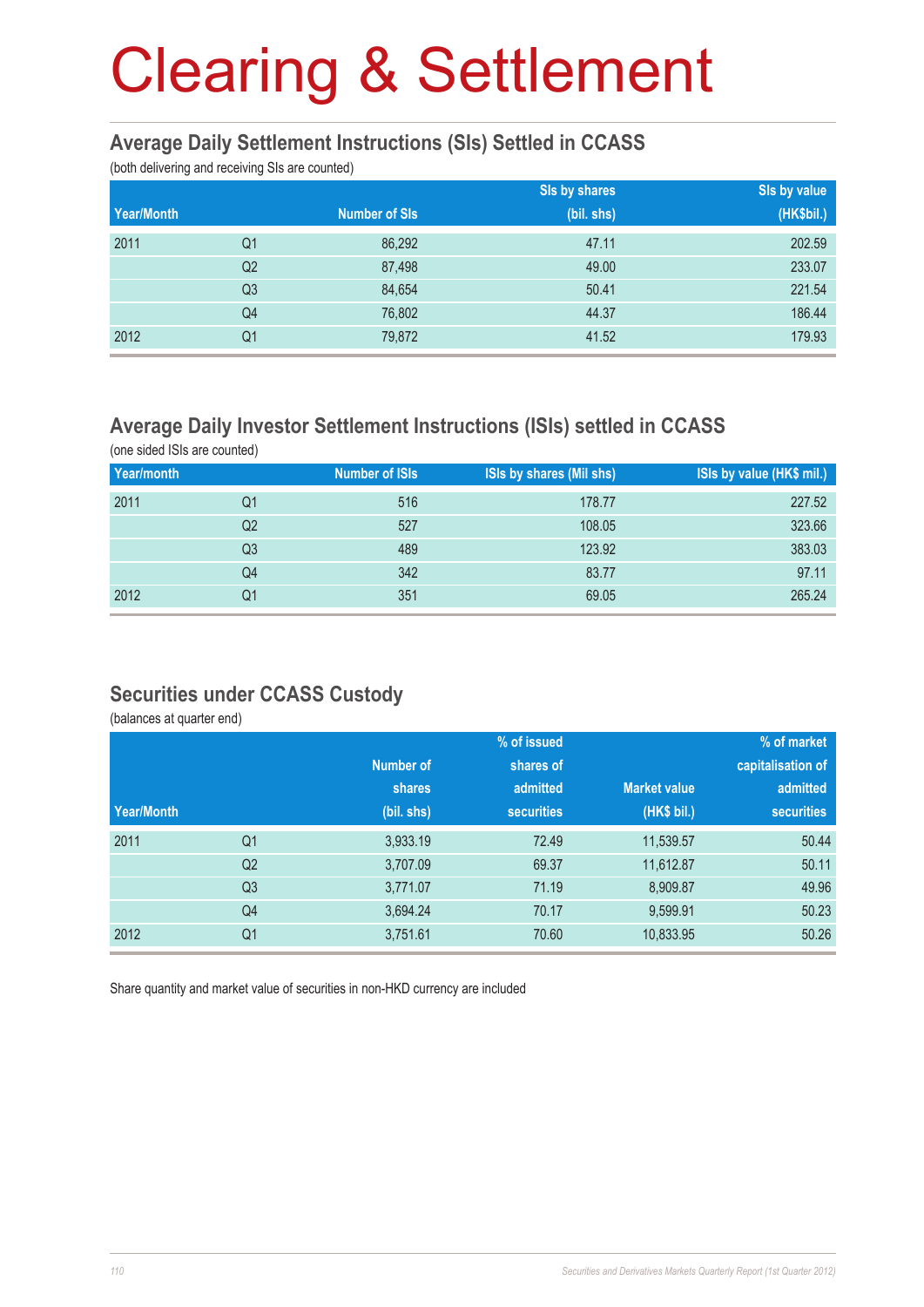# Clearing & Settlement

## Average Daily Settlement Instructions (SIs) Settled in CCASS

(both delivering and receiving SIs are counted)

| Year/Month | | Number of SIs | SIs by shares (bil. shs) | SIs by value (HK$bil.) |
|---|---|---|---|---|
| 2011 | Q1 | 86,292 | 47.11 | 202.59 |
| | Q2 | 87,498 | 49.00 | 233.07 |
| | Q3 | 84,654 | 50.41 | 221.54 |
| | Q4 | 76,802 | 44.37 | 186.44 |
| 2012 | Q1 | 79,872 | 41.52 | 179.93 |

## Average Daily Investor Settlement Instructions (ISIs) settled in CCASS

(one sided ISIs are counted)

| Year/month | | Number of ISIs | ISIs by shares (Mil shs) | ISIs by value (HK$ mil.) |
|---|---|---|---|---|
| 2011 | Q1 | 516 | 178.77 | 227.52 |
| | Q2 | 527 | 108.05 | 323.66 |
| | Q3 | 489 | 123.92 | 383.03 |
| | Q4 | 342 | 83.77 | 97.11 |
| 2012 | Q1 | 351 | 69.05 | 265.24 |

## Securities under CCASS Custody

(balances at quarter end)

| Year/Month | | Number of shares (bil. shs) | % of issued shares of admitted securities | Market value (HK$ bil.) | % of market capitalisation of admitted securities |
|---|---|---|---|---|---|
| 2011 | Q1 | 3,933.19 | 72.49 | 11,539.57 | 50.44 |
| | Q2 | 3,707.09 | 69.37 | 11,612.87 | 50.11 |
| | Q3 | 3,771.07 | 71.19 | 8,909.87 | 49.96 |
| | Q4 | 3,694.24 | 70.17 | 9,599.91 | 50.23 |
| 2012 | Q1 | 3,751.61 | 70.60 | 10,833.95 | 50.26 |

Share quantity and market value of securities in non-HKD currency are included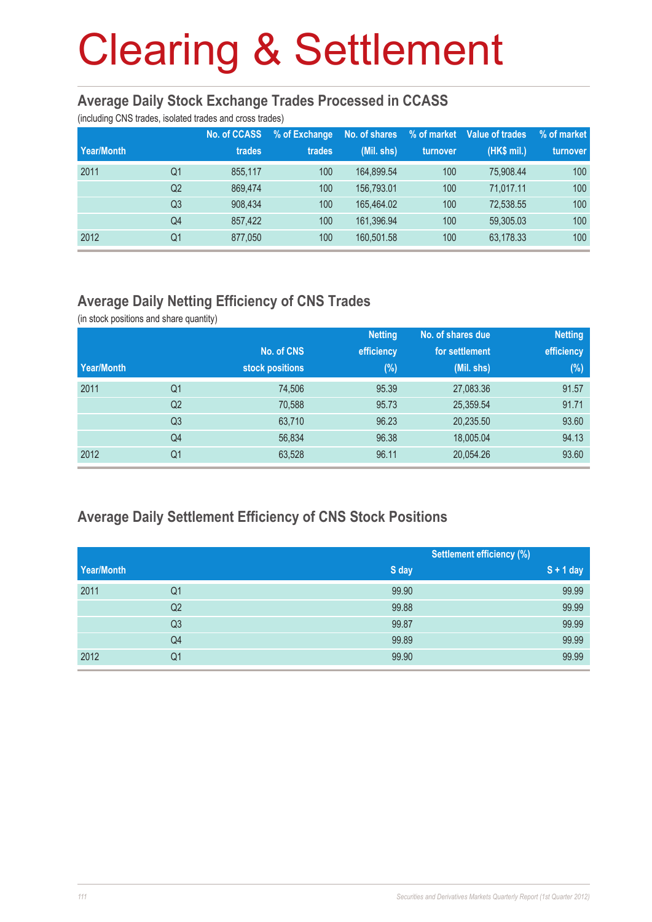# Clearing & Settlement

## Average Daily Stock Exchange Trades Processed in CCASS

(including CNS trades, isolated trades and cross trades)

| Year/Month | | No. of CCASS trades | % of Exchange trades | No. of shares (Mil. shs) | % of market turnover | Value of trades (HK$ mil.) | % of market turnover |
|---|---|---|---|---|---|---|---|
| 2011 | Q1 | 855,117 | 100 | 164,899.54 | 100 | 75,908.44 | 100 |
| | Q2 | 869,474 | 100 | 156,793.01 | 100 | 71,017.11 | 100 |
| | Q3 | 908,434 | 100 | 165,464.02 | 100 | 72,538.55 | 100 |
| | Q4 | 857,422 | 100 | 161,396.94 | 100 | 59,305.03 | 100 |
| 2012 | Q1 | 877,050 | 100 | 160,501.58 | 100 | 63,178.33 | 100 |

## Average Daily Netting Efficiency of CNS Trades

(in stock positions and share quantity)

| Year/Month | | No. of CNS stock positions | Netting efficiency (%) | No. of shares due for settlement (Mil. shs) | Netting efficiency (%) |
|---|---|---|---|---|---|
| 2011 | Q1 | 74,506 | 95.39 | 27,083.36 | 91.57 |
| | Q2 | 70,588 | 95.73 | 25,359.54 | 91.71 |
| | Q3 | 63,710 | 96.23 | 20,235.50 | 93.60 |
| | Q4 | 56,834 | 96.38 | 18,005.04 | 94.13 |
| 2012 | Q1 | 63,528 | 96.11 | 20,054.26 | 93.60 |

## Average Daily Settlement Efficiency of CNS Stock Positions

| | | Settlement efficiency (%) | |
|---|---|---|---|
| Year/Month | | S day | S + 1 day |
| 2011 | Q1 | 99.90 | 99.99 |
| | Q2 | 99.88 | 99.99 |
| | Q3 | 99.87 | 99.99 |
| | Q4 | 99.89 | 99.99 |
| 2012 | Q1 | 99.90 | 99.99 |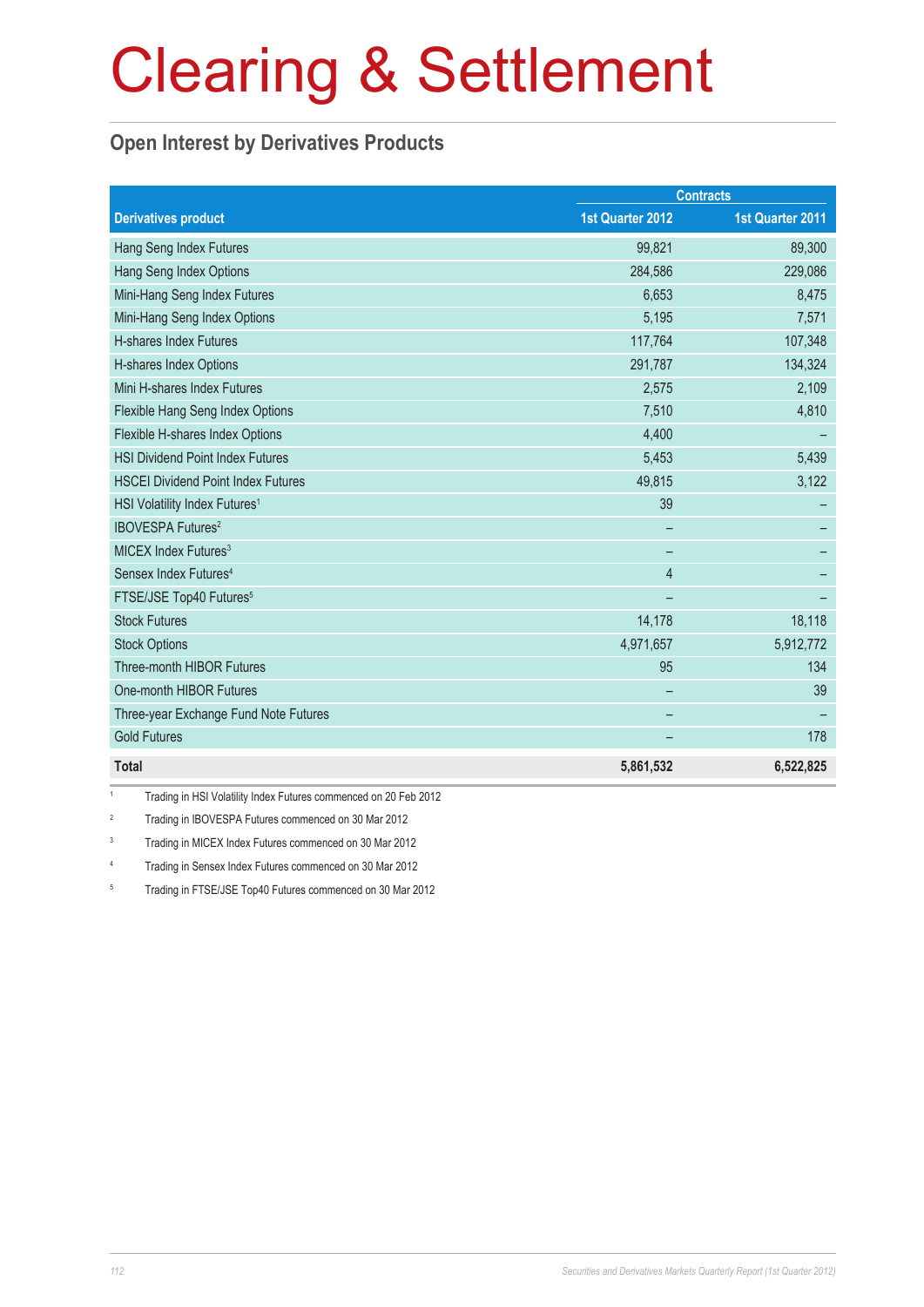# Clearing & Settlement

## Open Interest by Derivatives Products

| Derivatives product | Contracts | |
|---|---|---|
| | 1st Quarter 2012 | 1st Quarter 2011 |
| Hang Seng Index Futures | 99,821 | 89,300 |
| Hang Seng Index Options | 284,586 | 229,086 |
| Mini-Hang Seng Index Futures | 6,653 | 8,475 |
| Mini-Hang Seng Index Options | 5,195 | 7,571 |
| H-shares Index Futures | 117,764 | 107,348 |
| H-shares Index Options | 291,787 | 134,324 |
| Mini H-shares Index Futures | 2,575 | 2,109 |
| Flexible Hang Seng Index Options | 7,510 | 4,810 |
| Flexible H-shares Index Options | 4,400 | – |
| HSI Dividend Point Index Futures | 5,453 | 5,439 |
| HSCEI Dividend Point Index Futures | 49,815 | 3,122 |
| HSI Volatility Index Futures[1] | 39 | – |
| IBOVESPA Futures[2] | – | – |
| MICEX Index Futures[3] | – | – |
| Sensex Index Futures[4] | 4 | – |
| FTSE/JSE Top40 Futures[5] | – | – |
| Stock Futures | 14,178 | 18,118 |
| Stock Options | 4,971,657 | 5,912,772 |
| Three-month HIBOR Futures | 95 | 134 |
| One-month HIBOR Futures | – | 39 |
| Three-year Exchange Fund Note Futures | – | – |
| Gold Futures | – | 178 |
| **Total** | **5,861,532** | **6,522,825** |

[1] Trading in HSI Volatility Index Futures commenced on 20 Feb 2012

[2] Trading in IBOVESPA Futures commenced on 30 Mar 2012

[3] Trading in MICEX Index Futures commenced on 30 Mar 2012

[4] Trading in Sensex Index Futures commenced on 30 Mar 2012

[5] Trading in FTSE/JSE Top40 Futures commenced on 30 Mar 2012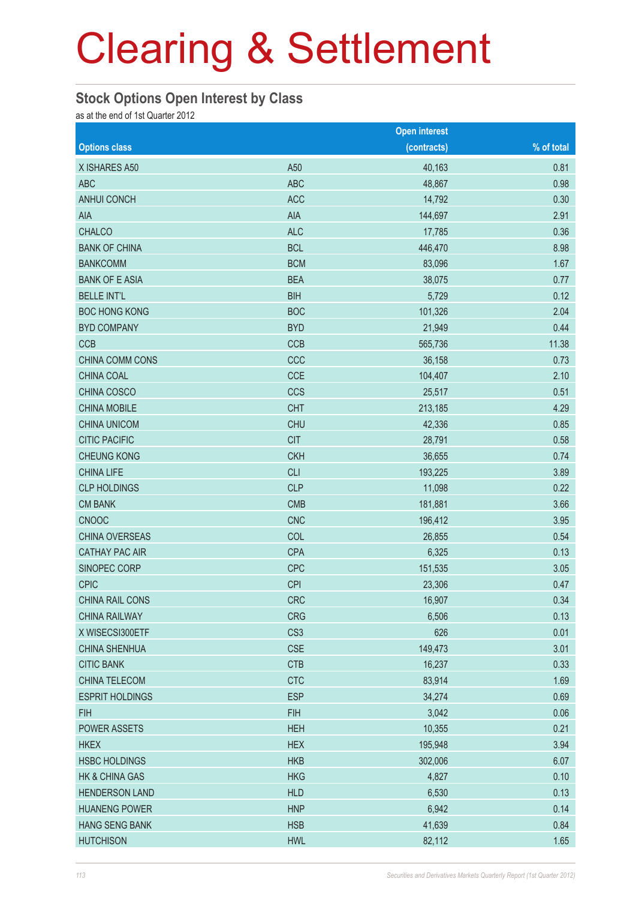# Clearing & Settlement

## Stock Options Open Interest by Class

as at the end of 1st Quarter 2012

| Options class | | Open interest (contracts) | % of total |
|---|---|---|---|
| X ISHARES A50 | A50 | 40,163 | 0.81 |
| ABC | ABC | 48,867 | 0.98 |
| ANHUI CONCH | ACC | 14,792 | 0.30 |
| AIA | AIA | 144,697 | 2.91 |
| CHALCO | ALC | 17,785 | 0.36 |
| BANK OF CHINA | BCL | 446,470 | 8.98 |
| BANKCOMM | BCM | 83,096 | 1.67 |
| BANK OF E ASIA | BEA | 38,075 | 0.77 |
| BELLE INT'L | BIH | 5,729 | 0.12 |
| BOC HONG KONG | BOC | 101,326 | 2.04 |
| BYD COMPANY | BYD | 21,949 | 0.44 |
| CCB | CCB | 565,736 | 11.38 |
| CHINA COMM CONS | CCC | 36,158 | 0.73 |
| CHINA COAL | CCE | 104,407 | 2.10 |
| CHINA COSCO | CCS | 25,517 | 0.51 |
| CHINA MOBILE | CHT | 213,185 | 4.29 |
| CHINA UNICOM | CHU | 42,336 | 0.85 |
| CITIC PACIFIC | CIT | 28,791 | 0.58 |
| CHEUNG KONG | CKH | 36,655 | 0.74 |
| CHINA LIFE | CLI | 193,225 | 3.89 |
| CLP HOLDINGS | CLP | 11,098 | 0.22 |
| CM BANK | CMB | 181,881 | 3.66 |
| CNOOC | CNC | 196,412 | 3.95 |
| CHINA OVERSEAS | COL | 26,855 | 0.54 |
| CATHAY PAC AIR | CPA | 6,325 | 0.13 |
| SINOPEC CORP | CPC | 151,535 | 3.05 |
| CPIC | CPI | 23,306 | 0.47 |
| CHINA RAIL CONS | CRC | 16,907 | 0.34 |
| CHINA RAILWAY | CRG | 6,506 | 0.13 |
| X WISECSI300ETF | CS3 | 626 | 0.01 |
| CHINA SHENHUA | CSE | 149,473 | 3.01 |
| CITIC BANK | CTB | 16,237 | 0.33 |
| CHINA TELECOM | CTC | 83,914 | 1.69 |
| ESPRIT HOLDINGS | ESP | 34,274 | 0.69 |
| FIH | FIH | 3,042 | 0.06 |
| POWER ASSETS | HEH | 10,355 | 0.21 |
| HKEX | HEX | 195,948 | 3.94 |
| HSBC HOLDINGS | HKB | 302,006 | 6.07 |
| HK & CHINA GAS | HKG | 4,827 | 0.10 |
| HENDERSON LAND | HLD | 6,530 | 0.13 |
| HUANENG POWER | HNP | 6,942 | 0.14 |
| HANG SENG BANK | HSB | 41,639 | 0.84 |
| HUTCHISON | HWL | 82,112 | 1.65 |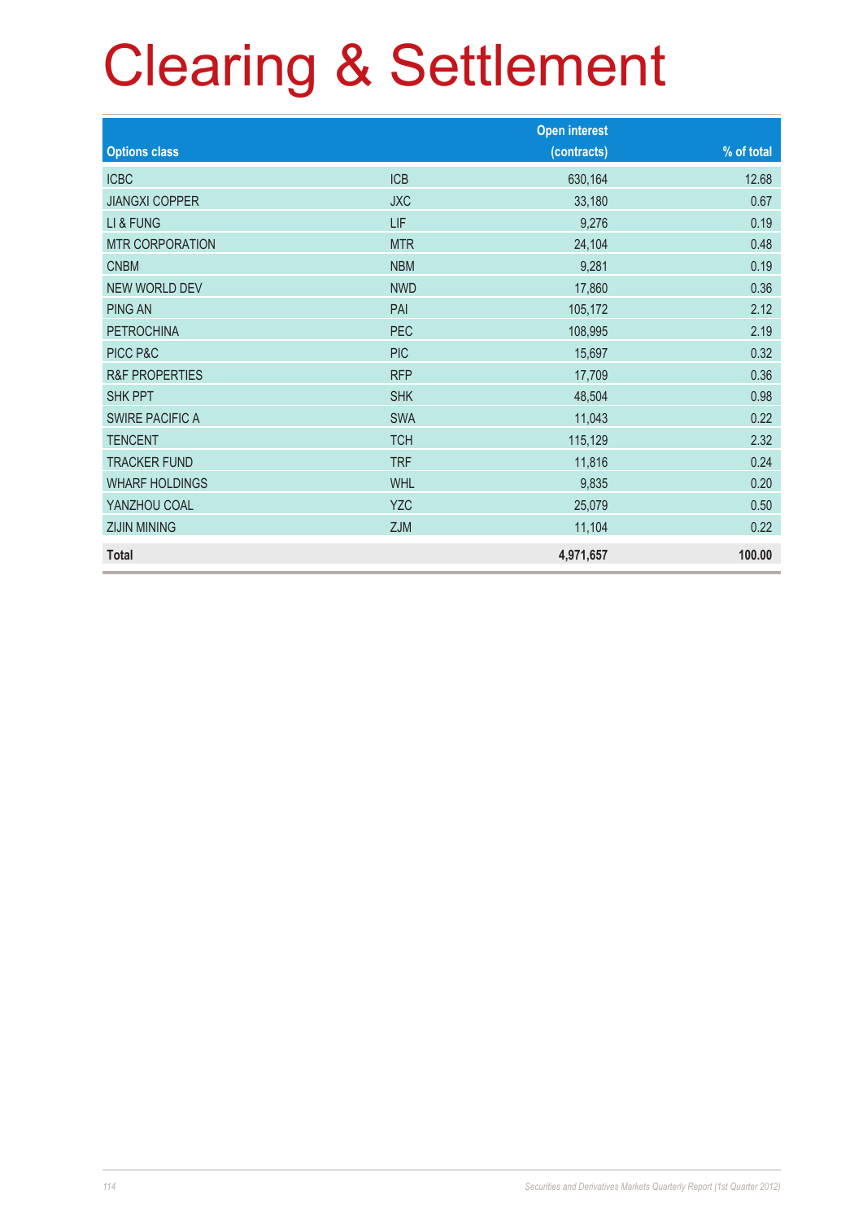# Clearing & Settlement

| Options class | | Open interest (contracts) | % of total |
|---|---|---|---|
| ICBC | ICB | 630,164 | 12.68 |
| JIANGXI COPPER | JXC | 33,180 | 0.67 |
| LI & FUNG | LIF | 9,276 | 0.19 |
| MTR CORPORATION | MTR | 24,104 | 0.48 |
| CNBM | NBM | 9,281 | 0.19 |
| NEW WORLD DEV | NWD | 17,860 | 0.36 |
| PING AN | PAI | 105,172 | 2.12 |
| PETROCHINA | PEC | 108,995 | 2.19 |
| PICC P&C | PIC | 15,697 | 0.32 |
| R&F PROPERTIES | RFP | 17,709 | 0.36 |
| SHK PPT | SHK | 48,504 | 0.98 |
| SWIRE PACIFIC A | SWA | 11,043 | 0.22 |
| TENCENT | TCH | 115,129 | 2.32 |
| TRACKER FUND | TRF | 11,816 | 0.24 |
| WHARF HOLDINGS | WHL | 9,835 | 0.20 |
| YANZHOU COAL | YZC | 25,079 | 0.50 |
| ZIJIN MINING | ZJM | 11,104 | 0.22 |
| **Total** | | **4,971,657** | **100.00** |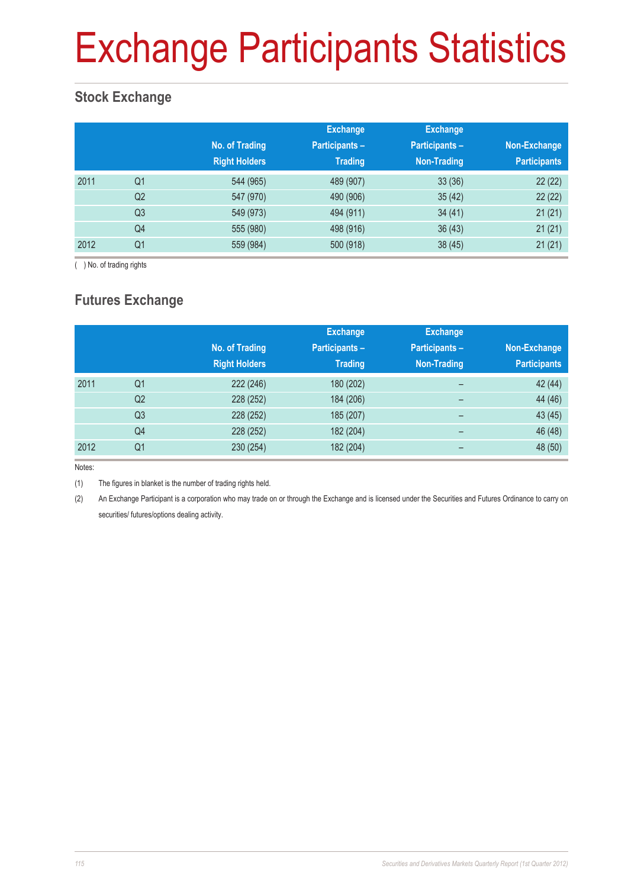# Exchange Participants Statistics

## Stock Exchange

| | | No. of Trading Right Holders | Exchange Participants – Trading | Exchange Participants – Non-Trading | Non-Exchange Participants |
|---|---|---|---|---|---|
| 2011 | Q1 | 544 (965) | 489 (907) | 33 (36) | 22 (22) |
| | Q2 | 547 (970) | 490 (906) | 35 (42) | 22 (22) |
| | Q3 | 549 (973) | 494 (911) | 34 (41) | 21 (21) |
| | Q4 | 555 (980) | 498 (916) | 36 (43) | 21 (21) |
| 2012 | Q1 | 559 (984) | 500 (918) | 38 (45) | 21 (21) |

( ) No. of trading rights

## Futures Exchange

| | | No. of Trading Right Holders | Exchange Participants – Trading | Exchange Participants – Non-Trading | Non-Exchange Participants |
|---|---|---|---|---|---|
| 2011 | Q1 | 222 (246) | 180 (202) | – | 42 (44) |
| | Q2 | 228 (252) | 184 (206) | – | 44 (46) |
| | Q3 | 228 (252) | 185 (207) | – | 43 (45) |
| | Q4 | 228 (252) | 182 (204) | – | 46 (48) |
| 2012 | Q1 | 230 (254) | 182 (204) | – | 48 (50) |

Notes:

(1) The figures in blanket is the number of trading rights held.

(2) An Exchange Participant is a corporation who may trade on or through the Exchange and is licensed under the Securities and Futures Ordinance to carry on securities/ futures/options dealing activity.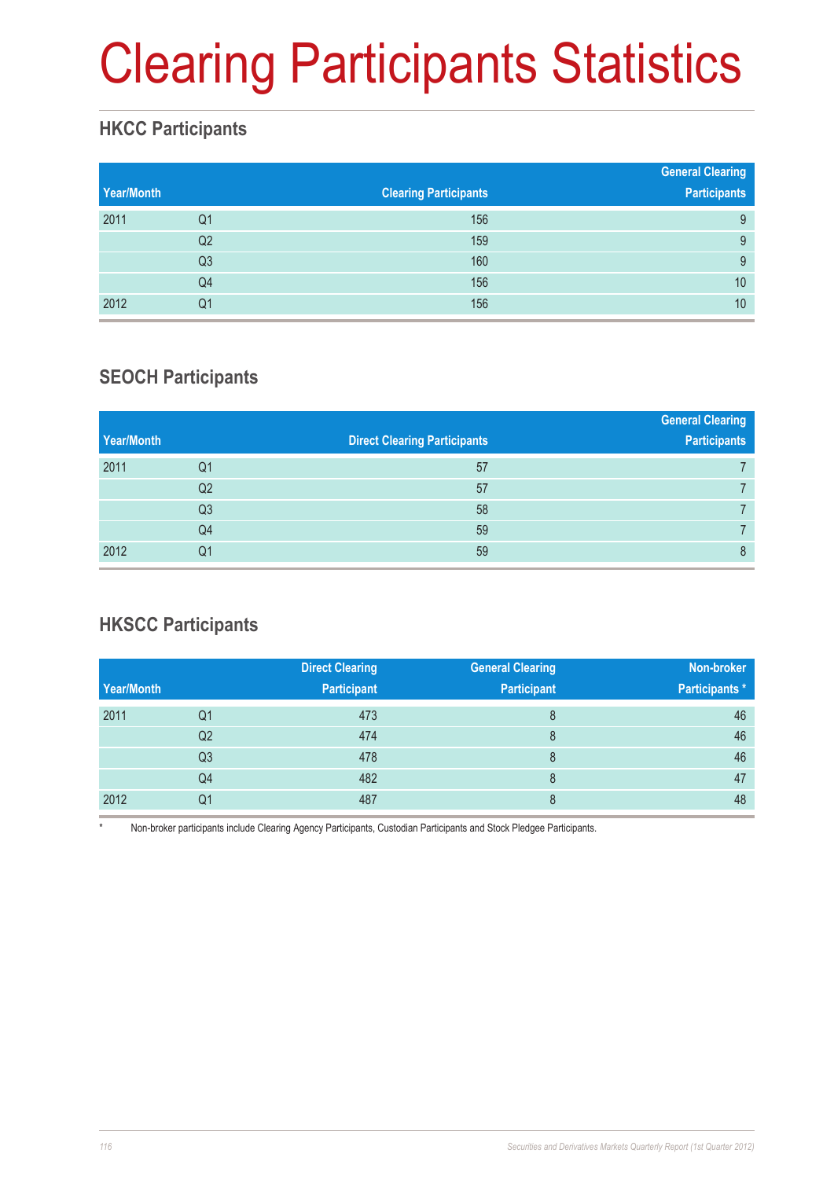# Clearing Participants Statistics

## HKCC Participants

| Year/Month | | Clearing Participants | General Clearing Participants |
|---|---|---|---|
| 2011 | Q1 | 156 | 9 |
| | Q2 | 159 | 9 |
| | Q3 | 160 | 9 |
| | Q4 | 156 | 10 |
| 2012 | Q1 | 156 | 10 |

## SEOCH Participants

| Year/Month | | Direct Clearing Participants | General Clearing Participants |
|---|---|---|---|
| 2011 | Q1 | 57 | 7 |
| | Q2 | 57 | 7 |
| | Q3 | 58 | 7 |
| | Q4 | 59 | 7 |
| 2012 | Q1 | 59 | 8 |

## HKSCC Participants

| Year/Month | | Direct Clearing Participant | General Clearing Participant | Non-broker Participants * |
|---|---|---|---|---|
| 2011 | Q1 | 473 | 8 | 46 |
| | Q2 | 474 | 8 | 46 |
| | Q3 | 478 | 8 | 46 |
| | Q4 | 482 | 8 | 47 |
| 2012 | Q1 | 487 | 8 | 48 |

* Non-broker participants include Clearing Agency Participants, Custodian Participants and Stock Pledgee Participants.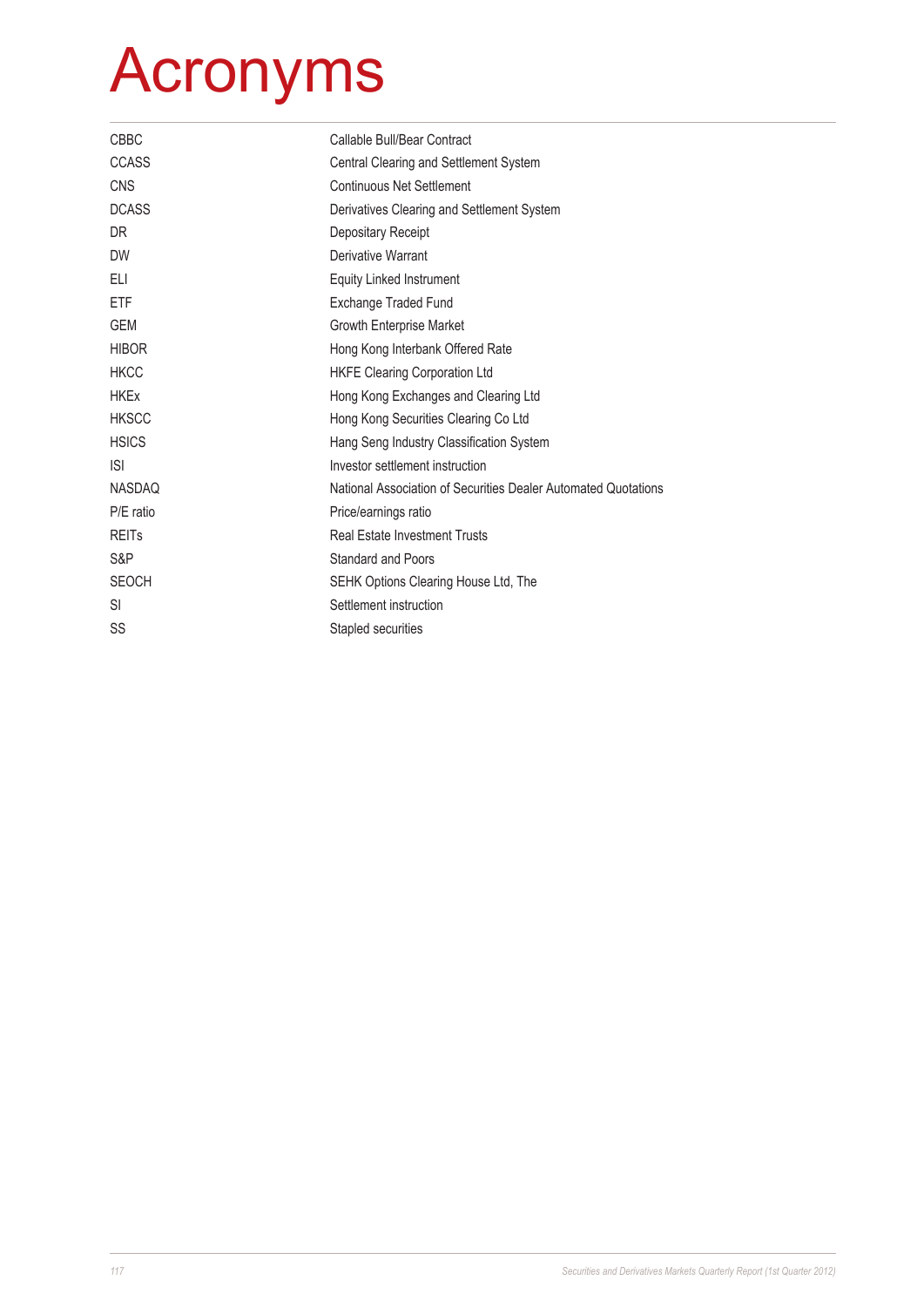# Acronyms

| | |
|---|---|
| CBBC | Callable Bull/Bear Contract |
| CCASS | Central Clearing and Settlement System |
| CNS | Continuous Net Settlement |
| DCASS | Derivatives Clearing and Settlement System |
| DR | Depositary Receipt |
| DW | Derivative Warrant |
| ELI | Equity Linked Instrument |
| ETF | Exchange Traded Fund |
| GEM | Growth Enterprise Market |
| HIBOR | Hong Kong Interbank Offered Rate |
| HKCC | HKFE Clearing Corporation Ltd |
| HKEx | Hong Kong Exchanges and Clearing Ltd |
| HKSCC | Hong Kong Securities Clearing Co Ltd |
| HSICS | Hang Seng Industry Classification System |
| ISI | Investor settlement instruction |
| NASDAQ | National Association of Securities Dealer Automated Quotations |
| P/E ratio | Price/earnings ratio |
| REITs | Real Estate Investment Trusts |
| S&P | Standard and Poors |
| SEOCH | SEHK Options Clearing House Ltd, The |
| SI | Settlement instruction |
| SS | Stapled securities |